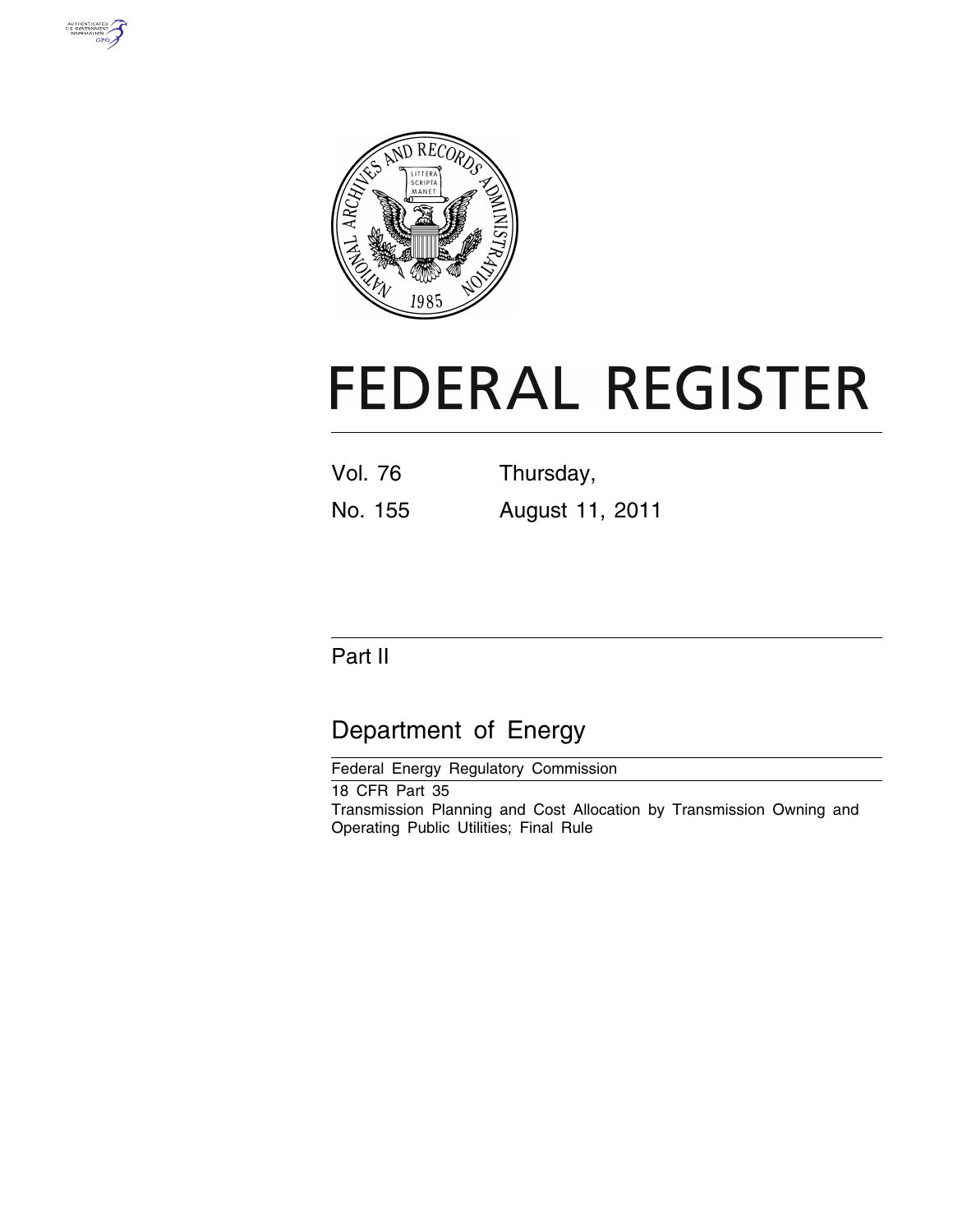# FEDERAL REGISTER

Vol. 76 Thursday,

No. 155 August 11, 2011

## Part II

## Department of Energy

Federal Energy Regulatory Commission

18 CFR Part 35

Transmission Planning and Cost Allocation by Transmission Owning and Operating Public Utilities; Final Rule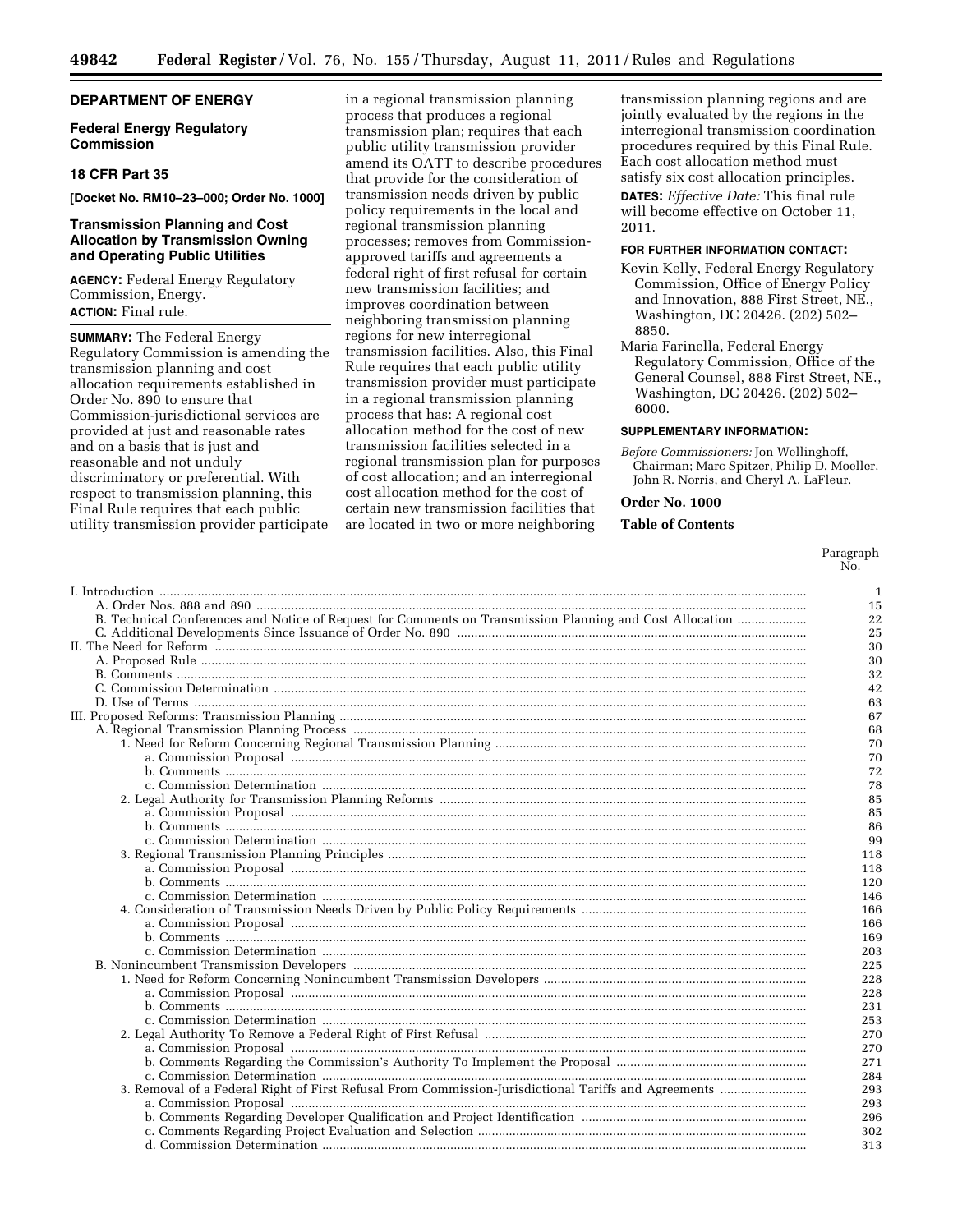**DEPARTMENT OF ENERGY**

**Federal Energy Regulatory Commission**

**18 CFR Part 35**

**[Docket No. RM10–23–000; Order No. 1000]**

## Transmission Planning and Cost Allocation by Transmission Owning and Operating Public Utilities

**AGENCY:** Federal Energy Regulatory Commission, Energy.

**ACTION:** Final rule.

**SUMMARY:** The Federal Energy Regulatory Commission is amending the transmission planning and cost allocation requirements established in Order No. 890 to ensure that Commission-jurisdictional services are provided at just and reasonable rates and on a basis that is just and reasonable and not unduly discriminatory or preferential. With respect to transmission planning, this Final Rule requires that each public utility transmission provider participate in a regional transmission planning process that produces a regional transmission plan; requires that each public utility transmission provider amend its OATT to describe procedures that provide for the consideration of transmission needs driven by public policy requirements in the local and regional transmission planning processes; removes from Commission-approved tariffs and agreements a federal right of first refusal for certain new transmission facilities; and improves coordination between neighboring transmission planning regions for new interregional transmission facilities. Also, this Final Rule requires that each public utility transmission provider must participate in a regional transmission planning process that has: A regional cost allocation method for the cost of new transmission facilities selected in a regional transmission plan for purposes of cost allocation; and an interregional cost allocation method for the cost of certain new transmission facilities that are located in two or more neighboring transmission planning regions and are jointly evaluated by the regions in the interregional transmission coordination procedures required by this Final Rule. Each cost allocation method must satisfy six cost allocation principles.

**DATES:** *Effective Date:* This final rule will become effective on October 11, 2011.

**FOR FURTHER INFORMATION CONTACT:**

Kevin Kelly, Federal Energy Regulatory Commission, Office of Energy Policy and Innovation, 888 First Street, NE., Washington, DC 20426. (202) 502–8850.

Maria Farinella, Federal Energy Regulatory Commission, Office of the General Counsel, 888 First Street, NE., Washington, DC 20426. (202) 502–6000.

**SUPPLEMENTARY INFORMATION:**

*Before Commissioners:* Jon Wellinghoff, Chairman; Marc Spitzer, Philip D. Moeller, John R. Norris, and Cheryl A. LaFleur.

**Order No. 1000**

**Table of Contents**

| | Paragraph No. |
|---|---|
| I. Introduction | 1 |
| A. Order Nos. 888 and 890 | 15 |
| B. Technical Conferences and Notice of Request for Comments on Transmission Planning and Cost Allocation | 22 |
| C. Additional Developments Since Issuance of Order No. 890 | 25 |
| II. The Need for Reform | 30 |
| A. Proposed Rule | 30 |
| B. Comments | 32 |
| C. Commission Determination | 42 |
| D. Use of Terms | 63 |
| III. Proposed Reforms: Transmission Planning | 67 |
| A. Regional Transmission Planning Process | 68 |
| 1. Need for Reform Concerning Regional Transmission Planning | 70 |
| a. Commission Proposal | 70 |
| b. Comments | 72 |
| c. Commission Determination | 78 |
| 2. Legal Authority for Transmission Planning Reforms | 85 |
| a. Commission Proposal | 85 |
| b. Comments | 86 |
| c. Commission Determination | 99 |
| 3. Regional Transmission Planning Principles | 118 |
| a. Commission Proposal | 118 |
| b. Comments | 120 |
| c. Commission Determination | 146 |
| 4. Consideration of Transmission Needs Driven by Public Policy Requirements | 166 |
| a. Commission Proposal | 166 |
| b. Comments | 169 |
| c. Commission Determination | 203 |
| B. Nonincumbent Transmission Developers | 225 |
| 1. Need for Reform Concerning Nonincumbent Transmission Developers | 228 |
| a. Commission Proposal | 228 |
| b. Comments | 231 |
| c. Commission Determination | 253 |
| 2. Legal Authority To Remove a Federal Right of First Refusal | 270 |
| a. Commission Proposal | 270 |
| b. Comments Regarding the Commission's Authority To Implement the Proposal | 271 |
| c. Commission Determination | 284 |
| 3. Removal of a Federal Right of First Refusal From Commission-Jurisdictional Tariffs and Agreements | 293 |
| a. Commission Proposal | 293 |
| b. Comments Regarding Developer Qualification and Project Identification | 296 |
| c. Comments Regarding Project Evaluation and Selection | 302 |
| d. Commission Determination | 313 |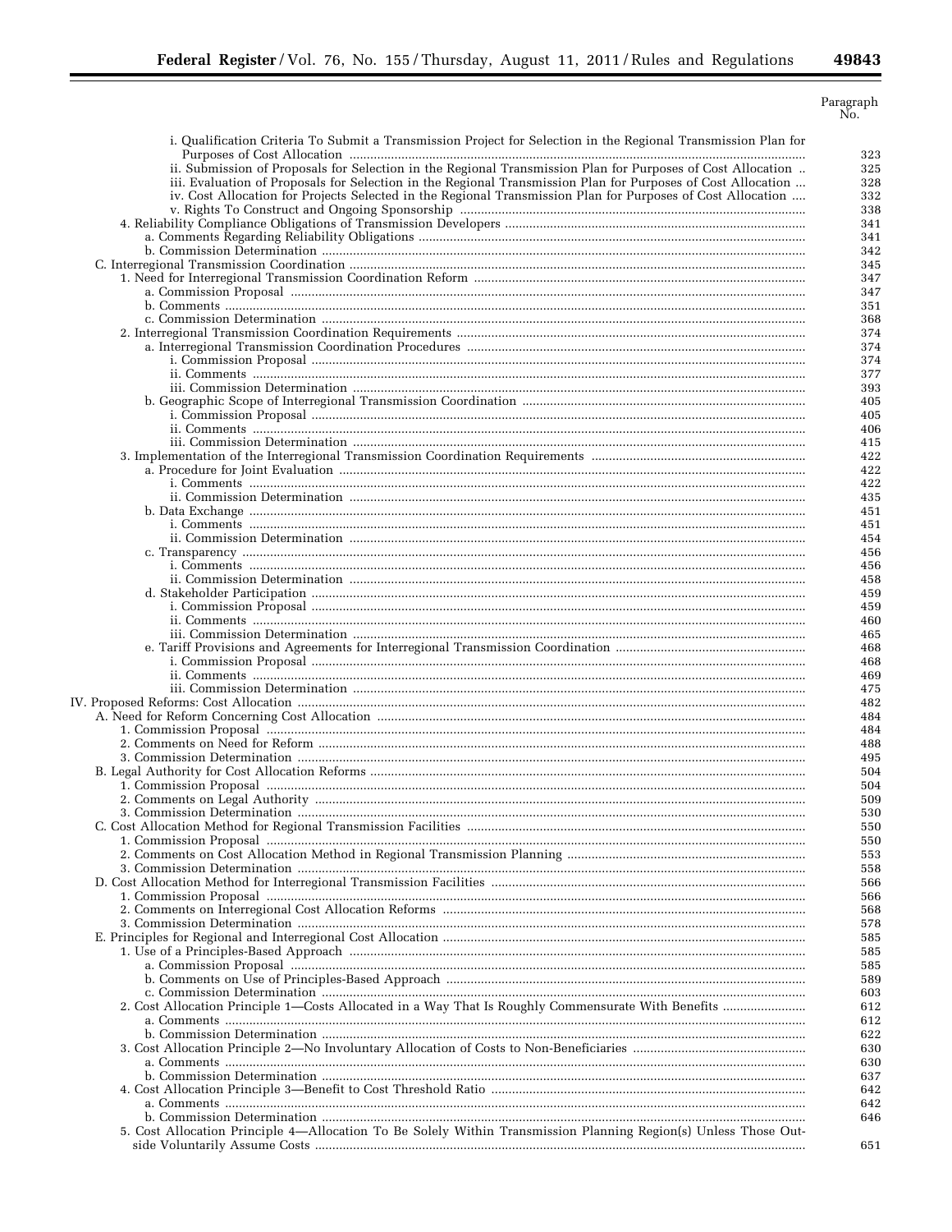| | Paragraph No. |
|---|---|
| i. Qualification Criteria To Submit a Transmission Project for Selection in the Regional Transmission Plan for Purposes of Cost Allocation | 323 |
| ii. Submission of Proposals for Selection in the Regional Transmission Plan for Purposes of Cost Allocation | 325 |
| iii. Evaluation of Proposals for Selection in the Regional Transmission Plan for Purposes of Cost Allocation | 328 |
| iv. Cost Allocation for Projects Selected in the Regional Transmission Plan for Purposes of Cost Allocation | 332 |
| v. Rights To Construct and Ongoing Sponsorship | 338 |
| 4. Reliability Compliance Obligations of Transmission Developers | 341 |
| a. Comments Regarding Reliability Obligations | 341 |
| b. Commission Determination | 342 |
| C. Interregional Transmission Coordination | 345 |
| 1. Need for Interregional Transmission Coordination Reform | 347 |
| a. Commission Proposal | 347 |
| b. Comments | 351 |
| c. Commission Determination | 368 |
| 2. Interregional Transmission Coordination Requirements | 374 |
| a. Interregional Transmission Coordination Procedures | 374 |
| i. Commission Proposal | 374 |
| ii. Comments | 377 |
| iii. Commission Determination | 393 |
| b. Geographic Scope of Interregional Transmission Coordination | 405 |
| i. Commission Proposal | 405 |
| ii. Comments | 406 |
| iii. Commission Determination | 415 |
| 3. Implementation of the Interregional Transmission Coordination Requirements | 422 |
| a. Procedure for Joint Evaluation | 422 |
| i. Comments | 422 |
| ii. Commission Determination | 435 |
| b. Data Exchange | 451 |
| i. Comments | 451 |
| ii. Commission Determination | 454 |
| c. Transparency | 456 |
| i. Comments | 456 |
| ii. Commission Determination | 458 |
| d. Stakeholder Participation | 459 |
| i. Commission Proposal | 459 |
| ii. Comments | 460 |
| iii. Commission Determination | 465 |
| e. Tariff Provisions and Agreements for Interregional Transmission Coordination | 468 |
| i. Commission Proposal | 468 |
| ii. Comments | 469 |
| iii. Commission Determination | 475 |
| IV. Proposed Reforms: Cost Allocation | 482 |
| A. Need for Reform Concerning Cost Allocation | 484 |
| 1. Commission Proposal | 484 |
| 2. Comments on Need for Reform | 488 |
| 3. Commission Determination | 495 |
| B. Legal Authority for Cost Allocation Reforms | 504 |
| 1. Commission Proposal | 504 |
| 2. Comments on Legal Authority | 509 |
| 3. Commission Determination | 530 |
| C. Cost Allocation Method for Regional Transmission Facilities | 550 |
| 1. Commission Proposal | 550 |
| 2. Comments on Cost Allocation Method in Regional Transmission Planning | 553 |
| 3. Commission Determination | 558 |
| D. Cost Allocation Method for Interregional Transmission Facilities | 566 |
| 1. Commission Proposal | 566 |
| 2. Comments on Interregional Cost Allocation Reforms | 568 |
| 3. Commission Determination | 578 |
| E. Principles for Regional and Interregional Cost Allocation | 585 |
| 1. Use of a Principles-Based Approach | 585 |
| a. Commission Proposal | 585 |
| b. Comments on Use of Principles-Based Approach | 589 |
| c. Commission Determination | 603 |
| 2. Cost Allocation Principle 1—Costs Allocated in a Way That Is Roughly Commensurate With Benefits | 612 |
| a. Comments | 612 |
| b. Commission Determination | 622 |
| 3. Cost Allocation Principle 2—No Involuntary Allocation of Costs to Non-Beneficiaries | 630 |
| a. Comments | 630 |
| b. Commission Determination | 637 |
| 4. Cost Allocation Principle 3—Benefit to Cost Threshold Ratio | 642 |
| a. Comments | 642 |
| b. Commission Determination | 646 |
| 5. Cost Allocation Principle 4—Allocation To Be Solely Within Transmission Planning Region(s) Unless Those Outside Voluntarily Assume Costs | 651 |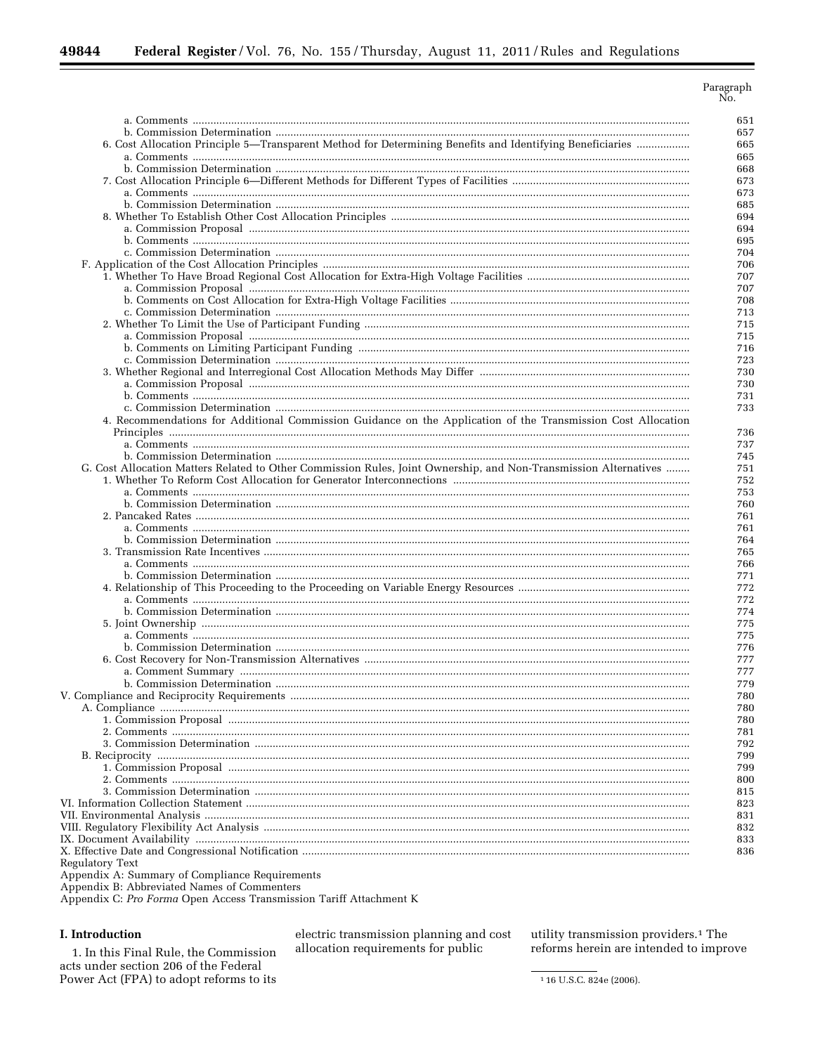| | Paragraph No. |
|---|---|
| a. Comments | 651 |
| b. Commission Determination | 657 |
| 6. Cost Allocation Principle 5—Transparent Method for Determining Benefits and Identifying Beneficiaries | 665 |
| a. Comments | 665 |
| b. Commission Determination | 668 |
| 7. Cost Allocation Principle 6—Different Methods for Different Types of Facilities | 673 |
| a. Comments | 673 |
| b. Commission Determination | 685 |
| 8. Whether To Establish Other Cost Allocation Principles | 694 |
| a. Commission Proposal | 694 |
| b. Comments | 695 |
| c. Commission Determination | 704 |
| F. Application of the Cost Allocation Principles | 706 |
| 1. Whether To Have Broad Regional Cost Allocation for Extra-High Voltage Facilities | 707 |
| a. Commission Proposal | 707 |
| b. Comments on Cost Allocation for Extra-High Voltage Facilities | 708 |
| c. Commission Determination | 713 |
| 2. Whether To Limit the Use of Participant Funding | 715 |
| a. Commission Proposal | 715 |
| b. Comments on Limiting Participant Funding | 716 |
| c. Commission Determination | 723 |
| 3. Whether Regional and Interregional Cost Allocation Methods May Differ | 730 |
| a. Commission Proposal | 730 |
| b. Comments | 731 |
| c. Commission Determination | 733 |
| 4. Recommendations for Additional Commission Guidance on the Application of the Transmission Cost Allocation Principles | 736 |
| a. Comments | 737 |
| b. Commission Determination | 745 |
| G. Cost Allocation Matters Related to Other Commission Rules, Joint Ownership, and Non-Transmission Alternatives | 751 |
| 1. Whether To Reform Cost Allocation for Generator Interconnections | 752 |
| a. Comments | 753 |
| b. Commission Determination | 760 |
| 2. Pancaked Rates | 761 |
| a. Comments | 761 |
| b. Commission Determination | 764 |
| 3. Transmission Rate Incentives | 765 |
| a. Comments | 766 |
| b. Commission Determination | 771 |
| 4. Relationship of This Proceeding to the Proceeding on Variable Energy Resources | 772 |
| a. Comments | 772 |
| b. Commission Determination | 774 |
| 5. Joint Ownership | 775 |
| a. Comments | 775 |
| b. Commission Determination | 776 |
| 6. Cost Recovery for Non-Transmission Alternatives | 777 |
| a. Comment Summary | 777 |
| b. Commission Determination | 779 |
| V. Compliance and Reciprocity Requirements | 780 |
| A. Compliance | 780 |
| 1. Commission Proposal | 780 |
| 2. Comments | 781 |
| 3. Commission Determination | 792 |
| B. Reciprocity | 799 |
| 1. Commission Proposal | 799 |
| 2. Comments | 800 |
| 3. Commission Determination | 815 |
| VI. Information Collection Statement | 823 |
| VII. Environmental Analysis | 831 |
| VIII. Regulatory Flexibility Act Analysis | 832 |
| IX. Document Availability | 833 |
| X. Effective Date and Congressional Notification | 836 |

Regulatory Text
Appendix A: Summary of Compliance Requirements
Appendix B: Abbreviated Names of Commenters
Appendix C: *Pro Forma* Open Access Transmission Tariff Attachment K

## I. Introduction

1. In this Final Rule, the Commission acts under section 206 of the Federal Power Act (FPA) to adopt reforms to its electric transmission planning and cost allocation requirements for public utility transmission providers.[1] The reforms herein are intended to improve

[1] 16 U.S.C. 824e (2006).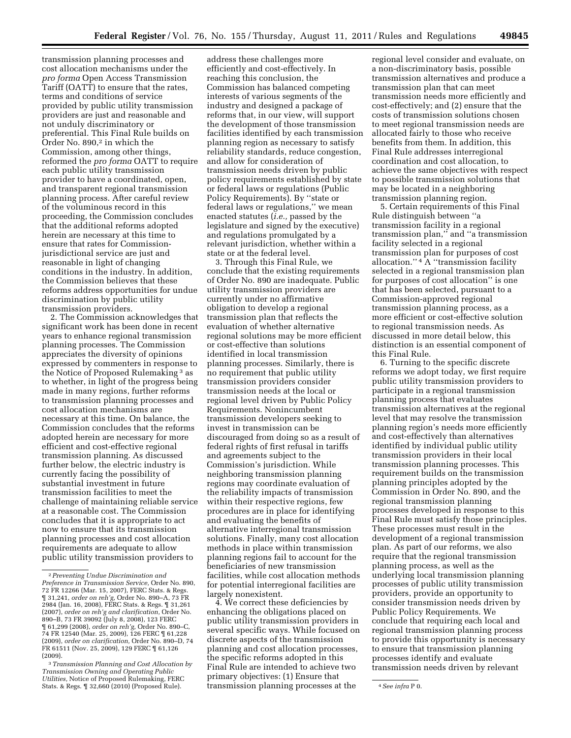transmission planning processes and cost allocation mechanisms under the *pro forma* Open Access Transmission Tariff (OATT) to ensure that the rates, terms and conditions of service provided by public utility transmission providers are just and reasonable and not unduly discriminatory or preferential. This Final Rule builds on Order No. 890,[2] in which the Commission, among other things, reformed the *pro forma* OATT to require each public utility transmission provider to have a coordinated, open, and transparent regional transmission planning process. After careful review of the voluminous record in this proceeding, the Commission concludes that the additional reforms adopted herein are necessary at this time to ensure that rates for Commission-jurisdictional service are just and reasonable in light of changing conditions in the industry. In addition, the Commission believes that these reforms address opportunities for undue discrimination by public utility transmission providers.

2. The Commission acknowledges that significant work has been done in recent years to enhance regional transmission planning processes. The Commission appreciates the diversity of opinions expressed by commenters in response to the Notice of Proposed Rulemaking[3] as to whether, in light of the progress being made in many regions, further reforms to transmission planning processes and cost allocation mechanisms are necessary at this time. On balance, the Commission concludes that the reforms adopted herein are necessary for more efficient and cost-effective regional transmission planning. As discussed further below, the electric industry is currently facing the possibility of substantial investment in future transmission facilities to meet the challenge of maintaining reliable service at a reasonable cost. The Commission concludes that it is appropriate to act now to ensure that its transmission planning processes and cost allocation requirements are adequate to allow public utility transmission providers to address these challenges more efficiently and cost-effectively. In reaching this conclusion, the Commission has balanced competing interests of various segments of the industry and designed a package of reforms that, in our view, will support the development of those transmission facilities identified by each transmission planning region as necessary to satisfy reliability standards, reduce congestion, and allow for consideration of transmission needs driven by public policy requirements established by state or federal laws or regulations (Public Policy Requirements). By ''state or federal laws or regulations,'' we mean enacted statutes (*i.e.,* passed by the legislature and signed by the executive) and regulations promulgated by a relevant jurisdiction, whether within a state or at the federal level.

3. Through this Final Rule, we conclude that the existing requirements of Order No. 890 are inadequate. Public utility transmission providers are currently under no affirmative obligation to develop a regional transmission plan that reflects the evaluation of whether alternative regional solutions may be more efficient or cost-effective than solutions identified in local transmission planning processes. Similarly, there is no requirement that public utility transmission providers consider transmission needs at the local or regional level driven by Public Policy Requirements. Nonincumbent transmission developers seeking to invest in transmission can be discouraged from doing so as a result of federal rights of first refusal in tariffs and agreements subject to the Commission's jurisdiction. While neighboring transmission planning regions may coordinate evaluation of the reliability impacts of transmission within their respective regions, few procedures are in place for identifying and evaluating the benefits of alternative interregional transmission solutions. Finally, many cost allocation methods in place within transmission planning regions fail to account for the beneficiaries of new transmission facilities, while cost allocation methods for potential interregional facilities are largely nonexistent.

4. We correct these deficiencies by enhancing the obligations placed on public utility transmission providers in several specific ways. While focused on discrete aspects of the transmission planning and cost allocation processes, the specific reforms adopted in this Final Rule are intended to achieve two primary objectives: (1) Ensure that transmission planning processes at the regional level consider and evaluate, on a non-discriminatory basis, possible transmission alternatives and produce a transmission plan that can meet transmission needs more efficiently and cost-effectively; and (2) ensure that the costs of transmission solutions chosen to meet regional transmission needs are allocated fairly to those who receive benefits from them. In addition, this Final Rule addresses interregional coordination and cost allocation, to achieve the same objectives with respect to possible transmission solutions that may be located in a neighboring transmission planning region.

5. Certain requirements of this Final Rule distinguish between ''a transmission facility in a regional transmission plan,'' and ''a transmission facility selected in a regional transmission plan for purposes of cost allocation.''[4] A ''transmission facility selected in a regional transmission plan for purposes of cost allocation'' is one that has been selected, pursuant to a Commission-approved regional transmission planning process, as a more efficient or cost-effective solution to regional transmission needs. As discussed in more detail below, this distinction is an essential component of this Final Rule.

6. Turning to the specific discrete reforms we adopt today, we first require public utility transmission providers to participate in a regional transmission planning process that evaluates transmission alternatives at the regional level that may resolve the transmission planning region's needs more efficiently and cost-effectively than alternatives identified by individual public utility transmission providers in their local transmission planning processes. This requirement builds on the transmission planning principles adopted by the Commission in Order No. 890, and the regional transmission planning processes developed in response to this Final Rule must satisfy those principles. These processes must result in the development of a regional transmission plan. As part of our reforms, we also require that the regional transmission planning process, as well as the underlying local transmission planning processes of public utility transmission providers, provide an opportunity to consider transmission needs driven by Public Policy Requirements. We conclude that requiring each local and regional transmission planning process to provide this opportunity is necessary to ensure that transmission planning processes identify and evaluate transmission needs driven by relevant

---

[2] *Preventing Undue Discrimination and Preference in Transmission Service,* Order No. 890, 72 FR 12266 (Mar. 15, 2007), FERC Stats. & Regs. ¶ 31,241, *order on reh'g,* Order No. 890–A, 73 FR 2984 (Jan. 16, 2008), FERC Stats. & Regs. ¶ 31,261 (2007), *order on reh'g and clarification,* Order No. 890–B, 73 FR 39092 (July 8, 2008), 123 FERC ¶ 61,299 (2008), *order on reh'g,* Order No. 890–C, 74 FR 12540 (Mar. 25, 2009), 126 FERC ¶ 61,228 (2009), *order on clarification,* Order No. 890–D, 74 FR 61511 (Nov. 25, 2009), 129 FERC ¶ 61,126 (2009).

[3] *Transmission Planning and Cost Allocation by Transmission Owning and Operating Public Utilities,* Notice of Proposed Rulemaking, FERC Stats. & Regs. ¶ 32,660 (2010) (Proposed Rule).

[4] *See infra* P 0.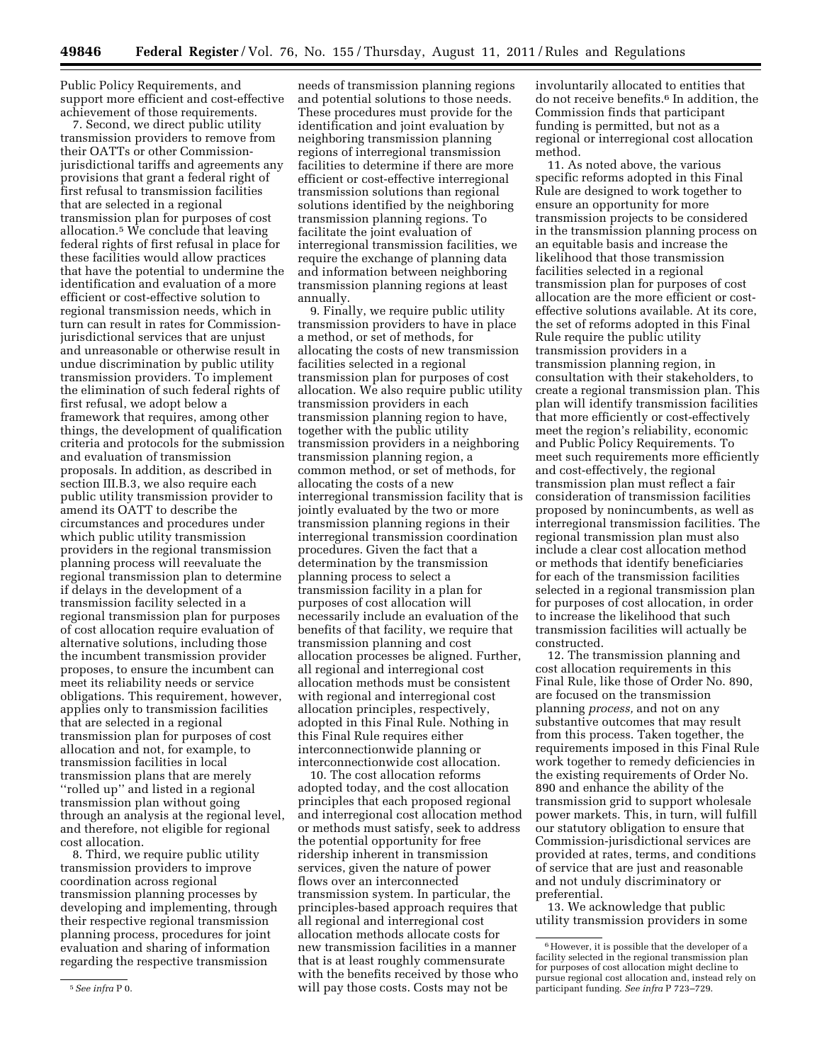Public Policy Requirements, and support more efficient and cost-effective achievement of those requirements.

7. Second, we direct public utility transmission providers to remove from their OATTs or other Commission-jurisdictional tariffs and agreements any provisions that grant a federal right of first refusal to transmission facilities that are selected in a regional transmission plan for purposes of cost allocation.[5] We conclude that leaving federal rights of first refusal in place for these facilities would allow practices that have the potential to undermine the identification and evaluation of a more efficient or cost-effective solution to regional transmission needs, which in turn can result in rates for Commission-jurisdictional services that are unjust and unreasonable or otherwise result in undue discrimination by public utility transmission providers. To implement the elimination of such federal rights of first refusal, we adopt below a framework that requires, among other things, the development of qualification criteria and protocols for the submission and evaluation of transmission proposals. In addition, as described in section III.B.3, we also require each public utility transmission provider to amend its OATT to describe the circumstances and procedures under which public utility transmission providers in the regional transmission planning process will reevaluate the regional transmission plan to determine if delays in the development of a transmission facility selected in a regional transmission plan for purposes of cost allocation require evaluation of alternative solutions, including those the incumbent transmission provider proposes, to ensure the incumbent can meet its reliability needs or service obligations. This requirement, however, applies only to transmission facilities that are selected in a regional transmission plan for purposes of cost allocation and not, for example, to transmission facilities in local transmission plans that are merely ''rolled up'' and listed in a regional transmission plan without going through an analysis at the regional level, and therefore, not eligible for regional cost allocation.

8. Third, we require public utility transmission providers to improve coordination across regional transmission planning processes by developing and implementing, through their respective regional transmission planning process, procedures for joint evaluation and sharing of information regarding the respective transmission needs of transmission planning regions and potential solutions to those needs. These procedures must provide for the identification and joint evaluation by neighboring transmission planning regions of interregional transmission facilities to determine if there are more efficient or cost-effective interregional transmission solutions than regional solutions identified by the neighboring transmission planning regions. To facilitate the joint evaluation of interregional transmission facilities, we require the exchange of planning data and information between neighboring transmission planning regions at least annually.

9. Finally, we require public utility transmission providers to have in place a method, or set of methods, for allocating the costs of new transmission facilities selected in a regional transmission plan for purposes of cost allocation. We also require public utility transmission providers in each transmission planning region to have, together with the public utility transmission providers in a neighboring transmission planning region, a common method, or set of methods, for allocating the costs of a new interregional transmission facility that is jointly evaluated by the two or more transmission planning regions in their interregional transmission coordination procedures. Given the fact that a determination by the transmission planning process to select a transmission facility in a plan for purposes of cost allocation will necessarily include an evaluation of the benefits of that facility, we require that transmission planning and cost allocation processes be aligned. Further, all regional and interregional cost allocation methods must be consistent with regional and interregional cost allocation principles, respectively, adopted in this Final Rule. Nothing in this Final Rule requires either interconnectionwide planning or interconnectionwide cost allocation.

10. The cost allocation reforms adopted today, and the cost allocation principles that each proposed regional and interregional cost allocation method or methods must satisfy, seek to address the potential opportunity for free ridership inherent in transmission services, given the nature of power flows over an interconnected transmission system. In particular, the principles-based approach requires that all regional and interregional cost allocation methods allocate costs for new transmission facilities in a manner that is at least roughly commensurate with the benefits received by those who will pay those costs. Costs may not be involuntarily allocated to entities that do not receive benefits.[6] In addition, the Commission finds that participant funding is permitted, but not as a regional or interregional cost allocation method.

11. As noted above, the various specific reforms adopted in this Final Rule are designed to work together to ensure an opportunity for more transmission projects to be considered in the transmission planning process on an equitable basis and increase the likelihood that those transmission facilities selected in a regional transmission plan for purposes of cost allocation are the more efficient or cost-effective solutions available. At its core, the set of reforms adopted in this Final Rule require the public utility transmission providers in a transmission planning region, in consultation with their stakeholders, to create a regional transmission plan. This plan will identify transmission facilities that more efficiently or cost-effectively meet the region's reliability, economic and Public Policy Requirements. To meet such requirements more efficiently and cost-effectively, the regional transmission plan must reflect a fair consideration of transmission facilities proposed by nonincumbents, as well as interregional transmission facilities. The regional transmission plan must also include a clear cost allocation method or methods that identify beneficiaries for each of the transmission facilities selected in a regional transmission plan for purposes of cost allocation, in order to increase the likelihood that such transmission facilities will actually be constructed.

12. The transmission planning and cost allocation requirements in this Final Rule, like those of Order No. 890, are focused on the transmission planning *process,* and not on any substantive outcomes that may result from this process. Taken together, the requirements imposed in this Final Rule work together to remedy deficiencies in the existing requirements of Order No. 890 and enhance the ability of the transmission grid to support wholesale power markets. This, in turn, will fulfill our statutory obligation to ensure that Commission-jurisdictional services are provided at rates, terms, and conditions of service that are just and reasonable and not unduly discriminatory or preferential.

13. We acknowledge that public utility transmission providers in some

[5] *See infra* P 0.

[6] However, it is possible that the developer of a facility selected in the regional transmission plan for purposes of cost allocation might decline to pursue regional cost allocation and, instead rely on participant funding. *See infra* P 723–729.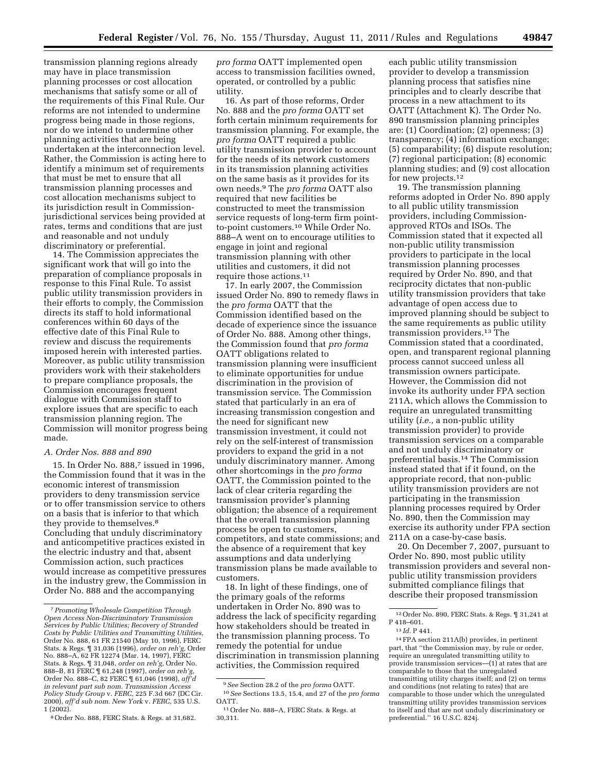transmission planning regions already may have in place transmission planning processes or cost allocation mechanisms that satisfy some or all of the requirements of this Final Rule. Our reforms are not intended to undermine progress being made in those regions, nor do we intend to undermine other planning activities that are being undertaken at the interconnection level. Rather, the Commission is acting here to identify a minimum set of requirements that must be met to ensure that all transmission planning processes and cost allocation mechanisms subject to its jurisdiction result in Commission-jurisdictional services being provided at rates, terms and conditions that are just and reasonable and not unduly discriminatory or preferential.

14. The Commission appreciates the significant work that will go into the preparation of compliance proposals in response to this Final Rule. To assist public utility transmission providers in their efforts to comply, the Commission directs its staff to hold informational conferences within 60 days of the effective date of this Final Rule to review and discuss the requirements imposed herein with interested parties. Moreover, as public utility transmission providers work with their stakeholders to prepare compliance proposals, the Commission encourages frequent dialogue with Commission staff to explore issues that are specific to each transmission planning region. The Commission will monitor progress being made.

### *A. Order Nos. 888 and 890*

15. In Order No. 888,[7] issued in 1996, the Commission found that it was in the economic interest of transmission providers to deny transmission service or to offer transmission service to others on a basis that is inferior to that which they provide to themselves.[8] Concluding that unduly discriminatory and anticompetitive practices existed in the electric industry and that, absent Commission action, such practices would increase as competitive pressures in the industry grew, the Commission in Order No. 888 and the accompanying *pro forma* OATT implemented open access to transmission facilities owned, operated, or controlled by a public utility.

16. As part of those reforms, Order No. 888 and the *pro forma* OATT set forth certain minimum requirements for transmission planning. For example, the *pro forma* OATT required a public utility transmission provider to account for the needs of its network customers in its transmission planning activities on the same basis as it provides for its own needs.[9] The *pro forma* OATT also required that new facilities be constructed to meet the transmission service requests of long-term firm point-to-point customers.[10] While Order No. 888–A went on to encourage utilities to engage in joint and regional transmission planning with other utilities and customers, it did not require those actions.[11]

17. In early 2007, the Commission issued Order No. 890 to remedy flaws in the *pro forma* OATT that the Commission identified based on the decade of experience since the issuance of Order No. 888. Among other things, the Commission found that *pro forma* OATT obligations related to transmission planning were insufficient to eliminate opportunities for undue discrimination in the provision of transmission service. The Commission stated that particularly in an era of increasing transmission congestion and the need for significant new transmission investment, it could not rely on the self-interest of transmission providers to expand the grid in a not unduly discriminatory manner. Among other shortcomings in the *pro forma* OATT, the Commission pointed to the lack of clear criteria regarding the transmission provider's planning obligation; the absence of a requirement that the overall transmission planning process be open to customers, competitors, and state commissions; and the absence of a requirement that key assumptions and data underlying transmission plans be made available to customers.

18. In light of these findings, one of the primary goals of the reforms undertaken in Order No. 890 was to address the lack of specificity regarding how stakeholders should be treated in the transmission planning process. To remedy the potential for undue discrimination in transmission planning activities, the Commission required each public utility transmission provider to develop a transmission planning process that satisfies nine principles and to clearly describe that process in a new attachment to its OATT (Attachment K). The Order No. 890 transmission planning principles are: (1) Coordination; (2) openness; (3) transparency; (4) information exchange; (5) comparability; (6) dispute resolution; (7) regional participation; (8) economic planning studies; and (9) cost allocation for new projects.[12]

19. The transmission planning reforms adopted in Order No. 890 apply to all public utility transmission providers, including Commission-approved RTOs and ISOs. The Commission stated that it expected all non-public utility transmission providers to participate in the local transmission planning processes required by Order No. 890, and that reciprocity dictates that non-public utility transmission providers that take advantage of open access due to improved planning should be subject to the same requirements as public utility transmission providers.[13] The Commission stated that a coordinated, open, and transparent regional planning process cannot succeed unless all transmission owners participate. However, the Commission did not invoke its authority under FPA section 211A, which allows the Commission to require an unregulated transmitting utility (*i.e.,* a non-public utility transmission provider) to provide transmission services on a comparable and not unduly discriminatory or preferential basis.[14] The Commission instead stated that if it found, on the appropriate record, that non-public utility transmission providers are not participating in the transmission planning processes required by Order No. 890, then the Commission may exercise its authority under FPA section 211A on a case-by-case basis.

20. On December 7, 2007, pursuant to Order No. 890, most public utility transmission providers and several non-public utility transmission providers submitted compliance filings that describe their proposed transmission

---

[7] *Promoting Wholesale Competition Through Open Access Non-Discriminatory Transmission Services by Public Utilities; Recovery of Stranded Costs by Public Utilities and Transmitting Utilities,* Order No. 888, 61 FR 21540 (May 10, 1996), FERC Stats. & Regs. ¶ 31,036 (1996), *order on reh'g,* Order No. 888–A, 62 FR 12274 (Mar. 14, 1997), FERC Stats. & Regs. ¶ 31,048, *order on reh'g,* Order No. 888–B, 81 FERC ¶ 61,248 (1997), *order on reh'g,* Order No. 888–C, 82 FERC ¶ 61,046 (1998), *aff'd in relevant part sub nom. Transmission Access Policy Study Group* v. *FERC,* 225 F.3d 667 (DC Cir. 2000), *aff'd sub nom. New York* v. *FERC,* 535 U.S. 1 (2002).

[8] Order No. 888, FERC Stats. & Regs. at 31,682.

[9] *See* Section 28.2 of the *pro forma* OATT.

[10] *See* Sections 13.5, 15.4, and 27 of the *pro forma* OATT.

[11] Order No. 888–A, FERC Stats. & Regs. at 30,311.

[12] Order No. 890, FERC Stats. & Regs. ¶ 31,241 at P 418–601.

[13] *Id.* P 441.

[14] FPA section 211A(b) provides, in pertinent part, that "the Commission may, by rule or order, require an unregulated transmitting utility to provide transmission services—(1) at rates that are comparable to those that the unregulated transmitting utility charges itself; and (2) on terms and conditions (not relating to rates) that are comparable to those under which the unregulated transmitting utility provides transmission services to itself and that are not unduly discriminatory or preferential." 16 U.S.C. 824j.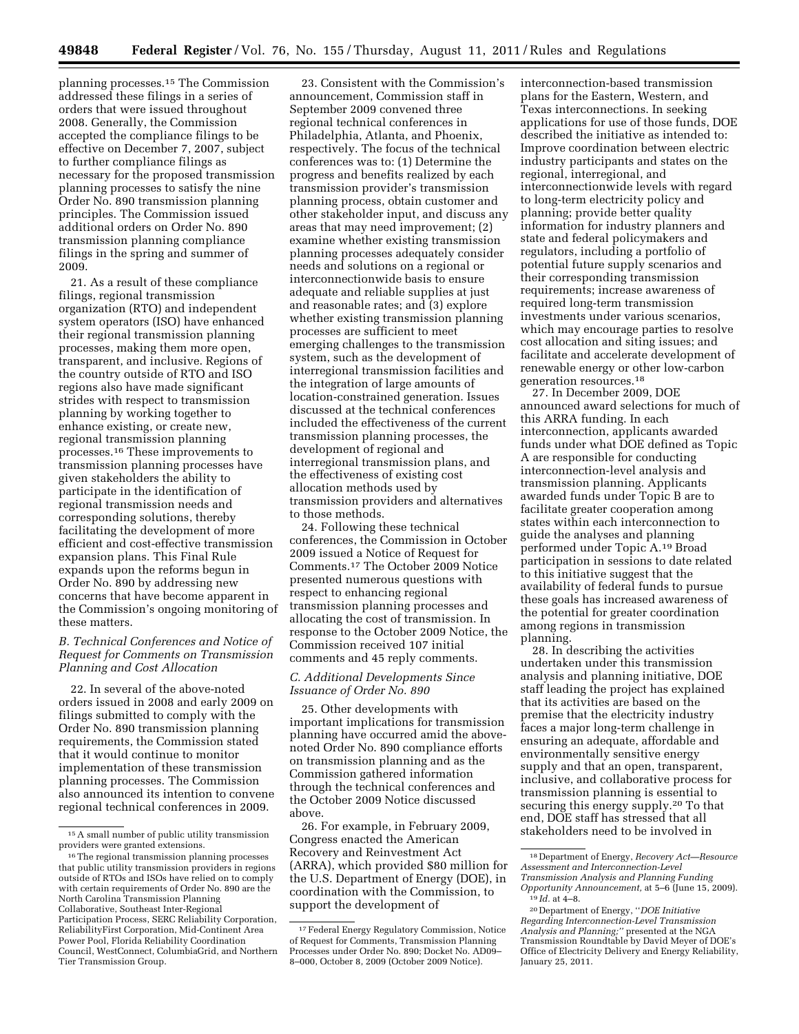planning processes.[15] The Commission addressed these filings in a series of orders that were issued throughout 2008. Generally, the Commission accepted the compliance filings to be effective on December 7, 2007, subject to further compliance filings as necessary for the proposed transmission planning processes to satisfy the nine Order No. 890 transmission planning principles. The Commission issued additional orders on Order No. 890 transmission planning compliance filings in the spring and summer of 2009.

21. As a result of these compliance filings, regional transmission organization (RTO) and independent system operators (ISO) have enhanced their regional transmission planning processes, making them more open, transparent, and inclusive. Regions of the country outside of RTO and ISO regions also have made significant strides with respect to transmission planning by working together to enhance existing, or create new, regional transmission planning processes.[16] These improvements to transmission planning processes have given stakeholders the ability to participate in the identification of regional transmission needs and corresponding solutions, thereby facilitating the development of more efficient and cost-effective transmission expansion plans. This Final Rule expands upon the reforms begun in Order No. 890 by addressing new concerns that have become apparent in the Commission's ongoing monitoring of these matters.

### *B. Technical Conferences and Notice of Request for Comments on Transmission Planning and Cost Allocation*

22. In several of the above-noted orders issued in 2008 and early 2009 on filings submitted to comply with the Order No. 890 transmission planning requirements, the Commission stated that it would continue to monitor implementation of these transmission planning processes. The Commission also announced its intention to convene regional technical conferences in 2009.

23. Consistent with the Commission's announcement, Commission staff in September 2009 convened three regional technical conferences in Philadelphia, Atlanta, and Phoenix, respectively. The focus of the technical conferences was to: (1) Determine the progress and benefits realized by each transmission provider's transmission planning process, obtain customer and other stakeholder input, and discuss any areas that may need improvement; (2) examine whether existing transmission planning processes adequately consider needs and solutions on a regional or interconnectionwide basis to ensure adequate and reliable supplies at just and reasonable rates; and (3) explore whether existing transmission planning processes are sufficient to meet emerging challenges to the transmission system, such as the development of interregional transmission facilities and the integration of large amounts of location-constrained generation. Issues discussed at the technical conferences included the effectiveness of the current transmission planning processes, the development of regional and interregional transmission plans, and the effectiveness of existing cost allocation methods used by transmission providers and alternatives to those methods.

24. Following these technical conferences, the Commission in October 2009 issued a Notice of Request for Comments.[17] The October 2009 Notice presented numerous questions with respect to enhancing regional transmission planning processes and allocating the cost of transmission. In response to the October 2009 Notice, the Commission received 107 initial comments and 45 reply comments.

### *C. Additional Developments Since Issuance of Order No. 890*

25. Other developments with important implications for transmission planning have occurred amid the above-noted Order No. 890 compliance efforts on transmission planning and as the Commission gathered information through the technical conferences and the October 2009 Notice discussed above.

26. For example, in February 2009, Congress enacted the American Recovery and Reinvestment Act (ARRA), which provided $80 million for the U.S. Department of Energy (DOE), in coordination with the Commission, to support the development of interconnection-based transmission plans for the Eastern, Western, and Texas interconnections. In seeking applications for use of those funds, DOE described the initiative as intended to: Improve coordination between electric industry participants and states on the regional, interregional, and interconnectionwide levels with regard to long-term electricity policy and planning; provide better quality information for industry planners and state and federal policymakers and regulators, including a portfolio of potential future supply scenarios and their corresponding transmission requirements; increase awareness of required long-term transmission investments under various scenarios, which may encourage parties to resolve cost allocation and siting issues; and facilitate and accelerate development of renewable energy or other low-carbon generation resources.[18]

27. In December 2009, DOE announced award selections for much of this ARRA funding. In each interconnection, applicants awarded funds under what DOE defined as Topic A are responsible for conducting interconnection-level analysis and transmission planning. Applicants awarded funds under Topic B are to facilitate greater cooperation among states within each interconnection to guide the analyses and planning performed under Topic A.[19] Broad participation in sessions to date related to this initiative suggest that the availability of federal funds to pursue these goals has increased awareness of the potential for greater coordination among regions in transmission planning.

28. In describing the activities undertaken under this transmission analysis and planning initiative, DOE staff leading the project has explained that its activities are based on the premise that the electricity industry faces a major long-term challenge in ensuring an adequate, affordable and environmentally sensitive energy supply and that an open, transparent, inclusive, and collaborative process for transmission planning is essential to securing this energy supply.[20] To that end, DOE staff has stressed that all stakeholders need to be involved in

---

[15] A small number of public utility transmission providers were granted extensions.

[16] The regional transmission planning processes that public utility transmission providers in regions outside of RTOs and ISOs have relied on to comply with certain requirements of Order No. 890 are the North Carolina Transmission Planning Collaborative, Southeast Inter-Regional Participation Process, SERC Reliability Corporation, ReliabilityFirst Corporation, Mid-Continent Area Power Pool, Florida Reliability Coordination Council, WestConnect, ColumbiaGrid, and Northern Tier Transmission Group.

[17] Federal Energy Regulatory Commission, Notice of Request for Comments, Transmission Planning Processes under Order No. 890; Docket No. AD09–8–000, October 8, 2009 (October 2009 Notice).

[18] Department of Energy, *Recovery Act—Resource Assessment and Interconnection-Level Transmission Analysis and Planning Funding Opportunity Announcement,* at 5–6 (June 15, 2009).

[19] *Id.* at 4–8.

[20] Department of Energy, ''*DOE Initiative Regarding Interconnection-Level Transmission Analysis and Planning;*'' presented at the NGA Transmission Roundtable by David Meyer of DOE's Office of Electricity Delivery and Energy Reliability, January 25, 2011.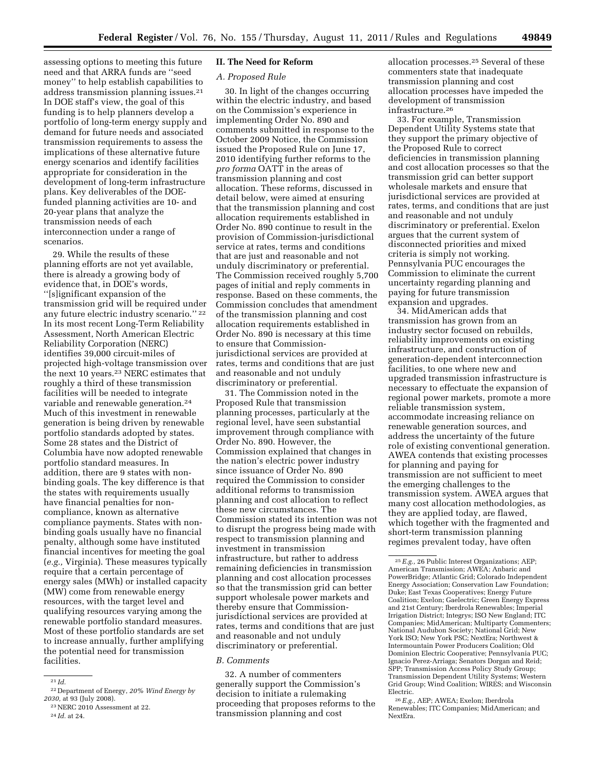assessing options to meeting this future need and that ARRA funds are "seed money" to help establish capabilities to address transmission planning issues.[21] In DOE staff's view, the goal of this funding is to help planners develop a portfolio of long-term energy supply and demand for future needs and associated transmission requirements to assess the implications of these alternative future energy scenarios and identify facilities appropriate for consideration in the development of long-term infrastructure plans. Key deliverables of the DOE-funded planning activities are 10- and 20-year plans that analyze the transmission needs of each interconnection under a range of scenarios.

29. While the results of these planning efforts are not yet available, there is already a growing body of evidence that, in DOE's words, "[s]ignificant expansion of the transmission grid will be required under any future electric industry scenario." [22] In its most recent Long-Term Reliability Assessment, North American Electric Reliability Corporation (NERC) identifies 39,000 circuit-miles of projected high-voltage transmission over the next 10 years.[23] NERC estimates that roughly a third of these transmission facilities will be needed to integrate variable and renewable generation.[24] Much of this investment in renewable generation is being driven by renewable portfolio standards adopted by states. Some 28 states and the District of Columbia have now adopted renewable portfolio standard measures. In addition, there are 9 states with non-binding goals. The key difference is that the states with requirements usually have financial penalties for non-compliance, known as alternative compliance payments. States with non-binding goals usually have no financial penalty, although some have instituted financial incentives for meeting the goal (*e.g.,* Virginia). These measures typically require that a certain percentage of energy sales (MWh) or installed capacity (MW) come from renewable energy resources, with the target level and qualifying resources varying among the renewable portfolio standard measures. Most of these portfolio standards are set to increase annually, further amplifying the potential need for transmission facilities.

## II. The Need for Reform

### A. Proposed Rule

30. In light of the changes occurring within the electric industry, and based on the Commission's experience in implementing Order No. 890 and comments submitted in response to the October 2009 Notice, the Commission issued the Proposed Rule on June 17, 2010 identifying further reforms to the *pro forma* OATT in the areas of transmission planning and cost allocation. These reforms, discussed in detail below, were aimed at ensuring that the transmission planning and cost allocation requirements established in Order No. 890 continue to result in the provision of Commission-jurisdictional service at rates, terms and conditions that are just and reasonable and not unduly discriminatory or preferential. The Commission received roughly 5,700 pages of initial and reply comments in response. Based on these comments, the Commission concludes that amendment of the transmission planning and cost allocation requirements established in Order No. 890 is necessary at this time to ensure that Commission-jurisdictional services are provided at rates, terms and conditions that are just and reasonable and not unduly discriminatory or preferential.

31. The Commission noted in the Proposed Rule that transmission planning processes, particularly at the regional level, have seen substantial improvement through compliance with Order No. 890. However, the Commission explained that changes in the nation's electric power industry since issuance of Order No. 890 required the Commission to consider additional reforms to transmission planning and cost allocation to reflect these new circumstances. The Commission stated its intention was not to disrupt the progress being made with respect to transmission planning and investment in transmission infrastructure, but rather to address remaining deficiencies in transmission planning and cost allocation processes so that the transmission grid can better support wholesale power markets and thereby ensure that Commission-jurisdictional services are provided at rates, terms and conditions that are just and reasonable and not unduly discriminatory or preferential.

### B. Comments

32. A number of commenters generally support the Commission's decision to initiate a rulemaking proceeding that proposes reforms to the transmission planning and cost allocation processes.[25] Several of these commenters state that inadequate transmission planning and cost allocation processes have impeded the development of transmission infrastructure.[26]

33. For example, Transmission Dependent Utility Systems state that they support the primary objective of the Proposed Rule to correct deficiencies in transmission planning and cost allocation processes so that the transmission grid can better support wholesale markets and ensure that jurisdictional services are provided at rates, terms, and conditions that are just and reasonable and not unduly discriminatory or preferential. Exelon argues that the current system of disconnected priorities and mixed criteria is simply not working. Pennsylvania PUC encourages the Commission to eliminate the current uncertainty regarding planning and paying for future transmission expansion and upgrades.

34. MidAmerican adds that transmission has grown from an industry sector focused on rebuilds, reliability improvements on existing infrastructure, and construction of generation-dependent interconnection facilities, to one where new and upgraded transmission infrastructure is necessary to effectuate the expansion of regional power markets, promote a more reliable transmission system, accommodate increasing reliance on renewable generation sources, and address the uncertainty of the future role of existing conventional generation. AWEA contends that existing processes for planning and paying for transmission are not sufficient to meet the emerging challenges to the transmission system. AWEA argues that many cost allocation methodologies, as they are applied today, are flawed, which together with the fragmented and short-term transmission planning regimes prevalent today, have often

---

[21] *Id.*

[22] Department of Energy, *20% Wind Energy by 2030,* at 93 (July 2008).

[23] NERC 2010 Assessment at 22.

[24] *Id.* at 24.

[25] *E.g.,* 26 Public Interest Organizations; AEP; American Transmission; AWEA; Anbaric and PowerBridge; Atlantic Grid; Colorado Independent Energy Association; Conservation Law Foundation; Duke; East Texas Cooperatives; Energy Future Coalition; Exelon; Gaelectric; Green Energy Express and 21st Century; Iberdrola Renewables; Imperial Irrigation District; Integrys; ISO New England; ITC Companies; MidAmerican; Multiparty Commenters; National Audubon Society; National Grid; New York ISO; New York PSC; NextEra; Northwest & Intermountain Power Producers Coalition; Old Dominion Electric Cooperative; Pennsylvania PUC; Ignacio Perez-Arriaga; Senators Dorgan and Reid; SPP; Transmission Access Policy Study Group; Transmission Dependent Utility Systems; Western Grid Group; Wind Coalition; WIRES; and Wisconsin Electric.

[26] *E.g.,* AEP; AWEA; Exelon; Iberdrola Renewables; ITC Companies; MidAmerican; and NextEra.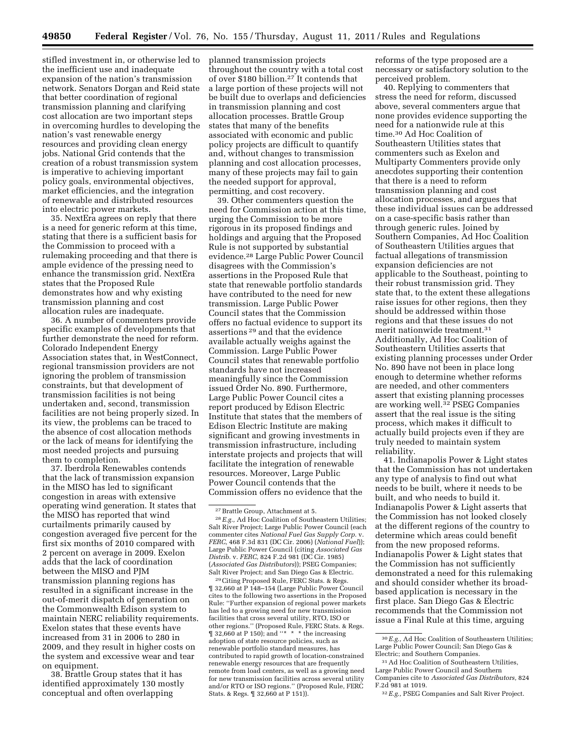stifled investment in, or otherwise led to the inefficient use and inadequate expansion of the nation's transmission network. Senators Dorgan and Reid state that better coordination of regional transmission planning and clarifying cost allocation are two important steps in overcoming hurdles to developing the nation's vast renewable energy resources and providing clean energy jobs. National Grid contends that the creation of a robust transmission system is imperative to achieving important policy goals, environmental objectives, market efficiencies, and the integration of renewable and distributed resources into electric power markets.

35. NextEra agrees on reply that there is a need for generic reform at this time, stating that there is a sufficient basis for the Commission to proceed with a rulemaking proceeding and that there is ample evidence of the pressing need to enhance the transmission grid. NextEra states that the Proposed Rule demonstrates how and why existing transmission planning and cost allocation rules are inadequate.

36. A number of commenters provide specific examples of developments that further demonstrate the need for reform. Colorado Independent Energy Association states that, in WestConnect, regional transmission providers are not ignoring the problem of transmission constraints, but that development of transmission facilities is not being undertaken and, second, transmission facilities are not being properly sized. In its view, the problems can be traced to the absence of cost allocation methods or the lack of means for identifying the most needed projects and pursuing them to completion.

37. Iberdrola Renewables contends that the lack of transmission expansion in the MISO has led to significant congestion in areas with extensive operating wind generation. It states that the MISO has reported that wind curtailments primarily caused by congestion averaged five percent for the first six months of 2010 compared with 2 percent on average in 2009. Exelon adds that the lack of coordination between the MISO and PJM transmission planning regions has resulted in a significant increase in the out-of-merit dispatch of generation on the Commonwealth Edison system to maintain NERC reliability requirements. Exelon states that these events have increased from 31 in 2006 to 280 in 2009, and they result in higher costs on the system and excessive wear and tear on equipment.

38. Brattle Group states that it has identified approximately 130 mostly conceptual and often overlapping planned transmission projects throughout the country with a total cost of over $180 billion.[27] It contends that a large portion of these projects will not be built due to overlaps and deficiencies in transmission planning and cost allocation processes. Brattle Group states that many of the benefits associated with economic and public policy projects are difficult to quantify and, without changes to transmission planning and cost allocation processes, many of these projects may fail to gain the needed support for approval, permitting, and cost recovery.

39. Other commenters question the need for Commission action at this time, urging the Commission to be more rigorous in its proposed findings and holdings and arguing that the Proposed Rule is not supported by substantial evidence.[28] Large Public Power Council disagrees with the Commission's assertions in the Proposed Rule that state that renewable portfolio standards have contributed to the need for new transmission. Large Public Power Council states that the Commission offers no factual evidence to support its assertions[29] and that the evidence available actually weighs against the Commission. Large Public Power Council states that renewable portfolio standards have not increased meaningfully since the Commission issued Order No. 890. Furthermore, Large Public Power Council cites a report produced by Edison Electric Institute that states that the members of Edison Electric Institute are making significant and growing investments in transmission infrastructure, including interstate projects and projects that will facilitate the integration of renewable resources. Moreover, Large Public Power Council contends that the Commission offers no evidence that the reforms of the type proposed are a necessary or satisfactory solution to the perceived problem.

40. Replying to commenters that stress the need for reform, discussed above, several commenters argue that none provides evidence supporting the need for a nationwide rule at this time.[30] Ad Hoc Coalition of Southeastern Utilities states that commenters such as Exelon and Multiparty Commenters provide only anecdotes supporting their contention that there is a need to reform transmission planning and cost allocation processes, and argues that these individual issues can be addressed on a case-specific basis rather than through generic rules. Joined by Southern Companies, Ad Hoc Coalition of Southeastern Utilities argues that factual allegations of transmission expansion deficiencies are not applicable to the Southeast, pointing to their robust transmission grid. They state that, to the extent these allegations raise issues for other regions, then they should be addressed within those regions and that these issues do not merit nationwide treatment.[31] Additionally, Ad Hoc Coalition of Southeastern Utilities asserts that existing planning processes under Order No. 890 have not been in place long enough to determine whether reforms are needed, and other commenters assert that existing planning processes are working well.[32] PSEG Companies assert that the real issue is the siting process, which makes it difficult to actually build projects even if they are truly needed to maintain system reliability.

41. Indianapolis Power & Light states that the Commission has not undertaken any type of analysis to find out what needs to be built, where it needs to be built, and who needs to build it. Indianapolis Power & Light asserts that the Commission has not looked closely at the different regions of the country to determine which areas could benefit from the new proposed reforms. Indianapolis Power & Light states that the Commission has not sufficiently demonstrated a need for this rulemaking and should consider whether its broad-based application is necessary in the first place. San Diego Gas & Electric recommends that the Commission not issue a Final Rule at this time, arguing

---

[27] Brattle Group, Attachment at 5.

[28] *E.g.,* Ad Hoc Coalition of Southeastern Utilities; Salt River Project; Large Public Power Council (each commenter cites *National Fuel Gas Supply Corp.* v. *FERC,* 468 F.3d 831 (DC Cir. 2006) (*National Fuel*)); Large Public Power Council (citing *Associated Gas Distrib.* v. *FERC,* 824 F.2d 981 (DC Cir. 1985) (*Associated Gas Distributors*)); PSEG Companies; Salt River Project; and San Diego Gas & Electric.

[29] Citing Proposed Rule, FERC Stats. & Regs. ¶ 32,660 at P 148–154 (Large Public Power Council cites to the following two assertions in the Proposed Rule: "Further expansion of regional power markets has led to a growing need for new transmission facilities that cross several utility, RTO, ISO or other regions." (Proposed Rule, FERC Stats. & Regs. ¶ 32,660 at P 150); and "* * * the increasing adoption of state resource policies, such as renewable portfolio standard measures, has contributed to rapid growth of location-constrained renewable energy resources that are frequently remote from load centers, as well as a growing need for new transmission facilities across several utility and/or RTO or ISO regions." (Proposed Rule, FERC Stats. & Regs. ¶ 32,660 at P 151)).

[30] *E.g.,* Ad Hoc Coalition of Southeastern Utilities; Large Public Power Council; San Diego Gas & Electric; and Southern Companies.

[31] Ad Hoc Coalition of Southeastern Utilities, Large Public Power Council and Southern Companies cite to *Associated Gas Distributors,* 824 F.2d 981 at 1019.

[32] *E.g.,* PSEG Companies and Salt River Project.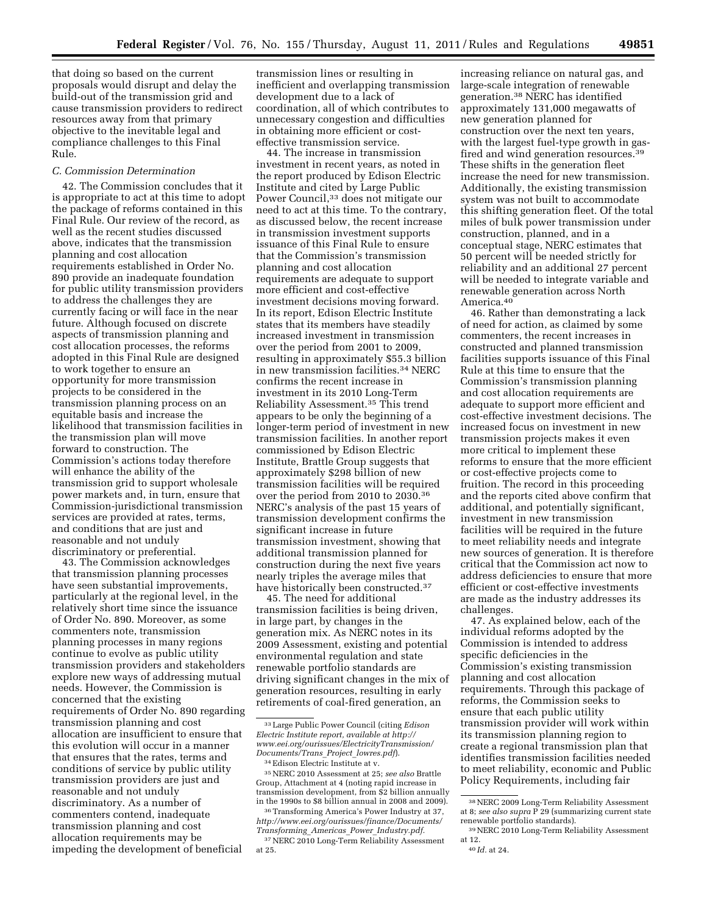that doing so based on the current proposals would disrupt and delay the build-out of the transmission grid and cause transmission providers to redirect resources away from that primary objective to the inevitable legal and compliance challenges to this Final Rule.

### C. Commission Determination

42. The Commission concludes that it is appropriate to act at this time to adopt the package of reforms contained in this Final Rule. Our review of the record, as well as the recent studies discussed above, indicates that the transmission planning and cost allocation requirements established in Order No. 890 provide an inadequate foundation for public utility transmission providers to address the challenges they are currently facing or will face in the near future. Although focused on discrete aspects of transmission planning and cost allocation processes, the reforms adopted in this Final Rule are designed to work together to ensure an opportunity for more transmission projects to be considered in the transmission planning process on an equitable basis and increase the likelihood that transmission facilities in the transmission plan will move forward to construction. The Commission's actions today therefore will enhance the ability of the transmission grid to support wholesale power markets and, in turn, ensure that Commission-jurisdictional transmission services are provided at rates, terms, and conditions that are just and reasonable and not unduly discriminatory or preferential.

43. The Commission acknowledges that transmission planning processes have seen substantial improvements, particularly at the regional level, in the relatively short time since the issuance of Order No. 890. Moreover, as some commenters note, transmission planning processes in many regions continue to evolve as public utility transmission providers and stakeholders explore new ways of addressing mutual needs. However, the Commission is concerned that the existing requirements of Order No. 890 regarding transmission planning and cost allocation are insufficient to ensure that this evolution will occur in a manner that ensures that the rates, terms and conditions of service by public utility transmission providers are just and reasonable and not unduly discriminatory. As a number of commenters contend, inadequate transmission planning and cost allocation requirements may be impeding the development of beneficial transmission lines or resulting in inefficient and overlapping transmission development due to a lack of coordination, all of which contributes to unnecessary congestion and difficulties in obtaining more efficient or cost-effective transmission service.

44. The increase in transmission investment in recent years, as noted in the report produced by Edison Electric Institute and cited by Large Public Power Council,[33] does not mitigate our need to act at this time. To the contrary, as discussed below, the recent increase in transmission investment supports issuance of this Final Rule to ensure that the Commission's transmission planning and cost allocation requirements are adequate to support more efficient and cost-effective investment decisions moving forward. In its report, Edison Electric Institute states that its members have steadily increased investment in transmission over the period from 2001 to 2009, resulting in approximately $55.3 billion in new transmission facilities.[34] NERC confirms the recent increase in investment in its 2010 Long-Term Reliability Assessment.[35] This trend appears to be only the beginning of a longer-term period of investment in new transmission facilities. In another report commissioned by Edison Electric Institute, Brattle Group suggests that approximately $298 billion of new transmission facilities will be required over the period from 2010 to 2030.[36] NERC's analysis of the past 15 years of transmission development confirms the significant increase in future transmission investment, showing that additional transmission planned for construction during the next five years nearly triples the average miles that have historically been constructed.[37]

45. The need for additional transmission facilities is being driven, in large part, by changes in the generation mix. As NERC notes in its 2009 Assessment, existing and potential environmental regulation and state renewable portfolio standards are driving significant changes in the mix of generation resources, resulting in early retirements of coal-fired generation, an increasing reliance on natural gas, and large-scale integration of renewable generation.[38] NERC has identified approximately 131,000 megawatts of new generation planned for construction over the next ten years, with the largest fuel-type growth in gas-fired and wind generation resources.[39] These shifts in the generation fleet increase the need for new transmission. Additionally, the existing transmission system was not built to accommodate this shifting generation fleet. Of the total miles of bulk power transmission under construction, planned, and in a conceptual stage, NERC estimates that 50 percent will be needed strictly for reliability and an additional 27 percent will be needed to integrate variable and renewable generation across North America.[40]

46. Rather than demonstrating a lack of need for action, as claimed by some commenters, the recent increases in constructed and planned transmission facilities supports issuance of this Final Rule at this time to ensure that the Commission's transmission planning and cost allocation requirements are adequate to support more efficient and cost-effective investment decisions. The increased focus on investment in new transmission projects makes it even more critical to implement these reforms to ensure that the more efficient or cost-effective projects come to fruition. The record in this proceeding and the reports cited above confirm that additional, and potentially significant, investment in new transmission facilities will be required in the future to meet reliability needs and integrate new sources of generation. It is therefore critical that the Commission act now to address deficiencies to ensure that more efficient or cost-effective investments are made as the industry addresses its challenges.

47. As explained below, each of the individual reforms adopted by the Commission is intended to address specific deficiencies in the Commission's existing transmission planning and cost allocation requirements. Through this package of reforms, the Commission seeks to ensure that each public utility transmission provider will work within its transmission planning region to create a regional transmission plan that identifies transmission facilities needed to meet reliability, economic and Public Policy Requirements, including fair

---

[33] Large Public Power Council (citing *Edison Electric Institute report, available at http://www.eei.org/ourissues/ElectricityTransmission/Documents/Trans_Project_lowres.pdf*).

[34] Edison Electric Institute at v.

[35] NERC 2010 Assessment at 25; *see also* Brattle Group, Attachment at 4 (noting rapid increase in transmission development, from $2 billion annually in the 1990s to $8 billion annual in 2008 and 2009).

[36] Transforming America's Power Industry at 37, *http://www.eei.org/ourissues/finance/Documents/Transforming_Americas_Power_Industry.pdf*.

[37] NERC 2010 Long-Term Reliability Assessment at 25.

[38] NERC 2009 Long-Term Reliability Assessment at 8; *see also supra* P 29 (summarizing current state renewable portfolio standards).

[39] NERC 2010 Long-Term Reliability Assessment at 12.

[40] *Id.* at 24.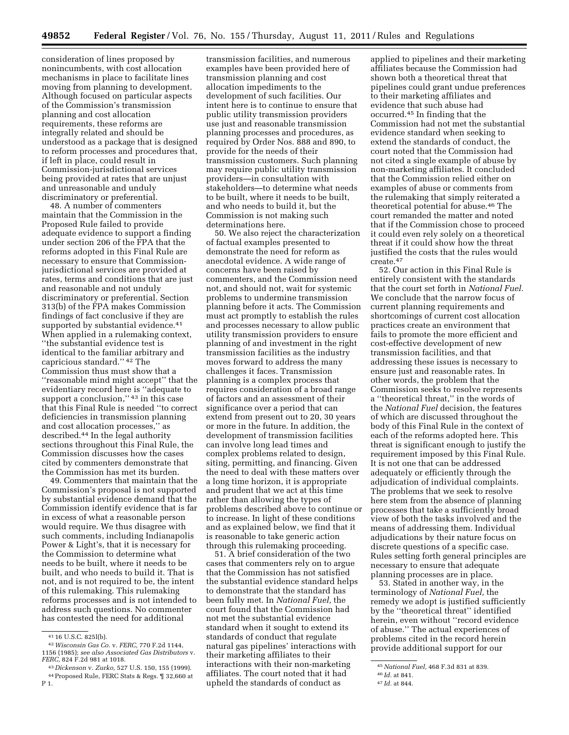consideration of lines proposed by nonincumbents, with cost allocation mechanisms in place to facilitate lines moving from planning to development. Although focused on particular aspects of the Commission's transmission planning and cost allocation requirements, these reforms are integrally related and should be understood as a package that is designed to reform processes and procedures that, if left in place, could result in Commission-jurisdictional services being provided at rates that are unjust and unreasonable and unduly discriminatory or preferential.

48. A number of commenters maintain that the Commission in the Proposed Rule failed to provide adequate evidence to support a finding under section 206 of the FPA that the reforms adopted in this Final Rule are necessary to ensure that Commission-jurisdictional services are provided at rates, terms and conditions that are just and reasonable and not unduly discriminatory or preferential. Section 313(b) of the FPA makes Commission findings of fact conclusive if they are supported by substantial evidence.[41] When applied in a rulemaking context, ''the substantial evidence test is identical to the familiar arbitrary and capricious standard.''[42] The Commission thus must show that a ''reasonable mind might accept'' that the evidentiary record here is ''adequate to support a conclusion,''[43] in this case that this Final Rule is needed ''to correct deficiencies in transmission planning and cost allocation processes,'' as described.[44] In the legal authority sections throughout this Final Rule, the Commission discusses how the cases cited by commenters demonstrate that the Commission has met its burden.

49. Commenters that maintain that the Commission's proposal is not supported by substantial evidence demand that the Commission identify evidence that is far in excess of what a reasonable person would require. We thus disagree with such comments, including Indianapolis Power & Light's, that it is necessary for the Commission to determine what needs to be built, where it needs to be built, and who needs to build it. That is not, and is not required to be, the intent of this rulemaking. This rulemaking reforms processes and is not intended to address such questions. No commenter has contested the need for additional transmission facilities, and numerous examples have been provided here of transmission planning and cost allocation impediments to the development of such facilities. Our intent here is to continue to ensure that public utility transmission providers use just and reasonable transmission planning processes and procedures, as required by Order Nos. 888 and 890, to provide for the needs of their transmission customers. Such planning may require public utility transmission providers—in consultation with stakeholders—to determine what needs to be built, where it needs to be built, and who needs to build it, but the Commission is not making such determinations here.

50. We also reject the characterization of factual examples presented to demonstrate the need for reform as anecdotal evidence. A wide range of concerns have been raised by commenters, and the Commission need not, and should not, wait for systemic problems to undermine transmission planning before it acts. The Commission must act promptly to establish the rules and processes necessary to allow public utility transmission providers to ensure planning of and investment in the right transmission facilities as the industry moves forward to address the many challenges it faces. Transmission planning is a complex process that requires consideration of a broad range of factors and an assessment of their significance over a period that can extend from present out to 20, 30 years or more in the future. In addition, the development of transmission facilities can involve long lead times and complex problems related to design, siting, permitting, and financing. Given the need to deal with these matters over a long time horizon, it is appropriate and prudent that we act at this time rather than allowing the types of problems described above to continue or to increase. In light of these conditions and as explained below, we find that it is reasonable to take generic action through this rulemaking proceeding.

51. A brief consideration of the two cases that commenters rely on to argue that the Commission has not satisfied the substantial evidence standard helps to demonstrate that the standard has been fully met. In *National Fuel,* the court found that the Commission had not met the substantial evidence standard when it sought to extend its standards of conduct that regulate natural gas pipelines' interactions with their marketing affiliates to their interactions with their non-marketing affiliates. The court noted that it had upheld the standards of conduct as applied to pipelines and their marketing affiliates because the Commission had shown both a theoretical threat that pipelines could grant undue preferences to their marketing affiliates and evidence that such abuse had occurred.[45] In finding that the Commission had not met the substantial evidence standard when seeking to extend the standards of conduct, the court noted that the Commission had not cited a single example of abuse by non-marketing affiliates. It concluded that the Commission relied either on examples of abuse or comments from the rulemaking that simply reiterated a theoretical potential for abuse.[46] The court remanded the matter and noted that if the Commission chose to proceed it could even rely solely on a theoretical threat if it could show how the threat justified the costs that the rules would create.[47]

52. Our action in this Final Rule is entirely consistent with the standards that the court set forth in *National Fuel.* We conclude that the narrow focus of current planning requirements and shortcomings of current cost allocation practices create an environment that fails to promote the more efficient and cost-effective development of new transmission facilities, and that addressing these issues is necessary to ensure just and reasonable rates. In other words, the problem that the Commission seeks to resolve represents a ''theoretical threat,'' in the words of the *National Fuel* decision, the features of which are discussed throughout the body of this Final Rule in the context of each of the reforms adopted here. This threat is significant enough to justify the requirement imposed by this Final Rule. It is not one that can be addressed adequately or efficiently through the adjudication of individual complaints. The problems that we seek to resolve here stem from the absence of planning processes that take a sufficiently broad view of both the tasks involved and the means of addressing them. Individual adjudications by their nature focus on discrete questions of a specific case. Rules setting forth general principles are necessary to ensure that adequate planning processes are in place.

53. Stated in another way, in the terminology of *National Fuel,* the remedy we adopt is justified sufficiently by the ''theoretical threat'' identified herein, even without ''record evidence of abuse.'' The actual experiences of problems cited in the record herein provide additional support for our

---

[41] 16 U.S.C. 825l(b).

[42] *Wisconsin Gas Co.* v. *FERC,* 770 F.2d 1144, 1156 (1985); *see also Associated Gas Distributors* v. *FERC,* 824 F.2d 981 at 1018.

[43] *Dickenson* v. *Zurko,* 527 U.S. 150, 155 (1999).

[44] Proposed Rule, FERC Stats & Regs. ¶ 32,660 at P 1.

[45] *National Fuel,* 468 F.3d 831 at 839.

[46] *Id.* at 841.

[47] *Id.* at 844.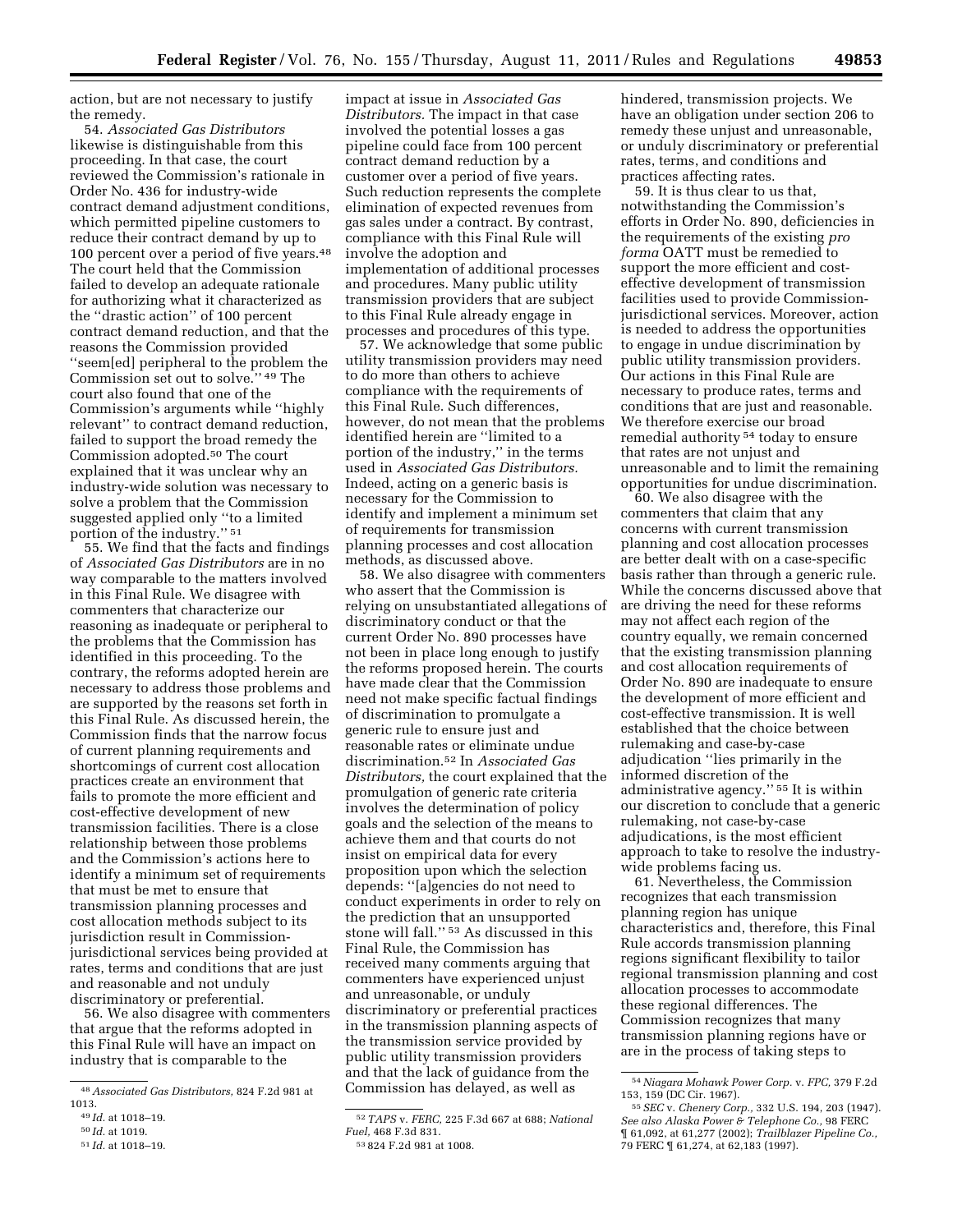action, but are not necessary to justify the remedy.

54. *Associated Gas Distributors* likewise is distinguishable from this proceeding. In that case, the court reviewed the Commission's rationale in Order No. 436 for industry-wide contract demand adjustment conditions, which permitted pipeline customers to reduce their contract demand by up to 100 percent over a period of five years.[48] The court held that the Commission failed to develop an adequate rationale for authorizing what it characterized as the ''drastic action'' of 100 percent contract demand reduction, and that the reasons the Commission provided ''seem[ed] peripheral to the problem the Commission set out to solve.''[49] The court also found that one of the Commission's arguments while ''highly relevant'' to contract demand reduction, failed to support the broad remedy the Commission adopted.[50] The court explained that it was unclear why an industry-wide solution was necessary to solve a problem that the Commission suggested applied only ''to a limited portion of the industry.''[51]

55. We find that the facts and findings of *Associated Gas Distributors* are in no way comparable to the matters involved in this Final Rule. We disagree with commenters that characterize our reasoning as inadequate or peripheral to the problems that the Commission has identified in this proceeding. To the contrary, the reforms adopted herein are necessary to address those problems and are supported by the reasons set forth in this Final Rule. As discussed herein, the Commission finds that the narrow focus of current planning requirements and shortcomings of current cost allocation practices create an environment that fails to promote the more efficient and cost-effective development of new transmission facilities. There is a close relationship between those problems and the Commission's actions here to identify a minimum set of requirements that must be met to ensure that transmission planning processes and cost allocation methods subject to its jurisdiction result in Commission-jurisdictional services being provided at rates, terms and conditions that are just and reasonable and not unduly discriminatory or preferential.

56. We also disagree with commenters that argue that the reforms adopted in this Final Rule will have an impact on industry that is comparable to the impact at issue in *Associated Gas Distributors.* The impact in that case involved the potential losses a gas pipeline could face from 100 percent contract demand reduction by a customer over a period of five years. Such reduction represents the complete elimination of expected revenues from gas sales under a contract. By contrast, compliance with this Final Rule will involve the adoption and implementation of additional processes and procedures. Many public utility transmission providers that are subject to this Final Rule already engage in processes and procedures of this type.

57. We acknowledge that some public utility transmission providers may need to do more than others to achieve compliance with the requirements of this Final Rule. Such differences, however, do not mean that the problems identified herein are ''limited to a portion of the industry,'' in the terms used in *Associated Gas Distributors.* Indeed, acting on a generic basis is necessary for the Commission to identify and implement a minimum set of requirements for transmission planning processes and cost allocation methods, as discussed above.

58. We also disagree with commenters who assert that the Commission is relying on unsubstantiated allegations of discriminatory conduct or that the current Order No. 890 processes have not been in place long enough to justify the reforms proposed herein. The courts have made clear that the Commission need not make specific factual findings of discrimination to promulgate a generic rule to ensure just and reasonable rates or eliminate undue discrimination.[52] In *Associated Gas Distributors,* the court explained that the promulgation of generic rate criteria involves the determination of policy goals and the selection of the means to achieve them and that courts do not insist on empirical data for every proposition upon which the selection depends: ''[a]gencies do not need to conduct experiments in order to rely on the prediction that an unsupported stone will fall.''[53] As discussed in this Final Rule, the Commission has received many comments arguing that commenters have experienced unjust and unreasonable, or unduly discriminatory or preferential practices in the transmission planning aspects of the transmission service provided by public utility transmission providers and that the lack of guidance from the Commission has delayed, as well as hindered, transmission projects. We have an obligation under section 206 to remedy these unjust and unreasonable, or unduly discriminatory or preferential rates, terms, and conditions and practices affecting rates.

59. It is thus clear to us that, notwithstanding the Commission's efforts in Order No. 890, deficiencies in the requirements of the existing *pro forma* OATT must be remedied to support the more efficient and cost-effective development of transmission facilities used to provide Commission-jurisdictional services. Moreover, action is needed to address the opportunities to engage in undue discrimination by public utility transmission providers. Our actions in this Final Rule are necessary to produce rates, terms and conditions that are just and reasonable. We therefore exercise our broad remedial authority[54] today to ensure that rates are not unjust and unreasonable and to limit the remaining opportunities for undue discrimination.

60. We also disagree with the commenters that claim that any concerns with current transmission planning and cost allocation processes are better dealt with on a case-specific basis rather than through a generic rule. While the concerns discussed above that are driving the need for these reforms may not affect each region of the country equally, we remain concerned that the existing transmission planning and cost allocation requirements of Order No. 890 are inadequate to ensure the development of more efficient and cost-effective transmission. It is well established that the choice between rulemaking and case-by-case adjudication ''lies primarily in the informed discretion of the administrative agency.''[55] It is within our discretion to conclude that a generic rulemaking, not case-by-case adjudications, is the most efficient approach to take to resolve the industry-wide problems facing us.

61. Nevertheless, the Commission recognizes that each transmission planning region has unique characteristics and, therefore, this Final Rule accords transmission planning regions significant flexibility to tailor regional transmission planning and cost allocation processes to accommodate these regional differences. The Commission recognizes that many transmission planning regions have or are in the process of taking steps to

---

[48] *Associated Gas Distributors,* 824 F.2d 981 at 1013.

[49] *Id.* at 1018–19.

[50] *Id.* at 1019.

[51] *Id.* at 1018–19.

[52] *TAPS* v. *FERC,* 225 F.3d 667 at 688; *National Fuel,* 468 F.3d 831.

[53] 824 F.2d 981 at 1008.

[54] *Niagara Mohawk Power Corp.* v. *FPC,* 379 F.2d 153, 159 (DC Cir. 1967).

[55] *SEC* v. *Chenery Corp.,* 332 U.S. 194, 203 (1947). *See also Alaska Power & Telephone Co.,* 98 FERC ¶ 61,092, at 61,277 (2002); *Trailblazer Pipeline Co.,* 79 FERC ¶ 61,274, at 62,183 (1997).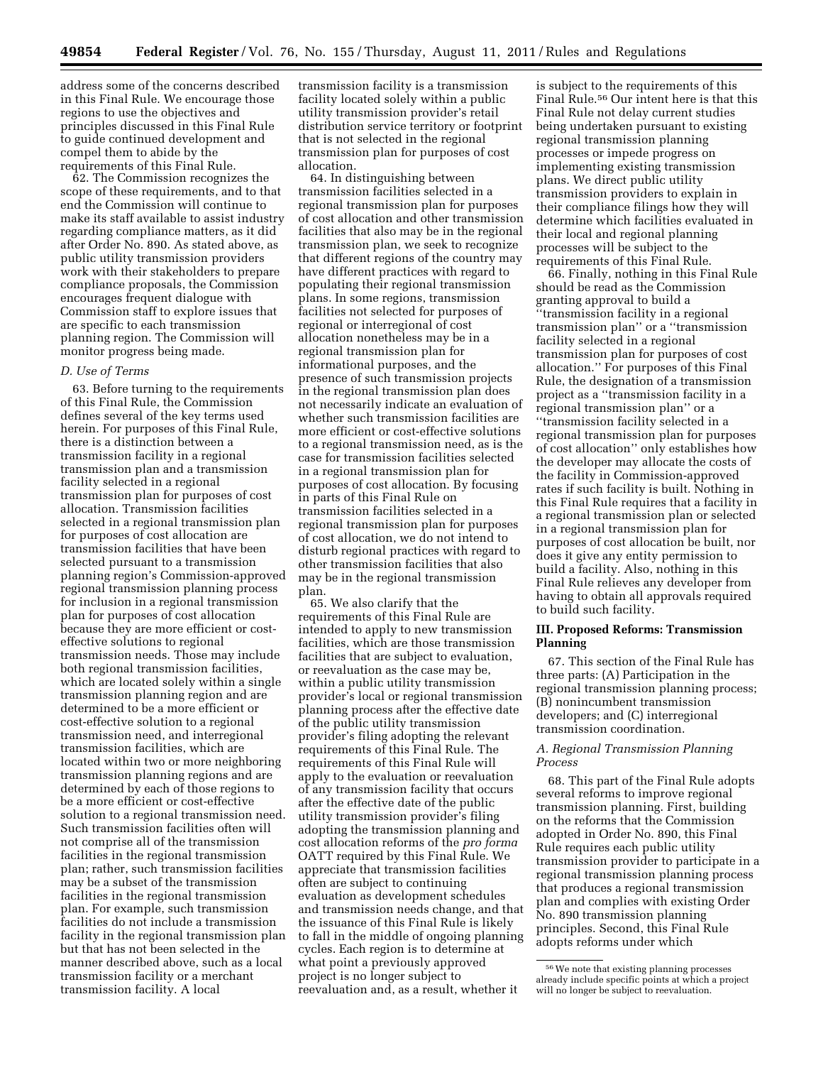address some of the concerns described in this Final Rule. We encourage those regions to use the objectives and principles discussed in this Final Rule to guide continued development and compel them to abide by the requirements of this Final Rule.

62. The Commission recognizes the scope of these requirements, and to that end the Commission will continue to make its staff available to assist industry regarding compliance matters, as it did after Order No. 890. As stated above, as public utility transmission providers work with their stakeholders to prepare compliance proposals, the Commission encourages frequent dialogue with Commission staff to explore issues that are specific to each transmission planning region. The Commission will monitor progress being made.

### *D. Use of Terms*

63. Before turning to the requirements of this Final Rule, the Commission defines several of the key terms used herein. For purposes of this Final Rule, there is a distinction between a transmission facility in a regional transmission plan and a transmission facility selected in a regional transmission plan for purposes of cost allocation. Transmission facilities selected in a regional transmission plan for purposes of cost allocation are transmission facilities that have been selected pursuant to a transmission planning region's Commission-approved regional transmission planning process for inclusion in a regional transmission plan for purposes of cost allocation because they are more efficient or cost-effective solutions to regional transmission needs. Those may include both regional transmission facilities, which are located solely within a single transmission planning region and are determined to be a more efficient or cost-effective solution to a regional transmission need, and interregional transmission facilities, which are located within two or more neighboring transmission planning regions and are determined by each of those regions to be a more efficient or cost-effective solution to a regional transmission need. Such transmission facilities often will not comprise all of the transmission facilities in the regional transmission plan; rather, such transmission facilities may be a subset of the transmission facilities in the regional transmission plan. For example, such transmission facilities do not include a transmission facility in the regional transmission plan but that has not been selected in the manner described above, such as a local transmission facility or a merchant transmission facility. A local transmission facility is a transmission facility located solely within a public utility transmission provider's retail distribution service territory or footprint that is not selected in the regional transmission plan for purposes of cost allocation.

64. In distinguishing between transmission facilities selected in a regional transmission plan for purposes of cost allocation and other transmission facilities that also may be in the regional transmission plan, we seek to recognize that different regions of the country may have different practices with regard to populating their regional transmission plans. In some regions, transmission facilities not selected for purposes of regional or interregional of cost allocation nonetheless may be in a regional transmission plan for informational purposes, and the presence of such transmission projects in the regional transmission plan does not necessarily indicate an evaluation of whether such transmission facilities are more efficient or cost-effective solutions to a regional transmission need, as is the case for transmission facilities selected in a regional transmission plan for purposes of cost allocation. By focusing in parts of this Final Rule on transmission facilities selected in a regional transmission plan for purposes of cost allocation, we do not intend to disturb regional practices with regard to other transmission facilities that also may be in the regional transmission plan.

65. We also clarify that the requirements of this Final Rule are intended to apply to new transmission facilities, which are those transmission facilities that are subject to evaluation, or reevaluation as the case may be, within a public utility transmission provider's local or regional transmission planning process after the effective date of the public utility transmission provider's filing adopting the relevant requirements of this Final Rule. The requirements of this Final Rule will apply to the evaluation or reevaluation of any transmission facility that occurs after the effective date of the public utility transmission provider's filing adopting the transmission planning and cost allocation reforms of the *pro forma* OATT required by this Final Rule. We appreciate that transmission facilities often are subject to continuing evaluation as development schedules and transmission needs change, and that the issuance of this Final Rule is likely to fall in the middle of ongoing planning cycles. Each region is to determine at what point a previously approved project is no longer subject to reevaluation and, as a result, whether it is subject to the requirements of this Final Rule.[56] Our intent here is that this Final Rule not delay current studies being undertaken pursuant to existing regional transmission planning processes or impede progress on implementing existing transmission plans. We direct public utility transmission providers to explain in their compliance filings how they will determine which facilities evaluated in their local and regional planning processes will be subject to the requirements of this Final Rule.

66. Finally, nothing in this Final Rule should be read as the Commission granting approval to build a "transmission facility in a regional transmission plan" or a "transmission facility selected in a regional transmission plan for purposes of cost allocation." For purposes of this Final Rule, the designation of a transmission project as a "transmission facility in a regional transmission plan" or a "transmission facility selected in a regional transmission plan for purposes of cost allocation" only establishes how the developer may allocate the costs of the facility in Commission-approved rates if such facility is built. Nothing in this Final Rule requires that a facility in a regional transmission plan or selected in a regional transmission plan for purposes of cost allocation be built, nor does it give any entity permission to build a facility. Also, nothing in this Final Rule relieves any developer from having to obtain all approvals required to build such facility.

## III. Proposed Reforms: Transmission Planning

67. This section of the Final Rule has three parts: (A) Participation in the regional transmission planning process; (B) nonincumbent transmission developers; and (C) interregional transmission coordination.

### *A. Regional Transmission Planning Process*

68. This part of the Final Rule adopts several reforms to improve regional transmission planning. First, building on the reforms that the Commission adopted in Order No. 890, this Final Rule requires each public utility transmission provider to participate in a regional transmission planning process that produces a regional transmission plan and complies with existing Order No. 890 transmission planning principles. Second, this Final Rule adopts reforms under which

[56] We note that existing planning processes already include specific points at which a project will no longer be subject to reevaluation.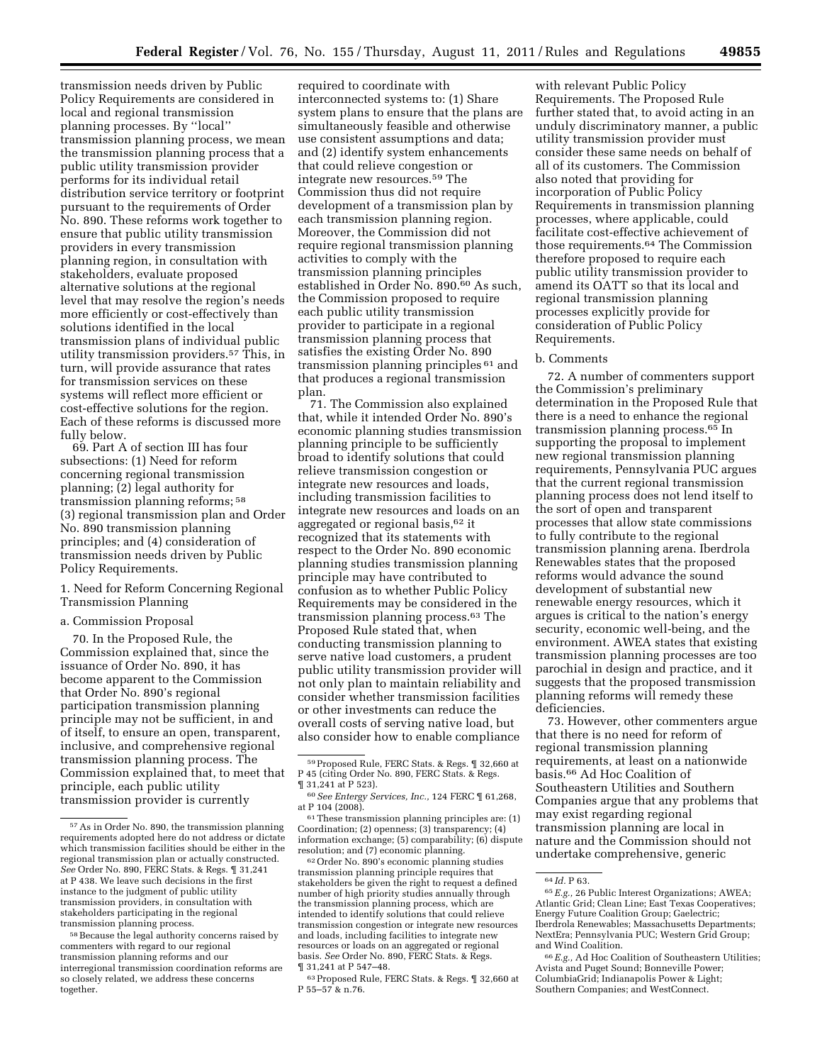transmission needs driven by Public Policy Requirements are considered in local and regional transmission planning processes. By ''local'' transmission planning process, we mean the transmission planning process that a public utility transmission provider performs for its individual retail distribution service territory or footprint pursuant to the requirements of Order No. 890. These reforms work together to ensure that public utility transmission providers in every transmission planning region, in consultation with stakeholders, evaluate proposed alternative solutions at the regional level that may resolve the region's needs more efficiently or cost-effectively than solutions identified in the local transmission plans of individual public utility transmission providers.[57] This, in turn, will provide assurance that rates for transmission services on these systems will reflect more efficient or cost-effective solutions for the region. Each of these reforms is discussed more fully below.

69. Part A of section III has four subsections: (1) Need for reform concerning regional transmission planning; (2) legal authority for transmission planning reforms;[58] (3) regional transmission plan and Order No. 890 transmission planning principles; and (4) consideration of transmission needs driven by Public Policy Requirements.

### 1. Need for Reform Concerning Regional Transmission Planning

#### a. Commission Proposal

70. In the Proposed Rule, the Commission explained that, since the issuance of Order No. 890, it has become apparent to the Commission that Order No. 890's regional participation transmission planning principle may not be sufficient, in and of itself, to ensure an open, transparent, inclusive, and comprehensive regional transmission planning process. The Commission explained that, to meet that principle, each public utility transmission provider is currently required to coordinate with interconnected systems to: (1) Share system plans to ensure that the plans are simultaneously feasible and otherwise use consistent assumptions and data; and (2) identify system enhancements that could relieve congestion or integrate new resources.[59] The Commission thus did not require development of a transmission plan by each transmission planning region. Moreover, the Commission did not require regional transmission planning activities to comply with the transmission planning principles established in Order No. 890.[60] As such, the Commission proposed to require each public utility transmission provider to participate in a regional transmission planning process that satisfies the existing Order No. 890 transmission planning principles[61] and that produces a regional transmission plan.

71. The Commission also explained that, while it intended Order No. 890's economic planning studies transmission planning principle to be sufficiently broad to identify solutions that could relieve transmission congestion or integrate new resources and loads, including transmission facilities to integrate new resources and loads on an aggregated or regional basis,[62] it recognized that its statements with respect to the Order No. 890 economic planning studies transmission planning principle may have contributed to confusion as to whether Public Policy Requirements may be considered in the transmission planning process.[63] The Proposed Rule stated that, when conducting transmission planning to serve native load customers, a prudent public utility transmission provider will not only plan to maintain reliability and consider whether transmission facilities or other investments can reduce the overall costs of serving native load, but also consider how to enable compliance with relevant Public Policy Requirements. The Proposed Rule further stated that, to avoid acting in an unduly discriminatory manner, a public utility transmission provider must consider these same needs on behalf of all of its customers. The Commission also noted that providing for incorporation of Public Policy Requirements in transmission planning processes, where applicable, could facilitate cost-effective achievement of those requirements.[64] The Commission therefore proposed to require each public utility transmission provider to amend its OATT so that its local and regional transmission planning processes explicitly provide for consideration of Public Policy Requirements.

#### b. Comments

72. A number of commenters support the Commission's preliminary determination in the Proposed Rule that there is a need to enhance the regional transmission planning process.[65] In supporting the proposal to implement new regional transmission planning requirements, Pennsylvania PUC argues that the current regional transmission planning process does not lend itself to the sort of open and transparent processes that allow state commissions to fully contribute to the regional transmission planning arena. Iberdrola Renewables states that the proposed reforms would advance the sound development of substantial new renewable energy resources, which it argues is critical to the nation's energy security, economic well-being, and the environment. AWEA states that existing transmission planning processes are too parochial in design and practice, and it suggests that the proposed transmission planning reforms will remedy these deficiencies.

73. However, other commenters argue that there is no need for reform of regional transmission planning requirements, at least on a nationwide basis.[66] Ad Hoc Coalition of Southeastern Utilities and Southern Companies argue that any problems that may exist regarding regional transmission planning are local in nature and the Commission should not undertake comprehensive, generic

---

[57] As in Order No. 890, the transmission planning requirements adopted here do not address or dictate which transmission facilities should be either in the regional transmission plan or actually constructed. *See* Order No. 890, FERC Stats. & Regs. ¶ 31,241 at P 438. We leave such decisions in the first instance to the judgment of public utility transmission providers, in consultation with stakeholders participating in the regional transmission planning process.

[58] Because the legal authority concerns raised by commenters with regard to our regional transmission planning reforms and our interregional transmission coordination reforms are so closely related, we address these concerns together.

[59] Proposed Rule, FERC Stats. & Regs. ¶ 32,660 at P 45 (citing Order No. 890, FERC Stats. & Regs. ¶ 31,241 at P 523).

[60] *See Entergy Services, Inc.,* 124 FERC ¶ 61,268, at P 104 (2008).

[61] These transmission planning principles are: (1) Coordination; (2) openness; (3) transparency; (4) information exchange; (5) comparability; (6) dispute resolution; and (7) economic planning.

[62] Order No. 890's economic planning studies transmission planning principle requires that stakeholders be given the right to request a defined number of high priority studies annually through the transmission planning process, which are intended to identify solutions that could relieve transmission congestion or integrate new resources and loads, including facilities to integrate new resources or loads on an aggregated or regional basis. *See* Order No. 890, FERC Stats. & Regs. ¶ 31,241 at P 547–48.

[63] Proposed Rule, FERC Stats. & Regs. ¶ 32,660 at P 55–57 & n.76.

[64] *Id.* P 63.

[65] *E.g.,* 26 Public Interest Organizations; AWEA; Atlantic Grid; Clean Line; East Texas Cooperatives; Energy Future Coalition Group; Gaelectric; Iberdrola Renewables; Massachusetts Departments; NextEra; Pennsylvania PUC; Western Grid Group; and Wind Coalition.

[66] *E.g.,* Ad Hoc Coalition of Southeastern Utilities; Avista and Puget Sound; Bonneville Power; ColumbiaGrid; Indianapolis Power & Light; Southern Companies; and WestConnect.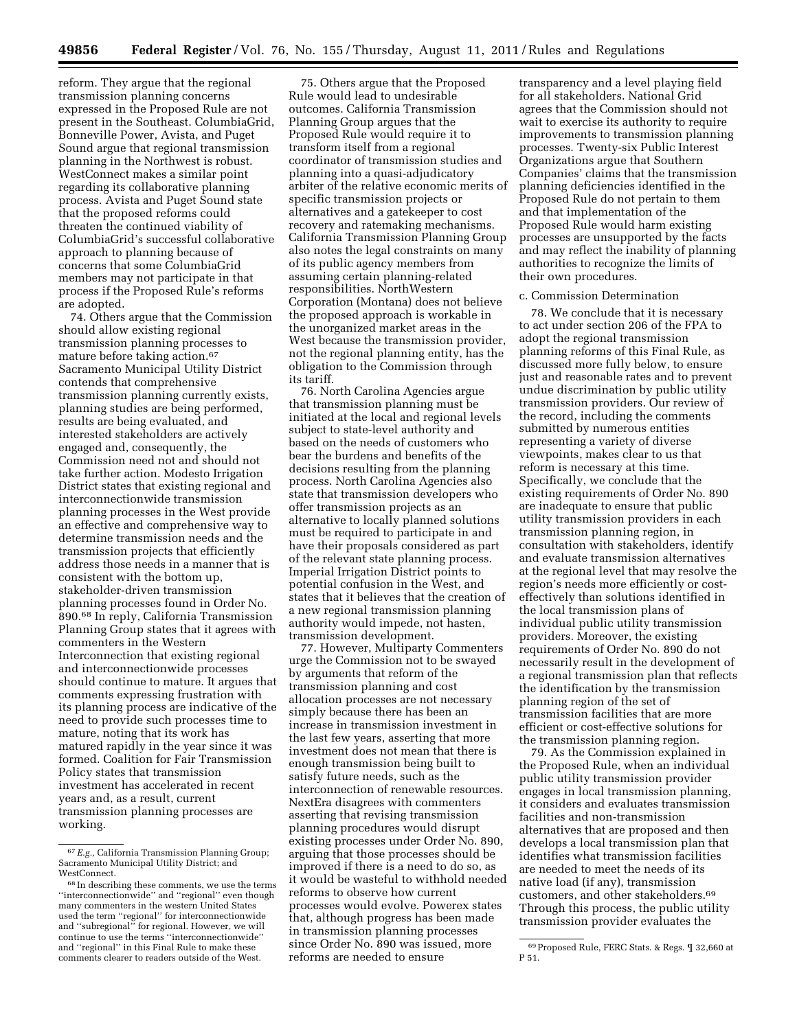reform. They argue that the regional transmission planning concerns expressed in the Proposed Rule are not present in the Southeast. ColumbiaGrid, Bonneville Power, Avista, and Puget Sound argue that regional transmission planning in the Northwest is robust. WestConnect makes a similar point regarding its collaborative planning process. Avista and Puget Sound state that the proposed reforms could threaten the continued viability of ColumbiaGrid's successful collaborative approach to planning because of concerns that some ColumbiaGrid members may not participate in that process if the Proposed Rule's reforms are adopted.

74. Others argue that the Commission should allow existing regional transmission planning processes to mature before taking action.[67] Sacramento Municipal Utility District contends that comprehensive transmission planning currently exists, planning studies are being performed, results are being evaluated, and interested stakeholders are actively engaged and, consequently, the Commission need not and should not take further action. Modesto Irrigation District states that existing regional and interconnectionwide transmission planning processes in the West provide an effective and comprehensive way to determine transmission needs and the transmission projects that efficiently address those needs in a manner that is consistent with the bottom up, stakeholder-driven transmission planning processes found in Order No. 890.[68] In reply, California Transmission Planning Group states that it agrees with commenters in the Western Interconnection that existing regional and interconnectionwide processes should continue to mature. It argues that comments expressing frustration with its planning process are indicative of the need to provide such processes time to mature, noting that its work has matured rapidly in the year since it was formed. Coalition for Fair Transmission Policy states that transmission investment has accelerated in recent years and, as a result, current transmission planning processes are working.

75. Others argue that the Proposed Rule would lead to undesirable outcomes. California Transmission Planning Group argues that the Proposed Rule would require it to transform itself from a regional coordinator of transmission studies and planning into a quasi-adjudicatory arbiter of the relative economic merits of specific transmission projects or alternatives and a gatekeeper to cost recovery and ratemaking mechanisms. California Transmission Planning Group also notes the legal constraints on many of its public agency members from assuming certain planning-related responsibilities. NorthWestern Corporation (Montana) does not believe the proposed approach is workable in the unorganized market areas in the West because the transmission provider, not the regional planning entity, has the obligation to the Commission through its tariff.

76. North Carolina Agencies argue that transmission planning must be initiated at the local and regional levels subject to state-level authority and based on the needs of customers who bear the burdens and benefits of the decisions resulting from the planning process. North Carolina Agencies also state that transmission developers who offer transmission projects as an alternative to locally planned solutions must be required to participate in and have their proposals considered as part of the relevant state planning process. Imperial Irrigation District points to potential confusion in the West, and states that it believes that the creation of a new regional transmission planning authority would impede, not hasten, transmission development.

77. However, Multiparty Commenters urge the Commission not to be swayed by arguments that reform of the transmission planning and cost allocation processes are not necessary simply because there has been an increase in transmission investment in the last few years, asserting that more investment does not mean that there is enough transmission being built to satisfy future needs, such as the interconnection of renewable resources. NextEra disagrees with commenters asserting that revising transmission planning procedures would disrupt existing processes under Order No. 890, arguing that those processes should be improved if there is a need to do so, as it would be wasteful to withhold needed reforms to observe how current processes would evolve. Powerex states that, although progress has been made in transmission planning processes since Order No. 890 was issued, more reforms are needed to ensure transparency and a level playing field for all stakeholders. National Grid agrees that the Commission should not wait to exercise its authority to require improvements to transmission planning processes. Twenty-six Public Interest Organizations argue that Southern Companies' claims that the transmission planning deficiencies identified in the Proposed Rule do not pertain to them and that implementation of the Proposed Rule would harm existing processes are unsupported by the facts and may reflect the inability of planning authorities to recognize the limits of their own procedures.

c. Commission Determination

78. We conclude that it is necessary to act under section 206 of the FPA to adopt the regional transmission planning reforms of this Final Rule, as discussed more fully below, to ensure just and reasonable rates and to prevent undue discrimination by public utility transmission providers. Our review of the record, including the comments submitted by numerous entities representing a variety of diverse viewpoints, makes clear to us that reform is necessary at this time. Specifically, we conclude that the existing requirements of Order No. 890 are inadequate to ensure that public utility transmission providers in each transmission planning region, in consultation with stakeholders, identify and evaluate transmission alternatives at the regional level that may resolve the region's needs more efficiently or cost-effectively than solutions identified in the local transmission plans of individual public utility transmission providers. Moreover, the existing requirements of Order No. 890 do not necessarily result in the development of a regional transmission plan that reflects the identification by the transmission planning region of the set of transmission facilities that are more efficient or cost-effective solutions for the transmission planning region.

79. As the Commission explained in the Proposed Rule, when an individual public utility transmission provider engages in local transmission planning, it considers and evaluates transmission facilities and non-transmission alternatives that are proposed and then develops a local transmission plan that identifies what transmission facilities are needed to meet the needs of its native load (if any), transmission customers, and other stakeholders.[69] Through this process, the public utility transmission provider evaluates the

[67] *E.g.,* California Transmission Planning Group; Sacramento Municipal Utility District; and WestConnect.

[68] In describing these comments, we use the terms ''interconnectionwide'' and ''regional'' even though many commenters in the western United States used the term ''regional'' for interconnectionwide and ''subregional'' for regional. However, we will continue to use the terms ''interconnectionwide'' and ''regional'' in this Final Rule to make these comments clearer to readers outside of the West.

[69] Proposed Rule, FERC Stats. & Regs. ¶ 32,660 at P 51.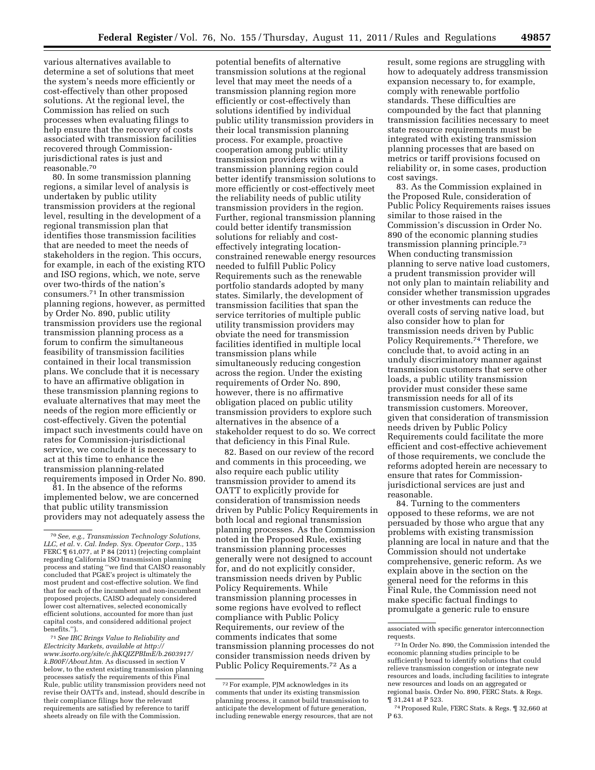various alternatives available to determine a set of solutions that meet the system's needs more efficiently or cost-effectively than other proposed solutions. At the regional level, the Commission has relied on such processes when evaluating filings to help ensure that the recovery of costs associated with transmission facilities recovered through Commission-jurisdictional rates is just and reasonable.[70]

80. In some transmission planning regions, a similar level of analysis is undertaken by public utility transmission providers at the regional level, resulting in the development of a regional transmission plan that identifies those transmission facilities that are needed to meet the needs of stakeholders in the region. This occurs, for example, in each of the existing RTO and ISO regions, which, we note, serve over two-thirds of the nation's consumers.[71] In other transmission planning regions, however, as permitted by Order No. 890, public utility transmission providers use the regional transmission planning process as a forum to confirm the simultaneous feasibility of transmission facilities contained in their local transmission plans. We conclude that it is necessary to have an affirmative obligation in these transmission planning regions to evaluate alternatives that may meet the needs of the region more efficiently or cost-effectively. Given the potential impact such investments could have on rates for Commission-jurisdictional service, we conclude it is necessary to act at this time to enhance the transmission planning-related requirements imposed in Order No. 890.

81. In the absence of the reforms implemented below, we are concerned that public utility transmission providers may not adequately assess the potential benefits of alternative transmission solutions at the regional level that may meet the needs of a transmission planning region more efficiently or cost-effectively than solutions identified by individual public utility transmission providers in their local transmission planning process. For example, proactive cooperation among public utility transmission providers within a transmission planning region could better identify transmission solutions to more efficiently or cost-effectively meet the reliability needs of public utility transmission providers in the region. Further, regional transmission planning could better identify transmission solutions for reliably and cost-effectively integrating location-constrained renewable energy resources needed to fulfill Public Policy Requirements such as the renewable portfolio standards adopted by many states. Similarly, the development of transmission facilities that span the service territories of multiple public utility transmission providers may obviate the need for transmission facilities identified in multiple local transmission plans while simultaneously reducing congestion across the region. Under the existing requirements of Order No. 890, however, there is no affirmative obligation placed on public utility transmission providers to explore such alternatives in the absence of a stakeholder request to do so. We correct that deficiency in this Final Rule.

82. Based on our review of the record and comments in this proceeding, we also require each public utility transmission provider to amend its OATT to explicitly provide for consideration of transmission needs driven by Public Policy Requirements in both local and regional transmission planning processes. As the Commission noted in the Proposed Rule, existing transmission planning processes generally were not designed to account for, and do not explicitly consider, transmission needs driven by Public Policy Requirements. While transmission planning processes in some regions have evolved to reflect compliance with Public Policy Requirements, our review of the comments indicates that some transmission planning processes do not consider transmission needs driven by Public Policy Requirements.[72] As a result, some regions are struggling with how to adequately address transmission expansion necessary to, for example, comply with renewable portfolio standards. These difficulties are compounded by the fact that planning transmission facilities necessary to meet state resource requirements must be integrated with existing transmission planning processes that are based on metrics or tariff provisions focused on reliability or, in some cases, production cost savings.

83. As the Commission explained in the Proposed Rule, consideration of Public Policy Requirements raises issues similar to those raised in the Commission's discussion in Order No. 890 of the economic planning studies transmission planning principle.[73] When conducting transmission planning to serve native load customers, a prudent transmission provider will not only plan to maintain reliability and consider whether transmission upgrades or other investments can reduce the overall costs of serving native load, but also consider how to plan for transmission needs driven by Public Policy Requirements.[74] Therefore, we conclude that, to avoid acting in an unduly discriminatory manner against transmission customers that serve other loads, a public utility transmission provider must consider these same transmission needs for all of its transmission customers. Moreover, given that consideration of transmission needs driven by Public Policy Requirements could facilitate the more efficient and cost-effective achievement of those requirements, we conclude the reforms adopted herein are necessary to ensure that rates for Commission-jurisdictional services are just and reasonable.

84. Turning to the commenters opposed to these reforms, we are not persuaded by those who argue that any problems with existing transmission planning are local in nature and that the Commission should not undertake comprehensive, generic reform. As we explain above in the section on the general need for the reforms in this Final Rule, the Commission need not make specific factual findings to promulgate a generic rule to ensure

---

[70] *See, e.g., Transmission Technology Solutions, LLC, et al.* v. *Cal. Indep. Sys. Operator Corp.*, 135 FERC ¶ 61,077, at P 84 (2011) (rejecting complaint regarding California ISO transmission planning process and stating "we find that CAISO reasonably concluded that PG&E's project is ultimately the most prudent and cost-effective solution. We find that for each of the incumbent and non-incumbent proposed projects, CAISO adequately considered lower cost alternatives, selected economically efficient solutions, accounted for more than just capital costs, and considered additional project benefits.").

[71] *See IRC Brings Value to Reliability and Electricity Markets, available at http://www.isorto.org/site/c.jhKQIZPBImE/b.2603917/k.B00F/About.htm.* As discussed in section V below, to the extent existing transmission planning processes satisfy the requirements of this Final Rule, public utility transmission providers need not revise their OATTs and, instead, should describe in their compliance filings how the relevant requirements are satisfied by reference to tariff sheets already on file with the Commission.

[72] For example, PJM acknowledges in its comments that under its existing transmission planning process, it cannot build transmission to anticipate the development of future generation, including renewable energy resources, that are not associated with specific generator interconnection requests.

[73] In Order No. 890, the Commission intended the economic planning studies principle to be sufficiently broad to identify solutions that could relieve transmission congestion or integrate new resources and loads, including facilities to integrate new resources and loads on an aggregated or regional basis. Order No. 890, FERC Stats. & Regs. ¶ 31,241 at P 523.

[74] Proposed Rule, FERC Stats. & Regs. ¶ 32,660 at P 63.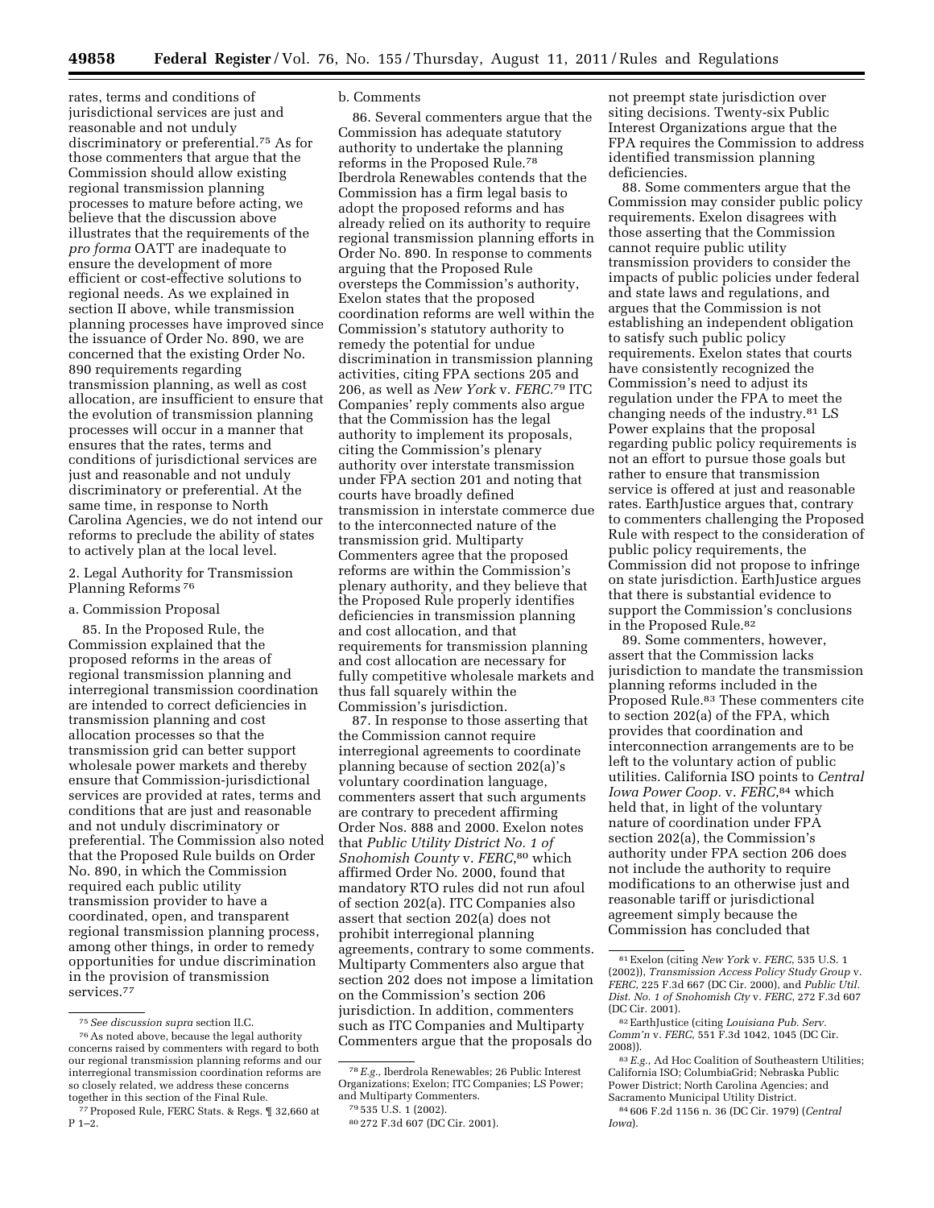rates, terms and conditions of jurisdictional services are just and reasonable and not unduly discriminatory or preferential.[75] As for those commenters that argue that the Commission should allow existing regional transmission planning processes to mature before acting, we believe that the discussion above illustrates that the requirements of the *pro forma* OATT are inadequate to ensure the development of more efficient or cost-effective solutions to regional needs. As we explained in section II above, while transmission planning processes have improved since the issuance of Order No. 890, we are concerned that the existing Order No. 890 requirements regarding transmission planning, as well as cost allocation, are insufficient to ensure that the evolution of transmission planning processes will occur in a manner that ensures that the rates, terms and conditions of jurisdictional services are just and reasonable and not unduly discriminatory or preferential. At the same time, in response to North Carolina Agencies, we do not intend our reforms to preclude the ability of states to actively plan at the local level.

### 2. Legal Authority for Transmission Planning Reforms [76]

#### a. Commission Proposal

85. In the Proposed Rule, the Commission explained that the proposed reforms in the areas of regional transmission planning and interregional transmission coordination are intended to correct deficiencies in transmission planning and cost allocation processes so that the transmission grid can better support wholesale power markets and thereby ensure that Commission-jurisdictional services are provided at rates, terms and conditions that are just and reasonable and not unduly discriminatory or preferential. The Commission also noted that the Proposed Rule builds on Order No. 890, in which the Commission required each public utility transmission provider to have a coordinated, open, and transparent regional transmission planning process, among other things, in order to remedy opportunities for undue discrimination in the provision of transmission services.[77]

#### b. Comments

86. Several commenters argue that the Commission has adequate statutory authority to undertake the planning reforms in the Proposed Rule.[78] Iberdrola Renewables contends that the Commission has a firm legal basis to adopt the proposed reforms and has already relied on its authority to require regional transmission planning efforts in Order No. 890. In response to comments arguing that the Proposed Rule oversteps the Commission's authority, Exelon states that the proposed coordination reforms are well within the Commission's statutory authority to remedy the potential for undue discrimination in transmission planning activities, citing FPA sections 205 and 206, as well as *New York* v. *FERC*.[79] ITC Companies' reply comments also argue that the Commission has the legal authority to implement its proposals, citing the Commission's plenary authority over interstate transmission under FPA section 201 and noting that courts have broadly defined transmission in interstate commerce due to the interconnected nature of the transmission grid. Multiparty Commenters agree that the proposed reforms are within the Commission's plenary authority, and they believe that the Proposed Rule properly identifies deficiencies in transmission planning and cost allocation, and that requirements for transmission planning and cost allocation are necessary for fully competitive wholesale markets and thus fall squarely within the Commission's jurisdiction.

87. In response to those asserting that the Commission cannot require interregional agreements to coordinate planning because of section 202(a)'s voluntary coordination language, commenters assert that such arguments are contrary to precedent affirming Order Nos. 888 and 2000. Exelon notes that *Public Utility District No. 1 of Snohomish County* v. *FERC*,[80] which affirmed Order No. 2000, found that mandatory RTO rules did not run afoul of section 202(a). ITC Companies also assert that section 202(a) does not prohibit interregional planning agreements, contrary to some comments. Multiparty Commenters also argue that section 202 does not impose a limitation on the Commission's section 206 jurisdiction. In addition, commenters such as ITC Companies and Multiparty Commenters argue that the proposals do not preempt state jurisdiction over siting decisions. Twenty-six Public Interest Organizations argue that the FPA requires the Commission to address identified transmission planning deficiencies.

88. Some commenters argue that the Commission may consider public policy requirements. Exelon disagrees with those asserting that the Commission cannot require public utility transmission providers to consider the impacts of public policies under federal and state laws and regulations, and argues that the Commission is not establishing an independent obligation to satisfy such public policy requirements. Exelon states that courts have consistently recognized the Commission's need to adjust its regulation under the FPA to meet the changing needs of the industry.[81] LS Power explains that the proposal regarding public policy requirements is not an effort to pursue those goals but rather to ensure that transmission service is offered at just and reasonable rates. EarthJustice argues that, contrary to commenters challenging the Proposed Rule with respect to the consideration of public policy requirements, the Commission did not propose to infringe on state jurisdiction. EarthJustice argues that there is substantial evidence to support the Commission's conclusions in the Proposed Rule.[82]

89. Some commenters, however, assert that the Commission lacks jurisdiction to mandate the transmission planning reforms included in the Proposed Rule.[83] These commenters cite to section 202(a) of the FPA, which provides that coordination and interconnection arrangements are to be left to the voluntary action of public utilities. California ISO points to *Central Iowa Power Coop.* v. *FERC*,[84] which held that, in light of the voluntary nature of coordination under FPA section 202(a), the Commission's authority under FPA section 206 does not include the authority to require modifications to an otherwise just and reasonable tariff or jurisdictional agreement simply because the Commission has concluded that

---

[75] *See discussion supra* section II.C.

[76] As noted above, because the legal authority concerns raised by commenters with regard to both our regional transmission planning reforms and our interregional transmission coordination reforms are so closely related, we address these concerns together in this section of the Final Rule.

[77] Proposed Rule, FERC Stats. & Regs. ¶ 32,660 at P 1–2.

[78] *E.g.*, Iberdrola Renewables; 26 Public Interest Organizations; Exelon; ITC Companies; LS Power; and Multiparty Commenters.

[79] 535 U.S. 1 (2002).

[80] 272 F.3d 607 (DC Cir. 2001).

[81] Exelon (citing *New York* v. *FERC*, 535 U.S. 1 (2002)), *Transmission Access Policy Study Group* v. *FERC*, 225 F.3d 667 (DC Cir. 2000), and *Public Util. Dist. No. 1 of Snohomish Cty* v. *FERC*, 272 F.3d 607 (DC Cir. 2001).

[82] EarthJustice (citing *Louisiana Pub. Serv. Comm'n* v. *FERC*, 551 F.3d 1042, 1045 (DC Cir. 2008)).

[83] *E.g.*, Ad Hoc Coalition of Southeastern Utilities; California ISO; ColumbiaGrid; Nebraska Public Power District; North Carolina Agencies; and Sacramento Municipal Utility District.

[84] 606 F.2d 1156 n. 36 (DC Cir. 1979) (*Central Iowa*).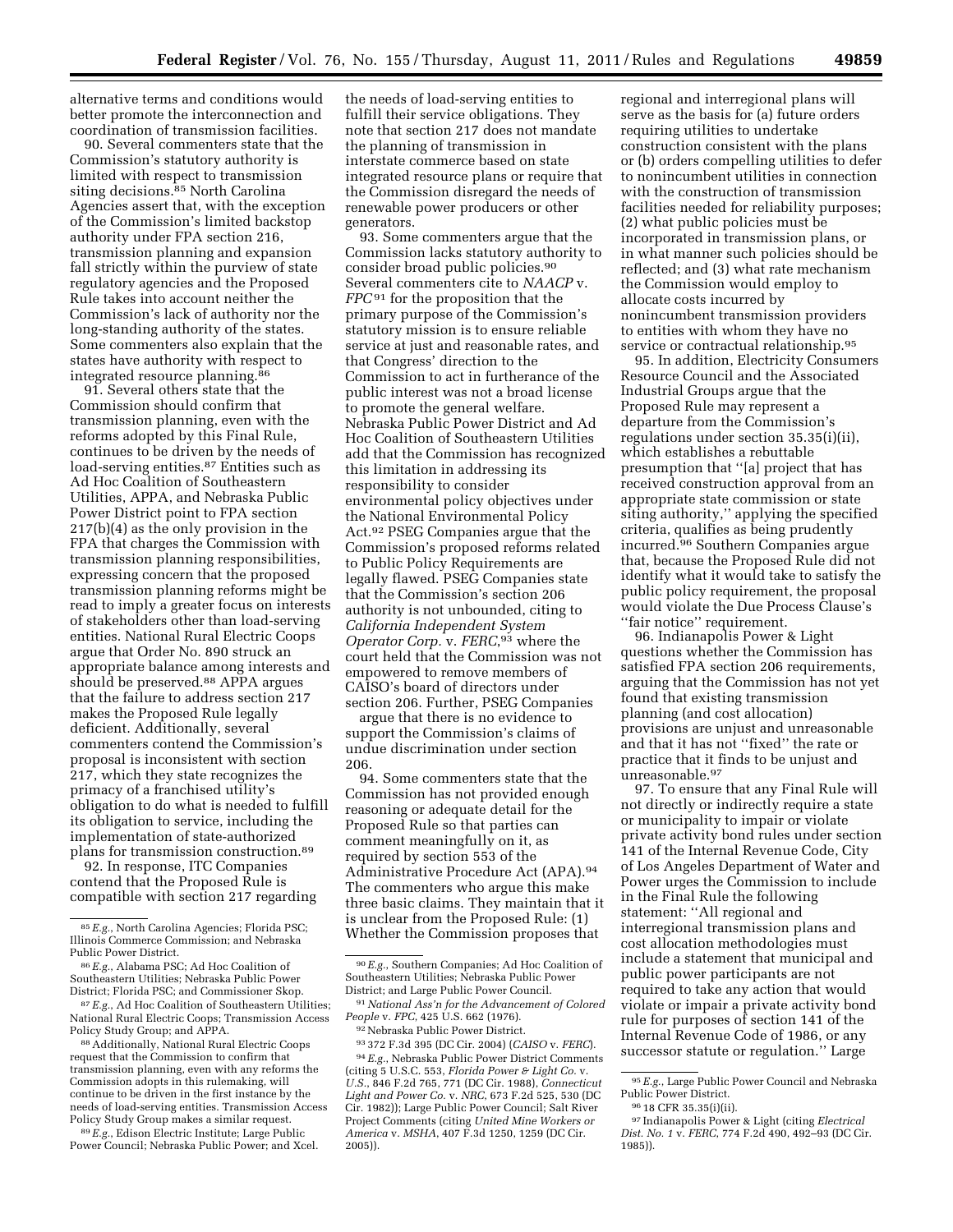alternative terms and conditions would better promote the interconnection and coordination of transmission facilities.

90. Several commenters state that the Commission's statutory authority is limited with respect to transmission siting decisions.[85] North Carolina Agencies assert that, with the exception of the Commission's limited backstop authority under FPA section 216, transmission planning and expansion fall strictly within the purview of state regulatory agencies and the Proposed Rule takes into account neither the Commission's lack of authority nor the long-standing authority of the states. Some commenters also explain that the states have authority with respect to integrated resource planning.[86]

91. Several others state that the Commission should confirm that transmission planning, even with the reforms adopted by this Final Rule, continues to be driven by the needs of load-serving entities.[87] Entities such as Ad Hoc Coalition of Southeastern Utilities, APPA, and Nebraska Public Power District point to FPA section 217(b)(4) as the only provision in the FPA that charges the Commission with transmission planning responsibilities, expressing concern that the proposed transmission planning reforms might be read to imply a greater focus on interests of stakeholders other than load-serving entities. National Rural Electric Coops argue that Order No. 890 struck an appropriate balance among interests and should be preserved.[88] APPA argues that the failure to address section 217 makes the Proposed Rule legally deficient. Additionally, several commenters contend the Commission's proposal is inconsistent with section 217, which they state recognizes the primacy of a franchised utility's obligation to do what is needed to fulfill its obligation to service, including the implementation of state-authorized plans for transmission construction.[89]

92. In response, ITC Companies contend that the Proposed Rule is compatible with section 217 regarding the needs of load-serving entities to fulfill their service obligations. They note that section 217 does not mandate the planning of transmission in interstate commerce based on state integrated resource plans or require that the Commission disregard the needs of renewable power producers or other generators.

93. Some commenters argue that the Commission lacks statutory authority to consider broad public policies.[90] Several commenters cite to *NAACP* v. *FPC*[91] for the proposition that the primary purpose of the Commission's statutory mission is to ensure reliable service at just and reasonable rates, and that Congress' direction to the Commission to act in furtherance of the public interest was not a broad license to promote the general welfare. Nebraska Public Power District and Ad Hoc Coalition of Southeastern Utilities add that the Commission has recognized this limitation in addressing its responsibility to consider environmental policy objectives under the National Environmental Policy Act.[92] PSEG Companies argue that the Commission's proposed reforms related to Public Policy Requirements are legally flawed. PSEG Companies state that the Commission's section 206 authority is not unbounded, citing to *California Independent System Operator Corp.* v. *FERC*,[93] where the court held that the Commission was not empowered to remove members of CAISO's board of directors under section 206. Further, PSEG Companies argue that there is no evidence to support the Commission's claims of undue discrimination under section 206.

94. Some commenters state that the Commission has not provided enough reasoning or adequate detail for the Proposed Rule so that parties can comment meaningfully on it, as required by section 553 of the Administrative Procedure Act (APA).[94] The commenters who argue this make three basic claims. They maintain that it is unclear from the Proposed Rule: (1) Whether the Commission proposes that regional and interregional plans will serve as the basis for (a) future orders requiring utilities to undertake construction consistent with the plans or (b) orders compelling utilities to defer to nonincumbent utilities in connection with the construction of transmission facilities needed for reliability purposes; (2) what public policies must be incorporated in transmission plans, or in what manner such policies should be reflected; and (3) what rate mechanism the Commission would employ to allocate costs incurred by nonincumbent transmission providers to entities with whom they have no service or contractual relationship.[95]

95. In addition, Electricity Consumers Resource Council and the Associated Industrial Groups argue that the Proposed Rule may represent a departure from the Commission's regulations under section 35.35(i)(ii), which establishes a rebuttable presumption that "[a] project that has received construction approval from an appropriate state commission or state siting authority," applying the specified criteria, qualifies as being prudently incurred.[96] Southern Companies argue that, because the Proposed Rule did not identify what it would take to satisfy the public policy requirement, the proposal would violate the Due Process Clause's "fair notice" requirement.

96. Indianapolis Power & Light questions whether the Commission has satisfied FPA section 206 requirements, arguing that the Commission has not yet found that existing transmission planning (and cost allocation) provisions are unjust and unreasonable and that it has not "fixed" the rate or practice that it finds to be unjust and unreasonable.[97]

97. To ensure that any Final Rule will not directly or indirectly require a state or municipality to impair or violate private activity bond rules under section 141 of the Internal Revenue Code, City of Los Angeles Department of Water and Power urges the Commission to include in the Final Rule the following statement: "All regional and interregional transmission plans and cost allocation methodologies must include a statement that municipal and public power participants are not required to take any action that would violate or impair a private activity bond rule for purposes of section 141 of the Internal Revenue Code of 1986, or any successor statute or regulation." Large

---

[85] *E.g.*, North Carolina Agencies; Florida PSC; Illinois Commerce Commission; and Nebraska Public Power District.

[86] *E.g.*, Alabama PSC; Ad Hoc Coalition of Southeastern Utilities; Nebraska Public Power District; Florida PSC; and Commissioner Skop.

[87] *E.g.*, Ad Hoc Coalition of Southeastern Utilities; National Rural Electric Coops; Transmission Access Policy Study Group; and APPA.

[88] Additionally, National Rural Electric Coops request that the Commission to confirm that transmission planning, even with any reforms the Commission adopts in this rulemaking, will continue to be driven in the first instance by the needs of load-serving entities. Transmission Access Policy Study Group makes a similar request.

[89] *E.g.*, Edison Electric Institute; Large Public Power Council; Nebraska Public Power; and Xcel.

[90] *E.g.*, Southern Companies; Ad Hoc Coalition of Southeastern Utilities; Nebraska Public Power District; and Large Public Power Council.

[91] *National Ass'n for the Advancement of Colored People* v. *FPC*, 425 U.S. 662 (1976).

[92] Nebraska Public Power District.

[93] 372 F.3d 395 (DC Cir. 2004) (*CAISO* v. *FERC*).

[94] *E.g.*, Nebraska Public Power District Comments (citing 5 U.S.C. 553, *Florida Power & Light Co.* v. *U.S.*, 846 F.2d 765, 771 (DC Cir. 1988), *Connecticut Light and Power Co.* v. *NRC*, 673 F.2d 525, 530 (DC Cir. 1982)); Large Public Power Council; Salt River Project Comments (citing *United Mine Workers or America* v. *MSHA*, 407 F.3d 1250, 1259 (DC Cir. 2005)).

[95] *E.g.*, Large Public Power Council and Nebraska Public Power District.

[96] 18 CFR 35.35(i)(ii).

[97] Indianapolis Power & Light (citing *Electrical Dist. No. 1* v. *FERC*, 774 F.2d 490, 492–93 (DC Cir. 1985)).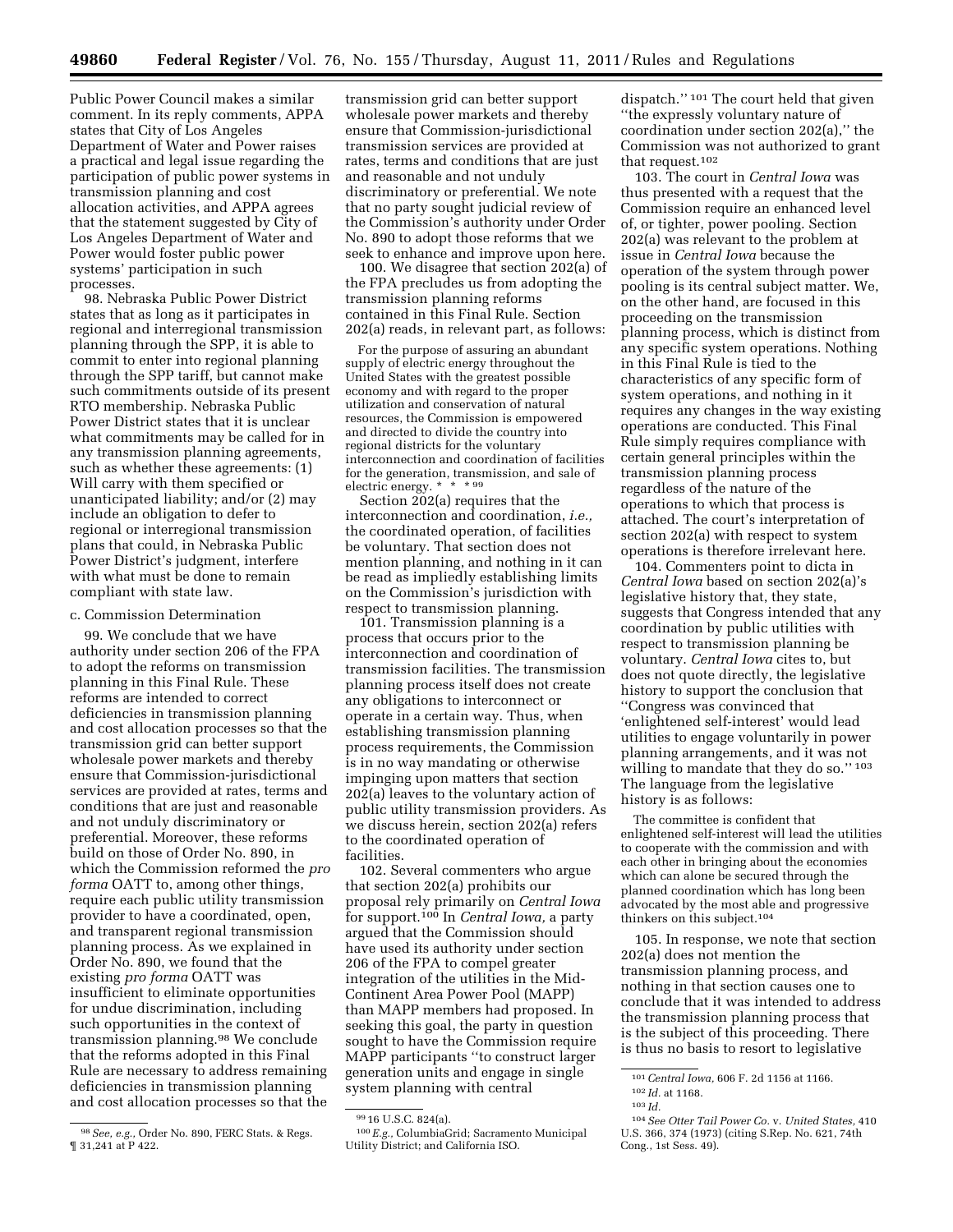Public Power Council makes a similar comment. In its reply comments, APPA states that City of Los Angeles Department of Water and Power raises a practical and legal issue regarding the participation of public power systems in transmission planning and cost allocation activities, and APPA agrees that the statement suggested by City of Los Angeles Department of Water and Power would foster public power systems' participation in such processes.

98. Nebraska Public Power District states that as long as it participates in regional and interregional transmission planning through the SPP, it is able to commit to enter into regional planning through the SPP tariff, but cannot make such commitments outside of its present RTO membership. Nebraska Public Power District states that it is unclear what commitments may be called for in any transmission planning agreements, such as whether these agreements: (1) Will carry with them specified or unanticipated liability; and/or (2) may include an obligation to defer to regional or interregional transmission plans that could, in Nebraska Public Power District's judgment, interfere with what must be done to remain compliant with state law.

c. Commission Determination

99. We conclude that we have authority under section 206 of the FPA to adopt the reforms on transmission planning in this Final Rule. These reforms are intended to correct deficiencies in transmission planning and cost allocation processes so that the transmission grid can better support wholesale power markets and thereby ensure that Commission-jurisdictional services are provided at rates, terms and conditions that are just and reasonable and not unduly discriminatory or preferential. Moreover, these reforms build on those of Order No. 890, in which the Commission reformed the *pro forma* OATT to, among other things, require each public utility transmission provider to have a coordinated, open, and transparent regional transmission planning process. As we explained in Order No. 890, we found that the existing *pro forma* OATT was insufficient to eliminate opportunities for undue discrimination, including such opportunities in the context of transmission planning.[98] We conclude that the reforms adopted in this Final Rule are necessary to address remaining deficiencies in transmission planning and cost allocation processes so that the transmission grid can better support wholesale power markets and thereby ensure that Commission-jurisdictional transmission services are provided at rates, terms and conditions that are just and reasonable and not unduly discriminatory or preferential. We note that no party sought judicial review of the Commission's authority under Order No. 890 to adopt those reforms that we seek to enhance and improve upon here.

100. We disagree that section 202(a) of the FPA precludes us from adopting the transmission planning reforms contained in this Final Rule. Section 202(a) reads, in relevant part, as follows:

> For the purpose of assuring an abundant supply of electric energy throughout the United States with the greatest possible economy and with regard to the proper utilization and conservation of natural resources, the Commission is empowered and directed to divide the country into regional districts for the voluntary interconnection and coordination of facilities for the generation, transmission, and sale of electric energy. * * * [99]

Section 202(a) requires that the interconnection and coordination, *i.e.,* the coordinated operation, of facilities be voluntary. That section does not mention planning, and nothing in it can be read as impliedly establishing limits on the Commission's jurisdiction with respect to transmission planning.

101. Transmission planning is a process that occurs prior to the interconnection and coordination of transmission facilities. The transmission planning process itself does not create any obligations to interconnect or operate in a certain way. Thus, when establishing transmission planning process requirements, the Commission is in no way mandating or otherwise impinging upon matters that section 202(a) leaves to the voluntary action of public utility transmission providers. As we discuss herein, section 202(a) refers to the coordinated operation of facilities.

102. Several commenters who argue that section 202(a) prohibits our proposal rely primarily on *Central Iowa* for support.[100] In *Central Iowa,* a party argued that the Commission should have used its authority under section 206 of the FPA to compel greater integration of the utilities in the Mid-Continent Area Power Pool (MAPP) than MAPP members had proposed. In seeking this goal, the party in question sought to have the Commission require MAPP participants ''to construct larger generation units and engage in single system planning with central dispatch.'' [101] The court held that given ''the expressly voluntary nature of coordination under section 202(a),'' the Commission was not authorized to grant that request.[102]

103. The court in *Central Iowa* was thus presented with a request that the Commission require an enhanced level of, or tighter, power pooling. Section 202(a) was relevant to the problem at issue in *Central Iowa* because the operation of the system through power pooling is its central subject matter. We, on the other hand, are focused in this proceeding on the transmission planning process, which is distinct from any specific system operations. Nothing in this Final Rule is tied to the characteristics of any specific form of system operations, and nothing in it requires any changes in the way existing operations are conducted. This Final Rule simply requires compliance with certain general principles within the transmission planning process regardless of the nature of the operations to which that process is attached. The court's interpretation of section 202(a) with respect to system operations is therefore irrelevant here.

104. Commenters point to dicta in *Central Iowa* based on section 202(a)'s legislative history that, they state, suggests that Congress intended that any coordination by public utilities with respect to transmission planning be voluntary. *Central Iowa* cites to, but does not quote directly, the legislative history to support the conclusion that ''Congress was convinced that 'enlightened self-interest' would lead utilities to engage voluntarily in power planning arrangements, and it was not willing to mandate that they do so.'' [103] The language from the legislative history is as follows:

> The committee is confident that enlightened self-interest will lead the utilities to cooperate with the commission and with each other in bringing about the economies which can alone be secured through the planned coordination which has long been advocated by the most able and progressive thinkers on this subject.[104]

105. In response, we note that section 202(a) does not mention the transmission planning process, and nothing in that section causes one to conclude that it was intended to address the transmission planning process that is the subject of this proceeding. There is thus no basis to resort to legislative

[98] *See, e.g.,* Order No. 890, FERC Stats. & Regs. ¶ 31,241 at P 422.

[99] 16 U.S.C. 824(a).

[100] *E.g.,* ColumbiaGrid; Sacramento Municipal Utility District; and California ISO.

[101] *Central Iowa,* 606 F. 2d 1156 at 1166.

[102] *Id.* at 1168.

[103] *Id.*

[104] *See Otter Tail Power Co.* v. *United States,* 410 U.S. 366, 374 (1973) (citing S.Rep. No. 621, 74th Cong., 1st Sess. 49).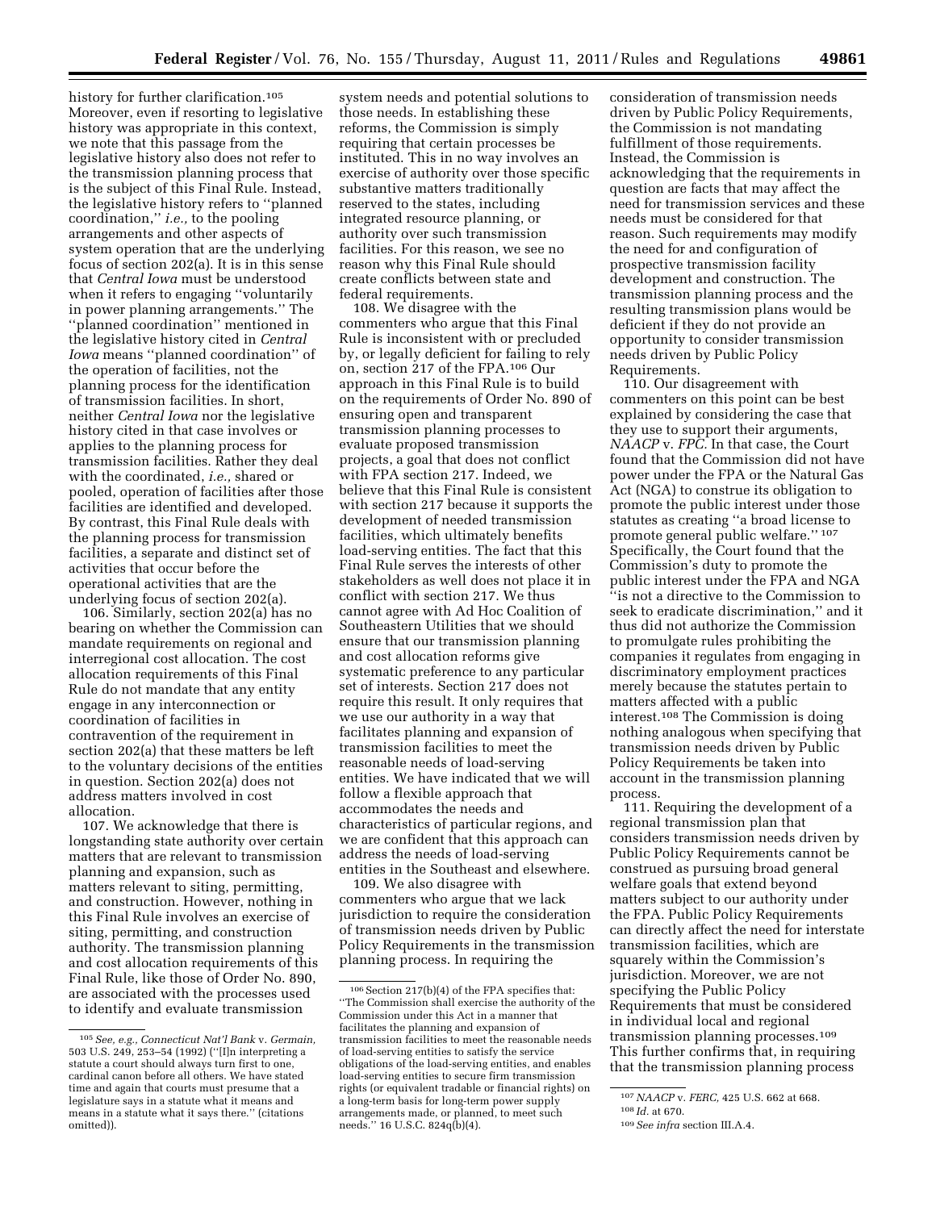history for further clarification.[105] Moreover, even if resorting to legislative history was appropriate in this context, we note that this passage from the legislative history also does not refer to the transmission planning process that is the subject of this Final Rule. Instead, the legislative history refers to ''planned coordination,'' *i.e.,* to the pooling arrangements and other aspects of system operation that are the underlying focus of section 202(a). It is in this sense that *Central Iowa* must be understood when it refers to engaging ''voluntarily in power planning arrangements.'' The ''planned coordination'' mentioned in the legislative history cited in *Central Iowa* means ''planned coordination'' of the operation of facilities, not the planning process for the identification of transmission facilities. In short, neither *Central Iowa* nor the legislative history cited in that case involves or applies to the planning process for transmission facilities. Rather they deal with the coordinated, *i.e.,* shared or pooled, operation of facilities after those facilities are identified and developed. By contrast, this Final Rule deals with the planning process for transmission facilities, a separate and distinct set of activities that occur before the operational activities that are the underlying focus of section 202(a).

106. Similarly, section 202(a) has no bearing on whether the Commission can mandate requirements on regional and interregional cost allocation. The cost allocation requirements of this Final Rule do not mandate that any entity engage in any interconnection or coordination of facilities in contravention of the requirement in section 202(a) that these matters be left to the voluntary decisions of the entities in question. Section 202(a) does not address matters involved in cost allocation.

107. We acknowledge that there is longstanding state authority over certain matters that are relevant to transmission planning and expansion, such as matters relevant to siting, permitting, and construction. However, nothing in this Final Rule involves an exercise of siting, permitting, and construction authority. The transmission planning and cost allocation requirements of this Final Rule, like those of Order No. 890, are associated with the processes used to identify and evaluate transmission system needs and potential solutions to those needs. In establishing these reforms, the Commission is simply requiring that certain processes be instituted. This in no way involves an exercise of authority over those specific substantive matters traditionally reserved to the states, including integrated resource planning, or authority over such transmission facilities. For this reason, we see no reason why this Final Rule should create conflicts between state and federal requirements.

108. We disagree with the commenters who argue that this Final Rule is inconsistent with or precluded by, or legally deficient for failing to rely on, section 217 of the FPA.[106] Our approach in this Final Rule is to build on the requirements of Order No. 890 of ensuring open and transparent transmission planning processes to evaluate proposed transmission projects, a goal that does not conflict with FPA section 217. Indeed, we believe that this Final Rule is consistent with section 217 because it supports the development of needed transmission facilities, which ultimately benefits load-serving entities. The fact that this Final Rule serves the interests of other stakeholders as well does not place it in conflict with section 217. We thus cannot agree with Ad Hoc Coalition of Southeastern Utilities that we should ensure that our transmission planning and cost allocation reforms give systematic preference to any particular set of interests. Section 217 does not require this result. It only requires that we use our authority in a way that facilitates planning and expansion of transmission facilities to meet the reasonable needs of load-serving entities. We have indicated that we will follow a flexible approach that accommodates the needs and characteristics of particular regions, and we are confident that this approach can address the needs of load-serving entities in the Southeast and elsewhere.

109. We also disagree with commenters who argue that we lack jurisdiction to require the consideration of transmission needs driven by Public Policy Requirements in the transmission planning process. In requiring the consideration of transmission needs driven by Public Policy Requirements, the Commission is not mandating fulfillment of those requirements. Instead, the Commission is acknowledging that the requirements in question are facts that may affect the need for transmission services and these needs must be considered for that reason. Such requirements may modify the need for and configuration of prospective transmission facility development and construction. The transmission planning process and the resulting transmission plans would be deficient if they do not provide an opportunity to consider transmission needs driven by Public Policy Requirements.

110. Our disagreement with commenters on this point can be best explained by considering the case that they use to support their arguments, *NAACP* v. *FPC.* In that case, the Court found that the Commission did not have power under the FPA or the Natural Gas Act (NGA) to construe its obligation to promote the public interest under those statutes as creating ''a broad license to promote general public welfare.'' [107] Specifically, the Court found that the Commission's duty to promote the public interest under the FPA and NGA ''is not a directive to the Commission to seek to eradicate discrimination,'' and it thus did not authorize the Commission to promulgate rules prohibiting the companies it regulates from engaging in discriminatory employment practices merely because the statutes pertain to matters affected with a public interest.[108] The Commission is doing nothing analogous when specifying that transmission needs driven by Public Policy Requirements be taken into account in the transmission planning process.

111. Requiring the development of a regional transmission plan that considers transmission needs driven by Public Policy Requirements cannot be construed as pursuing broad general welfare goals that extend beyond matters subject to our authority under the FPA. Public Policy Requirements can directly affect the need for interstate transmission facilities, which are squarely within the Commission's jurisdiction. Moreover, we are not specifying the Public Policy Requirements that must be considered in individual local and regional transmission planning processes.[109] This further confirms that, in requiring that the transmission planning process

---

[105] *See, e.g., Connecticut Nat'l Bank* v. *Germain,* 503 U.S. 249, 253–54 (1992) (''[I]n interpreting a statute a court should always turn first to one, cardinal canon before all others. We have stated time and again that courts must presume that a legislature says in a statute what it means and means in a statute what it says there.'' (citations omitted)).

[106] Section 217(b)(4) of the FPA specifies that: ''The Commission shall exercise the authority of the Commission under this Act in a manner that facilitates the planning and expansion of transmission facilities to meet the reasonable needs of load-serving entities to satisfy the service obligations of the load-serving entities, and enables load-serving entities to secure firm transmission rights (or equivalent tradable or financial rights) on a long-term basis for long-term power supply arrangements made, or planned, to meet such needs.'' 16 U.S.C. 824q(b)(4).

[107] *NAACP* v. *FERC,* 425 U.S. 662 at 668.

[108] *Id.* at 670.

[109] *See infra* section III.A.4.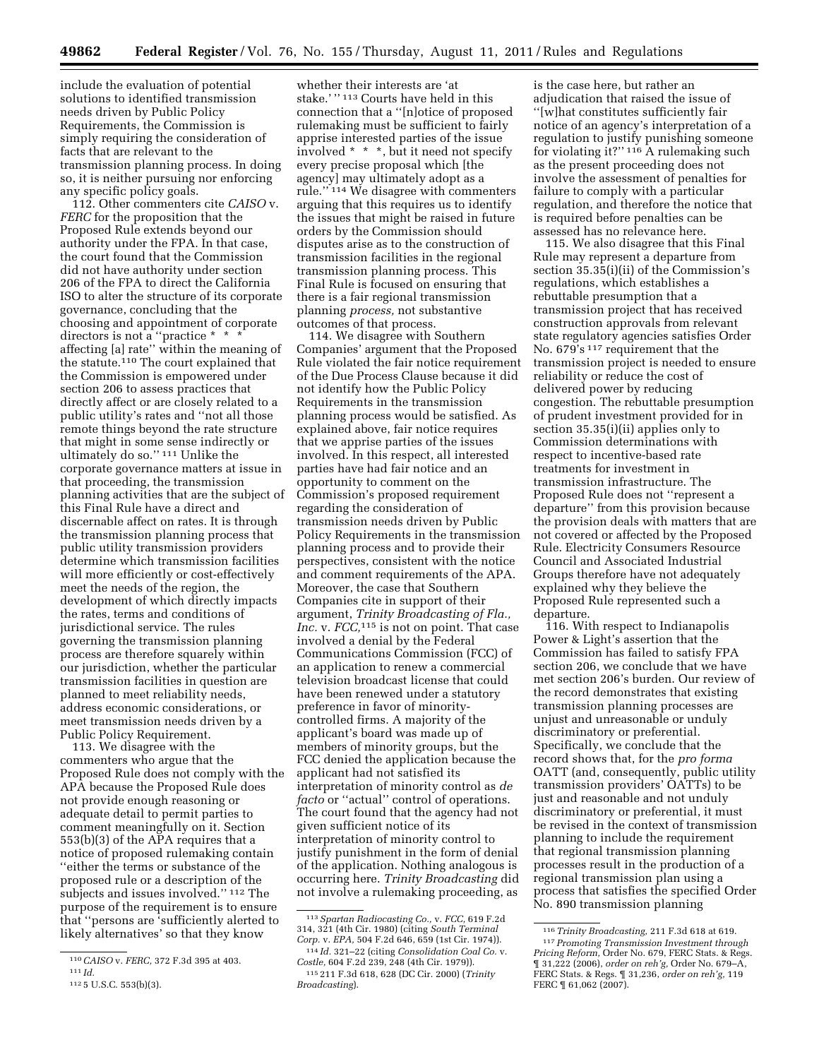include the evaluation of potential solutions to identified transmission needs driven by Public Policy Requirements, the Commission is simply requiring the consideration of facts that are relevant to the transmission planning process. In doing so, it is neither pursuing nor enforcing any specific policy goals.

112. Other commenters cite *CAISO* v. *FERC* for the proposition that the Proposed Rule extends beyond our authority under the FPA. In that case, the court found that the Commission did not have authority under section 206 of the FPA to direct the California ISO to alter the structure of its corporate governance, concluding that the choosing and appointment of corporate directors is not a ''practice * * * affecting [a] rate'' within the meaning of the statute.[110] The court explained that the Commission is empowered under section 206 to assess practices that directly affect or are closely related to a public utility's rates and ''not all those remote things beyond the rate structure that might in some sense indirectly or ultimately do so.'' [111] Unlike the corporate governance matters at issue in that proceeding, the transmission planning activities that are the subject of this Final Rule have a direct and discernable affect on rates. It is through the transmission planning process that public utility transmission providers determine which transmission facilities will more efficiently or cost-effectively meet the needs of the region, the development of which directly impacts the rates, terms and conditions of jurisdictional service. The rules governing the transmission planning process are therefore squarely within our jurisdiction, whether the particular transmission facilities in question are planned to meet reliability needs, address economic considerations, or meet transmission needs driven by a Public Policy Requirement.

113. We disagree with the commenters who argue that the Proposed Rule does not comply with the APA because the Proposed Rule does not provide enough reasoning or adequate detail to permit parties to comment meaningfully on it. Section 553(b)(3) of the APA requires that a notice of proposed rulemaking contain ''either the terms or substance of the proposed rule or a description of the subjects and issues involved.'' [112] The purpose of the requirement is to ensure that ''persons are 'sufficiently alerted to likely alternatives' so that they know whether their interests are 'at stake.' '' [113] Courts have held in this connection that a ''[n]otice of proposed rulemaking must be sufficient to fairly apprise interested parties of the issue involved * * *, but it need not specify every precise proposal which [the agency] may ultimately adopt as a rule.'' [114] We disagree with commenters arguing that this requires us to identify the issues that might be raised in future orders by the Commission should disputes arise as to the construction of transmission facilities in the regional transmission planning process. This Final Rule is focused on ensuring that there is a fair regional transmission planning *process,* not substantive outcomes of that process.

114. We disagree with Southern Companies' argument that the Proposed Rule violated the fair notice requirement of the Due Process Clause because it did not identify how the Public Policy Requirements in the transmission planning process would be satisfied. As explained above, fair notice requires that we apprise parties of the issues involved. In this respect, all interested parties have had fair notice and an opportunity to comment on the Commission's proposed requirement regarding the consideration of transmission needs driven by Public Policy Requirements in the transmission planning process and to provide their perspectives, consistent with the notice and comment requirements of the APA. Moreover, the case that Southern Companies cite in support of their argument, *Trinity Broadcasting of Fla., Inc.* v. *FCC,*[115] is not on point. That case involved a denial by the Federal Communications Commission (FCC) of an application to renew a commercial television broadcast license that could have been renewed under a statutory preference in favor of minority-controlled firms. A majority of the applicant's board was made up of members of minority groups, but the FCC denied the application because the applicant had not satisfied its interpretation of minority control as *de facto* or ''actual'' control of operations. The court found that the agency had not given sufficient notice of its interpretation of minority control to justify punishment in the form of denial of the application. Nothing analogous is occurring here. *Trinity Broadcasting* did not involve a rulemaking proceeding, as is the case here, but rather an adjudication that raised the issue of ''[w]hat constitutes sufficiently fair notice of an agency's interpretation of a regulation to justify punishing someone for violating it?'' [116] A rulemaking such as the present proceeding does not involve the assessment of penalties for failure to comply with a particular regulation, and therefore the notice that is required before penalties can be assessed has no relevance here.

115. We also disagree that this Final Rule may represent a departure from section 35.35(i)(ii) of the Commission's regulations, which establishes a rebuttable presumption that a transmission project that has received construction approvals from relevant state regulatory agencies satisfies Order No. 679's [117] requirement that the transmission project is needed to ensure reliability or reduce the cost of delivered power by reducing congestion. The rebuttable presumption of prudent investment provided for in section 35.35(i)(ii) applies only to Commission determinations with respect to incentive-based rate treatments for investment in transmission infrastructure. The Proposed Rule does not ''represent a departure'' from this provision because the provision deals with matters that are not covered or affected by the Proposed Rule. Electricity Consumers Resource Council and Associated Industrial Groups therefore have not adequately explained why they believe the Proposed Rule represented such a departure.

116. With respect to Indianapolis Power & Light's assertion that the Commission has failed to satisfy FPA section 206, we conclude that we have met section 206's burden. Our review of the record demonstrates that existing transmission planning processes are unjust and unreasonable or unduly discriminatory or preferential. Specifically, we conclude that the record shows that, for the *pro forma* OATT (and, consequently, public utility transmission providers' OATTs) to be just and reasonable and not unduly discriminatory or preferential, it must be revised in the context of transmission planning to include the requirement that regional transmission planning processes result in the production of a regional transmission plan using a process that satisfies the specified Order No. 890 transmission planning

[110] *CAISO* v. *FERC,* 372 F.3d 395 at 403.

[111] *Id.*

[112] 5 U.S.C. 553(b)(3).

[113] *Spartan Radiocasting Co.,* v. *FCC,* 619 F.2d 314, 321 (4th Cir. 1980) (citing *South Terminal Corp.* v. *EPA,* 504 F.2d 646, 659 (1st Cir. 1974)).

[114] *Id.* 321–22 (citing *Consolidation Coal Co.* v. *Costle,* 604 F.2d 239, 248 (4th Cir. 1979)).

[115] 211 F.3d 618, 628 (DC Cir. 2000) (*Trinity Broadcasting*).

[116] *Trinity Broadcasting,* 211 F.3d 618 at 619.

[117] *Promoting Transmission Investment through Pricing Reform,* Order No. 679, FERC Stats. & Regs. ¶ 31,222 (2006), *order on reh'g,* Order No. 679–A, FERC Stats. & Regs. ¶ 31,236, *order on reh'g,* 119 FERC ¶ 61,062 (2007).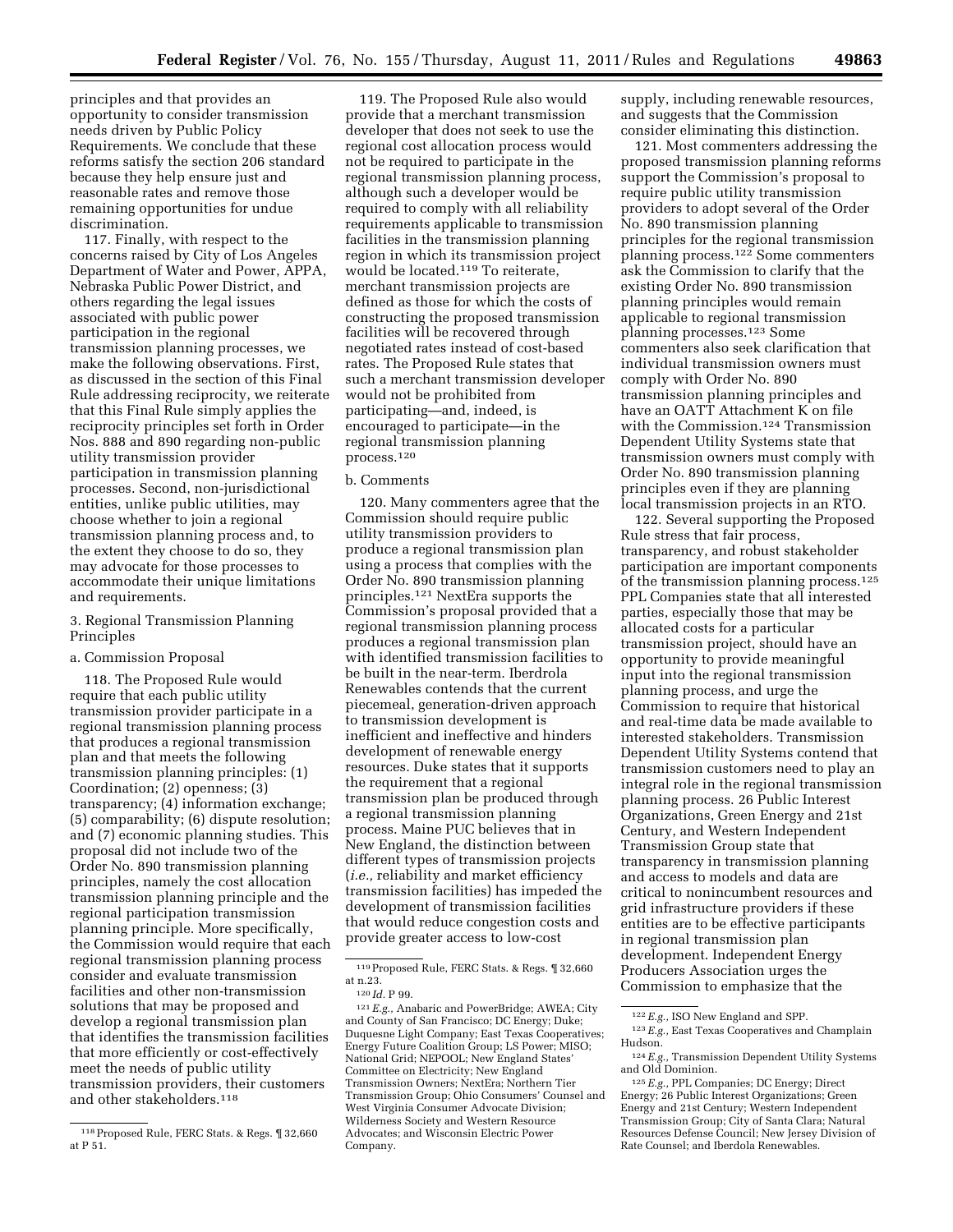principles and that provides an opportunity to consider transmission needs driven by Public Policy Requirements. We conclude that these reforms satisfy the section 206 standard because they help ensure just and reasonable rates and remove those remaining opportunities for undue discrimination.

117. Finally, with respect to the concerns raised by City of Los Angeles Department of Water and Power, APPA, Nebraska Public Power District, and others regarding the legal issues associated with public power participation in the regional transmission planning processes, we make the following observations. First, as discussed in the section of this Final Rule addressing reciprocity, we reiterate that this Final Rule simply applies the reciprocity principles set forth in Order Nos. 888 and 890 regarding non-public utility transmission provider participation in transmission planning processes. Second, non-jurisdictional entities, unlike public utilities, may choose whether to join a regional transmission planning process and, to the extent they choose to do so, they may advocate for those processes to accommodate their unique limitations and requirements.

3. Regional Transmission Planning Principles

a. Commission Proposal

118. The Proposed Rule would require that each public utility transmission provider participate in a regional transmission planning process that produces a regional transmission plan and that meets the following transmission planning principles: (1) Coordination; (2) openness; (3) transparency; (4) information exchange; (5) comparability; (6) dispute resolution; and (7) economic planning studies. This proposal did not include two of the Order No. 890 transmission planning principles, namely the cost allocation transmission planning principle and the regional participation transmission planning principle. More specifically, the Commission would require that each regional transmission planning process consider and evaluate transmission facilities and other non-transmission solutions that may be proposed and develop a regional transmission plan that identifies the transmission facilities that more efficiently or cost-effectively meet the needs of public utility transmission providers, their customers and other stakeholders.[118]

119. The Proposed Rule also would provide that a merchant transmission developer that does not seek to use the regional cost allocation process would not be required to participate in the regional transmission planning process, although such a developer would be required to comply with all reliability requirements applicable to transmission facilities in the transmission planning region in which its transmission project would be located.[119] To reiterate, merchant transmission projects are defined as those for which the costs of constructing the proposed transmission facilities will be recovered through negotiated rates instead of cost-based rates. The Proposed Rule states that such a merchant transmission developer would not be prohibited from participating—and, indeed, is encouraged to participate—in the regional transmission planning process.[120]

b. Comments

120. Many commenters agree that the Commission should require public utility transmission providers to produce a regional transmission plan using a process that complies with the Order No. 890 transmission planning principles.[121] NextEra supports the Commission's proposal provided that a regional transmission planning process produces a regional transmission plan with identified transmission facilities to be built in the near-term. Iberdrola Renewables contends that the current piecemeal, generation-driven approach to transmission development is inefficient and ineffective and hinders development of renewable energy resources. Duke states that it supports the requirement that a regional transmission plan be produced through a regional transmission planning process. Maine PUC believes that in New England, the distinction between different types of transmission projects (*i.e.,* reliability and market efficiency transmission facilities) has impeded the development of transmission facilities that would reduce congestion costs and provide greater access to low-cost supply, including renewable resources, and suggests that the Commission consider eliminating this distinction.

121. Most commenters addressing the proposed transmission planning reforms support the Commission's proposal to require public utility transmission providers to adopt several of the Order No. 890 transmission planning principles for the regional transmission planning process.[122] Some commenters ask the Commission to clarify that the existing Order No. 890 transmission planning principles would remain applicable to regional transmission planning processes.[123] Some commenters also seek clarification that individual transmission owners must comply with Order No. 890 transmission planning principles and have an OATT Attachment K on file with the Commission.[124] Transmission Dependent Utility Systems state that transmission owners must comply with Order No. 890 transmission planning principles even if they are planning local transmission projects in an RTO.

122. Several supporting the Proposed Rule stress that fair process, transparency, and robust stakeholder participation are important components of the transmission planning process.[125] PPL Companies state that all interested parties, especially those that may be allocated costs for a particular transmission project, should have an opportunity to provide meaningful input into the regional transmission planning process, and urge the Commission to require that historical and real-time data be made available to interested stakeholders. Transmission Dependent Utility Systems contend that transmission customers need to play an integral role in the regional transmission planning process. 26 Public Interest Organizations, Green Energy and 21st Century, and Western Independent Transmission Group state that transparency in transmission planning and access to models and data are critical to nonincumbent resources and grid infrastructure providers if these entities are to be effective participants in regional transmission plan development. Independent Energy Producers Association urges the Commission to emphasize that the

---

[118] Proposed Rule, FERC Stats. & Regs. ¶ 32,660 at P 51.

[119] Proposed Rule, FERC Stats. & Regs. ¶ 32,660 at n.23.

[120] *Id.* P 99.

[121] *E.g.,* Anabaric and PowerBridge; AWEA; City and County of San Francisco; DC Energy; Duke; Duquesne Light Company; East Texas Cooperatives; Energy Future Coalition Group; LS Power; MISO; National Grid; NEPOOL; New England States' Committee on Electricity; New England Transmission Owners; NextEra; Northern Tier Transmission Group; Ohio Consumers' Counsel and West Virginia Consumer Advocate Division; Wilderness Society and Western Resource Advocates; and Wisconsin Electric Power Company.

[122] *E.g.,* ISO New England and SPP.

[123] *E.g.,* East Texas Cooperatives and Champlain Hudson.

[124] *E.g.,* Transmission Dependent Utility Systems and Old Dominion.

[125] *E.g.,* PPL Companies; DC Energy; Direct Energy; 26 Public Interest Organizations; Green Energy and 21st Century; Western Independent Transmission Group; City of Santa Clara; Natural Resources Defense Council; New Jersey Division of Rate Counsel; and Iberdola Renewables.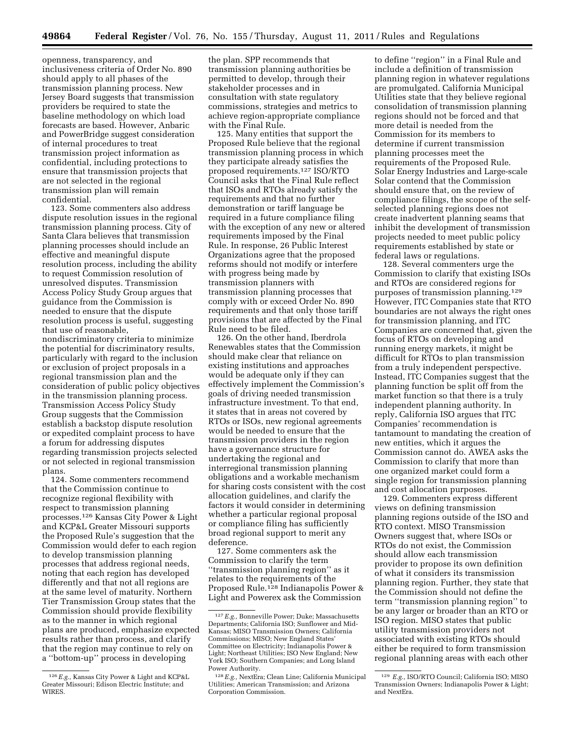openness, transparency, and inclusiveness criteria of Order No. 890 should apply to all phases of the transmission planning process. New Jersey Board suggests that transmission providers be required to state the baseline methodology on which load forecasts are based. However, Anbaric and PowerBridge suggest consideration of internal procedures to treat transmission project information as confidential, including protections to ensure that transmission projects that are not selected in the regional transmission plan will remain confidential.

123. Some commenters also address dispute resolution issues in the regional transmission planning process. City of Santa Clara believes that transmission planning processes should include an effective and meaningful dispute resolution process, including the ability to request Commission resolution of unresolved disputes. Transmission Access Policy Study Group argues that guidance from the Commission is needed to ensure that the dispute resolution process is useful, suggesting that use of reasonable, nondiscriminatory criteria to minimize the potential for discriminatory results, particularly with regard to the inclusion or exclusion of project proposals in a regional transmission plan and the consideration of public policy objectives in the transmission planning process. Transmission Access Policy Study Group suggests that the Commission establish a backstop dispute resolution or expedited complaint process to have a forum for addressing disputes regarding transmission projects selected or not selected in regional transmission plans.

124. Some commenters recommend that the Commission continue to recognize regional flexibility with respect to transmission planning processes.[126] Kansas City Power & Light and KCP&L Greater Missouri supports the Proposed Rule's suggestion that the Commission would defer to each region to develop transmission planning processes that address regional needs, noting that each region has developed differently and that not all regions are at the same level of maturity. Northern Tier Transmission Group states that the Commission should provide flexibility as to the manner in which regional plans are produced, emphasize expected results rather than process, and clarify that the region may continue to rely on a "bottom-up" process in developing the plan. SPP recommends that transmission planning authorities be permitted to develop, through their stakeholder processes and in consultation with state regulatory commissions, strategies and metrics to achieve region-appropriate compliance with the Final Rule.

125. Many entities that support the Proposed Rule believe that the regional transmission planning process in which they participate already satisfies the proposed requirements.[127] ISO/RTO Council asks that the Final Rule reflect that ISOs and RTOs already satisfy the requirements and that no further demonstration or tariff language be required in a future compliance filing with the exception of any new or altered requirements imposed by the Final Rule. In response, 26 Public Interest Organizations agree that the proposed reforms should not modify or interfere with progress being made by transmission planners with transmission planning processes that comply with or exceed Order No. 890 requirements and that only those tariff provisions that are affected by the Final Rule need to be filed.

126. On the other hand, Iberdrola Renewables states that the Commission should make clear that reliance on existing institutions and approaches would be adequate only if they can effectively implement the Commission's goals of driving needed transmission infrastructure investment. To that end, it states that in areas not covered by RTOs or ISOs, new regional agreements would be needed to ensure that the transmission providers in the region have a governance structure for undertaking the regional and interregional transmission planning obligations and a workable mechanism for sharing costs consistent with the cost allocation guidelines, and clarify the factors it would consider in determining whether a particular regional proposal or compliance filing has sufficiently broad regional support to merit any deference.

127. Some commenters ask the Commission to clarify the term "transmission planning region" as it relates to the requirements of the Proposed Rule.[128] Indianapolis Power & Light and Powerex ask the Commission to define "region" in a Final Rule and include a definition of transmission planning region in whatever regulations are promulgated. California Municipal Utilities state that they believe regional consolidation of transmission planning regions should not be forced and that more detail is needed from the Commission for its members to determine if current transmission planning processes meet the requirements of the Proposed Rule. Solar Energy Industries and Large-scale Solar contend that the Commission should ensure that, on the review of compliance filings, the scope of the self-selected planning regions does not create inadvertent planning seams that inhibit the development of transmission projects needed to meet public policy requirements established by state or federal laws or regulations.

128. Several commenters urge the Commission to clarify that existing ISOs and RTOs are considered regions for purposes of transmission planning.[129] However, ITC Companies state that RTO boundaries are not always the right ones for transmission planning, and ITC Companies are concerned that, given the focus of RTOs on developing and running energy markets, it might be difficult for RTOs to plan transmission from a truly independent perspective. Instead, ITC Companies suggest that the planning function be split off from the market function so that there is a truly independent planning authority. In reply, California ISO argues that ITC Companies' recommendation is tantamount to mandating the creation of new entities, which it argues the Commission cannot do. AWEA asks the Commission to clarify that more than one organized market could form a single region for transmission planning and cost allocation purposes.

129. Commenters express different views on defining transmission planning regions outside of the ISO and RTO context. MISO Transmission Owners suggest that, where ISOs or RTOs do not exist, the Commission should allow each transmission provider to propose its own definition of what it considers its transmission planning region. Further, they state that the Commission should not define the term "transmission planning region" to be any larger or broader than an RTO or ISO region. MISO states that public utility transmission providers not associated with existing RTOs should either be required to form transmission regional planning areas with each other

---

[126] *E.g.,* Kansas City Power & Light and KCP&L Greater Missouri; Edison Electric Institute; and WIRES.

[127] *E.g.,* Bonneville Power; Duke; Massachusetts Departments; California ISO; Sunflower and Mid-Kansas; MISO Transmission Owners; California Commissions; MISO; New England States' Committee on Electricity; Indianapolis Power & Light; Northeast Utilities; ISO New England; New York ISO; Southern Companies; and Long Island Power Authority.

[128] *E.g.,* NextEra; Clean Line; California Municipal Utilities; American Transmission; and Arizona Corporation Commission.

[129] *E.g.,* ISO/RTO Council; California ISO; MISO Transmission Owners; Indianapolis Power & Light; and NextEra.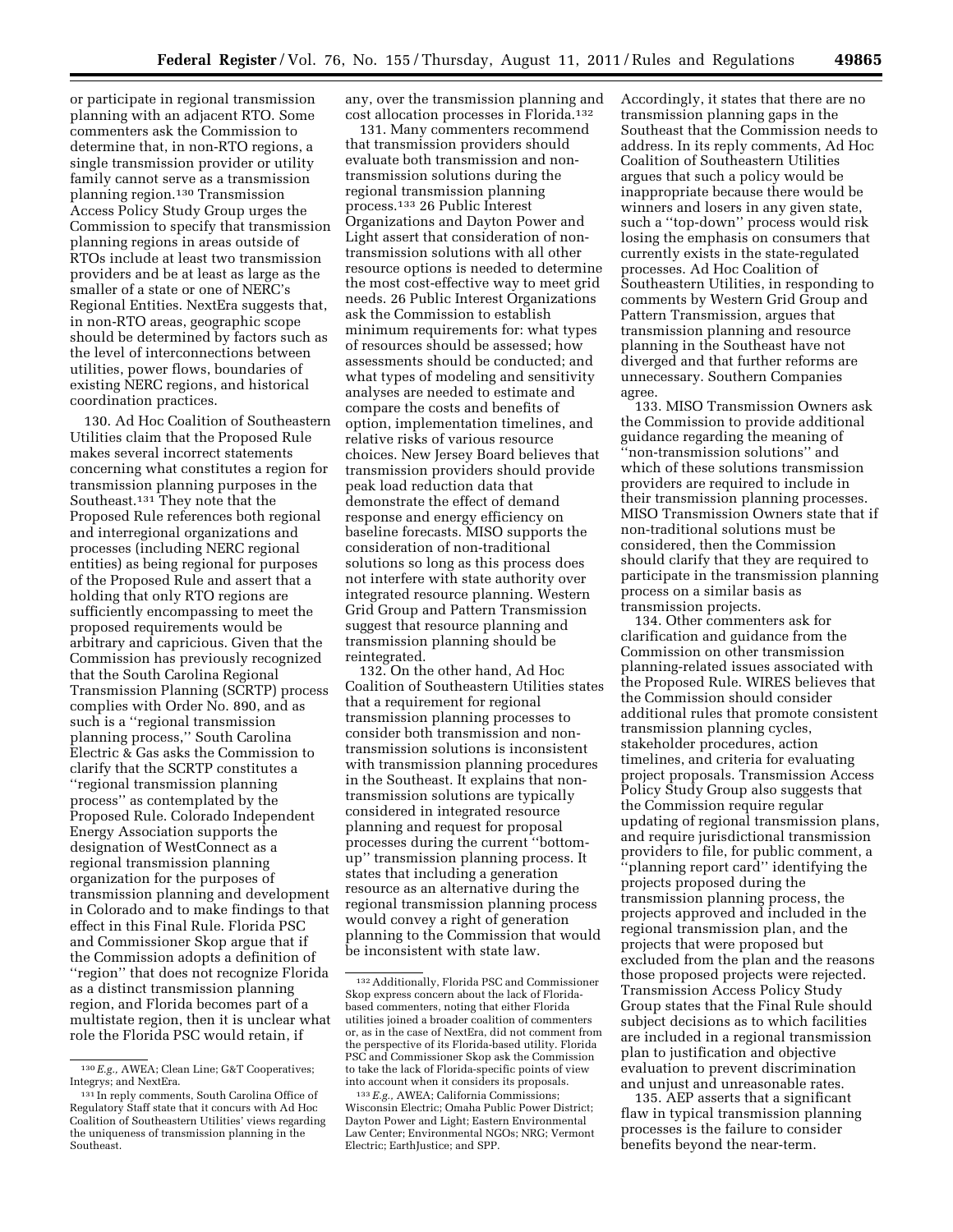or participate in regional transmission planning with an adjacent RTO. Some commenters ask the Commission to determine that, in non-RTO regions, a single transmission provider or utility family cannot serve as a transmission planning region.[130] Transmission Access Policy Study Group urges the Commission to specify that transmission planning regions in areas outside of RTOs include at least two transmission providers and be at least as large as the smaller of a state or one of NERC's Regional Entities. NextEra suggests that, in non-RTO areas, geographic scope should be determined by factors such as the level of interconnections between utilities, power flows, boundaries of existing NERC regions, and historical coordination practices.

130. Ad Hoc Coalition of Southeastern Utilities claim that the Proposed Rule makes several incorrect statements concerning what constitutes a region for transmission planning purposes in the Southeast.[131] They note that the Proposed Rule references both regional and interregional organizations and processes (including NERC regional entities) as being regional for purposes of the Proposed Rule and assert that a holding that only RTO regions are sufficiently encompassing to meet the proposed requirements would be arbitrary and capricious. Given that the Commission has previously recognized that the South Carolina Regional Transmission Planning (SCRTP) process complies with Order No. 890, and as such is a ''regional transmission planning process,'' South Carolina Electric & Gas asks the Commission to clarify that the SCRTP constitutes a ''regional transmission planning process'' as contemplated by the Proposed Rule. Colorado Independent Energy Association supports the designation of WestConnect as a regional transmission planning organization for the purposes of transmission planning and development in Colorado and to make findings to that effect in this Final Rule. Florida PSC and Commissioner Skop argue that if the Commission adopts a definition of ''region'' that does not recognize Florida as a distinct transmission planning region, and Florida becomes part of a multistate region, then it is unclear what role the Florida PSC would retain, if any, over the transmission planning and cost allocation processes in Florida.[132]

131. Many commenters recommend that transmission providers should evaluate both transmission and non-transmission solutions during the regional transmission planning process.[133] 26 Public Interest Organizations and Dayton Power and Light assert that consideration of non-transmission solutions with all other resource options is needed to determine the most cost-effective way to meet grid needs. 26 Public Interest Organizations ask the Commission to establish minimum requirements for: what types of resources should be assessed; how assessments should be conducted; and what types of modeling and sensitivity analyses are needed to estimate and compare the costs and benefits of option, implementation timelines, and relative risks of various resource choices. New Jersey Board believes that transmission providers should provide peak load reduction data that demonstrate the effect of demand response and energy efficiency on baseline forecasts. MISO supports the consideration of non-traditional solutions so long as this process does not interfere with state authority over integrated resource planning. Western Grid Group and Pattern Transmission suggest that resource planning and transmission planning should be reintegrated.

132. On the other hand, Ad Hoc Coalition of Southeastern Utilities states that a requirement for regional transmission planning processes to consider both transmission and non-transmission solutions is inconsistent with transmission planning procedures in the Southeast. It explains that non-transmission solutions are typically considered in integrated resource planning and request for proposal processes during the current ''bottom-up'' transmission planning process. It states that including a generation resource as an alternative during the regional transmission planning process would convey a right of generation planning to the Commission that would be inconsistent with state law. Accordingly, it states that there are no transmission planning gaps in the Southeast that the Commission needs to address. In its reply comments, Ad Hoc Coalition of Southeastern Utilities argues that such a policy would be inappropriate because there would be winners and losers in any given state, such a ''top-down'' process would risk losing the emphasis on consumers that currently exists in the state-regulated processes. Ad Hoc Coalition of Southeastern Utilities, in responding to comments by Western Grid Group and Pattern Transmission, argues that transmission planning and resource planning in the Southeast have not diverged and that further reforms are unnecessary. Southern Companies agree.

133. MISO Transmission Owners ask the Commission to provide additional guidance regarding the meaning of ''non-transmission solutions'' and which of these solutions transmission providers are required to include in their transmission planning processes. MISO Transmission Owners state that if non-traditional solutions must be considered, then the Commission should clarify that they are required to participate in the transmission planning process on a similar basis as transmission projects.

134. Other commenters ask for clarification and guidance from the Commission on other transmission planning-related issues associated with the Proposed Rule. WIRES believes that the Commission should consider additional rules that promote consistent transmission planning cycles, stakeholder procedures, action timelines, and criteria for evaluating project proposals. Transmission Access Policy Study Group also suggests that the Commission require regular updating of regional transmission plans, and require jurisdictional transmission providers to file, for public comment, a ''planning report card'' identifying the projects proposed during the transmission planning process, the projects approved and included in the regional transmission plan, and the projects that were proposed but excluded from the plan and the reasons those proposed projects were rejected. Transmission Access Policy Study Group states that the Final Rule should subject decisions as to which facilities are included in a regional transmission plan to justification and objective evaluation to prevent discrimination and unjust and unreasonable rates.

135. AEP asserts that a significant flaw in typical transmission planning processes is the failure to consider benefits beyond the near-term.

---

[130] *E.g.,* AWEA; Clean Line; G&T Cooperatives; Integrys; and NextEra.

[131] In reply comments, South Carolina Office of Regulatory Staff state that it concurs with Ad Hoc Coalition of Southeastern Utilities' views regarding the uniqueness of transmission planning in the Southeast.

[132] Additionally, Florida PSC and Commissioner Skop express concern about the lack of Florida-based commenters, noting that either Florida utilities joined a broader coalition of commenters or, as in the case of NextEra, did not comment from the perspective of its Florida-based utility. Florida PSC and Commissioner Skop ask the Commission to take the lack of Florida-specific points of view into account when it considers its proposals.

[133] *E.g.,* AWEA; California Commissions; Wisconsin Electric; Omaha Public Power District; Dayton Power and Light; Eastern Environmental Law Center; Environmental NGOs; NRG; Vermont Electric; EarthJustice; and SPP.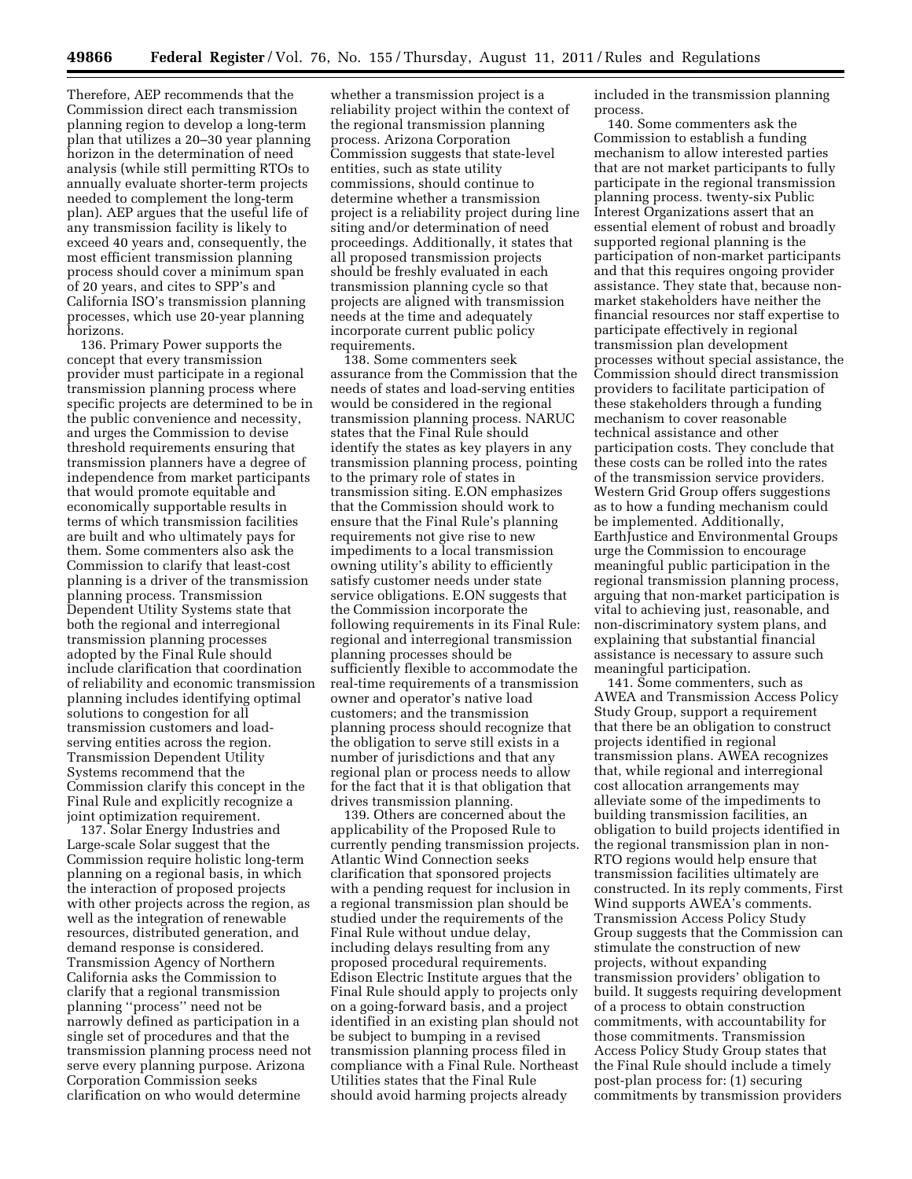Therefore, AEP recommends that the Commission direct each transmission planning region to develop a long-term plan that utilizes a 20–30 year planning horizon in the determination of need analysis (while still permitting RTOs to annually evaluate shorter-term projects needed to complement the long-term plan). AEP argues that the useful life of any transmission facility is likely to exceed 40 years and, consequently, the most efficient transmission planning process should cover a minimum span of 20 years, and cites to SPP's and California ISO's transmission planning processes, which use 20-year planning horizons.

136. Primary Power supports the concept that every transmission provider must participate in a regional transmission planning process where specific projects are determined to be in the public convenience and necessity, and urges the Commission to devise threshold requirements ensuring that transmission planners have a degree of independence from market participants that would promote equitable and economically supportable results in terms of which transmission facilities are built and who ultimately pays for them. Some commenters also ask the Commission to clarify that least-cost planning is a driver of the transmission planning process. Transmission Dependent Utility Systems state that both the regional and interregional transmission planning processes adopted by the Final Rule should include clarification that coordination of reliability and economic transmission planning includes identifying optimal solutions to congestion for all transmission customers and load-serving entities across the region. Transmission Dependent Utility Systems recommend that the Commission clarify this concept in the Final Rule and explicitly recognize a joint optimization requirement.

137. Solar Energy Industries and Large-scale Solar suggest that the Commission require holistic long-term planning on a regional basis, in which the interaction of proposed projects with other projects across the region, as well as the integration of renewable resources, distributed generation, and demand response is considered. Transmission Agency of Northern California asks the Commission to clarify that a regional transmission planning "process" need not be narrowly defined as participation in a single set of procedures and that the transmission planning process need not serve every planning purpose. Arizona Corporation Commission seeks clarification on who would determine whether a transmission project is a reliability project within the context of the regional transmission planning process. Arizona Corporation Commission suggests that state-level entities, such as state utility commissions, should continue to determine whether a transmission project is a reliability project during line siting and/or determination of need proceedings. Additionally, it states that all proposed transmission projects should be freshly evaluated in each transmission planning cycle so that projects are aligned with transmission needs at the time and adequately incorporate current public policy requirements.

138. Some commenters seek assurance from the Commission that the needs of states and load-serving entities would be considered in the regional transmission planning process. NARUC states that the Final Rule should identify the states as key players in any transmission planning process, pointing to the primary role of states in transmission siting. E.ON emphasizes that the Commission should work to ensure that the Final Rule's planning requirements not give rise to new impediments to a local transmission owning utility's ability to efficiently satisfy customer needs under state service obligations. E.ON suggests that the Commission incorporate the following requirements in its Final Rule: regional and interregional transmission planning processes should be sufficiently flexible to accommodate the real-time requirements of a transmission owner and operator's native load customers; and the transmission planning process should recognize that the obligation to serve still exists in a number of jurisdictions and that any regional plan or process needs to allow for the fact that it is that obligation that drives transmission planning.

139. Others are concerned about the applicability of the Proposed Rule to currently pending transmission projects. Atlantic Wind Connection seeks clarification that sponsored projects with a pending request for inclusion in a regional transmission plan should be studied under the requirements of the Final Rule without undue delay, including delays resulting from any proposed procedural requirements. Edison Electric Institute argues that the Final Rule should apply to projects only on a going-forward basis, and a project identified in an existing plan should not be subject to bumping in a revised transmission planning process filed in compliance with a Final Rule. Northeast Utilities states that the Final Rule should avoid harming projects already included in the transmission planning process.

140. Some commenters ask the Commission to establish a funding mechanism to allow interested parties that are not market participants to fully participate in the regional transmission planning process. twenty-six Public Interest Organizations assert that an essential element of robust and broadly supported regional planning is the participation of non-market participants and that this requires ongoing provider assistance. They state that, because non-market stakeholders have neither the financial resources nor staff expertise to participate effectively in regional transmission plan development processes without special assistance, the Commission should direct transmission providers to facilitate participation of these stakeholders through a funding mechanism to cover reasonable technical assistance and other participation costs. They conclude that these costs can be rolled into the rates of the transmission service providers. Western Grid Group offers suggestions as to how a funding mechanism could be implemented. Additionally, EarthJustice and Environmental Groups urge the Commission to encourage meaningful public participation in the regional transmission planning process, arguing that non-market participation is vital to achieving just, reasonable, and non-discriminatory system plans, and explaining that substantial financial assistance is necessary to assure such meaningful participation.

141. Some commenters, such as AWEA and Transmission Access Policy Study Group, support a requirement that there be an obligation to construct projects identified in regional transmission plans. AWEA recognizes that, while regional and interregional cost allocation arrangements may alleviate some of the impediments to building transmission facilities, an obligation to build projects identified in the regional transmission plan in non-RTO regions would help ensure that transmission facilities ultimately are constructed. In its reply comments, First Wind supports AWEA's comments. Transmission Access Policy Study Group suggests that the Commission can stimulate the construction of new projects, without expanding transmission providers' obligation to build. It suggests requiring development of a process to obtain construction commitments, with accountability for those commitments. Transmission Access Policy Study Group states that the Final Rule should include a timely post-plan process for: (1) securing commitments by transmission providers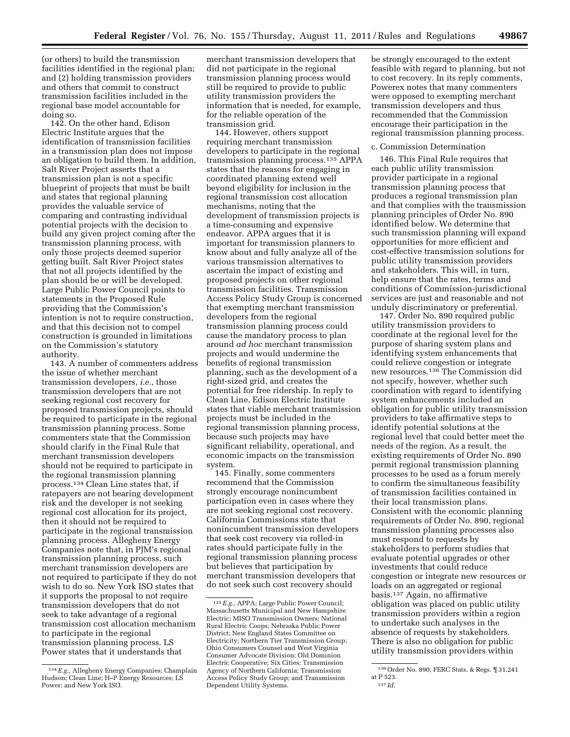(or others) to build the transmission facilities identified in the regional plan; and (2) holding transmission providers and others that commit to construct transmission facilities included in the regional base model accountable for doing so.

142. On the other hand, Edison Electric Institute argues that the identification of transmission facilities in a transmission plan does not impose an obligation to build them. In addition, Salt River Project asserts that a transmission plan is not a specific blueprint of projects that must be built and states that regional planning provides the valuable service of comparing and contrasting individual potential projects with the decision to build any given project coming after the transmission planning process, with only those projects deemed superior getting built. Salt River Project states that not all projects identified by the plan should be or will be developed. Large Public Power Council points to statements in the Proposed Rule providing that the Commission's intention is not to require construction, and that this decision not to compel construction is grounded in limitations on the Commission's statutory authority.

143. A number of commenters address the issue of whether merchant transmission developers, *i.e.,* those transmission developers that are not seeking regional cost recovery for proposed transmission projects, should be required to participate in the regional transmission planning process. Some commenters state that the Commission should clarify in the Final Rule that merchant transmission developers should not be required to participate in the regional transmission planning process.[134] Clean Line states that, if ratepayers are not bearing development risk and the developer is not seeking regional cost allocation for its project, then it should not be required to participate in the regional transmission planning process. Allegheny Energy Companies note that, in PJM's regional transmission planning process, such merchant transmission developers are not required to participate if they do not wish to do so. New York ISO states that it supports the proposal to not require transmission developers that do not seek to take advantage of a regional transmission cost allocation mechanism to participate in the regional transmission planning process. LS Power states that it understands that merchant transmission developers that did not participate in the regional transmission planning process would still be required to provide to public utility transmission providers the information that is needed, for example, for the reliable operation of the transmission grid.

144. However, others support requiring merchant transmission developers to participate in the regional transmission planning process.[135] APPA states that the reasons for engaging in coordinated planning extend well beyond eligibility for inclusion in the regional transmission cost allocation mechanisms, noting that the development of transmission projects is a time-consuming and expensive endeavor. APPA argues that it is important for transmission planners to know about and fully analyze all of the various transmission alternatives to ascertain the impact of existing and proposed projects on other regional transmission facilities. Transmission Access Policy Study Group is concerned that exempting merchant transmission developers from the regional transmission planning process could cause the mandatory process to plan around *ad hoc* merchant transmission projects and would undermine the benefits of regional transmission planning, such as the development of a right-sized grid, and creates the potential for free ridership. In reply to Clean Line, Edison Electric Institute states that viable merchant transmission projects must be included in the regional transmission planning process, because such projects may have significant reliability, operational, and economic impacts on the transmission system.

145. Finally, some commenters recommend that the Commission strongly encourage nonincumbent participation even in cases where they are not seeking regional cost recovery. California Commissions state that nonincumbent transmission developers that seek cost recovery via rolled-in rates should participate fully in the regional transmission planning process but believes that participation by merchant transmission developers that do not seek such cost recovery should be strongly encouraged to the extent feasible with regard to planning, but not to cost recovery. In its reply comments, Powerex notes that many commenters were opposed to exempting merchant transmission developers and thus recommended that the Commission encourage their participation in the regional transmission planning process.

c. Commission Determination

146. This Final Rule requires that each public utility transmission provider participate in a regional transmission planning process that produces a regional transmission plan and that complies with the transmission planning principles of Order No. 890 identified below. We determine that such transmission planning will expand opportunities for more efficient and cost-effective transmission solutions for public utility transmission providers and stakeholders. This will, in turn, help ensure that the rates, terms and conditions of Commission-jurisdictional services are just and reasonable and not unduly discriminatory or preferential.

147. Order No. 890 required public utility transmission providers to coordinate at the regional level for the purpose of sharing system plans and identifying system enhancements that could relieve congestion or integrate new resources.[136] The Commission did not specify, however, whether such coordination with regard to identifying system enhancements included an obligation for public utility transmission providers to take affirmative steps to identify potential solutions at the regional level that could better meet the needs of the region. As a result, the existing requirements of Order No. 890 permit regional transmission planning processes to be used as a forum merely to confirm the simultaneous feasibility of transmission facilities contained in their local transmission plans. Consistent with the economic planning requirements of Order No. 890, regional transmission planning processes also must respond to requests by stakeholders to perform studies that evaluate potential upgrades or other investments that could reduce congestion or integrate new resources or loads on an aggregated or regional basis.[137] Again, no affirmative obligation was placed on public utility transmission providers within a region to undertake such analyses in the absence of requests by stakeholders. There is also no obligation for public utility transmission providers within

---

[134] *E.g.,* Allegheny Energy Companies; Champlain Hudson; Clean Line; H–P Energy Resources; LS Power; and New York ISO.

[135] *E.g.,* APPA; Large Public Power Council; Massachusetts Municipal and New Hampshire Electric; MISO Transmission Owners; National Rural Electric Coops; Nebraska Public Power District; New England States Committee on Electricity; Northern Tier Transmission Group; Ohio Consumers Counsel and West Virginia Consumer Advocate Division; Old Dominion Electric Cooperative; Six Cities; Transmission Agency of Northern California; Transmission Access Policy Study Group; and Transmission Dependent Utility Systems.

[136] Order No. 890, FERC Stats. & Regs. ¶ 31,241 at P 523.

[137] *Id.*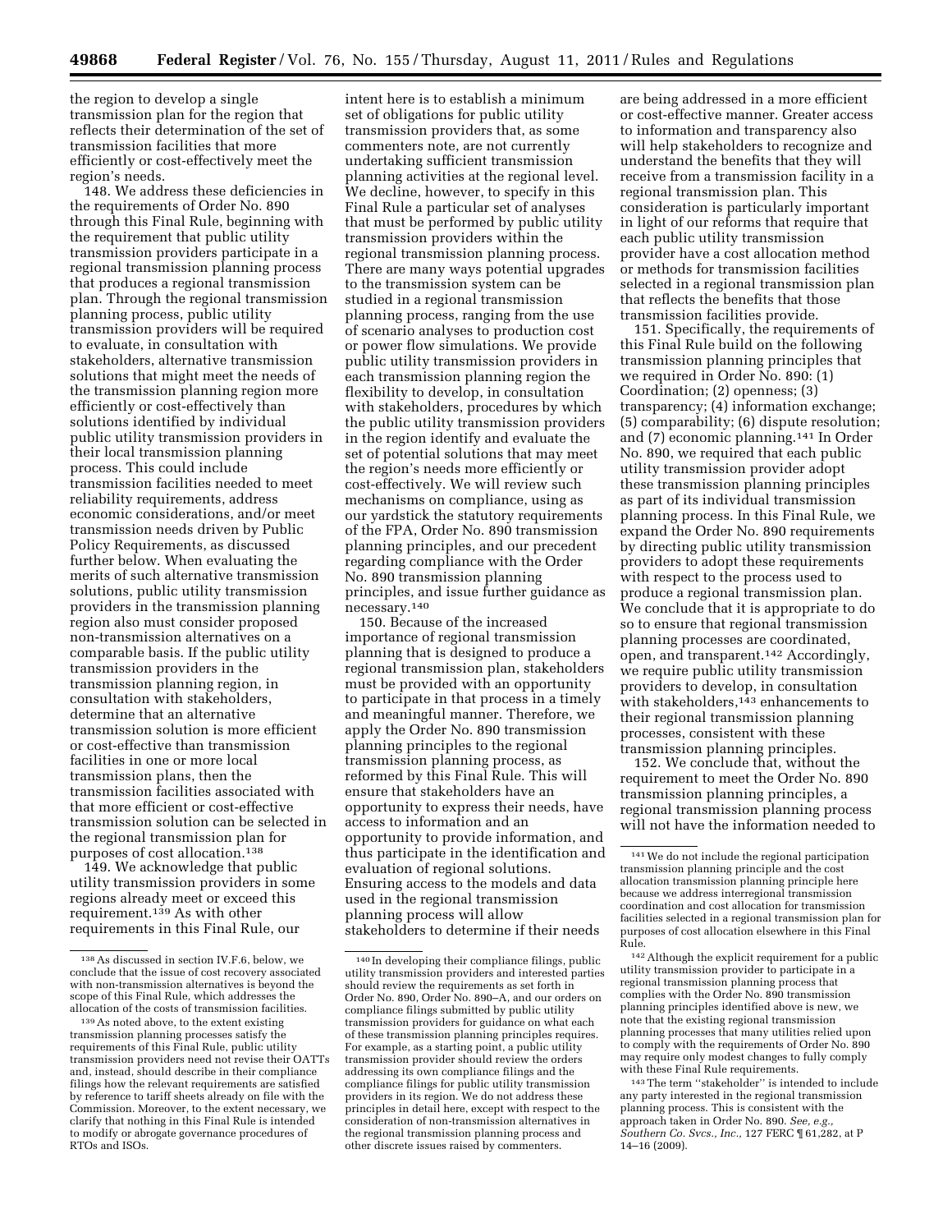the region to develop a single transmission plan for the region that reflects their determination of the set of transmission facilities that more efficiently or cost-effectively meet the region's needs.

148. We address these deficiencies in the requirements of Order No. 890 through this Final Rule, beginning with the requirement that public utility transmission providers participate in a regional transmission planning process that produces a regional transmission plan. Through the regional transmission planning process, public utility transmission providers will be required to evaluate, in consultation with stakeholders, alternative transmission solutions that might meet the needs of the transmission planning region more efficiently or cost-effectively than solutions identified by individual public utility transmission providers in their local transmission planning process. This could include transmission facilities needed to meet reliability requirements, address economic considerations, and/or meet transmission needs driven by Public Policy Requirements, as discussed further below. When evaluating the merits of such alternative transmission solutions, public utility transmission providers in the transmission planning region also must consider proposed non-transmission alternatives on a comparable basis. If the public utility transmission providers in the transmission planning region, in consultation with stakeholders, determine that an alternative transmission solution is more efficient or cost-effective than transmission facilities in one or more local transmission plans, then the transmission facilities associated with that more efficient or cost-effective transmission solution can be selected in the regional transmission plan for purposes of cost allocation.[138]

149. We acknowledge that public utility transmission providers in some regions already meet or exceed this requirement.[139] As with other requirements in this Final Rule, our intent here is to establish a minimum set of obligations for public utility transmission providers that, as some commenters note, are not currently undertaking sufficient transmission planning activities at the regional level. We decline, however, to specify in this Final Rule a particular set of analyses that must be performed by public utility transmission providers within the regional transmission planning process. There are many ways potential upgrades to the transmission system can be studied in a regional transmission planning process, ranging from the use of scenario analyses to production cost or power flow simulations. We provide public utility transmission providers in each transmission planning region the flexibility to develop, in consultation with stakeholders, procedures by which the public utility transmission providers in the region identify and evaluate the set of potential solutions that may meet the region's needs more efficiently or cost-effectively. We will review such mechanisms on compliance, using as our yardstick the statutory requirements of the FPA, Order No. 890 transmission planning principles, and our precedent regarding compliance with the Order No. 890 transmission planning principles, and issue further guidance as necessary.[140]

150. Because of the increased importance of regional transmission planning that is designed to produce a regional transmission plan, stakeholders must be provided with an opportunity to participate in that process in a timely and meaningful manner. Therefore, we apply the Order No. 890 transmission planning principles to the regional transmission planning process, as reformed by this Final Rule. This will ensure that stakeholders have an opportunity to express their needs, have access to information and an opportunity to provide information, and thus participate in the identification and evaluation of regional solutions. Ensuring access to the models and data used in the regional transmission planning process will allow stakeholders to determine if their needs are being addressed in a more efficient or cost-effective manner. Greater access to information and transparency also will help stakeholders to recognize and understand the benefits that they will receive from a transmission facility in a regional transmission plan. This consideration is particularly important in light of our reforms that require that each public utility transmission provider have a cost allocation method or methods for transmission facilities selected in a regional transmission plan that reflects the benefits that those transmission facilities provide.

151. Specifically, the requirements of this Final Rule build on the following transmission planning principles that we required in Order No. 890: (1) Coordination; (2) openness; (3) transparency; (4) information exchange; (5) comparability; (6) dispute resolution; and (7) economic planning.[141] In Order No. 890, we required that each public utility transmission provider adopt these transmission planning principles as part of its individual transmission planning process. In this Final Rule, we expand the Order No. 890 requirements by directing public utility transmission providers to adopt these requirements with respect to the process used to produce a regional transmission plan. We conclude that it is appropriate to do so to ensure that regional transmission planning processes are coordinated, open, and transparent.[142] Accordingly, we require public utility transmission providers to develop, in consultation with stakeholders,[143] enhancements to their regional transmission planning processes, consistent with these transmission planning principles.

152. We conclude that, without the requirement to meet the Order No. 890 transmission planning principles, a regional transmission planning process will not have the information needed to

---

[138] As discussed in section IV.F.6, below, we conclude that the issue of cost recovery associated with non-transmission alternatives is beyond the scope of this Final Rule, which addresses the allocation of the costs of transmission facilities.

[139] As noted above, to the extent existing transmission planning processes satisfy the requirements of this Final Rule, public utility transmission providers need not revise their OATTs and, instead, should describe in their compliance filings how the relevant requirements are satisfied by reference to tariff sheets already on file with the Commission. Moreover, to the extent necessary, we clarify that nothing in this Final Rule is intended to modify or abrogate governance procedures of RTOs and ISOs.

[140] In developing their compliance filings, public utility transmission providers and interested parties should review the requirements as set forth in Order No. 890, Order No. 890–A, and our orders on compliance filings submitted by public utility transmission providers for guidance on what each of these transmission planning principles requires. For example, as a starting point, a public utility transmission provider should review the orders addressing its own compliance filings and the compliance filings for public utility transmission providers in its region. We do not address these principles in detail here, except with respect to the consideration of non-transmission alternatives in the regional transmission planning process and other discrete issues raised by commenters.

[141] We do not include the regional participation transmission planning principle and the cost allocation transmission planning principle here because we address interregional transmission coordination and cost allocation for transmission facilities selected in a regional transmission plan for purposes of cost allocation elsewhere in this Final Rule.

[142] Although the explicit requirement for a public utility transmission provider to participate in a regional transmission planning process that complies with the Order No. 890 transmission planning principles identified above is new, we note that the existing regional transmission planning processes that many utilities relied upon to comply with the requirements of Order No. 890 may require only modest changes to fully comply with these Final Rule requirements.

[143] The term "stakeholder" is intended to include any party interested in the regional transmission planning process. This is consistent with the approach taken in Order No. 890. *See, e.g., Southern Co. Svcs., Inc.,* 127 FERC ¶ 61,282, at P 14–16 (2009).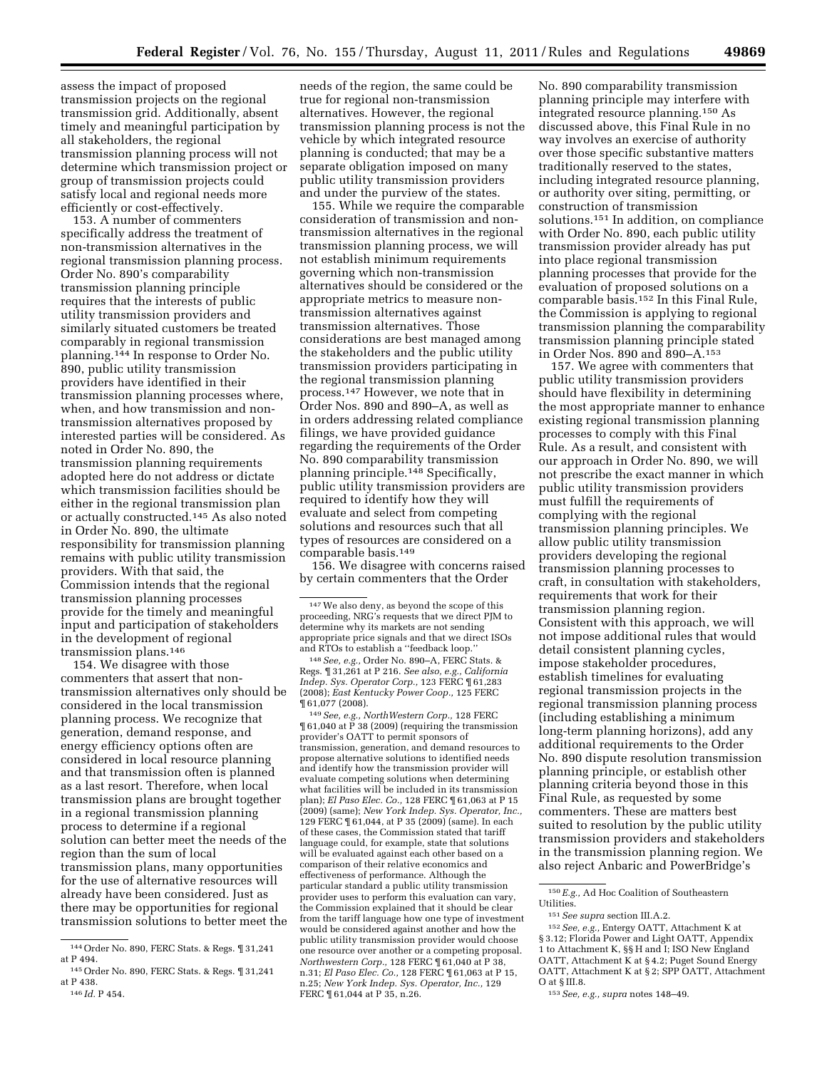assess the impact of proposed transmission projects on the regional transmission grid. Additionally, absent timely and meaningful participation by all stakeholders, the regional transmission planning process will not determine which transmission project or group of transmission projects could satisfy local and regional needs more efficiently or cost-effectively.

153. A number of commenters specifically address the treatment of non-transmission alternatives in the regional transmission planning process. Order No. 890's comparability transmission planning principle requires that the interests of public utility transmission providers and similarly situated customers be treated comparably in regional transmission planning.[144] In response to Order No. 890, public utility transmission providers have identified in their transmission planning processes where, when, and how transmission and non-transmission alternatives proposed by interested parties will be considered. As noted in Order No. 890, the transmission planning requirements adopted here do not address or dictate which transmission facilities should be either in the regional transmission plan or actually constructed.[145] As also noted in Order No. 890, the ultimate responsibility for transmission planning remains with public utility transmission providers. With that said, the Commission intends that the regional transmission planning processes provide for the timely and meaningful input and participation of stakeholders in the development of regional transmission plans.[146]

154. We disagree with those commenters that assert that non-transmission alternatives only should be considered in the local transmission planning process. We recognize that generation, demand response, and energy efficiency options often are considered in local resource planning and that transmission often is planned as a last resort. Therefore, when local transmission plans are brought together in a regional transmission planning process to determine if a regional solution can better meet the needs of the region than the sum of local transmission plans, many opportunities for the use of alternative resources will already have been considered. Just as there may be opportunities for regional transmission solutions to better meet the needs of the region, the same could be true for regional non-transmission alternatives. However, the regional transmission planning process is not the vehicle by which integrated resource planning is conducted; that may be a separate obligation imposed on many public utility transmission providers and under the purview of the states.

155. While we require the comparable consideration of transmission and non-transmission alternatives in the regional transmission planning process, we will not establish minimum requirements governing which non-transmission alternatives should be considered or the appropriate metrics to measure non-transmission alternatives against transmission alternatives. Those considerations are best managed among the stakeholders and the public utility transmission providers participating in the regional transmission planning process.[147] However, we note that in Order Nos. 890 and 890–A, as well as in orders addressing related compliance filings, we have provided guidance regarding the requirements of the Order No. 890 comparability transmission planning principle.[148] Specifically, public utility transmission providers are required to identify how they will evaluate and select from competing solutions and resources such that all types of resources are considered on a comparable basis.[149]

156. We disagree with concerns raised by certain commenters that the Order No. 890 comparability transmission planning principle may interfere with integrated resource planning.[150] As discussed above, this Final Rule in no way involves an exercise of authority over those specific substantive matters traditionally reserved to the states, including integrated resource planning, or authority over siting, permitting, or construction of transmission solutions.[151] In addition, on compliance with Order No. 890, each public utility transmission provider already has put into place regional transmission planning processes that provide for the evaluation of proposed solutions on a comparable basis.[152] In this Final Rule, the Commission is applying to regional transmission planning the comparability transmission planning principle stated in Order Nos. 890 and 890–A.[153]

157. We agree with commenters that public utility transmission providers should have flexibility in determining the most appropriate manner to enhance existing regional transmission planning processes to comply with this Final Rule. As a result, and consistent with our approach in Order No. 890, we will not prescribe the exact manner in which public utility transmission providers must fulfill the requirements of complying with the regional transmission planning principles. We allow public utility transmission providers developing the regional transmission planning processes to craft, in consultation with stakeholders, requirements that work for their transmission planning region. Consistent with this approach, we will not impose additional rules that would detail consistent planning cycles, impose stakeholder procedures, establish timelines for evaluating regional transmission projects in the regional transmission planning process (including establishing a minimum long-term planning horizons), add any additional requirements to the Order No. 890 dispute resolution transmission planning principle, or establish other planning criteria beyond those in this Final Rule, as requested by some commenters. These are matters best suited to resolution by the public utility transmission providers and stakeholders in the transmission planning region. We also reject Anbaric and PowerBridge's

---

[144] Order No. 890, FERC Stats. & Regs. ¶ 31,241 at P 494.

[145] Order No. 890, FERC Stats. & Regs. ¶ 31,241 at P 438.

[146] *Id.* P 454.

[147] We also deny, as beyond the scope of this proceeding, NRG's requests that we direct PJM to determine why its markets are not sending appropriate price signals and that we direct ISOs and RTOs to establish a "feedback loop."

[148] *See, e.g.,* Order No. 890–A, FERC Stats. & Regs. ¶ 31,261 at P 216. *See also, e.g., California Indep. Sys. Operator Corp.,* 123 FERC ¶ 61,283 (2008); *East Kentucky Power Coop.,* 125 FERC ¶ 61,077 (2008).

[149] *See, e.g., NorthWestern Corp.,* 128 FERC ¶ 61,040 at P 38 (2009) (requiring the transmission provider's OATT to permit sponsors of transmission, generation, and demand resources to propose alternative solutions to identified needs and identify how the transmission provider will evaluate competing solutions when determining what facilities will be included in its transmission plan); *El Paso Elec. Co.,* 128 FERC ¶ 61,063 at P 15 (2009) (same); *New York Indep. Sys. Operator, Inc.,* 129 FERC ¶ 61,044, at P 35 (2009) (same). In each of these cases, the Commission stated that tariff language could, for example, state that solutions will be evaluated against each other based on a comparison of their relative economics and effectiveness of performance. Although the particular standard a public utility transmission provider uses to perform this evaluation can vary, the Commission explained that it should be clear from the tariff language how one type of investment would be considered against another and how the public utility transmission provider would choose one resource over another or a competing proposal. *Northwestern Corp.,* 128 FERC ¶ 61,040 at P 38, n.31; *El Paso Elec. Co.,* 128 FERC ¶ 61,063 at P 15, n.25; *New York Indep. Sys. Operator, Inc.,* 129 FERC ¶ 61,044 at P 35, n.26.

[150] *E.g.,* Ad Hoc Coalition of Southeastern Utilities.

[151] *See supra* section III.A.2.

[152] *See, e.g.,* Entergy OATT, Attachment K at § 3.12; Florida Power and Light OATT, Appendix 1 to Attachment K, §§ H and I; ISO New England OATT, Attachment K at § 4.2; Puget Sound Energy OATT, Attachment K at § 2; SPP OATT, Attachment O at § III.8.

[153] *See, e.g., supra* notes 148–49.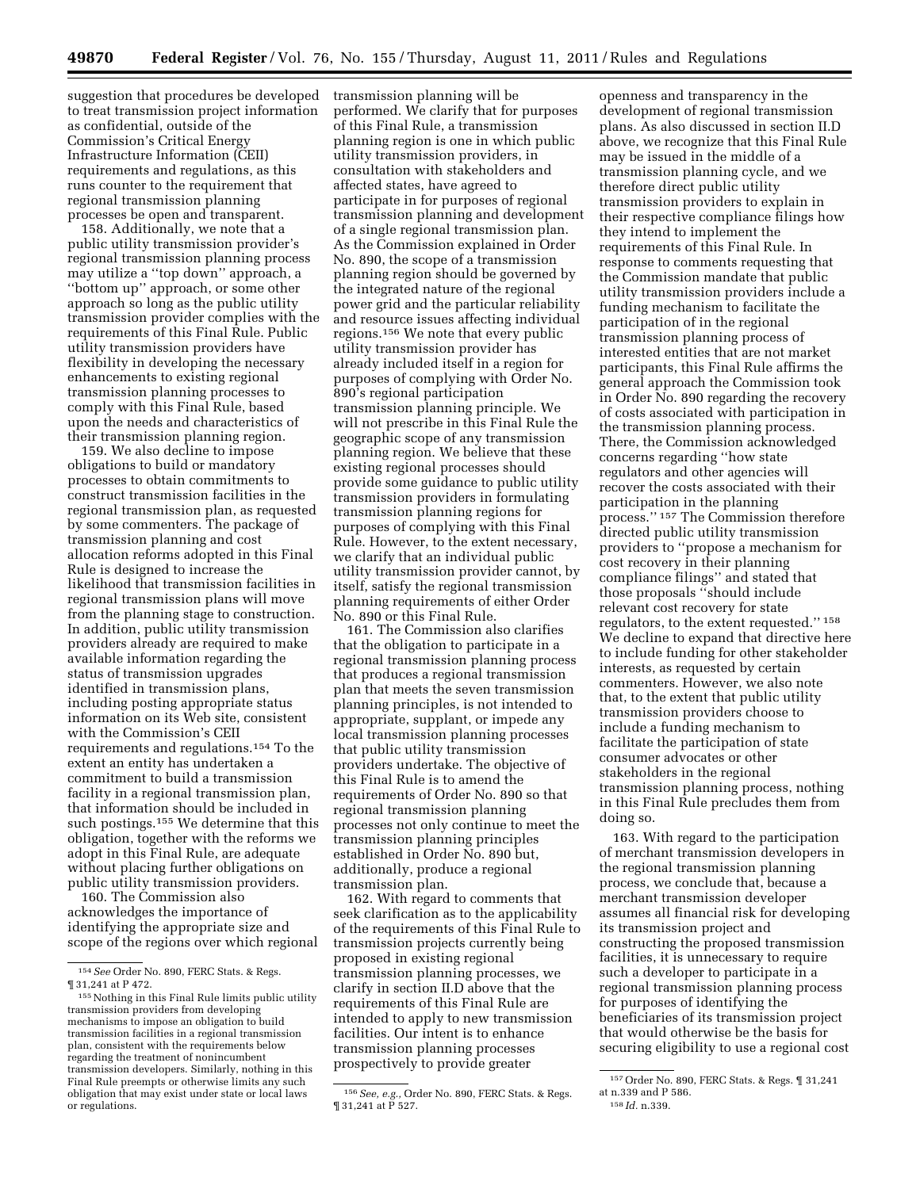suggestion that procedures be developed to treat transmission project information as confidential, outside of the Commission's Critical Energy Infrastructure Information (CEII) requirements and regulations, as this runs counter to the requirement that regional transmission planning processes be open and transparent.

158. Additionally, we note that a public utility transmission provider's regional transmission planning process may utilize a ''top down'' approach, a ''bottom up'' approach, or some other approach so long as the public utility transmission provider complies with the requirements of this Final Rule. Public utility transmission providers have flexibility in developing the necessary enhancements to existing regional transmission planning processes to comply with this Final Rule, based upon the needs and characteristics of their transmission planning region.

159. We also decline to impose obligations to build or mandatory processes to obtain commitments to construct transmission facilities in the regional transmission plan, as requested by some commenters. The package of transmission planning and cost allocation reforms adopted in this Final Rule is designed to increase the likelihood that transmission facilities in regional transmission plans will move from the planning stage to construction. In addition, public utility transmission providers already are required to make available information regarding the status of transmission upgrades identified in transmission plans, including posting appropriate status information on its Web site, consistent with the Commission's CEII requirements and regulations.[154] To the extent an entity has undertaken a commitment to build a transmission facility in a regional transmission plan, that information should be included in such postings.[155] We determine that this obligation, together with the reforms we adopt in this Final Rule, are adequate without placing further obligations on public utility transmission providers.

160. The Commission also acknowledges the importance of identifying the appropriate size and scope of the regions over which regional transmission planning will be performed. We clarify that for purposes of this Final Rule, a transmission planning region is one in which public utility transmission providers, in consultation with stakeholders and affected states, have agreed to participate in for purposes of regional transmission planning and development of a single regional transmission plan. As the Commission explained in Order No. 890, the scope of a transmission planning region should be governed by the integrated nature of the regional power grid and the particular reliability and resource issues affecting individual regions.[156] We note that every public utility transmission provider has already included itself in a region for purposes of complying with Order No. 890's regional participation transmission planning principle. We will not prescribe in this Final Rule the geographic scope of any transmission planning region. We believe that these existing regional processes should provide some guidance to public utility transmission providers in formulating transmission planning regions for purposes of complying with this Final Rule. However, to the extent necessary, we clarify that an individual public utility transmission provider cannot, by itself, satisfy the regional transmission planning requirements of either Order No. 890 or this Final Rule.

161. The Commission also clarifies that the obligation to participate in a regional transmission planning process that produces a regional transmission plan that meets the seven transmission planning principles, is not intended to appropriate, supplant, or impede any local transmission planning processes that public utility transmission providers undertake. The objective of this Final Rule is to amend the requirements of Order No. 890 so that regional transmission planning processes not only continue to meet the transmission planning principles established in Order No. 890 but, additionally, produce a regional transmission plan.

162. With regard to comments that seek clarification as to the applicability of the requirements of this Final Rule to transmission projects currently being proposed in existing regional transmission planning processes, we clarify in section II.D above that the requirements of this Final Rule are intended to apply to new transmission facilities. Our intent is to enhance transmission planning processes prospectively to provide greater openness and transparency in the development of regional transmission plans. As also discussed in section II.D above, we recognize that this Final Rule may be issued in the middle of a transmission planning cycle, and we therefore direct public utility transmission providers to explain in their respective compliance filings how they intend to implement the requirements of this Final Rule. In response to comments requesting that the Commission mandate that public utility transmission providers include a funding mechanism to facilitate the participation of in the regional transmission planning process of interested entities that are not market participants, this Final Rule affirms the general approach the Commission took in Order No. 890 regarding the recovery of costs associated with participation in the transmission planning process. There, the Commission acknowledged concerns regarding ''how state regulators and other agencies will recover the costs associated with their participation in the planning process.''[157] The Commission therefore directed public utility transmission providers to ''propose a mechanism for cost recovery in their planning compliance filings'' and stated that those proposals ''should include relevant cost recovery for state regulators, to the extent requested.''[158] We decline to expand that directive here to include funding for other stakeholder interests, as requested by certain commenters. However, we also note that, to the extent that public utility transmission providers choose to include a funding mechanism to facilitate the participation of state consumer advocates or other stakeholders in the regional transmission planning process, nothing in this Final Rule precludes them from doing so.

163. With regard to the participation of merchant transmission developers in the regional transmission planning process, we conclude that, because a merchant transmission developer assumes all financial risk for developing its transmission project and constructing the proposed transmission facilities, it is unnecessary to require such a developer to participate in a regional transmission planning process for purposes of identifying the beneficiaries of its transmission project that would otherwise be the basis for securing eligibility to use a regional cost

---

[154] *See* Order No. 890, FERC Stats. & Regs. ¶ 31,241 at P 472.

[155] Nothing in this Final Rule limits public utility transmission providers from developing mechanisms to impose an obligation to build transmission facilities in a regional transmission plan, consistent with the requirements below regarding the treatment of nonincumbent transmission developers. Similarly, nothing in this Final Rule preempts or otherwise limits any such obligation that may exist under state or local laws or regulations.

[156] *See, e.g.,* Order No. 890, FERC Stats. & Regs. ¶ 31,241 at P 527.

[157] Order No. 890, FERC Stats. & Regs. ¶ 31,241 at n.339 and P 586.

[158] *Id.* n.339.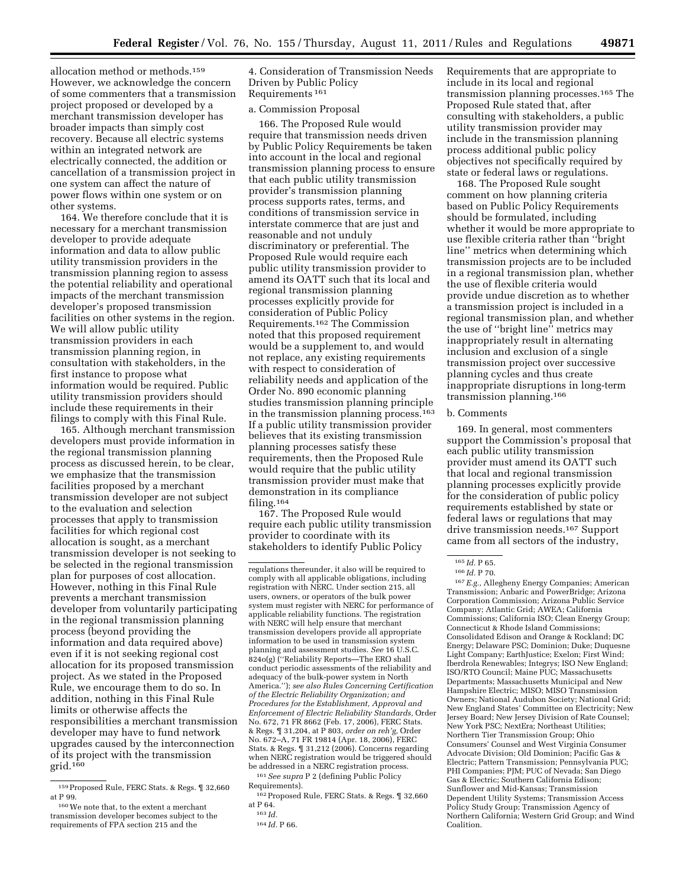allocation method or methods.[159] However, we acknowledge the concern of some commenters that a transmission project proposed or developed by a merchant transmission developer has broader impacts than simply cost recovery. Because all electric systems within an integrated network are electrically connected, the addition or cancellation of a transmission project in one system can affect the nature of power flows within one system or on other systems.

164. We therefore conclude that it is necessary for a merchant transmission developer to provide adequate information and data to allow public utility transmission providers in the transmission planning region to assess the potential reliability and operational impacts of the merchant transmission developer's proposed transmission facilities on other systems in the region. We will allow public utility transmission providers in each transmission planning region, in consultation with stakeholders, in the first instance to propose what information would be required. Public utility transmission providers should include these requirements in their filings to comply with this Final Rule.

165. Although merchant transmission developers must provide information in the regional transmission planning process as discussed herein, to be clear, we emphasize that the transmission facilities proposed by a merchant transmission developer are not subject to the evaluation and selection processes that apply to transmission facilities for which regional cost allocation is sought, as a merchant transmission developer is not seeking to be selected in the regional transmission plan for purposes of cost allocation. However, nothing in this Final Rule prevents a merchant transmission developer from voluntarily participating in the regional transmission planning process (beyond providing the information and data required above) even if it is not seeking regional cost allocation for its proposed transmission project. As we stated in the Proposed Rule, we encourage them to do so. In addition, nothing in this Final Rule limits or otherwise affects the responsibilities a merchant transmission developer may have to fund network upgrades caused by the interconnection of its project with the transmission grid.[160]

4. Consideration of Transmission Needs Driven by Public Policy Requirements[161]

a. Commission Proposal

166. The Proposed Rule would require that transmission needs driven by Public Policy Requirements be taken into account in the local and regional transmission planning process to ensure that each public utility transmission provider's transmission planning process supports rates, terms, and conditions of transmission service in interstate commerce that are just and reasonable and not unduly discriminatory or preferential. The Proposed Rule would require each public utility transmission provider to amend its OATT such that its local and regional transmission planning processes explicitly provide for consideration of Public Policy Requirements.[162] The Commission noted that this proposed requirement would be a supplement to, and would not replace, any existing requirements with respect to consideration of reliability needs and application of the Order No. 890 economic planning studies transmission planning principle in the transmission planning process.[163] If a public utility transmission provider believes that its existing transmission planning processes satisfy these requirements, then the Proposed Rule would require that the public utility transmission provider must make that demonstration in its compliance filing.[164]

167. The Proposed Rule would require each public utility transmission provider to coordinate with its stakeholders to identify Public Policy Requirements that are appropriate to include in its local and regional transmission planning processes.[165] The Proposed Rule stated that, after consulting with stakeholders, a public utility transmission provider may include in the transmission planning process additional public policy objectives not specifically required by state or federal laws or regulations.

168. The Proposed Rule sought comment on how planning criteria based on Public Policy Requirements should be formulated, including whether it would be more appropriate to use flexible criteria rather than "bright line" metrics when determining which transmission projects are to be included in a regional transmission plan, whether the use of flexible criteria would provide undue discretion as to whether a transmission project is included in a regional transmission plan, and whether the use of "bright line" metrics may inappropriately result in alternating inclusion and exclusion of a single transmission project over successive planning cycles and thus create inappropriate disruptions in long-term transmission planning.[166]

b. Comments

169. In general, most commenters support the Commission's proposal that each public utility transmission provider must amend its OATT such that local and regional transmission planning processes explicitly provide for the consideration of public policy requirements established by state or federal laws or regulations that may drive transmission needs.[167] Support came from all sectors of the industry,

---

[159] Proposed Rule, FERC Stats. & Regs. ¶ 32,660 at P 99.

[160] We note that, to the extent a merchant transmission developer becomes subject to the requirements of FPA section 215 and the regulations thereunder, it also will be required to comply with all applicable obligations, including registration with NERC. Under section 215, all users, owners, or operators of the bulk power system must register with NERC for performance of applicable reliability functions. The registration with NERC will help ensure that merchant transmission developers provide all appropriate information to be used in transmission system planning and assessment studies. *See* 16 U.S.C. 824o(g) ("Reliability Reports—The ERO shall conduct periodic assessments of the reliability and adequacy of the bulk-power system in North America."); *see also Rules Concerning Certification of the Electric Reliability Organization; and Procedures for the Establishment, Approval and Enforcement of Electric Reliability Standards,* Order No. 672, 71 FR 8662 (Feb. 17, 2006), FERC Stats. & Regs. ¶ 31,204, at P 803, *order on reh'g,* Order No. 672–A, 71 FR 19814 (Apr. 18, 2006), FERC Stats. & Regs. ¶ 31,212 (2006). Concerns regarding when NERC registration would be triggered should be addressed in a NERC registration process.

[161] *See supra* P 2 (defining Public Policy Requirements).

[162] Proposed Rule, FERC Stats. & Regs. ¶ 32,660 at P 64.

[163] *Id.*

[164] *Id.* P 66.

[165] *Id.* P 65.

[166] *Id.* P 70.

[167] *E.g.,* Allegheny Energy Companies; American Transmission; Anbaric and PowerBridge; Arizona Corporation Commission; Arizona Public Service Company; Atlantic Grid; AWEA; California Commissions; California ISO; Clean Energy Group; Connecticut & Rhode Island Commissions; Consolidated Edison and Orange & Rockland; DC Energy; Delaware PSC; Dominion; Duke; Duquesne Light Company; EarthJustice; Exelon; First Wind; Iberdrola Renewables; Integrys; ISO New England; ISO/RTO Council; Maine PUC; Massachusetts Departments; Massachusetts Municipal and New Hampshire Electric; MISO; MISO Transmission Owners; National Audubon Society; National Grid; New England States' Committee on Electricity; New Jersey Board; New Jersey Division of Rate Counsel; New York PSC; NextEra; Northeast Utilities; Northern Tier Transmission Group; Ohio Consumers' Counsel and West Virginia Consumer Advocate Division; Old Dominion; Pacific Gas & Electric; Pattern Transmission; Pennsylvania PUC; PHI Companies; PJM; PUC of Nevada; San Diego Gas & Electric; Southern California Edison; Sunflower and Mid-Kansas; Transmission Dependent Utility Systems; Transmission Access Policy Study Group; Transmission Agency of Northern California; Western Grid Group; and Wind Coalition.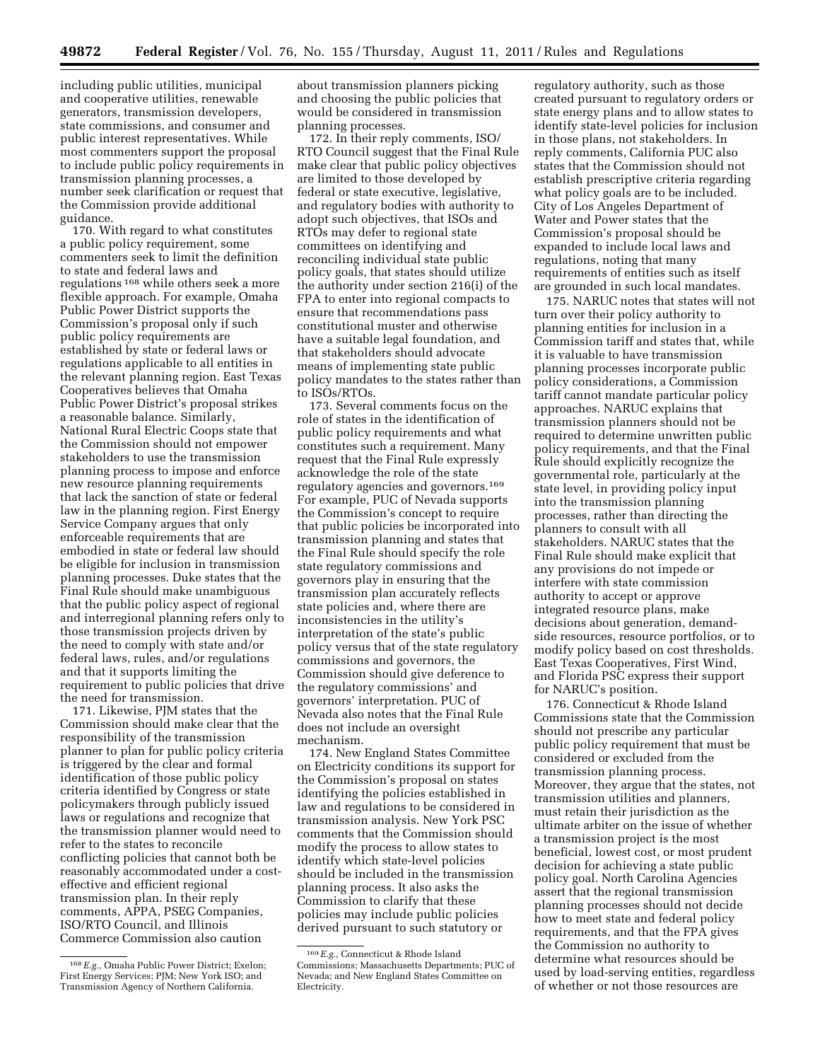including public utilities, municipal and cooperative utilities, renewable generators, transmission developers, state commissions, and consumer and public interest representatives. While most commenters support the proposal to include public policy requirements in transmission planning processes, a number seek clarification or request that the Commission provide additional guidance.

170. With regard to what constitutes a public policy requirement, some commenters seek to limit the definition to state and federal laws and regulations[168] while others seek a more flexible approach. For example, Omaha Public Power District supports the Commission's proposal only if such public policy requirements are established by state or federal laws or regulations applicable to all entities in the relevant planning region. East Texas Cooperatives believes that Omaha Public Power District's proposal strikes a reasonable balance. Similarly, National Rural Electric Coops state that the Commission should not empower stakeholders to use the transmission planning process to impose and enforce new resource planning requirements that lack the sanction of state or federal law in the planning region. First Energy Service Company argues that only enforceable requirements that are embodied in state or federal law should be eligible for inclusion in transmission planning processes. Duke states that the Final Rule should make unambiguous that the public policy aspect of regional and interregional planning refers only to those transmission projects driven by the need to comply with state and/or federal laws, rules, and/or regulations and that it supports limiting the requirement to public policies that drive the need for transmission.

171. Likewise, PJM states that the Commission should make clear that the responsibility of the transmission planner to plan for public policy criteria is triggered by the clear and formal identification of those public policy criteria identified by Congress or state policymakers through publicly issued laws or regulations and recognize that the transmission planner would need to refer to the states to reconcile conflicting policies that cannot both be reasonably accommodated under a cost-effective and efficient regional transmission plan. In their reply comments, APPA, PSEG Companies, ISO/RTO Council, and Illinois Commerce Commission also caution about transmission planners picking and choosing the public policies that would be considered in transmission planning processes.

172. In their reply comments, ISO/RTO Council suggest that the Final Rule make clear that public policy objectives are limited to those developed by federal or state executive, legislative, and regulatory bodies with authority to adopt such objectives, that ISOs and RTOs may defer to regional state committees on identifying and reconciling individual state public policy goals, that states should utilize the authority under section 216(i) of the FPA to enter into regional compacts to ensure that recommendations pass constitutional muster and otherwise have a suitable legal foundation, and that stakeholders should advocate means of implementing state public policy mandates to the states rather than to ISOs/RTOs.

173. Several comments focus on the role of states in the identification of public policy requirements and what constitutes such a requirement. Many request that the Final Rule expressly acknowledge the role of the state regulatory agencies and governors.[169] For example, PUC of Nevada supports the Commission's concept to require that public policies be incorporated into transmission planning and states that the Final Rule should specify the role state regulatory commissions and governors play in ensuring that the transmission plan accurately reflects state policies and, where there are inconsistencies in the utility's interpretation of the state's public policy versus that of the state regulatory commissions and governors, the Commission should give deference to the regulatory commissions' and governors' interpretation. PUC of Nevada also notes that the Final Rule does not include an oversight mechanism.

174. New England States Committee on Electricity conditions its support for the Commission's proposal on states identifying the policies established in law and regulations to be considered in transmission analysis. New York PSC comments that the Commission should modify the process to allow states to identify which state-level policies should be included in the transmission planning process. It also asks the Commission to clarify that these policies may include public policies derived pursuant to such statutory or regulatory authority, such as those created pursuant to regulatory orders or state energy plans and to allow states to identify state-level policies for inclusion in those plans, not stakeholders. In reply comments, California PUC also states that the Commission should not establish prescriptive criteria regarding what policy goals are to be included. City of Los Angeles Department of Water and Power states that the Commission's proposal should be expanded to include local laws and regulations, noting that many requirements of entities such as itself are grounded in such local mandates.

175. NARUC notes that states will not turn over their policy authority to planning entities for inclusion in a Commission tariff and states that, while it is valuable to have transmission planning processes incorporate public policy considerations, a Commission tariff cannot mandate particular policy approaches. NARUC explains that transmission planners should not be required to determine unwritten public policy requirements, and that the Final Rule should explicitly recognize the governmental role, particularly at the state level, in providing policy input into the transmission planning processes, rather than directing the planners to consult with all stakeholders. NARUC states that the Final Rule should make explicit that any provisions do not impede or interfere with state commission authority to accept or approve integrated resource plans, make decisions about generation, demand-side resources, resource portfolios, or to modify policy based on cost thresholds. East Texas Cooperatives, First Wind, and Florida PSC express their support for NARUC's position.

176. Connecticut & Rhode Island Commissions state that the Commission should not prescribe any particular public policy requirement that must be considered or excluded from the transmission planning process. Moreover, they argue that the states, not transmission utilities and planners, must retain their jurisdiction as the ultimate arbiter on the issue of whether a transmission project is the most beneficial, lowest cost, or most prudent decision for achieving a state public policy goal. North Carolina Agencies assert that the regional transmission planning processes should not decide how to meet state and federal policy requirements, and that the FPA gives the Commission no authority to determine what resources should be used by load-serving entities, regardless of whether or not those resources are

[168] *E.g.,* Omaha Public Power District; Exelon; First Energy Services; PJM; New York ISO; and Transmission Agency of Northern California.

[169] *E.g.,* Connecticut & Rhode Island Commissions; Massachusetts Departments; PUC of Nevada; and New England States Committee on Electricity.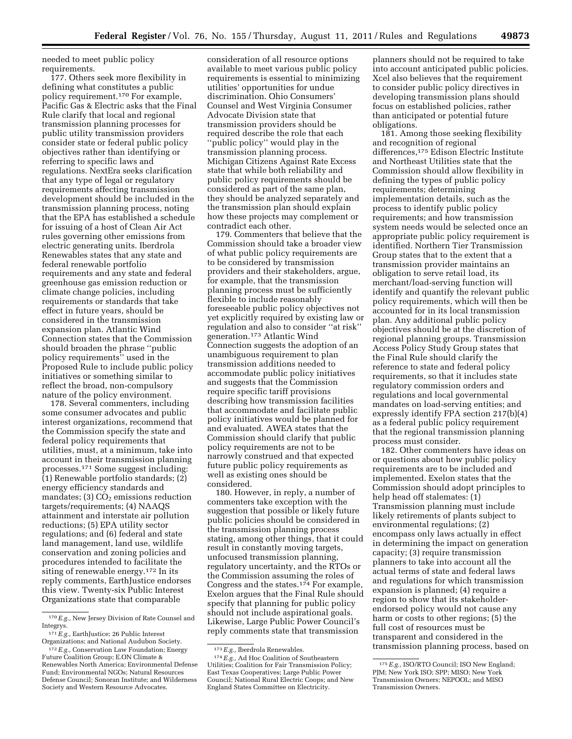needed to meet public policy requirements.

177. Others seek more flexibility in defining what constitutes a public policy requirement.[170] For example, Pacific Gas & Electric asks that the Final Rule clarify that local and regional transmission planning processes for public utility transmission providers consider state or federal public policy objectives rather than identifying or referring to specific laws and regulations. NextEra seeks clarification that any type of legal or regulatory requirements affecting transmission development should be included in the transmission planning process, noting that the EPA has established a schedule for issuing of a host of Clean Air Act rules governing other emissions from electric generating units. Iberdrola Renewables states that any state and federal renewable portfolio requirements and any state and federal greenhouse gas emission reduction or climate change policies, including requirements or standards that take effect in future years, should be considered in the transmission expansion plan. Atlantic Wind Connection states that the Commission should broaden the phrase ''public policy requirements'' used in the Proposed Rule to include public policy initiatives or something similar to reflect the broad, non-compulsory nature of the policy environment.

178. Several commenters, including some consumer advocates and public interest organizations, recommend that the Commission specify the state and federal policy requirements that utilities, must, at a minimum, take into account in their transmission planning processes.[171] Some suggest including: (1) Renewable portfolio standards; (2) energy efficiency standards and mandates; (3) $CO_2$ emissions reduction targets/requirements; (4) NAAQS attainment and interstate air pollution reductions; (5) EPA utility sector regulations; and (6) federal and state land management, land use, wildlife conservation and zoning policies and procedures intended to facilitate the siting of renewable energy.[172] In its reply comments, EarthJustice endorses this view. Twenty-six Public Interest Organizations state that comparable consideration of all resource options available to meet various public policy requirements is essential to minimizing utilities' opportunities for undue discrimination. Ohio Consumers' Counsel and West Virginia Consumer Advocate Division state that transmission providers should be required describe the role that each ''public policy'' would play in the transmission planning process. Michigan Citizens Against Rate Excess state that while both reliability and public policy requirements should be considered as part of the same plan, they should be analyzed separately and the transmission plan should explain how these projects may complement or contradict each other.

179. Commenters that believe that the Commission should take a broader view of what public policy requirements are to be considered by transmission providers and their stakeholders, argue, for example, that the transmission planning process must be sufficiently flexible to include reasonably foreseeable public policy objectives not yet explicitly required by existing law or regulation and also to consider ''at risk'' generation.[173] Atlantic Wind Connection suggests the adoption of an unambiguous requirement to plan transmission additions needed to accommodate public policy initiatives and suggests that the Commission require specific tariff provisions describing how transmission facilities that accommodate and facilitate public policy initiatives would be planned for and evaluated. AWEA states that the Commission should clarify that public policy requirements are not to be narrowly construed and that expected future public policy requirements as well as existing ones should be considered.

180. However, in reply, a number of commenters take exception with the suggestion that possible or likely future public policies should be considered in the transmission planning process stating, among other things, that it could result in constantly moving targets, unfocused transmission planning, regulatory uncertainty, and the RTOs or the Commission assuming the roles of Congress and the states.[174] For example, Exelon argues that the Final Rule should specify that planning for public policy should not include aspirational goals. Likewise, Large Public Power Council's reply comments state that transmission planners should not be required to take into account anticipated public policies. Xcel also believes that the requirement to consider public policy directives in developing transmission plans should focus on established policies, rather than anticipated or potential future obligations.

181. Among those seeking flexibility and recognition of regional differences,[175] Edison Electric Institute and Northeast Utilities state that the Commission should allow flexibility in defining the types of public policy requirements; determining implementation details, such as the process to identify public policy requirements; and how transmission system needs would be selected once an appropriate public policy requirement is identified. Northern Tier Transmission Group states that to the extent that a transmission provider maintains an obligation to serve retail load, its merchant/load-serving function will identify and quantify the relevant public policy requirements, which will then be accounted for in its local transmission plan. Any additional public policy objectives should be at the discretion of regional planning groups. Transmission Access Policy Study Group states that the Final Rule should clarify the reference to state and federal policy requirements, so that it includes state regulatory commission orders and regulations and local governmental mandates on load-serving entities; and expressly identify FPA section 217(b)(4) as a federal public policy requirement that the regional transmission planning process must consider.

182. Other commenters have ideas on or questions about how public policy requirements are to be included and implemented. Exelon states that the Commission should adopt principles to help head off stalemates: (1) Transmission planning must include likely retirements of plants subject to environmental regulations; (2) encompass only laws actually in effect in determining the impact on generation capacity; (3) require transmission planners to take into account all the actual terms of state and federal laws and regulations for which transmission expansion is planned; (4) require a region to show that its stakeholder-endorsed policy would not cause any harm or costs to other regions; (5) the full cost of resources must be transparent and considered in the transmission planning process, based on

---

[170] *E.g.,* New Jersey Division of Rate Counsel and Integrys.

[171] *E.g.,* EarthJustice; 26 Public Interest Organizations; and National Audubon Society.

[172] *E.g.,* Conservation Law Foundation; Energy Future Coalition Group; E.ON Climate & Renewables North America; Environmental Defense Fund; Environmental NGOs; Natural Resources Defense Council; Sonoran Institute; and Wilderness Society and Western Resource Advocates.

[173] *E.g.,* Iberdrola Renewables.

[174] *E.g.,* Ad Hoc Coalition of Southeastern Utilities; Coalition for Fair Transmission Policy; East Texas Cooperatives; Large Public Power Council; National Rural Electric Coops; and New England States Committee on Electricity.

[175] *E.g.,* ISO/RTO Council; ISO New England; PJM; New York ISO; SPP; MISO; New York Transmission Owners; NEPOOL; and MISO Transmission Owners.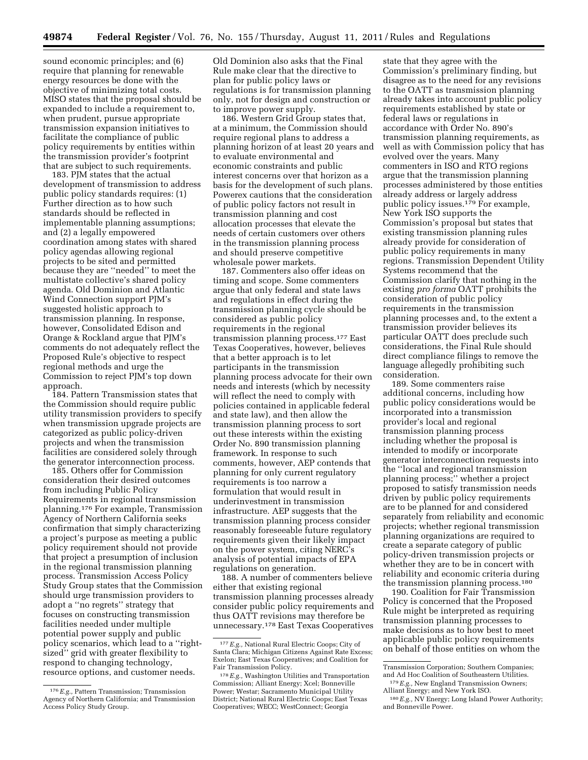sound economic principles; and (6) require that planning for renewable energy resources be done with the objective of minimizing total costs. MISO states that the proposal should be expanded to include a requirement to, when prudent, pursue appropriate transmission expansion initiatives to facilitate the compliance of public policy requirements by entities within the transmission provider's footprint that are subject to such requirements.

183. PJM states that the actual development of transmission to address public policy standards requires: (1) Further direction as to how such standards should be reflected in implementable planning assumptions; and (2) a legally empowered coordination among states with shared policy agendas allowing regional projects to be sited and permitted because they are ''needed'' to meet the multistate collective's shared policy agenda. Old Dominion and Atlantic Wind Connection support PJM's suggested holistic approach to transmission planning. In response, however, Consolidated Edison and Orange & Rockland argue that PJM's comments do not adequately reflect the Proposed Rule's objective to respect regional methods and urge the Commission to reject PJM's top down approach.

184. Pattern Transmission states that the Commission should require public utility transmission providers to specify when transmission upgrade projects are categorized as public policy-driven projects and when the transmission facilities are considered solely through the generator interconnection process.

185. Others offer for Commission consideration their desired outcomes from including Public Policy Requirements in regional transmission planning.[176] For example, Transmission Agency of Northern California seeks confirmation that simply characterizing a project's purpose as meeting a public policy requirement should not provide that project a presumption of inclusion in the regional transmission planning process. Transmission Access Policy Study Group states that the Commission should urge transmission providers to adopt a ''no regrets'' strategy that focuses on constructing transmission facilities needed under multiple potential power supply and public policy scenarios, which lead to a ''right-sized'' grid with greater flexibility to respond to changing technology, resource options, and customer needs. Old Dominion also asks that the Final Rule make clear that the directive to plan for public policy laws or regulations is for transmission planning only, not for design and construction or to improve power supply.

186. Western Grid Group states that, at a minimum, the Commission should require regional plans to address a planning horizon of at least 20 years and to evaluate environmental and economic constraints and public interest concerns over that horizon as a basis for the development of such plans. Powerex cautions that the consideration of public policy factors not result in transmission planning and cost allocation processes that elevate the needs of certain customers over others in the transmission planning process and should preserve competitive wholesale power markets.

187. Commenters also offer ideas on timing and scope. Some commenters argue that only federal and state laws and regulations in effect during the transmission planning cycle should be considered as public policy requirements in the regional transmission planning process.[177] East Texas Cooperatives, however, believes that a better approach is to let participants in the transmission planning process advocate for their own needs and interests (which by necessity will reflect the need to comply with policies contained in applicable federal and state law), and then allow the transmission planning process to sort out these interests within the existing Order No. 890 transmission planning framework. In response to such comments, however, AEP contends that planning for only current regulatory requirements is too narrow a formulation that would result in underinvestment in transmission infrastructure. AEP suggests that the transmission planning process consider reasonably foreseeable future regulatory requirements given their likely impact on the power system, citing NERC's analysis of potential impacts of EPA regulations on generation.

188. A number of commenters believe either that existing regional transmission planning processes already consider public policy requirements and thus OATT revisions may therefore be unnecessary.[178] East Texas Cooperatives state that they agree with the Commission's preliminary finding, but disagree as to the need for any revisions to the OATT as transmission planning already takes into account public policy requirements established by state or federal laws or regulations in accordance with Order No. 890's transmission planning requirements, as well as with Commission policy that has evolved over the years. Many commenters in ISO and RTO regions argue that the transmission planning processes administered by those entities already address or largely address public policy issues.[179] For example, New York ISO supports the Commission's proposal but states that existing transmission planning rules already provide for consideration of public policy requirements in many regions. Transmission Dependent Utility Systems recommend that the Commission clarify that nothing in the existing *pro forma* OATT prohibits the consideration of public policy requirements in the transmission planning processes and, to the extent a transmission provider believes its particular OATT does preclude such considerations, the Final Rule should direct compliance filings to remove the language allegedly prohibiting such consideration.

189. Some commenters raise additional concerns, including how public policy considerations would be incorporated into a transmission provider's local and regional transmission planning process including whether the proposal is intended to modify or incorporate generator interconnection requests into the ''local and regional transmission planning process;'' whether a project proposed to satisfy transmission needs driven by public policy requirements are to be planned for and considered separately from reliability and economic projects; whether regional transmission planning organizations are required to create a separate category of public policy-driven transmission projects or whether they are to be in concert with reliability and economic criteria during the transmission planning process.[180]

190. Coalition for Fair Transmission Policy is concerned that the Proposed Rule might be interpreted as requiring transmission planning processes to make decisions as to how best to meet applicable public policy requirements on behalf of those entities on whom the

---

[176] *E.g.,* Pattern Transmission; Transmission Agency of Northern California; and Transmission Access Policy Study Group.

[177] *E.g.,* National Rural Electric Coops; City of Santa Clara; Michigan Citizens Against Rate Excess; Exelon; East Texas Cooperatives; and Coalition for Fair Transmission Policy.

[178] *E.g.,* Washington Utilities and Transportation Commission; Alliant Energy; Xcel; Bonneville Power; Westar; Sacramento Municipal Utility District; National Rural Electric Coops; East Texas Cooperatives; WECC; WestConnect; Georgia Transmission Corporation; Southern Companies; and Ad Hoc Coalition of Southeastern Utilities.

[179] *E.g.,* New England Transmission Owners; Alliant Energy; and New York ISO.

[180] *E.g.,* NV Energy; Long Island Power Authority; and Bonneville Power.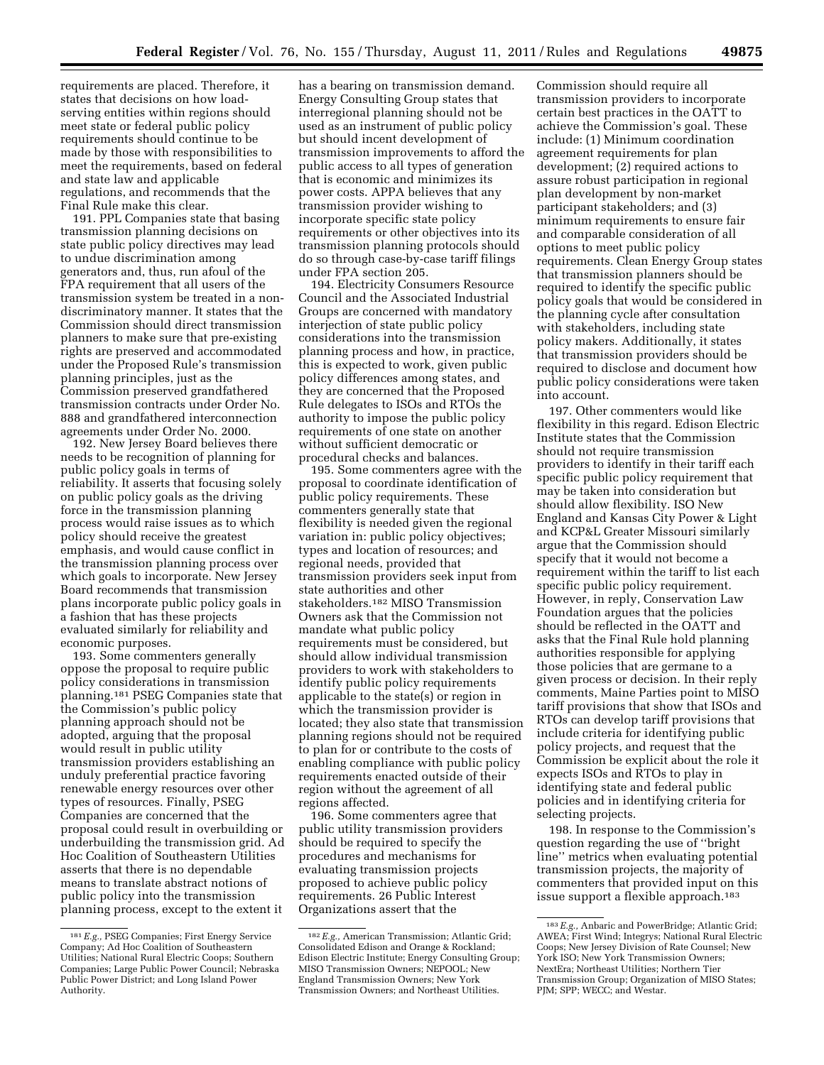requirements are placed. Therefore, it states that decisions on how load-serving entities within regions should meet state or federal public policy requirements should continue to be made by those with responsibilities to meet the requirements, based on federal and state law and applicable regulations, and recommends that the Final Rule make this clear.

191. PPL Companies state that basing transmission planning decisions on state public policy directives may lead to undue discrimination among generators and, thus, run afoul of the FPA requirement that all users of the transmission system be treated in a non-discriminatory manner. It states that the Commission should direct transmission planners to make sure that pre-existing rights are preserved and accommodated under the Proposed Rule's transmission planning principles, just as the Commission preserved grandfathered transmission contracts under Order No. 888 and grandfathered interconnection agreements under Order No. 2000.

192. New Jersey Board believes there needs to be recognition of planning for public policy goals in terms of reliability. It asserts that focusing solely on public policy goals as the driving force in the transmission planning process would raise issues as to which policy should receive the greatest emphasis, and would cause conflict in the transmission planning process over which goals to incorporate. New Jersey Board recommends that transmission plans incorporate public policy goals in a fashion that has these projects evaluated similarly for reliability and economic purposes.

193. Some commenters generally oppose the proposal to require public policy considerations in transmission planning.[181] PSEG Companies state that the Commission's public policy planning approach should not be adopted, arguing that the proposal would result in public utility transmission providers establishing an unduly preferential practice favoring renewable energy resources over other types of resources. Finally, PSEG Companies are concerned that the proposal could result in overbuilding or underbuilding the transmission grid. Ad Hoc Coalition of Southeastern Utilities asserts that there is no dependable means to translate abstract notions of public policy into the transmission planning process, except to the extent it has a bearing on transmission demand. Energy Consulting Group states that interregional planning should not be used as an instrument of public policy but should incent development of transmission improvements to afford the public access to all types of generation that is economic and minimizes its power costs. APPA believes that any transmission provider wishing to incorporate specific state policy requirements or other objectives into its transmission planning protocols should do so through case-by-case tariff filings under FPA section 205.

194. Electricity Consumers Resource Council and the Associated Industrial Groups are concerned with mandatory interjection of state public policy considerations into the transmission planning process and how, in practice, this is expected to work, given public policy differences among states, and they are concerned that the Proposed Rule delegates to ISOs and RTOs the authority to impose the public policy requirements of one state on another without sufficient democratic or procedural checks and balances.

195. Some commenters agree with the proposal to coordinate identification of public policy requirements. These commenters generally state that flexibility is needed given the regional variation in: public policy objectives; types and location of resources; and regional needs, provided that transmission providers seek input from state authorities and other stakeholders.[182] MISO Transmission Owners ask that the Commission not mandate what public policy requirements must be considered, but should allow individual transmission providers to work with stakeholders to identify public policy requirements applicable to the state(s) or region in which the transmission provider is located; they also state that transmission planning regions should not be required to plan for or contribute to the costs of enabling compliance with public policy requirements enacted outside of their region without the agreement of all regions affected.

196. Some commenters agree that public utility transmission providers should be required to specify the procedures and mechanisms for evaluating transmission projects proposed to achieve public policy requirements. 26 Public Interest Organizations assert that the Commission should require all transmission providers to incorporate certain best practices in the OATT to achieve the Commission's goal. These include: (1) Minimum coordination agreement requirements for plan development; (2) required actions to assure robust participation in regional plan development by non-market participant stakeholders; and (3) minimum requirements to ensure fair and comparable consideration of all options to meet public policy requirements. Clean Energy Group states that transmission planners should be required to identify the specific public policy goals that would be considered in the planning cycle after consultation with stakeholders, including state policy makers. Additionally, it states that transmission providers should be required to disclose and document how public policy considerations were taken into account.

197. Other commenters would like flexibility in this regard. Edison Electric Institute states that the Commission should not require transmission providers to identify in their tariff each specific public policy requirement that may be taken into consideration but should allow flexibility. ISO New England and Kansas City Power & Light and KCP&L Greater Missouri similarly argue that the Commission should specify that it would not become a requirement within the tariff to list each specific public policy requirement. However, in reply, Conservation Law Foundation argues that the policies should be reflected in the OATT and asks that the Final Rule hold planning authorities responsible for applying those policies that are germane to a given process or decision. In their reply comments, Maine Parties point to MISO tariff provisions that show that ISOs and RTOs can develop tariff provisions that include criteria for identifying public policy projects, and request that the Commission be explicit about the role it expects ISOs and RTOs to play in identifying state and federal public policies and in identifying criteria for selecting projects.

198. In response to the Commission's question regarding the use of "bright line" metrics when evaluating potential transmission projects, the majority of commenters that provided input on this issue support a flexible approach.[183]

---

[181] *E.g.,* PSEG Companies; First Energy Service Company; Ad Hoc Coalition of Southeastern Utilities; National Rural Electric Coops; Southern Companies; Large Public Power Council; Nebraska Public Power District; and Long Island Power Authority.

[182] *E.g.,* American Transmission; Atlantic Grid; Consolidated Edison and Orange & Rockland; Edison Electric Institute; Energy Consulting Group; MISO Transmission Owners; NEPOOL; New England Transmission Owners; New York Transmission Owners; and Northeast Utilities.

[183] *E.g.,* Anbaric and PowerBridge; Atlantic Grid; AWEA; First Wind; Integrys; National Rural Electric Coops; New Jersey Division of Rate Counsel; New York ISO; New York Transmission Owners; NextEra; Northeast Utilities; Northern Tier Transmission Group; Organization of MISO States; PJM; SPP; WECC; and Westar.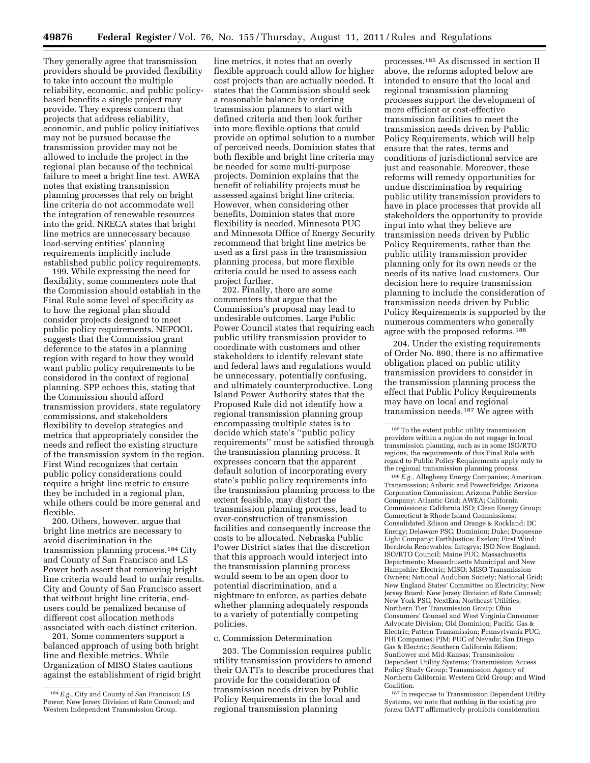They generally agree that transmission providers should be provided flexibility to take into account the multiple reliability, economic, and public policy-based benefits a single project may provide. They express concern that projects that address reliability, economic, and public policy initiatives may not be pursued because the transmission provider may not be allowed to include the project in the regional plan because of the technical failure to meet a bright line test. AWEA notes that existing transmission planning processes that rely on bright line criteria do not accommodate well the integration of renewable resources into the grid. NRECA states that bright line metrics are unnecessary because load-serving entities' planning requirements implicitly include established public policy requirements.

199. While expressing the need for flexibility, some commenters note that the Commission should establish in the Final Rule some level of specificity as to how the regional plan should consider projects designed to meet public policy requirements. NEPOOL suggests that the Commission grant deference to the states in a planning region with regard to how they would want public policy requirements to be considered in the context of regional planning. SPP echoes this, stating that the Commission should afford transmission providers, state regulatory commissions, and stakeholders flexibility to develop strategies and metrics that appropriately consider the needs and reflect the existing structure of the transmission system in the region. First Wind recognizes that certain public policy considerations could require a bright line metric to ensure they be included in a regional plan, while others could be more general and flexible.

200. Others, however, argue that bright line metrics are necessary to avoid discrimination in the transmission planning process.[184] City and County of San Francisco and LS Power both assert that removing bright line criteria would lead to unfair results. City and County of San Francisco assert that without bright line criteria, end-users could be penalized because of different cost allocation methods associated with each distinct criterion.

201. Some commenters support a balanced approach of using both bright line and flexible metrics. While Organization of MISO States cautions against the establishment of rigid bright line metrics, it notes that an overly flexible approach could allow for higher cost projects than are actually needed. It states that the Commission should seek a reasonable balance by ordering transmission planners to start with defined criteria and then look further into more flexible options that could provide an optimal solution to a number of perceived needs. Dominion states that both flexible and bright line criteria may be needed for some multi-purpose projects. Dominion explains that the benefit of reliability projects must be assessed against bright line criteria. However, when considering other benefits, Dominion states that more flexibility is needed. Minnesota PUC and Minnesota Office of Energy Security recommend that bright line metrics be used as a first pass in the transmission planning process, but more flexible criteria could be used to assess each project further.

202. Finally, there are some commenters that argue that the Commission's proposal may lead to undesirable outcomes. Large Public Power Council states that requiring each public utility transmission provider to coordinate with customers and other stakeholders to identify relevant state and federal laws and regulations would be unnecessary, potentially confusing, and ultimately counterproductive. Long Island Power Authority states that the Proposed Rule did not identify how a regional transmission planning group encompassing multiple states is to decide which state's "public policy requirements" must be satisfied through the transmission planning process. It expresses concern that the apparent default solution of incorporating every state's public policy requirements into the transmission planning process to the extent feasible, may distort the transmission planning process, lead to over-construction of transmission facilities and consequently increase the costs to be allocated. Nebraska Public Power District states that the discretion that this approach would interject into the transmission planning process would seem to be an open door to potential discrimination, and a nightmare to enforce, as parties debate whether planning adequately responds to a variety of potentially competing policies.

c. Commission Determination

203. The Commission requires public utility transmission providers to amend their OATTs to describe procedures that provide for the consideration of transmission needs driven by Public Policy Requirements in the local and regional transmission planning processes.[185] As discussed in section II above, the reforms adopted below are intended to ensure that the local and regional transmission planning processes support the development of more efficient or cost-effective transmission facilities to meet the transmission needs driven by Public Policy Requirements, which will help ensure that the rates, terms and conditions of jurisdictional service are just and reasonable. Moreover, these reforms will remedy opportunities for undue discrimination by requiring public utility transmission providers to have in place processes that provide all stakeholders the opportunity to provide input into what they believe are transmission needs driven by Public Policy Requirements, rather than the public utility transmission provider planning only for its own needs or the needs of its native load customers. Our decision here to require transmission planning to include the consideration of transmission needs driven by Public Policy Requirements is supported by the numerous commenters who generally agree with the proposed reforms.[186]

204. Under the existing requirements of Order No. 890, there is no affirmative obligation placed on public utility transmission providers to consider in the transmission planning process the effect that Public Policy Requirements may have on local and regional transmission needs.[187] We agree with

---

[184] *E.g.,* City and County of San Francisco; LS Power; New Jersey Division of Rate Counsel; and Western Independent Transmission Group.

[185] To the extent public utility transmission providers within a region do not engage in local transmission planning, such as in some ISO/RTO regions, the requirements of this Final Rule with regard to Public Policy Requirements apply only to the regional transmission planning process.

[186] *E.g.,* Allegheny Energy Companies; American Transmission; Anbaric and PowerBridge; Arizona Corporation Commission; Arizona Public Service Company; Atlantic Grid; AWEA; California Commissions; California ISO; Clean Energy Group; Connecticut & Rhode Island Commissions; Consolidated Edison and Orange & Rockland; DC Energy; Delaware PSC; Dominion; Duke; Duquesne Light Company; EarthJustice; Exelon; First Wind; Iberdrola Renewables; Integrys; ISO New England; ISO/RTO Council; Maine PUC; Massachusetts Departments; Massachusetts Municipal and New Hampshire Electric; MISO; MISO Transmission Owners; National Audubon Society; National Grid; New England States' Committee on Electricity; New Jersey Board; New Jersey Division of Rate Counsel; New York PSC; NextEra; Northeast Utilities; Northern Tier Transmission Group; Ohio Consumers' Counsel and West Virginia Consumer Advocate Division; Old Dominion; Pacific Gas & Electric; Pattern Transmission; Pennsylvania PUC; PHI Companies; PJM; PUC of Nevada; San Diego Gas & Electric; Southern California Edison; Sunflower and Mid-Kansas; Transmission Dependent Utility Systems; Transmission Access Policy Study Group; Transmission Agency of Northern California; Western Grid Group; and Wind Coalition.

[187] In response to Transmission Dependent Utility Systems, we note that nothing in the existing *pro forma* OATT affirmatively prohibits consideration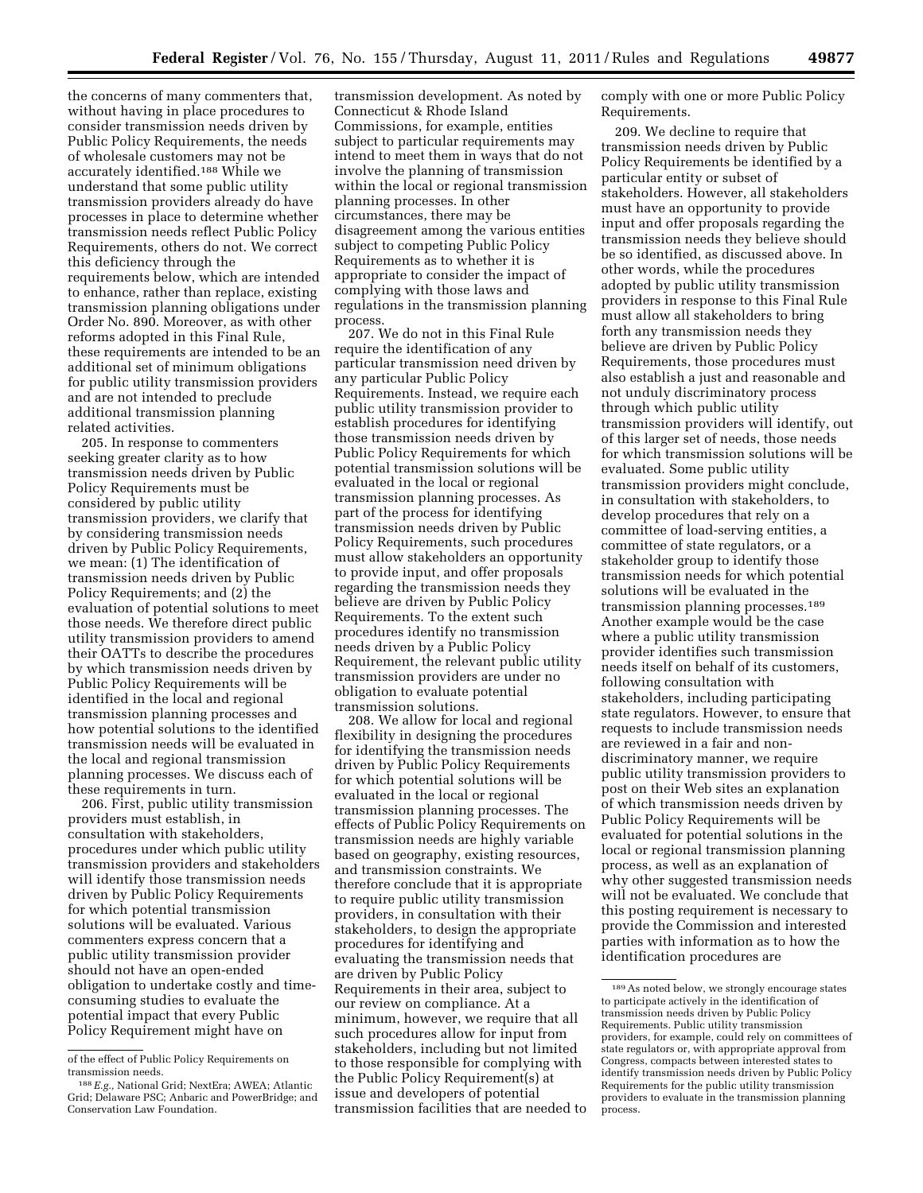the concerns of many commenters that, without having in place procedures to consider transmission needs driven by Public Policy Requirements, the needs of wholesale customers may not be accurately identified.[188] While we understand that some public utility transmission providers already do have processes in place to determine whether transmission needs reflect Public Policy Requirements, others do not. We correct this deficiency through the requirements below, which are intended to enhance, rather than replace, existing transmission planning obligations under Order No. 890. Moreover, as with other reforms adopted in this Final Rule, these requirements are intended to be an additional set of minimum obligations for public utility transmission providers and are not intended to preclude additional transmission planning related activities.

205. In response to commenters seeking greater clarity as to how transmission needs driven by Public Policy Requirements must be considered by public utility transmission providers, we clarify that by considering transmission needs driven by Public Policy Requirements, we mean: (1) The identification of transmission needs driven by Public Policy Requirements; and (2) the evaluation of potential solutions to meet those needs. We therefore direct public utility transmission providers to amend their OATTs to describe the procedures by which transmission needs driven by Public Policy Requirements will be identified in the local and regional transmission planning processes and how potential solutions to the identified transmission needs will be evaluated in the local and regional transmission planning processes. We discuss each of these requirements in turn.

206. First, public utility transmission providers must establish, in consultation with stakeholders, procedures under which public utility transmission providers and stakeholders will identify those transmission needs driven by Public Policy Requirements for which potential transmission solutions will be evaluated. Various commenters express concern that a public utility transmission provider should not have an open-ended obligation to undertake costly and time-consuming studies to evaluate the potential impact that every Public Policy Requirement might have on transmission development. As noted by Connecticut & Rhode Island Commissions, for example, entities subject to particular requirements may intend to meet them in ways that do not involve the planning of transmission within the local or regional transmission planning processes. In other circumstances, there may be disagreement among the various entities subject to competing Public Policy Requirements as to whether it is appropriate to consider the impact of complying with those laws and regulations in the transmission planning process.

207. We do not in this Final Rule require the identification of any particular transmission need driven by any particular Public Policy Requirements. Instead, we require each public utility transmission provider to establish procedures for identifying those transmission needs driven by Public Policy Requirements for which potential transmission solutions will be evaluated in the local or regional transmission planning processes. As part of the process for identifying transmission needs driven by Public Policy Requirements, such procedures must allow stakeholders an opportunity to provide input, and offer proposals regarding the transmission needs they believe are driven by Public Policy Requirements. To the extent such procedures identify no transmission needs driven by a Public Policy Requirement, the relevant public utility transmission providers are under no obligation to evaluate potential transmission solutions.

208. We allow for local and regional flexibility in designing the procedures for identifying the transmission needs driven by Public Policy Requirements for which potential solutions will be evaluated in the local or regional transmission planning processes. The effects of Public Policy Requirements on transmission needs are highly variable based on geography, existing resources, and transmission constraints. We therefore conclude that it is appropriate to require public utility transmission providers, in consultation with their stakeholders, to design the appropriate procedures for identifying and evaluating the transmission needs that are driven by Public Policy Requirements in their area, subject to our review on compliance. At a minimum, however, we require that all such procedures allow for input from stakeholders, including but not limited to those responsible for complying with the Public Policy Requirement(s) at issue and developers of potential transmission facilities that are needed to comply with one or more Public Policy Requirements.

209. We decline to require that transmission needs driven by Public Policy Requirements be identified by a particular entity or subset of stakeholders. However, all stakeholders must have an opportunity to provide input and offer proposals regarding the transmission needs they believe should be so identified, as discussed above. In other words, while the procedures adopted by public utility transmission providers in response to this Final Rule must allow all stakeholders to bring forth any transmission needs they believe are driven by Public Policy Requirements, those procedures must also establish a just and reasonable and not unduly discriminatory process through which public utility transmission providers will identify, out of this larger set of needs, those needs for which transmission solutions will be evaluated. Some public utility transmission providers might conclude, in consultation with stakeholders, to develop procedures that rely on a committee of load-serving entities, a committee of state regulators, or a stakeholder group to identify those transmission needs for which potential solutions will be evaluated in the transmission planning processes.[189] Another example would be the case where a public utility transmission provider identifies such transmission needs itself on behalf of its customers, following consultation with stakeholders, including participating state regulators. However, to ensure that requests to include transmission needs are reviewed in a fair and non-discriminatory manner, we require public utility transmission providers to post on their Web sites an explanation of which transmission needs driven by Public Policy Requirements will be evaluated for potential solutions in the local or regional transmission planning process, as well as an explanation of why other suggested transmission needs will not be evaluated. We conclude that this posting requirement is necessary to provide the Commission and interested parties with information as to how the identification procedures are

---

of the effect of Public Policy Requirements on transmission needs.

[188] *E.g.,* National Grid; NextEra; AWEA; Atlantic Grid; Delaware PSC; Anbaric and PowerBridge; and Conservation Law Foundation.

[189] As noted below, we strongly encourage states to participate actively in the identification of transmission needs driven by Public Policy Requirements. Public utility transmission providers, for example, could rely on committees of state regulators or, with appropriate approval from Congress, compacts between interested states to identify transmission needs driven by Public Policy Requirements for the public utility transmission providers to evaluate in the transmission planning process.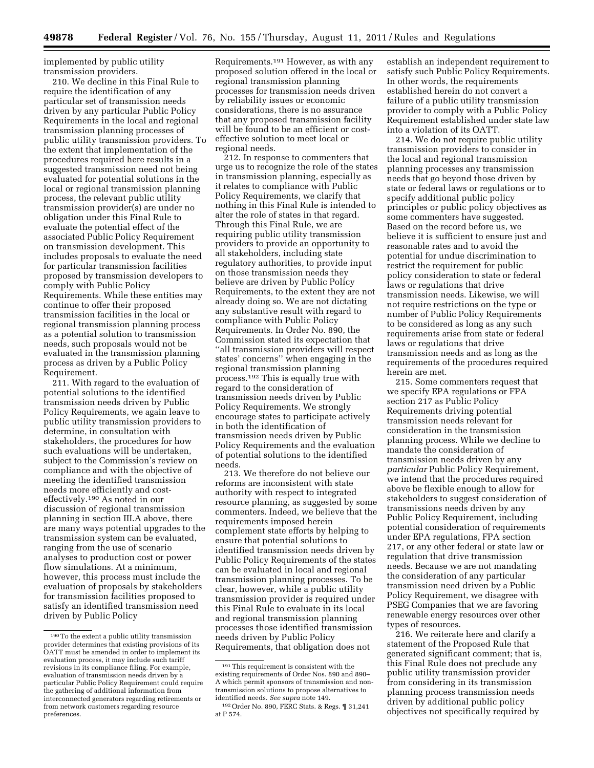implemented by public utility transmission providers.

210. We decline in this Final Rule to require the identification of any particular set of transmission needs driven by any particular Public Policy Requirements in the local and regional transmission planning processes of public utility transmission providers. To the extent that implementation of the procedures required here results in a suggested transmission need not being evaluated for potential solutions in the local or regional transmission planning process, the relevant public utility transmission provider(s) are under no obligation under this Final Rule to evaluate the potential effect of the associated Public Policy Requirement on transmission development. This includes proposals to evaluate the need for particular transmission facilities proposed by transmission developers to comply with Public Policy Requirements. While these entities may continue to offer their proposed transmission facilities in the local or regional transmission planning process as a potential solution to transmission needs, such proposals would not be evaluated in the transmission planning process as driven by a Public Policy Requirement.

211. With regard to the evaluation of potential solutions to the identified transmission needs driven by Public Policy Requirements, we again leave to public utility transmission providers to determine, in consultation with stakeholders, the procedures for how such evaluations will be undertaken, subject to the Commission's review on compliance and with the objective of meeting the identified transmission needs more efficiently and cost-effectively.[190] As noted in our discussion of regional transmission planning in section III.A above, there are many ways potential upgrades to the transmission system can be evaluated, ranging from the use of scenario analyses to production cost or power flow simulations. At a minimum, however, this process must include the evaluation of proposals by stakeholders for transmission facilities proposed to satisfy an identified transmission need driven by Public Policy Requirements.[191] However, as with any proposed solution offered in the local or regional transmission planning processes for transmission needs driven by reliability issues or economic considerations, there is no assurance that any proposed transmission facility will be found to be an efficient or cost-effective solution to meet local or regional needs.

212. In response to commenters that urge us to recognize the role of the states in transmission planning, especially as it relates to compliance with Public Policy Requirements, we clarify that nothing in this Final Rule is intended to alter the role of states in that regard. Through this Final Rule, we are requiring public utility transmission providers to provide an opportunity to all stakeholders, including state regulatory authorities, to provide input on those transmission needs they believe are driven by Public Policy Requirements, to the extent they are not already doing so. We are not dictating any substantive result with regard to compliance with Public Policy Requirements. In Order No. 890, the Commission stated its expectation that "all transmission providers will respect states' concerns" when engaging in the regional transmission planning process.[192] This is equally true with regard to the consideration of transmission needs driven by Public Policy Requirements. We strongly encourage states to participate actively in both the identification of transmission needs driven by Public Policy Requirements and the evaluation of potential solutions to the identified needs.

213. We therefore do not believe our reforms are inconsistent with state authority with respect to integrated resource planning, as suggested by some commenters. Indeed, we believe that the requirements imposed herein complement state efforts by helping to ensure that potential solutions to identified transmission needs driven by Public Policy Requirements of the states can be evaluated in local and regional transmission planning processes. To be clear, however, while a public utility transmission provider is required under this Final Rule to evaluate in its local and regional transmission planning processes those identified transmission needs driven by Public Policy Requirements, that obligation does not establish an independent requirement to satisfy such Public Policy Requirements. In other words, the requirements established herein do not convert a failure of a public utility transmission provider to comply with a Public Policy Requirement established under state law into a violation of its OATT.

214. We do not require public utility transmission providers to consider in the local and regional transmission planning processes any transmission needs that go beyond those driven by state or federal laws or regulations or to specify additional public policy principles or public policy objectives as some commenters have suggested. Based on the record before us, we believe it is sufficient to ensure just and reasonable rates and to avoid the potential for undue discrimination to restrict the requirement for public policy consideration to state or federal laws or regulations that drive transmission needs. Likewise, we will not require restrictions on the type or number of Public Policy Requirements to be considered as long as any such requirements arise from state or federal laws or regulations that drive transmission needs and as long as the requirements of the procedures required herein are met.

215. Some commenters request that we specify EPA regulations or FPA section 217 as Public Policy Requirements driving potential transmission needs relevant for consideration in the transmission planning process. While we decline to mandate the consideration of transmission needs driven by any *particular* Public Policy Requirement, we intend that the procedures required above be flexible enough to allow for stakeholders to suggest consideration of transmissions needs driven by any Public Policy Requirement, including potential consideration of requirements under EPA regulations, FPA section 217, or any other federal or state law or regulation that drive transmission needs. Because we are not mandating the consideration of any particular transmission need driven by a Public Policy Requirement, we disagree with PSEG Companies that we are favoring renewable energy resources over other types of resources.

216. We reiterate here and clarify a statement of the Proposed Rule that generated significant comment; that is, this Final Rule does not preclude any public utility transmission provider from considering in its transmission planning process transmission needs driven by additional public policy objectives not specifically required by

---

[190] To the extent a public utility transmission provider determines that existing provisions of its OATT must be amended in order to implement its evaluation process, it may include such tariff revisions in its compliance filing. For example, evaluation of transmission needs driven by a particular Public Policy Requirement could require the gathering of additional information from interconnected generators regarding retirements or from network customers regarding resource preferences.

[191] This requirement is consistent with the existing requirements of Order Nos. 890 and 890–A which permit sponsors of transmission and non-transmission solutions to propose alternatives to identified needs. *See supra* note 149.

[192] Order No. 890, FERC Stats. & Regs. ¶ 31,241 at P 574.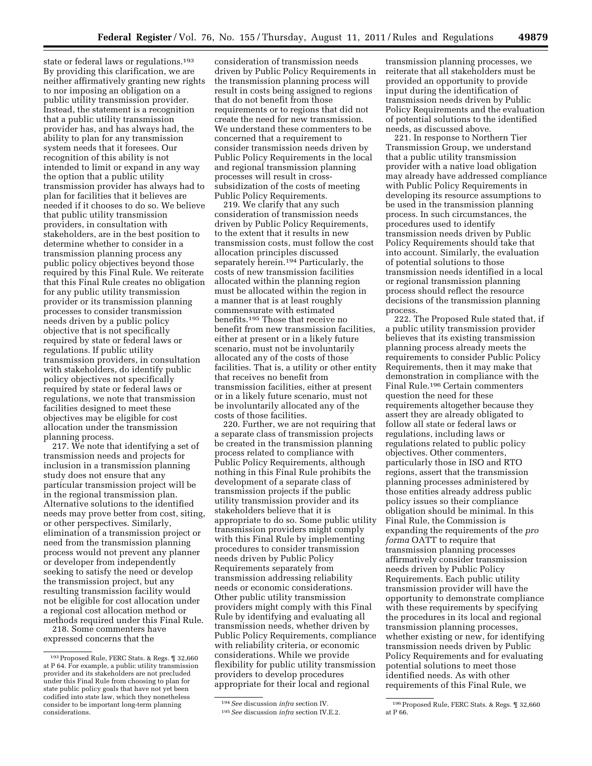state or federal laws or regulations.[193] By providing this clarification, we are neither affirmatively granting new rights to nor imposing an obligation on a public utility transmission provider. Instead, the statement is a recognition that a public utility transmission provider has, and has always had, the ability to plan for any transmission system needs that it foresees. Our recognition of this ability is not intended to limit or expand in any way the option that a public utility transmission provider has always had to plan for facilities that it believes are needed if it chooses to do so. We believe that public utility transmission providers, in consultation with stakeholders, are in the best position to determine whether to consider in a transmission planning process any public policy objectives beyond those required by this Final Rule. We reiterate that this Final Rule creates no obligation for any public utility transmission provider or its transmission planning processes to consider transmission needs driven by a public policy objective that is not specifically required by state or federal laws or regulations. If public utility transmission providers, in consultation with stakeholders, do identify public policy objectives not specifically required by state or federal laws or regulations, we note that transmission facilities designed to meet these objectives may be eligible for cost allocation under the transmission planning process.

217. We note that identifying a set of transmission needs and projects for inclusion in a transmission planning study does not ensure that any particular transmission project will be in the regional transmission plan. Alternative solutions to the identified needs may prove better from cost, siting, or other perspectives. Similarly, elimination of a transmission project or need from the transmission planning process would not prevent any planner or developer from independently seeking to satisfy the need or develop the transmission project, but any resulting transmission facility would not be eligible for cost allocation under a regional cost allocation method or methods required under this Final Rule.

218. Some commenters have expressed concerns that the consideration of transmission needs driven by Public Policy Requirements in the transmission planning process will result in costs being assigned to regions that do not benefit from those requirements or to regions that did not create the need for new transmission. We understand these commenters to be concerned that a requirement to consider transmission needs driven by Public Policy Requirements in the local and regional transmission planning processes will result in cross-subsidization of the costs of meeting Public Policy Requirements.

219. We clarify that any such consideration of transmission needs driven by Public Policy Requirements, to the extent that it results in new transmission costs, must follow the cost allocation principles discussed separately herein.[194] Particularly, the costs of new transmission facilities allocated within the planning region must be allocated within the region in a manner that is at least roughly commensurate with estimated benefits.[195] Those that receive no benefit from new transmission facilities, either at present or in a likely future scenario, must not be involuntarily allocated any of the costs of those facilities. That is, a utility or other entity that receives no benefit from transmission facilities, either at present or in a likely future scenario, must not be involuntarily allocated any of the costs of those facilities.

220. Further, we are not requiring that a separate class of transmission projects be created in the transmission planning process related to compliance with Public Policy Requirements, although nothing in this Final Rule prohibits the development of a separate class of transmission projects if the public utility transmission provider and its stakeholders believe that it is appropriate to do so. Some public utility transmission providers might comply with this Final Rule by implementing procedures to consider transmission needs driven by Public Policy Requirements separately from transmission addressing reliability needs or economic considerations. Other public utility transmission providers might comply with this Final Rule by identifying and evaluating all transmission needs, whether driven by Public Policy Requirements, compliance with reliability criteria, or economic considerations. While we provide flexibility for public utility transmission providers to develop procedures appropriate for their local and regional transmission planning processes, we reiterate that all stakeholders must be provided an opportunity to provide input during the identification of transmission needs driven by Public Policy Requirements and the evaluation of potential solutions to the identified needs, as discussed above.

221. In response to Northern Tier Transmission Group, we understand that a public utility transmission provider with a native load obligation may already have addressed compliance with Public Policy Requirements in developing its resource assumptions to be used in the transmission planning process. In such circumstances, the procedures used to identify transmission needs driven by Public Policy Requirements should take that into account. Similarly, the evaluation of potential solutions to those transmission needs identified in a local or regional transmission planning process should reflect the resource decisions of the transmission planning process.

222. The Proposed Rule stated that, if a public utility transmission provider believes that its existing transmission planning process already meets the requirements to consider Public Policy Requirements, then it may make that demonstration in compliance with the Final Rule.[196] Certain commenters question the need for these requirements altogether because they assert they are already obligated to follow all state or federal laws or regulations, including laws or regulations related to public policy objectives. Other commenters, particularly those in ISO and RTO regions, assert that the transmission planning processes administered by those entities already address public policy issues so their compliance obligation should be minimal. In this Final Rule, the Commission is expanding the requirements of the *pro forma* OATT to require that transmission planning processes affirmatively consider transmission needs driven by Public Policy Requirements. Each public utility transmission provider will have the opportunity to demonstrate compliance with these requirements by specifying the procedures in its local and regional transmission planning processes, whether existing or new, for identifying transmission needs driven by Public Policy Requirements and for evaluating potential solutions to meet those identified needs. As with other requirements of this Final Rule, we

---

[193] Proposed Rule, FERC Stats. & Regs. ¶ 32,660 at P 64. For example, a public utility transmission provider and its stakeholders are not precluded under this Final Rule from choosing to plan for state public policy goals that have not yet been codified into state law, which they nonetheless consider to be important long-term planning considerations.

[194] *See* discussion *infra* section IV.

[195] *See* discussion *infra* section IV.E.2.

[196] Proposed Rule, FERC Stats. & Regs. ¶ 32,660 at P 66.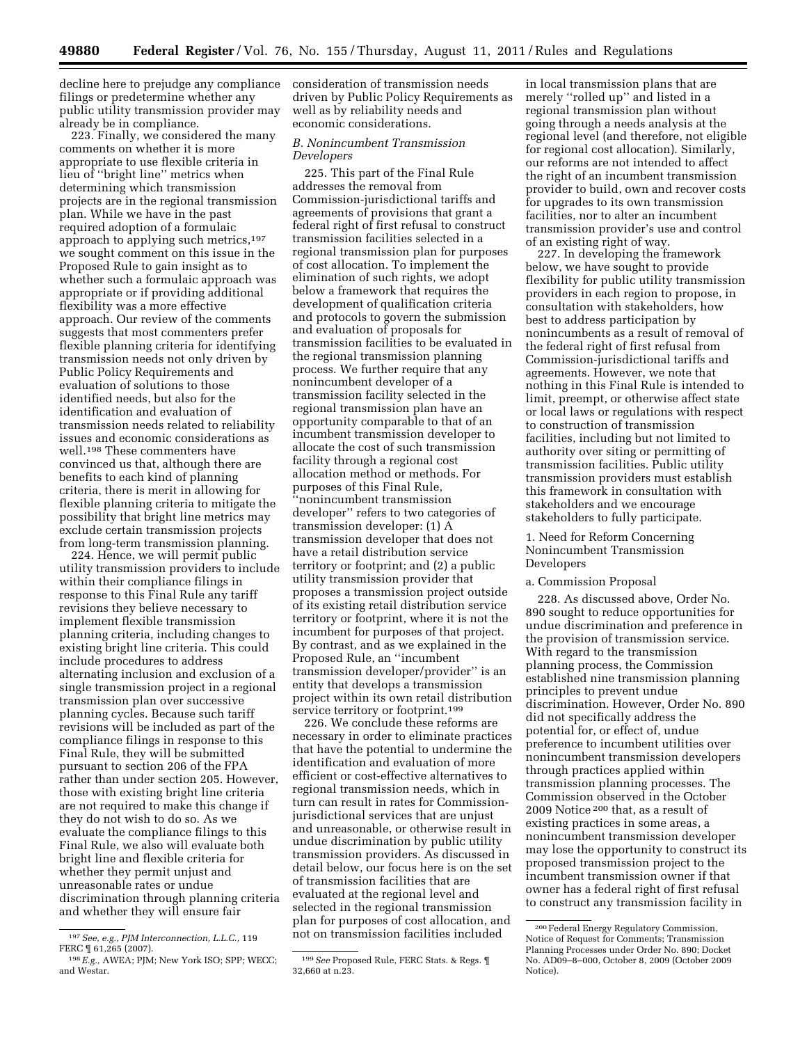decline here to prejudge any compliance filings or predetermine whether any public utility transmission provider may already be in compliance.

223. Finally, we considered the many comments on whether it is more appropriate to use flexible criteria in lieu of ''bright line'' metrics when determining which transmission projects are in the regional transmission plan. While we have in the past required adoption of a formulaic approach to applying such metrics,[197] we sought comment on this issue in the Proposed Rule to gain insight as to whether such a formulaic approach was appropriate or if providing additional flexibility was a more effective approach. Our review of the comments suggests that most commenters prefer flexible planning criteria for identifying transmission needs not only driven by Public Policy Requirements and evaluation of solutions to those identified needs, but also for the identification and evaluation of transmission needs related to reliability issues and economic considerations as well.[198] These commenters have convinced us that, although there are benefits to each kind of planning criteria, there is merit in allowing for flexible planning criteria to mitigate the possibility that bright line metrics may exclude certain transmission projects from long-term transmission planning.

224. Hence, we will permit public utility transmission providers to include within their compliance filings in response to this Final Rule any tariff revisions they believe necessary to implement flexible transmission planning criteria, including changes to existing bright line criteria. This could include procedures to address alternating inclusion and exclusion of a single transmission project in a regional transmission plan over successive planning cycles. Because such tariff revisions will be included as part of the compliance filings in response to this Final Rule, they will be submitted pursuant to section 206 of the FPA rather than under section 205. However, those with existing bright line criteria are not required to make this change if they do not wish to do so. As we evaluate the compliance filings to this Final Rule, we also will evaluate both bright line and flexible criteria for whether they permit unjust and unreasonable rates or undue discrimination through planning criteria and whether they will ensure fair consideration of transmission needs driven by Public Policy Requirements as well as by reliability needs and economic considerations.

### B. Nonincumbent Transmission Developers

225. This part of the Final Rule addresses the removal from Commission-jurisdictional tariffs and agreements of provisions that grant a federal right of first refusal to construct transmission facilities selected in a regional transmission plan for purposes of cost allocation. To implement the elimination of such rights, we adopt below a framework that requires the development of qualification criteria and protocols to govern the submission and evaluation of proposals for transmission facilities to be evaluated in the regional transmission planning process. We further require that any nonincumbent developer of a transmission facility selected in the regional transmission plan have an opportunity comparable to that of an incumbent transmission developer to allocate the cost of such transmission facility through a regional cost allocation method or methods. For purposes of this Final Rule, ''nonincumbent transmission developer'' refers to two categories of transmission developer: (1) A transmission developer that does not have a retail distribution service territory or footprint; and (2) a public utility transmission provider that proposes a transmission project outside of its existing retail distribution service territory or footprint, where it is not the incumbent for purposes of that project. By contrast, and as we explained in the Proposed Rule, an ''incumbent transmission developer/provider'' is an entity that develops a transmission project within its own retail distribution service territory or footprint.[199]

226. We conclude these reforms are necessary in order to eliminate practices that have the potential to undermine the identification and evaluation of more efficient or cost-effective alternatives to regional transmission needs, which in turn can result in rates for Commission-jurisdictional services that are unjust and unreasonable, or otherwise result in undue discrimination by public utility transmission providers. As discussed in detail below, our focus here is on the set of transmission facilities that are evaluated at the regional level and selected in the regional transmission plan for purposes of cost allocation, and not on transmission facilities included in local transmission plans that are merely ''rolled up'' and listed in a regional transmission plan without going through a needs analysis at the regional level (and therefore, not eligible for regional cost allocation). Similarly, our reforms are not intended to affect the right of an incumbent transmission provider to build, own and recover costs for upgrades to its own transmission facilities, nor to alter an incumbent transmission provider's use and control of an existing right of way.

227. In developing the framework below, we have sought to provide flexibility for public utility transmission providers in each region to propose, in consultation with stakeholders, how best to address participation by nonincumbents as a result of removal of the federal right of first refusal from Commission-jurisdictional tariffs and agreements. However, we note that nothing in this Final Rule is intended to limit, preempt, or otherwise affect state or local laws or regulations with respect to construction of transmission facilities, including but not limited to authority over siting or permitting of transmission facilities. Public utility transmission providers must establish this framework in consultation with stakeholders and we encourage stakeholders to fully participate.

#### 1. Need for Reform Concerning Nonincumbent Transmission Developers

##### a. Commission Proposal

228. As discussed above, Order No. 890 sought to reduce opportunities for undue discrimination and preference in the provision of transmission service. With regard to the transmission planning process, the Commission established nine transmission planning principles to prevent undue discrimination. However, Order No. 890 did not specifically address the potential for, or effect of, undue preference to incumbent utilities over nonincumbent transmission developers through practices applied within transmission planning processes. The Commission observed in the October 2009 Notice[200] that, as a result of existing practices in some areas, a nonincumbent transmission developer may lose the opportunity to construct its proposed transmission project to the incumbent transmission owner if that owner has a federal right of first refusal to construct any transmission facility in

---

[197] *See, e.g., PJM Interconnection, L.L.C.,* 119 FERC ¶ 61,265 (2007).

[198] *E.g.,* AWEA; PJM; New York ISO; SPP; WECC; and Westar.

[199] *See* Proposed Rule, FERC Stats. & Regs. ¶ 32,660 at n.23.

[200] Federal Energy Regulatory Commission, Notice of Request for Comments; Transmission Planning Processes under Order No. 890; Docket No. AD09–8–000, October 8, 2009 (October 2009 Notice).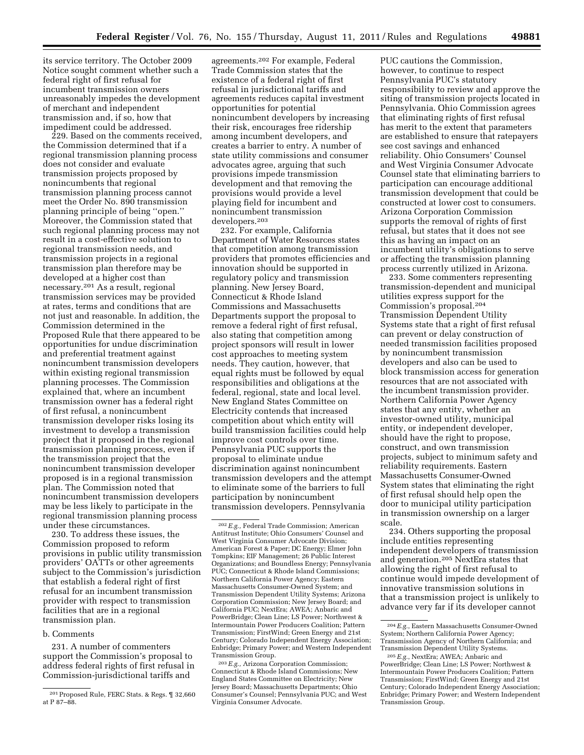its service territory. The October 2009 Notice sought comment whether such a federal right of first refusal for incumbent transmission owners unreasonably impedes the development of merchant and independent transmission and, if so, how that impediment could be addressed.

229. Based on the comments received, the Commission determined that if a regional transmission planning process does not consider and evaluate transmission projects proposed by nonincumbents that regional transmission planning process cannot meet the Order No. 890 transmission planning principle of being ''open.'' Moreover, the Commission stated that such regional planning process may not result in a cost-effective solution to regional transmission needs, and transmission projects in a regional transmission plan therefore may be developed at a higher cost than necessary.[201] As a result, regional transmission services may be provided at rates, terms and conditions that are not just and reasonable. In addition, the Commission determined in the Proposed Rule that there appeared to be opportunities for undue discrimination and preferential treatment against nonincumbent transmission developers within existing regional transmission planning processes. The Commission explained that, where an incumbent transmission owner has a federal right of first refusal, a nonincumbent transmission developer risks losing its investment to develop a transmission project that it proposed in the regional transmission planning process, even if the transmission project that the nonincumbent transmission developer proposed is in a regional transmission plan. The Commission noted that nonincumbent transmission developers may be less likely to participate in the regional transmission planning process under these circumstances.

230. To address these issues, the Commission proposed to reform provisions in public utility transmission providers' OATTs or other agreements subject to the Commission's jurisdiction that establish a federal right of first refusal for an incumbent transmission provider with respect to transmission facilities that are in a regional transmission plan.

b. Comments

231. A number of commenters support the Commission's proposal to address federal rights of first refusal in Commission-jurisdictional tariffs and agreements.[202] For example, Federal Trade Commission states that the existence of a federal right of first refusal in jurisdictional tariffs and agreements reduces capital investment opportunities for potential nonincumbent developers by increasing their risk, encourages free ridership among incumbent developers, and creates a barrier to entry. A number of state utility commissions and consumer advocates agree, arguing that such provisions impede transmission development and that removing the provisions would provide a level playing field for incumbent and nonincumbent transmission developers.[203]

232. For example, California Department of Water Resources states that competition among transmission providers that promotes efficiencies and innovation should be supported in regulatory policy and transmission planning. New Jersey Board, Connecticut & Rhode Island Commissions and Massachusetts Departments support the proposal to remove a federal right of first refusal, also stating that competition among project sponsors will result in lower cost approaches to meeting system needs. They caution, however, that equal rights must be followed by equal responsibilities and obligations at the federal, regional, state and local level. New England States Committee on Electricity contends that increased competition about which entity will build transmission facilities could help improve cost controls over time. Pennsylvania PUC supports the proposal to eliminate undue discrimination against nonincumbent transmission developers and the attempt to eliminate some of the barriers to full participation by nonincumbent transmission developers. Pennsylvania PUC cautions the Commission, however, to continue to respect Pennsylvania PUC's statutory responsibility to review and approve the siting of transmission projects located in Pennsylvania. Ohio Commission agrees that eliminating rights of first refusal has merit to the extent that parameters are established to ensure that ratepayers see cost savings and enhanced reliability. Ohio Consumers' Counsel and West Virginia Consumer Advocate Counsel state that eliminating barriers to participation can encourage additional transmission development that could be constructed at lower cost to consumers. Arizona Corporation Commission supports the removal of rights of first refusal, but states that it does not see this as having an impact on an incumbent utility's obligations to serve or affecting the transmission planning process currently utilized in Arizona.

233. Some commenters representing transmission-dependent and municipal utilities express support for the Commission's proposal.[204] Transmission Dependent Utility Systems state that a right of first refusal can prevent or delay construction of needed transmission facilities proposed by nonincumbent transmission developers and also can be used to block transmission access for generation resources that are not associated with the incumbent transmission provider. Northern California Power Agency states that any entity, whether an investor-owned utility, municipal entity, or independent developer, should have the right to propose, construct, and own transmission projects, subject to minimum safety and reliability requirements. Eastern Massachusetts Consumer-Owned System states that eliminating the right of first refusal should help open the door to municipal utility participation in transmission ownership on a larger scale.

234. Others supporting the proposal include entities representing independent developers of transmission and generation.[205] NextEra states that allowing the right of first refusal to continue would impede development of innovative transmission solutions in that a transmission project is unlikely to advance very far if its developer cannot

---

[201] Proposed Rule, FERC Stats. & Regs. ¶ 32,660 at P 87–88.

[202] *E.g.,* Federal Trade Commission; American Antitrust Institute; Ohio Consumers' Counsel and West Virginia Consumer Advocate Division; American Forest & Paper; DC Energy; Elmer John Tompkins; EIF Management; 26 Public Interest Organizations; and Boundless Energy; Pennsylvania PUC; Connecticut & Rhode Island Commissions; Northern California Power Agency; Eastern Massachusetts Consumer-Owned System; and Transmission Dependent Utility Systems; Arizona Corporation Commission; New Jersey Board; and California PUC; NextEra; AWEA; Anbaric and PowerBridge; Clean Line; LS Power; Northwest & Intermountain Power Producers Coalition; Pattern Transmission; FirstWind; Green Energy and 21st Century; Colorado Independent Energy Association; Enbridge; Primary Power; and Western Independent Transmission Group.

[203] *E.g.,* Arizona Corporation Commission; Connecticut & Rhode Island Commissions; New England States Committee on Electricity; New Jersey Board; Massachusetts Departments; Ohio Consumer's Counsel; Pennsylvania PUC; and West Virginia Consumer Advocate.

[204] *E.g.,* Eastern Massachusetts Consumer-Owned System; Northern California Power Agency; Transmission Agency of Northern California; and Transmission Dependent Utility Systems.

[205] *E.g.,* NextEra; AWEA; Anbaric and PowerBridge; Clean Line; LS Power; Northwest & Intermountain Power Producers Coalition; Pattern Transmission; FirstWind; Green Energy and 21st Century; Colorado Independent Energy Association; Enbridge; Primary Power; and Western Independent Transmission Group.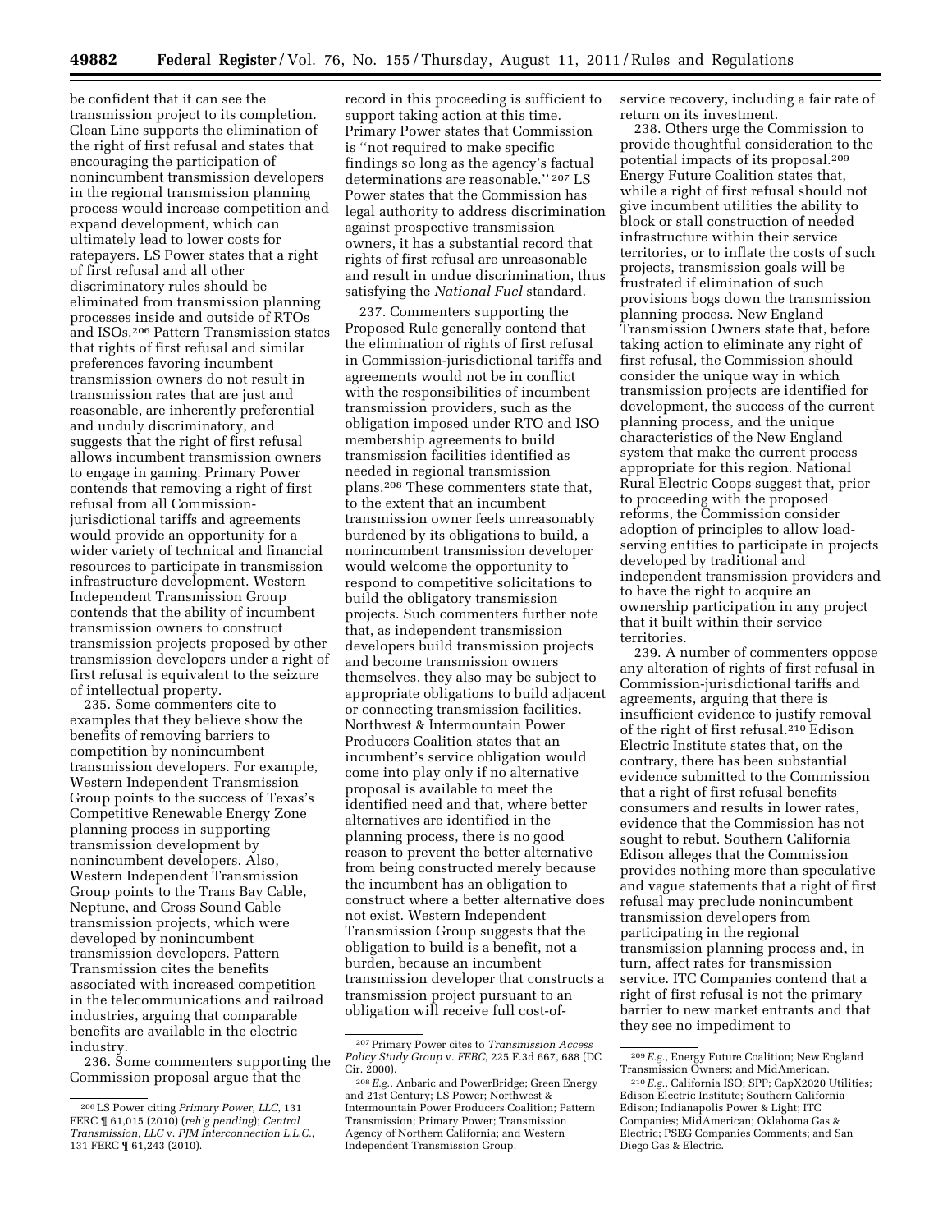be confident that it can see the transmission project to its completion. Clean Line supports the elimination of the right of first refusal and states that encouraging the participation of nonincumbent transmission developers in the regional transmission planning process would increase competition and expand development, which can ultimately lead to lower costs for ratepayers. LS Power states that a right of first refusal and all other discriminatory rules should be eliminated from transmission planning processes inside and outside of RTOs and ISOs.[206] Pattern Transmission states that rights of first refusal and similar preferences favoring incumbent transmission owners do not result in transmission rates that are just and reasonable, are inherently preferential and unduly discriminatory, and suggests that the right of first refusal allows incumbent transmission owners to engage in gaming. Primary Power contends that removing a right of first refusal from all Commission-jurisdictional tariffs and agreements would provide an opportunity for a wider variety of technical and financial resources to participate in transmission infrastructure development. Western Independent Transmission Group contends that the ability of incumbent transmission owners to construct transmission projects proposed by other transmission developers under a right of first refusal is equivalent to the seizure of intellectual property.

235. Some commenters cite to examples that they believe show the benefits of removing barriers to competition by nonincumbent transmission developers. For example, Western Independent Transmission Group points to the success of Texas's Competitive Renewable Energy Zone planning process in supporting transmission development by nonincumbent developers. Also, Western Independent Transmission Group points to the Trans Bay Cable, Neptune, and Cross Sound Cable transmission projects, which were developed by nonincumbent transmission developers. Pattern Transmission cites the benefits associated with increased competition in the telecommunications and railroad industries, arguing that comparable benefits are available in the electric industry.

236. Some commenters supporting the Commission proposal argue that the record in this proceeding is sufficient to support taking action at this time. Primary Power states that Commission is "not required to make specific findings so long as the agency's factual determinations are reasonable."[207] LS Power states that the Commission has legal authority to address discrimination against prospective transmission owners, it has a substantial record that rights of first refusal are unreasonable and result in undue discrimination, thus satisfying the *National Fuel* standard.

237. Commenters supporting the Proposed Rule generally contend that the elimination of rights of first refusal in Commission-jurisdictional tariffs and agreements would not be in conflict with the responsibilities of incumbent transmission providers, such as the obligation imposed under RTO and ISO membership agreements to build transmission facilities identified as needed in regional transmission plans.[208] These commenters state that, to the extent that an incumbent transmission owner feels unreasonably burdened by its obligations to build, a nonincumbent transmission developer would welcome the opportunity to respond to competitive solicitations to build the obligatory transmission projects. Such commenters further note that, as independent transmission developers build transmission projects and become transmission owners themselves, they also may be subject to appropriate obligations to build adjacent or connecting transmission facilities. Northwest & Intermountain Power Producers Coalition states that an incumbent's service obligation would come into play only if no alternative proposal is available to meet the identified need and that, where better alternatives are identified in the planning process, there is no good reason to prevent the better alternative from being constructed merely because the incumbent has an obligation to construct where a better alternative does not exist. Western Independent Transmission Group suggests that the obligation to build is a benefit, not a burden, because an incumbent transmission developer that constructs a transmission project pursuant to an obligation will receive full cost-of-service recovery, including a fair rate of return on its investment.

238. Others urge the Commission to provide thoughtful consideration to the potential impacts of its proposal.[209] Energy Future Coalition states that, while a right of first refusal should not give incumbent utilities the ability to block or stall construction of needed infrastructure within their service territories, or to inflate the costs of such projects, transmission goals will be frustrated if elimination of such provisions bogs down the transmission planning process. New England Transmission Owners state that, before taking action to eliminate any right of first refusal, the Commission should consider the unique way in which transmission projects are identified for development, the success of the current planning process, and the unique characteristics of the New England system that make the current process appropriate for this region. National Rural Electric Coops suggest that, prior to proceeding with the proposed reforms, the Commission consider adoption of principles to allow load-serving entities to participate in projects developed by traditional and independent transmission providers and to have the right to acquire an ownership participation in any project that it built within their service territories.

239. A number of commenters oppose any alteration of rights of first refusal in Commission-jurisdictional tariffs and agreements, arguing that there is insufficient evidence to justify removal of the right of first refusal.[210] Edison Electric Institute states that, on the contrary, there has been substantial evidence submitted to the Commission that a right of first refusal benefits consumers and results in lower rates, evidence that the Commission has not sought to rebut. Southern California Edison alleges that the Commission provides nothing more than speculative and vague statements that a right of first refusal may preclude nonincumbent transmission developers from participating in the regional transmission planning process and, in turn, affect rates for transmission service. ITC Companies contend that a right of first refusal is not the primary barrier to new market entrants and that they see no impediment to

---

[206] LS Power citing *Primary Power, LLC*, 131 FERC ¶ 61,015 (2010) (*reh'g pending*); *Central Transmission, LLC* v. *PJM Interconnection L.L.C.*, 131 FERC ¶ 61,243 (2010).

[207] Primary Power cites to *Transmission Access Policy Study Group* v. *FERC*, 225 F.3d 667, 688 (DC Cir. 2000).

[208] *E.g.*, Anbaric and PowerBridge; Green Energy and 21st Century; LS Power; Northwest & Intermountain Power Producers Coalition; Pattern Transmission; Primary Power; Transmission Agency of Northern California; and Western Independent Transmission Group.

[209] *E.g.*, Energy Future Coalition; New England Transmission Owners; and MidAmerican.

[210] *E.g.*, California ISO; SPP; CapX2020 Utilities; Edison Electric Institute; Southern California Edison; Indianapolis Power & Light; ITC Companies; MidAmerican; Oklahoma Gas & Electric; PSEG Companies Comments; and San Diego Gas & Electric.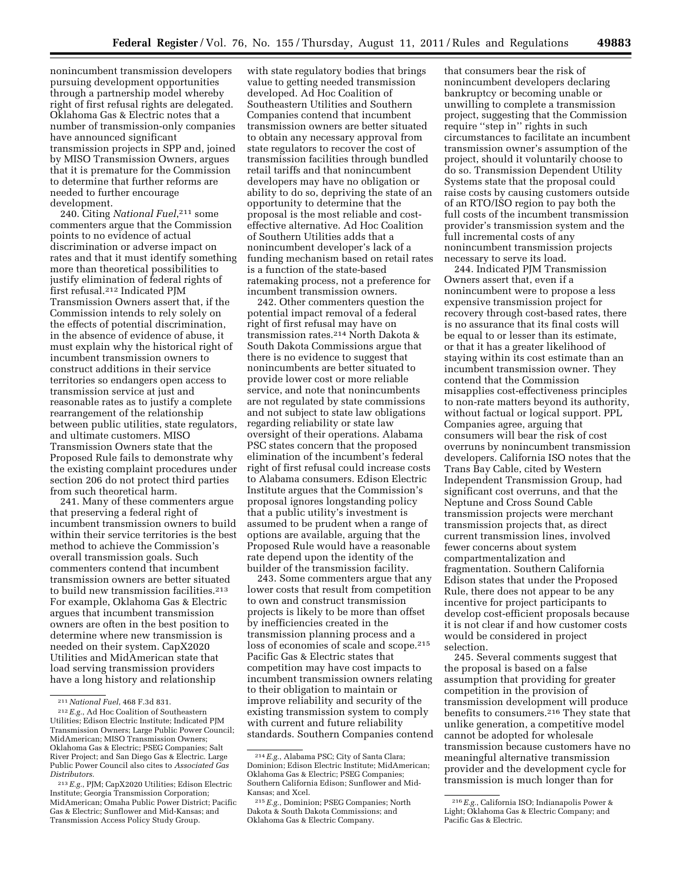nonincumbent transmission developers pursuing development opportunities through a partnership model whereby right of first refusal rights are delegated. Oklahoma Gas & Electric notes that a number of transmission-only companies have announced significant transmission projects in SPP and, joined by MISO Transmission Owners, argues that it is premature for the Commission to determine that further reforms are needed to further encourage development.

240. Citing *National Fuel*,[211] some commenters argue that the Commission points to no evidence of actual discrimination or adverse impact on rates and that it must identify something more than theoretical possibilities to justify elimination of federal rights of first refusal.[212] Indicated PJM Transmission Owners assert that, if the Commission intends to rely solely on the effects of potential discrimination, in the absence of evidence of abuse, it must explain why the historical right of incumbent transmission owners to construct additions in their service territories so endangers open access to transmission service at just and reasonable rates as to justify a complete rearrangement of the relationship between public utilities, state regulators, and ultimate customers. MISO Transmission Owners state that the Proposed Rule fails to demonstrate why the existing complaint procedures under section 206 do not protect third parties from such theoretical harm.

241. Many of these commenters argue that preserving a federal right of incumbent transmission owners to build within their service territories is the best method to achieve the Commission's overall transmission goals. Such commenters contend that incumbent transmission owners are better situated to build new transmission facilities.[213] For example, Oklahoma Gas & Electric argues that incumbent transmission owners are often in the best position to determine where new transmission is needed on their system. CapX2020 Utilities and MidAmerican state that load serving transmission providers have a long history and relationship with state regulatory bodies that brings value to getting needed transmission developed. Ad Hoc Coalition of Southeastern Utilities and Southern Companies contend that incumbent transmission owners are better situated to obtain any necessary approval from state regulators to recover the cost of transmission facilities through bundled retail tariffs and that nonincumbent developers may have no obligation or ability to do so, depriving the state of an opportunity to determine that the proposal is the most reliable and cost-effective alternative. Ad Hoc Coalition of Southern Utilities adds that a nonincumbent developer's lack of a funding mechanism based on retail rates is a function of the state-based ratemaking process, not a preference for incumbent transmission owners.

242. Other commenters question the potential impact removal of a federal right of first refusal may have on transmission rates.[214] North Dakota & South Dakota Commissions argue that there is no evidence to suggest that nonincumbents are better situated to provide lower cost or more reliable service, and note that nonincumbents are not regulated by state commissions and not subject to state law obligations regarding reliability or state law oversight of their operations. Alabama PSC states concern that the proposed elimination of the incumbent's federal right of first refusal could increase costs to Alabama consumers. Edison Electric Institute argues that the Commission's proposal ignores longstanding policy that a public utility's investment is assumed to be prudent when a range of options are available, arguing that the Proposed Rule would have a reasonable rate depend upon the identity of the builder of the transmission facility.

243. Some commenters argue that any lower costs that result from competition to own and construct transmission projects is likely to be more than offset by inefficiencies created in the transmission planning process and a loss of economies of scale and scope.[215] Pacific Gas & Electric states that competition may have cost impacts to incumbent transmission owners relating to their obligation to maintain or improve reliability and security of the existing transmission system to comply with current and future reliability standards. Southern Companies contend that consumers bear the risk of nonincumbent developers declaring bankruptcy or becoming unable or unwilling to complete a transmission project, suggesting that the Commission require "step in" rights in such circumstances to facilitate an incumbent transmission owner's assumption of the project, should it voluntarily choose to do so. Transmission Dependent Utility Systems state that the proposal could raise costs by causing customers outside of an RTO/ISO region to pay both the full costs of the incumbent transmission provider's transmission system and the full incremental costs of any nonincumbent transmission projects necessary to serve its load.

244. Indicated PJM Transmission Owners assert that, even if a nonincumbent were to propose a less expensive transmission project for recovery through cost-based rates, there is no assurance that its final costs will be equal to or lesser than its estimate, or that it has a greater likelihood of staying within its cost estimate than an incumbent transmission owner. They contend that the Commission misapplies cost-effectiveness principles to non-rate matters beyond its authority, without factual or logical support. PPL Companies agree, arguing that consumers will bear the risk of cost overruns by nonincumbent transmission developers. California ISO notes that the Trans Bay Cable, cited by Western Independent Transmission Group, had significant cost overruns, and that the Neptune and Cross Sound Cable transmission projects were merchant transmission projects that, as direct current transmission lines, involved fewer concerns about system compartmentalization and fragmentation. Southern California Edison states that under the Proposed Rule, there does not appear to be any incentive for project participants to develop cost-efficient proposals because it is not clear if and how customer costs would be considered in project selection.

245. Several comments suggest that the proposal is based on a false assumption that providing for greater competition in the provision of transmission development will produce benefits to consumers.[216] They state that unlike generation, a competitive model cannot be adopted for wholesale transmission because customers have no meaningful alternative transmission provider and the development cycle for transmission is much longer than for

---

[211] *National Fuel*, 468 F.3d 831.

[212] *E.g.*, Ad Hoc Coalition of Southeastern Utilities; Edison Electric Institute; Indicated PJM Transmission Owners; Large Public Power Council; MidAmerican; MISO Transmission Owners; Oklahoma Gas & Electric; PSEG Companies; Salt River Project; and San Diego Gas & Electric. Large Public Power Council also cites to *Associated Gas Distributors*.

[213] *E.g.*, PJM; CapX2020 Utilities; Edison Electric Institute; Georgia Transmission Corporation; MidAmerican; Omaha Public Power District; Pacific Gas & Electric; Sunflower and Mid-Kansas; and Transmission Access Policy Study Group.

[214] *E.g.*, Alabama PSC; City of Santa Clara; Dominion; Edison Electric Institute; MidAmerican; Oklahoma Gas & Electric; PSEG Companies; Southern California Edison; Sunflower and Mid-Kansas; and Xcel.

[215] *E.g.*, Dominion; PSEG Companies; North Dakota & South Dakota Commissions; and Oklahoma Gas & Electric Company.

[216] *E.g.*, California ISO; Indianapolis Power & Light; Oklahoma Gas & Electric Company; and Pacific Gas & Electric.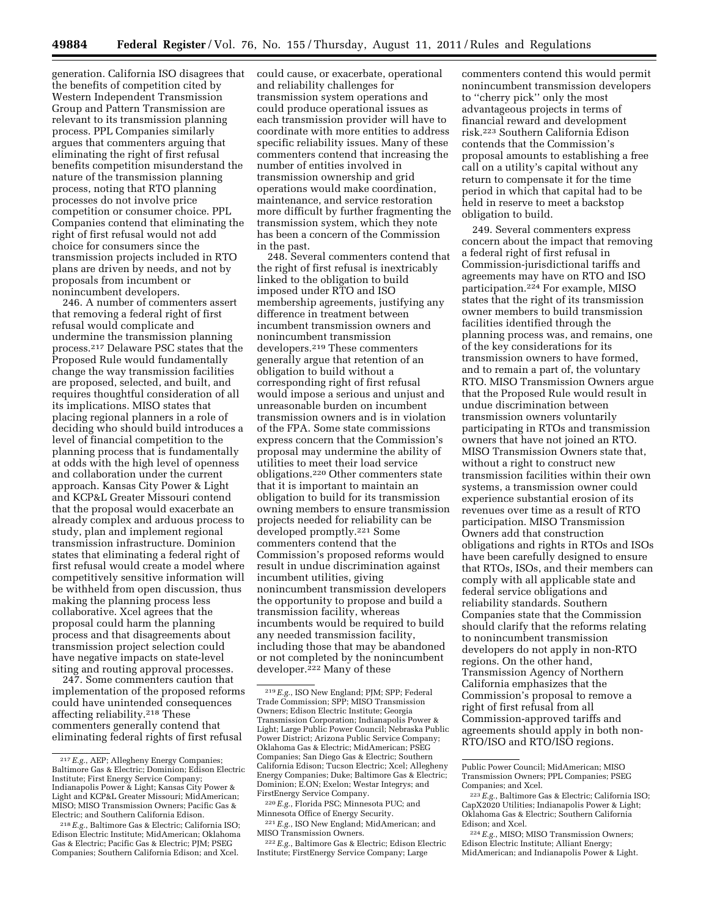generation. California ISO disagrees that the benefits of competition cited by Western Independent Transmission Group and Pattern Transmission are relevant to its transmission planning process. PPL Companies similarly argues that commenters arguing that eliminating the right of first refusal benefits competition misunderstand the nature of the transmission planning process, noting that RTO planning processes do not involve price competition or consumer choice. PPL Companies contend that eliminating the right of first refusal would not add choice for consumers since the transmission projects included in RTO plans are driven by needs, and not by proposals from incumbent or nonincumbent developers.

246. A number of commenters assert that removing a federal right of first refusal would complicate and undermine the transmission planning process.[217] Delaware PSC states that the Proposed Rule would fundamentally change the way transmission facilities are proposed, selected, and built, and requires thoughtful consideration of all its implications. MISO states that placing regional planners in a role of deciding who should build introduces a level of financial competition to the planning process that is fundamentally at odds with the high level of openness and collaboration under the current approach. Kansas City Power & Light and KCP&L Greater Missouri contend that the proposal would exacerbate an already complex and arduous process to study, plan and implement regional transmission infrastructure. Dominion states that eliminating a federal right of first refusal would create a model where competitively sensitive information will be withheld from open discussion, thus making the planning process less collaborative. Xcel agrees that the proposal could harm the planning process and that disagreements about transmission project selection could have negative impacts on state-level siting and routing approval processes.

247. Some commenters caution that implementation of the proposed reforms could have unintended consequences affecting reliability.[218] These commenters generally contend that eliminating federal rights of first refusal could cause, or exacerbate, operational and reliability challenges for transmission system operations and could produce operational issues as each transmission provider will have to coordinate with more entities to address specific reliability issues. Many of these commenters contend that increasing the number of entities involved in transmission ownership and grid operations would make coordination, maintenance, and service restoration more difficult by further fragmenting the transmission system, which they note has been a concern of the Commission in the past.

248. Several commenters contend that the right of first refusal is inextricably linked to the obligation to build imposed under RTO and ISO membership agreements, justifying any difference in treatment between incumbent transmission owners and nonincumbent transmission developers.[219] These commenters generally argue that retention of an obligation to build without a corresponding right of first refusal would impose a serious and unjust and unreasonable burden on incumbent transmission owners and is in violation of the FPA. Some state commissions express concern that the Commission's proposal may undermine the ability of utilities to meet their load service obligations.[220] Other commenters state that it is important to maintain an obligation to build for its transmission owning members to ensure transmission projects needed for reliability can be developed promptly.[221] Some commenters contend that the Commission's proposed reforms would result in undue discrimination against incumbent utilities, giving nonincumbent transmission developers the opportunity to propose and build a transmission facility, whereas incumbents would be required to build any needed transmission facility, including those that may be abandoned or not completed by the nonincumbent developer.[222] Many of these commenters contend this would permit nonincumbent transmission developers to "cherry pick" only the most advantageous projects in terms of financial reward and development risk.[223] Southern California Edison contends that the Commission's proposal amounts to establishing a free call on a utility's capital without any return to compensate it for the time period in which that capital had to be held in reserve to meet a backstop obligation to build.

249. Several commenters express concern about the impact that removing a federal right of first refusal in Commission-jurisdictional tariffs and agreements may have on RTO and ISO participation.[224] For example, MISO states that the right of its transmission owner members to build transmission facilities identified through the planning process was, and remains, one of the key considerations for its transmission owners to have formed, and to remain a part of, the voluntary RTO. MISO Transmission Owners argue that the Proposed Rule would result in undue discrimination between transmission owners voluntarily participating in RTOs and transmission owners that have not joined an RTO. MISO Transmission Owners state that, without a right to construct new transmission facilities within their own systems, a transmission owner could experience substantial erosion of its revenues over time as a result of RTO participation. MISO Transmission Owners add that construction obligations and rights in RTOs and ISOs have been carefully designed to ensure that RTOs, ISOs, and their members can comply with all applicable state and federal service obligations and reliability standards. Southern Companies state that the Commission should clarify that the reforms relating to nonincumbent transmission developers do not apply in non-RTO regions. On the other hand, Transmission Agency of Northern California emphasizes that the Commission's proposal to remove a right of first refusal from all Commission-approved tariffs and agreements should apply in both non-RTO/ISO and RTO/ISO regions.

---

[217] *E.g.*, AEP; Allegheny Energy Companies; Baltimore Gas & Electric; Dominion; Edison Electric Institute; First Energy Service Company; Indianapolis Power & Light; Kansas City Power & Light and KCP&L Greater Missouri; MidAmerican; MISO; MISO Transmission Owners; Pacific Gas & Electric; and Southern California Edison.

[218] *E.g.*, Baltimore Gas & Electric; California ISO; Edison Electric Institute; MidAmerican; Oklahoma Gas & Electric; Pacific Gas & Electric; PJM; PSEG Companies; Southern California Edison; and Xcel.

[219] *E.g.*, ISO New England; PJM; SPP; Federal Trade Commission; SPP; MISO Transmission Owners; Edison Electric Institute; Georgia Transmission Corporation; Indianapolis Power & Light; Large Public Power Council; Nebraska Public Power District; Arizona Public Service Company; Oklahoma Gas & Electric; MidAmerican; PSEG Companies; San Diego Gas & Electric; Southern California Edison; Tucson Electric; Xcel; Allegheny Energy Companies; Duke; Baltimore Gas & Electric; Dominion; E.ON; Exelon; Westar Integrys; and FirstEnergy Service Company.

[220] *E.g.*, Florida PSC; Minnesota PUC; and Minnesota Office of Energy Security.

[221] *E.g.*, ISO New England; MidAmerican; and MISO Transmission Owners.

[222] *E.g.*, Baltimore Gas & Electric; Edison Electric Institute; FirstEnergy Service Company; Large Public Power Council; MidAmerican; MISO Transmission Owners; PPL Companies; PSEG Companies; and Xcel.

[223] *E.g.*, Baltimore Gas & Electric; California ISO; CapX2020 Utilities; Indianapolis Power & Light; Oklahoma Gas & Electric; Southern California Edison; and Xcel.

[224] *E.g.*, MISO; MISO Transmission Owners; Edison Electric Institute; Alliant Energy; MidAmerican; and Indianapolis Power & Light.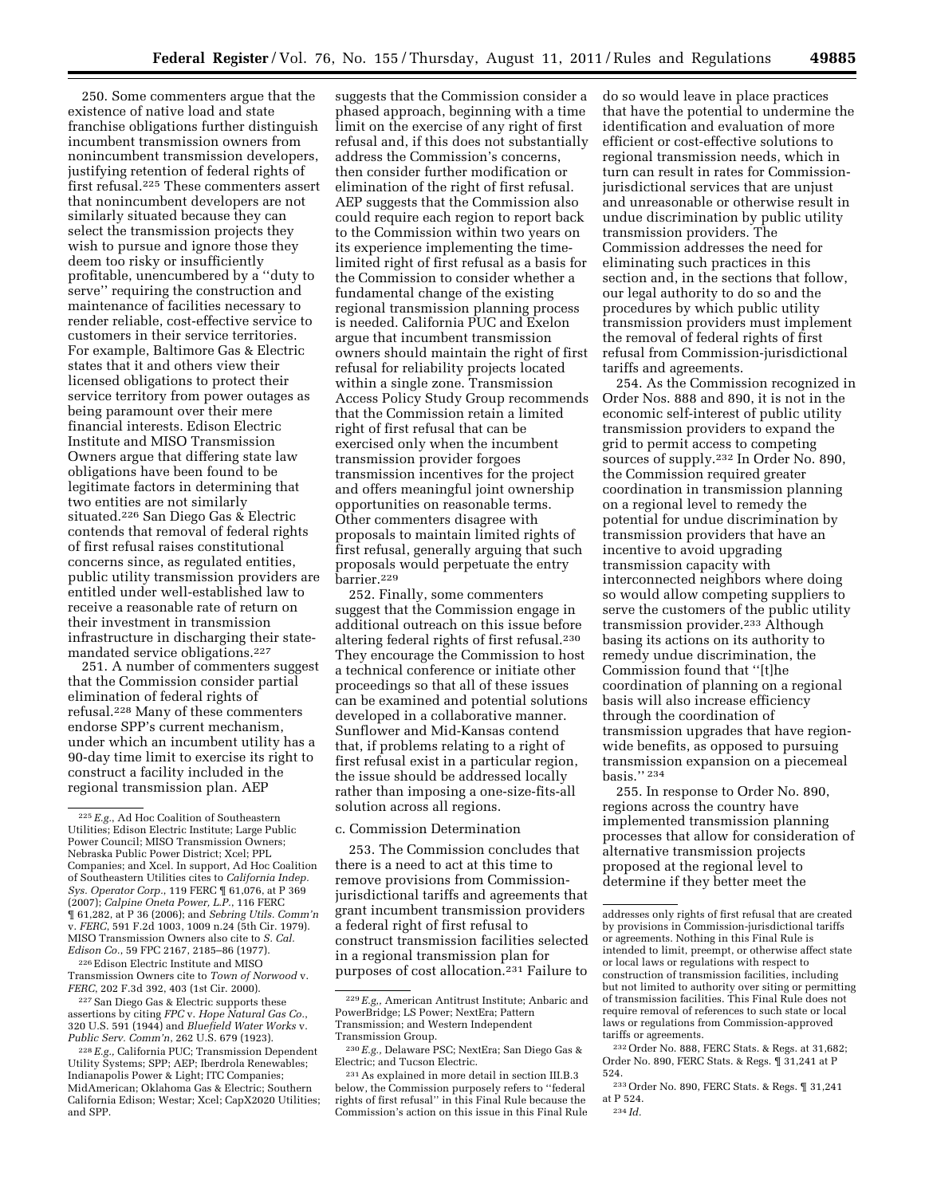250. Some commenters argue that the existence of native load and state franchise obligations further distinguish incumbent transmission owners from nonincumbent transmission developers, justifying retention of federal rights of first refusal.[225] These commenters assert that nonincumbent developers are not similarly situated because they can select the transmission projects they wish to pursue and ignore those they deem too risky or insufficiently profitable, unencumbered by a ''duty to serve'' requiring the construction and maintenance of facilities necessary to render reliable, cost-effective service to customers in their service territories. For example, Baltimore Gas & Electric states that it and others view their licensed obligations to protect their service territory from power outages as being paramount over their mere financial interests. Edison Electric Institute and MISO Transmission Owners argue that differing state law obligations have been found to be legitimate factors in determining that two entities are not similarly situated.[226] San Diego Gas & Electric contends that removal of federal rights of first refusal raises constitutional concerns since, as regulated entities, public utility transmission providers are entitled under well-established law to receive a reasonable rate of return on their investment in transmission infrastructure in discharging their state-mandated service obligations.[227]

251. A number of commenters suggest that the Commission consider partial elimination of federal rights of refusal.[228] Many of these commenters endorse SPP's current mechanism, under which an incumbent utility has a 90-day time limit to exercise its right to construct a facility included in the regional transmission plan. AEP suggests that the Commission consider a phased approach, beginning with a time limit on the exercise of any right of first refusal and, if this does not substantially address the Commission's concerns, then consider further modification or elimination of the right of first refusal. AEP suggests that the Commission also could require each region to report back to the Commission within two years on its experience implementing the time-limited right of first refusal as a basis for the Commission to consider whether a fundamental change of the existing regional transmission planning process is needed. California PUC and Exelon argue that incumbent transmission owners should maintain the right of first refusal for reliability projects located within a single zone. Transmission Access Policy Study Group recommends that the Commission retain a limited right of first refusal that can be exercised only when the incumbent transmission provider forgoes transmission incentives for the project and offers meaningful joint ownership opportunities on reasonable terms. Other commenters disagree with proposals to maintain limited rights of first refusal, generally arguing that such proposals would perpetuate the entry barrier.[229]

252. Finally, some commenters suggest that the Commission engage in additional outreach on this issue before altering federal rights of first refusal.[230] They encourage the Commission to host a technical conference or initiate other proceedings so that all of these issues can be examined and potential solutions developed in a collaborative manner. Sunflower and Mid-Kansas contend that, if problems relating to a right of first refusal exist in a particular region, the issue should be addressed locally rather than imposing a one-size-fits-all solution across all regions.

c. Commission Determination

253. The Commission concludes that there is a need to act at this time to remove provisions from Commission-jurisdictional tariffs and agreements that grant incumbent transmission providers a federal right of first refusal to construct transmission facilities selected in a regional transmission plan for purposes of cost allocation.[231] Failure to do so would leave in place practices that have the potential to undermine the identification and evaluation of more efficient or cost-effective solutions to regional transmission needs, which in turn can result in rates for Commission-jurisdictional services that are unjust and unreasonable or otherwise result in undue discrimination by public utility transmission providers. The Commission addresses the need for eliminating such practices in this section and, in the sections that follow, our legal authority to do so and the procedures by which public utility transmission providers must implement the removal of federal rights of first refusal from Commission-jurisdictional tariffs and agreements.

254. As the Commission recognized in Order Nos. 888 and 890, it is not in the economic self-interest of public utility transmission providers to expand the grid to permit access to competing sources of supply.[232] In Order No. 890, the Commission required greater coordination in transmission planning on a regional level to remedy the potential for undue discrimination by transmission providers that have an incentive to avoid upgrading transmission capacity with interconnected neighbors where doing so would allow competing suppliers to serve the customers of the public utility transmission provider.[233] Although basing its actions on its authority to remedy undue discrimination, the Commission found that ''[t]he coordination of planning on a regional basis will also increase efficiency through the coordination of transmission upgrades that have region-wide benefits, as opposed to pursuing transmission expansion on a piecemeal basis.'' [234]

255. In response to Order No. 890, regions across the country have implemented transmission planning processes that allow for consideration of alternative transmission projects proposed at the regional level to determine if they better meet the

---

[225] *E.g.,* Ad Hoc Coalition of Southeastern Utilities; Edison Electric Institute; Large Public Power Council; MISO Transmission Owners; Nebraska Public Power District; Xcel; PPL Companies; and Xcel. In support, Ad Hoc Coalition of Southeastern Utilities cites to *California Indep. Sys. Operator Corp.*, 119 FERC ¶ 61,076, at P 369 (2007); *Calpine Oneta Power, L.P.*, 116 FERC ¶ 61,282, at P 36 (2006); and *Sebring Utils. Comm'n* v. *FERC*, 591 F.2d 1003, 1009 n.24 (5th Cir. 1979). MISO Transmission Owners also cite to *S. Cal. Edison Co.*, 59 FPC 2167, 2185–86 (1977).

[226] Edison Electric Institute and MISO Transmission Owners cite to *Town of Norwood* v. *FERC*, 202 F.3d 392, 403 (1st Cir. 2000).

[227] San Diego Gas & Electric supports these assertions by citing *FPC* v. *Hope Natural Gas Co.*, 320 U.S. 591 (1944) and *Bluefield Water Works* v. *Public Serv. Comm'n*, 262 U.S. 679 (1923).

[228] *E.g.,* California PUC; Transmission Dependent Utility Systems; SPP; AEP; Iberdrola Renewables; Indianapolis Power & Light; ITC Companies; MidAmerican; Oklahoma Gas & Electric; Southern California Edison; Westar; Xcel; CapX2020 Utilities; and SPP.

[229] *E.g.,* American Antitrust Institute; Anbaric and PowerBridge; LS Power; NextEra; Pattern Transmission; and Western Independent Transmission Group.

[230] *E.g.,* Delaware PSC; NextEra; San Diego Gas & Electric; and Tucson Electric.

[231] As explained in more detail in section III.B.3 below, the Commission purposely refers to ''federal rights of first refusal'' in this Final Rule because the Commission's action on this issue in this Final Rule addresses only rights of first refusal that are created by provisions in Commission-jurisdictional tariffs or agreements. Nothing in this Final Rule is intended to limit, preempt, or otherwise affect state or local laws or regulations with respect to construction of transmission facilities, including but not limited to authority over siting or permitting of transmission facilities. This Final Rule does not require removal of references to such state or local laws or regulations from Commission-approved tariffs or agreements.

[232] Order No. 888, FERC Stats. & Regs. at 31,682; Order No. 890, FERC Stats. & Regs. ¶ 31,241 at P 524.

[233] Order No. 890, FERC Stats. & Regs. ¶ 31,241 at P 524.

[234] *Id.*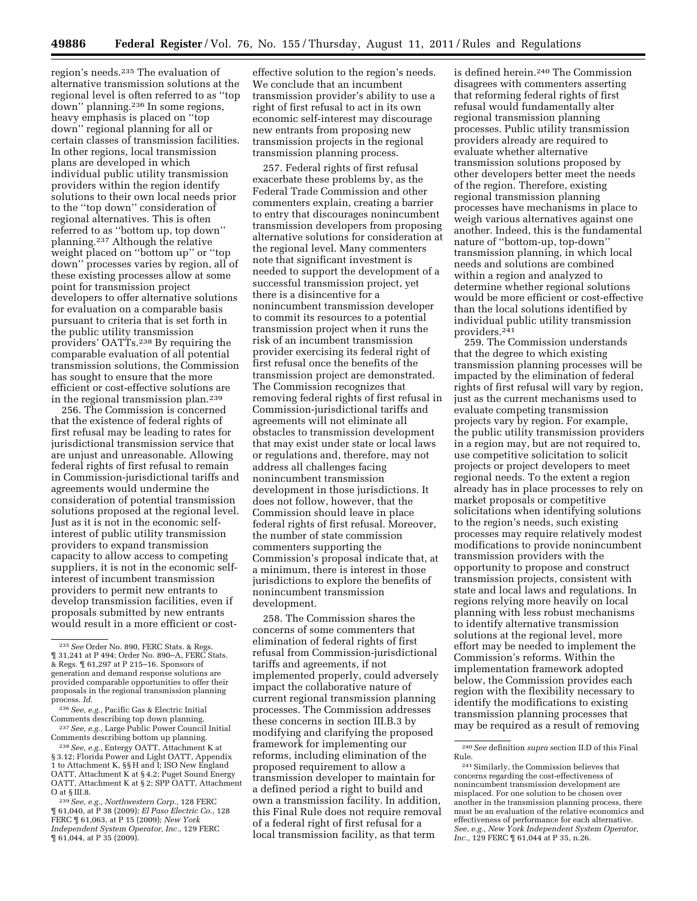region's needs.[235] The evaluation of alternative transmission solutions at the regional level is often referred to as "top down" planning.[236] In some regions, heavy emphasis is placed on "top down" regional planning for all or certain classes of transmission facilities. In other regions, local transmission plans are developed in which individual public utility transmission providers within the region identify solutions to their own local needs prior to the "top down" consideration of regional alternatives. This is often referred to as "bottom up, top down" planning.[237] Although the relative weight placed on "bottom up" or "top down" processes varies by region, all of these existing processes allow at some point for transmission project developers to offer alternative solutions for evaluation on a comparable basis pursuant to criteria that is set forth in the public utility transmission providers' OATTs.[238] By requiring the comparable evaluation of all potential transmission solutions, the Commission has sought to ensure that the more efficient or cost-effective solutions are in the regional transmission plan.[239]

256. The Commission is concerned that the existence of federal rights of first refusal may be leading to rates for jurisdictional transmission service that are unjust and unreasonable. Allowing federal rights of first refusal to remain in Commission-jurisdictional tariffs and agreements would undermine the consideration of potential transmission solutions proposed at the regional level. Just as it is not in the economic self-interest of public utility transmission providers to expand transmission capacity to allow access to competing suppliers, it is not in the economic self-interest of incumbent transmission providers to permit new entrants to develop transmission facilities, even if proposals submitted by new entrants would result in a more efficient or cost-effective solution to the region's needs. We conclude that an incumbent transmission provider's ability to use a right of first refusal to act in its own economic self-interest may discourage new entrants from proposing new transmission projects in the regional transmission planning process.

257. Federal rights of first refusal exacerbate these problems by, as the Federal Trade Commission and other commenters explain, creating a barrier to entry that discourages nonincumbent transmission developers from proposing alternative solutions for consideration at the regional level. Many commenters note that significant investment is needed to support the development of a successful transmission project, yet there is a disincentive for a nonincumbent transmission developer to commit its resources to a potential transmission project when it runs the risk of an incumbent transmission provider exercising its federal right of first refusal once the benefits of the transmission project are demonstrated. The Commission recognizes that removing federal rights of first refusal in Commission-jurisdictional tariffs and agreements will not eliminate all obstacles to transmission development that may exist under state or local laws or regulations and, therefore, may not address all challenges facing nonincumbent transmission development in those jurisdictions. It does not follow, however, that the Commission should leave in place federal rights of first refusal. Moreover, the number of state commission commenters supporting the Commission's proposal indicate that, at a minimum, there is interest in those jurisdictions to explore the benefits of nonincumbent transmission development.

258. The Commission shares the concerns of some commenters that elimination of federal rights of first refusal from Commission-jurisdictional tariffs and agreements, if not implemented properly, could adversely impact the collaborative nature of current regional transmission planning processes. The Commission addresses these concerns in section III.B.3 by modifying and clarifying the proposed framework for implementing our reforms, including elimination of the proposed requirement to allow a transmission developer to maintain for a defined period a right to build and own a transmission facility. In addition, this Final Rule does not require removal of a federal right of first refusal for a local transmission facility, as that term is defined herein.[240] The Commission disagrees with commenters asserting that reforming federal rights of first refusal would fundamentally alter regional transmission planning processes. Public utility transmission providers already are required to evaluate whether alternative transmission solutions proposed by other developers better meet the needs of the region. Therefore, existing regional transmission planning processes have mechanisms in place to weigh various alternatives against one another. Indeed, this is the fundamental nature of "bottom-up, top-down" transmission planning, in which local needs and solutions are combined within a region and analyzed to determine whether regional solutions would be more efficient or cost-effective than the local solutions identified by individual public utility transmission providers.[241]

259. The Commission understands that the degree to which existing transmission planning processes will be impacted by the elimination of federal rights of first refusal will vary by region, just as the current mechanisms used to evaluate competing transmission projects vary by region. For example, the public utility transmission providers in a region may, but are not required to, use competitive solicitation to solicit projects or project developers to meet regional needs. To the extent a region already has in place processes to rely on market proposals or competitive solicitations when identifying solutions to the region's needs, such existing processes may require relatively modest modifications to provide nonincumbent transmission providers with the opportunity to propose and construct transmission projects, consistent with state and local laws and regulations. In regions relying more heavily on local planning with less robust mechanisms to identify alternative transmission solutions at the regional level, more effort may be needed to implement the Commission's reforms. Within the implementation framework adopted below, the Commission provides each region with the flexibility necessary to identify the modifications to existing transmission planning processes that may be required as a result of removing

---

[235] *See* Order No. 890, FERC Stats. & Regs. ¶ 31,241 at P 494; Order No. 890–A, FERC Stats. & Regs. ¶ 61,297 at P 215–16. Sponsors of generation and demand response solutions are provided comparable opportunities to offer their proposals in the regional transmission planning process. *Id.*

[236] *See, e.g.,* Pacific Gas & Electric Initial Comments describing top down planning.

[237] *See, e.g.,* Large Public Power Council Initial Comments describing bottom up planning.

[238] *See, e.g.,* Entergy OATT, Attachment K at § 3.12; Florida Power and Light OATT, Appendix 1 to Attachment K, §§ H and I; ISO New England OATT, Attachment K at § 4.2; Puget Sound Energy OATT, Attachment K at § 2; SPP OATT, Attachment O at § III.8.

[239] *See, e.g., Northwestern Corp.,* 128 FERC ¶ 61,040, at P 38 (2009); *El Paso Electric Co.,* 128 FERC ¶ 61,063, at P 15 (2009); *New York Independent System Operator, Inc.,* 129 FERC ¶ 61,044, at P 35 (2009).

[240] *See* definition *supra* section II.D of this Final Rule.

[241] Similarly, the Commission believes that concerns regarding the cost-effectiveness of nonincumbent transmission development are misplaced. For one solution to be chosen over another in the transmission planning process, there must be an evaluation of the relative economics and effectiveness of performance for each alternative. *See, e.g., New York Independent System Operator, Inc.,* 129 FERC ¶ 61,044 at P 35, n.26.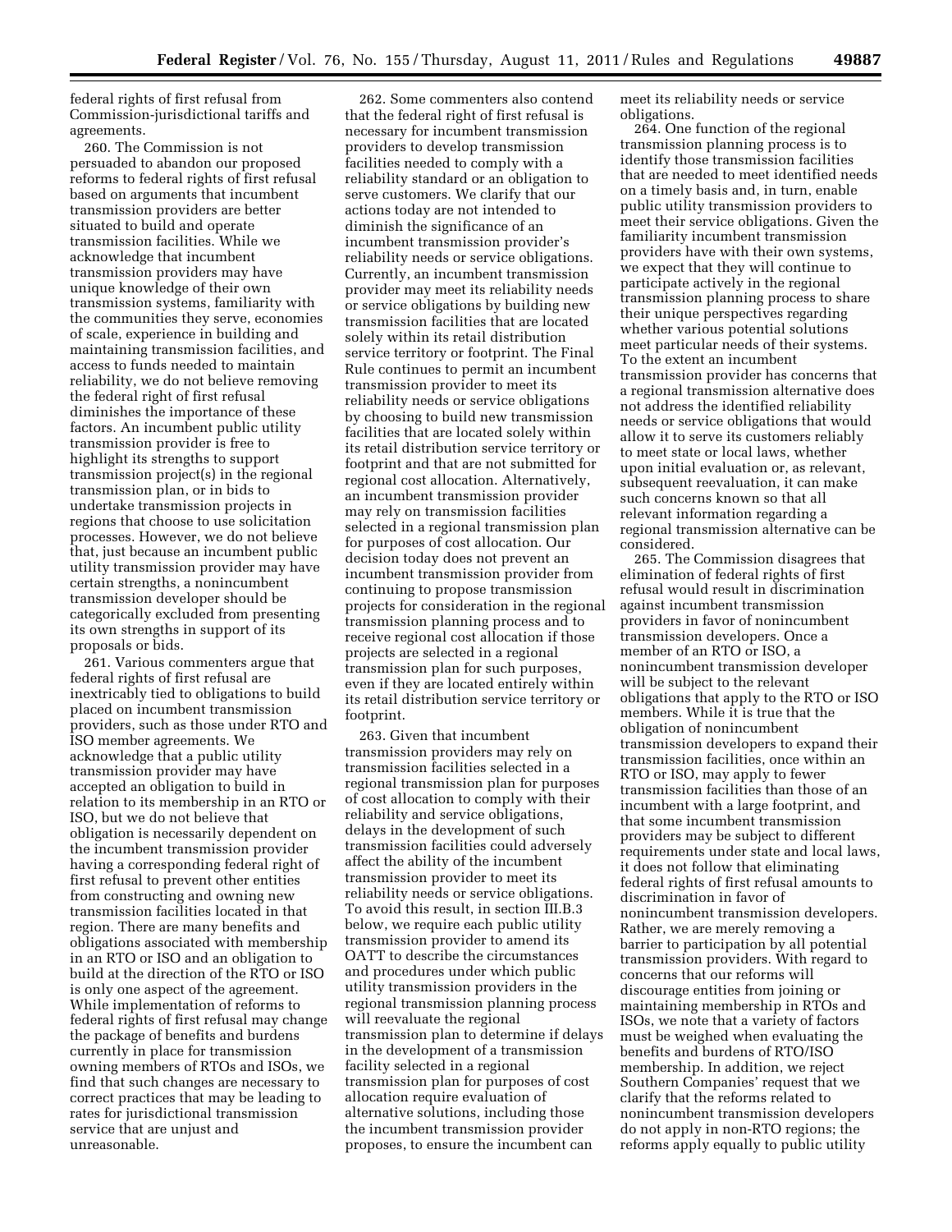federal rights of first refusal from Commission-jurisdictional tariffs and agreements.

260. The Commission is not persuaded to abandon our proposed reforms to federal rights of first refusal based on arguments that incumbent transmission providers are better situated to build and operate transmission facilities. While we acknowledge that incumbent transmission providers may have unique knowledge of their own transmission systems, familiarity with the communities they serve, economies of scale, experience in building and maintaining transmission facilities, and access to funds needed to maintain reliability, we do not believe removing the federal right of first refusal diminishes the importance of these factors. An incumbent public utility transmission provider is free to highlight its strengths to support transmission project(s) in the regional transmission plan, or in bids to undertake transmission projects in regions that choose to use solicitation processes. However, we do not believe that, just because an incumbent public utility transmission provider may have certain strengths, a nonincumbent transmission developer should be categorically excluded from presenting its own strengths in support of its proposals or bids.

261. Various commenters argue that federal rights of first refusal are inextricably tied to obligations to build placed on incumbent transmission providers, such as those under RTO and ISO member agreements. We acknowledge that a public utility transmission provider may have accepted an obligation to build in relation to its membership in an RTO or ISO, but we do not believe that obligation is necessarily dependent on the incumbent transmission provider having a corresponding federal right of first refusal to prevent other entities from constructing and owning new transmission facilities located in that region. There are many benefits and obligations associated with membership in an RTO or ISO and an obligation to build at the direction of the RTO or ISO is only one aspect of the agreement. While implementation of reforms to federal rights of first refusal may change the package of benefits and burdens currently in place for transmission owning members of RTOs and ISOs, we find that such changes are necessary to correct practices that may be leading to rates for jurisdictional transmission service that are unjust and unreasonable.

262. Some commenters also contend that the federal right of first refusal is necessary for incumbent transmission providers to develop transmission facilities needed to comply with a reliability standard or an obligation to serve customers. We clarify that our actions today are not intended to diminish the significance of an incumbent transmission provider's reliability needs or service obligations. Currently, an incumbent transmission provider may meet its reliability needs or service obligations by building new transmission facilities that are located solely within its retail distribution service territory or footprint. The Final Rule continues to permit an incumbent transmission provider to meet its reliability needs or service obligations by choosing to build new transmission facilities that are located solely within its retail distribution service territory or footprint and that are not submitted for regional cost allocation. Alternatively, an incumbent transmission provider may rely on transmission facilities selected in a regional transmission plan for purposes of cost allocation. Our decision today does not prevent an incumbent transmission provider from continuing to propose transmission projects for consideration in the regional transmission planning process and to receive regional cost allocation if those projects are selected in a regional transmission plan for such purposes, even if they are located entirely within its retail distribution service territory or footprint.

263. Given that incumbent transmission providers may rely on transmission facilities selected in a regional transmission plan for purposes of cost allocation to comply with their reliability and service obligations, delays in the development of such transmission facilities could adversely affect the ability of the incumbent transmission provider to meet its reliability needs or service obligations. To avoid this result, in section III.B.3 below, we require each public utility transmission provider to amend its OATT to describe the circumstances and procedures under which public utility transmission providers in the regional transmission planning process will reevaluate the regional transmission plan to determine if delays in the development of a transmission facility selected in a regional transmission plan for purposes of cost allocation require evaluation of alternative solutions, including those the incumbent transmission provider proposes, to ensure the incumbent can meet its reliability needs or service obligations.

264. One function of the regional transmission planning process is to identify those transmission facilities that are needed to meet identified needs on a timely basis and, in turn, enable public utility transmission providers to meet their service obligations. Given the familiarity incumbent transmission providers have with their own systems, we expect that they will continue to participate actively in the regional transmission planning process to share their unique perspectives regarding whether various potential solutions meet particular needs of their systems. To the extent an incumbent transmission provider has concerns that a regional transmission alternative does not address the identified reliability needs or service obligations that would allow it to serve its customers reliably to meet state or local laws, whether upon initial evaluation or, as relevant, subsequent reevaluation, it can make such concerns known so that all relevant information regarding a regional transmission alternative can be considered.

265. The Commission disagrees that elimination of federal rights of first refusal would result in discrimination against incumbent transmission providers in favor of nonincumbent transmission developers. Once a member of an RTO or ISO, a nonincumbent transmission developer will be subject to the relevant obligations that apply to the RTO or ISO members. While it is true that the obligation of nonincumbent transmission developers to expand their transmission facilities, once within an RTO or ISO, may apply to fewer transmission facilities than those of an incumbent with a large footprint, and that some incumbent transmission providers may be subject to different requirements under state and local laws, it does not follow that eliminating federal rights of first refusal amounts to discrimination in favor of nonincumbent transmission developers. Rather, we are merely removing a barrier to participation by all potential transmission providers. With regard to concerns that our reforms will discourage entities from joining or maintaining membership in RTOs and ISOs, we note that a variety of factors must be weighed when evaluating the benefits and burdens of RTO/ISO membership. In addition, we reject Southern Companies' request that we clarify that the reforms related to nonincumbent transmission developers do not apply in non-RTO regions; the reforms apply equally to public utility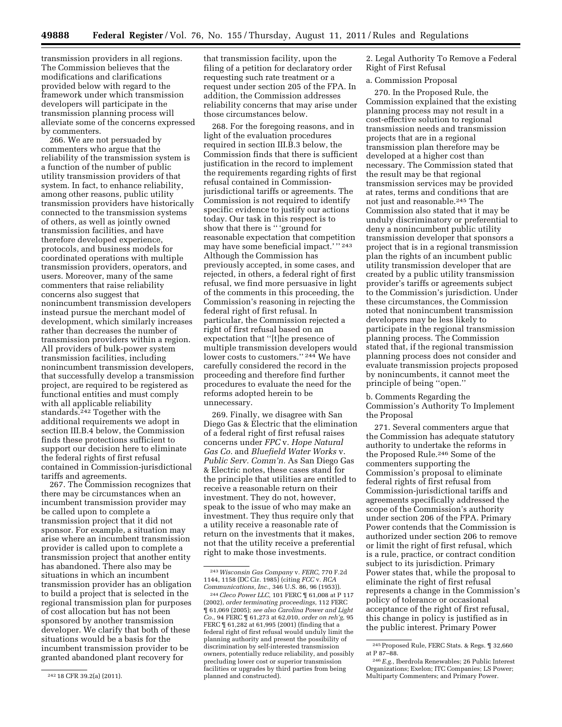transmission providers in all regions. The Commission believes that the modifications and clarifications provided below with regard to the framework under which transmission developers will participate in the transmission planning process will alleviate some of the concerns expressed by commenters.

266. We are not persuaded by commenters who argue that the reliability of the transmission system is a function of the number of public utility transmission providers of that system. In fact, to enhance reliability, among other reasons, public utility transmission providers have historically connected to the transmission systems of others, as well as jointly owned transmission facilities, and have therefore developed experience, protocols, and business models for coordinated operations with multiple transmission providers, operators, and users. Moreover, many of the same commenters that raise reliability concerns also suggest that nonincumbent transmission developers instead pursue the merchant model of development, which similarly increases rather than decreases the number of transmission providers within a region. All providers of bulk-power system transmission facilities, including nonincumbent transmission developers, that successfully develop a transmission project, are required to be registered as functional entities and must comply with all applicable reliability standards.[242] Together with the additional requirements we adopt in section III.B.4 below, the Commission finds these protections sufficient to support our decision here to eliminate the federal rights of first refusal contained in Commission-jurisdictional tariffs and agreements.

267. The Commission recognizes that there may be circumstances when an incumbent transmission provider may be called upon to complete a transmission project that it did not sponsor. For example, a situation may arise where an incumbent transmission provider is called upon to complete a transmission project that another entity has abandoned. There also may be situations in which an incumbent transmission provider has an obligation to build a project that is selected in the regional transmission plan for purposes of cost allocation but has not been sponsored by another transmission developer. We clarify that both of these situations would be a basis for the incumbent transmission provider to be granted abandoned plant recovery for that transmission facility, upon the filing of a petition for declaratory order requesting such rate treatment or a request under section 205 of the FPA. In addition, the Commission addresses reliability concerns that may arise under those circumstances below.

268. For the foregoing reasons, and in light of the evaluation procedures required in section III.B.3 below, the Commission finds that there is sufficient justification in the record to implement the requirements regarding rights of first refusal contained in Commission-jurisdictional tariffs or agreements. The Commission is not required to identify specific evidence to justify our actions today. Our task in this respect is to show that there is "'ground for reasonable expectation that competition may have some beneficial impact.'"[243] Although the Commission has previously accepted, in some cases, and rejected, in others, a federal right of first refusal, we find more persuasive in light of the comments in this proceeding, the Commission's reasoning in rejecting the federal right of first refusal. In particular, the Commission rejected a right of first refusal based on an expectation that "[t]he presence of multiple transmission developers would lower costs to customers."[244] We have carefully considered the record in the proceeding and therefore find further procedures to evaluate the need for the reforms adopted herein to be unnecessary.

269. Finally, we disagree with San Diego Gas & Electric that the elimination of a federal right of first refusal raises concerns under *FPC* v. *Hope Natural Gas Co.* and *Bluefield Water Works* v. *Public Serv. Comm'n.* As San Diego Gas & Electric notes, these cases stand for the principle that utilities are entitled to receive a reasonable return on their investment. They do not, however, speak to the issue of who may make an investment. They thus require only that a utility receive a reasonable rate of return on the investments that it makes, not that the utility receive a preferential right to make those investments.

2. Legal Authority To Remove a Federal Right of First Refusal

a. Commission Proposal

270. In the Proposed Rule, the Commission explained that the existing planning process may not result in a cost-effective solution to regional transmission needs and transmission projects that are in a regional transmission plan therefore may be developed at a higher cost than necessary. The Commission stated that the result may be that regional transmission services may be provided at rates, terms and conditions that are not just and reasonable.[245] The Commission also stated that it may be unduly discriminatory or preferential to deny a nonincumbent public utility transmission developer that sponsors a project that is in a regional transmission plan the rights of an incumbent public utility transmission developer that are created by a public utility transmission provider's tariffs or agreements subject to the Commission's jurisdiction. Under these circumstances, the Commission noted that nonincumbent transmission developers may be less likely to participate in the regional transmission planning process. The Commission stated that, if the regional transmission planning process does not consider and evaluate transmission projects proposed by nonincumbents, it cannot meet the principle of being "open."

b. Comments Regarding the Commission's Authority To Implement the Proposal

271. Several commenters argue that the Commission has adequate statutory authority to undertake the reforms in the Proposed Rule.[246] Some of the commenters supporting the Commission's proposal to eliminate federal rights of first refusal from Commission-jurisdictional tariffs and agreements specifically addressed the scope of the Commission's authority under section 206 of the FPA. Primary Power contends that the Commission is authorized under section 206 to remove or limit the right of first refusal, which is a rule, practice, or contract condition subject to its jurisdiction. Primary Power states that, while the proposal to eliminate the right of first refusal represents a change in the Commission's policy of tolerance or occasional acceptance of the right of first refusal, this change in policy is justified as in the public interest. Primary Power

[242] 18 CFR 39.2(a) (2011).

[243] *Wisconsin Gas Company* v. *FERC,* 770 F.2d 1144, 1158 (DC Cir. 1985) (citing *FCC* v. *RCA Communications, Inc.,* 346 U.S. 86, 96 (1953)).

[244] *Cleco Power LLC,* 101 FERC ¶ 61,008 at P 117 (2002), *order terminating proceedings,* 112 FERC ¶ 61,069 (2005); *see also Carolina Power and Light Co.,* 94 FERC ¶ 61,273 at 62,010, *order on reh'g,* 95 FERC ¶ 61,282 at 61,995 (2001) (finding that a federal right of first refusal would unduly limit the planning authority and present the possibility of discrimination by self-interested transmission owners, potentially reduce reliability, and possibly precluding lower cost or superior transmission facilities or upgrades by third parties from being planned and constructed).

[245] Proposed Rule, FERC Stats. & Regs. ¶ 32,660 at P 87–88.

[246] *E.g.,* Iberdrola Renewables; 26 Public Interest Organizations; Exelon; ITC Companies; LS Power; Multiparty Commenters; and Primary Power.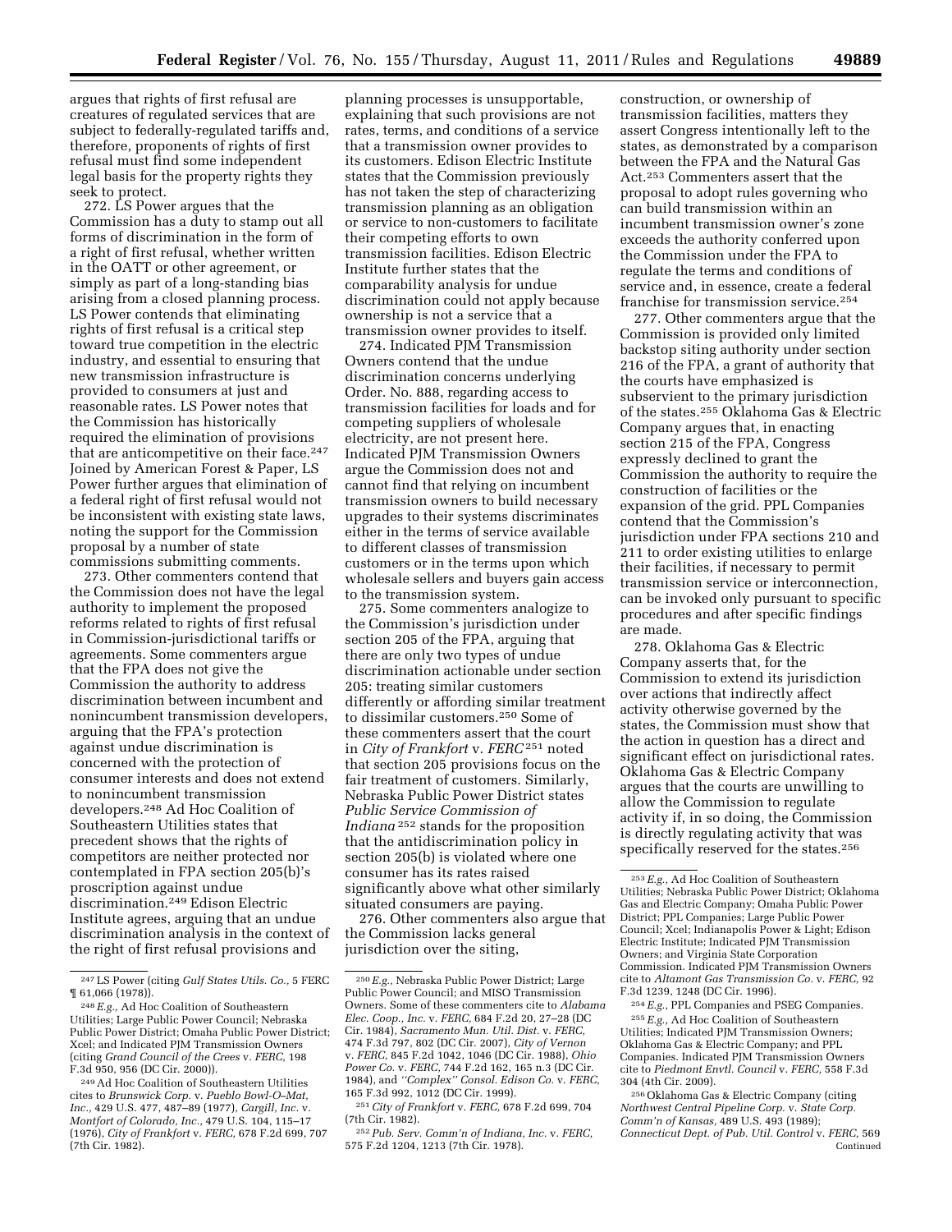argues that rights of first refusal are creatures of regulated services that are subject to federally-regulated tariffs and, therefore, proponents of rights of first refusal must find some independent legal basis for the property rights they seek to protect.

272. LS Power argues that the Commission has a duty to stamp out all forms of discrimination in the form of a right of first refusal, whether written in the OATT or other agreement, or simply as part of a long-standing bias arising from a closed planning process. LS Power contends that eliminating rights of first refusal is a critical step toward true competition in the electric industry, and essential to ensuring that new transmission infrastructure is provided to consumers at just and reasonable rates. LS Power notes that the Commission has historically required the elimination of provisions that are anticompetitive on their face.[247] Joined by American Forest & Paper, LS Power further argues that elimination of a federal right of first refusal would not be inconsistent with existing state laws, noting the support for the Commission proposal by a number of state commissions submitting comments.

273. Other commenters contend that the Commission does not have the legal authority to implement the proposed reforms related to rights of first refusal in Commission-jurisdictional tariffs or agreements. Some commenters argue that the FPA does not give the Commission the authority to address discrimination between incumbent and nonincumbent transmission developers, arguing that the FPA's protection against undue discrimination is concerned with the protection of consumer interests and does not extend to nonincumbent transmission developers.[248] Ad Hoc Coalition of Southeastern Utilities states that precedent shows that the rights of competitors are neither protected nor contemplated in FPA section 205(b)'s proscription against undue discrimination.[249] Edison Electric Institute agrees, arguing that an undue discrimination analysis in the context of the right of first refusal provisions and planning processes is unsupportable, explaining that such provisions are not rates, terms, and conditions of a service that a transmission owner provides to its customers. Edison Electric Institute states that the Commission previously has not taken the step of characterizing transmission planning as an obligation or service to non-customers to facilitate their competing efforts to own transmission facilities. Edison Electric Institute further states that the comparability analysis for undue discrimination could not apply because ownership is not a service that a transmission owner provides to itself.

274. Indicated PJM Transmission Owners contend that the undue discrimination concerns underlying Order. No. 888, regarding access to transmission facilities for loads and for competing suppliers of wholesale electricity, are not present here. Indicated PJM Transmission Owners argue the Commission does not and cannot find that relying on incumbent transmission owners to build necessary upgrades to their systems discriminates either in the terms of service available to different classes of transmission customers or in the terms upon which wholesale sellers and buyers gain access to the transmission system.

275. Some commenters analogize to the Commission's jurisdiction under section 205 of the FPA, arguing that there are only two types of undue discrimination actionable under section 205: treating similar customers differently or affording similar treatment to dissimilar customers.[250] Some of these commenters assert that the court in *City of Frankfort* v. *FERC*[251] noted that section 205 provisions focus on the fair treatment of customers. Similarly, Nebraska Public Power District states *Public Service Commission of Indiana*[252] stands for the proposition that the antidiscrimination policy in section 205(b) is violated where one consumer has its rates raised significantly above what other similarly situated consumers are paying.

276. Other commenters also argue that the Commission lacks general jurisdiction over the siting, construction, or ownership of transmission facilities, matters they assert Congress intentionally left to the states, as demonstrated by a comparison between the FPA and the Natural Gas Act.[253] Commenters assert that the proposal to adopt rules governing who can build transmission within an incumbent transmission owner's zone exceeds the authority conferred upon the Commission under the FPA to regulate the terms and conditions of service and, in essence, create a federal franchise for transmission service.[254]

277. Other commenters argue that the Commission is provided only limited backstop siting authority under section 216 of the FPA, a grant of authority that the courts have emphasized is subservient to the primary jurisdiction of the states.[255] Oklahoma Gas & Electric Company argues that, in enacting section 215 of the FPA, Congress expressly declined to grant the Commission the authority to require the construction of facilities or the expansion of the grid. PPL Companies contend that the Commission's jurisdiction under FPA sections 210 and 211 to order existing utilities to enlarge their facilities, if necessary to permit transmission service or interconnection, can be invoked only pursuant to specific procedures and after specific findings are made.

278. Oklahoma Gas & Electric Company asserts that, for the Commission to extend its jurisdiction over actions that indirectly affect activity otherwise governed by the states, the Commission must show that the action in question has a direct and significant effect on jurisdictional rates. Oklahoma Gas & Electric Company argues that the courts are unwilling to allow the Commission to regulate activity if, in so doing, the Commission is directly regulating activity that was specifically reserved for the states.[256]

---

[247] LS Power (citing *Gulf States Utils. Co.*, 5 FERC ¶ 61,066 (1978)).

[248] *E.g.*, Ad Hoc Coalition of Southeastern Utilities; Large Public Power Council; Nebraska Public Power District; Omaha Public Power District; Xcel; and Indicated PJM Transmission Owners (citing *Grand Council of the Crees* v. *FERC*, 198 F.3d 950, 956 (DC Cir. 2000)).

[249] Ad Hoc Coalition of Southeastern Utilities cites to *Brunswick Corp.* v. *Pueblo Bowl-O-Mat, Inc.*, 429 U.S. 477, 487–89 (1977), *Cargill, Inc.* v. *Montfort of Colorado, Inc.*, 479 U.S. 104, 115–17 (1976), *City of Frankfort* v. *FERC*, 678 F.2d 699, 707 (7th Cir. 1982).

[250] *E.g.*, Nebraska Public Power District; Large Public Power Council; and MISO Transmission Owners. Some of these commenters cite to *Alabama Elec. Coop., Inc.* v. *FERC*, 684 F.2d 20, 27–28 (DC Cir. 1984), *Sacramento Mun. Util. Dist.* v. *FERC*, 474 F.3d 797, 802 (DC Cir. 2007), *City of Vernon* v. *FERC*, 845 F.2d 1042, 1046 (DC Cir. 1988), *Ohio Power Co.* v. *FERC*, 744 F.2d 162, 165 n.3 (DC Cir. 1984), and *"Complex" Consol. Edison Co.* v. *FERC*, 165 F.3d 992, 1012 (DC Cir. 1999).

[251] *City of Frankfort* v. *FERC*, 678 F.2d 699, 704 (7th Cir. 1982).

[252] *Pub. Serv. Comm'n of Indiana, Inc.* v. *FERC*, 575 F.2d 1204, 1213 (7th Cir. 1978).

[253] *E.g.*, Ad Hoc Coalition of Southeastern Utilities; Nebraska Public Power District; Oklahoma Gas and Electric Company; Omaha Public Power District; PPL Companies; Large Public Power Council; Xcel; Indianapolis Power & Light; Edison Electric Institute; Indicated PJM Transmission Owners; and Virginia State Corporation Commission. Indicated PJM Transmission Owners cite to *Altamont Gas Transmission Co.* v. *FERC*, 92 F.3d 1239, 1248 (DC Cir. 1996).

[254] *E.g.*, PPL Companies and PSEG Companies.

[255] *E.g.*, Ad Hoc Coalition of Southeastern Utilities; Indicated PJM Transmission Owners; Oklahoma Gas & Electric Company; and PPL Companies. Indicated PJM Transmission Owners cite to *Piedmont Envtl. Council* v. *FERC*, 558 F.3d 304 (4th Cir. 2009).

[256] Oklahoma Gas & Electric Company (citing *Northwest Central Pipeline Corp.* v. *State Corp. Comm'n of Kansas*, 489 U.S. 493 (1989); *Connecticut Dept. of Pub. Util. Control* v. *FERC*, 569
Continued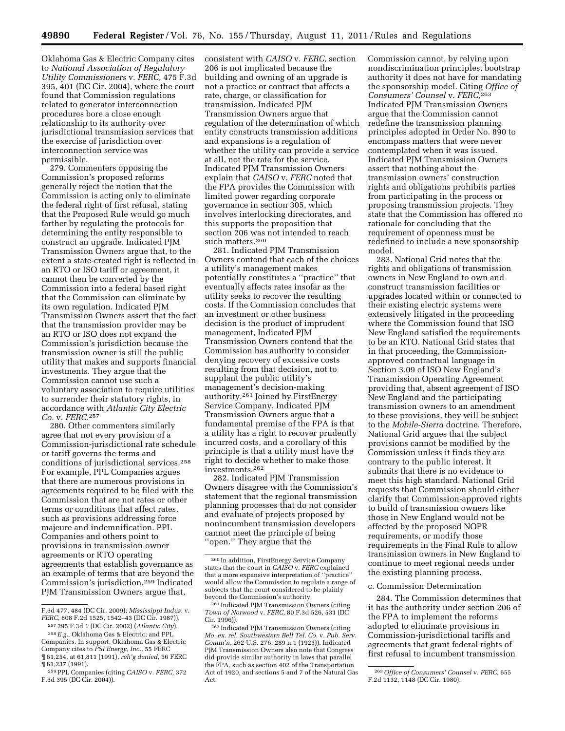Oklahoma Gas & Electric Company cites to *National Association of Regulatory Utility Commissioners* v. *FERC,* 475 F.3d 395, 401 (DC Cir. 2004), where the court found that Commission regulations related to generator interconnection procedures bore a close enough relationship to its authority over jurisdictional transmission services that the exercise of jurisdiction over interconnection service was permissible.

279. Commenters opposing the Commission's proposed reforms generally reject the notion that the Commission is acting only to eliminate the federal right of first refusal, stating that the Proposed Rule would go much farther by regulating the protocols for determining the entity responsible to construct an upgrade. Indicated PJM Transmission Owners argue that, to the extent a state-created right is reflected in an RTO or ISO tariff or agreement, it cannot then be converted by the Commission into a federal based right that the Commission can eliminate by its own regulation. Indicated PJM Transmission Owners assert that the fact that the transmission provider may be an RTO or ISO does not expand the Commission's jurisdiction because the transmission owner is still the public utility that makes and supports financial investments. They argue that the Commission cannot use such a voluntary association to require utilities to surrender their statutory rights, in accordance with *Atlantic City Electric Co.* v. *FERC.*[257]

280. Other commenters similarly agree that not every provision of a Commission-jurisdictional rate schedule or tariff governs the terms and conditions of jurisdictional services.[258] For example, PPL Companies argues that there are numerous provisions in agreements required to be filed with the Commission that are not rates or other terms or conditions that affect rates, such as provisions addressing force majeure and indemnification. PPL Companies and others point to provisions in transmission owner agreements or RTO operating agreements that establish governance as an example of terms that are beyond the Commission's jurisdiction.[259] Indicated PJM Transmission Owners argue that, consistent with *CAISO* v. *FERC,* section 206 is not implicated because the building and owning of an upgrade is not a practice or contract that affects a rate, charge, or classification for transmission. Indicated PJM Transmission Owners argue that regulation of the determination of which entity constructs transmission additions and expansions is a regulation of whether the utility can provide a service at all, not the rate for the service. Indicated PJM Transmission Owners explain that *CAISO* v. *FERC* noted that the FPA provides the Commission with limited power regarding corporate governance in section 305, which involves interlocking directorates, and this supports the proposition that section 206 was not intended to reach such matters.[260]

281. Indicated PJM Transmission Owners contend that each of the choices a utility's management makes potentially constitutes a ''practice'' that eventually affects rates insofar as the utility seeks to recover the resulting costs. If the Commission concludes that an investment or other business decision is the product of imprudent management, Indicated PJM Transmission Owners contend that the Commission has authority to consider denying recovery of excessive costs resulting from that decision, not to supplant the public utility's management's decision-making authority.[261] Joined by FirstEnergy Service Company, Indicated PJM Transmission Owners argue that a fundamental premise of the FPA is that a utility has a right to recover prudently incurred costs, and a corollary of this principle is that a utility must have the right to decide whether to make those investments.[262]

282. Indicated PJM Transmission Owners disagree with the Commission's statement that the regional transmission planning processes that do not consider and evaluate of projects proposed by nonincumbent transmission developers cannot meet the principle of being ''open.'' They argue that the Commission cannot, by relying upon nondiscrimination principles, bootstrap authority it does not have for mandating the sponsorship model. Citing *Office of Consumers' Counsel* v. *FERC,*[263] Indicated PJM Transmission Owners argue that the Commission cannot redefine the transmission planning principles adopted in Order No. 890 to encompass matters that were never contemplated when it was issued. Indicated PJM Transmission Owners assert that nothing about the transmission owners' construction rights and obligations prohibits parties from participating in the process or proposing transmission projects. They state that the Commission has offered no rationale for concluding that the requirement of openness must be redefined to include a new sponsorship model.

283. National Grid notes that the rights and obligations of transmission owners in New England to own and construct transmission facilities or upgrades located within or connected to their existing electric systems were extensively litigated in the proceeding where the Commission found that ISO New England satisfied the requirements to be an RTO. National Grid states that in that proceeding, the Commission-approved contractual language in Section 3.09 of ISO New England's Transmission Operating Agreement providing that, absent agreement of ISO New England and the participating transmission owners to an amendment to these provisions, they will be subject to the *Mobile-Sierra* doctrine. Therefore, National Grid argues that the subject provisions cannot be modified by the Commission unless it finds they are contrary to the public interest. It submits that there is no evidence to meet this high standard. National Grid requests that Commission should either clarify that Commission-approved rights to build of transmission owners like those in New England would not be affected by the proposed NOPR requirements, or modify those requirements in the Final Rule to allow transmission owners in New England to continue to meet regional needs under the existing planning process.

c. Commission Determination

284. The Commission determines that it has the authority under section 206 of the FPA to implement the reforms adopted to eliminate provisions in Commission-jurisdictional tariffs and agreements that grant federal rights of first refusal to incumbent transmission

F.3d 477, 484 (DC Cir. 2009); *Mississippi Indus.* v. *FERC,* 808 F.2d 1525, 1542–43 (DC Cir. 1987)).

[257] 295 F.3d 1 (DC Cir. 2002) (*Atlantic City*).

[258] *E.g.,* Oklahoma Gas & Electric; and PPL Companies. In support, Oklahoma Gas & Electric Company cites to *PSI Energy, Inc.,* 55 FERC ¶ 61,254, at 61,811 (1991), *reh'g denied,* 56 FERC ¶ 61,237 (1991).

[259] PPL Companies (citing *CAISO* v. *FERC,* 372 F.3d 395 (DC Cir. 2004)).

[260] In addition, FirstEnergy Service Company states that the court in *CAISO* v. *FERC* explained that a more expansive interpretation of ''practice'' would allow the Commission to regulate a range of subjects that the court considered to be plainly beyond the Commission's authority.

[261] Indicated PJM Transmission Owners (citing *Town of Norwood* v. *FERC,* 80 F.3d 526, 531 (DC Cir. 1996)).

[262] Indicated PJM Transmission Owners (citing *Mo. ex. rel. Southwestern Bell Tel. Co.* v. *Pub. Serv. Comm'n,* 262 U.S. 276, 289 n.1 (1923)). Indicated PJM Transmission Owners also note that Congress did provide similar authority in laws that parallel the FPA, such as section 402 of the Transportation Act of 1920, and sections 5 and 7 of the Natural Gas Act.

[263] *Office of Consumers' Counsel* v. *FERC,* 655 F.2d 1132, 1148 (DC Cir. 1980).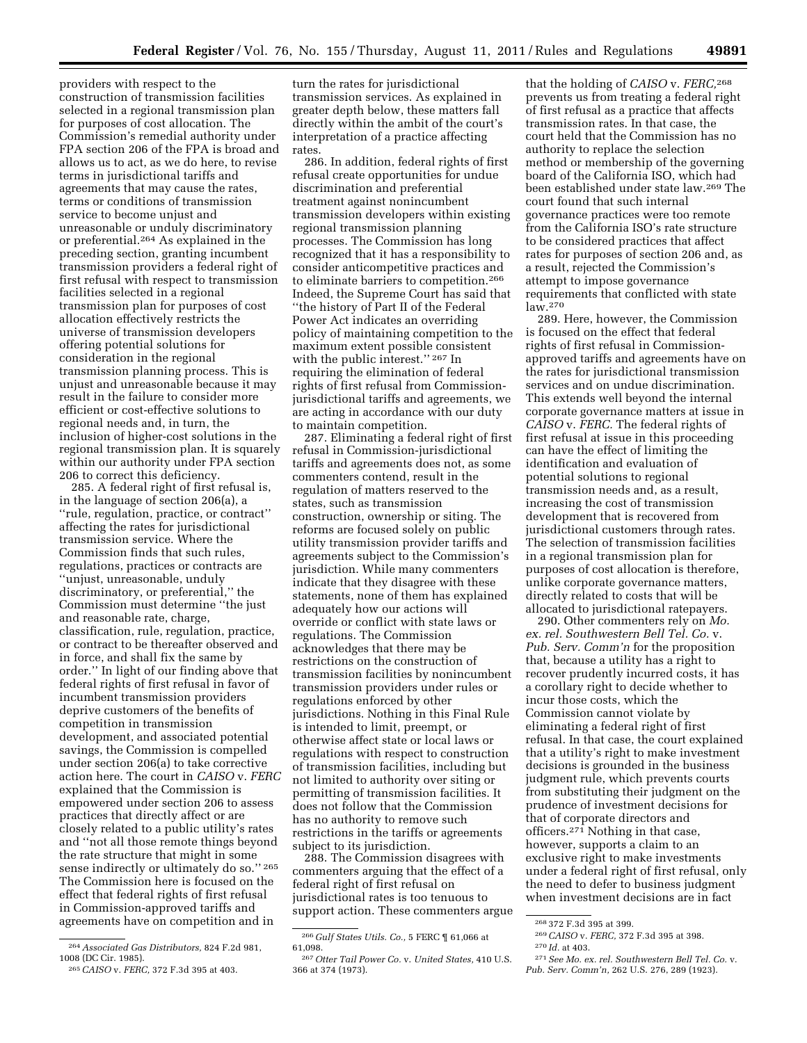providers with respect to the construction of transmission facilities selected in a regional transmission plan for purposes of cost allocation. The Commission's remedial authority under FPA section 206 of the FPA is broad and allows us to act, as we do here, to revise terms in jurisdictional tariffs and agreements that may cause the rates, terms or conditions of transmission service to become unjust and unreasonable or unduly discriminatory or preferential.[264] As explained in the preceding section, granting incumbent transmission providers a federal right of first refusal with respect to transmission facilities selected in a regional transmission plan for purposes of cost allocation effectively restricts the universe of transmission developers offering potential solutions for consideration in the regional transmission planning process. This is unjust and unreasonable because it may result in the failure to consider more efficient or cost-effective solutions to regional needs and, in turn, the inclusion of higher-cost solutions in the regional transmission plan. It is squarely within our authority under FPA section 206 to correct this deficiency.

285. A federal right of first refusal is, in the language of section 206(a), a ''rule, regulation, practice, or contract'' affecting the rates for jurisdictional transmission service. Where the Commission finds that such rules, regulations, practices or contracts are ''unjust, unreasonable, unduly discriminatory, or preferential,'' the Commission must determine ''the just and reasonable rate, charge, classification, rule, regulation, practice, or contract to be thereafter observed and in force, and shall fix the same by order.'' In light of our finding above that federal rights of first refusal in favor of incumbent transmission providers deprive customers of the benefits of competition in transmission development, and associated potential savings, the Commission is compelled under section 206(a) to take corrective action here. The court in *CAISO* v. *FERC* explained that the Commission is empowered under section 206 to assess practices that directly affect or are closely related to a public utility's rates and ''not all those remote things beyond the rate structure that might in some sense indirectly or ultimately do so.'' [265] The Commission here is focused on the effect that federal rights of first refusal in Commission-approved tariffs and agreements have on competition and in turn the rates for jurisdictional transmission services. As explained in greater depth below, these matters fall directly within the ambit of the court's interpretation of a practice affecting rates.

286. In addition, federal rights of first refusal create opportunities for undue discrimination and preferential treatment against nonincumbent transmission developers within existing regional transmission planning processes. The Commission has long recognized that it has a responsibility to consider anticompetitive practices and to eliminate barriers to competition.[266] Indeed, the Supreme Court has said that ''the history of Part II of the Federal Power Act indicates an overriding policy of maintaining competition to the maximum extent possible consistent with the public interest.'' [267] In requiring the elimination of federal rights of first refusal from Commission-jurisdictional tariffs and agreements, we are acting in accordance with our duty to maintain competition.

287. Eliminating a federal right of first refusal in Commission-jurisdictional tariffs and agreements does not, as some commenters contend, result in the regulation of matters reserved to the states, such as transmission construction, ownership or siting. The reforms are focused solely on public utility transmission provider tariffs and agreements subject to the Commission's jurisdiction. While many commenters indicate that they disagree with these statements, none of them has explained adequately how our actions will override or conflict with state laws or regulations. The Commission acknowledges that there may be restrictions on the construction of transmission facilities by nonincumbent transmission providers under rules or regulations enforced by other jurisdictions. Nothing in this Final Rule is intended to limit, preempt, or otherwise affect state or local laws or regulations with respect to construction of transmission facilities, including but not limited to authority over siting or permitting of transmission facilities. It does not follow that the Commission has no authority to remove such restrictions in the tariffs or agreements subject to its jurisdiction.

288. The Commission disagrees with commenters arguing that the effect of a federal right of first refusal on jurisdictional rates is too tenuous to support action. These commenters argue that the holding of *CAISO* v. *FERC*,[268] prevents us from treating a federal right of first refusal as a practice that affects transmission rates. In that case, the court held that the Commission has no authority to replace the selection method or membership of the governing board of the California ISO, which had been established under state law.[269] The court found that such internal governance practices were too remote from the California ISO's rate structure to be considered practices that affect rates for purposes of section 206 and, as a result, rejected the Commission's attempt to impose governance requirements that conflicted with state law.[270]

289. Here, however, the Commission is focused on the effect that federal rights of first refusal in Commission-approved tariffs and agreements have on the rates for jurisdictional transmission services and on undue discrimination. This extends well beyond the internal corporate governance matters at issue in *CAISO* v. *FERC*. The federal rights of first refusal at issue in this proceeding can have the effect of limiting the identification and evaluation of potential solutions to regional transmission needs and, as a result, increasing the cost of transmission development that is recovered from jurisdictional customers through rates. The selection of transmission facilities in a regional transmission plan for purposes of cost allocation is therefore, unlike corporate governance matters, directly related to costs that will be allocated to jurisdictional ratepayers.

290. Other commenters rely on *Mo. ex. rel. Southwestern Bell Tel. Co.* v. *Pub. Serv. Comm'n* for the proposition that, because a utility has a right to recover prudently incurred costs, it has a corollary right to decide whether to incur those costs, which the Commission cannot violate by eliminating a federal right of first refusal. In that case, the court explained that a utility's right to make investment decisions is grounded in the business judgment rule, which prevents courts from substituting their judgment on the prudence of investment decisions for that of corporate directors and officers.[271] Nothing in that case, however, supports a claim to an exclusive right to make investments under a federal right of first refusal, only the need to defer to business judgment when investment decisions are in fact

---

[264] *Associated Gas Distributors,* 824 F.2d 981, 1008 (DC Cir. 1985).

[265] *CAISO* v. *FERC,* 372 F.3d 395 at 403.

[266] *Gulf States Utils. Co.,* 5 FERC ¶ 61,066 at 61,098.

[267] *Otter Tail Power Co.* v. *United States,* 410 U.S. 366 at 374 (1973).

[268] 372 F.3d 395 at 399.

[269] *CAISO* v. *FERC,* 372 F.3d 395 at 398.

[270] *Id.* at 403.

[271] *See Mo. ex. rel. Southwestern Bell Tel. Co.* v. *Pub. Serv. Comm'n,* 262 U.S. 276, 289 (1923).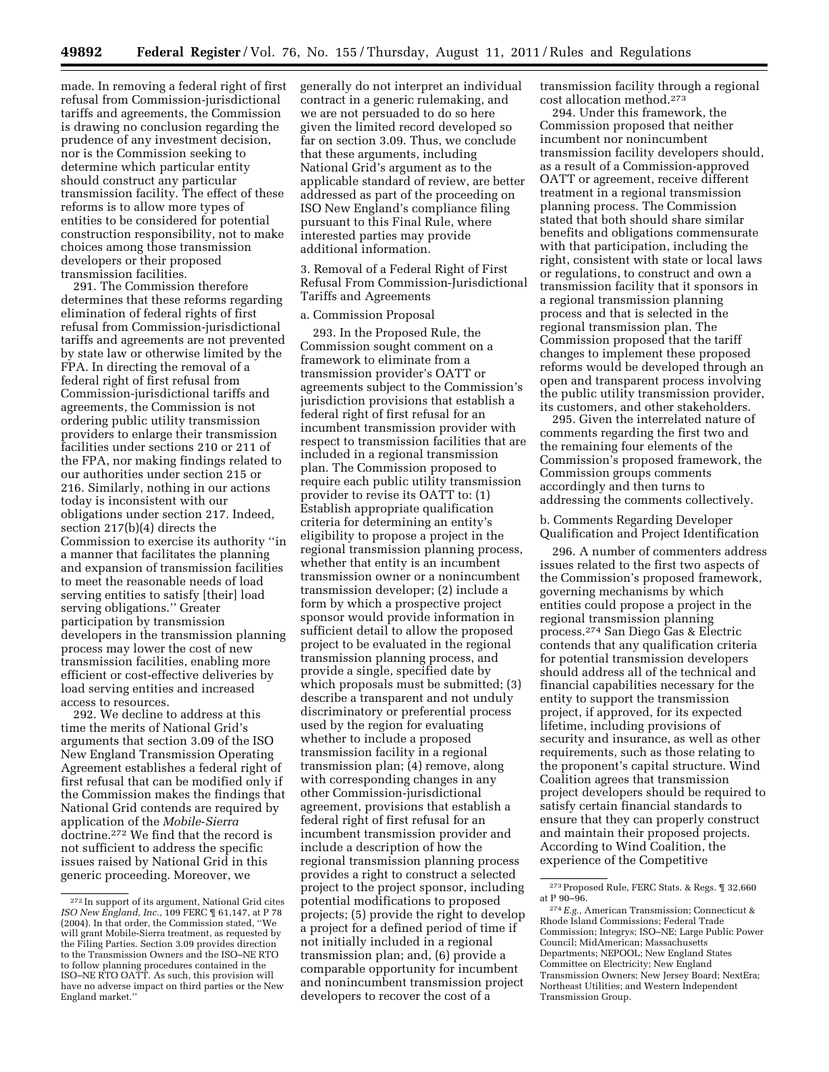made. In removing a federal right of first refusal from Commission-jurisdictional tariffs and agreements, the Commission is drawing no conclusion regarding the prudence of any investment decision, nor is the Commission seeking to determine which particular entity should construct any particular transmission facility. The effect of these reforms is to allow more types of entities to be considered for potential construction responsibility, not to make choices among those transmission developers or their proposed transmission facilities.

291. The Commission therefore determines that these reforms regarding elimination of federal rights of first refusal from Commission-jurisdictional tariffs and agreements are not prevented by state law or otherwise limited by the FPA. In directing the removal of a federal right of first refusal from Commission-jurisdictional tariffs and agreements, the Commission is not ordering public utility transmission providers to enlarge their transmission facilities under sections 210 or 211 of the FPA, nor making findings related to our authorities under section 215 or 216. Similarly, nothing in our actions today is inconsistent with our obligations under section 217. Indeed, section 217(b)(4) directs the Commission to exercise its authority ''in a manner that facilitates the planning and expansion of transmission facilities to meet the reasonable needs of load serving entities to satisfy [their] load serving obligations.'' Greater participation by transmission developers in the transmission planning process may lower the cost of new transmission facilities, enabling more efficient or cost-effective deliveries by load serving entities and increased access to resources.

292. We decline to address at this time the merits of National Grid's arguments that section 3.09 of the ISO New England Transmission Operating Agreement establishes a federal right of first refusal that can be modified only if the Commission makes the findings that National Grid contends are required by application of the *Mobile-Sierra* doctrine.[272] We find that the record is not sufficient to address the specific issues raised by National Grid in this generic proceeding. Moreover, we generally do not interpret an individual contract in a generic rulemaking, and we are not persuaded to do so here given the limited record developed so far on section 3.09. Thus, we conclude that these arguments, including National Grid's argument as to the applicable standard of review, are better addressed as part of the proceeding on ISO New England's compliance filing pursuant to this Final Rule, where interested parties may provide additional information.

3. Removal of a Federal Right of First Refusal From Commission-Jurisdictional Tariffs and Agreements

a. Commission Proposal

293. In the Proposed Rule, the Commission sought comment on a framework to eliminate from a transmission provider's OATT or agreements subject to the Commission's jurisdiction provisions that establish a federal right of first refusal for an incumbent transmission provider with respect to transmission facilities that are included in a regional transmission plan. The Commission proposed to require each public utility transmission provider to revise its OATT to: (1) Establish appropriate qualification criteria for determining an entity's eligibility to propose a project in the regional transmission planning process, whether that entity is an incumbent transmission owner or a nonincumbent transmission developer; (2) include a form by which a prospective project sponsor would provide information in sufficient detail to allow the proposed project to be evaluated in the regional transmission planning process, and provide a single, specified date by which proposals must be submitted; (3) describe a transparent and not unduly discriminatory or preferential process used by the region for evaluating whether to include a proposed transmission facility in a regional transmission plan; (4) remove, along with corresponding changes in any other Commission-jurisdictional agreement, provisions that establish a federal right of first refusal for an incumbent transmission provider and include a description of how the regional transmission planning process provides a right to construct a selected project to the project sponsor, including potential modifications to proposed projects; (5) provide the right to develop a project for a defined period of time if not initially included in a regional transmission plan; and, (6) provide a comparable opportunity for incumbent and nonincumbent transmission project developers to recover the cost of a transmission facility through a regional cost allocation method.[273]

294. Under this framework, the Commission proposed that neither incumbent nor nonincumbent transmission facility developers should, as a result of a Commission-approved OATT or agreement, receive different treatment in a regional transmission planning process. The Commission stated that both should share similar benefits and obligations commensurate with that participation, including the right, consistent with state or local laws or regulations, to construct and own a transmission facility that it sponsors in a regional transmission planning process and that is selected in the regional transmission plan. The Commission proposed that the tariff changes to implement these proposed reforms would be developed through an open and transparent process involving the public utility transmission provider, its customers, and other stakeholders.

295. Given the interrelated nature of comments regarding the first two and the remaining four elements of the Commission's proposed framework, the Commission groups comments accordingly and then turns to addressing the comments collectively.

b. Comments Regarding Developer Qualification and Project Identification

296. A number of commenters address issues related to the first two aspects of the Commission's proposed framework, governing mechanisms by which entities could propose a project in the regional transmission planning process.[274] San Diego Gas & Electric contends that any qualification criteria for potential transmission developers should address all of the technical and financial capabilities necessary for the entity to support the transmission project, if approved, for its expected lifetime, including provisions of security and insurance, as well as other requirements, such as those relating to the proponent's capital structure. Wind Coalition agrees that transmission project developers should be required to satisfy certain financial standards to ensure that they can properly construct and maintain their proposed projects. According to Wind Coalition, the experience of the Competitive

---

[272] In support of its argument, National Grid cites *ISO New England, Inc.,* 109 FERC ¶ 61,147, at P 78 (2004). In that order, the Commission stated, ''We will grant Mobile-Sierra treatment, as requested by the Filing Parties. Section 3.09 provides direction to the Transmission Owners and the ISO–NE RTO to follow planning procedures contained in the ISO–NE RTO OATT. As such, this provision will have no adverse impact on third parties or the New England market.''

[273] Proposed Rule, FERC Stats. & Regs. ¶ 32,660 at P 90–96.

[274] *E.g.,* American Transmission; Connecticut & Rhode Island Commissions; Federal Trade Commission; Integrys; ISO–NE; Large Public Power Council; MidAmerican; Massachusetts Departments; NEPOOL; New England States Committee on Electricity; New England Transmission Owners; New Jersey Board; NextEra; Northeast Utilities; and Western Independent Transmission Group.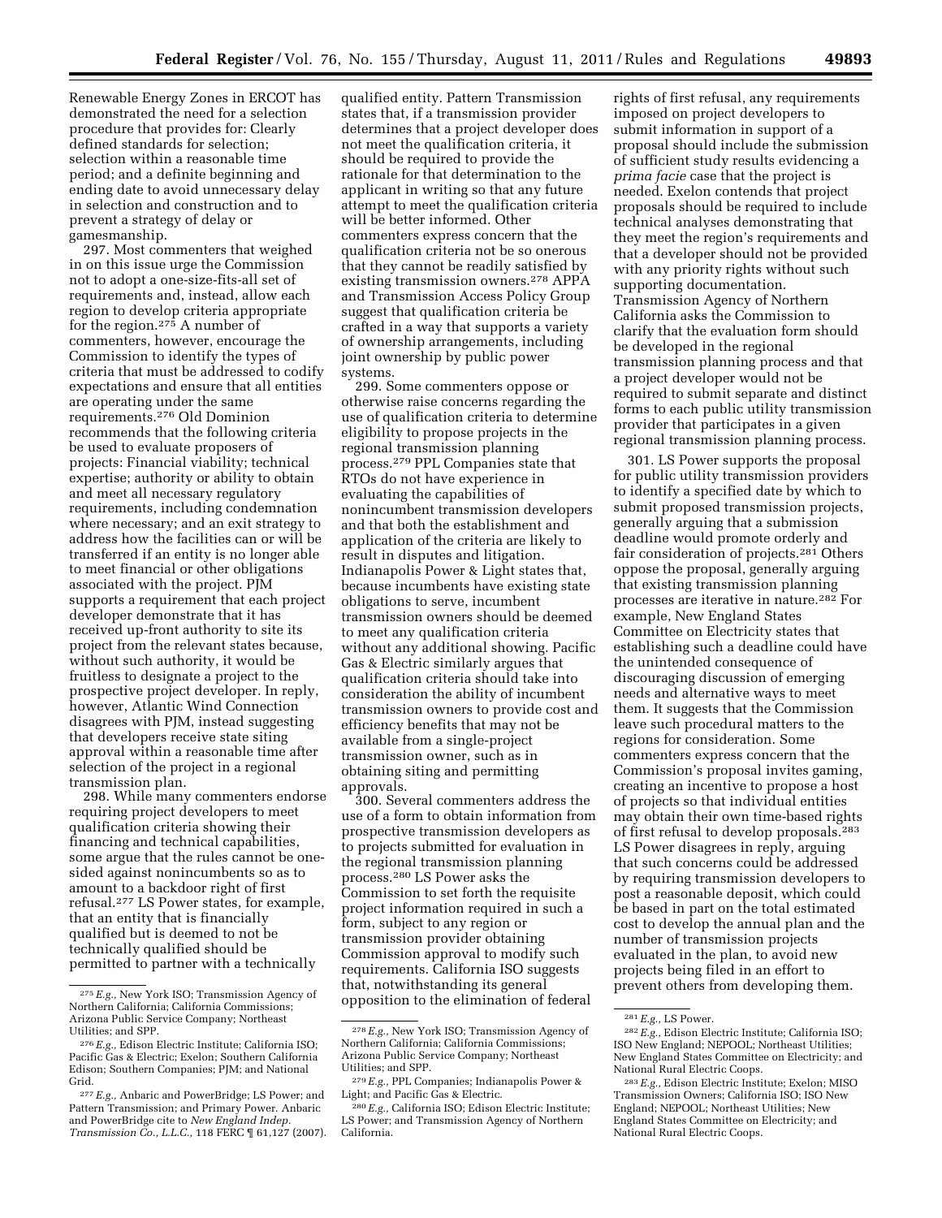Renewable Energy Zones in ERCOT has demonstrated the need for a selection procedure that provides for: Clearly defined standards for selection; selection within a reasonable time period; and a definite beginning and ending date to avoid unnecessary delay in selection and construction and to prevent a strategy of delay or gamesmanship.

297. Most commenters that weighed in on this issue urge the Commission not to adopt a one-size-fits-all set of requirements and, instead, allow each region to develop criteria appropriate for the region.[275] A number of commenters, however, encourage the Commission to identify the types of criteria that must be addressed to codify expectations and ensure that all entities are operating under the same requirements.[276] Old Dominion recommends that the following criteria be used to evaluate proposers of projects: Financial viability; technical expertise; authority or ability to obtain and meet all necessary regulatory requirements, including condemnation where necessary; and an exit strategy to address how the facilities can or will be transferred if an entity is no longer able to meet financial or other obligations associated with the project. PJM supports a requirement that each project developer demonstrate that it has received up-front authority to site its project from the relevant states because, without such authority, it would be fruitless to designate a project to the prospective project developer. In reply, however, Atlantic Wind Connection disagrees with PJM, instead suggesting that developers receive state siting approval within a reasonable time after selection of the project in a regional transmission plan.

298. While many commenters endorse requiring project developers to meet qualification criteria showing their financing and technical capabilities, some argue that the rules cannot be one-sided against nonincumbents so as to amount to a backdoor right of first refusal.[277] LS Power states, for example, that an entity that is financially qualified but is deemed to not be technically qualified should be permitted to partner with a technically qualified entity. Pattern Transmission states that, if a transmission provider determines that a project developer does not meet the qualification criteria, it should be required to provide the rationale for that determination to the applicant in writing so that any future attempt to meet the qualification criteria will be better informed. Other commenters express concern that the qualification criteria not be so onerous that they cannot be readily satisfied by existing transmission owners.[278] APPA and Transmission Access Policy Group suggest that qualification criteria be crafted in a way that supports a variety of ownership arrangements, including joint ownership by public power systems.

299. Some commenters oppose or otherwise raise concerns regarding the use of qualification criteria to determine eligibility to propose projects in the regional transmission planning process.[279] PPL Companies state that RTOs do not have experience in evaluating the capabilities of nonincumbent transmission developers and that both the establishment and application of the criteria are likely to result in disputes and litigation. Indianapolis Power & Light states that, because incumbents have existing state obligations to serve, incumbent transmission owners should be deemed to meet any qualification criteria without any additional showing. Pacific Gas & Electric similarly argues that qualification criteria should take into consideration the ability of incumbent transmission owners to provide cost and efficiency benefits that may not be available from a single-project transmission owner, such as in obtaining siting and permitting approvals.

300. Several commenters address the use of a form to obtain information from prospective transmission developers as to projects submitted for evaluation in the regional transmission planning process.[280] LS Power asks the Commission to set forth the requisite project information required in such a form, subject to any region or transmission provider obtaining Commission approval to modify such requirements. California ISO suggests that, notwithstanding its general opposition to the elimination of federal rights of first refusal, any requirements imposed on project developers to submit information in support of a proposal should include the submission of sufficient study results evidencing a *prima facie* case that the project is needed. Exelon contends that project proposals should be required to include technical analyses demonstrating that they meet the region's requirements and that a developer should not be provided with any priority rights without such supporting documentation. Transmission Agency of Northern California asks the Commission to clarify that the evaluation form should be developed in the regional transmission planning process and that a project developer would not be required to submit separate and distinct forms to each public utility transmission provider that participates in a given regional transmission planning process.

301. LS Power supports the proposal for public utility transmission providers to identify a specified date by which to submit proposed transmission projects, generally arguing that a submission deadline would promote orderly and fair consideration of projects.[281] Others oppose the proposal, generally arguing that existing transmission planning processes are iterative in nature.[282] For example, New England States Committee on Electricity states that establishing such a deadline could have the unintended consequence of discouraging discussion of emerging needs and alternative ways to meet them. It suggests that the Commission leave such procedural matters to the regions for consideration. Some commenters express concern that the Commission's proposal invites gaming, creating an incentive to propose a host of projects so that individual entities may obtain their own time-based rights of first refusal to develop proposals.[283] LS Power disagrees in reply, arguing that such concerns could be addressed by requiring transmission developers to post a reasonable deposit, which could be based in part on the total estimated cost to develop the annual plan and the number of transmission projects evaluated in the plan, to avoid new projects being filed in an effort to prevent others from developing them.

---

[275] *E.g.,* New York ISO; Transmission Agency of Northern California; California Commissions; Arizona Public Service Company; Northeast Utilities; and SPP.

[276] *E.g.,* Edison Electric Institute; California ISO; Pacific Gas & Electric; Exelon; Southern California Edison; Southern Companies; PJM; and National Grid.

[277] *E.g.,* Anbaric and PowerBridge; LS Power; and Pattern Transmission; and Primary Power. Anbaric and PowerBridge cite to *New England Indep. Transmission Co., L.L.C.,* 118 FERC ¶ 61,127 (2007).

[278] *E.g.,* New York ISO; Transmission Agency of Northern California; California Commissions; Arizona Public Service Company; Northeast Utilities; and SPP.

[279] *E.g.,* PPL Companies; Indianapolis Power & Light; and Pacific Gas & Electric.

[280] *E.g.,* California ISO; Edison Electric Institute; LS Power; and Transmission Agency of Northern California.

[281] *E.g.,* LS Power.

[282] *E.g.,* Edison Electric Institute; California ISO; ISO New England; NEPOOL; Northeast Utilities; New England States Committee on Electricity; and National Rural Electric Coops.

[283] *E.g.,* Edison Electric Institute; Exelon; MISO Transmission Owners; California ISO; ISO New England; NEPOOL; Northeast Utilities; New England States Committee on Electricity; and National Rural Electric Coops.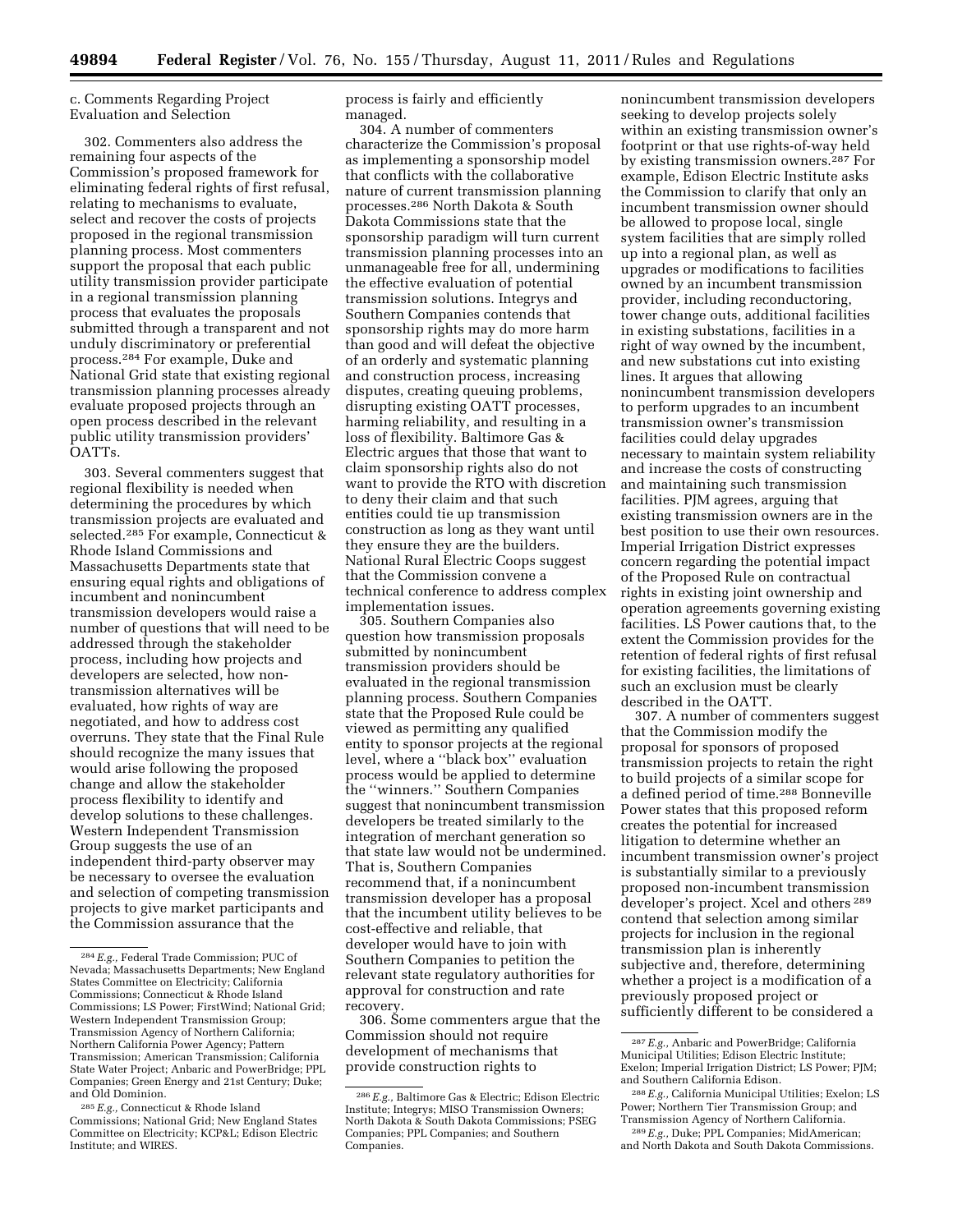c. Comments Regarding Project Evaluation and Selection

302. Commenters also address the remaining four aspects of the Commission's proposed framework for eliminating federal rights of first refusal, relating to mechanisms to evaluate, select and recover the costs of projects proposed in the regional transmission planning process. Most commenters support the proposal that each public utility transmission provider participate in a regional transmission planning process that evaluates the proposals submitted through a transparent and not unduly discriminatory or preferential process.[284] For example, Duke and National Grid state that existing regional transmission planning processes already evaluate proposed projects through an open process described in the relevant public utility transmission providers' OATTs.

303. Several commenters suggest that regional flexibility is needed when determining the procedures by which transmission projects are evaluated and selected.[285] For example, Connecticut & Rhode Island Commissions and Massachusetts Departments state that ensuring equal rights and obligations of incumbent and nonincumbent transmission developers would raise a number of questions that will need to be addressed through the stakeholder process, including how projects and developers are selected, how non-transmission alternatives will be evaluated, how rights of way are negotiated, and how to address cost overruns. They state that the Final Rule should recognize the many issues that would arise following the proposed change and allow the stakeholder process flexibility to identify and develop solutions to these challenges. Western Independent Transmission Group suggests the use of an independent third-party observer may be necessary to oversee the evaluation and selection of competing transmission projects to give market participants and the Commission assurance that the process is fairly and efficiently managed.

304. A number of commenters characterize the Commission's proposal as implementing a sponsorship model that conflicts with the collaborative nature of current transmission planning processes.[286] North Dakota & South Dakota Commissions state that the sponsorship paradigm will turn current transmission planning processes into an unmanageable free for all, undermining the effective evaluation of potential transmission solutions. Integrys and Southern Companies contends that sponsorship rights may do more harm than good and will defeat the objective of an orderly and systematic planning and construction process, increasing disputes, creating queuing problems, disrupting existing OATT processes, harming reliability, and resulting in a loss of flexibility. Baltimore Gas & Electric argues that those that want to claim sponsorship rights also do not want to provide the RTO with discretion to deny their claim and that such entities could tie up transmission construction as long as they want until they ensure they are the builders. National Rural Electric Coops suggest that the Commission convene a technical conference to address complex implementation issues.

305. Southern Companies also question how transmission proposals submitted by nonincumbent transmission providers should be evaluated in the regional transmission planning process. Southern Companies state that the Proposed Rule could be viewed as permitting any qualified entity to sponsor projects at the regional level, where a "black box" evaluation process would be applied to determine the "winners." Southern Companies suggest that nonincumbent transmission developers be treated similarly to the integration of merchant generation so that state law would not be undermined. That is, Southern Companies recommend that, if a nonincumbent transmission developer has a proposal that the incumbent utility believes to be cost-effective and reliable, that developer would have to join with Southern Companies to petition the relevant state regulatory authorities for approval for construction and rate recovery.

306. Some commenters argue that the Commission should not require development of mechanisms that provide construction rights to nonincumbent transmission developers seeking to develop projects solely within an existing transmission owner's footprint or that use rights-of-way held by existing transmission owners.[287] For example, Edison Electric Institute asks the Commission to clarify that only an incumbent transmission owner should be allowed to propose local, single system facilities that are simply rolled up into a regional plan, as well as upgrades or modifications to facilities owned by an incumbent transmission provider, including reconductoring, tower change outs, additional facilities in existing substations, facilities in a right of way owned by the incumbent, and new substations cut into existing lines. It argues that allowing nonincumbent transmission developers to perform upgrades to an incumbent transmission owner's transmission facilities could delay upgrades necessary to maintain system reliability and increase the costs of constructing and maintaining such transmission facilities. PJM agrees, arguing that existing transmission owners are in the best position to use their own resources. Imperial Irrigation District expresses concern regarding the potential impact of the Proposed Rule on contractual rights in existing joint ownership and operation agreements governing existing facilities. LS Power cautions that, to the extent the Commission provides for the retention of federal rights of first refusal for existing facilities, the limitations of such an exclusion must be clearly described in the OATT.

307. A number of commenters suggest that the Commission modify the proposal for sponsors of proposed transmission projects to retain the right to build projects of a similar scope for a defined period of time.[288] Bonneville Power states that this proposed reform creates the potential for increased litigation to determine whether an incumbent transmission owner's project is substantially similar to a previously proposed non-incumbent transmission developer's project. Xcel and others[289] contend that selection among similar projects for inclusion in the regional transmission plan is inherently subjective and, therefore, determining whether a project is a modification of a previously proposed project or sufficiently different to be considered a

---

[284] *E.g.,* Federal Trade Commission; PUC of Nevada; Massachusetts Departments; New England States Committee on Electricity; California Commissions; Connecticut & Rhode Island Commissions; LS Power; FirstWind; National Grid; Western Independent Transmission Group; Transmission Agency of Northern California; Northern California Power Agency; Pattern Transmission; American Transmission; California State Water Project; Anbaric and PowerBridge; PPL Companies; Green Energy and 21st Century; Duke; and Old Dominion.

[285] *E.g.,* Connecticut & Rhode Island Commissions; National Grid; New England States Committee on Electricity; KCP&L; Edison Electric Institute; and WIRES.

[286] *E.g.,* Baltimore Gas & Electric; Edison Electric Institute; Integrys; MISO Transmission Owners; North Dakota & South Dakota Commissions; PSEG Companies; PPL Companies; and Southern Companies.

[287] *E.g.,* Anbaric and PowerBridge; California Municipal Utilities; Edison Electric Institute; Exelon; Imperial Irrigation District; LS Power; PJM; and Southern California Edison.

[288] *E.g.,* California Municipal Utilities; Exelon; LS Power; Northern Tier Transmission Group; and Transmission Agency of Northern California.

[289] *E.g.,* Duke; PPL Companies; MidAmerican; and North Dakota and South Dakota Commissions.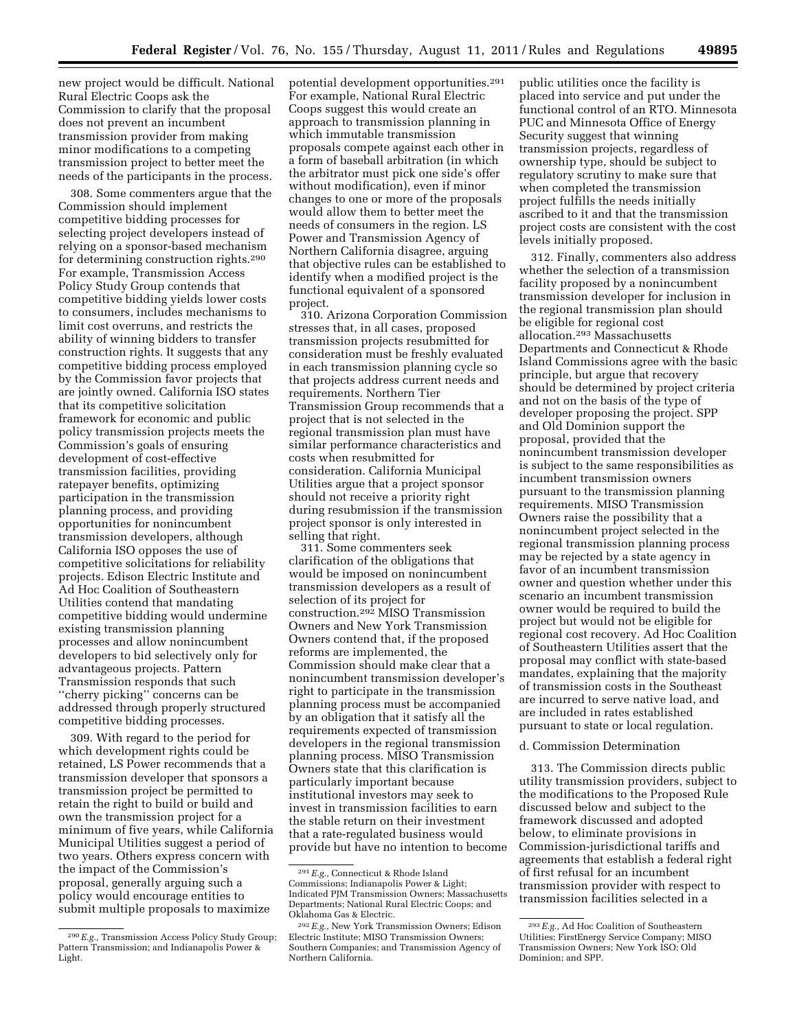new project would be difficult. National Rural Electric Coops ask the Commission to clarify that the proposal does not prevent an incumbent transmission provider from making minor modifications to a competing transmission project to better meet the needs of the participants in the process.

308. Some commenters argue that the Commission should implement competitive bidding processes for selecting project developers instead of relying on a sponsor-based mechanism for determining construction rights.[290] For example, Transmission Access Policy Study Group contends that competitive bidding yields lower costs to consumers, includes mechanisms to limit cost overruns, and restricts the ability of winning bidders to transfer construction rights. It suggests that any competitive bidding process employed by the Commission favor projects that are jointly owned. California ISO states that its competitive solicitation framework for economic and public policy transmission projects meets the Commission's goals of ensuring development of cost-effective transmission facilities, providing ratepayer benefits, optimizing participation in the transmission planning process, and providing opportunities for nonincumbent transmission developers, although California ISO opposes the use of competitive solicitations for reliability projects. Edison Electric Institute and Ad Hoc Coalition of Southeastern Utilities contend that mandating competitive bidding would undermine existing transmission planning processes and allow nonincumbent developers to bid selectively only for advantageous projects. Pattern Transmission responds that such ''cherry picking'' concerns can be addressed through properly structured competitive bidding processes.

309. With regard to the period for which development rights could be retained, LS Power recommends that a transmission developer that sponsors a transmission project be permitted to retain the right to build or build and own the transmission project for a minimum of five years, while California Municipal Utilities suggest a period of two years. Others express concern with the impact of the Commission's proposal, generally arguing such a policy would encourage entities to submit multiple proposals to maximize potential development opportunities.[291] For example, National Rural Electric Coops suggest this would create an approach to transmission planning in which immutable transmission proposals compete against each other in a form of baseball arbitration (in which the arbitrator must pick one side's offer without modification), even if minor changes to one or more of the proposals would allow them to better meet the needs of consumers in the region. LS Power and Transmission Agency of Northern California disagree, arguing that objective rules can be established to identify when a modified project is the functional equivalent of a sponsored project.

310. Arizona Corporation Commission stresses that, in all cases, proposed transmission projects resubmitted for consideration must be freshly evaluated in each transmission planning cycle so that projects address current needs and requirements. Northern Tier Transmission Group recommends that a project that is not selected in the regional transmission plan must have similar performance characteristics and costs when resubmitted for consideration. California Municipal Utilities argue that a project sponsor should not receive a priority right during resubmission if the transmission project sponsor is only interested in selling that right.

311. Some commenters seek clarification of the obligations that would be imposed on nonincumbent transmission developers as a result of selection of its project for construction.[292] MISO Transmission Owners and New York Transmission Owners contend that, if the proposed reforms are implemented, the Commission should make clear that a nonincumbent transmission developer's right to participate in the transmission planning process must be accompanied by an obligation that it satisfy all the requirements expected of transmission developers in the regional transmission planning process. MISO Transmission Owners state that this clarification is particularly important because institutional investors may seek to invest in transmission facilities to earn the stable return on their investment that a rate-regulated business would provide but have no intention to become public utilities once the facility is placed into service and put under the functional control of an RTO. Minnesota PUC and Minnesota Office of Energy Security suggest that winning transmission projects, regardless of ownership type, should be subject to regulatory scrutiny to make sure that when completed the transmission project fulfills the needs initially ascribed to it and that the transmission project costs are consistent with the cost levels initially proposed.

312. Finally, commenters also address whether the selection of a transmission facility proposed by a nonincumbent transmission developer for inclusion in the regional transmission plan should be eligible for regional cost allocation.[293] Massachusetts Departments and Connecticut & Rhode Island Commissions agree with the basic principle, but argue that recovery should be determined by project criteria and not on the basis of the type of developer proposing the project. SPP and Old Dominion support the proposal, provided that the nonincumbent transmission developer is subject to the same responsibilities as incumbent transmission owners pursuant to the transmission planning requirements. MISO Transmission Owners raise the possibility that a nonincumbent project selected in the regional transmission planning process may be rejected by a state agency in favor of an incumbent transmission owner and question whether under this scenario an incumbent transmission owner would be required to build the project but would not be eligible for regional cost recovery. Ad Hoc Coalition of Southeastern Utilities assert that the proposal may conflict with state-based mandates, explaining that the majority of transmission costs in the Southeast are incurred to serve native load, and are included in rates established pursuant to state or local regulation.

d. Commission Determination

313. The Commission directs public utility transmission providers, subject to the modifications to the Proposed Rule discussed below and subject to the framework discussed and adopted below, to eliminate provisions in Commission-jurisdictional tariffs and agreements that establish a federal right of first refusal for an incumbent transmission provider with respect to transmission facilities selected in a

[290] *E.g.,* Transmission Access Policy Study Group; Pattern Transmission; and Indianapolis Power & Light.

[291] *E.g.,* Connecticut & Rhode Island Commissions; Indianapolis Power & Light; Indicated PJM Transmission Owners; Massachusetts Departments; National Rural Electric Coops; and Oklahoma Gas & Electric.

[292] *E.g.,* New York Transmission Owners; Edison Electric Institute; MISO Transmission Owners; Southern Companies; and Transmission Agency of Northern California.

[293] *E.g.,* Ad Hoc Coalition of Southeastern Utilities; FirstEnergy Service Company; MISO Transmission Owners; New York ISO; Old Dominion; and SPP.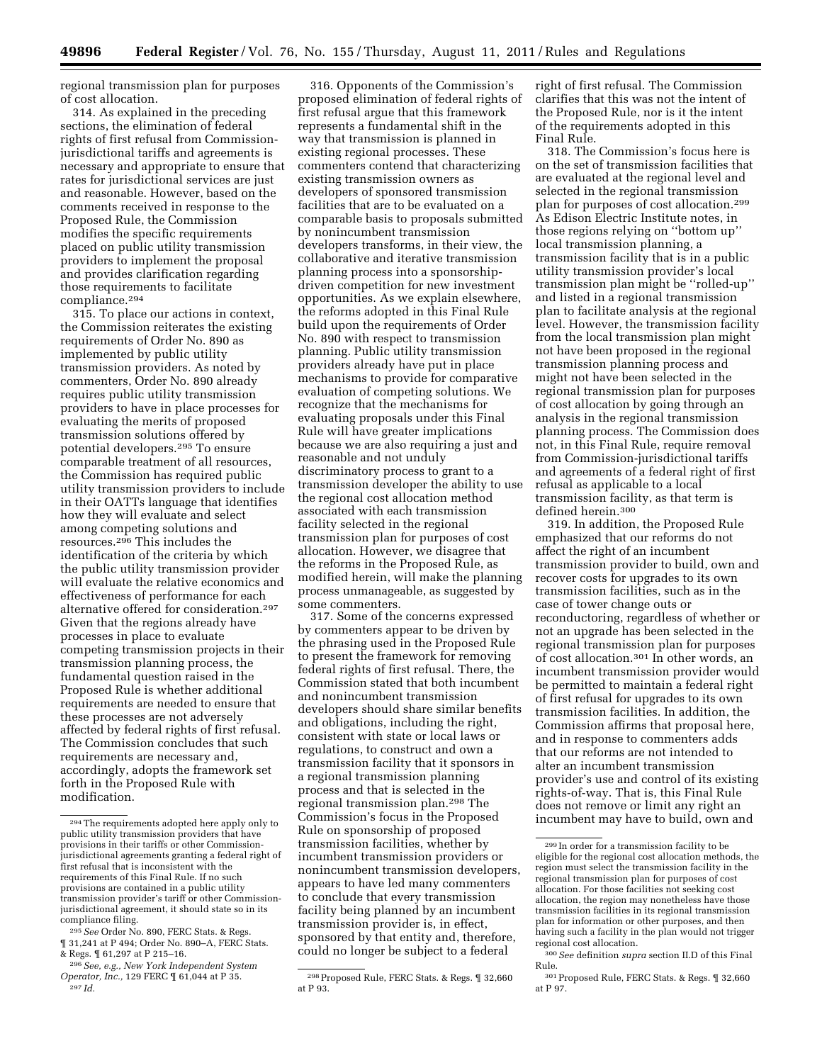regional transmission plan for purposes of cost allocation.

314. As explained in the preceding sections, the elimination of federal rights of first refusal from Commission-jurisdictional tariffs and agreements is necessary and appropriate to ensure that rates for jurisdictional services are just and reasonable. However, based on the comments received in response to the Proposed Rule, the Commission modifies the specific requirements placed on public utility transmission providers to implement the proposal and provides clarification regarding those requirements to facilitate compliance.[294]

315. To place our actions in context, the Commission reiterates the existing requirements of Order No. 890 as implemented by public utility transmission providers. As noted by commenters, Order No. 890 already requires public utility transmission providers to have in place processes for evaluating the merits of proposed transmission solutions offered by potential developers.[295] To ensure comparable treatment of all resources, the Commission has required public utility transmission providers to include in their OATTs language that identifies how they will evaluate and select among competing solutions and resources.[296] This includes the identification of the criteria by which the public utility transmission provider will evaluate the relative economics and effectiveness of performance for each alternative offered for consideration.[297] Given that the regions already have processes in place to evaluate competing transmission projects in their transmission planning process, the fundamental question raised in the Proposed Rule is whether additional requirements are needed to ensure that these processes are not adversely affected by federal rights of first refusal. The Commission concludes that such requirements are necessary and, accordingly, adopts the framework set forth in the Proposed Rule with modification.

316. Opponents of the Commission's proposed elimination of federal rights of first refusal argue that this framework represents a fundamental shift in the way that transmission is planned in existing regional processes. These commenters contend that characterizing existing transmission owners as developers of sponsored transmission facilities that are to be evaluated on a comparable basis to proposals submitted by nonincumbent transmission developers transforms, in their view, the collaborative and iterative transmission planning process into a sponsorship-driven competition for new investment opportunities. As we explain elsewhere, the reforms adopted in this Final Rule build upon the requirements of Order No. 890 with respect to transmission planning. Public utility transmission providers already have put in place mechanisms to provide for comparative evaluation of competing solutions. We recognize that the mechanisms for evaluating proposals under this Final Rule will have greater implications because we are also requiring a just and reasonable and not unduly discriminatory process to grant to a transmission developer the ability to use the regional cost allocation method associated with each transmission facility selected in the regional transmission plan for purposes of cost allocation. However, we disagree that the reforms in the Proposed Rule, as modified herein, will make the planning process unmanageable, as suggested by some commenters.

317. Some of the concerns expressed by commenters appear to be driven by the phrasing used in the Proposed Rule to present the framework for removing federal rights of first refusal. There, the Commission stated that both incumbent and nonincumbent transmission developers should share similar benefits and obligations, including the right, consistent with state or local laws or regulations, to construct and own a transmission facility that it sponsors in a regional transmission planning process and that is selected in the regional transmission plan.[298] The Commission's focus in the Proposed Rule on sponsorship of proposed transmission facilities, whether by incumbent transmission providers or nonincumbent transmission developers, appears to have led many commenters to conclude that every transmission facility being planned by an incumbent transmission provider is, in effect, sponsored by that entity and, therefore, could no longer be subject to a federal right of first refusal. The Commission clarifies that this was not the intent of the Proposed Rule, nor is it the intent of the requirements adopted in this Final Rule.

318. The Commission's focus here is on the set of transmission facilities that are evaluated at the regional level and selected in the regional transmission plan for purposes of cost allocation.[299] As Edison Electric Institute notes, in those regions relying on "bottom up" local transmission planning, a transmission facility that is in a public utility transmission provider's local transmission plan might be "rolled-up" and listed in a regional transmission plan to facilitate analysis at the regional level. However, the transmission facility from the local transmission plan might not have been proposed in the regional transmission planning process and might not have been selected in the regional transmission plan for purposes of cost allocation by going through an analysis in the regional transmission planning process. The Commission does not, in this Final Rule, require removal from Commission-jurisdictional tariffs and agreements of a federal right of first refusal as applicable to a local transmission facility, as that term is defined herein.[300]

319. In addition, the Proposed Rule emphasized that our reforms do not affect the right of an incumbent transmission provider to build, own and recover costs for upgrades to its own transmission facilities, such as in the case of tower change outs or reconductoring, regardless of whether or not an upgrade has been selected in the regional transmission plan for purposes of cost allocation.[301] In other words, an incumbent transmission provider would be permitted to maintain a federal right of first refusal for upgrades to its own transmission facilities. In addition, the Commission affirms that proposal here, and in response to commenters adds that our reforms are not intended to alter an incumbent transmission provider's use and control of its existing rights-of-way. That is, this Final Rule does not remove or limit any right an incumbent may have to build, own and

---

[294] The requirements adopted here apply only to public utility transmission providers that have provisions in their tariffs or other Commission-jurisdictional agreements granting a federal right of first refusal that is inconsistent with the requirements of this Final Rule. If no such provisions are contained in a public utility transmission provider's tariff or other Commission-jurisdictional agreement, it should state so in its compliance filing.

[295] *See* Order No. 890, FERC Stats. & Regs. ¶ 31,241 at P 494; Order No. 890–A, FERC Stats. & Regs. ¶ 61,297 at P 215–16.

[296] *See, e.g., New York Independent System Operator, Inc.,* 129 FERC ¶ 61,044 at P 35.

[297] *Id.*

[298] Proposed Rule, FERC Stats. & Regs. ¶ 32,660 at P 93.

[299] In order for a transmission facility to be eligible for the regional cost allocation methods, the region must select the transmission facility in the regional transmission plan for purposes of cost allocation. For those facilities not seeking cost allocation, the region may nonetheless have those transmission facilities in its regional transmission plan for information or other purposes, and then having such a facility in the plan would not trigger regional cost allocation.

[300] *See* definition *supra* section II.D of this Final Rule.

[301] Proposed Rule, FERC Stats. & Regs. ¶ 32,660 at P 97.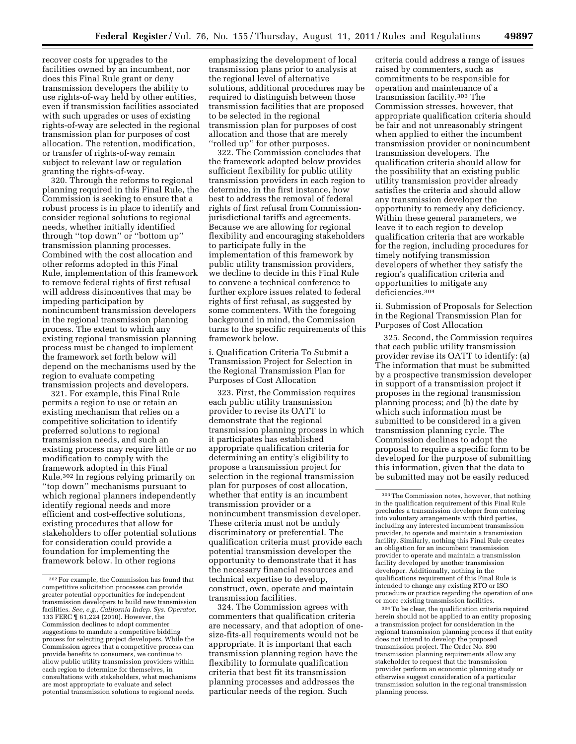recover costs for upgrades to the facilities owned by an incumbent, nor does this Final Rule grant or deny transmission developers the ability to use rights-of-way held by other entities, even if transmission facilities associated with such upgrades or uses of existing rights-of-way are selected in the regional transmission plan for purposes of cost allocation. The retention, modification, or transfer of rights-of-way remain subject to relevant law or regulation granting the rights-of-way.

320. Through the reforms to regional planning required in this Final Rule, the Commission is seeking to ensure that a robust process is in place to identify and consider regional solutions to regional needs, whether initially identified through ''top down'' or ''bottom up'' transmission planning processes. Combined with the cost allocation and other reforms adopted in this Final Rule, implementation of this framework to remove federal rights of first refusal will address disincentives that may be impeding participation by nonincumbent transmission developers in the regional transmission planning process. The extent to which any existing regional transmission planning process must be changed to implement the framework set forth below will depend on the mechanisms used by the region to evaluate competing transmission projects and developers.

321. For example, this Final Rule permits a region to use or retain an existing mechanism that relies on a competitive solicitation to identify preferred solutions to regional transmission needs, and such an existing process may require little or no modification to comply with the framework adopted in this Final Rule.[302] In regions relying primarily on ''top down'' mechanisms pursuant to which regional planners independently identify regional needs and more efficient and cost-effective solutions, existing procedures that allow for stakeholders to offer potential solutions for consideration could provide a foundation for implementing the framework below. In other regions emphasizing the development of local transmission plans prior to analysis at the regional level of alternative solutions, additional procedures may be required to distinguish between those transmission facilities that are proposed to be selected in the regional transmission plan for purposes of cost allocation and those that are merely ''rolled up'' for other purposes.

322. The Commission concludes that the framework adopted below provides sufficient flexibility for public utility transmission providers in each region to determine, in the first instance, how best to address the removal of federal rights of first refusal from Commission-jurisdictional tariffs and agreements. Because we are allowing for regional flexibility and encouraging stakeholders to participate fully in the implementation of this framework by public utility transmission providers, we decline to decide in this Final Rule to convene a technical conference to further explore issues related to federal rights of first refusal, as suggested by some commenters. With the foregoing background in mind, the Commission turns to the specific requirements of this framework below.

i. Qualification Criteria To Submit a Transmission Project for Selection in the Regional Transmission Plan for Purposes of Cost Allocation

323. First, the Commission requires each public utility transmission provider to revise its OATT to demonstrate that the regional transmission planning process in which it participates has established appropriate qualification criteria for determining an entity's eligibility to propose a transmission project for selection in the regional transmission plan for purposes of cost allocation, whether that entity is an incumbent transmission provider or a nonincumbent transmission developer. These criteria must not be unduly discriminatory or preferential. The qualification criteria must provide each potential transmission developer the opportunity to demonstrate that it has the necessary financial resources and technical expertise to develop, construct, own, operate and maintain transmission facilities.

324. The Commission agrees with commenters that qualification criteria are necessary, and that adoption of one-size-fits-all requirements would not be appropriate. It is important that each transmission planning region have the flexibility to formulate qualification criteria that best fit its transmission planning processes and addresses the particular needs of the region. Such criteria could address a range of issues raised by commenters, such as commitments to be responsible for operation and maintenance of a transmission facility.[303] The Commission stresses, however, that appropriate qualification criteria should be fair and not unreasonably stringent when applied to either the incumbent transmission provider or nonincumbent transmission developers. The qualification criteria should allow for the possibility that an existing public utility transmission provider already satisfies the criteria and should allow any transmission developer the opportunity to remedy any deficiency. Within these general parameters, we leave it to each region to develop qualification criteria that are workable for the region, including procedures for timely notifying transmission developers of whether they satisfy the region's qualification criteria and opportunities to mitigate any deficiencies.[304]

ii. Submission of Proposals for Selection in the Regional Transmission Plan for Purposes of Cost Allocation

325. Second, the Commission requires that each public utility transmission provider revise its OATT to identify: (a) The information that must be submitted by a prospective transmission developer in support of a transmission project it proposes in the regional transmission planning process; and (b) the date by which such information must be submitted to be considered in a given transmission planning cycle. The Commission declines to adopt the proposal to require a specific form to be developed for the purpose of submitting this information, given that the data to be submitted may not be easily reduced

---

[302] For example, the Commission has found that competitive solicitation processes can provide greater potential opportunities for independent transmission developers to build new transmission facilities. *See, e.g., California Indep. Sys. Operator,* 133 FERC ¶ 61,224 (2010). However, the Commission declines to adopt commenter suggestions to mandate a competitive bidding process for selecting project developers. While the Commission agrees that a competitive process can provide benefits to consumers, we continue to allow public utility transmission providers within each region to determine for themselves, in consultations with stakeholders, what mechanisms are most appropriate to evaluate and select potential transmission solutions to regional needs.

[303] The Commission notes, however, that nothing in the qualification requirement of this Final Rule precludes a transmission developer from entering into voluntary arrangements with third parties, including any interested incumbent transmission provider, to operate and maintain a transmission facility. Similarly, nothing this Final Rule creates an obligation for an incumbent transmission provider to operate and maintain a transmission facility developed by another transmission developer. Additionally, nothing in the qualifications requirement of this Final Rule is intended to change any existing RTO or ISO procedure or practice regarding the operation of one or more existing transmission facilities.

[304] To be clear, the qualification criteria required herein should not be applied to an entity proposing a transmission project for consideration in the regional transmission planning process if that entity does not intend to develop the proposed transmission project. The Order No. 890 transmission planning requirements allow any stakeholder to request that the transmission provider perform an economic planning study or otherwise suggest consideration of a particular transmission solution in the regional transmission planning process.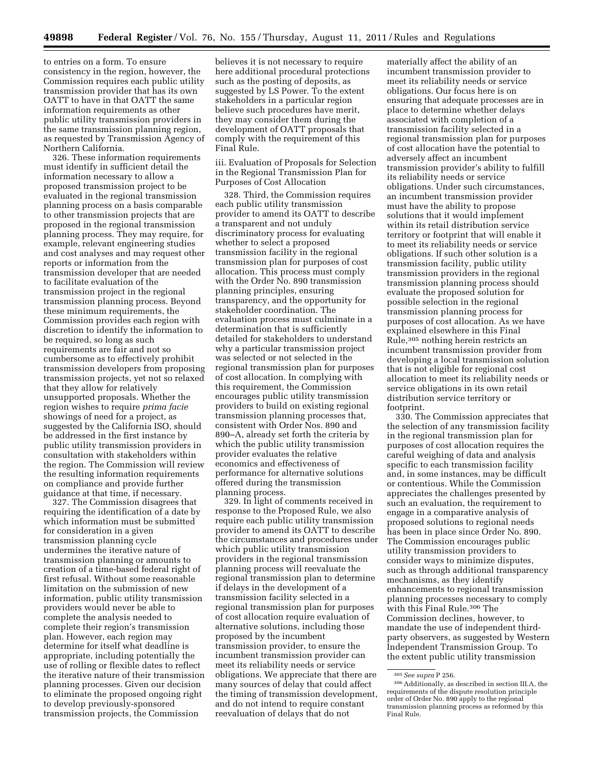to entries on a form. To ensure consistency in the region, however, the Commission requires each public utility transmission provider that has its own OATT to have in that OATT the same information requirements as other public utility transmission providers in the same transmission planning region, as requested by Transmission Agency of Northern California.

326. These information requirements must identify in sufficient detail the information necessary to allow a proposed transmission project to be evaluated in the regional transmission planning process on a basis comparable to other transmission projects that are proposed in the regional transmission planning process. They may require, for example, relevant engineering studies and cost analyses and may request other reports or information from the transmission developer that are needed to facilitate evaluation of the transmission project in the regional transmission planning process. Beyond these minimum requirements, the Commission provides each region with discretion to identify the information to be required, so long as such requirements are fair and not so cumbersome as to effectively prohibit transmission developers from proposing transmission projects, yet not so relaxed that they allow for relatively unsupported proposals. Whether the region wishes to require *prima facie* showings of need for a project, as suggested by the California ISO, should be addressed in the first instance by public utility transmission providers in consultation with stakeholders within the region. The Commission will review the resulting information requirements on compliance and provide further guidance at that time, if necessary.

327. The Commission disagrees that requiring the identification of a date by which information must be submitted for consideration in a given transmission planning cycle undermines the iterative nature of transmission planning or amounts to creation of a time-based federal right of first refusal. Without some reasonable limitation on the submission of new information, public utility transmission providers would never be able to complete the analysis needed to complete their region's transmission plan. However, each region may determine for itself what deadline is appropriate, including potentially the use of rolling or flexible dates to reflect the iterative nature of their transmission planning processes. Given our decision to eliminate the proposed ongoing right to develop previously-sponsored transmission projects, the Commission believes it is not necessary to require here additional procedural protections such as the posting of deposits, as suggested by LS Power. To the extent stakeholders in a particular region believe such procedures have merit, they may consider them during the development of OATT proposals that comply with the requirement of this Final Rule.

iii. Evaluation of Proposals for Selection in the Regional Transmission Plan for Purposes of Cost Allocation

328. Third, the Commission requires each public utility transmission provider to amend its OATT to describe a transparent and not unduly discriminatory process for evaluating whether to select a proposed transmission facility in the regional transmission plan for purposes of cost allocation. This process must comply with the Order No. 890 transmission planning principles, ensuring transparency, and the opportunity for stakeholder coordination. The evaluation process must culminate in a determination that is sufficiently detailed for stakeholders to understand why a particular transmission project was selected or not selected in the regional transmission plan for purposes of cost allocation. In complying with this requirement, the Commission encourages public utility transmission providers to build on existing regional transmission planning processes that, consistent with Order Nos. 890 and 890–A, already set forth the criteria by which the public utility transmission provider evaluates the relative economics and effectiveness of performance for alternative solutions offered during the transmission planning process.

329. In light of comments received in response to the Proposed Rule, we also require each public utility transmission provider to amend its OATT to describe the circumstances and procedures under which public utility transmission providers in the regional transmission planning process will reevaluate the regional transmission plan to determine if delays in the development of a transmission facility selected in a regional transmission plan for purposes of cost allocation require evaluation of alternative solutions, including those proposed by the incumbent transmission provider, to ensure the incumbent transmission provider can meet its reliability needs or service obligations. We appreciate that there are many sources of delay that could affect the timing of transmission development, and do not intend to require constant reevaluation of delays that do not materially affect the ability of an incumbent transmission provider to meet its reliability needs or service obligations. Our focus here is on ensuring that adequate processes are in place to determine whether delays associated with completion of a transmission facility selected in a regional transmission plan for purposes of cost allocation have the potential to adversely affect an incumbent transmission provider's ability to fulfill its reliability needs or service obligations. Under such circumstances, an incumbent transmission provider must have the ability to propose solutions that it would implement within its retail distribution service territory or footprint that will enable it to meet its reliability needs or service obligations. If such other solution is a transmission facility, public utility transmission providers in the regional transmission planning process should evaluate the proposed solution for possible selection in the regional transmission planning process for purposes of cost allocation. As we have explained elsewhere in this Final Rule,[305] nothing herein restricts an incumbent transmission provider from developing a local transmission solution that is not eligible for regional cost allocation to meet its reliability needs or service obligations in its own retail distribution service territory or footprint.

330. The Commission appreciates that the selection of any transmission facility in the regional transmission plan for purposes of cost allocation requires the careful weighing of data and analysis specific to each transmission facility and, in some instances, may be difficult or contentious. While the Commission appreciates the challenges presented by such an evaluation, the requirement to engage in a comparative analysis of proposed solutions to regional needs has been in place since Order No. 890. The Commission encourages public utility transmission providers to consider ways to minimize disputes, such as through additional transparency mechanisms, as they identify enhancements to regional transmission planning processes necessary to comply with this Final Rule.[306] The Commission declines, however, to mandate the use of independent third-party observers, as suggested by Western Independent Transmission Group. To the extent public utility transmission

[305] *See supra* P 256.

[306] Additionally, as described in section III.A, the requirements of the dispute resolution principle order of Order No. 890 apply to the regional transmission planning process as reformed by this Final Rule.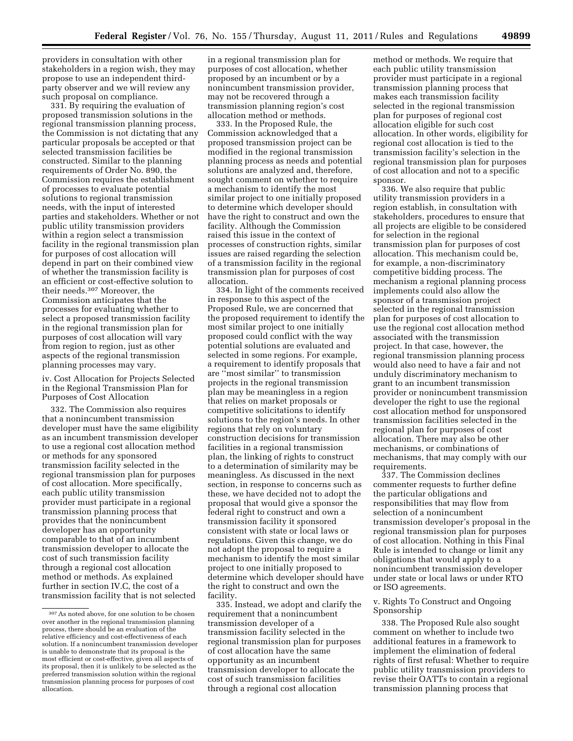providers in consultation with other stakeholders in a region wish, they may propose to use an independent third-party observer and we will review any such proposal on compliance.

331. By requiring the evaluation of proposed transmission solutions in the regional transmission planning process, the Commission is not dictating that any particular proposals be accepted or that selected transmission facilities be constructed. Similar to the planning requirements of Order No. 890, the Commission requires the establishment of processes to evaluate potential solutions to regional transmission needs, with the input of interested parties and stakeholders. Whether or not public utility transmission providers within a region select a transmission facility in the regional transmission plan for purposes of cost allocation will depend in part on their combined view of whether the transmission facility is an efficient or cost-effective solution to their needs.[307] Moreover, the Commission anticipates that the processes for evaluating whether to select a proposed transmission facility in the regional transmission plan for purposes of cost allocation will vary from region to region, just as other aspects of the regional transmission planning processes may vary.

#### iv. Cost Allocation for Projects Selected in the Regional Transmission Plan for Purposes of Cost Allocation

332. The Commission also requires that a nonincumbent transmission developer must have the same eligibility as an incumbent transmission developer to use a regional cost allocation method or methods for any sponsored transmission facility selected in the regional transmission plan for purposes of cost allocation. More specifically, each public utility transmission provider must participate in a regional transmission planning process that provides that the nonincumbent developer has an opportunity comparable to that of an incumbent transmission developer to allocate the cost of such transmission facility through a regional cost allocation method or methods. As explained further in section IV.C, the cost of a transmission facility that is not selected in a regional transmission plan for purposes of cost allocation, whether proposed by an incumbent or by a nonincumbent transmission provider, may not be recovered through a transmission planning region's cost allocation method or methods.

333. In the Proposed Rule, the Commission acknowledged that a proposed transmission project can be modified in the regional transmission planning process as needs and potential solutions are analyzed and, therefore, sought comment on whether to require a mechanism to identify the most similar project to one initially proposed to determine which developer should have the right to construct and own the facility. Although the Commission raised this issue in the context of processes of construction rights, similar issues are raised regarding the selection of a transmission facility in the regional transmission plan for purposes of cost allocation.

334. In light of the comments received in response to this aspect of the Proposed Rule, we are concerned that the proposed requirement to identify the most similar project to one initially proposed could conflict with the way potential solutions are evaluated and selected in some regions. For example, a requirement to identify proposals that are "most similar" to transmission projects in the regional transmission plan may be meaningless in a region that relies on market proposals or competitive solicitations to identify solutions to the region's needs. In other regions that rely on voluntary construction decisions for transmission facilities in a regional transmission plan, the linking of rights to construct to a determination of similarity may be meaningless. As discussed in the next section, in response to concerns such as these, we have decided not to adopt the proposal that would give a sponsor the federal right to construct and own a transmission facility it sponsored consistent with state or local laws or regulations. Given this change, we do not adopt the proposal to require a mechanism to identify the most similar project to one initially proposed to determine which developer should have the right to construct and own the facility.

335. Instead, we adopt and clarify the requirement that a nonincumbent transmission developer of a transmission facility selected in the regional transmission plan for purposes of cost allocation have the same opportunity as an incumbent transmission developer to allocate the cost of such transmission facilities through a regional cost allocation method or methods. We require that each public utility transmission provider must participate in a regional transmission planning process that makes each transmission facility selected in the regional transmission plan for purposes of regional cost allocation eligible for such cost allocation. In other words, eligibility for regional cost allocation is tied to the transmission facility's selection in the regional transmission plan for purposes of cost allocation and not to a specific sponsor.

336. We also require that public utility transmission providers in a region establish, in consultation with stakeholders, procedures to ensure that all projects are eligible to be considered for selection in the regional transmission plan for purposes of cost allocation. This mechanism could be, for example, a non-discriminatory competitive bidding process. The mechanism a regional planning process implements could also allow the sponsor of a transmission project selected in the regional transmission plan for purposes of cost allocation to use the regional cost allocation method associated with the transmission project. In that case, however, the regional transmission planning process would also need to have a fair and not unduly discriminatory mechanism to grant to an incumbent transmission provider or nonincumbent transmission developer the right to use the regional cost allocation method for unsponsored transmission facilities selected in the regional plan for purposes of cost allocation. There may also be other mechanisms, or combinations of mechanisms, that may comply with our requirements.

337. The Commission declines commenter requests to further define the particular obligations and responsibilities that may flow from selection of a nonincumbent transmission developer's proposal in the regional transmission plan for purposes of cost allocation. Nothing in this Final Rule is intended to change or limit any obligations that would apply to a nonincumbent transmission developer under state or local laws or under RTO or ISO agreements.

#### v. Rights To Construct and Ongoing Sponsorship

338. The Proposed Rule also sought comment on whether to include two additional features in a framework to implement the elimination of federal rights of first refusal: Whether to require public utility transmission providers to revise their OATTs to contain a regional transmission planning process that

---

[307] As noted above, for one solution to be chosen over another in the regional transmission planning process, there should be an evaluation of the relative efficiency and cost-effectiveness of each solution. If a nonincumbent transmission developer is unable to demonstrate that its proposal is the most efficient or cost-effective, given all aspects of its proposal, then it is unlikely to be selected as the preferred transmission solution within the regional transmission planning process for purposes of cost allocation.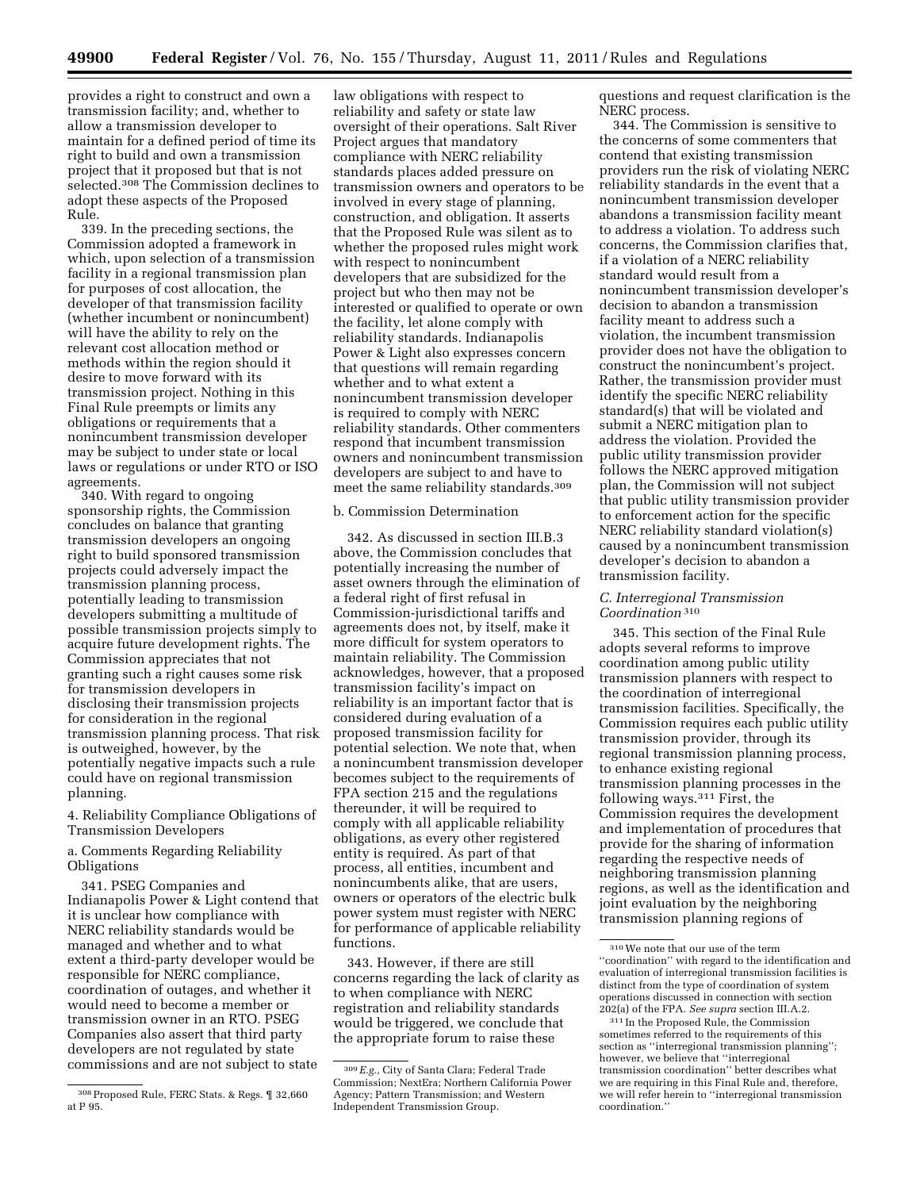provides a right to construct and own a transmission facility; and, whether to allow a transmission developer to maintain for a defined period of time its right to build and own a transmission project that it proposed but that is not selected.[308] The Commission declines to adopt these aspects of the Proposed Rule.

339. In the preceding sections, the Commission adopted a framework in which, upon selection of a transmission facility in a regional transmission plan for purposes of cost allocation, the developer of that transmission facility (whether incumbent or nonincumbent) will have the ability to rely on the relevant cost allocation method or methods within the region should it desire to move forward with its transmission project. Nothing in this Final Rule preempts or limits any obligations or requirements that a nonincumbent transmission developer may be subject to under state or local laws or regulations or under RTO or ISO agreements.

340. With regard to ongoing sponsorship rights, the Commission concludes on balance that granting transmission developers an ongoing right to build sponsored transmission projects could adversely impact the transmission planning process, potentially leading to transmission developers submitting a multitude of possible transmission projects simply to acquire future development rights. The Commission appreciates that not granting such a right causes some risk for transmission developers in disclosing their transmission projects for consideration in the regional transmission planning process. That risk is outweighed, however, by the potentially negative impacts such a rule could have on regional transmission planning.

4. Reliability Compliance Obligations of Transmission Developers

a. Comments Regarding Reliability Obligations

341. PSEG Companies and Indianapolis Power & Light contend that it is unclear how compliance with NERC reliability standards would be managed and whether and to what extent a third-party developer would be responsible for NERC compliance, coordination of outages, and whether it would need to become a member or transmission owner in an RTO. PSEG Companies also assert that third party developers are not regulated by state commissions and are not subject to state law obligations with respect to reliability and safety or state law oversight of their operations. Salt River Project argues that mandatory compliance with NERC reliability standards places added pressure on transmission owners and operators to be involved in every stage of planning, construction, and obligation. It asserts that the Proposed Rule was silent as to whether the proposed rules might work with respect to nonincumbent developers that are subsidized for the project but who then may not be interested or qualified to operate or own the facility, let alone comply with reliability standards. Indianapolis Power & Light also expresses concern that questions will remain regarding whether and to what extent a nonincumbent transmission developer is required to comply with NERC reliability standards. Other commenters respond that incumbent transmission owners and nonincumbent transmission developers are subject to and have to meet the same reliability standards.[309]

b. Commission Determination

342. As discussed in section III.B.3 above, the Commission concludes that potentially increasing the number of asset owners through the elimination of a federal right of first refusal in Commission-jurisdictional tariffs and agreements does not, by itself, make it more difficult for system operators to maintain reliability. The Commission acknowledges, however, that a proposed transmission facility's impact on reliability is an important factor that is considered during evaluation of a proposed transmission facility for potential selection. We note that, when a nonincumbent transmission developer becomes subject to the requirements of FPA section 215 and the regulations thereunder, it will be required to comply with all applicable reliability obligations, as every other registered entity is required. As part of that process, all entities, incumbent and nonincumbents alike, that are users, owners or operators of the electric bulk power system must register with NERC for performance of applicable reliability functions.

343. However, if there are still concerns regarding the lack of clarity as to when compliance with NERC registration and reliability standards would be triggered, we conclude that the appropriate forum to raise these questions and request clarification is the NERC process.

344. The Commission is sensitive to the concerns of some commenters that contend that existing transmission providers run the risk of violating NERC reliability standards in the event that a nonincumbent transmission developer abandons a transmission facility meant to address a violation. To address such concerns, the Commission clarifies that, if a violation of a NERC reliability standard would result from a nonincumbent transmission developer's decision to abandon a transmission facility meant to address such a violation, the incumbent transmission provider does not have the obligation to construct the nonincumbent's project. Rather, the transmission provider must identify the specific NERC reliability standard(s) that will be violated and submit a NERC mitigation plan to address the violation. Provided the public utility transmission provider follows the NERC approved mitigation plan, the Commission will not subject that public utility transmission provider to enforcement action for the specific NERC reliability standard violation(s) caused by a nonincumbent transmission developer's decision to abandon a transmission facility.

*C. Interregional Transmission Coordination*[310]

345. This section of the Final Rule adopts several reforms to improve coordination among public utility transmission planners with respect to the coordination of interregional transmission facilities. Specifically, the Commission requires each public utility transmission provider, through its regional transmission planning process, to enhance existing regional transmission planning processes in the following ways.[311] First, the Commission requires the development and implementation of procedures that provide for the sharing of information regarding the respective needs of neighboring transmission planning regions, as well as the identification and joint evaluation by the neighboring transmission planning regions of

---

[308] Proposed Rule, FERC Stats. & Regs. ¶ 32,660 at P 95.

[309] *E.g.,* City of Santa Clara; Federal Trade Commission; NextEra; Northern California Power Agency; Pattern Transmission; and Western Independent Transmission Group.

[310] We note that our use of the term "coordination" with regard to the identification and evaluation of interregional transmission facilities is distinct from the type of coordination of system operations discussed in connection with section 202(a) of the FPA. *See supra* section III.A.2.

[311] In the Proposed Rule, the Commission sometimes referred to the requirements of this section as "interregional transmission planning"; however, we believe that "interregional transmission coordination" better describes what we are requiring in this Final Rule and, therefore, we will refer herein to "interregional transmission coordination."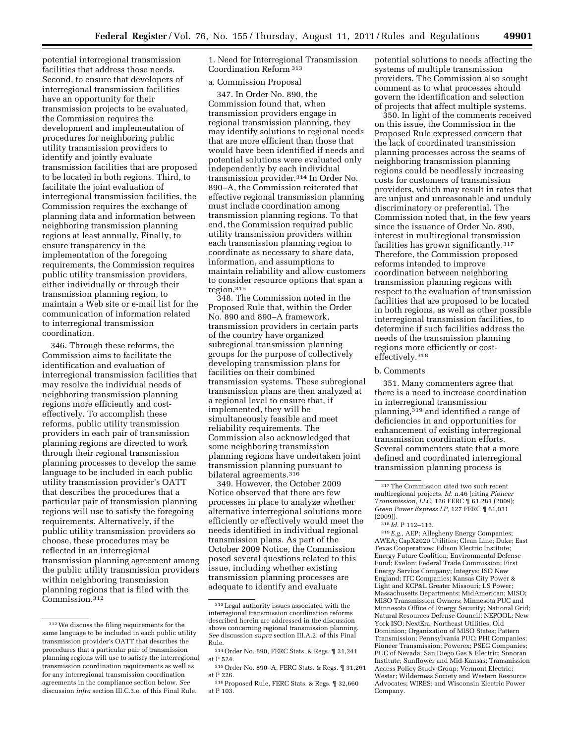potential interregional transmission facilities that address those needs. Second, to ensure that developers of interregional transmission facilities have an opportunity for their transmission projects to be evaluated, the Commission requires the development and implementation of procedures for neighboring public utility transmission providers to identify and jointly evaluate transmission facilities that are proposed to be located in both regions. Third, to facilitate the joint evaluation of interregional transmission facilities, the Commission requires the exchange of planning data and information between neighboring transmission planning regions at least annually. Finally, to ensure transparency in the implementation of the foregoing requirements, the Commission requires public utility transmission providers, either individually or through their transmission planning region, to maintain a Web site or e-mail list for the communication of information related to interregional transmission coordination.

346. Through these reforms, the Commission aims to facilitate the identification and evaluation of interregional transmission facilities that may resolve the individual needs of neighboring transmission planning regions more efficiently and cost-effectively. To accomplish these reforms, public utility transmission providers in each pair of transmission planning regions are directed to work through their regional transmission planning processes to develop the same language to be included in each public utility transmission provider's OATT that describes the procedures that a particular pair of transmission planning regions will use to satisfy the foregoing requirements. Alternatively, if the public utility transmission providers so choose, these procedures may be reflected in an interregional transmission planning agreement among the public utility transmission providers within neighboring transmission planning regions that is filed with the Commission.[312]

1. Need for Interregional Transmission Coordination Reform [313]

a. Commission Proposal

347. In Order No. 890, the Commission found that, when transmission providers engage in regional transmission planning, they may identify solutions to regional needs that are more efficient than those that would have been identified if needs and potential solutions were evaluated only independently by each individual transmission provider.[314] In Order No. 890–A, the Commission reiterated that effective regional transmission planning must include coordination among transmission planning regions. To that end, the Commission required public utility transmission providers within each transmission planning region to coordinate as necessary to share data, information, and assumptions to maintain reliability and allow customers to consider resource options that span a region.[315]

348. The Commission noted in the Proposed Rule that, within the Order No. 890 and 890–A framework, transmission providers in certain parts of the country have organized subregional transmission planning groups for the purpose of collectively developing transmission plans for facilities on their combined transmission systems. These subregional transmission plans are then analyzed at a regional level to ensure that, if implemented, they will be simultaneously feasible and meet reliability requirements. The Commission also acknowledged that some neighboring transmission planning regions have undertaken joint transmission planning pursuant to bilateral agreements.[316]

349. However, the October 2009 Notice observed that there are few processes in place to analyze whether alternative interregional solutions more efficiently or effectively would meet the needs identified in individual regional transmission plans. As part of the October 2009 Notice, the Commission posed several questions related to this issue, including whether existing transmission planning processes are adequate to identify and evaluate potential solutions to needs affecting the systems of multiple transmission providers. The Commission also sought comment as to what processes should govern the identification and selection of projects that affect multiple systems.

350. In light of the comments received on this issue, the Commission in the Proposed Rule expressed concern that the lack of coordinated transmission planning processes across the seams of neighboring transmission planning regions could be needlessly increasing costs for customers of transmission providers, which may result in rates that are unjust and unreasonable and unduly discriminatory or preferential. The Commission noted that, in the few years since the issuance of Order No. 890, interest in multiregional transmission facilities has grown significantly.[317] Therefore, the Commission proposed reforms intended to improve coordination between neighboring transmission planning regions with respect to the evaluation of transmission facilities that are proposed to be located in both regions, as well as other possible interregional transmission facilities, to determine if such facilities address the needs of the transmission planning regions more efficiently or cost-effectively.[318]

b. Comments

351. Many commenters agree that there is a need to increase coordination in interregional transmission planning,[319] and identified a range of deficiencies in and opportunities for enhancement of existing interregional transmission coordination efforts. Several commenters state that a more defined and coordinated interregional transmission planning process is

---

[312] We discuss the filing requirements for the same language to be included in each public utility transmission provider's OATT that describes the procedures that a particular pair of transmission planning regions will use to satisfy the interregional transmission coordination requirements as well as for any interregional transmission coordination agreements in the compliance section below. *See* discussion *infra* section III.C.3.e. of this Final Rule.

[313] Legal authority issues associated with the interregional transmission coordination reforms described herein are addressed in the discussion above concerning regional transmission planning. *See* discussion *supra* section III.A.2. of this Final Rule.

[314] Order No. 890, FERC Stats. & Regs. ¶ 31,241 at P 524.

[315] Order No. 890–A, FERC Stats. & Regs. ¶ 31,261 at P 226.

[316] Proposed Rule, FERC Stats. & Regs. ¶ 32,660 at P 103.

[317] The Commission cited two such recent multiregional projects. *Id.* n.46 (citing *Pioneer Transmission, LLC,* 126 FERC ¶ 61,281 (2009); *Green Power Express LP,* 127 FERC ¶ 61,031 (2009)).

[318] *Id.* P 112–113.

[319] *E.g.,* AEP; Allegheny Energy Companies; AWEA; CapX2020 Utilities; Clean Line; Duke; East Texas Cooperatives; Edison Electric Institute; Energy Future Coalition; Environmental Defense Fund; Exelon; Federal Trade Commission; First Energy Service Company; Integrys; ISO New England; ITC Companies; Kansas City Power & Light and KCP&L Greater Missouri; LS Power; Massachusetts Departments; MidAmerican; MISO; MISO Transmission Owners; Minnesota PUC and Minnesota Office of Energy Security; National Grid; Natural Resources Defense Council; NEPOOL; New York ISO; NextEra; Northeast Utilities; Old Dominion; Organization of MISO States; Pattern Transmission; Pennsylvania PUC; PHI Companies; Pioneer Transmission; Powerex; PSEG Companies; PUC of Nevada; San Diego Gas & Electric; Sonoran Institute; Sunflower and Mid-Kansas; Transmission Access Policy Study Group; Vermont Electric; Westar; Wilderness Society and Western Resource Advocates; WIRES; and Wisconsin Electric Power Company.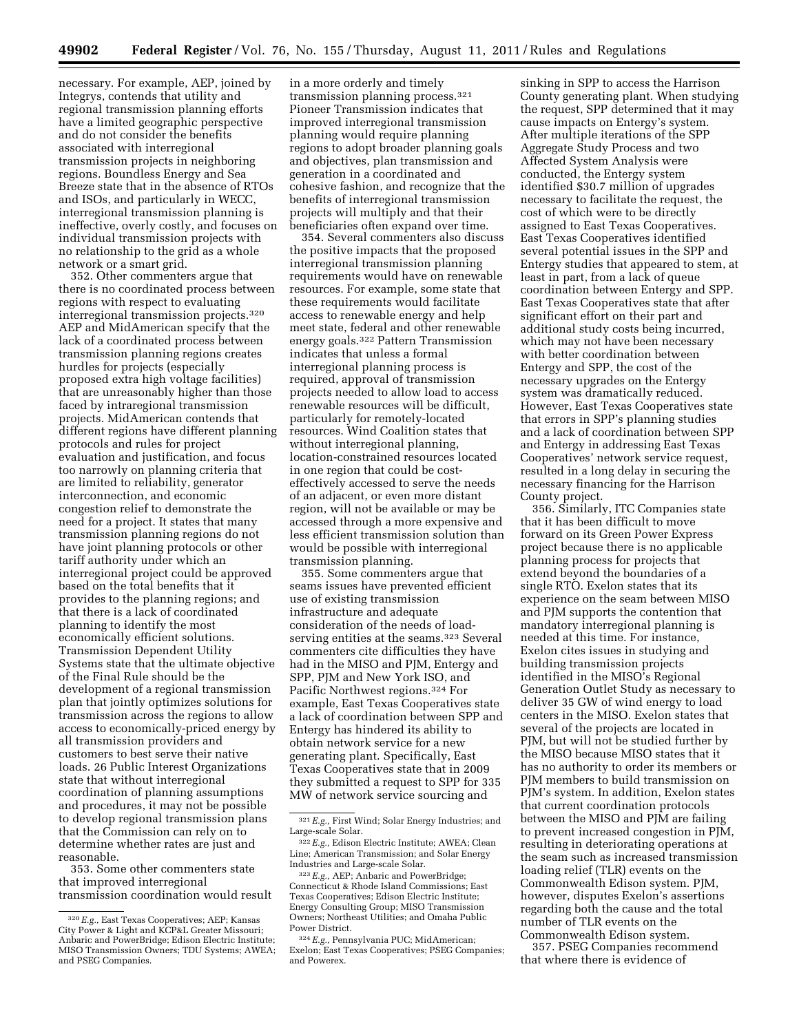necessary. For example, AEP, joined by Integrys, contends that utility and regional transmission planning efforts have a limited geographic perspective and do not consider the benefits associated with interregional transmission projects in neighboring regions. Boundless Energy and Sea Breeze state that in the absence of RTOs and ISOs, and particularly in WECC, interregional transmission planning is ineffective, overly costly, and focuses on individual transmission projects with no relationship to the grid as a whole network or a smart grid.

352. Other commenters argue that there is no coordinated process between regions with respect to evaluating interregional transmission projects.[320] AEP and MidAmerican specify that the lack of a coordinated process between transmission planning regions creates hurdles for projects (especially proposed extra high voltage facilities) that are unreasonably higher than those faced by intraregional transmission projects. MidAmerican contends that different regions have different planning protocols and rules for project evaluation and justification, and focus too narrowly on planning criteria that are limited to reliability, generator interconnection, and economic congestion relief to demonstrate the need for a project. It states that many transmission planning regions do not have joint planning protocols or other tariff authority under which an interregional project could be approved based on the total benefits that it provides to the planning regions; and that there is a lack of coordinated planning to identify the most economically efficient solutions. Transmission Dependent Utility Systems state that the ultimate objective of the Final Rule should be the development of a regional transmission plan that jointly optimizes solutions for transmission across the regions to allow access to economically-priced energy by all transmission providers and customers to best serve their native loads. 26 Public Interest Organizations state that without interregional coordination of planning assumptions and procedures, it may not be possible to develop regional transmission plans that the Commission can rely on to determine whether rates are just and reasonable.

353. Some other commenters state that improved interregional transmission coordination would result in a more orderly and timely transmission planning process.[321] Pioneer Transmission indicates that improved interregional transmission planning would require planning regions to adopt broader planning goals and objectives, plan transmission and generation in a coordinated and cohesive fashion, and recognize that the benefits of interregional transmission projects will multiply and that their beneficiaries often expand over time.

354. Several commenters also discuss the positive impacts that the proposed interregional transmission planning requirements would have on renewable resources. For example, some state that these requirements would facilitate access to renewable energy and help meet state, federal and other renewable energy goals.[322] Pattern Transmission indicates that unless a formal interregional planning process is required, approval of transmission projects needed to allow load to access renewable resources will be difficult, particularly for remotely-located resources. Wind Coalition states that without interregional planning, location-constrained resources located in one region that could be cost-effectively accessed to serve the needs of an adjacent, or even more distant region, will not be available or may be accessed through a more expensive and less efficient transmission solution than would be possible with interregional transmission planning.

355. Some commenters argue that seams issues have prevented efficient use of existing transmission infrastructure and adequate consideration of the needs of load-serving entities at the seams.[323] Several commenters cite difficulties they have had in the MISO and PJM, Entergy and SPP, PJM and New York ISO, and Pacific Northwest regions.[324] For example, East Texas Cooperatives state a lack of coordination between SPP and Entergy has hindered its ability to obtain network service for a new generating plant. Specifically, East Texas Cooperatives state that in 2009 they submitted a request to SPP for 335 MW of network service sourcing and sinking in SPP to access the Harrison County generating plant. When studying the request, SPP determined that it may cause impacts on Entergy's system. After multiple iterations of the SPP Aggregate Study Process and two Affected System Analysis were conducted, the Entergy system identified $30.7 million of upgrades necessary to facilitate the request, the cost of which were to be directly assigned to East Texas Cooperatives. East Texas Cooperatives identified several potential issues in the SPP and Entergy studies that appeared to stem, at least in part, from a lack of queue coordination between Entergy and SPP. East Texas Cooperatives state that after significant effort on their part and additional study costs being incurred, which may not have been necessary with better coordination between Entergy and SPP, the cost of the necessary upgrades on the Entergy system was dramatically reduced. However, East Texas Cooperatives state that errors in SPP's planning studies and a lack of coordination between SPP and Entergy in addressing East Texas Cooperatives' network service request, resulted in a long delay in securing the necessary financing for the Harrison County project.

356. Similarly, ITC Companies state that it has been difficult to move forward on its Green Power Express project because there is no applicable planning process for projects that extend beyond the boundaries of a single RTO. Exelon states that its experience on the seam between MISO and PJM supports the contention that mandatory interregional planning is needed at this time. For instance, Exelon cites issues in studying and building transmission projects identified in the MISO's Regional Generation Outlet Study as necessary to deliver 35 GW of wind energy to load centers in the MISO. Exelon states that several of the projects are located in PJM, but will not be studied further by the MISO because MISO states that it has no authority to order its members or PJM members to build transmission on PJM's system. In addition, Exelon states that current coordination protocols between the MISO and PJM are failing to prevent increased congestion in PJM, resulting in deteriorating operations at the seam such as increased transmission loading relief (TLR) events on the Commonwealth Edison system. PJM, however, disputes Exelon's assertions regarding both the cause and the total number of TLR events on the Commonwealth Edison system.

357. PSEG Companies recommend that where there is evidence of

---

[320] *E.g.,* East Texas Cooperatives; AEP; Kansas City Power & Light and KCP&L Greater Missouri; Anbaric and PowerBridge; Edison Electric Institute; MISO Transmission Owners; TDU Systems; AWEA; and PSEG Companies.

[321] *E.g.,* First Wind; Solar Energy Industries; and Large-scale Solar.

[322] *E.g.,* Edison Electric Institute; AWEA; Clean Line; American Transmission; and Solar Energy Industries and Large-scale Solar.

[323] *E.g.,* AEP; Anbaric and PowerBridge; Connecticut & Rhode Island Commissions; East Texas Cooperatives; Edison Electric Institute; Energy Consulting Group; MISO Transmission Owners; Northeast Utilities; and Omaha Public Power District.

[324] *E.g.,* Pennsylvania PUC; MidAmerican; Exelon; East Texas Cooperatives; PSEG Companies; and Powerex.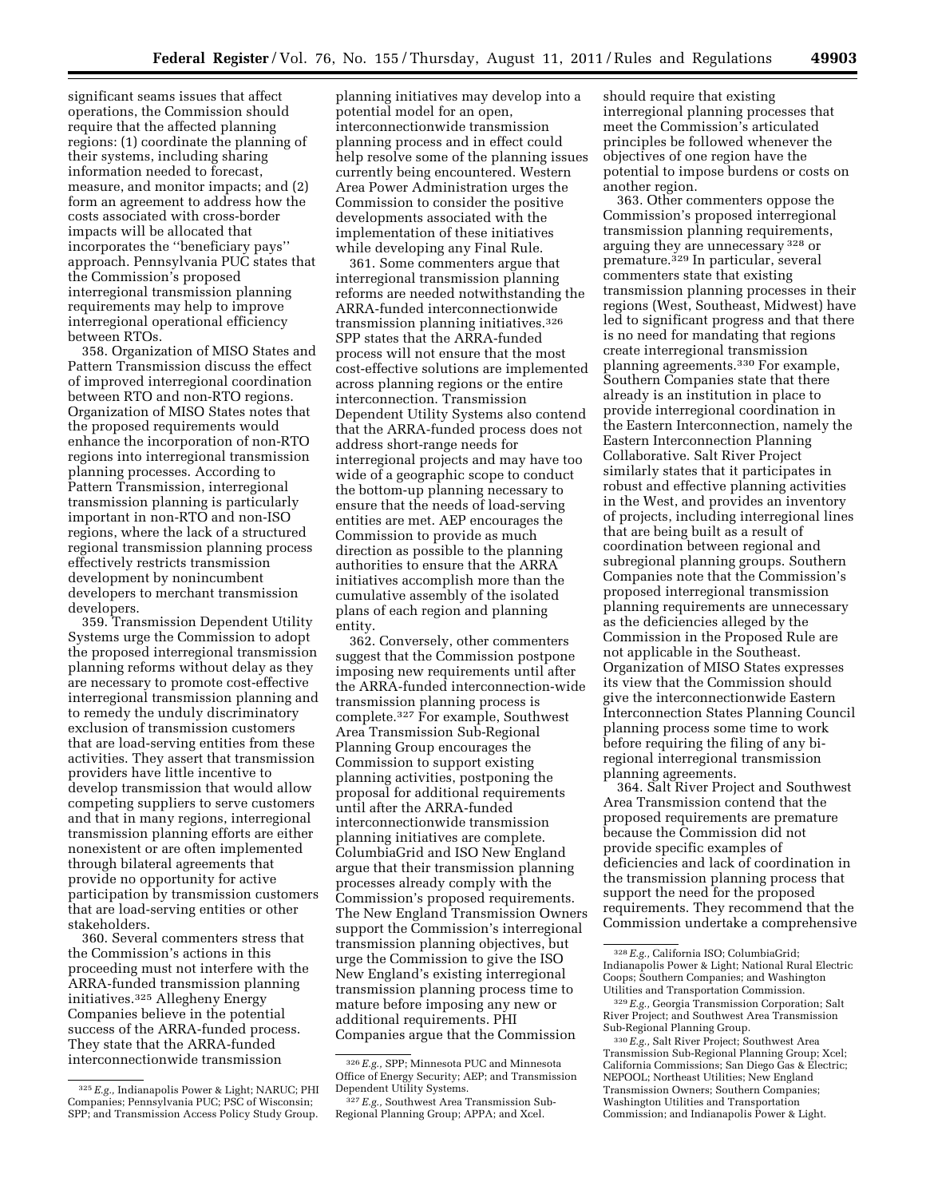significant seams issues that affect operations, the Commission should require that the affected planning regions: (1) coordinate the planning of their systems, including sharing information needed to forecast, measure, and monitor impacts; and (2) form an agreement to address how the costs associated with cross-border impacts will be allocated that incorporates the ''beneficiary pays'' approach. Pennsylvania PUC states that the Commission's proposed interregional transmission planning requirements may help to improve interregional operational efficiency between RTOs.

358. Organization of MISO States and Pattern Transmission discuss the effect of improved interregional coordination between RTO and non-RTO regions. Organization of MISO States notes that the proposed requirements would enhance the incorporation of non-RTO regions into interregional transmission planning processes. According to Pattern Transmission, interregional transmission planning is particularly important in non-RTO and non-ISO regions, where the lack of a structured regional transmission planning process effectively restricts transmission development by nonincumbent developers to merchant transmission developers.

359. Transmission Dependent Utility Systems urge the Commission to adopt the proposed interregional transmission planning reforms without delay as they are necessary to promote cost-effective interregional transmission planning and to remedy the unduly discriminatory exclusion of transmission customers that are load-serving entities from these activities. They assert that transmission providers have little incentive to develop transmission that would allow competing suppliers to serve customers and that in many regions, interregional transmission planning efforts are either nonexistent or are often implemented through bilateral agreements that provide no opportunity for active participation by transmission customers that are load-serving entities or other stakeholders.

360. Several commenters stress that the Commission's actions in this proceeding must not interfere with the ARRA-funded transmission planning initiatives.[325] Allegheny Energy Companies believe in the potential success of the ARRA-funded process. They state that the ARRA-funded interconnectionwide transmission planning initiatives may develop into a potential model for an open, interconnectionwide transmission planning process and in effect could help resolve some of the planning issues currently being encountered. Western Area Power Administration urges the Commission to consider the positive developments associated with the implementation of these initiatives while developing any Final Rule.

361. Some commenters argue that interregional transmission planning reforms are needed notwithstanding the ARRA-funded interconnectionwide transmission planning initiatives.[326] SPP states that the ARRA-funded process will not ensure that the most cost-effective solutions are implemented across planning regions or the entire interconnection. Transmission Dependent Utility Systems also contend that the ARRA-funded process does not address short-range needs for interregional projects and may have too wide of a geographic scope to conduct the bottom-up planning necessary to ensure that the needs of load-serving entities are met. AEP encourages the Commission to provide as much direction as possible to the planning authorities to ensure that the ARRA initiatives accomplish more than the cumulative assembly of the isolated plans of each region and planning entity.

362. Conversely, other commenters suggest that the Commission postpone imposing new requirements until after the ARRA-funded interconnection-wide transmission planning process is complete.[327] For example, Southwest Area Transmission Sub-Regional Planning Group encourages the Commission to support existing planning activities, postponing the proposal for additional requirements until after the ARRA-funded interconnectionwide transmission planning initiatives are complete. ColumbiaGrid and ISO New England argue that their transmission planning processes already comply with the Commission's proposed requirements. The New England Transmission Owners support the Commission's interregional transmission planning objectives, but urge the Commission to give the ISO New England's existing interregional transmission planning process time to mature before imposing any new or additional requirements. PHI Companies argue that the Commission should require that existing interregional planning processes that meet the Commission's articulated principles be followed whenever the objectives of one region have the potential to impose burdens or costs on another region.

363. Other commenters oppose the Commission's proposed interregional transmission planning requirements, arguing they are unnecessary[328] or premature.[329] In particular, several commenters state that existing transmission planning processes in their regions (West, Southeast, Midwest) have led to significant progress and that there is no need for mandating that regions create interregional transmission planning agreements.[330] For example, Southern Companies state that there already is an institution in place to provide interregional coordination in the Eastern Interconnection, namely the Eastern Interconnection Planning Collaborative. Salt River Project similarly states that it participates in robust and effective planning activities in the West, and provides an inventory of projects, including interregional lines that are being built as a result of coordination between regional and subregional planning groups. Southern Companies note that the Commission's proposed interregional transmission planning requirements are unnecessary as the deficiencies alleged by the Commission in the Proposed Rule are not applicable in the Southeast. Organization of MISO States expresses its view that the Commission should give the interconnectionwide Eastern Interconnection States Planning Council planning process some time to work before requiring the filing of any bi-regional interregional transmission planning agreements.

364. Salt River Project and Southwest Area Transmission contend that the proposed requirements are premature because the Commission did not provide specific examples of deficiencies and lack of coordination in the transmission planning process that support the need for the proposed requirements. They recommend that the Commission undertake a comprehensive

[325] *E.g.,* Indianapolis Power & Light; NARUC; PHI Companies; Pennsylvania PUC; PSC of Wisconsin; SPP; and Transmission Access Policy Study Group.

[326] *E.g.,* SPP; Minnesota PUC and Minnesota Office of Energy Security; AEP; and Transmission Dependent Utility Systems.

[327] *E.g.,* Southwest Area Transmission Sub-Regional Planning Group; APPA; and Xcel.

[328] *E.g.,* California ISO; ColumbiaGrid; Indianapolis Power & Light; National Rural Electric Coops; Southern Companies; and Washington Utilities and Transportation Commission.

[329] *E.g.,* Georgia Transmission Corporation; Salt River Project; and Southwest Area Transmission Sub-Regional Planning Group.

[330] *E.g.,* Salt River Project; Southwest Area Transmission Sub-Regional Planning Group; Xcel; California Commissions; San Diego Gas & Electric; NEPOOL; Northeast Utilities; New England Transmission Owners; Southern Companies; Washington Utilities and Transportation Commission; and Indianapolis Power & Light.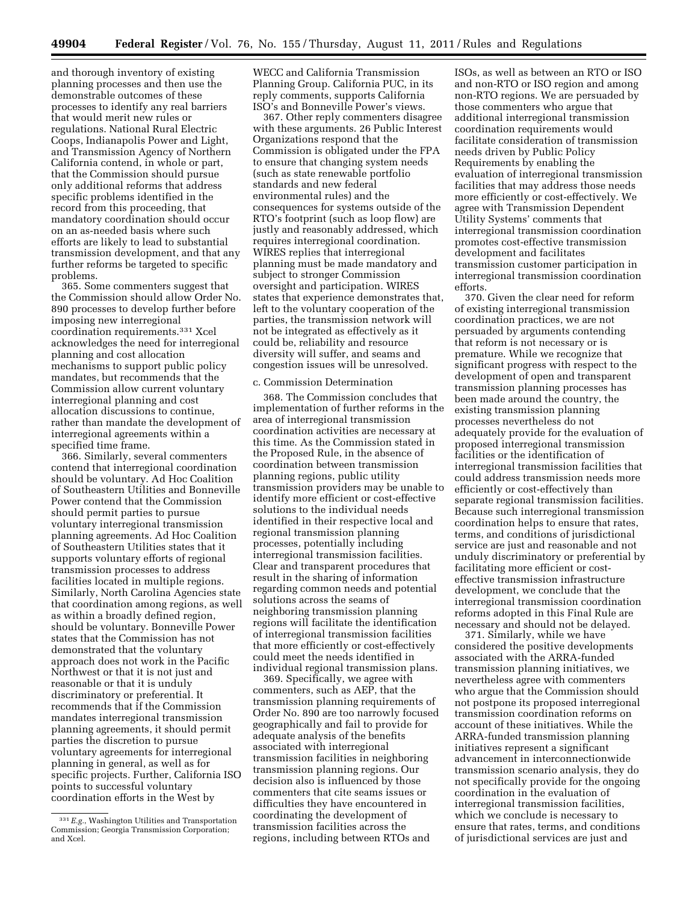and thorough inventory of existing planning processes and then use the demonstrable outcomes of these processes to identify any real barriers that would merit new rules or regulations. National Rural Electric Coops, Indianapolis Power and Light, and Transmission Agency of Northern California contend, in whole or part, that the Commission should pursue only additional reforms that address specific problems identified in the record from this proceeding, that mandatory coordination should occur on an as-needed basis where such efforts are likely to lead to substantial transmission development, and that any further reforms be targeted to specific problems.

365. Some commenters suggest that the Commission should allow Order No. 890 processes to develop further before imposing new interregional coordination requirements.[331] Xcel acknowledges the need for interregional planning and cost allocation mechanisms to support public policy mandates, but recommends that the Commission allow current voluntary interregional planning and cost allocation discussions to continue, rather than mandate the development of interregional agreements within a specified time frame.

366. Similarly, several commenters contend that interregional coordination should be voluntary. Ad Hoc Coalition of Southeastern Utilities and Bonneville Power contend that the Commission should permit parties to pursue voluntary interregional transmission planning agreements. Ad Hoc Coalition of Southeastern Utilities states that it supports voluntary efforts of regional transmission processes to address facilities located in multiple regions. Similarly, North Carolina Agencies state that coordination among regions, as well as within a broadly defined region, should be voluntary. Bonneville Power states that the Commission has not demonstrated that the voluntary approach does not work in the Pacific Northwest or that it is not just and reasonable or that it is unduly discriminatory or preferential. It recommends that if the Commission mandates interregional transmission planning agreements, it should permit parties the discretion to pursue voluntary agreements for interregional planning in general, as well as for specific projects. Further, California ISO points to successful voluntary coordination efforts in the West by WECC and California Transmission Planning Group. California PUC, in its reply comments, supports California ISO's and Bonneville Power's views.

367. Other reply commenters disagree with these arguments. 26 Public Interest Organizations respond that the Commission is obligated under the FPA to ensure that changing system needs (such as state renewable portfolio standards and new federal environmental rules) and the consequences for systems outside of the RTO's footprint (such as loop flow) are justly and reasonably addressed, which requires interregional coordination. WIRES replies that interregional planning must be made mandatory and subject to stronger Commission oversight and participation. WIRES states that experience demonstrates that, left to the voluntary cooperation of the parties, the transmission network will not be integrated as effectively as it could be, reliability and resource diversity will suffer, and seams and congestion issues will be unresolved.

c. Commission Determination

368. The Commission concludes that implementation of further reforms in the area of interregional transmission coordination activities are necessary at this time. As the Commission stated in the Proposed Rule, in the absence of coordination between transmission planning regions, public utility transmission providers may be unable to identify more efficient or cost-effective solutions to the individual needs identified in their respective local and regional transmission planning processes, potentially including interregional transmission facilities. Clear and transparent procedures that result in the sharing of information regarding common needs and potential solutions across the seams of neighboring transmission planning regions will facilitate the identification of interregional transmission facilities that more efficiently or cost-effectively could meet the needs identified in individual regional transmission plans.

369. Specifically, we agree with commenters, such as AEP, that the transmission planning requirements of Order No. 890 are too narrowly focused geographically and fail to provide for adequate analysis of the benefits associated with interregional transmission facilities in neighboring transmission planning regions. Our decision also is influenced by those commenters that cite seams issues or difficulties they have encountered in coordinating the development of transmission facilities across the regions, including between RTOs and ISOs, as well as between an RTO or ISO and non-RTO or ISO region and among non-RTO regions. We are persuaded by those commenters who argue that additional interregional transmission coordination requirements would facilitate consideration of transmission needs driven by Public Policy Requirements by enabling the evaluation of interregional transmission facilities that may address those needs more efficiently or cost-effectively. We agree with Transmission Dependent Utility Systems' comments that interregional transmission coordination promotes cost-effective transmission development and facilitates transmission customer participation in interregional transmission coordination efforts.

370. Given the clear need for reform of existing interregional transmission coordination practices, we are not persuaded by arguments contending that reform is not necessary or is premature. While we recognize that significant progress with respect to the development of open and transparent transmission planning processes has been made around the country, the existing transmission planning processes nevertheless do not adequately provide for the evaluation of proposed interregional transmission facilities or the identification of interregional transmission facilities that could address transmission needs more efficiently or cost-effectively than separate regional transmission facilities. Because such interregional transmission coordination helps to ensure that rates, terms, and conditions of jurisdictional service are just and reasonable and not unduly discriminatory or preferential by facilitating more efficient or cost-effective transmission infrastructure development, we conclude that the interregional transmission coordination reforms adopted in this Final Rule are necessary and should not be delayed.

371. Similarly, while we have considered the positive developments associated with the ARRA-funded transmission planning initiatives, we nevertheless agree with commenters who argue that the Commission should not postpone its proposed interregional transmission coordination reforms on account of these initiatives. While the ARRA-funded transmission planning initiatives represent a significant advancement in interconnectionwide transmission scenario analysis, they do not specifically provide for the ongoing coordination in the evaluation of interregional transmission facilities, which we conclude is necessary to ensure that rates, terms, and conditions of jurisdictional services are just and

[331] *E.g.*, Washington Utilities and Transportation Commission; Georgia Transmission Corporation; and Xcel.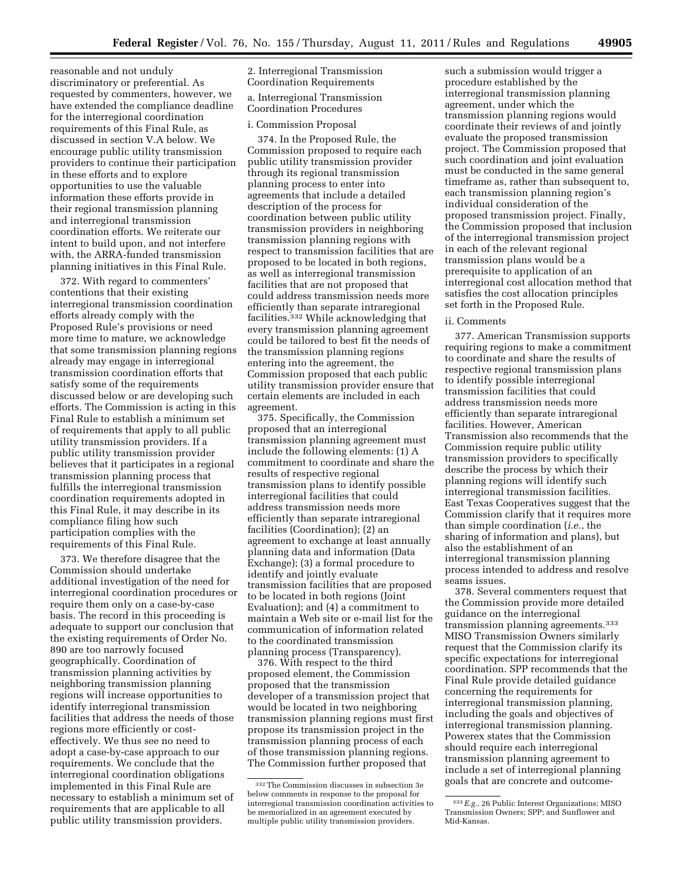reasonable and not unduly discriminatory or preferential. As requested by commenters, however, we have extended the compliance deadline for the interregional coordination requirements of this Final Rule, as discussed in section V.A below. We encourage public utility transmission providers to continue their participation in these efforts and to explore opportunities to use the valuable information these efforts provide in their regional transmission planning and interregional transmission coordination efforts. We reiterate our intent to build upon, and not interfere with, the ARRA-funded transmission planning initiatives in this Final Rule.

372. With regard to commenters' contentions that their existing interregional transmission coordination efforts already comply with the Proposed Rule's provisions or need more time to mature, we acknowledge that some transmission planning regions already may engage in interregional transmission coordination efforts that satisfy some of the requirements discussed below or are developing such efforts. The Commission is acting in this Final Rule to establish a minimum set of requirements that apply to all public utility transmission providers. If a public utility transmission provider believes that it participates in a regional transmission planning process that fulfills the interregional transmission coordination requirements adopted in this Final Rule, it may describe in its compliance filing how such participation complies with the requirements of this Final Rule.

373. We therefore disagree that the Commission should undertake additional investigation of the need for interregional coordination procedures or require them only on a case-by-case basis. The record in this proceeding is adequate to support our conclusion that the existing requirements of Order No. 890 are too narrowly focused geographically. Coordination of transmission planning activities by neighboring transmission planning regions will increase opportunities to identify interregional transmission facilities that address the needs of those regions more efficiently or cost-effectively. We thus see no need to adopt a case-by-case approach to our requirements. We conclude that the interregional coordination obligations implemented in this Final Rule are necessary to establish a minimum set of requirements that are applicable to all public utility transmission providers.

2. Interregional Transmission Coordination Requirements

a. Interregional Transmission Coordination Procedures

i. Commission Proposal

374. In the Proposed Rule, the Commission proposed to require each public utility transmission provider through its regional transmission planning process to enter into agreements that include a detailed description of the process for coordination between public utility transmission providers in neighboring transmission planning regions with respect to transmission facilities that are proposed to be located in both regions, as well as interregional transmission facilities that are not proposed that could address transmission needs more efficiently than separate intraregional facilities.[332] While acknowledging that every transmission planning agreement could be tailored to best fit the needs of the transmission planning regions entering into the agreement, the Commission proposed that each public utility transmission provider ensure that certain elements are included in each agreement.

375. Specifically, the Commission proposed that an interregional transmission planning agreement must include the following elements: (1) A commitment to coordinate and share the results of respective regional transmission plans to identify possible interregional facilities that could address transmission needs more efficiently than separate intraregional facilities (Coordination); (2) an agreement to exchange at least annually planning data and information (Data Exchange); (3) a formal procedure to identify and jointly evaluate transmission facilities that are proposed to be located in both regions (Joint Evaluation); and (4) a commitment to maintain a Web site or e-mail list for the communication of information related to the coordinated transmission planning process (Transparency).

376. With respect to the third proposed element, the Commission proposed that the transmission developer of a transmission project that would be located in two neighboring transmission planning regions must first propose its transmission project in the transmission planning process of each of those transmission planning regions. The Commission further proposed that such a submission would trigger a procedure established by the interregional transmission planning agreement, under which the transmission planning regions would coordinate their reviews of and jointly evaluate the proposed transmission project. The Commission proposed that such coordination and joint evaluation must be conducted in the same general timeframe as, rather than subsequent to, each transmission planning region's individual consideration of the proposed transmission project. Finally, the Commission proposed that inclusion of the interregional transmission project in each of the relevant regional transmission plans would be a prerequisite to application of an interregional cost allocation method that satisfies the cost allocation principles set forth in the Proposed Rule.

ii. Comments

377. American Transmission supports requiring regions to make a commitment to coordinate and share the results of respective regional transmission plans to identify possible interregional transmission facilities that could address transmission needs more efficiently than separate intraregional facilities. However, American Transmission also recommends that the Commission require public utility transmission providers to specifically describe the process by which their planning regions will identify such interregional transmission facilities. East Texas Cooperatives suggest that the Commission clarify that it requires more than simple coordination (*i.e.*, the sharing of information and plans), but also the establishment of an interregional transmission planning process intended to address and resolve seams issues.

378. Several commenters request that the Commission provide more detailed guidance on the interregional transmission planning agreements.[333] MISO Transmission Owners similarly request that the Commission clarify its specific expectations for interregional coordination. SPP recommends that the Final Rule provide detailed guidance concerning the requirements for interregional transmission planning, including the goals and objectives of interregional transmission planning. Powerex states that the Commission should require each interregional transmission planning agreement to include a set of interregional planning goals that are concrete and outcome-

[332] The Commission discusses in subsection 3e below comments in response to the proposal for interregional transmission coordination activities to be memorialized in an agreement executed by multiple public utility transmission providers.

[333] *E.g.*, 26 Public Interest Organizations; MISO Transmission Owners; SPP; and Sunflower and Mid-Kansas.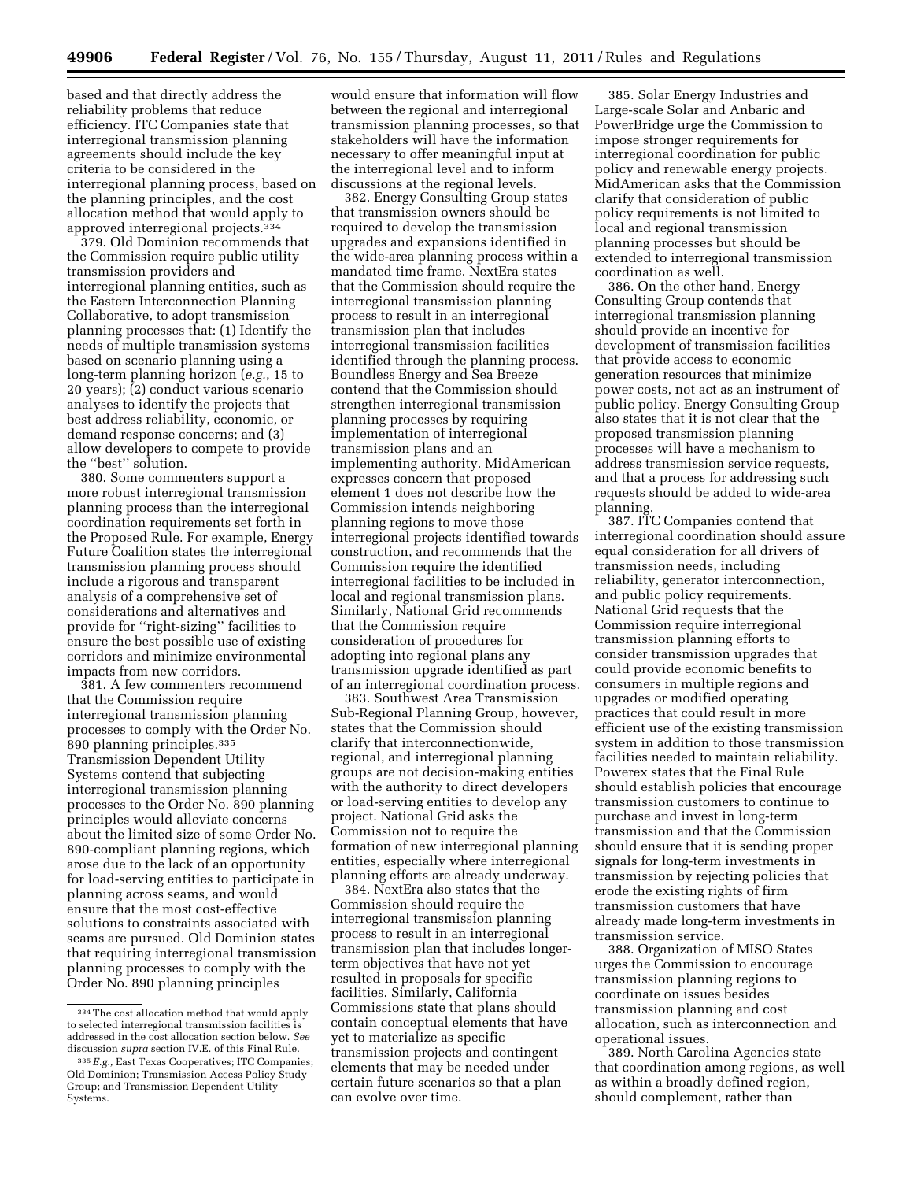based and that directly address the reliability problems that reduce efficiency. ITC Companies state that interregional transmission planning agreements should include the key criteria to be considered in the interregional planning process, based on the planning principles, and the cost allocation method that would apply to approved interregional projects.[334]

379. Old Dominion recommends that the Commission require public utility transmission providers and interregional planning entities, such as the Eastern Interconnection Planning Collaborative, to adopt transmission planning processes that: (1) Identify the needs of multiple transmission systems based on scenario planning using a long-term planning horizon (*e.g.*, 15 to 20 years); (2) conduct various scenario analyses to identify the projects that best address reliability, economic, or demand response concerns; and (3) allow developers to compete to provide the ''best'' solution.

380. Some commenters support a more robust interregional transmission planning process than the interregional coordination requirements set forth in the Proposed Rule. For example, Energy Future Coalition states the interregional transmission planning process should include a rigorous and transparent analysis of a comprehensive set of considerations and alternatives and provide for ''right-sizing'' facilities to ensure the best possible use of existing corridors and minimize environmental impacts from new corridors.

381. A few commenters recommend that the Commission require interregional transmission planning processes to comply with the Order No. 890 planning principles.[335] Transmission Dependent Utility Systems contend that subjecting interregional transmission planning processes to the Order No. 890 planning principles would alleviate concerns about the limited size of some Order No. 890-compliant planning regions, which arose due to the lack of an opportunity for load-serving entities to participate in planning across seams, and would ensure that the most cost-effective solutions to constraints associated with seams are pursued. Old Dominion states that requiring interregional transmission planning processes to comply with the Order No. 890 planning principles would ensure that information will flow between the regional and interregional transmission planning processes, so that stakeholders will have the information necessary to offer meaningful input at the interregional level and to inform discussions at the regional levels.

382. Energy Consulting Group states that transmission owners should be required to develop the transmission upgrades and expansions identified in the wide-area planning process within a mandated time frame. NextEra states that the Commission should require the interregional transmission planning process to result in an interregional transmission plan that includes interregional transmission facilities identified through the planning process. Boundless Energy and Sea Breeze contend that the Commission should strengthen interregional transmission planning processes by requiring implementation of interregional transmission plans and an implementing authority. MidAmerican expresses concern that proposed element 1 does not describe how the Commission intends neighboring planning regions to move those interregional projects identified towards construction, and recommends that the Commission require the identified interregional facilities to be included in local and regional transmission plans. Similarly, National Grid recommends that the Commission require consideration of procedures for adopting into regional plans any transmission upgrade identified as part of an interregional coordination process.

383. Southwest Area Transmission Sub-Regional Planning Group, however, states that the Commission should clarify that interconnectionwide, regional, and interregional planning groups are not decision-making entities with the authority to direct developers or load-serving entities to develop any project. National Grid asks the Commission not to require the formation of new interregional planning entities, especially where interregional planning efforts are already underway.

384. NextEra also states that the Commission should require the interregional transmission planning process to result in an interregional transmission plan that includes longer-term objectives that have not yet resulted in proposals for specific facilities. Similarly, California Commissions state that plans should contain conceptual elements that have yet to materialize as specific transmission projects and contingent elements that may be needed under certain future scenarios so that a plan can evolve over time.

385. Solar Energy Industries and Large-scale Solar and Anbaric and PowerBridge urge the Commission to impose stronger requirements for interregional coordination for public policy and renewable energy projects. MidAmerican asks that the Commission clarify that consideration of public policy requirements is not limited to local and regional transmission planning processes but should be extended to interregional transmission coordination as well.

386. On the other hand, Energy Consulting Group contends that interregional transmission planning should provide an incentive for development of transmission facilities that provide access to economic generation resources that minimize power costs, not act as an instrument of public policy. Energy Consulting Group also states that it is not clear that the proposed transmission planning processes will have a mechanism to address transmission service requests, and that a process for addressing such requests should be added to wide-area planning.

387. ITC Companies contend that interregional coordination should assure equal consideration for all drivers of transmission needs, including reliability, generator interconnection, and public policy requirements. National Grid requests that the Commission require interregional transmission planning efforts to consider transmission upgrades that could provide economic benefits to consumers in multiple regions and upgrades or modified operating practices that could result in more efficient use of the existing transmission system in addition to those transmission facilities needed to maintain reliability. Powerex states that the Final Rule should establish policies that encourage transmission customers to continue to purchase and invest in long-term transmission and that the Commission should ensure that it is sending proper signals for long-term investments in transmission by rejecting policies that erode the existing rights of firm transmission customers that have already made long-term investments in transmission service.

388. Organization of MISO States urges the Commission to encourage transmission planning regions to coordinate on issues besides transmission planning and cost allocation, such as interconnection and operational issues.

389. North Carolina Agencies state that coordination among regions, as well as within a broadly defined region, should complement, rather than

---

[334] The cost allocation method that would apply to selected interregional transmission facilities is addressed in the cost allocation section below. *See* discussion *supra* section IV.E. of this Final Rule.

[335] *E.g.*, East Texas Cooperatives; ITC Companies; Old Dominion; Transmission Access Policy Study Group; and Transmission Dependent Utility Systems.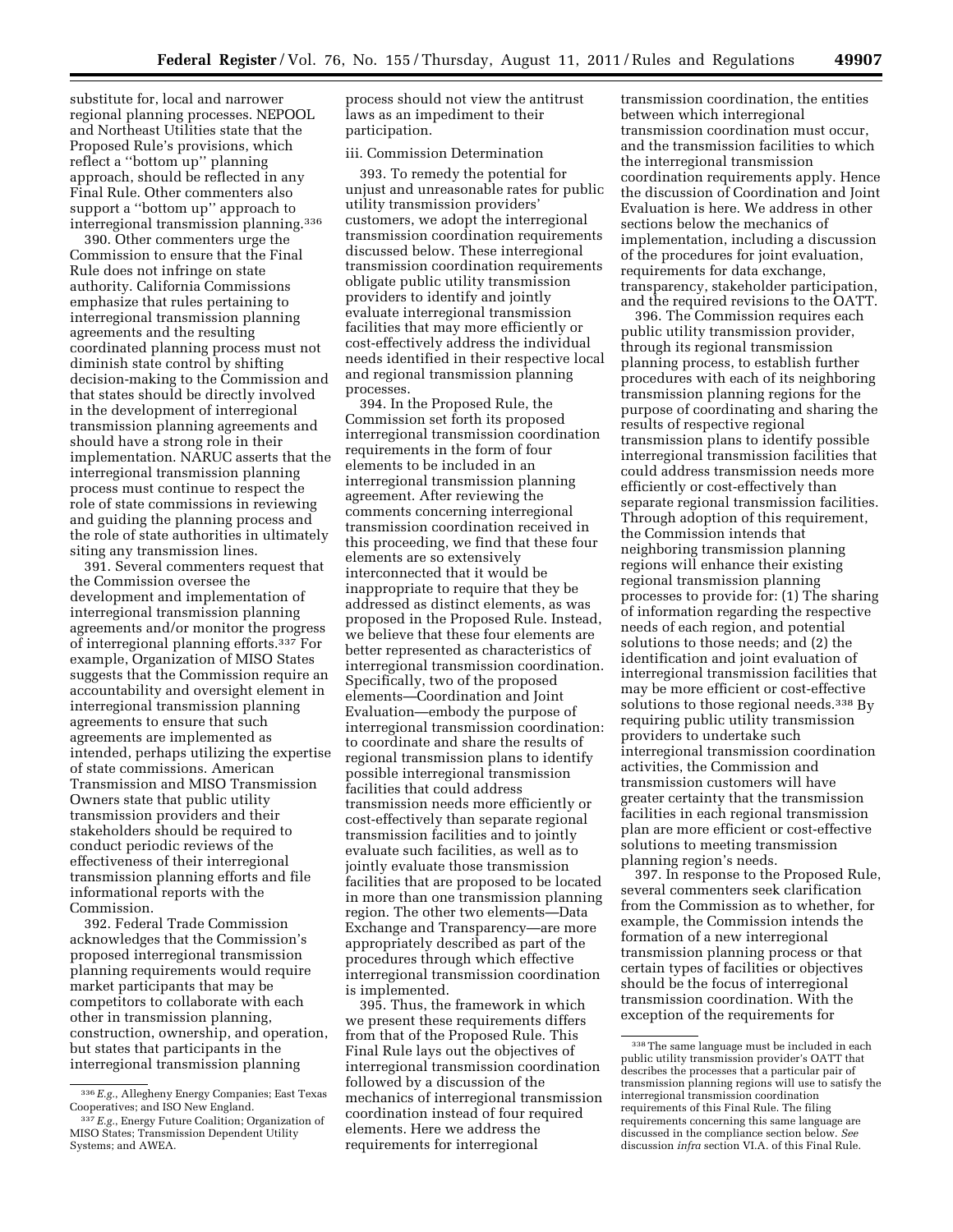substitute for, local and narrower regional planning processes. NEPOOL and Northeast Utilities state that the Proposed Rule's provisions, which reflect a "bottom up" planning approach, should be reflected in any Final Rule. Other commenters also support a "bottom up" approach to interregional transmission planning.[336]

390. Other commenters urge the Commission to ensure that the Final Rule does not infringe on state authority. California Commissions emphasize that rules pertaining to interregional transmission planning agreements and the resulting coordinated planning process must not diminish state control by shifting decision-making to the Commission and that states should be directly involved in the development of interregional transmission planning agreements and should have a strong role in their implementation. NARUC asserts that the interregional transmission planning process must continue to respect the role of state commissions in reviewing and guiding the planning process and the role of state authorities in ultimately siting any transmission lines.

391. Several commenters request that the Commission oversee the development and implementation of interregional transmission planning agreements and/or monitor the progress of interregional planning efforts.[337] For example, Organization of MISO States suggests that the Commission require an accountability and oversight element in interregional transmission planning agreements to ensure that such agreements are implemented as intended, perhaps utilizing the expertise of state commissions. American Transmission and MISO Transmission Owners state that public utility transmission providers and their stakeholders should be required to conduct periodic reviews of the effectiveness of their interregional transmission planning efforts and file informational reports with the Commission.

392. Federal Trade Commission acknowledges that the Commission's proposed interregional transmission planning requirements would require market participants that may be competitors to collaborate with each other in transmission planning, construction, ownership, and operation, but states that participants in the interregional transmission planning process should not view the antitrust laws as an impediment to their participation.

iii. Commission Determination

393. To remedy the potential for unjust and unreasonable rates for public utility transmission providers' customers, we adopt the interregional transmission coordination requirements discussed below. These interregional transmission coordination requirements obligate public utility transmission providers to identify and jointly evaluate interregional transmission facilities that may more efficiently or cost-effectively address the individual needs identified in their respective local and regional transmission planning processes.

394. In the Proposed Rule, the Commission set forth its proposed interregional transmission coordination requirements in the form of four elements to be included in an interregional transmission planning agreement. After reviewing the comments concerning interregional transmission coordination received in this proceeding, we find that these four elements are so extensively interconnected that it would be inappropriate to require that they be addressed as distinct elements, as was proposed in the Proposed Rule. Instead, we believe that these four elements are better represented as characteristics of interregional transmission coordination. Specifically, two of the proposed elements—Coordination and Joint Evaluation—embody the purpose of interregional transmission coordination: to coordinate and share the results of regional transmission plans to identify possible interregional transmission facilities that could address transmission needs more efficiently or cost-effectively than separate regional transmission facilities and to jointly evaluate such facilities, as well as to jointly evaluate those transmission facilities that are proposed to be located in more than one transmission planning region. The other two elements—Data Exchange and Transparency—are more appropriately described as part of the procedures through which effective interregional transmission coordination is implemented.

395. Thus, the framework in which we present these requirements differs from that of the Proposed Rule. This Final Rule lays out the objectives of interregional transmission coordination followed by a discussion of the mechanics of interregional transmission coordination instead of four required elements. Here we address the requirements for interregional transmission coordination, the entities between which interregional transmission coordination must occur, and the transmission facilities to which the interregional transmission coordination requirements apply. Hence the discussion of Coordination and Joint Evaluation is here. We address in other sections below the mechanics of implementation, including a discussion of the procedures for joint evaluation, requirements for data exchange, transparency, stakeholder participation, and the required revisions to the OATT.

396. The Commission requires each public utility transmission provider, through its regional transmission planning process, to establish further procedures with each of its neighboring transmission planning regions for the purpose of coordinating and sharing the results of respective regional transmission plans to identify possible interregional transmission facilities that could address transmission needs more efficiently or cost-effectively than separate regional transmission facilities. Through adoption of this requirement, the Commission intends that neighboring transmission planning regions will enhance their existing regional transmission planning processes to provide for: (1) The sharing of information regarding the respective needs of each region, and potential solutions to those needs; and (2) the identification and joint evaluation of interregional transmission facilities that may be more efficient or cost-effective solutions to those regional needs.[338] By requiring public utility transmission providers to undertake such interregional transmission coordination activities, the Commission and transmission customers will have greater certainty that the transmission facilities in each regional transmission plan are more efficient or cost-effective solutions to meeting transmission planning region's needs.

397. In response to the Proposed Rule, several commenters seek clarification from the Commission as to whether, for example, the Commission intends the formation of a new interregional transmission planning process or that certain types of facilities or objectives should be the focus of interregional transmission coordination. With the exception of the requirements for

---

[336] *E.g.,* Allegheny Energy Companies; East Texas Cooperatives; and ISO New England.

[337] *E.g.,* Energy Future Coalition; Organization of MISO States; Transmission Dependent Utility Systems; and AWEA.

[338] The same language must be included in each public utility transmission provider's OATT that describes the processes that a particular pair of transmission planning regions will use to satisfy the interregional transmission coordination requirements of this Final Rule. The filing requirements concerning this same language are discussed in the compliance section below. *See* discussion *infra* section VI.A. of this Final Rule.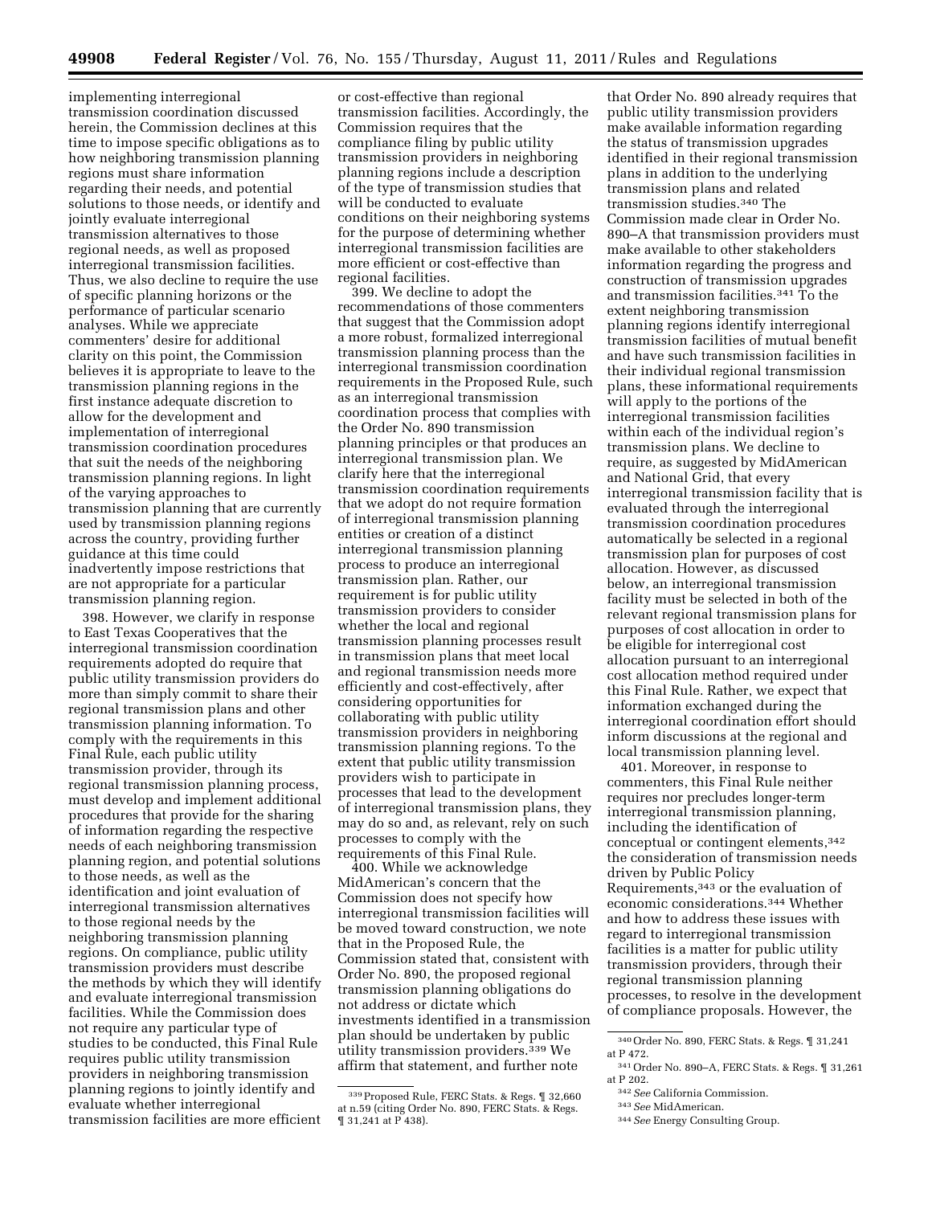implementing interregional transmission coordination discussed herein, the Commission declines at this time to impose specific obligations as to how neighboring transmission planning regions must share information regarding their needs, and potential solutions to those needs, or identify and jointly evaluate interregional transmission alternatives to those regional needs, as well as proposed interregional transmission facilities. Thus, we also decline to require the use of specific planning horizons or the performance of particular scenario analyses. While we appreciate commenters' desire for additional clarity on this point, the Commission believes it is appropriate to leave to the transmission planning regions in the first instance adequate discretion to allow for the development and implementation of interregional transmission coordination procedures that suit the needs of the neighboring transmission planning regions. In light of the varying approaches to transmission planning that are currently used by transmission planning regions across the country, providing further guidance at this time could inadvertently impose restrictions that are not appropriate for a particular transmission planning region.

398. However, we clarify in response to East Texas Cooperatives that the interregional transmission coordination requirements adopted do require that public utility transmission providers do more than simply commit to share their regional transmission plans and other transmission planning information. To comply with the requirements in this Final Rule, each public utility transmission provider, through its regional transmission planning process, must develop and implement additional procedures that provide for the sharing of information regarding the respective needs of each neighboring transmission planning region, and potential solutions to those needs, as well as the identification and joint evaluation of interregional transmission alternatives to those regional needs by the neighboring transmission planning regions. On compliance, public utility transmission providers must describe the methods by which they will identify and evaluate interregional transmission facilities. While the Commission does not require any particular type of studies to be conducted, this Final Rule requires public utility transmission providers in neighboring transmission planning regions to jointly identify and evaluate whether interregional transmission facilities are more efficient or cost-effective than regional transmission facilities. Accordingly, the Commission requires that the compliance filing by public utility transmission providers in neighboring planning regions include a description of the type of transmission studies that will be conducted to evaluate conditions on their neighboring systems for the purpose of determining whether interregional transmission facilities are more efficient or cost-effective than regional facilities.

399. We decline to adopt the recommendations of those commenters that suggest that the Commission adopt a more robust, formalized interregional transmission planning process than the interregional transmission coordination requirements in the Proposed Rule, such as an interregional transmission coordination process that complies with the Order No. 890 transmission planning principles or that produces an interregional transmission plan. We clarify here that the interregional transmission coordination requirements that we adopt do not require formation of interregional transmission planning entities or creation of a distinct interregional transmission planning process to produce an interregional transmission plan. Rather, our requirement is for public utility transmission providers to consider whether the local and regional transmission planning processes result in transmission plans that meet local and regional transmission needs more efficiently and cost-effectively, after considering opportunities for collaborating with public utility transmission providers in neighboring transmission planning regions. To the extent that public utility transmission providers wish to participate in processes that lead to the development of interregional transmission plans, they may do so and, as relevant, rely on such processes to comply with the requirements of this Final Rule.

400. While we acknowledge MidAmerican's concern that the Commission does not specify how interregional transmission facilities will be moved toward construction, we note that in the Proposed Rule, the Commission stated that, consistent with Order No. 890, the proposed regional transmission planning obligations do not address or dictate which investments identified in a transmission plan should be undertaken by public utility transmission providers.[339] We affirm that statement, and further note that Order No. 890 already requires that public utility transmission providers make available information regarding the status of transmission upgrades identified in their regional transmission plans in addition to the underlying transmission plans and related transmission studies.[340] The Commission made clear in Order No. 890–A that transmission providers must make available to other stakeholders information regarding the progress and construction of transmission upgrades and transmission facilities.[341] To the extent neighboring transmission planning regions identify interregional transmission facilities of mutual benefit and have such transmission facilities in their individual regional transmission plans, these informational requirements will apply to the portions of the interregional transmission facilities within each of the individual region's transmission plans. We decline to require, as suggested by MidAmerican and National Grid, that every interregional transmission facility that is evaluated through the interregional transmission coordination procedures automatically be selected in a regional transmission plan for purposes of cost allocation. However, as discussed below, an interregional transmission facility must be selected in both of the relevant regional transmission plans for purposes of cost allocation in order to be eligible for interregional cost allocation pursuant to an interregional cost allocation method required under this Final Rule. Rather, we expect that information exchanged during the interregional coordination effort should inform discussions at the regional and local transmission planning level.

401. Moreover, in response to commenters, this Final Rule neither requires nor precludes longer-term interregional transmission planning, including the identification of conceptual or contingent elements,[342] the consideration of transmission needs driven by Public Policy Requirements,[343] or the evaluation of economic considerations.[344] Whether and how to address these issues with regard to interregional transmission facilities is a matter for public utility transmission providers, through their regional transmission planning processes, to resolve in the development of compliance proposals. However, the

---

[339] Proposed Rule, FERC Stats. & Regs. ¶ 32,660 at n.59 (citing Order No. 890, FERC Stats. & Regs. ¶ 31,241 at P 438).

[340] Order No. 890, FERC Stats. & Regs. ¶ 31,241 at P 472.

[341] Order No. 890–A, FERC Stats. & Regs. ¶ 31,261 at P 202.

[342] *See* California Commission.

[343] *See* MidAmerican.

[344] *See* Energy Consulting Group.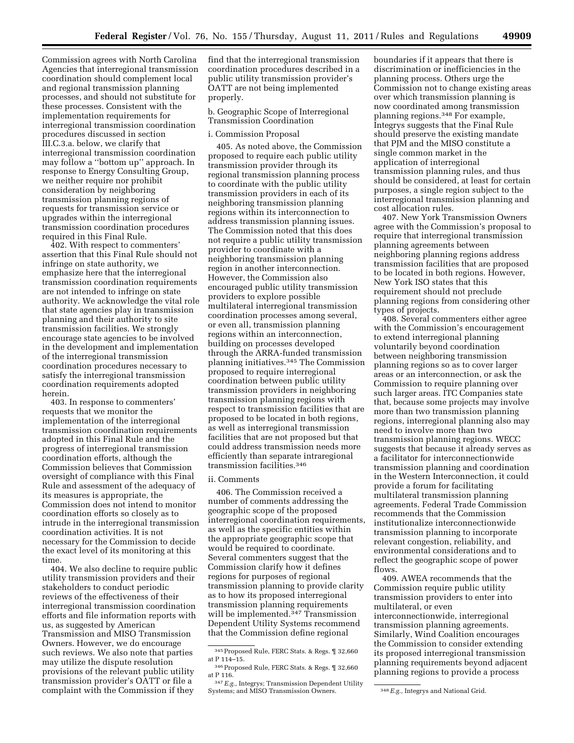Commission agrees with North Carolina Agencies that interregional transmission coordination should complement local and regional transmission planning processes, and should not substitute for these processes. Consistent with the implementation requirements for interregional transmission coordination procedures discussed in section III.C.3.a. below, we clarify that interregional transmission coordination may follow a ''bottom up'' approach. In response to Energy Consulting Group, we neither require nor prohibit consideration by neighboring transmission planning regions of requests for transmission service or upgrades within the interregional transmission coordination procedures required in this Final Rule.

402. With respect to commenters' assertion that this Final Rule should not infringe on state authority, we emphasize here that the interregional transmission coordination requirements are not intended to infringe on state authority. We acknowledge the vital role that state agencies play in transmission planning and their authority to site transmission facilities. We strongly encourage state agencies to be involved in the development and implementation of the interregional transmission coordination procedures necessary to satisfy the interregional transmission coordination requirements adopted herein.

403. In response to commenters' requests that we monitor the implementation of the interregional transmission coordination requirements adopted in this Final Rule and the progress of interregional transmission coordination efforts, although the Commission believes that Commission oversight of compliance with this Final Rule and assessment of the adequacy of its measures is appropriate, the Commission does not intend to monitor coordination efforts so closely as to intrude in the interregional transmission coordination activities. It is not necessary for the Commission to decide the exact level of its monitoring at this time.

404. We also decline to require public utility transmission providers and their stakeholders to conduct periodic reviews of the effectiveness of their interregional transmission coordination efforts and file information reports with us, as suggested by American Transmission and MISO Transmission Owners. However, we do encourage such reviews. We also note that parties may utilize the dispute resolution provisions of the relevant public utility transmission provider's OATT or file a complaint with the Commission if they find that the interregional transmission coordination procedures described in a public utility transmission provider's OATT are not being implemented properly.

b. Geographic Scope of Interregional Transmission Coordination

i. Commission Proposal

405. As noted above, the Commission proposed to require each public utility transmission provider through its regional transmission planning process to coordinate with the public utility transmission providers in each of its neighboring transmission planning regions within its interconnection to address transmission planning issues. The Commission noted that this does not require a public utility transmission provider to coordinate with a neighboring transmission planning region in another interconnection. However, the Commission also encouraged public utility transmission providers to explore possible multilateral interregional transmission coordination processes among several, or even all, transmission planning regions within an interconnection, building on processes developed through the ARRA-funded transmission planning initiatives.[345] The Commission proposed to require interregional coordination between public utility transmission providers in neighboring transmission planning regions with respect to transmission facilities that are proposed to be located in both regions, as well as interregional transmission facilities that are not proposed but that could address transmission needs more efficiently than separate intraregional transmission facilities.[346]

ii. Comments

406. The Commission received a number of comments addressing the geographic scope of the proposed interregional coordination requirements, as well as the specific entities within the appropriate geographic scope that would be required to coordinate. Several commenters suggest that the Commission clarify how it defines regions for purposes of regional transmission planning to provide clarity as to how its proposed interregional transmission planning requirements will be implemented.[347] Transmission Dependent Utility Systems recommend that the Commission define regional boundaries if it appears that there is discrimination or inefficiencies in the planning process. Others urge the Commission not to change existing areas over which transmission planning is now coordinated among transmission planning regions.[348] For example, Integrys suggests that the Final Rule should preserve the existing mandate that PJM and the MISO constitute a single common market in the application of interregional transmission planning rules, and thus should be considered, at least for certain purposes, a single region subject to the interregional transmission planning and cost allocation rules.

407. New York Transmission Owners agree with the Commission's proposal to require that interregional transmission planning agreements between neighboring planning regions address transmission facilities that are proposed to be located in both regions. However, New York ISO states that this requirement should not preclude planning regions from considering other types of projects.

408. Several commenters either agree with the Commission's encouragement to extend interregional planning voluntarily beyond coordination between neighboring transmission planning regions so as to cover larger areas or an interconnection, or ask the Commission to require planning over such larger areas. ITC Companies state that, because some projects may involve more than two transmission planning regions, interregional planning also may need to involve more than two transmission planning regions. WECC suggests that because it already serves as a facilitator for interconnectionwide transmission planning and coordination in the Western Interconnection, it could provide a forum for facilitating multilateral transmission planning agreements. Federal Trade Commission recommends that the Commission institutionalize interconnectionwide transmission planning to incorporate relevant congestion, reliability, and environmental considerations and to reflect the geographic scope of power flows.

409. AWEA recommends that the Commission require public utility transmission providers to enter into multilateral, or even interconnectionwide, interregional transmission planning agreements. Similarly, Wind Coalition encourages the Commission to consider extending its proposed interregional transmission planning requirements beyond adjacent planning regions to provide a process

[345] Proposed Rule, FERC Stats. & Regs. ¶ 32,660 at P 114–15.

[346] Proposed Rule, FERC Stats. & Regs. ¶ 32,660 at P 116.

[347] *E.g.,* Integrys; Transmission Dependent Utility Systems; and MISO Transmission Owners.

[348] *E.g.,* Integrys and National Grid.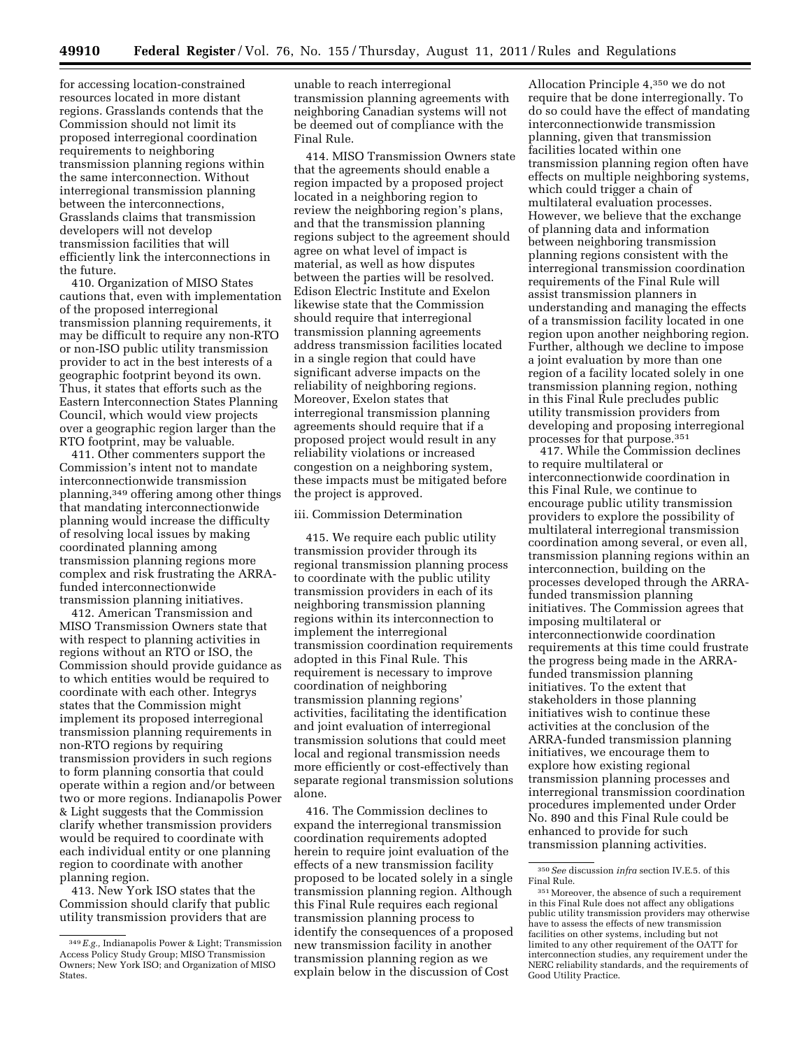for accessing location-constrained resources located in more distant regions. Grasslands contends that the Commission should not limit its proposed interregional coordination requirements to neighboring transmission planning regions within the same interconnection. Without interregional transmission planning between the interconnections, Grasslands claims that transmission developers will not develop transmission facilities that will efficiently link the interconnections in the future.

410. Organization of MISO States cautions that, even with implementation of the proposed interregional transmission planning requirements, it may be difficult to require any non-RTO or non-ISO public utility transmission provider to act in the best interests of a geographic footprint beyond its own. Thus, it states that efforts such as the Eastern Interconnection States Planning Council, which would view projects over a geographic region larger than the RTO footprint, may be valuable.

411. Other commenters support the Commission's intent not to mandate interconnectionwide transmission planning,[349] offering among other things that mandating interconnectionwide planning would increase the difficulty of resolving local issues by making coordinated planning among transmission planning regions more complex and risk frustrating the ARRA-funded interconnectionwide transmission planning initiatives.

412. American Transmission and MISO Transmission Owners state that with respect to planning activities in regions without an RTO or ISO, the Commission should provide guidance as to which entities would be required to coordinate with each other. Integrys states that the Commission might implement its proposed interregional transmission planning requirements in non-RTO regions by requiring transmission providers in such regions to form planning consortia that could operate within a region and/or between two or more regions. Indianapolis Power & Light suggests that the Commission clarify whether transmission providers would be required to coordinate with each individual entity or one planning region to coordinate with another planning region.

413. New York ISO states that the Commission should clarify that public utility transmission providers that are unable to reach interregional transmission planning agreements with neighboring Canadian systems will not be deemed out of compliance with the Final Rule.

414. MISO Transmission Owners state that the agreements should enable a region impacted by a proposed project located in a neighboring region to review the neighboring region's plans, and that the transmission planning regions subject to the agreement should agree on what level of impact is material, as well as how disputes between the parties will be resolved. Edison Electric Institute and Exelon likewise state that the Commission should require that interregional transmission planning agreements address transmission facilities located in a single region that could have significant adverse impacts on the reliability of neighboring regions. Moreover, Exelon states that interregional transmission planning agreements should require that if a proposed project would result in any reliability violations or increased congestion on a neighboring system, these impacts must be mitigated before the project is approved.

iii. Commission Determination

415. We require each public utility transmission provider through its regional transmission planning process to coordinate with the public utility transmission providers in each of its neighboring transmission planning regions within its interconnection to implement the interregional transmission coordination requirements adopted in this Final Rule. This requirement is necessary to improve coordination of neighboring transmission planning regions' activities, facilitating the identification and joint evaluation of interregional transmission solutions that could meet local and regional transmission needs more efficiently or cost-effectively than separate regional transmission solutions alone.

416. The Commission declines to expand the interregional transmission coordination requirements adopted herein to require joint evaluation of the effects of a new transmission facility proposed to be located solely in a single transmission planning region. Although this Final Rule requires each regional transmission planning process to identify the consequences of a proposed new transmission facility in another transmission planning region as we explain below in the discussion of Cost Allocation Principle 4,[350] we do not require that be done interregionally. To do so could have the effect of mandating interconnectionwide transmission planning, given that transmission facilities located within one transmission planning region often have effects on multiple neighboring systems, which could trigger a chain of multilateral evaluation processes. However, we believe that the exchange of planning data and information between neighboring transmission planning regions consistent with the interregional transmission coordination requirements of the Final Rule will assist transmission planners in understanding and managing the effects of a transmission facility located in one region upon another neighboring region. Further, although we decline to impose a joint evaluation by more than one region of a facility located solely in one transmission planning region, nothing in this Final Rule precludes public utility transmission providers from developing and proposing interregional processes for that purpose.[351]

417. While the Commission declines to require multilateral or interconnectionwide coordination in this Final Rule, we continue to encourage public utility transmission providers to explore the possibility of multilateral interregional transmission coordination among several, or even all, transmission planning regions within an interconnection, building on the processes developed through the ARRA-funded transmission planning initiatives. The Commission agrees that imposing multilateral or interconnectionwide coordination requirements at this time could frustrate the progress being made in the ARRA-funded transmission planning initiatives. To the extent that stakeholders in those planning initiatives wish to continue these activities at the conclusion of the ARRA-funded transmission planning initiatives, we encourage them to explore how existing regional transmission planning processes and interregional transmission coordination procedures implemented under Order No. 890 and this Final Rule could be enhanced to provide for such transmission planning activities.

---

[349] *E.g.,* Indianapolis Power & Light; Transmission Access Policy Study Group; MISO Transmission Owners; New York ISO; and Organization of MISO States.

[350] *See* discussion *infra* section IV.E.5. of this Final Rule.

[351] Moreover, the absence of such a requirement in this Final Rule does not affect any obligations public utility transmission providers may otherwise have to assess the effects of new transmission facilities on other systems, including but not limited to any other requirement of the OATT for interconnection studies, any requirement under the NERC reliability standards, and the requirements of Good Utility Practice.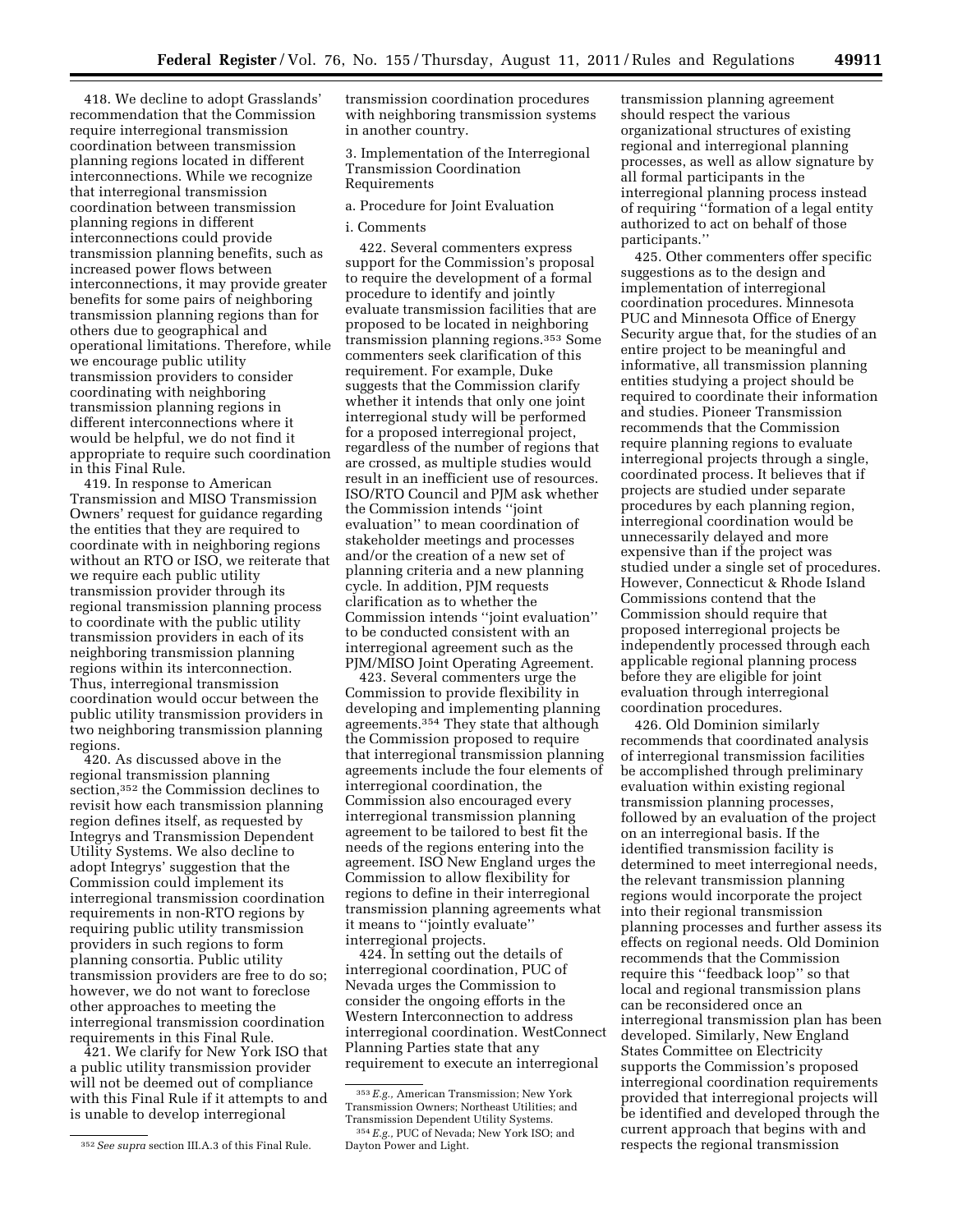418. We decline to adopt Grasslands' recommendation that the Commission require interregional transmission coordination between transmission planning regions located in different interconnections. While we recognize that interregional transmission coordination between transmission planning regions in different interconnections could provide transmission planning benefits, such as increased power flows between interconnections, it may provide greater benefits for some pairs of neighboring transmission planning regions than for others due to geographical and operational limitations. Therefore, while we encourage public utility transmission providers to consider coordinating with neighboring transmission planning regions in different interconnections where it would be helpful, we do not find it appropriate to require such coordination in this Final Rule.

419. In response to American Transmission and MISO Transmission Owners' request for guidance regarding the entities that they are required to coordinate with in neighboring regions without an RTO or ISO, we reiterate that we require each public utility transmission provider through its regional transmission planning process to coordinate with the public utility transmission providers in each of its neighboring transmission planning regions within its interconnection. Thus, interregional transmission coordination would occur between the public utility transmission providers in two neighboring transmission planning regions.

420. As discussed above in the regional transmission planning section,[352] the Commission declines to revisit how each transmission planning region defines itself, as requested by Integrys and Transmission Dependent Utility Systems. We also decline to adopt Integrys' suggestion that the Commission could implement its interregional transmission coordination requirements in non-RTO regions by requiring public utility transmission providers in such regions to form planning consortia. Public utility transmission providers are free to do so; however, we do not want to foreclose other approaches to meeting the interregional transmission coordination requirements in this Final Rule.

421. We clarify for New York ISO that a public utility transmission provider will not be deemed out of compliance with this Final Rule if it attempts to and is unable to develop interregional transmission coordination procedures with neighboring transmission systems in another country.

3. Implementation of the Interregional Transmission Coordination Requirements

a. Procedure for Joint Evaluation

i. Comments

422. Several commenters express support for the Commission's proposal to require the development of a formal procedure to identify and jointly evaluate transmission facilities that are proposed to be located in neighboring transmission planning regions.[353] Some commenters seek clarification of this requirement. For example, Duke suggests that the Commission clarify whether it intends that only one joint interregional study will be performed for a proposed interregional project, regardless of the number of regions that are crossed, as multiple studies would result in an inefficient use of resources. ISO/RTO Council and PJM ask whether the Commission intends ''joint evaluation'' to mean coordination of stakeholder meetings and processes and/or the creation of a new set of planning criteria and a new planning cycle. In addition, PJM requests clarification as to whether the Commission intends ''joint evaluation'' to be conducted consistent with an interregional agreement such as the PJM/MISO Joint Operating Agreement.

423. Several commenters urge the Commission to provide flexibility in developing and implementing planning agreements.[354] They state that although the Commission proposed to require that interregional transmission planning agreements include the four elements of interregional coordination, the Commission also encouraged every interregional transmission planning agreement to be tailored to best fit the needs of the regions entering into the agreement. ISO New England urges the Commission to allow flexibility for regions to define in their interregional transmission planning agreements what it means to ''jointly evaluate'' interregional projects.

424. In setting out the details of interregional coordination, PUC of Nevada urges the Commission to consider the ongoing efforts in the Western Interconnection to address interregional coordination. WestConnect Planning Parties state that any requirement to execute an interregional transmission planning agreement should respect the various organizational structures of existing regional and interregional planning processes, as well as allow signature by all formal participants in the interregional planning process instead of requiring ''formation of a legal entity authorized to act on behalf of those participants.''

425. Other commenters offer specific suggestions as to the design and implementation of interregional coordination procedures. Minnesota PUC and Minnesota Office of Energy Security argue that, for the studies of an entire project to be meaningful and informative, all transmission planning entities studying a project should be required to coordinate their information and studies. Pioneer Transmission recommends that the Commission require planning regions to evaluate interregional projects through a single, coordinated process. It believes that if projects are studied under separate procedures by each planning region, interregional coordination would be unnecessarily delayed and more expensive than if the project was studied under a single set of procedures. However, Connecticut & Rhode Island Commissions contend that the Commission should require that proposed interregional projects be independently processed through each applicable regional planning process before they are eligible for joint evaluation through interregional coordination procedures.

426. Old Dominion similarly recommends that coordinated analysis of interregional transmission facilities be accomplished through preliminary evaluation within existing regional transmission planning processes, followed by an evaluation of the project on an interregional basis. If the identified transmission facility is determined to meet interregional needs, the relevant transmission planning regions would incorporate the project into their regional transmission planning processes and further assess its effects on regional needs. Old Dominion recommends that the Commission require this ''feedback loop'' so that local and regional transmission plans can be reconsidered once an interregional transmission plan has been developed. Similarly, New England States Committee on Electricity supports the Commission's proposed interregional coordination requirements provided that interregional projects will be identified and developed through the current approach that begins with and respects the regional transmission

[352] *See supra* section III.A.3 of this Final Rule.

[353] *E.g.,* American Transmission; New York Transmission Owners; Northeast Utilities; and Transmission Dependent Utility Systems.

[354] *E.g.,* PUC of Nevada; New York ISO; and Dayton Power and Light.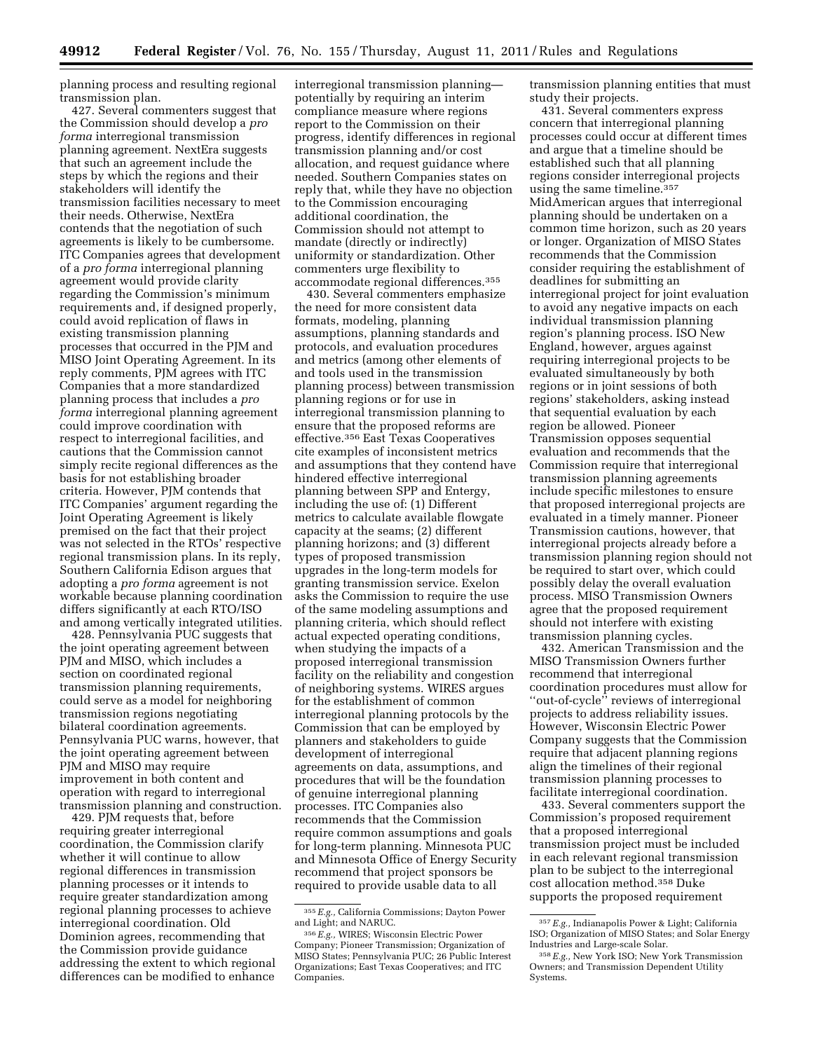planning process and resulting regional transmission plan.

427. Several commenters suggest that the Commission should develop a *pro forma* interregional transmission planning agreement. NextEra suggests that such an agreement include the steps by which the regions and their stakeholders will identify the transmission facilities necessary to meet their needs. Otherwise, NextEra contends that the negotiation of such agreements is likely to be cumbersome. ITC Companies agrees that development of a *pro forma* interregional planning agreement would provide clarity regarding the Commission's minimum requirements and, if designed properly, could avoid replication of flaws in existing transmission planning processes that occurred in the PJM and MISO Joint Operating Agreement. In its reply comments, PJM agrees with ITC Companies that a more standardized planning process that includes a *pro forma* interregional planning agreement could improve coordination with respect to interregional facilities, and cautions that the Commission cannot simply recite regional differences as the basis for not establishing broader criteria. However, PJM contends that ITC Companies' argument regarding the Joint Operating Agreement is likely premised on the fact that their project was not selected in the RTOs' respective regional transmission plans. In its reply, Southern California Edison argues that adopting a *pro forma* agreement is not workable because planning coordination differs significantly at each RTO/ISO and among vertically integrated utilities.

428. Pennsylvania PUC suggests that the joint operating agreement between PJM and MISO, which includes a section on coordinated regional transmission planning requirements, could serve as a model for neighboring transmission regions negotiating bilateral coordination agreements. Pennsylvania PUC warns, however, that the joint operating agreement between PJM and MISO may require improvement in both content and operation with regard to interregional transmission planning and construction.

429. PJM requests that, before requiring greater interregional coordination, the Commission clarify whether it will continue to allow regional differences in transmission planning processes or it intends to require greater standardization among regional planning processes to achieve interregional coordination. Old Dominion agrees, recommending that the Commission provide guidance addressing the extent to which regional differences can be modified to enhance interregional transmission planning—potentially by requiring an interim compliance measure where regions report to the Commission on their progress, identify differences in regional transmission planning and/or cost allocation, and request guidance where needed. Southern Companies states on reply that, while they have no objection to the Commission encouraging additional coordination, the Commission should not attempt to mandate (directly or indirectly) uniformity or standardization. Other commenters urge flexibility to accommodate regional differences.[355]

430. Several commenters emphasize the need for more consistent data formats, modeling, planning assumptions, planning standards and protocols, and evaluation procedures and metrics (among other elements of and tools used in the transmission planning process) between transmission planning regions or for use in interregional transmission planning to ensure that the proposed reforms are effective.[356] East Texas Cooperatives cite examples of inconsistent metrics and assumptions that they contend have hindered effective interregional planning between SPP and Entergy, including the use of: (1) Different metrics to calculate available flowgate capacity at the seams; (2) different planning horizons; and (3) different types of proposed transmission upgrades in the long-term models for granting transmission service. Exelon asks the Commission to require the use of the same modeling assumptions and planning criteria, which should reflect actual expected operating conditions, when studying the impacts of a proposed interregional transmission facility on the reliability and congestion of neighboring systems. WIRES argues for the establishment of common interregional planning protocols by the Commission that can be employed by planners and stakeholders to guide development of interregional agreements on data, assumptions, and procedures that will be the foundation of genuine interregional planning processes. ITC Companies also recommends that the Commission require common assumptions and goals for long-term planning. Minnesota PUC and Minnesota Office of Energy Security recommend that project sponsors be required to provide usable data to all transmission planning entities that must study their projects.

431. Several commenters express concern that interregional planning processes could occur at different times and argue that a timeline should be established such that all planning regions consider interregional projects using the same timeline.[357] MidAmerican argues that interregional planning should be undertaken on a common time horizon, such as 20 years or longer. Organization of MISO States recommends that the Commission consider requiring the establishment of deadlines for submitting an interregional project for joint evaluation to avoid any negative impacts on each individual transmission planning region's planning process. ISO New England, however, argues against requiring interregional projects to be evaluated simultaneously by both regions or in joint sessions of both regions' stakeholders, asking instead that sequential evaluation by each region be allowed. Pioneer Transmission opposes sequential evaluation and recommends that the Commission require that interregional transmission planning agreements include specific milestones to ensure that proposed interregional projects are evaluated in a timely manner. Pioneer Transmission cautions, however, that interregional projects already before a transmission planning region should not be required to start over, which could possibly delay the overall evaluation process. MISO Transmission Owners agree that the proposed requirement should not interfere with existing transmission planning cycles.

432. American Transmission and the MISO Transmission Owners further recommend that interregional coordination procedures must allow for "out-of-cycle" reviews of interregional projects to address reliability issues. However, Wisconsin Electric Power Company suggests that the Commission require that adjacent planning regions align the timelines of their regional transmission planning processes to facilitate interregional coordination.

433. Several commenters support the Commission's proposed requirement that a proposed interregional transmission project must be included in each relevant regional transmission plan to be subject to the interregional cost allocation method.[358] Duke supports the proposed requirement

[355] *E.g.,* California Commissions; Dayton Power and Light; and NARUC.

[356] *E.g.,* WIRES; Wisconsin Electric Power Company; Pioneer Transmission; Organization of MISO States; Pennsylvania PUC; 26 Public Interest Organizations; East Texas Cooperatives; and ITC Companies.

[357] *E.g.,* Indianapolis Power & Light; California ISO; Organization of MISO States; and Solar Energy Industries and Large-scale Solar.

[358] *E.g.,* New York ISO; New York Transmission Owners; and Transmission Dependent Utility Systems.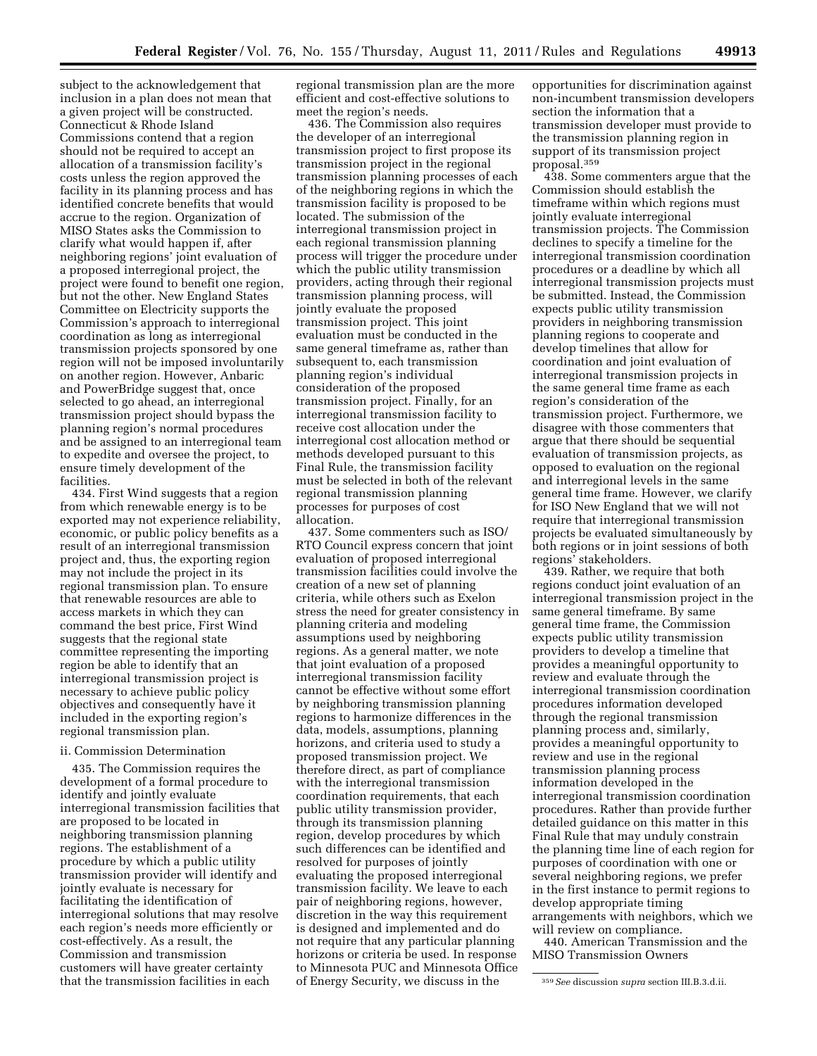subject to the acknowledgement that inclusion in a plan does not mean that a given project will be constructed. Connecticut & Rhode Island Commissions contend that a region should not be required to accept an allocation of a transmission facility's costs unless the region approved the facility in its planning process and has identified concrete benefits that would accrue to the region. Organization of MISO States asks the Commission to clarify what would happen if, after neighboring regions' joint evaluation of a proposed interregional project, the project were found to benefit one region, but not the other. New England States Committee on Electricity supports the Commission's approach to interregional coordination as long as interregional transmission projects sponsored by one region will not be imposed involuntarily on another region. However, Anbaric and PowerBridge suggest that, once selected to go ahead, an interregional transmission project should bypass the planning region's normal procedures and be assigned to an interregional team to expedite and oversee the project, to ensure timely development of the facilities.

434. First Wind suggests that a region from which renewable energy is to be exported may not experience reliability, economic, or public policy benefits as a result of an interregional transmission project and, thus, the exporting region may not include the project in its regional transmission plan. To ensure that renewable resources are able to access markets in which they can command the best price, First Wind suggests that the regional state committee representing the importing region be able to identify that an interregional transmission project is necessary to achieve public policy objectives and consequently have it included in the exporting region's regional transmission plan.

ii. Commission Determination

435. The Commission requires the development of a formal procedure to identify and jointly evaluate interregional transmission facilities that are proposed to be located in neighboring transmission planning regions. The establishment of a procedure by which a public utility transmission provider will identify and jointly evaluate is necessary for facilitating the identification of interregional solutions that may resolve each region's needs more efficiently or cost-effectively. As a result, the Commission and transmission customers will have greater certainty that the transmission facilities in each regional transmission plan are the more efficient and cost-effective solutions to meet the region's needs.

436. The Commission also requires the developer of an interregional transmission project to first propose its transmission project in the regional transmission planning processes of each of the neighboring regions in which the transmission facility is proposed to be located. The submission of the interregional transmission project in each regional transmission planning process will trigger the procedure under which the public utility transmission providers, acting through their regional transmission planning process, will jointly evaluate the proposed transmission project. This joint evaluation must be conducted in the same general timeframe as, rather than subsequent to, each transmission planning region's individual consideration of the proposed transmission project. Finally, for an interregional transmission facility to receive cost allocation under the interregional cost allocation method or methods developed pursuant to this Final Rule, the transmission facility must be selected in both of the relevant regional transmission planning processes for purposes of cost allocation.

437. Some commenters such as ISO/RTO Council express concern that joint evaluation of proposed interregional transmission facilities could involve the creation of a new set of planning criteria, while others such as Exelon stress the need for greater consistency in planning criteria and modeling assumptions used by neighboring regions. As a general matter, we note that joint evaluation of a proposed interregional transmission facility cannot be effective without some effort by neighboring transmission planning regions to harmonize differences in the data, models, assumptions, planning horizons, and criteria used to study a proposed transmission project. We therefore direct, as part of compliance with the interregional transmission coordination requirements, that each public utility transmission provider, through its transmission planning region, develop procedures by which such differences can be identified and resolved for purposes of jointly evaluating the proposed interregional transmission facility. We leave to each pair of neighboring regions, however, discretion in the way this requirement is designed and implemented and do not require that any particular planning horizons or criteria be used. In response to Minnesota PUC and Minnesota Office of Energy Security, we discuss in the opportunities for discrimination against non-incumbent transmission developers section the information that a transmission developer must provide to the transmission planning region in support of its transmission project proposal.[359]

438. Some commenters argue that the Commission should establish the timeframe within which regions must jointly evaluate interregional transmission projects. The Commission declines to specify a timeline for the interregional transmission coordination procedures or a deadline by which all interregional transmission projects must be submitted. Instead, the Commission expects public utility transmission providers in neighboring transmission planning regions to cooperate and develop timelines that allow for coordination and joint evaluation of interregional transmission projects in the same general time frame as each region's consideration of the transmission project. Furthermore, we disagree with those commenters that argue that there should be sequential evaluation of transmission projects, as opposed to evaluation on the regional and interregional levels in the same general time frame. However, we clarify for ISO New England that we will not require that interregional transmission projects be evaluated simultaneously by both regions or in joint sessions of both regions' stakeholders.

439. Rather, we require that both regions conduct joint evaluation of an interregional transmission project in the same general timeframe. By same general time frame, the Commission expects public utility transmission providers to develop a timeline that provides a meaningful opportunity to review and evaluate through the interregional transmission coordination procedures information developed through the regional transmission planning process and, similarly, provides a meaningful opportunity to review and use in the regional transmission planning process information developed in the interregional transmission coordination procedures. Rather than provide further detailed guidance on this matter in this Final Rule that may unduly constrain the planning time line of each region for purposes of coordination with one or several neighboring regions, we prefer in the first instance to permit regions to develop appropriate timing arrangements with neighbors, which we will review on compliance.

440. American Transmission and the MISO Transmission Owners

[359] *See* discussion *supra* section III.B.3.d.ii.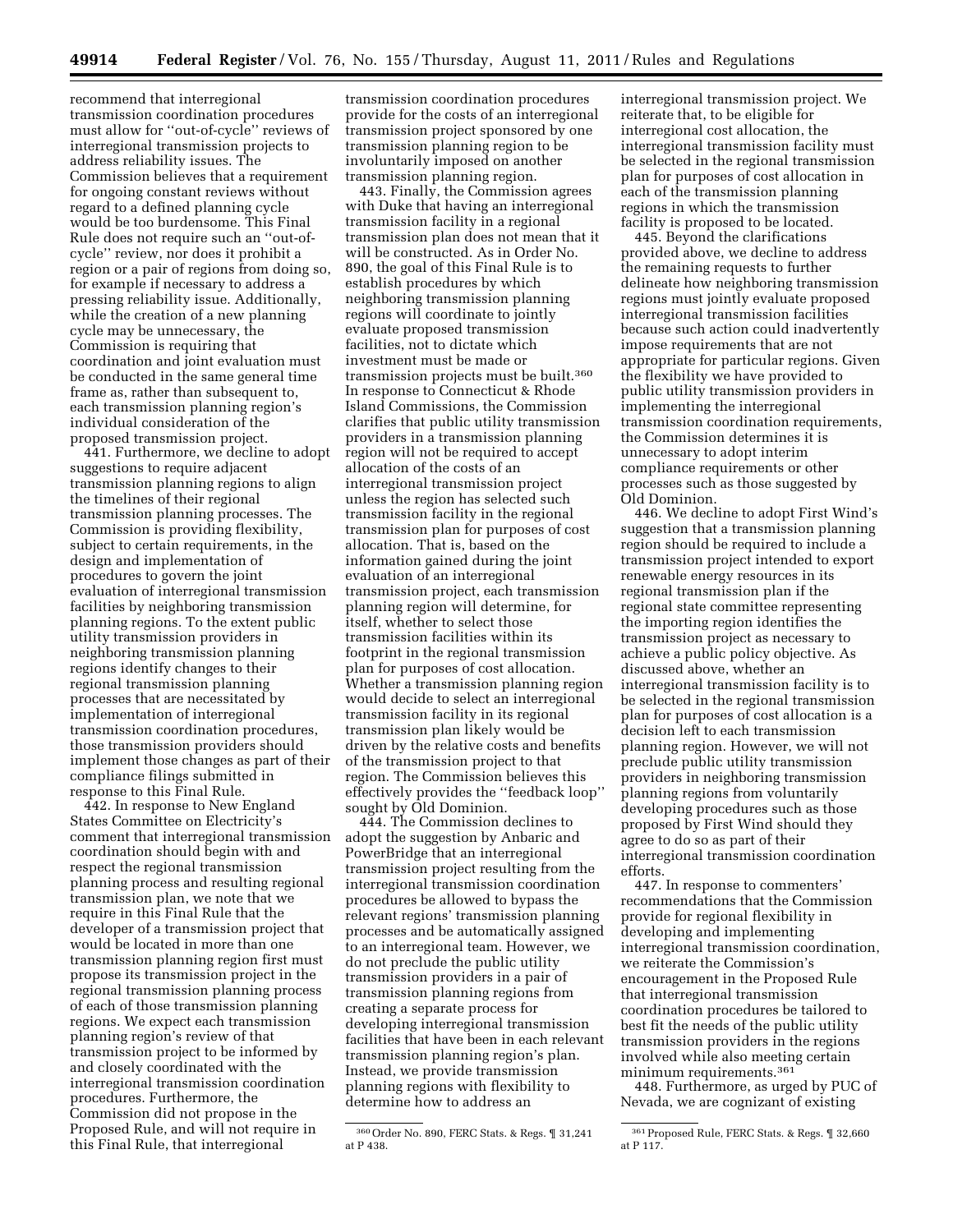recommend that interregional transmission coordination procedures must allow for ''out-of-cycle'' reviews of interregional transmission projects to address reliability issues. The Commission believes that a requirement for ongoing constant reviews without regard to a defined planning cycle would be too burdensome. This Final Rule does not require such an ''out-of-cycle'' review, nor does it prohibit a region or a pair of regions from doing so, for example if necessary to address a pressing reliability issue. Additionally, while the creation of a new planning cycle may be unnecessary, the Commission is requiring that coordination and joint evaluation must be conducted in the same general time frame as, rather than subsequent to, each transmission planning region's individual consideration of the proposed transmission project.

441. Furthermore, we decline to adopt suggestions to require adjacent transmission planning regions to align the timelines of their regional transmission planning processes. The Commission is providing flexibility, subject to certain requirements, in the design and implementation of procedures to govern the joint evaluation of interregional transmission facilities by neighboring transmission planning regions. To the extent public utility transmission providers in neighboring transmission planning regions identify changes to their regional transmission planning processes that are necessitated by implementation of interregional transmission coordination procedures, those transmission providers should implement those changes as part of their compliance filings submitted in response to this Final Rule.

442. In response to New England States Committee on Electricity's comment that interregional transmission coordination should begin with and respect the regional transmission planning process and resulting regional transmission plan, we note that we require in this Final Rule that the developer of a transmission project that would be located in more than one transmission planning region first must propose its transmission project in the regional transmission planning process of each of those transmission planning regions. We expect each transmission planning region's review of that transmission project to be informed by and closely coordinated with the interregional transmission coordination procedures. Furthermore, the Commission did not propose in the Proposed Rule, and will not require in this Final Rule, that interregional transmission coordination procedures provide for the costs of an interregional transmission project sponsored by one transmission planning region to be involuntarily imposed on another transmission planning region.

443. Finally, the Commission agrees with Duke that having an interregional transmission facility in a regional transmission plan does not mean that it will be constructed. As in Order No. 890, the goal of this Final Rule is to establish procedures by which neighboring transmission planning regions will coordinate to jointly evaluate proposed transmission facilities, not to dictate which investment must be made or transmission projects must be built.[360] In response to Connecticut & Rhode Island Commissions, the Commission clarifies that public utility transmission providers in a transmission planning region will not be required to accept allocation of the costs of an interregional transmission project unless the region has selected such transmission facility in the regional transmission plan for purposes of cost allocation. That is, based on the information gained during the joint evaluation of an interregional transmission project, each transmission planning region will determine, for itself, whether to select those transmission facilities within its footprint in the regional transmission plan for purposes of cost allocation. Whether a transmission planning region would decide to select an interregional transmission facility in its regional transmission plan likely would be driven by the relative costs and benefits of the transmission project to that region. The Commission believes this effectively provides the ''feedback loop'' sought by Old Dominion.

444. The Commission declines to adopt the suggestion by Anbaric and PowerBridge that an interregional transmission project resulting from the interregional transmission coordination procedures be allowed to bypass the relevant regions' transmission planning processes and be automatically assigned to an interregional team. However, we do not preclude the public utility transmission providers in a pair of transmission planning regions from creating a separate process for developing interregional transmission facilities that have been in each relevant transmission planning region's plan. Instead, we provide transmission planning regions with flexibility to determine how to address an interregional transmission project. We reiterate that, to be eligible for interregional cost allocation, the interregional transmission facility must be selected in the regional transmission plan for purposes of cost allocation in each of the transmission planning regions in which the transmission facility is proposed to be located.

445. Beyond the clarifications provided above, we decline to address the remaining requests to further delineate how neighboring transmission regions must jointly evaluate proposed interregional transmission facilities because such action could inadvertently impose requirements that are not appropriate for particular regions. Given the flexibility we have provided to public utility transmission providers in implementing the interregional transmission coordination requirements, the Commission determines it is unnecessary to adopt interim compliance requirements or other processes such as those suggested by Old Dominion.

446. We decline to adopt First Wind's suggestion that a transmission planning region should be required to include a transmission project intended to export renewable energy resources in its regional transmission plan if the regional state committee representing the importing region identifies the transmission project as necessary to achieve a public policy objective. As discussed above, whether an interregional transmission facility is to be selected in the regional transmission plan for purposes of cost allocation is a decision left to each transmission planning region. However, we will not preclude public utility transmission providers in neighboring transmission planning regions from voluntarily developing procedures such as those proposed by First Wind should they agree to do so as part of their interregional transmission coordination efforts.

447. In response to commenters' recommendations that the Commission provide for regional flexibility in developing and implementing interregional transmission coordination, we reiterate the Commission's encouragement in the Proposed Rule that interregional transmission coordination procedures be tailored to best fit the needs of the public utility transmission providers in the regions involved while also meeting certain minimum requirements.[361]

448. Furthermore, as urged by PUC of Nevada, we are cognizant of existing

---

[360] Order No. 890, FERC Stats. & Regs. ¶ 31,241 at P 438.

[361] Proposed Rule, FERC Stats. & Regs. ¶ 32,660 at P 117.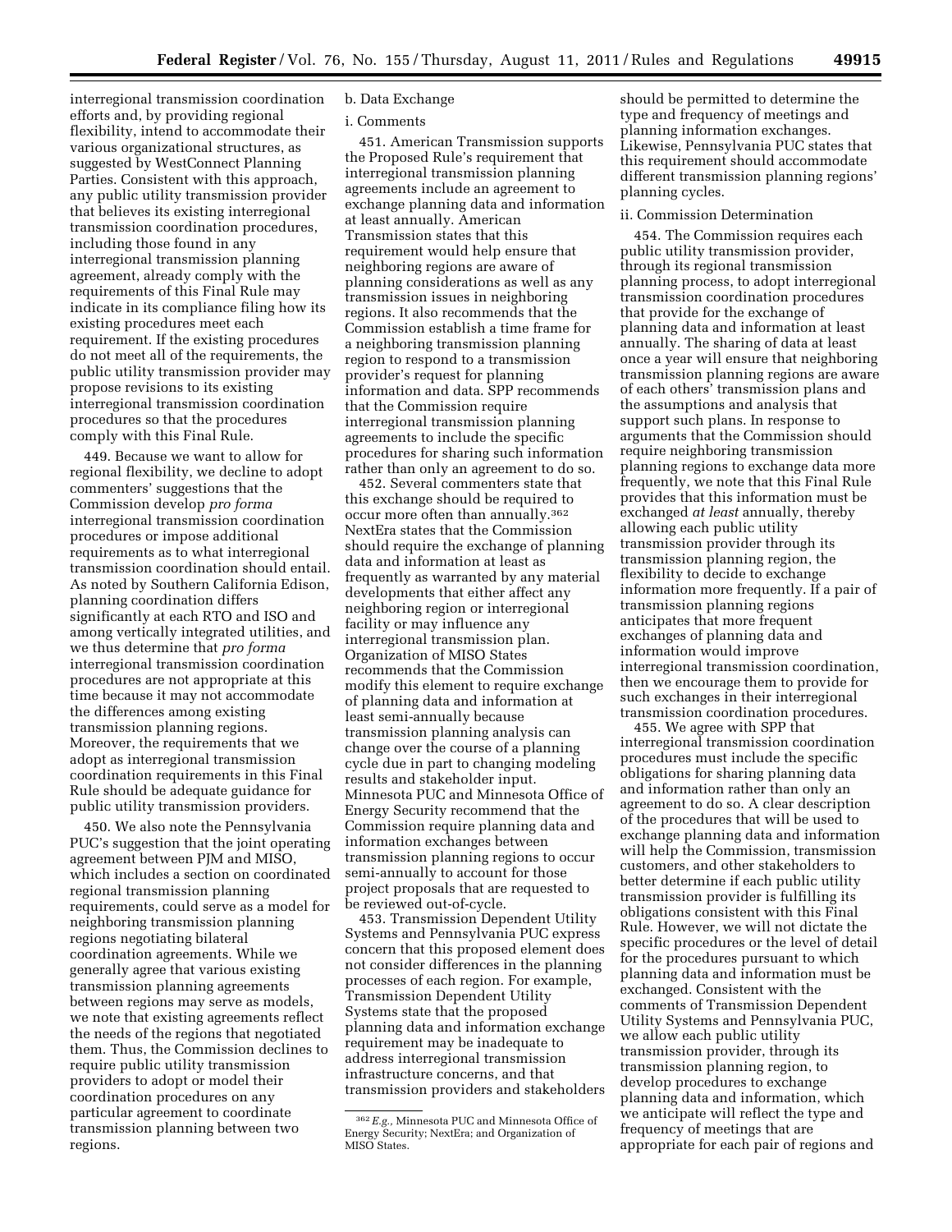interregional transmission coordination efforts and, by providing regional flexibility, intend to accommodate their various organizational structures, as suggested by WestConnect Planning Parties. Consistent with this approach, any public utility transmission provider that believes its existing interregional transmission coordination procedures, including those found in any interregional transmission planning agreement, already comply with the requirements of this Final Rule may indicate in its compliance filing how its existing procedures meet each requirement. If the existing procedures do not meet all of the requirements, the public utility transmission provider may propose revisions to its existing interregional transmission coordination procedures so that the procedures comply with this Final Rule.

449. Because we want to allow for regional flexibility, we decline to adopt commenters' suggestions that the Commission develop *pro forma* interregional transmission coordination procedures or impose additional requirements as to what interregional transmission coordination should entail. As noted by Southern California Edison, planning coordination differs significantly at each RTO and ISO and among vertically integrated utilities, and we thus determine that *pro forma* interregional transmission coordination procedures are not appropriate at this time because it may not accommodate the differences among existing transmission planning regions. Moreover, the requirements that we adopt as interregional transmission coordination requirements in this Final Rule should be adequate guidance for public utility transmission providers.

450. We also note the Pennsylvania PUC's suggestion that the joint operating agreement between PJM and MISO, which includes a section on coordinated regional transmission planning requirements, could serve as a model for neighboring transmission planning regions negotiating bilateral coordination agreements. While we generally agree that various existing transmission planning agreements between regions may serve as models, we note that existing agreements reflect the needs of the regions that negotiated them. Thus, the Commission declines to require public utility transmission providers to adopt or model their coordination procedures on any particular agreement to coordinate transmission planning between two regions.

b. Data Exchange

i. Comments

451. American Transmission supports the Proposed Rule's requirement that interregional transmission planning agreements include an agreement to exchange planning data and information at least annually. American Transmission states that this requirement would help ensure that neighboring regions are aware of planning considerations as well as any transmission issues in neighboring regions. It also recommends that the Commission establish a time frame for a neighboring transmission planning region to respond to a transmission provider's request for planning information and data. SPP recommends that the Commission require interregional transmission planning agreements to include the specific procedures for sharing such information rather than only an agreement to do so.

452. Several commenters state that this exchange should be required to occur more often than annually.[362] NextEra states that the Commission should require the exchange of planning data and information at least as frequently as warranted by any material developments that either affect any neighboring region or interregional facility or may influence any interregional transmission plan. Organization of MISO States recommends that the Commission modify this element to require exchange of planning data and information at least semi-annually because transmission planning analysis can change over the course of a planning cycle due in part to changing modeling results and stakeholder input. Minnesota PUC and Minnesota Office of Energy Security recommend that the Commission require planning data and information exchanges between transmission planning regions to occur semi-annually to account for those project proposals that are requested to be reviewed out-of-cycle.

453. Transmission Dependent Utility Systems and Pennsylvania PUC express concern that this proposed element does not consider differences in the planning processes of each region. For example, Transmission Dependent Utility Systems state that the proposed planning data and information exchange requirement may be inadequate to address interregional transmission infrastructure concerns, and that transmission providers and stakeholders should be permitted to determine the type and frequency of meetings and planning information exchanges. Likewise, Pennsylvania PUC states that this requirement should accommodate different transmission planning regions' planning cycles.

ii. Commission Determination

454. The Commission requires each public utility transmission provider, through its regional transmission planning process, to adopt interregional transmission coordination procedures that provide for the exchange of planning data and information at least annually. The sharing of data at least once a year will ensure that neighboring transmission planning regions are aware of each others' transmission plans and the assumptions and analysis that support such plans. In response to arguments that the Commission should require neighboring transmission planning regions to exchange data more frequently, we note that this Final Rule provides that this information must be exchanged *at least* annually, thereby allowing each public utility transmission provider through its transmission planning region, the flexibility to decide to exchange information more frequently. If a pair of transmission planning regions anticipates that more frequent exchanges of planning data and information would improve interregional transmission coordination, then we encourage them to provide for such exchanges in their interregional transmission coordination procedures.

455. We agree with SPP that interregional transmission coordination procedures must include the specific obligations for sharing planning data and information rather than only an agreement to do so. A clear description of the procedures that will be used to exchange planning data and information will help the Commission, transmission customers, and other stakeholders to better determine if each public utility transmission provider is fulfilling its obligations consistent with this Final Rule. However, we will not dictate the specific procedures or the level of detail for the procedures pursuant to which planning data and information must be exchanged. Consistent with the comments of Transmission Dependent Utility Systems and Pennsylvania PUC, we allow each public utility transmission provider, through its transmission planning region, to develop procedures to exchange planning data and information, which we anticipate will reflect the type and frequency of meetings that are appropriate for each pair of regions and

[362] *E.g.,* Minnesota PUC and Minnesota Office of Energy Security; NextEra; and Organization of MISO States.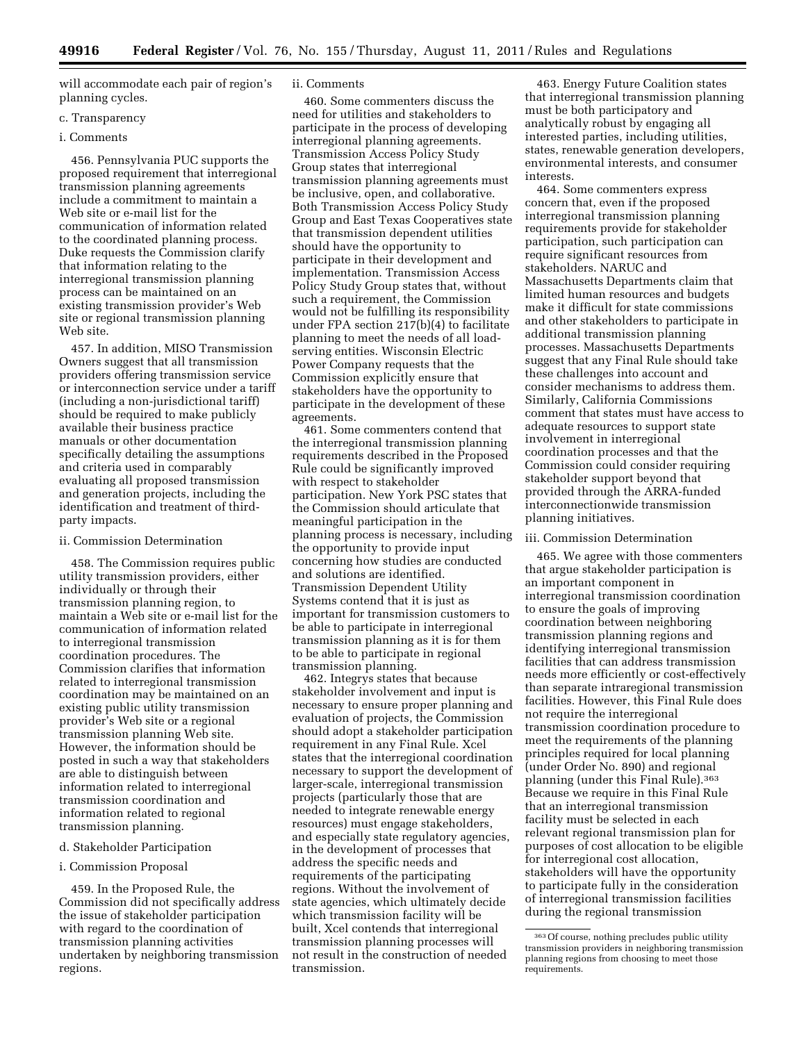will accommodate each pair of region's planning cycles.

c. Transparency

i. Comments

456. Pennsylvania PUC supports the proposed requirement that interregional transmission planning agreements include a commitment to maintain a Web site or e-mail list for the communication of information related to the coordinated planning process. Duke requests the Commission clarify that information relating to the interregional transmission planning process can be maintained on an existing transmission provider's Web site or regional transmission planning Web site.

457. In addition, MISO Transmission Owners suggest that all transmission providers offering transmission service or interconnection service under a tariff (including a non-jurisdictional tariff) should be required to make publicly available their business practice manuals or other documentation specifically detailing the assumptions and criteria used in comparably evaluating all proposed transmission and generation projects, including the identification and treatment of third-party impacts.

ii. Commission Determination

458. The Commission requires public utility transmission providers, either individually or through their transmission planning region, to maintain a Web site or e-mail list for the communication of information related to interregional transmission coordination procedures. The Commission clarifies that information related to interregional transmission coordination may be maintained on an existing public utility transmission provider's Web site or a regional transmission planning Web site. However, the information should be posted in such a way that stakeholders are able to distinguish between information related to interregional transmission coordination and information related to regional transmission planning.

d. Stakeholder Participation

i. Commission Proposal

459. In the Proposed Rule, the Commission did not specifically address the issue of stakeholder participation with regard to the coordination of transmission planning activities undertaken by neighboring transmission regions.

ii. Comments

460. Some commenters discuss the need for utilities and stakeholders to participate in the process of developing interregional planning agreements. Transmission Access Policy Study Group states that interregional transmission planning agreements must be inclusive, open, and collaborative. Both Transmission Access Policy Study Group and East Texas Cooperatives state that transmission dependent utilities should have the opportunity to participate in their development and implementation. Transmission Access Policy Study Group states that, without such a requirement, the Commission would not be fulfilling its responsibility under FPA section 217(b)(4) to facilitate planning to meet the needs of all load-serving entities. Wisconsin Electric Power Company requests that the Commission explicitly ensure that stakeholders have the opportunity to participate in the development of these agreements.

461. Some commenters contend that the interregional transmission planning requirements described in the Proposed Rule could be significantly improved with respect to stakeholder participation. New York PSC states that the Commission should articulate that meaningful participation in the planning process is necessary, including the opportunity to provide input concerning how studies are conducted and solutions are identified. Transmission Dependent Utility Systems contend that it is just as important for transmission customers to be able to participate in interregional transmission planning as it is for them to be able to participate in regional transmission planning.

462. Integrys states that because stakeholder involvement and input is necessary to ensure proper planning and evaluation of projects, the Commission should adopt a stakeholder participation requirement in any Final Rule. Xcel states that the interregional coordination necessary to support the development of larger-scale, interregional transmission projects (particularly those that are needed to integrate renewable energy resources) must engage stakeholders, and especially state regulatory agencies, in the development of processes that address the specific needs and requirements of the participating regions. Without the involvement of state agencies, which ultimately decide which transmission facility will be built, Xcel contends that interregional transmission planning processes will not result in the construction of needed transmission.

463. Energy Future Coalition states that interregional transmission planning must be both participatory and analytically robust by engaging all interested parties, including utilities, states, renewable generation developers, environmental interests, and consumer interests.

464. Some commenters express concern that, even if the proposed interregional transmission planning requirements provide for stakeholder participation, such participation can require significant resources from stakeholders. NARUC and Massachusetts Departments claim that limited human resources and budgets make it difficult for state commissions and other stakeholders to participate in additional transmission planning processes. Massachusetts Departments suggest that any Final Rule should take these challenges into account and consider mechanisms to address them. Similarly, California Commissions comment that states must have access to adequate resources to support state involvement in interregional coordination processes and that the Commission could consider requiring stakeholder support beyond that provided through the ARRA-funded interconnectionwide transmission planning initiatives.

iii. Commission Determination

465. We agree with those commenters that argue stakeholder participation is an important component in interregional transmission coordination to ensure the goals of improving coordination between neighboring transmission planning regions and identifying interregional transmission facilities that can address transmission needs more efficiently or cost-effectively than separate intraregional transmission facilities. However, this Final Rule does not require the interregional transmission coordination procedure to meet the requirements of the planning principles required for local planning (under Order No. 890) and regional planning (under this Final Rule).[363] Because we require in this Final Rule that an interregional transmission facility must be selected in each relevant regional transmission plan for purposes of cost allocation to be eligible for interregional cost allocation, stakeholders will have the opportunity to participate fully in the consideration of interregional transmission facilities during the regional transmission

[363] Of course, nothing precludes public utility transmission providers in neighboring transmission planning regions from choosing to meet those requirements.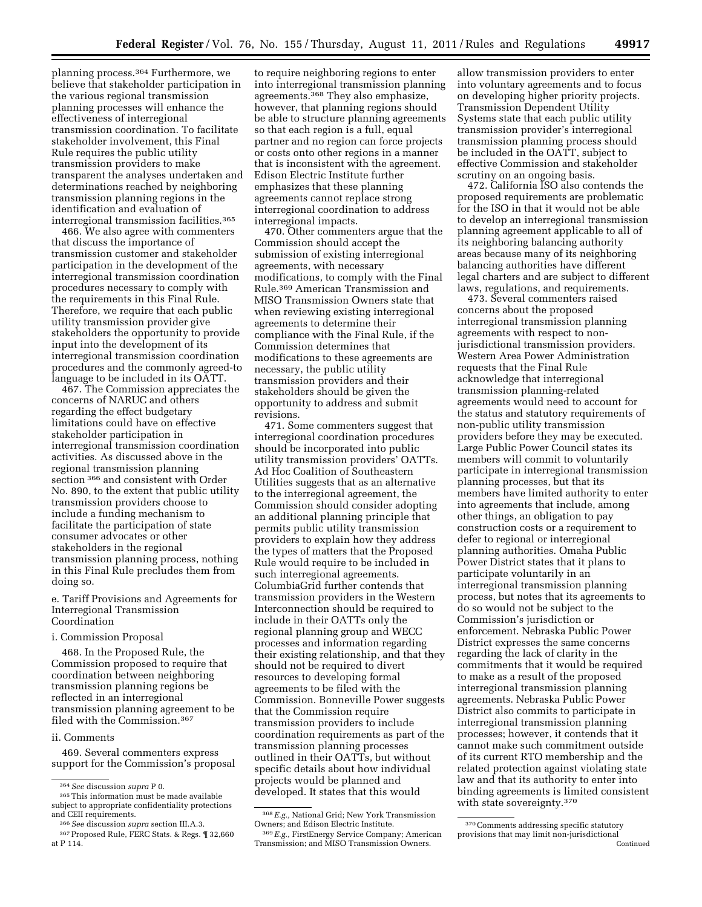planning process.[364] Furthermore, we believe that stakeholder participation in the various regional transmission planning processes will enhance the effectiveness of interregional transmission coordination. To facilitate stakeholder involvement, this Final Rule requires the public utility transmission providers to make transparent the analyses undertaken and determinations reached by neighboring transmission planning regions in the identification and evaluation of interregional transmission facilities.[365]

466. We also agree with commenters that discuss the importance of transmission customer and stakeholder participation in the development of the interregional transmission coordination procedures necessary to comply with the requirements in this Final Rule. Therefore, we require that each public utility transmission provider give stakeholders the opportunity to provide input into the development of its interregional transmission coordination procedures and the commonly agreed-to language to be included in its OATT.

467. The Commission appreciates the concerns of NARUC and others regarding the effect budgetary limitations could have on effective stakeholder participation in interregional transmission coordination activities. As discussed above in the regional transmission planning section[366] and consistent with Order No. 890, to the extent that public utility transmission providers choose to include a funding mechanism to facilitate the participation of state consumer advocates or other stakeholders in the regional transmission planning process, nothing in this Final Rule precludes them from doing so.

e. Tariff Provisions and Agreements for Interregional Transmission Coordination

i. Commission Proposal

468. In the Proposed Rule, the Commission proposed to require that coordination between neighboring transmission planning regions be reflected in an interregional transmission planning agreement to be filed with the Commission.[367]

ii. Comments

469. Several commenters express support for the Commission's proposal to require neighboring regions to enter into interregional transmission planning agreements.[368] They also emphasize, however, that planning regions should be able to structure planning agreements so that each region is a full, equal partner and no region can force projects or costs onto other regions in a manner that is inconsistent with the agreement. Edison Electric Institute further emphasizes that these planning agreements cannot replace strong interregional coordination to address interregional impacts.

470. Other commenters argue that the Commission should accept the submission of existing interregional agreements, with necessary modifications, to comply with the Final Rule.[369] American Transmission and MISO Transmission Owners state that when reviewing existing interregional agreements to determine their compliance with the Final Rule, if the Commission determines that modifications to these agreements are necessary, the public utility transmission providers and their stakeholders should be given the opportunity to address and submit revisions.

471. Some commenters suggest that interregional coordination procedures should be incorporated into public utility transmission providers' OATTs. Ad Hoc Coalition of Southeastern Utilities suggests that as an alternative to the interregional agreement, the Commission should consider adopting an additional planning principle that permits public utility transmission providers to explain how they address the types of matters that the Proposed Rule would require to be included in such interregional agreements. ColumbiaGrid further contends that transmission providers in the Western Interconnection should be required to include in their OATTs only the regional planning group and WECC processes and information regarding their existing relationship, and that they should not be required to divert resources to developing formal agreements to be filed with the Commission. Bonneville Power suggests that the Commission require transmission providers to include coordination requirements as part of the transmission planning processes outlined in their OATTs, but without specific details about how individual projects would be planned and developed. It states that this would allow transmission providers to enter into voluntary agreements and to focus on developing higher priority projects. Transmission Dependent Utility Systems state that each public utility transmission provider's interregional transmission planning process should be included in the OATT, subject to effective Commission and stakeholder scrutiny on an ongoing basis.

472. California ISO also contends the proposed requirements are problematic for the ISO in that it would not be able to develop an interregional transmission planning agreement applicable to all of its neighboring balancing authority areas because many of its neighboring balancing authorities have different legal charters and are subject to different laws, regulations, and requirements.

473. Several commenters raised concerns about the proposed interregional transmission planning agreements with respect to non-jurisdictional transmission providers. Western Area Power Administration requests that the Final Rule acknowledge that interregional transmission planning-related agreements would need to account for the status and statutory requirements of non-public utility transmission providers before they may be executed. Large Public Power Council states its members will commit to voluntarily participate in interregional transmission planning processes, but that its members have limited authority to enter into agreements that include, among other things, an obligation to pay construction costs or a requirement to defer to regional or interregional planning authorities. Omaha Public Power District states that it plans to participate voluntarily in an interregional transmission planning process, but notes that its agreements to do so would not be subject to the Commission's jurisdiction or enforcement. Nebraska Public Power District expresses the same concerns regarding the lack of clarity in the commitments that it would be required to make as a result of the proposed interregional transmission planning agreements. Nebraska Public Power District also commits to participate in interregional transmission planning processes; however, it contends that it cannot make such commitment outside of its current RTO membership and the related protection against violating state law and that its authority to enter into binding agreements is limited consistent with state sovereignty.[370]

---

[364] *See* discussion *supra* P 0.

[365] This information must be made available subject to appropriate confidentiality protections and CEII requirements.

[366] *See* discussion *supra* section III.A.3.

[367] Proposed Rule, FERC Stats. & Regs. ¶ 32,660 at P 114.

[368] *E.g.,* National Grid; New York Transmission Owners; and Edison Electric Institute.

[369] *E.g.,* FirstEnergy Service Company; American Transmission; and MISO Transmission Owners.

[370] Comments addressing specific statutory provisions that may limit non-jurisdictional
Continued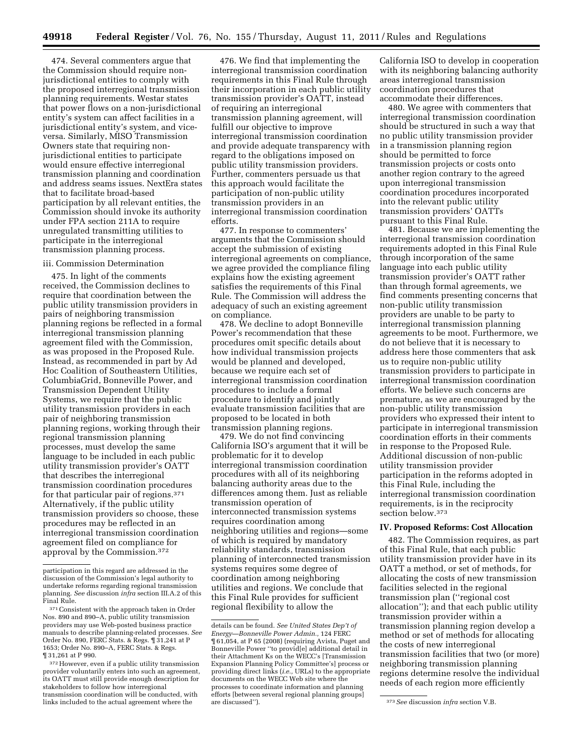474. Several commenters argue that the Commission should require non-jurisdictional entities to comply with the proposed interregional transmission planning requirements. Westar states that power flows on a non-jurisdictional entity's system can affect facilities in a jurisdictional entity's system, and vice-versa. Similarly, MISO Transmission Owners state that requiring non-jurisdictional entities to participate would ensure effective interregional transmission planning and coordination and address seams issues. NextEra states that to facilitate broad-based participation by all relevant entities, the Commission should invoke its authority under FPA section 211A to require unregulated transmitting utilities to participate in the interregional transmission planning process.

iii. Commission Determination

475. In light of the comments received, the Commission declines to require that coordination between the public utility transmission providers in pairs of neighboring transmission planning regions be reflected in a formal interregional transmission planning agreement filed with the Commission, as was proposed in the Proposed Rule. Instead, as recommended in part by Ad Hoc Coalition of Southeastern Utilities, ColumbiaGrid, Bonneville Power, and Transmission Dependent Utility Systems, we require that the public utility transmission providers in each pair of neighboring transmission planning regions, working through their regional transmission planning processes, must develop the same language to be included in each public utility transmission provider's OATT that describes the interregional transmission coordination procedures for that particular pair of regions.[371] Alternatively, if the public utility transmission providers so choose, these procedures may be reflected in an interregional transmission coordination agreement filed on compliance for approval by the Commission.[372]

476. We find that implementing the interregional transmission coordination requirements in this Final Rule through their incorporation in each public utility transmission provider's OATT, instead of requiring an interregional transmission planning agreement, will fulfill our objective to improve interregional transmission coordination and provide adequate transparency with regard to the obligations imposed on public utility transmission providers. Further, commenters persuade us that this approach would facilitate the participation of non-public utility transmission providers in an interregional transmission coordination efforts.

477. In response to commenters' arguments that the Commission should accept the submission of existing interregional agreements on compliance, we agree provided the compliance filing explains how the existing agreement satisfies the requirements of this Final Rule. The Commission will address the adequacy of such an existing agreement on compliance.

478. We decline to adopt Bonneville Power's recommendation that these procedures omit specific details about how individual transmission projects would be planned and developed, because we require each set of interregional transmission coordination procedures to include a formal procedure to identify and jointly evaluate transmission facilities that are proposed to be located in both transmission planning regions.

479. We do not find convincing California ISO's argument that it will be problematic for it to develop interregional transmission coordination procedures with all of its neighboring balancing authority areas due to the differences among them. Just as reliable transmission operation of interconnected transmission systems requires coordination among neighboring utilities and regions—some of which is required by mandatory reliability standards, transmission planning of interconnected transmission systems requires some degree of coordination among neighboring utilities and regions. We conclude that this Final Rule provides for sufficient regional flexibility to allow the California ISO to develop in cooperation with its neighboring balancing authority areas interregional transmission coordination procedures that accommodate their differences.

480. We agree with commenters that interregional transmission coordination should be structured in such a way that no public utility transmission provider in a transmission planning region should be permitted to force transmission projects or costs onto another region contrary to the agreed upon interregional transmission coordination procedures incorporated into the relevant public utility transmission providers' OATTs pursuant to this Final Rule.

481. Because we are implementing the interregional transmission coordination requirements adopted in this Final Rule through incorporation of the same language into each public utility transmission provider's OATT rather than through formal agreements, we find comments presenting concerns that non-public utility transmission providers are unable to be party to interregional transmission planning agreements to be moot. Furthermore, we do not believe that it is necessary to address here those commenters that ask us to require non-public utility transmission providers to participate in interregional transmission coordination efforts. We believe such concerns are premature, as we are encouraged by the non-public utility transmission providers who expressed their intent to participate in interregional transmission coordination efforts in their comments in response to the Proposed Rule. Additional discussion of non-public utility transmission provider participation in the reforms adopted in this Final Rule, including the interregional transmission coordination requirements, is in the reciprocity section below.[373]

## IV. Proposed Reforms: Cost Allocation

482. The Commission requires, as part of this Final Rule, that each public utility transmission provider have in its OATT a method, or set of methods, for allocating the costs of new transmission facilities selected in the regional transmission plan ("regional cost allocation"); and that each public utility transmission provider within a transmission planning region develop a method or set of methods for allocating the costs of new interregional transmission facilities that two (or more) neighboring transmission planning regions determine resolve the individual needs of each region more efficiently

---

participation in this regard are addressed in the discussion of the Commission's legal authority to undertake reforms regarding regional transmission planning. *See* discussion *infra* section III.A.2 of this Final Rule.

[371] Consistent with the approach taken in Order Nos. 890 and 890–A, public utility transmission providers may use Web-posted business practice manuals to describe planning-related processes. *See* Order No. 890, FERC Stats. & Regs. ¶ 31,241 at P 1653; Order No. 890–A, FERC Stats. & Regs. ¶ 31,261 at P 990.

[372] However, even if a public utility transmission provider voluntarily enters into such an agreement, its OATT must still provide enough description for stakeholders to follow how interregional transmission coordination will be conducted, with links included to the actual agreement where the details can be found. *See United States Dep't of Energy—Bonneville Power Admin.*, 124 FERC ¶ 61,054, at P 65 (2008) (requiring Avista, Puget and Bonneville Power "to provid[e] additional detail in their Attachment Ks on the WECC's [Transmission Expansion Planning Policy Committee's] process or providing direct links (*i.e.*, URLs) to the appropriate documents on the WECC Web site where the processes to coordinate information and planning efforts [between several regional planning groups] are discussed").

[373] *See* discussion *infra* section V.B.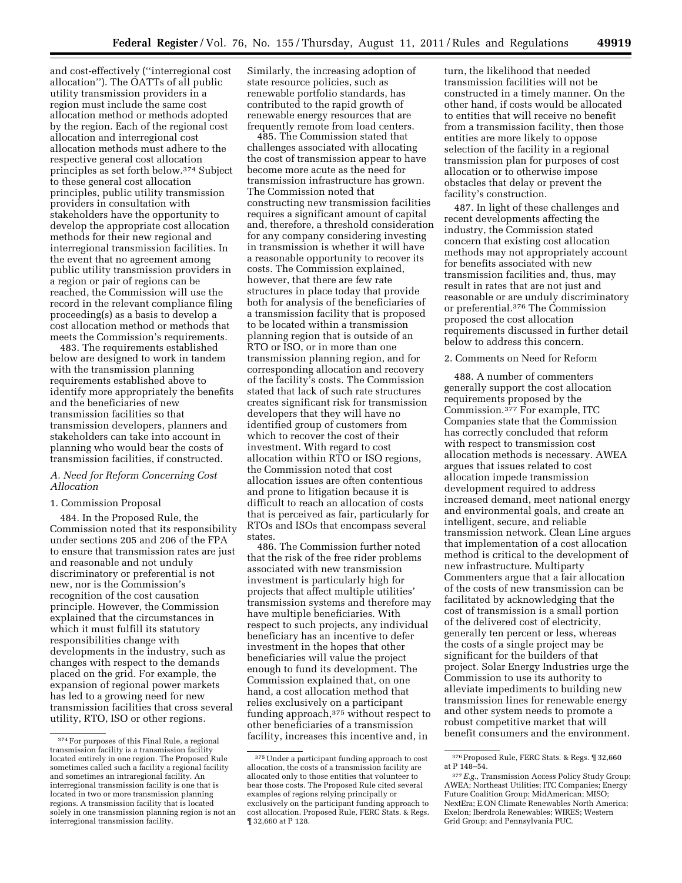and cost-effectively (''interregional cost allocation''). The OATTs of all public utility transmission providers in a region must include the same cost allocation method or methods adopted by the region. Each of the regional cost allocation and interregional cost allocation methods must adhere to the respective general cost allocation principles as set forth below.[374] Subject to these general cost allocation principles, public utility transmission providers in consultation with stakeholders have the opportunity to develop the appropriate cost allocation methods for their new regional and interregional transmission facilities. In the event that no agreement among public utility transmission providers in a region or pair of regions can be reached, the Commission will use the record in the relevant compliance filing proceeding(s) as a basis to develop a cost allocation method or methods that meets the Commission's requirements.

483. The requirements established below are designed to work in tandem with the transmission planning requirements established above to identify more appropriately the benefits and the beneficiaries of new transmission facilities so that transmission developers, planners and stakeholders can take into account in planning who would bear the costs of transmission facilities, if constructed.

### *A. Need for Reform Concerning Cost Allocation*

#### 1. Commission Proposal

484. In the Proposed Rule, the Commission noted that its responsibility under sections 205 and 206 of the FPA to ensure that transmission rates are just and reasonable and not unduly discriminatory or preferential is not new, nor is the Commission's recognition of the cost causation principle. However, the Commission explained that the circumstances in which it must fulfill its statutory responsibilities change with developments in the industry, such as changes with respect to the demands placed on the grid. For example, the expansion of regional power markets has led to a growing need for new transmission facilities that cross several utility, RTO, ISO or other regions. Similarly, the increasing adoption of state resource policies, such as renewable portfolio standards, has contributed to the rapid growth of renewable energy resources that are frequently remote from load centers.

485. The Commission stated that challenges associated with allocating the cost of transmission appear to have become more acute as the need for transmission infrastructure has grown. The Commission noted that constructing new transmission facilities requires a significant amount of capital and, therefore, a threshold consideration for any company considering investing in transmission is whether it will have a reasonable opportunity to recover its costs. The Commission explained, however, that there are few rate structures in place today that provide both for analysis of the beneficiaries of a transmission facility that is proposed to be located within a transmission planning region that is outside of an RTO or ISO, or in more than one transmission planning region, and for corresponding allocation and recovery of the facility's costs. The Commission stated that lack of such rate structures creates significant risk for transmission developers that they will have no identified group of customers from which to recover the cost of their investment. With regard to cost allocation within RTO or ISO regions, the Commission noted that cost allocation issues are often contentious and prone to litigation because it is difficult to reach an allocation of costs that is perceived as fair, particularly for RTOs and ISOs that encompass several states.

486. The Commission further noted that the risk of the free rider problems associated with new transmission investment is particularly high for projects that affect multiple utilities' transmission systems and therefore may have multiple beneficiaries. With respect to such projects, any individual beneficiary has an incentive to defer investment in the hope that other beneficiaries will value the project enough to fund its development. The Commission explained that, on one hand, a cost allocation method that relies exclusively on a participant funding approach,[375] without respect to other beneficiaries of a transmission facility, increases this incentive and, in turn, the likelihood that needed transmission facilities will not be constructed in a timely manner. On the other hand, if costs would be allocated to entities that will receive no benefit from a transmission facility, then those entities are more likely to oppose selection of the facility in a regional transmission plan for purposes of cost allocation or to otherwise impose obstacles that delay or prevent the facility's construction.

487. In light of these challenges and recent developments affecting the industry, the Commission stated concern that existing cost allocation methods may not appropriately account for benefits associated with new transmission facilities and, thus, may result in rates that are not just and reasonable or are unduly discriminatory or preferential.[376] The Commission proposed the cost allocation requirements discussed in further detail below to address this concern.

#### 2. Comments on Need for Reform

488. A number of commenters generally support the cost allocation requirements proposed by the Commission.[377] For example, ITC Companies state that the Commission has correctly concluded that reform with respect to transmission cost allocation methods is necessary. AWEA argues that issues related to cost allocation impede transmission development required to address increased demand, meet national energy and environmental goals, and create an intelligent, secure, and reliable transmission network. Clean Line argues that implementation of a cost allocation method is critical to the development of new infrastructure. Multiparty Commenters argue that a fair allocation of the costs of new transmission can be facilitated by acknowledging that the cost of transmission is a small portion of the delivered cost of electricity, generally ten percent or less, whereas the costs of a single project may be significant for the builders of that project. Solar Energy Industries urge the Commission to use its authority to alleviate impediments to building new transmission lines for renewable energy and other system needs to promote a robust competitive market that will benefit consumers and the environment.

---

[374] For purposes of this Final Rule, a regional transmission facility is a transmission facility located entirely in one region. The Proposed Rule sometimes called such a facility a regional facility and sometimes an intraregional facility. An interregional transmission facility is one that is located in two or more transmission planning regions. A transmission facility that is located solely in one transmission planning region is not an interregional transmission facility.

[375] Under a participant funding approach to cost allocation, the costs of a transmission facility are allocated only to those entities that volunteer to bear those costs. The Proposed Rule cited several examples of regions relying principally or exclusively on the participant funding approach to cost allocation. Proposed Rule, FERC Stats. & Regs. ¶ 32,660 at P 128.

[376] Proposed Rule, FERC Stats. & Regs. ¶ 32,660 at P 148–54.

[377] *E.g.,* Transmission Access Policy Study Group; AWEA; Northeast Utilities; ITC Companies; Energy Future Coalition Group; MidAmerican; MISO; NextEra; E.ON Climate Renewables North America; Exelon; Iberdrola Renewables; WIRES; Western Grid Group; and Pennsylvania PUC.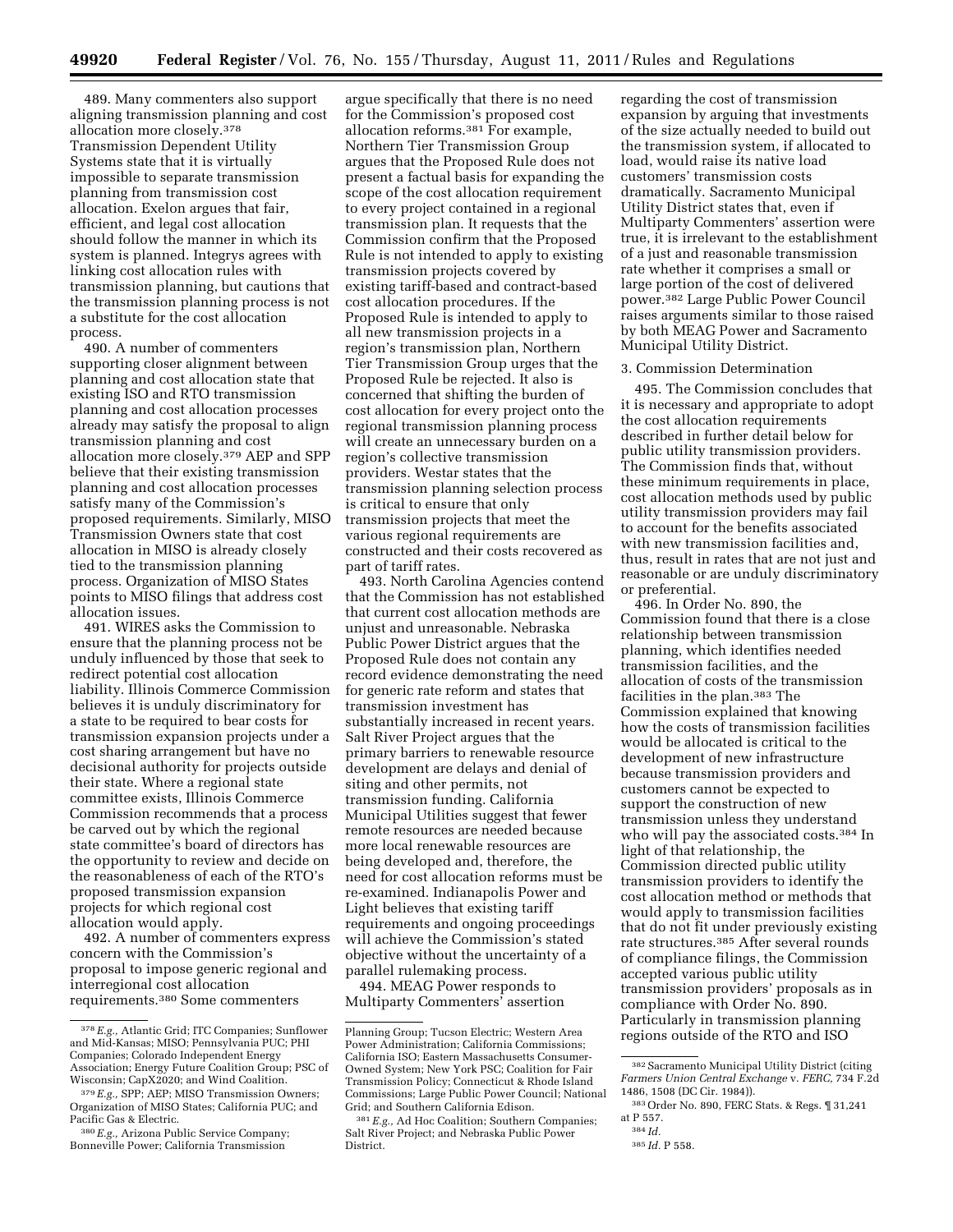489. Many commenters also support aligning transmission planning and cost allocation more closely.[378] Transmission Dependent Utility Systems state that it is virtually impossible to separate transmission planning from transmission cost allocation. Exelon argues that fair, efficient, and legal cost allocation should follow the manner in which its system is planned. Integrys agrees with linking cost allocation rules with transmission planning, but cautions that the transmission planning process is not a substitute for the cost allocation process.

490. A number of commenters supporting closer alignment between planning and cost allocation state that existing ISO and RTO transmission planning and cost allocation processes already may satisfy the proposal to align transmission planning and cost allocation more closely.[379] AEP and SPP believe that their existing transmission planning and cost allocation processes satisfy many of the Commission's proposed requirements. Similarly, MISO Transmission Owners state that cost allocation in MISO is already closely tied to the transmission planning process. Organization of MISO States points to MISO filings that address cost allocation issues.

491. WIRES asks the Commission to ensure that the planning process not be unduly influenced by those that seek to redirect potential cost allocation liability. Illinois Commerce Commission believes it is unduly discriminatory for a state to be required to bear costs for transmission expansion projects under a cost sharing arrangement but have no decisional authority for projects outside their state. Where a regional state committee exists, Illinois Commerce Commission recommends that a process be carved out by which the regional state committee's board of directors has the opportunity to review and decide on the reasonableness of each of the RTO's proposed transmission expansion projects for which regional cost allocation would apply.

492. A number of commenters express concern with the Commission's proposal to impose generic regional and interregional cost allocation requirements.[380] Some commenters argue specifically that there is no need for the Commission's proposed cost allocation reforms.[381] For example, Northern Tier Transmission Group argues that the Proposed Rule does not present a factual basis for expanding the scope of the cost allocation requirement to every project contained in a regional transmission plan. It requests that the Commission confirm that the Proposed Rule is not intended to apply to existing transmission projects covered by existing tariff-based and contract-based cost allocation procedures. If the Proposed Rule is intended to apply to all new transmission projects in a region's transmission plan, Northern Tier Transmission Group urges that the Proposed Rule be rejected. It also is concerned that shifting the burden of cost allocation for every project onto the regional transmission planning process will create an unnecessary burden on a region's collective transmission providers. Westar states that the transmission planning selection process is critical to ensure that only transmission projects that meet the various regional requirements are constructed and their costs recovered as part of tariff rates.

493. North Carolina Agencies contend that the Commission has not established that current cost allocation methods are unjust and unreasonable. Nebraska Public Power District argues that the Proposed Rule does not contain any record evidence demonstrating the need for generic rate reform and states that transmission investment has substantially increased in recent years. Salt River Project argues that the primary barriers to renewable resource development are delays and denial of siting and other permits, not transmission funding. California Municipal Utilities suggest that fewer remote resources are needed because more local renewable resources are being developed and, therefore, the need for cost allocation reforms must be re-examined. Indianapolis Power and Light believes that existing tariff requirements and ongoing proceedings will achieve the Commission's stated objective without the uncertainty of a parallel rulemaking process.

494. MEAG Power responds to Multiparty Commenters' assertion regarding the cost of transmission expansion by arguing that investments of the size actually needed to build out the transmission system, if allocated to load, would raise its native load customers' transmission costs dramatically. Sacramento Municipal Utility District states that, even if Multiparty Commenters' assertion were true, it is irrelevant to the establishment of a just and reasonable transmission rate whether it comprises a small or large portion of the cost of delivered power.[382] Large Public Power Council raises arguments similar to those raised by both MEAG Power and Sacramento Municipal Utility District.

### 3. Commission Determination

495. The Commission concludes that it is necessary and appropriate to adopt the cost allocation requirements described in further detail below for public utility transmission providers. The Commission finds that, without these minimum requirements in place, cost allocation methods used by public utility transmission providers may fail to account for the benefits associated with new transmission facilities and, thus, result in rates that are not just and reasonable or are unduly discriminatory or preferential.

496. In Order No. 890, the Commission found that there is a close relationship between transmission planning, which identifies needed transmission facilities, and the allocation of costs of the transmission facilities in the plan.[383] The Commission explained that knowing how the costs of transmission facilities would be allocated is critical to the development of new infrastructure because transmission providers and customers cannot be expected to support the construction of new transmission unless they understand who will pay the associated costs.[384] In light of that relationship, the Commission directed public utility transmission providers to identify the cost allocation method or methods that would apply to transmission facilities that do not fit under previously existing rate structures.[385] After several rounds of compliance filings, the Commission accepted various public utility transmission providers' proposals as in compliance with Order No. 890. Particularly in transmission planning regions outside of the RTO and ISO

---

[378] *E.g.,* Atlantic Grid; ITC Companies; Sunflower and Mid-Kansas; MISO; Pennsylvania PUC; PHI Companies; Colorado Independent Energy Association; Energy Future Coalition Group; PSC of Wisconsin; CapX2020; and Wind Coalition.

[379] *E.g.,* SPP; AEP; MISO Transmission Owners; Organization of MISO States; California PUC; and Pacific Gas & Electric.

[380] *E.g.,* Arizona Public Service Company; Bonneville Power; California Transmission Planning Group; Tucson Electric; Western Area Power Administration; California Commissions; California ISO; Eastern Massachusetts Consumer-Owned System; New York PSC; Coalition for Fair Transmission Policy; Connecticut & Rhode Island Commissions; Large Public Power Council; National Grid; and Southern California Edison.

[381] *E.g.,* Ad Hoc Coalition; Southern Companies; Salt River Project; and Nebraska Public Power District.

[382] Sacramento Municipal Utility District (citing *Farmers Union Central Exchange* v. *FERC,* 734 F.2d 1486, 1508 (DC Cir. 1984)).

[383] Order No. 890, FERC Stats. & Regs. ¶ 31,241 at P 557.

[384] *Id.*

[385] *Id.* P 558.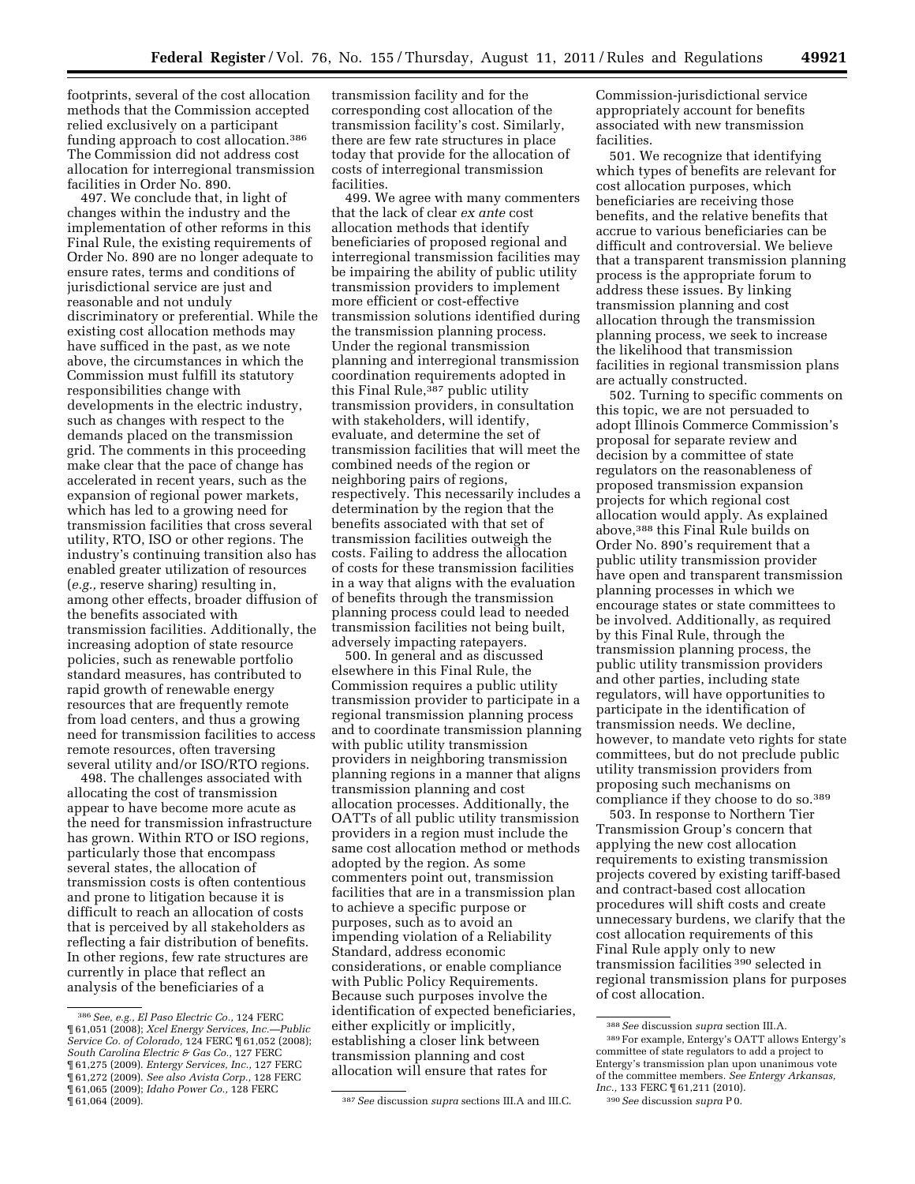footprints, several of the cost allocation methods that the Commission accepted relied exclusively on a participant funding approach to cost allocation.[386] The Commission did not address cost allocation for interregional transmission facilities in Order No. 890.

497. We conclude that, in light of changes within the industry and the implementation of other reforms in this Final Rule, the existing requirements of Order No. 890 are no longer adequate to ensure rates, terms and conditions of jurisdictional service are just and reasonable and not unduly discriminatory or preferential. While the existing cost allocation methods may have sufficed in the past, as we note above, the circumstances in which the Commission must fulfill its statutory responsibilities change with developments in the electric industry, such as changes with respect to the demands placed on the transmission grid. The comments in this proceeding make clear that the pace of change has accelerated in recent years, such as the expansion of regional power markets, which has led to a growing need for transmission facilities that cross several utility, RTO, ISO or other regions. The industry's continuing transition also has enabled greater utilization of resources (*e.g.,* reserve sharing) resulting in, among other effects, broader diffusion of the benefits associated with transmission facilities. Additionally, the increasing adoption of state resource policies, such as renewable portfolio standard measures, has contributed to rapid growth of renewable energy resources that are frequently remote from load centers, and thus a growing need for transmission facilities to access remote resources, often traversing several utility and/or ISO/RTO regions.

498. The challenges associated with allocating the cost of transmission appear to have become more acute as the need for transmission infrastructure has grown. Within RTO or ISO regions, particularly those that encompass several states, the allocation of transmission costs is often contentious and prone to litigation because it is difficult to reach an allocation of costs that is perceived by all stakeholders as reflecting a fair distribution of benefits. In other regions, few rate structures are currently in place that reflect an analysis of the beneficiaries of a transmission facility and for the corresponding cost allocation of the transmission facility's cost. Similarly, there are few rate structures in place today that provide for the allocation of costs of interregional transmission facilities.

499. We agree with many commenters that the lack of clear *ex ante* cost allocation methods that identify beneficiaries of proposed regional and interregional transmission facilities may be impairing the ability of public utility transmission providers to implement more efficient or cost-effective transmission solutions identified during the transmission planning process. Under the regional transmission planning and interregional transmission coordination requirements adopted in this Final Rule,[387] public utility transmission providers, in consultation with stakeholders, will identify, evaluate, and determine the set of transmission facilities that will meet the combined needs of the region or neighboring pairs of regions, respectively. This necessarily includes a determination by the region that the benefits associated with that set of transmission facilities outweigh the costs. Failing to address the allocation of costs for these transmission facilities in a way that aligns with the evaluation of benefits through the transmission planning process could lead to needed transmission facilities not being built, adversely impacting ratepayers.

500. In general and as discussed elsewhere in this Final Rule, the Commission requires a public utility transmission provider to participate in a regional transmission planning process and to coordinate transmission planning with public utility transmission providers in neighboring transmission planning regions in a manner that aligns transmission planning and cost allocation processes. Additionally, the OATTs of all public utility transmission providers in a region must include the same cost allocation method or methods adopted by the region. As some commenters point out, transmission facilities that are in a transmission plan to achieve a specific purpose or purposes, such as to avoid an impending violation of a Reliability Standard, address economic considerations, or enable compliance with Public Policy Requirements. Because such purposes involve the identification of expected beneficiaries, either explicitly or implicitly, establishing a closer link between transmission planning and cost allocation will ensure that rates for Commission-jurisdictional service appropriately account for benefits associated with new transmission facilities.

501. We recognize that identifying which types of benefits are relevant for cost allocation purposes, which beneficiaries are receiving those benefits, and the relative benefits that accrue to various beneficiaries can be difficult and controversial. We believe that a transparent transmission planning process is the appropriate forum to address these issues. By linking transmission planning and cost allocation through the transmission planning process, we seek to increase the likelihood that transmission facilities in regional transmission plans are actually constructed.

502. Turning to specific comments on this topic, we are not persuaded to adopt Illinois Commerce Commission's proposal for separate review and decision by a committee of state regulators on the reasonableness of proposed transmission expansion projects for which regional cost allocation would apply. As explained above,[388] this Final Rule builds on Order No. 890's requirement that a public utility transmission provider have open and transparent transmission planning processes in which we encourage states or state committees to be involved. Additionally, as required by this Final Rule, through the transmission planning process, the public utility transmission providers and other parties, including state regulators, will have opportunities to participate in the identification of transmission needs. We decline, however, to mandate veto rights for state committees, but do not preclude public utility transmission providers from proposing such mechanisms on compliance if they choose to do so.[389]

503. In response to Northern Tier Transmission Group's concern that applying the new cost allocation requirements to existing transmission projects covered by existing tariff-based and contract-based cost allocation procedures will shift costs and create unnecessary burdens, we clarify that the cost allocation requirements of this Final Rule apply only to new transmission facilities[390] selected in regional transmission plans for purposes of cost allocation.

---

[386] *See, e.g., El Paso Electric Co.,* 124 FERC ¶ 61,051 (2008); *Xcel Energy Services, Inc.—Public Service Co. of Colorado,* 124 FERC ¶ 61,052 (2008); *South Carolina Electric & Gas Co.,* 127 FERC ¶ 61,275 (2009). *Entergy Services, Inc.,* 127 FERC ¶ 61,272 (2009). *See also Avista Corp.,* 128 FERC ¶ 61,065 (2009); *Idaho Power Co.,* 128 FERC ¶ 61,064 (2009).

[387] *See* discussion *supra* sections III.A and III.C.

[388] *See* discussion *supra* section III.A.

[389] For example, Entergy's OATT allows Entergy's committee of state regulators to add a project to Entergy's transmission plan upon unanimous vote of the committee members. *See Entergy Arkansas, Inc.,* 133 FERC ¶ 61,211 (2010).

[390] *See* discussion *supra* P 0.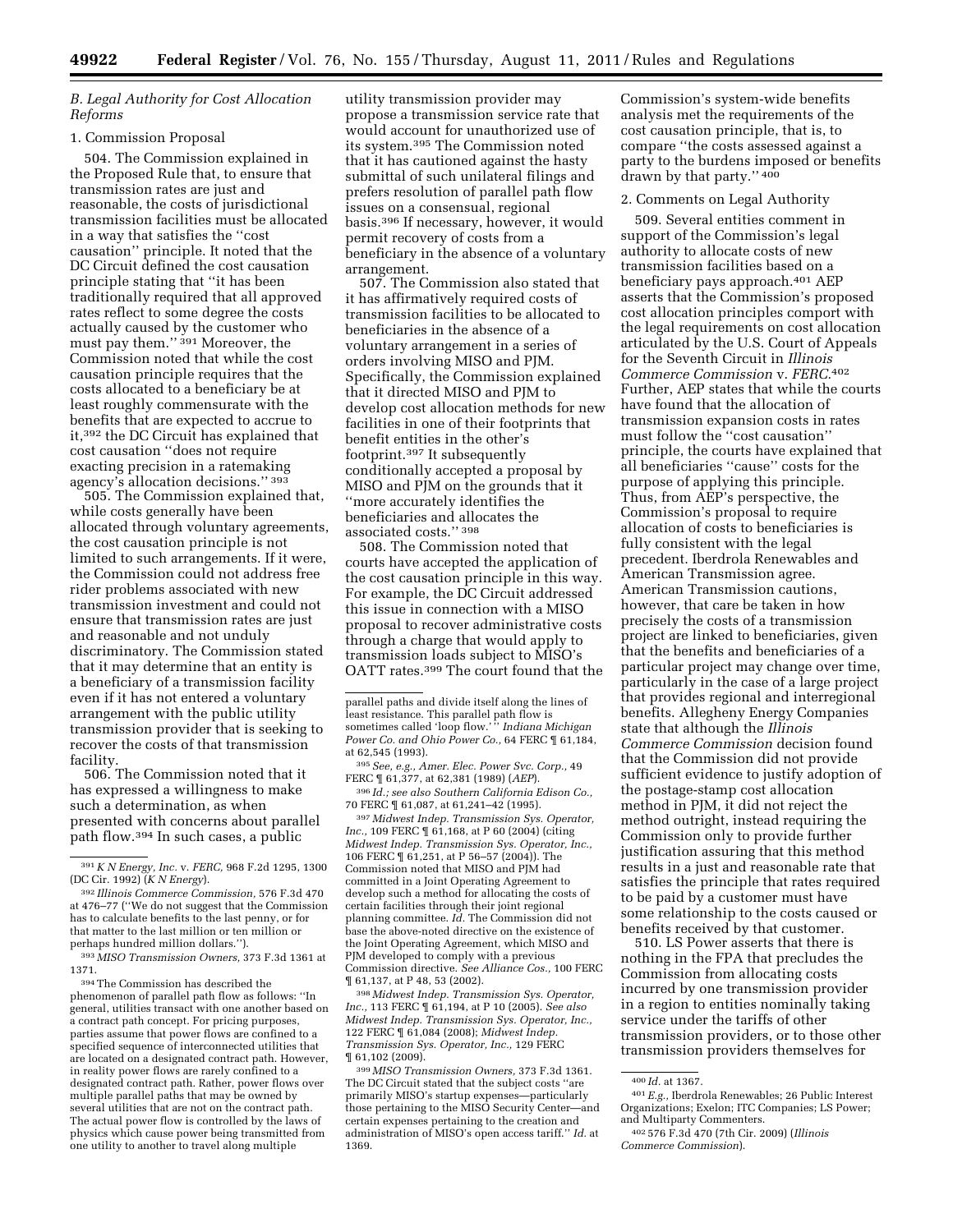### *B. Legal Authority for Cost Allocation Reforms*

#### 1. Commission Proposal

504. The Commission explained in the Proposed Rule that, to ensure that transmission rates are just and reasonable, the costs of jurisdictional transmission facilities must be allocated in a way that satisfies the ''cost causation'' principle. It noted that the DC Circuit defined the cost causation principle stating that ''it has been traditionally required that all approved rates reflect to some degree the costs actually caused by the customer who must pay them.'' [391] Moreover, the Commission noted that while the cost causation principle requires that the costs allocated to a beneficiary be at least roughly commensurate with the benefits that are expected to accrue to it,[392] the DC Circuit has explained that cost causation ''does not require exacting precision in a ratemaking agency's allocation decisions.'' [393]

505. The Commission explained that, while costs generally have been allocated through voluntary agreements, the cost causation principle is not limited to such arrangements. If it were, the Commission could not address free rider problems associated with new transmission investment and could not ensure that transmission rates are just and reasonable and not unduly discriminatory. The Commission stated that it may determine that an entity is a beneficiary of a transmission facility even if it has not entered a voluntary arrangement with the public utility transmission provider that is seeking to recover the costs of that transmission facility.

506. The Commission noted that it has expressed a willingness to make such a determination, as when presented with concerns about parallel path flow.[394] In such cases, a public utility transmission provider may propose a transmission service rate that would account for unauthorized use of its system.[395] The Commission noted that it has cautioned against the hasty submittal of such unilateral filings and prefers resolution of parallel path flow issues on a consensual, regional basis.[396] If necessary, however, it would permit recovery of costs from a beneficiary in the absence of a voluntary arrangement.

507. The Commission also stated that it has affirmatively required costs of transmission facilities to be allocated to beneficiaries in the absence of a voluntary arrangement in a series of orders involving MISO and PJM. Specifically, the Commission explained that it directed MISO and PJM to develop cost allocation methods for new facilities in one of their footprints that benefit entities in the other's footprint.[397] It subsequently conditionally accepted a proposal by MISO and PJM on the grounds that it ''more accurately identifies the beneficiaries and allocates the associated costs.'' [398]

508. The Commission noted that courts have accepted the application of the cost causation principle in this way. For example, the DC Circuit addressed this issue in connection with a MISO proposal to recover administrative costs through a charge that would apply to transmission loads subject to MISO's OATT rates.[399] The court found that the Commission's system-wide benefits analysis met the requirements of the cost causation principle, that is, to compare ''the costs assessed against a party to the burdens imposed or benefits drawn by that party.'' [400]

#### 2. Comments on Legal Authority

509. Several entities comment in support of the Commission's legal authority to allocate costs of new transmission facilities based on a beneficiary pays approach.[401] AEP asserts that the Commission's proposed cost allocation principles comport with the legal requirements on cost allocation articulated by the U.S. Court of Appeals for the Seventh Circuit in *Illinois Commerce Commission* v. *FERC*.[402] Further, AEP states that while the courts have found that the allocation of transmission expansion costs in rates must follow the ''cost causation'' principle, the courts have explained that all beneficiaries ''cause'' costs for the purpose of applying this principle. Thus, from AEP's perspective, the Commission's proposal to require allocation of costs to beneficiaries is fully consistent with the legal precedent. Iberdrola Renewables and American Transmission agree. American Transmission cautions, however, that care be taken in how precisely the costs of a transmission project are linked to beneficiaries, given that the benefits and beneficiaries of a particular project may change over time, particularly in the case of a large project that provides regional and interregional benefits. Allegheny Energy Companies state that although the *Illinois Commerce Commission* decision found that the Commission did not provide sufficient evidence to justify adoption of the postage-stamp cost allocation method in PJM, it did not reject the method outright, instead requiring the Commission only to provide further justification assuring that this method results in a just and reasonable rate that satisfies the principle that rates required to be paid by a customer must have some relationship to the costs caused or benefits received by that customer.

510. LS Power asserts that there is nothing in the FPA that precludes the Commission from allocating costs incurred by one transmission provider in a region to entities nominally taking service under the tariffs of other transmission providers, or to those other transmission providers themselves for

---

[391] *K N Energy, Inc.* v. *FERC,* 968 F.2d 1295, 1300 (DC Cir. 1992) (*K N Energy*).

[392] *Illinois Commerce Commission,* 576 F.3d 470 at 476–77 (''We do not suggest that the Commission has to calculate benefits to the last penny, or for that matter to the last million or ten million or perhaps hundred million dollars.'').

[393] *MISO Transmission Owners,* 373 F.3d 1361 at 1371.

[394] The Commission has described the phenomenon of parallel path flow as follows: ''In general, utilities transact with one another based on a contract path concept. For pricing purposes, parties assume that power flows are confined to a specified sequence of interconnected utilities that are located on a designated contract path. However, in reality power flows are rarely confined to a designated contract path. Rather, power flows over multiple parallel paths that may be owned by several utilities that are not on the contract path. The actual power flow is controlled by the laws of physics which cause power being transmitted from one utility to another to travel along multiple parallel paths and divide itself along the lines of least resistance. This parallel path flow is sometimes called 'loop flow.' '' *Indiana Michigan Power Co. and Ohio Power Co.,* 64 FERC ¶ 61,184, at 62,545 (1993).

[395] *See, e.g., Amer. Elec. Power Svc. Corp.,* 49 FERC ¶ 61,377, at 62,381 (1989) (*AEP*).

[396] *Id.*; *see also Southern California Edison Co.,* 70 FERC ¶ 61,087, at 61,241–42 (1995).

[397] *Midwest Indep. Transmission Sys. Operator, Inc.,* 109 FERC ¶ 61,168, at P 60 (2004) (citing *Midwest Indep. Transmission Sys. Operator, Inc.,* 106 FERC ¶ 61,251, at P 56–57 (2004)). The Commission noted that MISO and PJM had committed in a Joint Operating Agreement to develop such a method for allocating the costs of certain facilities through their joint regional planning committee. *Id.* The Commission did not base the above-noted directive on the existence of the Joint Operating Agreement, which MISO and PJM developed to comply with a previous Commission directive. *See Alliance Cos.,* 100 FERC ¶ 61,137, at P 48, 53 (2002).

[398] *Midwest Indep. Transmission Sys. Operator, Inc.,* 113 FERC ¶ 61,194, at P 10 (2005). *See also Midwest Indep. Transmission Sys. Operator, Inc.,* 122 FERC ¶ 61,084 (2008); *Midwest Indep. Transmission Sys. Operator, Inc.,* 129 FERC ¶ 61,102 (2009).

[399] *MISO Transmission Owners,* 373 F.3d 1361. The DC Circuit stated that the subject costs ''are primarily MISO's startup expenses—particularly those pertaining to the MISO Security Center—and certain expenses pertaining to the creation and administration of MISO's open access tariff.'' *Id.* at 1369.

[400] *Id.* at 1367.

[401] *E.g.,* Iberdrola Renewables; 26 Public Interest Organizations; Exelon; ITC Companies; LS Power; and Multiparty Commenters.

[402] 576 F.3d 470 (7th Cir. 2009) (*Illinois Commerce Commission*).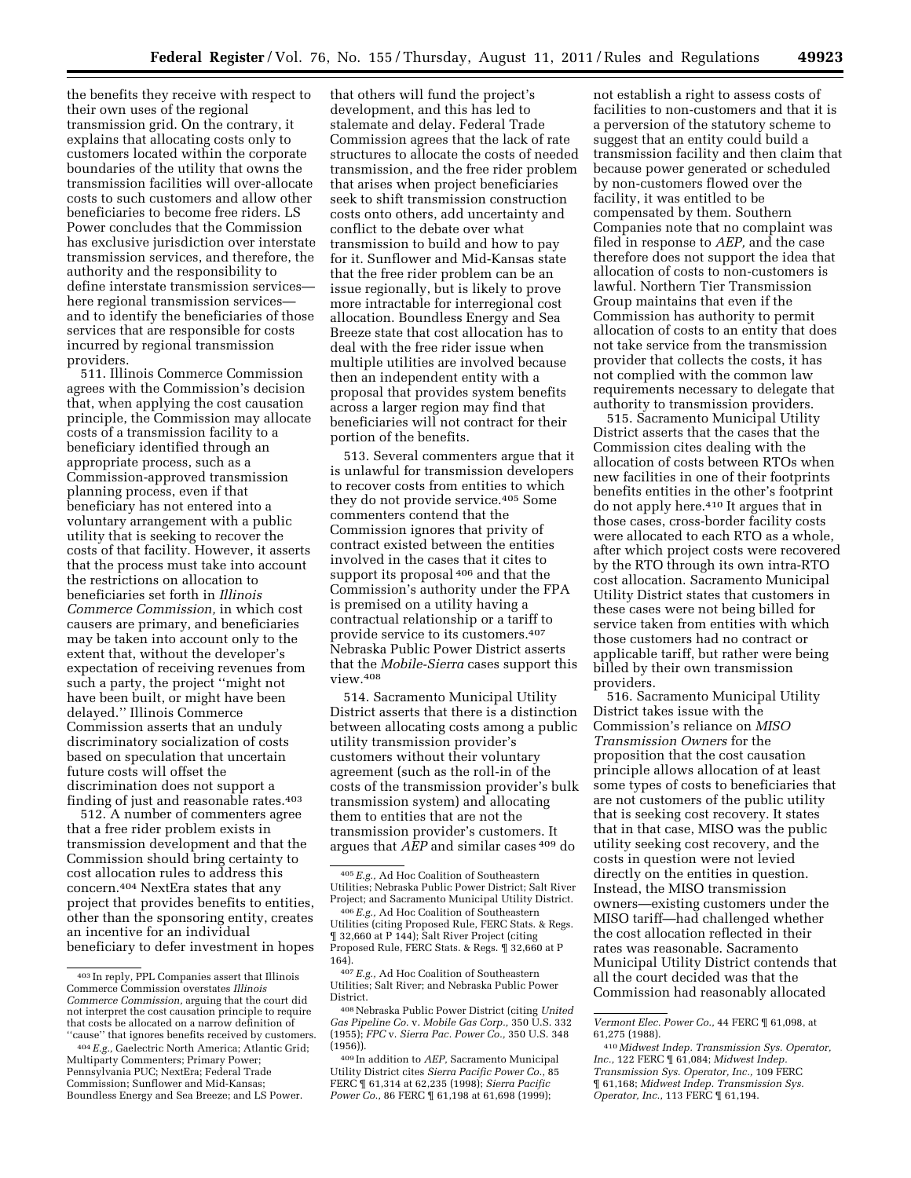the benefits they receive with respect to their own uses of the regional transmission grid. On the contrary, it explains that allocating costs only to customers located within the corporate boundaries of the utility that owns the transmission facilities will over-allocate costs to such customers and allow other beneficiaries to become free riders. LS Power concludes that the Commission has exclusive jurisdiction over interstate transmission services, and therefore, the authority and the responsibility to define interstate transmission services—here regional transmission services—and to identify the beneficiaries of those services that are responsible for costs incurred by regional transmission providers.

511. Illinois Commerce Commission agrees with the Commission's decision that, when applying the cost causation principle, the Commission may allocate costs of a transmission facility to a beneficiary identified through an appropriate process, such as a Commission-approved transmission planning process, even if that beneficiary has not entered into a voluntary arrangement with a public utility that is seeking to recover the costs of that facility. However, it asserts that the process must take into account the restrictions on allocation to beneficiaries set forth in *Illinois Commerce Commission,* in which cost causers are primary, and beneficiaries may be taken into account only to the extent that, without the developer's expectation of receiving revenues from such a party, the project ''might not have been built, or might have been delayed.'' Illinois Commerce Commission asserts that an unduly discriminatory socialization of costs based on speculation that uncertain future costs will offset the discrimination does not support a finding of just and reasonable rates.[403]

512. A number of commenters agree that a free rider problem exists in transmission development and that the Commission should bring certainty to cost allocation rules to address this concern.[404] NextEra states that any project that provides benefits to entities, other than the sponsoring entity, creates an incentive for an individual beneficiary to defer investment in hopes that others will fund the project's development, and this has led to stalemate and delay. Federal Trade Commission agrees that the lack of rate structures to allocate the costs of needed transmission, and the free rider problem that arises when project beneficiaries seek to shift transmission construction costs onto others, add uncertainty and conflict to the debate over what transmission to build and how to pay for it. Sunflower and Mid-Kansas state that the free rider problem can be an issue regionally, but is likely to prove more intractable for interregional cost allocation. Boundless Energy and Sea Breeze state that cost allocation has to deal with the free rider issue when multiple utilities are involved because then an independent entity with a proposal that provides system benefits across a larger region may find that beneficiaries will not contract for their portion of the benefits.

513. Several commenters argue that it is unlawful for transmission developers to recover costs from entities to which they do not provide service.[405] Some commenters contend that the Commission ignores that privity of contract existed between the entities involved in the cases that it cites to support its proposal[406] and that the Commission's authority under the FPA is premised on a utility having a contractual relationship or a tariff to provide service to its customers.[407] Nebraska Public Power District asserts that the *Mobile-Sierra* cases support this view.[408]

514. Sacramento Municipal Utility District asserts that there is a distinction between allocating costs among a public utility transmission provider's customers without their voluntary agreement (such as the roll-in of the costs of the transmission provider's bulk transmission system) and allocating them to entities that are not the transmission provider's customers. It argues that *AEP* and similar cases[409] do not establish a right to assess costs of facilities to non-customers and that it is a perversion of the statutory scheme to suggest that an entity could build a transmission facility and then claim that because power generated or scheduled by non-customers flowed over the facility, it was entitled to be compensated by them. Southern Companies note that no complaint was filed in response to *AEP,* and the case therefore does not support the idea that allocation of costs to non-customers is lawful. Northern Tier Transmission Group maintains that even if the Commission has authority to permit allocation of costs to an entity that does not take service from the transmission provider that collects the costs, it has not complied with the common law requirements necessary to delegate that authority to transmission providers.

515. Sacramento Municipal Utility District asserts that the cases that the Commission cites dealing with the allocation of costs between RTOs when new facilities in one of their footprints benefits entities in the other's footprint do not apply here.[410] It argues that in those cases, cross-border facility costs were allocated to each RTO as a whole, after which project costs were recovered by the RTO through its own intra-RTO cost allocation. Sacramento Municipal Utility District states that customers in these cases were not being billed for service taken from entities with which those customers had no contract or applicable tariff, but rather were being billed by their own transmission providers.

516. Sacramento Municipal Utility District takes issue with the Commission's reliance on *MISO Transmission Owners* for the proposition that the cost causation principle allows allocation of at least some types of costs to beneficiaries that are not customers of the public utility that is seeking cost recovery. It states that in that case, MISO was the public utility seeking cost recovery, and the costs in question were not levied directly on the entities in question. Instead, the MISO transmission owners—existing customers under the MISO tariff—had challenged whether the cost allocation reflected in their rates was reasonable. Sacramento Municipal Utility District contends that all the court decided was that the Commission had reasonably allocated

---

[403] In reply, PPL Companies assert that Illinois Commerce Commission overstates *Illinois Commerce Commission,* arguing that the court did not interpret the cost causation principle to require that costs be allocated on a narrow definition of ''cause'' that ignores benefits received by customers.

[404] *E.g.,* Gaelectric North America; Atlantic Grid; Multiparty Commenters; Primary Power; Pennsylvania PUC; NextEra; Federal Trade Commission; Sunflower and Mid-Kansas; Boundless Energy and Sea Breeze; and LS Power.

[405] *E.g.,* Ad Hoc Coalition of Southeastern Utilities; Nebraska Public Power District; Salt River Project; and Sacramento Municipal Utility District.

[406] *E.g.,* Ad Hoc Coalition of Southeastern Utilities (citing Proposed Rule, FERC Stats. & Regs. ¶ 32,660 at P 144); Salt River Project (citing Proposed Rule, FERC Stats. & Regs. ¶ 32,660 at P 164).

[407] *E.g.,* Ad Hoc Coalition of Southeastern Utilities; Salt River; and Nebraska Public Power District.

[408] Nebraska Public Power District (citing *United Gas Pipeline Co.* v. *Mobile Gas Corp.,* 350 U.S. 332 (1955); *FPC* v. *Sierra Pac. Power Co.,* 350 U.S. 348 (1956)).

[409] In addition to *AEP,* Sacramento Municipal Utility District cites *Sierra Pacific Power Co.,* 85 FERC ¶ 61,314 at 62,235 (1998); *Sierra Pacific Power Co.,* 86 FERC ¶ 61,198 at 61,698 (1999); *Vermont Elec. Power Co.,* 44 FERC ¶ 61,098, at 61,275 (1988).

[410] *Midwest Indep. Transmission Sys. Operator, Inc.,* 122 FERC ¶ 61,084; *Midwest Indep. Transmission Sys. Operator, Inc.,* 109 FERC ¶ 61,168; *Midwest Indep. Transmission Sys. Operator, Inc.,* 113 FERC ¶ 61,194.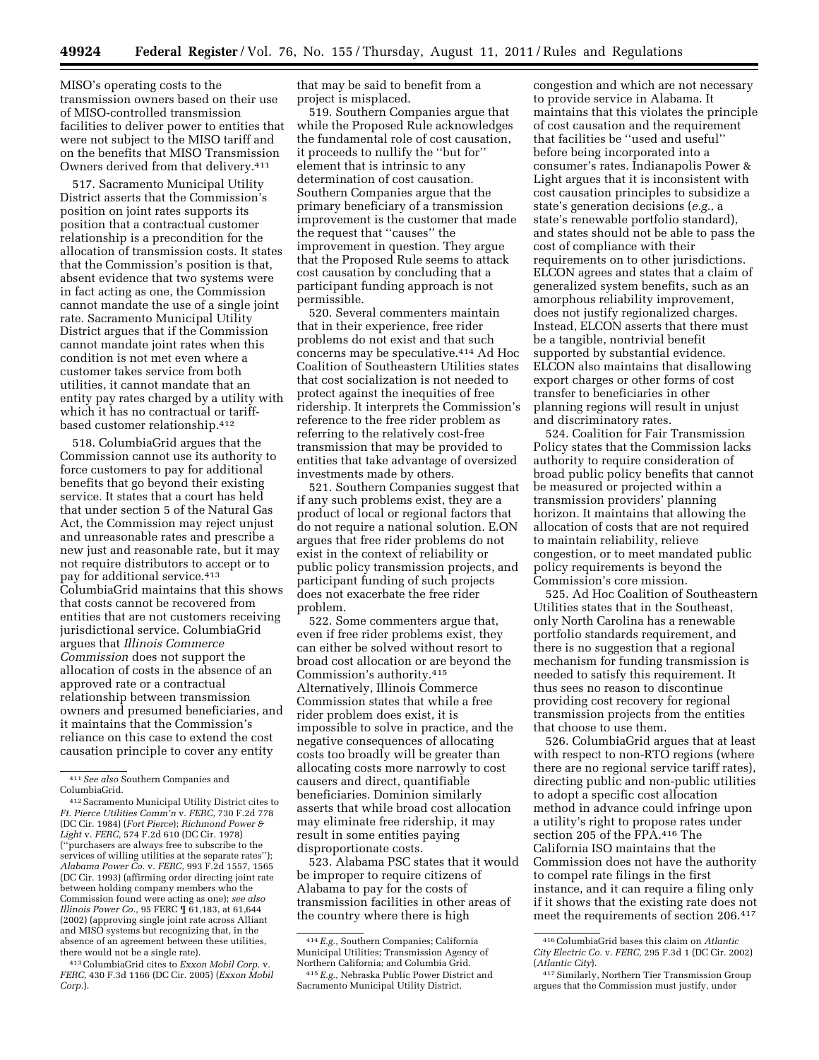MISO's operating costs to the transmission owners based on their use of MISO-controlled transmission facilities to deliver power to entities that were not subject to the MISO tariff and on the benefits that MISO Transmission Owners derived from that delivery.[411]

517. Sacramento Municipal Utility District asserts that the Commission's position on joint rates supports its position that a contractual customer relationship is a precondition for the allocation of transmission costs. It states that the Commission's position is that, absent evidence that two systems were in fact acting as one, the Commission cannot mandate the use of a single joint rate. Sacramento Municipal Utility District argues that if the Commission cannot mandate joint rates when this condition is not met even where a customer takes service from both utilities, it cannot mandate that an entity pay rates charged by a utility with which it has no contractual or tariff-based customer relationship.[412]

518. ColumbiaGrid argues that the Commission cannot use its authority to force customers to pay for additional benefits that go beyond their existing service. It states that a court has held that under section 5 of the Natural Gas Act, the Commission may reject unjust and unreasonable rates and prescribe a new just and reasonable rate, but it may not require distributors to accept or to pay for additional service.[413] ColumbiaGrid maintains that this shows that costs cannot be recovered from entities that are not customers receiving jurisdictional service. ColumbiaGrid argues that *Illinois Commerce Commission* does not support the allocation of costs in the absence of an approved rate or a contractual relationship between transmission owners and presumed beneficiaries, and it maintains that the Commission's reliance on this case to extend the cost causation principle to cover any entity that may be said to benefit from a project is misplaced.

519. Southern Companies argue that while the Proposed Rule acknowledges the fundamental role of cost causation, it proceeds to nullify the ''but for'' element that is intrinsic to any determination of cost causation. Southern Companies argue that the primary beneficiary of a transmission improvement is the customer that made the request that ''causes'' the improvement in question. They argue that the Proposed Rule seems to attack cost causation by concluding that a participant funding approach is not permissible.

520. Several commenters maintain that in their experience, free rider problems do not exist and that such concerns may be speculative.[414] Ad Hoc Coalition of Southeastern Utilities states that cost socialization is not needed to protect against the inequities of free ridership. It interprets the Commission's reference to the free rider problem as referring to the relatively cost-free transmission that may be provided to entities that take advantage of oversized investments made by others.

521. Southern Companies suggest that if any such problems exist, they are a product of local or regional factors that do not require a national solution. E.ON argues that free rider problems do not exist in the context of reliability or public policy transmission projects, and participant funding of such projects does not exacerbate the free rider problem.

522. Some commenters argue that, even if free rider problems exist, they can either be solved without resort to broad cost allocation or are beyond the Commission's authority.[415] Alternatively, Illinois Commerce Commission states that while a free rider problem does exist, it is impossible to solve in practice, and the negative consequences of allocating costs too broadly will be greater than allocating costs more narrowly to cost causers and direct, quantifiable beneficiaries. Dominion similarly asserts that while broad cost allocation may eliminate free ridership, it may result in some entities paying disproportionate costs.

523. Alabama PSC states that it would be improper to require citizens of Alabama to pay for the costs of transmission facilities in other areas of the country where there is high congestion and which are not necessary to provide service in Alabama. It maintains that this violates the principle of cost causation and the requirement that facilities be ''used and useful'' before being incorporated into a consumer's rates. Indianapolis Power & Light argues that it is inconsistent with cost causation principles to subsidize a state's generation decisions (*e.g.,* a state's renewable portfolio standard), and states should not be able to pass the cost of compliance with their requirements on to other jurisdictions. ELCON agrees and states that a claim of generalized system benefits, such as an amorphous reliability improvement, does not justify regionalized charges. Instead, ELCON asserts that there must be a tangible, nontrivial benefit supported by substantial evidence. ELCON also maintains that disallowing export charges or other forms of cost transfer to beneficiaries in other planning regions will result in unjust and discriminatory rates.

524. Coalition for Fair Transmission Policy states that the Commission lacks authority to require consideration of broad public policy benefits that cannot be measured or projected within a transmission providers' planning horizon. It maintains that allowing the allocation of costs that are not required to maintain reliability, relieve congestion, or to meet mandated public policy requirements is beyond the Commission's core mission.

525. Ad Hoc Coalition of Southeastern Utilities states that in the Southeast, only North Carolina has a renewable portfolio standards requirement, and there is no suggestion that a regional mechanism for funding transmission is needed to satisfy this requirement. It thus sees no reason to discontinue providing cost recovery for regional transmission projects from the entities that choose to use them.

526. ColumbiaGrid argues that at least with respect to non-RTO regions (where there are no regional service tariff rates), directing public and non-public utilities to adopt a specific cost allocation method in advance could infringe upon a utility's right to propose rates under section 205 of the FPA.[416] The California ISO maintains that the Commission does not have the authority to compel rate filings in the first instance, and it can require a filing only if it shows that the existing rate does not meet the requirements of section 206.[417]

---

[411] *See also* Southern Companies and ColumbiaGrid.

[412] Sacramento Municipal Utility District cites to *Ft. Pierce Utilities Comm'n* v. *FERC,* 730 F.2d 778 (DC Cir. 1984) (*Fort Pierce*); *Richmond Power & Light* v. *FERC,* 574 F.2d 610 (DC Cir. 1978) (''purchasers are always free to subscribe to the services of willing utilities at the separate rates''); *Alabama Power Co.* v. *FERC,* 993 F.2d 1557, 1565 (DC Cir. 1993) (affirming order directing joint rate between holding company members who the Commission found were acting as one); *see also Illinois Power Co.,* 95 FERC ¶ 61,183, at 61,644 (2002) (approving single joint rate across Alliant and MISO systems but recognizing that, in the absence of an agreement between these utilities, there would not be a single rate).

[413] ColumbiaGrid cites to *Exxon Mobil Corp.* v. *FERC,* 430 F.3d 1166 (DC Cir. 2005) (*Exxon Mobil Corp.*).

[414] *E.g.,* Southern Companies; California Municipal Utilities; Transmission Agency of Northern California; and Columbia Grid.

[415] *E.g.,* Nebraska Public Power District and Sacramento Municipal Utility District.

[416] ColumbiaGrid bases this claim on *Atlantic City Electric Co.* v. *FERC,* 295 F.3d 1 (DC Cir. 2002) (*Atlantic City*).

[417] Similarly, Northern Tier Transmission Group argues that the Commission must justify, under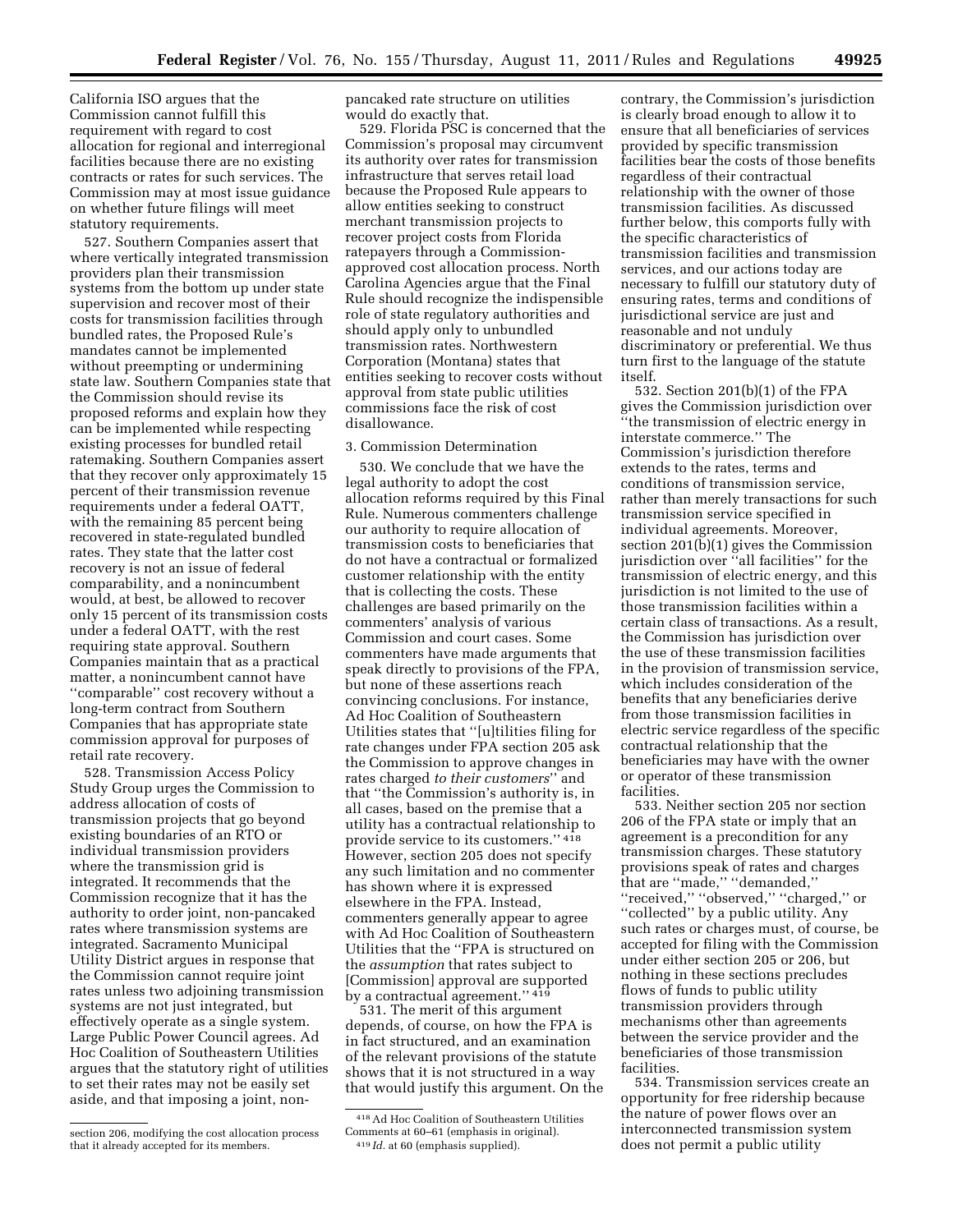California ISO argues that the Commission cannot fulfill this requirement with regard to cost allocation for regional and interregional facilities because there are no existing contracts or rates for such services. The Commission may at most issue guidance on whether future filings will meet statutory requirements.

527. Southern Companies assert that where vertically integrated transmission providers plan their transmission systems from the bottom up under state supervision and recover most of their costs for transmission facilities through bundled rates, the Proposed Rule's mandates cannot be implemented without preempting or undermining state law. Southern Companies state that the Commission should revise its proposed reforms and explain how they can be implemented while respecting existing processes for bundled retail ratemaking. Southern Companies assert that they recover only approximately 15 percent of their transmission revenue requirements under a federal OATT, with the remaining 85 percent being recovered in state-regulated bundled rates. They state that the latter cost recovery is not an issue of federal comparability, and a nonincumbent would, at best, be allowed to recover only 15 percent of its transmission costs under a federal OATT, with the rest requiring state approval. Southern Companies maintain that as a practical matter, a nonincumbent cannot have "comparable" cost recovery without a long-term contract from Southern Companies that has appropriate state commission approval for purposes of retail rate recovery.

528. Transmission Access Policy Study Group urges the Commission to address allocation of costs of transmission projects that go beyond existing boundaries of an RTO or individual transmission providers where the transmission grid is integrated. It recommends that the Commission recognize that it has the authority to order joint, non-pancaked rates where transmission systems are integrated. Sacramento Municipal Utility District argues in response that the Commission cannot require joint rates unless two adjoining transmission systems are not just integrated, but effectively operate as a single system. Large Public Power Council agrees. Ad Hoc Coalition of Southeastern Utilities argues that the statutory right of utilities to set their rates may not be easily set aside, and that imposing a joint, non-pancaked rate structure on utilities would do exactly that.

529. Florida PSC is concerned that the Commission's proposal may circumvent its authority over rates for transmission infrastructure that serves retail load because the Proposed Rule appears to allow entities seeking to construct merchant transmission projects to recover project costs from Florida ratepayers through a Commission-approved cost allocation process. North Carolina Agencies argue that the Final Rule should recognize the indispensible role of state regulatory authorities and should apply only to unbundled transmission rates. Northwestern Corporation (Montana) states that entities seeking to recover costs without approval from state public utilities commissions face the risk of cost disallowance.

3. Commission Determination

530. We conclude that we have the legal authority to adopt the cost allocation reforms required by this Final Rule. Numerous commenters challenge our authority to require allocation of transmission costs to beneficiaries that do not have a contractual or formalized customer relationship with the entity that is collecting the costs. These challenges are based primarily on the commenters' analysis of various Commission and court cases. Some commenters have made arguments that speak directly to provisions of the FPA, but none of these assertions reach convincing conclusions. For instance, Ad Hoc Coalition of Southeastern Utilities states that "[u]tilities filing for rate changes under FPA section 205 ask the Commission to approve changes in rates charged *to their customers*" and that "the Commission's authority is, in all cases, based on the premise that a utility has a contractual relationship to provide service to its customers." [418] However, section 205 does not specify any such limitation and no commenter has shown where it is expressed elsewhere in the FPA. Instead, commenters generally appear to agree with Ad Hoc Coalition of Southeastern Utilities that the "FPA is structured on the *assumption* that rates subject to [Commission] approval are supported by a contractual agreement." [419]

531. The merit of this argument depends, of course, on how the FPA is in fact structured, and an examination of the relevant provisions of the statute shows that it is not structured in a way that would justify this argument. On the contrary, the Commission's jurisdiction is clearly broad enough to allow it to ensure that all beneficiaries of services provided by specific transmission facilities bear the costs of those benefits regardless of their contractual relationship with the owner of those transmission facilities. As discussed further below, this comports fully with the specific characteristics of transmission facilities and transmission services, and our actions today are necessary to fulfill our statutory duty of ensuring rates, terms and conditions of jurisdictional service are just and reasonable and not unduly discriminatory or preferential. We thus turn first to the language of the statute itself.

532. Section 201(b)(1) of the FPA gives the Commission jurisdiction over "the transmission of electric energy in interstate commerce." The Commission's jurisdiction therefore extends to the rates, terms and conditions of transmission service, rather than merely transactions for such transmission service specified in individual agreements. Moreover, section 201(b)(1) gives the Commission jurisdiction over "all facilities" for the transmission of electric energy, and this jurisdiction is not limited to the use of those transmission facilities within a certain class of transactions. As a result, the Commission has jurisdiction over the use of these transmission facilities in the provision of transmission service, which includes consideration of the benefits that any beneficiaries derive from those transmission facilities in electric service regardless of the specific contractual relationship that the beneficiaries may have with the owner or operator of these transmission facilities.

533. Neither section 205 nor section 206 of the FPA state or imply that an agreement is a precondition for any transmission charges. These statutory provisions speak of rates and charges that are "made," "demanded," "received," "observed," "charged," or "collected" by a public utility. Any such rates or charges must, of course, be accepted for filing with the Commission under either section 205 or 206, but nothing in these sections precludes flows of funds to public utility transmission providers through mechanisms other than agreements between the service provider and the beneficiaries of those transmission facilities.

534. Transmission services create an opportunity for free ridership because the nature of power flows over an interconnected transmission system does not permit a public utility

---

section 206, modifying the cost allocation process that it already accepted for its members.

[418] Ad Hoc Coalition of Southeastern Utilities Comments at 60–61 (emphasis in original).

[419] *Id.* at 60 (emphasis supplied).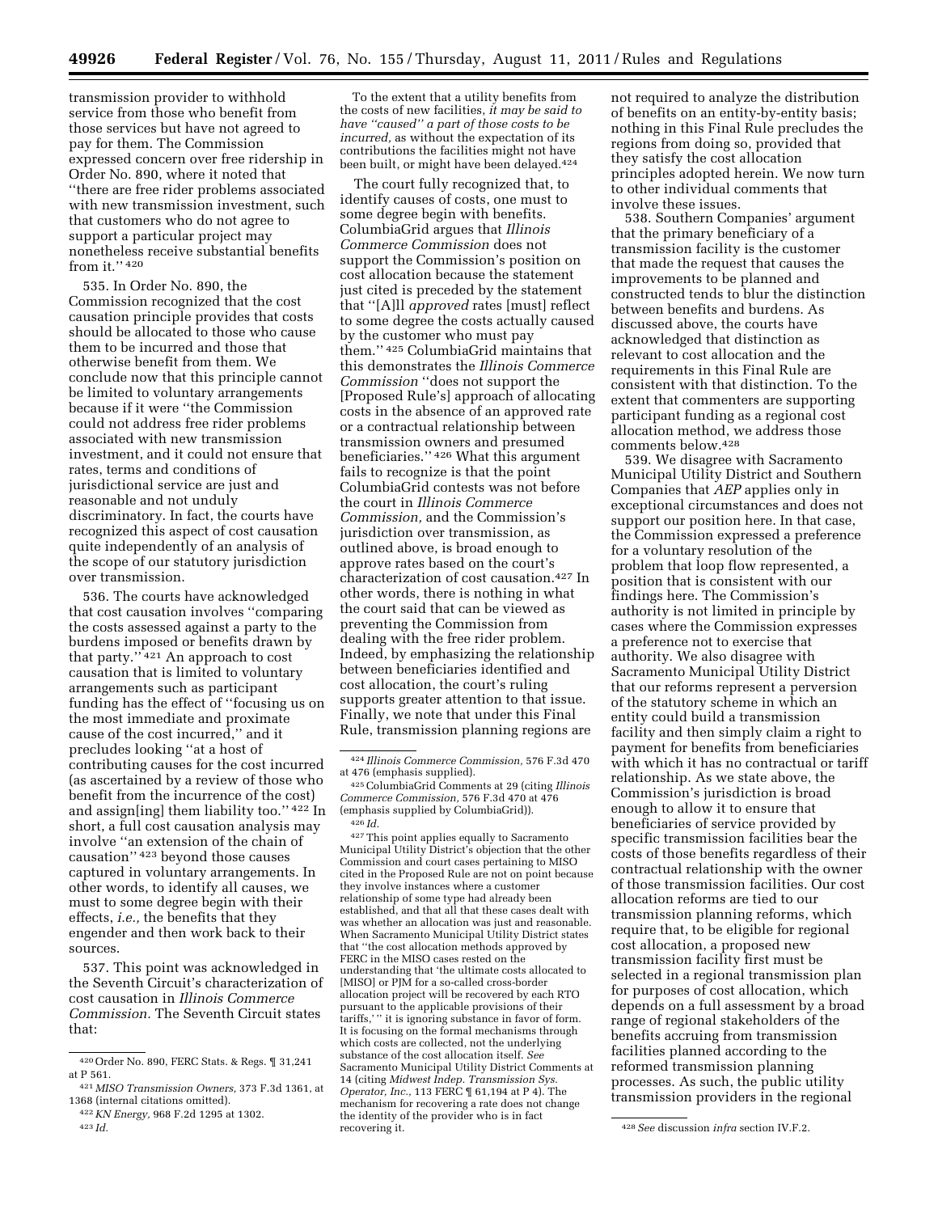transmission provider to withhold service from those who benefit from those services but have not agreed to pay for them. The Commission expressed concern over free ridership in Order No. 890, where it noted that "there are free rider problems associated with new transmission investment, such that customers who do not agree to support a particular project may nonetheless receive substantial benefits from it." [420]

535. In Order No. 890, the Commission recognized that the cost causation principle provides that costs should be allocated to those who cause them to be incurred and those that otherwise benefit from them. We conclude now that this principle cannot be limited to voluntary arrangements because if it were "the Commission could not address free rider problems associated with new transmission investment, and it could not ensure that rates, terms and conditions of jurisdictional service are just and reasonable and not unduly discriminatory. In fact, the courts have recognized this aspect of cost causation quite independently of an analysis of the scope of our statutory jurisdiction over transmission.

536. The courts have acknowledged that cost causation involves "comparing the costs assessed against a party to the burdens imposed or benefits drawn by that party." [421] An approach to cost causation that is limited to voluntary arrangements such as participant funding has the effect of "focusing us on the most immediate and proximate cause of the cost incurred," and it precludes looking "at a host of contributing causes for the cost incurred (as ascertained by a review of those who benefit from the incurrence of the cost) and assign[ing] them liability too." [422] In short, a full cost causation analysis may involve "an extension of the chain of causation" [423] beyond those causes captured in voluntary arrangements. In other words, to identify all causes, we must to some degree begin with their effects, *i.e.,* the benefits that they engender and then work back to their sources.

537. This point was acknowledged in the Seventh Circuit's characterization of cost causation in *Illinois Commerce Commission.* The Seventh Circuit states that:

> To the extent that a utility benefits from the costs of new facilities, *it may be said to have "caused" a part of those costs to be incurred,* as without the expectation of its contributions the facilities might not have been built, or might have been delayed.[424]

The court fully recognized that, to identify causes of costs, one must to some degree begin with benefits. ColumbiaGrid argues that *Illinois Commerce Commission* does not support the Commission's position on cost allocation because the statement just cited is preceded by the statement that "[A]ll *approved* rates [must] reflect to some degree the costs actually caused by the customer who must pay them." [425] ColumbiaGrid maintains that this demonstrates the *Illinois Commerce Commission* "does not support the [Proposed Rule's] approach of allocating costs in the absence of an approved rate or a contractual relationship between transmission owners and presumed beneficiaries." [426] What this argument fails to recognize is that the point ColumbiaGrid contests was not before the court in *Illinois Commerce Commission,* and the Commission's jurisdiction over transmission, as outlined above, is broad enough to approve rates based on the court's characterization of cost causation.[427] In other words, there is nothing in what the court said that can be viewed as preventing the Commission from dealing with the free rider problem. Indeed, by emphasizing the relationship between beneficiaries identified and cost allocation, the court's ruling supports greater attention to that issue. Finally, we note that under this Final Rule, transmission planning regions are not required to analyze the distribution of benefits on an entity-by-entity basis; nothing in this Final Rule precludes the regions from doing so, provided that they satisfy the cost allocation principles adopted herein. We now turn to other individual comments that involve these issues.

538. Southern Companies' argument that the primary beneficiary of a transmission facility is the customer that made the request that causes the improvements to be planned and constructed tends to blur the distinction between benefits and burdens. As discussed above, the courts have acknowledged that distinction as relevant to cost allocation and the requirements in this Final Rule are consistent with that distinction. To the extent that commenters are supporting participant funding as a regional cost allocation method, we address those comments below.[428]

539. We disagree with Sacramento Municipal Utility District and Southern Companies that *AEP* applies only in exceptional circumstances and does not support our position here. In that case, the Commission expressed a preference for a voluntary resolution of the problem that loop flow represented, a position that is consistent with our findings here. The Commission's authority is not limited in principle by cases where the Commission expresses a preference not to exercise that authority. We also disagree with Sacramento Municipal Utility District that our reforms represent a perversion of the statutory scheme in which an entity could build a transmission facility and then simply claim a right to payment for benefits from beneficiaries with which it has no contractual or tariff relationship. As we state above, the Commission's jurisdiction is broad enough to allow it to ensure that beneficiaries of service provided by specific transmission facilities bear the costs of those benefits regardless of their contractual relationship with the owner of those transmission facilities. Our cost allocation reforms are tied to our transmission planning reforms, which require that, to be eligible for regional cost allocation, a proposed new transmission facility first must be selected in a regional transmission plan for purposes of cost allocation, which depends on a full assessment by a broad range of regional stakeholders of the benefits accruing from transmission facilities planned according to the reformed transmission planning processes. As such, the public utility transmission providers in the regional

---

[420] Order No. 890, FERC Stats. & Regs. ¶ 31,241 at P 561.

[421] *MISO Transmission Owners,* 373 F.3d 1361, at 1368 (internal citations omitted).

[422] *KN Energy,* 968 F.2d 1295 at 1302.

[423] *Id.*

[424] *Illinois Commerce Commission,* 576 F.3d 470 at 476 (emphasis supplied).

[425] ColumbiaGrid Comments at 29 (citing *Illinois Commerce Commission,* 576 F.3d 470 at 476 (emphasis supplied by ColumbiaGrid)).

[426] *Id.*

[427] This point applies equally to Sacramento Municipal Utility District's objection that the other Commission and court cases pertaining to MISO cited in the Proposed Rule are not on point because they involve instances where a customer relationship of some type had already been established, and that all that these cases dealt with was whether an allocation was just and reasonable. When Sacramento Municipal Utility District states that "the cost allocation methods approved by FERC in the MISO cases rested on the understanding that 'the ultimate costs allocated to [MISO] or PJM for a so-called cross-border allocation project will be recovered by each RTO pursuant to the applicable provisions of their tariffs,'" it is ignoring substance in favor of form. It is focusing on the formal mechanisms through which costs are collected, not the underlying substance of the cost allocation itself. *See* Sacramento Municipal Utility District Comments at 14 (citing *Midwest Indep. Transmission Sys. Operator, Inc.,* 113 FERC ¶ 61,194 at P 4). The mechanism for recovering a rate does not change the identity of the provider who is in fact recovering it.

[428] *See* discussion *infra* section IV.F.2.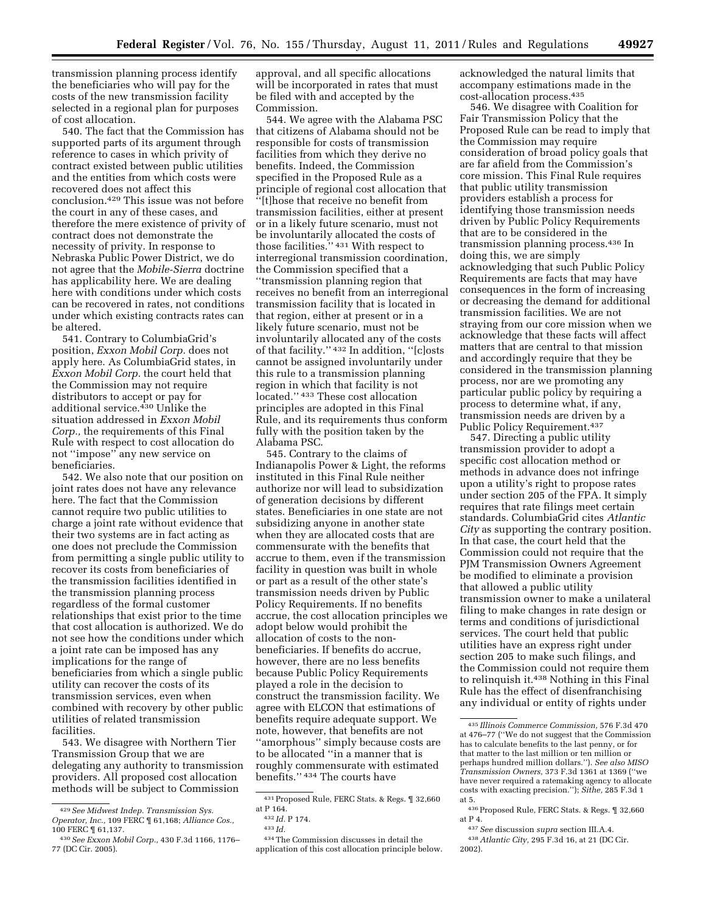transmission planning process identify the beneficiaries who will pay for the costs of the new transmission facility selected in a regional plan for purposes of cost allocation.

540. The fact that the Commission has supported parts of its argument through reference to cases in which privity of contract existed between public utilities and the entities from which costs were recovered does not affect this conclusion.[429] This issue was not before the court in any of these cases, and therefore the mere existence of privity of contract does not demonstrate the necessity of privity. In response to Nebraska Public Power District, we do not agree that the *Mobile-Sierra* doctrine has applicability here. We are dealing here with conditions under which costs can be recovered in rates, not conditions under which existing contracts rates can be altered.

541. Contrary to ColumbiaGrid's position, *Exxon Mobil Corp.* does not apply here. As ColumbiaGrid states, in *Exxon Mobil Corp.* the court held that the Commission may not require distributors to accept or pay for additional service.[430] Unlike the situation addressed in *Exxon Mobil Corp.,* the requirements of this Final Rule with respect to cost allocation do not ''impose'' any new service on beneficiaries.

542. We also note that our position on joint rates does not have any relevance here. The fact that the Commission cannot require two public utilities to charge a joint rate without evidence that their two systems are in fact acting as one does not preclude the Commission from permitting a single public utility to recover its costs from beneficiaries of the transmission facilities identified in the transmission planning process regardless of the formal customer relationships that exist prior to the time that cost allocation is authorized. We do not see how the conditions under which a joint rate can be imposed has any implications for the range of beneficiaries from which a single public utility can recover the costs of its transmission services, even when combined with recovery by other public utilities of related transmission facilities.

543. We disagree with Northern Tier Transmission Group that we are delegating any authority to transmission providers. All proposed cost allocation methods will be subject to Commission approval, and all specific allocations will be incorporated in rates that must be filed with and accepted by the Commission.

544. We agree with the Alabama PSC that citizens of Alabama should not be responsible for costs of transmission facilities from which they derive no benefits. Indeed, the Commission specified in the Proposed Rule as a principle of regional cost allocation that ''[t]hose that receive no benefit from transmission facilities, either at present or in a likely future scenario, must not be involuntarily allocated the costs of those facilities.'' [431] With respect to interregional transmission coordination, the Commission specified that a ''transmission planning region that receives no benefit from an interregional transmission facility that is located in that region, either at present or in a likely future scenario, must not be involuntarily allocated any of the costs of that facility.'' [432] In addition, ''[c]osts cannot be assigned involuntarily under this rule to a transmission planning region in which that facility is not located.'' [433] These cost allocation principles are adopted in this Final Rule, and its requirements thus conform fully with the position taken by the Alabama PSC.

545. Contrary to the claims of Indianapolis Power & Light, the reforms instituted in this Final Rule neither authorize nor will lead to subsidization of generation decisions by different states. Beneficiaries in one state are not subsidizing anyone in another state when they are allocated costs that are commensurate with the benefits that accrue to them, even if the transmission facility in question was built in whole or part as a result of the other state's transmission needs driven by Public Policy Requirements. If no benefits accrue, the cost allocation principles we adopt below would prohibit the allocation of costs to the non-beneficiaries. If benefits do accrue, however, there are no less benefits because Public Policy Requirements played a role in the decision to construct the transmission facility. We agree with ELCON that estimations of benefits require adequate support. We note, however, that benefits are not ''amorphous'' simply because costs are to be allocated ''in a manner that is roughly commensurate with estimated benefits.'' [434] The courts have acknowledged the natural limits that accompany estimations made in the cost-allocation process.[435]

546. We disagree with Coalition for Fair Transmission Policy that the Proposed Rule can be read to imply that the Commission may require consideration of broad policy goals that are far afield from the Commission's core mission. This Final Rule requires that public utility transmission providers establish a process for identifying those transmission needs driven by Public Policy Requirements that are to be considered in the transmission planning process.[436] In doing this, we are simply acknowledging that such Public Policy Requirements are facts that may have consequences in the form of increasing or decreasing the demand for additional transmission facilities. We are not straying from our core mission when we acknowledge that these facts will affect matters that are central to that mission and accordingly require that they be considered in the transmission planning process, nor are we promoting any particular public policy by requiring a process to determine what, if any, transmission needs are driven by a Public Policy Requirement.[437]

547. Directing a public utility transmission provider to adopt a specific cost allocation method or methods in advance does not infringe upon a utility's right to propose rates under section 205 of the FPA. It simply requires that rate filings meet certain standards. ColumbiaGrid cites *Atlantic City* as supporting the contrary position. In that case, the court held that the Commission could not require that the PJM Transmission Owners Agreement be modified to eliminate a provision that allowed a public utility transmission owner to make a unilateral filing to make changes in rate design or terms and conditions of jurisdictional services. The court held that public utilities have an express right under section 205 to make such filings, and the Commission could not require them to relinquish it.[438] Nothing in this Final Rule has the effect of disenfranchising any individual or entity of rights under

---

[429] *See Midwest Indep. Transmission Sys. Operator, Inc.,* 109 FERC ¶ 61,168; *Alliance Cos.,* 100 FERC ¶ 61,137.

[430] *See Exxon Mobil Corp.,* 430 F.3d 1166, 1176–77 (DC Cir. 2005).

[431] Proposed Rule, FERC Stats. & Regs. ¶ 32,660 at P 164.

[432] *Id.* P 174.

[433] *Id.*

[434] The Commission discusses in detail the application of this cost allocation principle below.

[435] *Illinois Commerce Commission,* 576 F.3d 470 at 476–77 (''We do not suggest that the Commission has to calculate benefits to the last penny, or for that matter to the last million or ten million or perhaps hundred million dollars.''). *See also MISO Transmission Owners,* 373 F.3d 1361 at 1369 (''we have never required a ratemaking agency to allocate costs with exacting precision.''); *Sithe,* 285 F.3d 1 at 5.

[436] Proposed Rule, FERC Stats. & Regs. ¶ 32,660 at P 4.

[437] *See* discussion *supra* section III.A.4.

[438] *Atlantic City,* 295 F.3d 16, at 21 (DC Cir. 2002).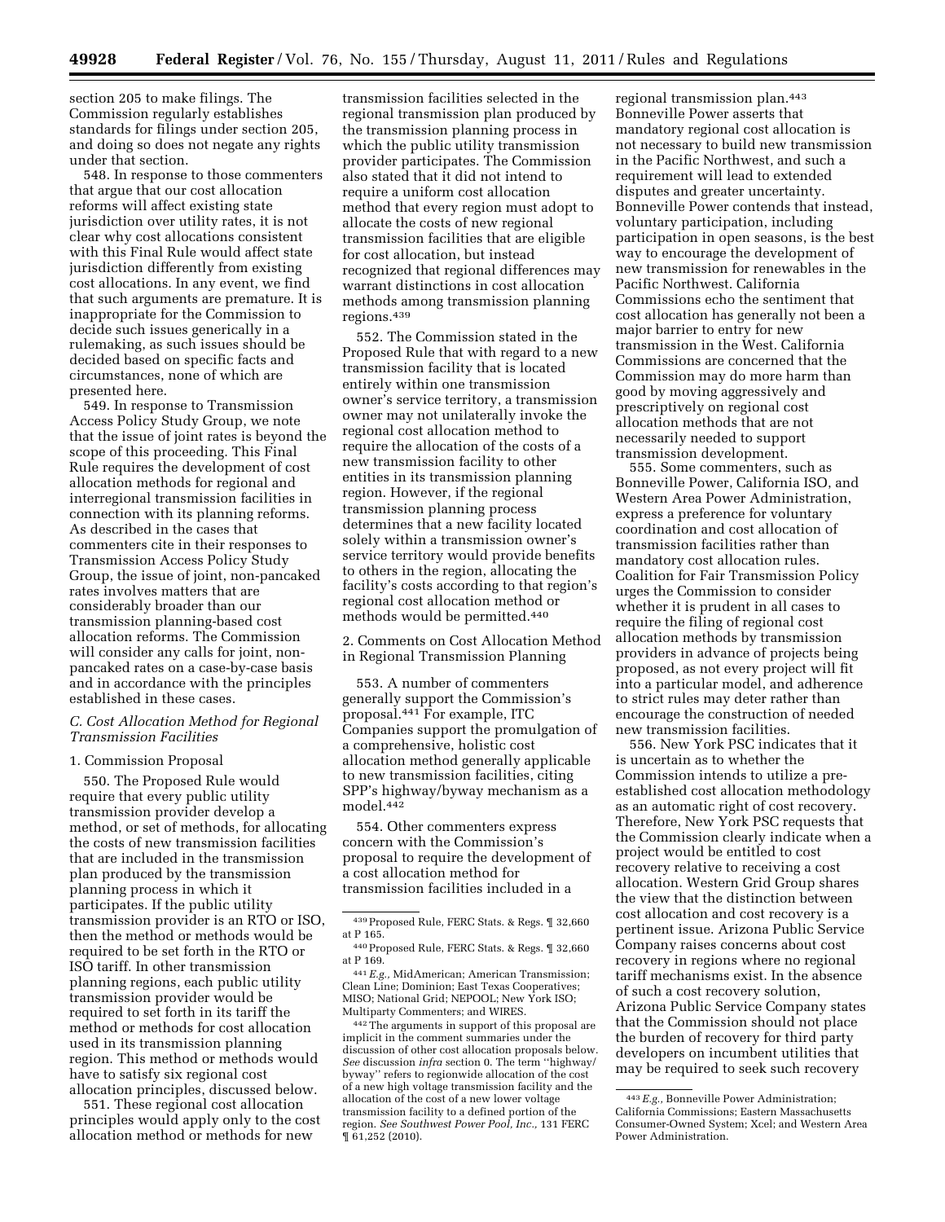section 205 to make filings. The Commission regularly establishes standards for filings under section 205, and doing so does not negate any rights under that section.

548. In response to those commenters that argue that our cost allocation reforms will affect existing state jurisdiction over utility rates, it is not clear why cost allocations consistent with this Final Rule would affect state jurisdiction differently from existing cost allocations. In any event, we find that such arguments are premature. It is inappropriate for the Commission to decide such issues generically in a rulemaking, as such issues should be decided based on specific facts and circumstances, none of which are presented here.

549. In response to Transmission Access Policy Study Group, we note that the issue of joint rates is beyond the scope of this proceeding. This Final Rule requires the development of cost allocation methods for regional and interregional transmission facilities in connection with its planning reforms. As described in the cases that commenters cite in their responses to Transmission Access Policy Study Group, the issue of joint, non-pancaked rates involves matters that are considerably broader than our transmission planning-based cost allocation reforms. The Commission will consider any calls for joint, non-pancaked rates on a case-by-case basis and in accordance with the principles established in these cases.

### *C. Cost Allocation Method for Regional Transmission Facilities*

1. Commission Proposal

550. The Proposed Rule would require that every public utility transmission provider develop a method, or set of methods, for allocating the costs of new transmission facilities that are included in the transmission plan produced by the transmission planning process in which it participates. If the public utility transmission provider is an RTO or ISO, then the method or methods would be required to be set forth in the RTO or ISO tariff. In other transmission planning regions, each public utility transmission provider would be required to set forth in its tariff the method or methods for cost allocation used in its transmission planning region. This method or methods would have to satisfy six regional cost allocation principles, discussed below.

551. These regional cost allocation principles would apply only to the cost allocation method or methods for new transmission facilities selected in the regional transmission plan produced by the transmission planning process in which the public utility transmission provider participates. The Commission also stated that it did not intend to require a uniform cost allocation method that every region must adopt to allocate the costs of new regional transmission facilities that are eligible for cost allocation, but instead recognized that regional differences may warrant distinctions in cost allocation methods among transmission planning regions.[439]

552. The Commission stated in the Proposed Rule that with regard to a new transmission facility that is located entirely within one transmission owner's service territory, a transmission owner may not unilaterally invoke the regional cost allocation method to require the allocation of the costs of a new transmission facility to other entities in its transmission planning region. However, if the regional transmission planning process determines that a new facility located solely within a transmission owner's service territory would provide benefits to others in the region, allocating the facility's costs according to that region's regional cost allocation method or methods would be permitted.[440]

2. Comments on Cost Allocation Method in Regional Transmission Planning

553. A number of commenters generally support the Commission's proposal.[441] For example, ITC Companies support the promulgation of a comprehensive, holistic cost allocation method generally applicable to new transmission facilities, citing SPP's highway/byway mechanism as a model.[442]

554. Other commenters express concern with the Commission's proposal to require the development of a cost allocation method for transmission facilities included in a regional transmission plan.[443] Bonneville Power asserts that mandatory regional cost allocation is not necessary to build new transmission in the Pacific Northwest, and such a requirement will lead to extended disputes and greater uncertainty. Bonneville Power contends that instead, voluntary participation, including participation in open seasons, is the best way to encourage the development of new transmission for renewables in the Pacific Northwest. California Commissions echo the sentiment that cost allocation has generally not been a major barrier to entry for new transmission in the West. California Commissions are concerned that the Commission may do more harm than good by moving aggressively and prescriptively on regional cost allocation methods that are not necessarily needed to support transmission development.

555. Some commenters, such as Bonneville Power, California ISO, and Western Area Power Administration, express a preference for voluntary coordination and cost allocation of transmission facilities rather than mandatory cost allocation rules. Coalition for Fair Transmission Policy urges the Commission to consider whether it is prudent in all cases to require the filing of regional cost allocation methods by transmission providers in advance of projects being proposed, as not every project will fit into a particular model, and adherence to strict rules may deter rather than encourage the construction of needed new transmission facilities.

556. New York PSC indicates that it is uncertain as to whether the Commission intends to utilize a pre-established cost allocation methodology as an automatic right of cost recovery. Therefore, New York PSC requests that the Commission clearly indicate when a project would be entitled to cost recovery relative to receiving a cost allocation. Western Grid Group shares the view that the distinction between cost allocation and cost recovery is a pertinent issue. Arizona Public Service Company raises concerns about cost recovery in regions where no regional tariff mechanisms exist. In the absence of such a cost recovery solution, Arizona Public Service Company states that the Commission should not place the burden of recovery for third party developers on incumbent utilities that may be required to seek such recovery

---

[439] Proposed Rule, FERC Stats. & Regs. ¶ 32,660 at P 165.

[440] Proposed Rule, FERC Stats. & Regs. ¶ 32,660 at P 169.

[441] *E.g.*, MidAmerican; American Transmission; Clean Line; Dominion; East Texas Cooperatives; MISO; National Grid; NEPOOL; New York ISO; Multiparty Commenters; and WIRES.

[442] The arguments in support of this proposal are implicit in the comment summaries under the discussion of other cost allocation proposals below. *See* discussion *infra* section 0. The term "highway/byway" refers to regionwide allocation of the cost of a new high voltage transmission facility and the allocation of the cost of a new lower voltage transmission facility to a defined portion of the region. *See Southwest Power Pool, Inc.*, 131 FERC ¶ 61,252 (2010).

[443] *E.g.*, Bonneville Power Administration; California Commissions; Eastern Massachusetts Consumer-Owned System; Xcel; and Western Area Power Administration.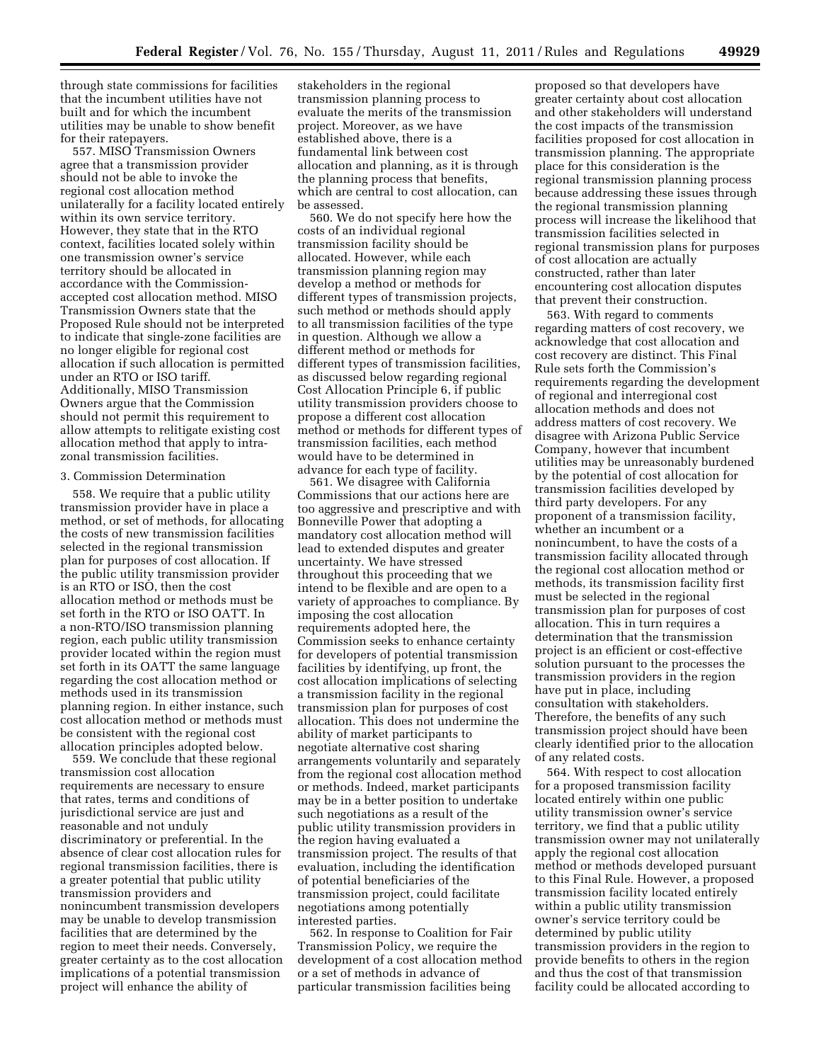through state commissions for facilities that the incumbent utilities have not built and for which the incumbent utilities may be unable to show benefit for their ratepayers.

557. MISO Transmission Owners agree that a transmission provider should not be able to invoke the regional cost allocation method unilaterally for a facility located entirely within its own service territory. However, they state that in the RTO context, facilities located solely within one transmission owner's service territory should be allocated in accordance with the Commission-accepted cost allocation method. MISO Transmission Owners state that the Proposed Rule should not be interpreted to indicate that single-zone facilities are no longer eligible for regional cost allocation if such allocation is permitted under an RTO or ISO tariff. Additionally, MISO Transmission Owners argue that the Commission should not permit this requirement to allow attempts to relitigate existing cost allocation method that apply to intra-zonal transmission facilities.

3. Commission Determination

558. We require that a public utility transmission provider have in place a method, or set of methods, for allocating the costs of new transmission facilities selected in the regional transmission plan for purposes of cost allocation. If the public utility transmission provider is an RTO or ISO, then the cost allocation method or methods must be set forth in the RTO or ISO OATT. In a non-RTO/ISO transmission planning region, each public utility transmission provider located within the region must set forth in its OATT the same language regarding the cost allocation method or methods used in its transmission planning region. In either instance, such cost allocation method or methods must be consistent with the regional cost allocation principles adopted below.

559. We conclude that these regional transmission cost allocation requirements are necessary to ensure that rates, terms and conditions of jurisdictional service are just and reasonable and not unduly discriminatory or preferential. In the absence of clear cost allocation rules for regional transmission facilities, there is a greater potential that public utility transmission providers and nonincumbent transmission developers may be unable to develop transmission facilities that are determined by the region to meet their needs. Conversely, greater certainty as to the cost allocation implications of a potential transmission project will enhance the ability of stakeholders in the regional transmission planning process to evaluate the merits of the transmission project. Moreover, as we have established above, there is a fundamental link between cost allocation and planning, as it is through the planning process that benefits, which are central to cost allocation, can be assessed.

560. We do not specify here how the costs of an individual regional transmission facility should be allocated. However, while each transmission planning region may develop a method or methods for different types of transmission projects, such method or methods should apply to all transmission facilities of the type in question. Although we allow a different method or methods for different types of transmission facilities, as discussed below regarding regional Cost Allocation Principle 6, if public utility transmission providers choose to propose a different cost allocation method or methods for different types of transmission facilities, each method would have to be determined in advance for each type of facility.

561. We disagree with California Commissions that our actions here are too aggressive and prescriptive and with Bonneville Power that adopting a mandatory cost allocation method will lead to extended disputes and greater uncertainty. We have stressed throughout this proceeding that we intend to be flexible and are open to a variety of approaches to compliance. By imposing the cost allocation requirements adopted here, the Commission seeks to enhance certainty for developers of potential transmission facilities by identifying, up front, the cost allocation implications of selecting a transmission facility in the regional transmission plan for purposes of cost allocation. This does not undermine the ability of market participants to negotiate alternative cost sharing arrangements voluntarily and separately from the regional cost allocation method or methods. Indeed, market participants may be in a better position to undertake such negotiations as a result of the public utility transmission providers in the region having evaluated a transmission project. The results of that evaluation, including the identification of potential beneficiaries of the transmission project, could facilitate negotiations among potentially interested parties.

562. In response to Coalition for Fair Transmission Policy, we require the development of a cost allocation method or a set of methods in advance of particular transmission facilities being proposed so that developers have greater certainty about cost allocation and other stakeholders will understand the cost impacts of the transmission facilities proposed for cost allocation in transmission planning. The appropriate place for this consideration is the regional transmission planning process because addressing these issues through the regional transmission planning process will increase the likelihood that transmission facilities selected in regional transmission plans for purposes of cost allocation are actually constructed, rather than later encountering cost allocation disputes that prevent their construction.

563. With regard to comments regarding matters of cost recovery, we acknowledge that cost allocation and cost recovery are distinct. This Final Rule sets forth the Commission's requirements regarding the development of regional and interregional cost allocation methods and does not address matters of cost recovery. We disagree with Arizona Public Service Company, however that incumbent utilities may be unreasonably burdened by the potential of cost allocation for transmission facilities developed by third party developers. For any proponent of a transmission facility, whether an incumbent or a nonincumbent, to have the costs of a transmission facility allocated through the regional cost allocation method or methods, its transmission facility first must be selected in the regional transmission plan for purposes of cost allocation. This in turn requires a determination that the transmission project is an efficient or cost-effective solution pursuant to the processes the transmission providers in the region have put in place, including consultation with stakeholders. Therefore, the benefits of any such transmission project should have been clearly identified prior to the allocation of any related costs.

564. With respect to cost allocation for a proposed transmission facility located entirely within one public utility transmission owner's service territory, we find that a public utility transmission owner may not unilaterally apply the regional cost allocation method or methods developed pursuant to this Final Rule. However, a proposed transmission facility located entirely within a public utility transmission owner's service territory could be determined by public utility transmission providers in the region to provide benefits to others in the region and thus the cost of that transmission facility could be allocated according to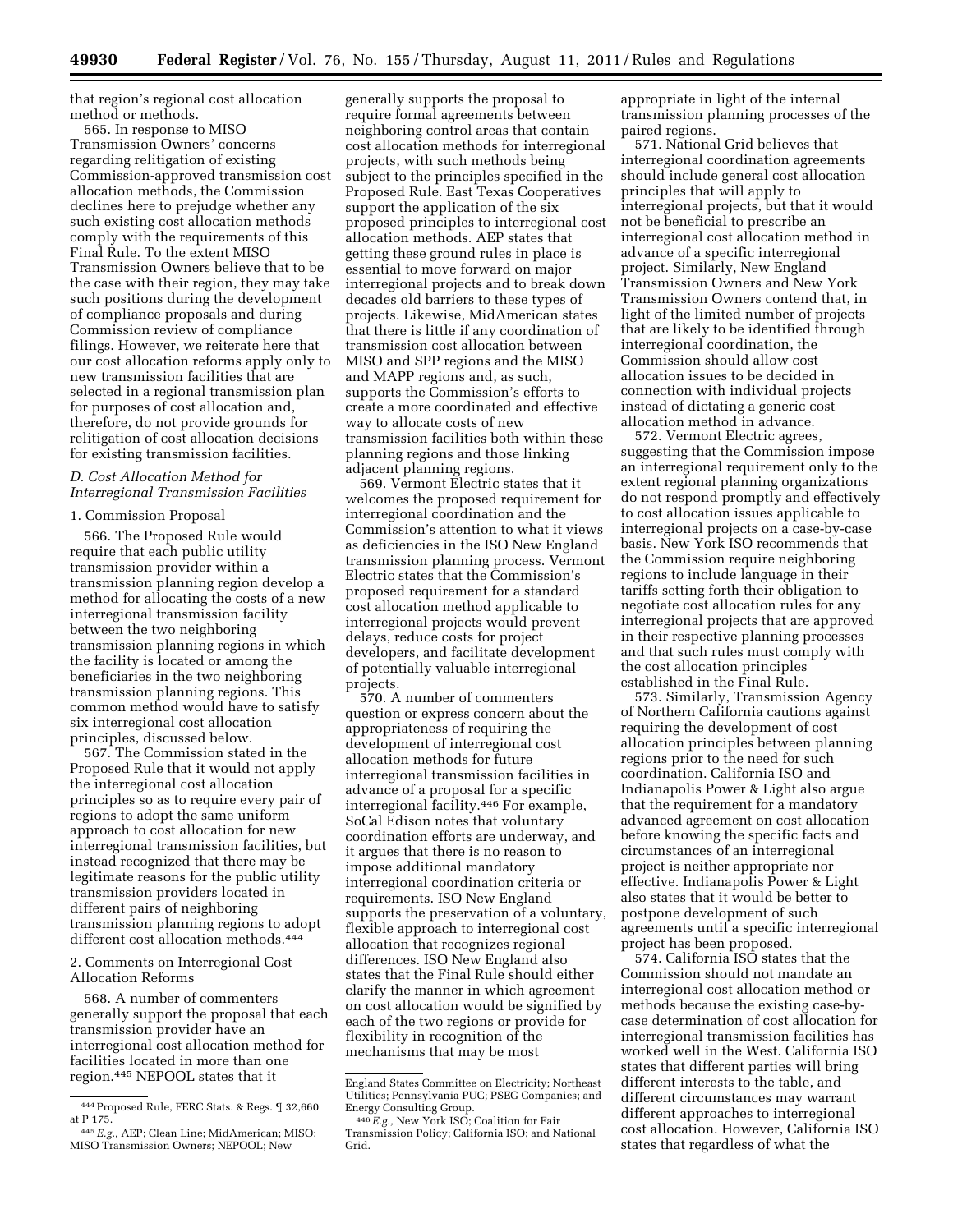that region's regional cost allocation method or methods.

565. In response to MISO Transmission Owners' concerns regarding relitigation of existing Commission-approved transmission cost allocation methods, the Commission declines here to prejudge whether any such existing cost allocation methods comply with the requirements of this Final Rule. To the extent MISO Transmission Owners believe that to be the case with their region, they may take such positions during the development of compliance proposals and during Commission review of compliance filings. However, we reiterate here that our cost allocation reforms apply only to new transmission facilities that are selected in a regional transmission plan for purposes of cost allocation and, therefore, do not provide grounds for relitigation of cost allocation decisions for existing transmission facilities.

### D. Cost Allocation Method for Interregional Transmission Facilities

#### 1. Commission Proposal

566. The Proposed Rule would require that each public utility transmission provider within a transmission planning region develop a method for allocating the costs of a new interregional transmission facility between the two neighboring transmission planning regions in which the facility is located or among the beneficiaries in the two neighboring transmission planning regions. This common method would have to satisfy six interregional cost allocation principles, discussed below.

567. The Commission stated in the Proposed Rule that it would not apply the interregional cost allocation principles so as to require every pair of regions to adopt the same uniform approach to cost allocation for new interregional transmission facilities, but instead recognized that there may be legitimate reasons for the public utility transmission providers located in different pairs of neighboring transmission planning regions to adopt different cost allocation methods.[444]

#### 2. Comments on Interregional Cost Allocation Reforms

568. A number of commenters generally support the proposal that each transmission provider have an interregional cost allocation method for facilities located in more than one region.[445] NEPOOL states that it generally supports the proposal to require formal agreements between neighboring control areas that contain cost allocation methods for interregional projects, with such methods being subject to the principles specified in the Proposed Rule. East Texas Cooperatives support the application of the six proposed principles to interregional cost allocation methods. AEP states that getting these ground rules in place is essential to move forward on major interregional projects and to break down decades old barriers to these types of projects. Likewise, MidAmerican states that there is little if any coordination of transmission cost allocation between MISO and SPP regions and the MISO and MAPP regions and, as such, supports the Commission's efforts to create a more coordinated and effective way to allocate costs of new transmission facilities both within these planning regions and those linking adjacent planning regions.

569. Vermont Electric states that it welcomes the proposed requirement for interregional coordination and the Commission's attention to what it views as deficiencies in the ISO New England transmission planning process. Vermont Electric states that the Commission's proposed requirement for a standard cost allocation method applicable to interregional projects would prevent delays, reduce costs for project developers, and facilitate development of potentially valuable interregional projects.

570. A number of commenters question or express concern about the appropriateness of requiring the development of interregional cost allocation methods for future interregional transmission facilities in advance of a proposal for a specific interregional facility.[446] For example, SoCal Edison notes that voluntary coordination efforts are underway, and it argues that there is no reason to impose additional mandatory interregional coordination criteria or requirements. ISO New England supports the preservation of a voluntary, flexible approach to interregional cost allocation that recognizes regional differences. ISO New England also states that the Final Rule should either clarify the manner in which agreement on cost allocation would be signified by each of the two regions or provide for flexibility in recognition of the mechanisms that may be most appropriate in light of the internal transmission planning processes of the paired regions.

571. National Grid believes that interregional coordination agreements should include general cost allocation principles that will apply to interregional projects, but that it would not be beneficial to prescribe an interregional cost allocation method in advance of a specific interregional project. Similarly, New England Transmission Owners and New York Transmission Owners contend that, in light of the limited number of projects that are likely to be identified through interregional coordination, the Commission should allow cost allocation issues to be decided in connection with individual projects instead of dictating a generic cost allocation method in advance.

572. Vermont Electric agrees, suggesting that the Commission impose an interregional requirement only to the extent regional planning organizations do not respond promptly and effectively to cost allocation issues applicable to interregional projects on a case-by-case basis. New York ISO recommends that the Commission require neighboring regions to include language in their tariffs setting forth their obligation to negotiate cost allocation rules for any interregional projects that are approved in their respective planning processes and that such rules must comply with the cost allocation principles established in the Final Rule.

573. Similarly, Transmission Agency of Northern California cautions against requiring the development of cost allocation principles between planning regions prior to the need for such coordination. California ISO and Indianapolis Power & Light also argue that the requirement for a mandatory advanced agreement on cost allocation before knowing the specific facts and circumstances of an interregional project is neither appropriate nor effective. Indianapolis Power & Light also states that it would be better to postpone development of such agreements until a specific interregional project has been proposed.

574. California ISO states that the Commission should not mandate an interregional cost allocation method or methods because the existing case-by-case determination of cost allocation for interregional transmission facilities has worked well in the West. California ISO states that different parties will bring different interests to the table, and different circumstances may warrant different approaches to interregional cost allocation. However, California ISO states that regardless of what the

---

[444] Proposed Rule, FERC Stats. & Regs. ¶ 32,660 at P 175.

[445] *E.g.,* AEP; Clean Line; MidAmerican; MISO; MISO Transmission Owners; NEPOOL; New England States Committee on Electricity; Northeast Utilities; Pennsylvania PUC; PSEG Companies; and Energy Consulting Group.

[446] *E.g.,* New York ISO; Coalition for Fair Transmission Policy; California ISO; and National Grid.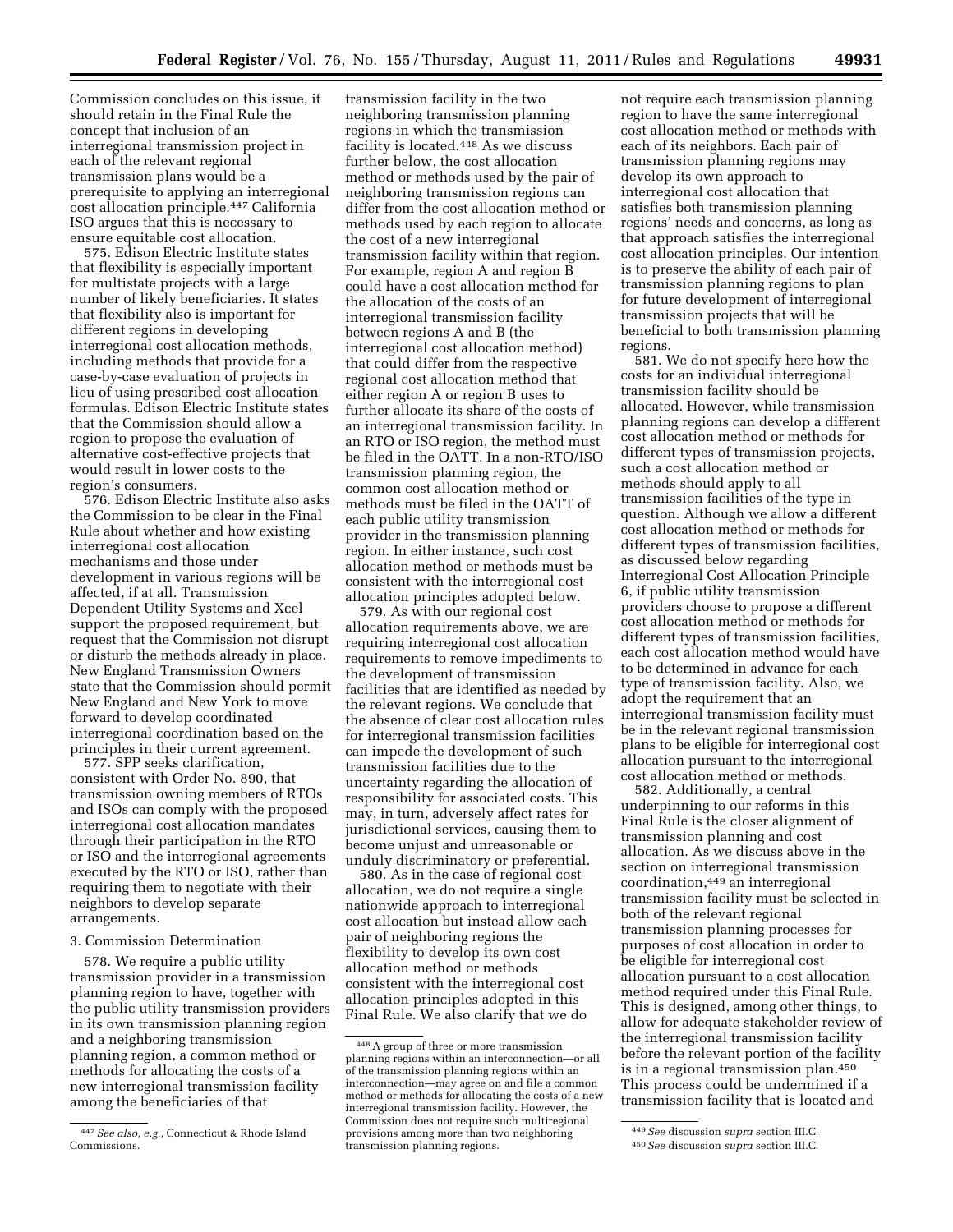Commission concludes on this issue, it should retain in the Final Rule the concept that inclusion of an interregional transmission project in each of the relevant regional transmission plans would be a prerequisite to applying an interregional cost allocation principle.[447] California ISO argues that this is necessary to ensure equitable cost allocation.

575. Edison Electric Institute states that flexibility is especially important for multistate projects with a large number of likely beneficiaries. It states that flexibility also is important for different regions in developing interregional cost allocation methods, including methods that provide for a case-by-case evaluation of projects in lieu of using prescribed cost allocation formulas. Edison Electric Institute states that the Commission should allow a region to propose the evaluation of alternative cost-effective projects that would result in lower costs to the region's consumers.

576. Edison Electric Institute also asks the Commission to be clear in the Final Rule about whether and how existing interregional cost allocation mechanisms and those under development in various regions will be affected, if at all. Transmission Dependent Utility Systems and Xcel support the proposed requirement, but request that the Commission not disrupt or disturb the methods already in place. New England Transmission Owners state that the Commission should permit New England and New York to move forward to develop coordinated interregional coordination based on the principles in their current agreement.

577. SPP seeks clarification, consistent with Order No. 890, that transmission owning members of RTOs and ISOs can comply with the proposed interregional cost allocation mandates through their participation in the RTO or ISO and the interregional agreements executed by the RTO or ISO, rather than requiring them to negotiate with their neighbors to develop separate arrangements.

3. Commission Determination

578. We require a public utility transmission provider in a transmission planning region to have, together with the public utility transmission providers in its own transmission planning region and a neighboring transmission planning region, a common method or methods for allocating the costs of a new interregional transmission facility among the beneficiaries of that transmission facility in the two neighboring transmission planning regions in which the transmission facility is located.[448] As we discuss further below, the cost allocation method or methods used by the pair of neighboring transmission regions can differ from the cost allocation method or methods used by each region to allocate the cost of a new interregional transmission facility within that region. For example, region A and region B could have a cost allocation method for the allocation of the costs of an interregional transmission facility between regions A and B (the interregional cost allocation method) that could differ from the respective regional cost allocation method that either region A or region B uses to further allocate its share of the costs of an interregional transmission facility. In an RTO or ISO region, the method must be filed in the OATT. In a non-RTO/ISO transmission planning region, the common cost allocation method or methods must be filed in the OATT of each public utility transmission provider in the transmission planning region. In either instance, such cost allocation method or methods must be consistent with the interregional cost allocation principles adopted below.

579. As with our regional cost allocation requirements above, we are requiring interregional cost allocation requirements to remove impediments to the development of transmission facilities that are identified as needed by the relevant regions. We conclude that the absence of clear cost allocation rules for interregional transmission facilities can impede the development of such transmission facilities due to the uncertainty regarding the allocation of responsibility for associated costs. This may, in turn, adversely affect rates for jurisdictional services, causing them to become unjust and unreasonable or unduly discriminatory or preferential.

580. As in the case of regional cost allocation, we do not require a single nationwide approach to interregional cost allocation but instead allow each pair of neighboring regions the flexibility to develop its own cost allocation method or methods consistent with the interregional cost allocation principles adopted in this Final Rule. We also clarify that we do not require each transmission planning region to have the same interregional cost allocation method or methods with each of its neighbors. Each pair of transmission planning regions may develop its own approach to interregional cost allocation that satisfies both transmission planning regions' needs and concerns, as long as that approach satisfies the interregional cost allocation principles. Our intention is to preserve the ability of each pair of transmission planning regions to plan for future development of interregional transmission projects that will be beneficial to both transmission planning regions.

581. We do not specify here how the costs for an individual interregional transmission facility should be allocated. However, while transmission planning regions can develop a different cost allocation method or methods for different types of transmission projects, such a cost allocation method or methods should apply to all transmission facilities of the type in question. Although we allow a different cost allocation method or methods for different types of transmission facilities, as discussed below regarding Interregional Cost Allocation Principle 6, if public utility transmission providers choose to propose a different cost allocation method or methods for different types of transmission facilities, each cost allocation method would have to be determined in advance for each type of transmission facility. Also, we adopt the requirement that an interregional transmission facility must be in the relevant regional transmission plans to be eligible for interregional cost allocation pursuant to the interregional cost allocation method or methods.

582. Additionally, a central underpinning to our reforms in this Final Rule is the closer alignment of transmission planning and cost allocation. As we discuss above in the section on interregional transmission coordination,[449] an interregional transmission facility must be selected in both of the relevant regional transmission planning processes for purposes of cost allocation in order to be eligible for interregional cost allocation pursuant to a cost allocation method required under this Final Rule. This is designed, among other things, to allow for adequate stakeholder review of the interregional transmission facility before the relevant portion of the facility is in a regional transmission plan.[450] This process could be undermined if a transmission facility that is located and

---

[447] *See also, e.g.,* Connecticut & Rhode Island Commissions.

[448] A group of three or more transmission planning regions within an interconnection—or all of the transmission planning regions within an interconnection—may agree on and file a common method or methods for allocating the costs of a new interregional transmission facility. However, the Commission does not require such multiregional provisions among more than two neighboring transmission planning regions.

[449] *See* discussion *supra* section III.C.

[450] *See* discussion *supra* section III.C.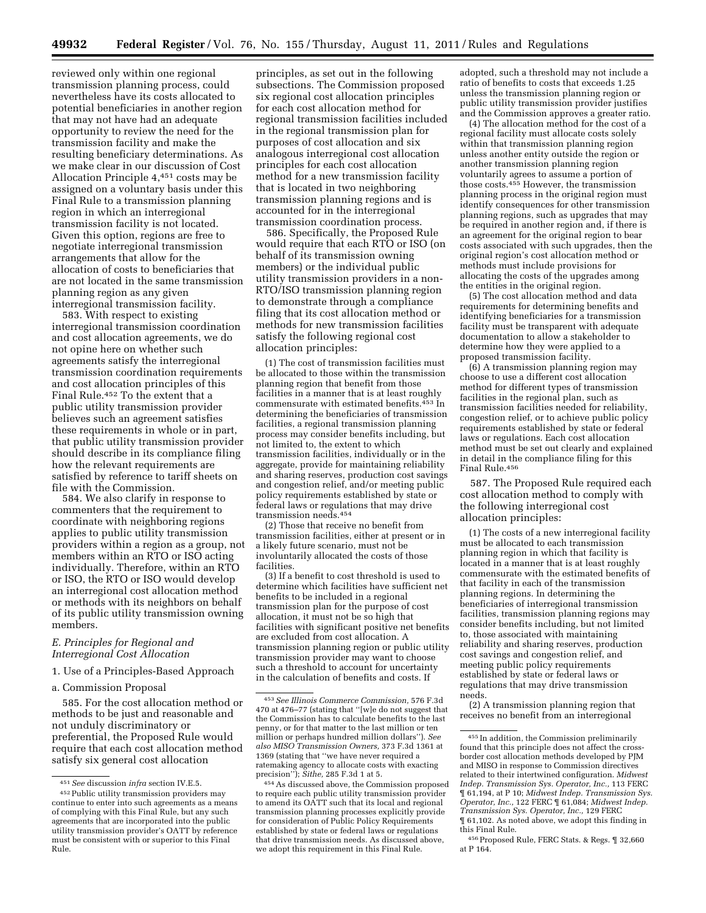reviewed only within one regional transmission planning process, could nevertheless have its costs allocated to potential beneficiaries in another region that may not have had an adequate opportunity to review the need for the transmission facility and make the resulting beneficiary determinations. As we make clear in our discussion of Cost Allocation Principle 4,[451] costs may be assigned on a voluntary basis under this Final Rule to a transmission planning region in which an interregional transmission facility is not located. Given this option, regions are free to negotiate interregional transmission arrangements that allow for the allocation of costs to beneficiaries that are not located in the same transmission planning region as any given interregional transmission facility.

583. With respect to existing interregional transmission coordination and cost allocation agreements, we do not opine here on whether such agreements satisfy the interregional transmission coordination requirements and cost allocation principles of this Final Rule.[452] To the extent that a public utility transmission provider believes such an agreement satisfies these requirements in whole or in part, that public utility transmission provider should describe in its compliance filing how the relevant requirements are satisfied by reference to tariff sheets on file with the Commission.

584. We also clarify in response to commenters that the requirement to coordinate with neighboring regions applies to public utility transmission providers within a region as a group, not members within an RTO or ISO acting individually. Therefore, within an RTO or ISO, the RTO or ISO would develop an interregional cost allocation method or methods with its neighbors on behalf of its public utility transmission owning members.

### E. Principles for Regional and Interregional Cost Allocation

#### 1. Use of a Principles-Based Approach

##### a. Commission Proposal

585. For the cost allocation method or methods to be just and reasonable and not unduly discriminatory or preferential, the Proposed Rule would require that each cost allocation method satisfy six general cost allocation principles, as set out in the following subsections. The Commission proposed six regional cost allocation principles for each cost allocation method for regional transmission facilities included in the regional transmission plan for purposes of cost allocation and six analogous interregional cost allocation principles for each cost allocation method for a new transmission facility that is located in two neighboring transmission planning regions and is accounted for in the interregional transmission coordination process.

586. Specifically, the Proposed Rule would require that each RTO or ISO (on behalf of its transmission owning members) or the individual public utility transmission providers in a non-RTO/ISO transmission planning region to demonstrate through a compliance filing that its cost allocation method or methods for new transmission facilities satisfy the following regional cost allocation principles:

(1) The cost of transmission facilities must be allocated to those within the transmission planning region that benefit from those facilities in a manner that is at least roughly commensurate with estimated benefits.[453] In determining the beneficiaries of transmission facilities, a regional transmission planning process may consider benefits including, but not limited to, the extent to which transmission facilities, individually or in the aggregate, provide for maintaining reliability and sharing reserves, production cost savings and congestion relief, and/or meeting public policy requirements established by state or federal laws or regulations that may drive transmission needs.[454]

(2) Those that receive no benefit from transmission facilities, either at present or in a likely future scenario, must not be involuntarily allocated the costs of those facilities.

(3) If a benefit to cost threshold is used to determine which facilities have sufficient net benefits to be included in a regional transmission plan for the purpose of cost allocation, it must not be so high that facilities with significant positive net benefits are excluded from cost allocation. A transmission planning region or public utility transmission provider may want to choose such a threshold to account for uncertainty in the calculation of benefits and costs. If adopted, such a threshold may not include a ratio of benefits to costs that exceeds 1.25 unless the transmission planning region or public utility transmission provider justifies and the Commission approves a greater ratio.

(4) The allocation method for the cost of a regional facility must allocate costs solely within that transmission planning region unless another entity outside the region or another transmission planning region voluntarily agrees to assume a portion of those costs.[455] However, the transmission planning process in the original region must identify consequences for other transmission planning regions, such as upgrades that may be required in another region and, if there is an agreement for the original region to bear costs associated with such upgrades, then the original region's cost allocation method or methods must include provisions for allocating the costs of the upgrades among the entities in the original region.

(5) The cost allocation method and data requirements for determining benefits and identifying beneficiaries for a transmission facility must be transparent with adequate documentation to allow a stakeholder to determine how they were applied to a proposed transmission facility.

(6) A transmission planning region may choose to use a different cost allocation method for different types of transmission facilities in the regional plan, such as transmission facilities needed for reliability, congestion relief, or to achieve public policy requirements established by state or federal laws or regulations. Each cost allocation method must be set out clearly and explained in detail in the compliance filing for this Final Rule.[456]

587. The Proposed Rule required each cost allocation method to comply with the following interregional cost allocation principles:

(1) The costs of a new interregional facility must be allocated to each transmission planning region in which that facility is located in a manner that is at least roughly commensurate with the estimated benefits of that facility in each of the transmission planning regions. In determining the beneficiaries of interregional transmission facilities, transmission planning regions may consider benefits including, but not limited to, those associated with maintaining reliability and sharing reserves, production cost savings and congestion relief, and meeting public policy requirements established by state or federal laws or regulations that may drive transmission needs.

(2) A transmission planning region that receives no benefit from an interregional

---

[451] *See* discussion *infra* section IV.E.5.

[452] Public utility transmission providers may continue to enter into such agreements as a means of complying with this Final Rule, but any such agreements that are incorporated into the public utility transmission provider's OATT by reference must be consistent with or superior to this Final Rule.

[453] *See Illinois Commerce Commission,* 576 F.3d 470 at 476–77 (stating that "[w]e do not suggest that the Commission has to calculate benefits to the last penny, or for that matter to the last million or ten million or perhaps hundred million dollars"). *See also MISO Transmission Owners,* 373 F.3d 1361 at 1369 (stating that "we have never required a ratemaking agency to allocate costs with exacting precision"); *Sithe,* 285 F.3d 1 at 5.

[454] As discussed above, the Commission proposed to require each public utility transmission provider to amend its OATT such that its local and regional transmission planning processes explicitly provide for consideration of Public Policy Requirements established by state or federal laws or regulations that drive transmission needs. As discussed above, we adopt this requirement in this Final Rule.

[455] In addition, the Commission preliminarily found that this principle does not affect the cross-border cost allocation methods developed by PJM and MISO in response to Commission directives related to their intertwined configuration. *Midwest Indep. Transmission Sys. Operator, Inc.,* 113 FERC ¶ 61,194, at P 10; *Midwest Indep. Transmission Sys. Operator, Inc.,* 122 FERC ¶ 61,084; *Midwest Indep. Transmission Sys. Operator, Inc.,* 129 FERC ¶ 61,102. As noted above, we adopt this finding in this Final Rule.

[456] Proposed Rule, FERC Stats. & Regs. ¶ 32,660 at P 164.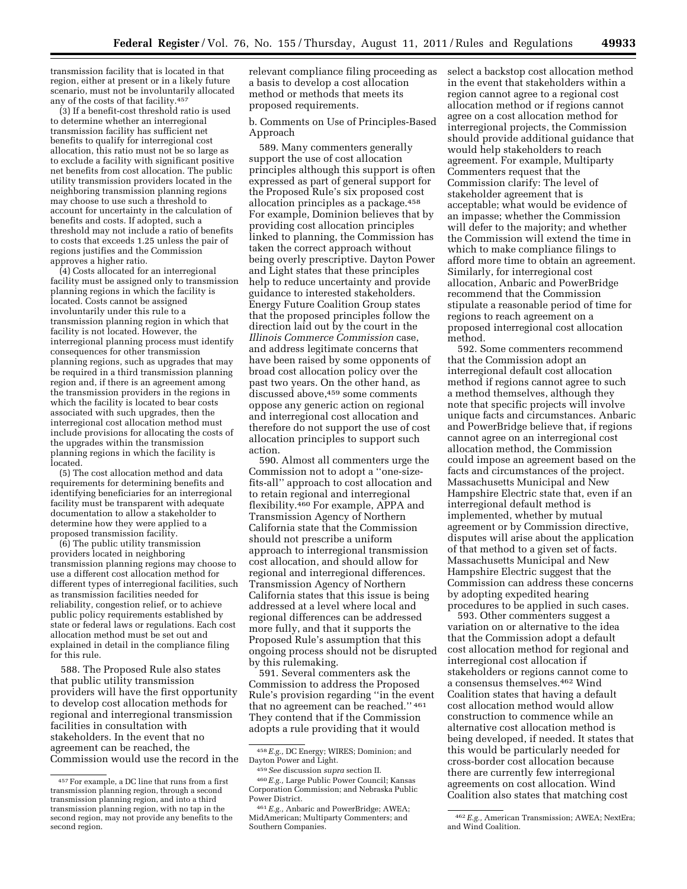transmission facility that is located in that region, either at present or in a likely future scenario, must not be involuntarily allocated any of the costs of that facility.[457]

(3) If a benefit-cost threshold ratio is used to determine whether an interregional transmission facility has sufficient net benefits to qualify for interregional cost allocation, this ratio must not be so large as to exclude a facility with significant positive net benefits from cost allocation. The public utility transmission providers located in the neighboring transmission planning regions may choose to use such a threshold to account for uncertainty in the calculation of benefits and costs. If adopted, such a threshold may not include a ratio of benefits to costs that exceeds 1.25 unless the pair of regions justifies and the Commission approves a higher ratio.

(4) Costs allocated for an interregional facility must be assigned only to transmission planning regions in which the facility is located. Costs cannot be assigned involuntarily under this rule to a transmission planning region in which that facility is not located. However, the interregional planning process must identify consequences for other transmission planning regions, such as upgrades that may be required in a third transmission planning region and, if there is an agreement among the transmission providers in the regions in which the facility is located to bear costs associated with such upgrades, then the interregional cost allocation method must include provisions for allocating the costs of the upgrades within the transmission planning regions in which the facility is located.

(5) The cost allocation method and data requirements for determining benefits and identifying beneficiaries for an interregional facility must be transparent with adequate documentation to allow a stakeholder to determine how they were applied to a proposed transmission facility.

(6) The public utility transmission providers located in neighboring transmission planning regions may choose to use a different cost allocation method for different types of interregional facilities, such as transmission facilities needed for reliability, congestion relief, or to achieve public policy requirements established by state or federal laws or regulations. Each cost allocation method must be set out and explained in detail in the compliance filing for this rule.

588. The Proposed Rule also states that public utility transmission providers will have the first opportunity to develop cost allocation methods for regional and interregional transmission facilities in consultation with stakeholders. In the event that no agreement can be reached, the Commission would use the record in the relevant compliance filing proceeding as a basis to develop a cost allocation method or methods that meets its proposed requirements.

b. Comments on Use of Principles-Based Approach

589. Many commenters generally support the use of cost allocation principles although this support is often expressed as part of general support for the Proposed Rule's six proposed cost allocation principles as a package.[458] For example, Dominion believes that by providing cost allocation principles linked to planning, the Commission has taken the correct approach without being overly prescriptive. Dayton Power and Light states that these principles help to reduce uncertainty and provide guidance to interested stakeholders. Energy Future Coalition Group states that the proposed principles follow the direction laid out by the court in the *Illinois Commerce Commission* case, and address legitimate concerns that have been raised by some opponents of broad cost allocation policy over the past two years. On the other hand, as discussed above,[459] some comments oppose any generic action on regional and interregional cost allocation and therefore do not support the use of cost allocation principles to support such action.

590. Almost all commenters urge the Commission not to adopt a ''one-size-fits-all'' approach to cost allocation and to retain regional and interregional flexibility.[460] For example, APPA and Transmission Agency of Northern California state that the Commission should not prescribe a uniform approach to interregional transmission cost allocation, and should allow for regional and interregional differences. Transmission Agency of Northern California states that this issue is being addressed at a level where local and regional differences can be addressed more fully, and that it supports the Proposed Rule's assumption that this ongoing process should not be disrupted by this rulemaking.

591. Several commenters ask the Commission to address the Proposed Rule's provision regarding ''in the event that no agreement can be reached.'' [461] They contend that if the Commission adopts a rule providing that it would select a backstop cost allocation method in the event that stakeholders within a region cannot agree to a regional cost allocation method or if regions cannot agree on a cost allocation method for interregional projects, the Commission should provide additional guidance that would help stakeholders to reach agreement. For example, Multiparty Commenters request that the Commission clarify: The level of stakeholder agreement that is acceptable; what would be evidence of an impasse; whether the Commission will defer to the majority; and whether the Commission will extend the time in which to make compliance filings to afford more time to obtain an agreement. Similarly, for interregional cost allocation, Anbaric and PowerBridge recommend that the Commission stipulate a reasonable period of time for regions to reach agreement on a proposed interregional cost allocation method.

592. Some commenters recommend that the Commission adopt an interregional default cost allocation method if regions cannot agree to such a method themselves, although they note that specific projects will involve unique facts and circumstances. Anbaric and PowerBridge believe that, if regions cannot agree on an interregional cost allocation method, the Commission could impose an agreement based on the facts and circumstances of the project. Massachusetts Municipal and New Hampshire Electric state that, even if an interregional default method is implemented, whether by mutual agreement or by Commission directive, disputes will arise about the application of that method to a given set of facts. Massachusetts Municipal and New Hampshire Electric suggest that the Commission can address these concerns by adopting expedited hearing procedures to be applied in such cases.

593. Other commenters suggest a variation on or alternative to the idea that the Commission adopt a default cost allocation method for regional and interregional cost allocation if stakeholders or regions cannot come to a consensus themselves.[462] Wind Coalition states that having a default cost allocation method would allow construction to commence while an alternative cost allocation method is being developed, if needed. It states that this would be particularly needed for cross-border cost allocation because there are currently few interregional agreements on cost allocation. Wind Coalition also states that matching cost

---

[457] For example, a DC line that runs from a first transmission planning region, through a second transmission planning region, and into a third transmission planning region, with no tap in the second region, may not provide any benefits to the second region.

[458] *E.g.,* DC Energy; WIRES; Dominion; and Dayton Power and Light.

[459] *See* discussion *supra* section II.

[460] *E.g.,* Large Public Power Council; Kansas Corporation Commission; and Nebraska Public Power District.

[461] *E.g.,* Anbaric and PowerBridge; AWEA; MidAmerican; Multiparty Commenters; and Southern Companies.

[462] *E.g.,* American Transmission; AWEA; NextEra; and Wind Coalition.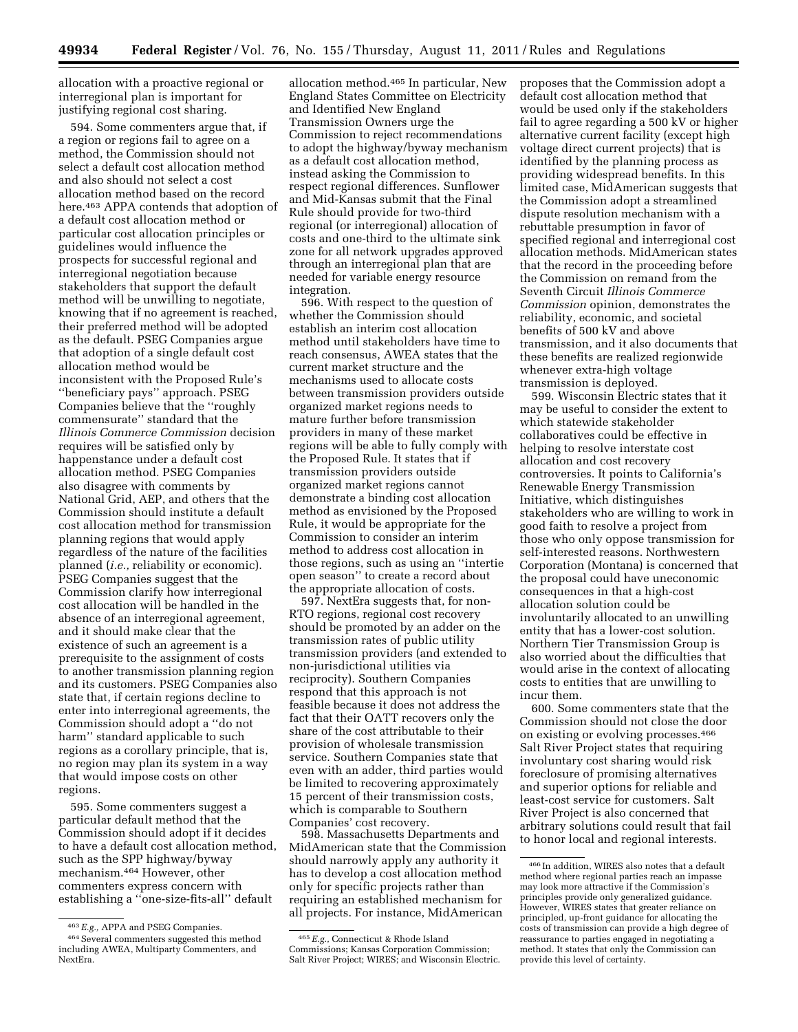allocation with a proactive regional or interregional plan is important for justifying regional cost sharing.

594. Some commenters argue that, if a region or regions fail to agree on a method, the Commission should not select a default cost allocation method and also should not select a cost allocation method based on the record here.[463] APPA contends that adoption of a default cost allocation method or particular cost allocation principles or guidelines would influence the prospects for successful regional and interregional negotiation because stakeholders that support the default method will be unwilling to negotiate, knowing that if no agreement is reached, their preferred method will be adopted as the default. PSEG Companies argue that adoption of a single default cost allocation method would be inconsistent with the Proposed Rule's ''beneficiary pays'' approach. PSEG Companies believe that the ''roughly commensurate'' standard that the *Illinois Commerce Commission* decision requires will be satisfied only by happenstance under a default cost allocation method. PSEG Companies also disagree with comments by National Grid, AEP, and others that the Commission should institute a default cost allocation method for transmission planning regions that would apply regardless of the nature of the facilities planned (*i.e.,* reliability or economic). PSEG Companies suggest that the Commission clarify how interregional cost allocation will be handled in the absence of an interregional agreement, and it should make clear that the existence of such an agreement is a prerequisite to the assignment of costs to another transmission planning region and its customers. PSEG Companies also state that, if certain regions decline to enter into interregional agreements, the Commission should adopt a ''do not harm'' standard applicable to such regions as a corollary principle, that is, no region may plan its system in a way that would impose costs on other regions.

595. Some commenters suggest a particular default method that the Commission should adopt if it decides to have a default cost allocation method, such as the SPP highway/byway mechanism.[464] However, other commenters express concern with establishing a ''one-size-fits-all'' default allocation method.[465] In particular, New England States Committee on Electricity and Identified New England Transmission Owners urge the Commission to reject recommendations to adopt the highway/byway mechanism as a default cost allocation method, instead asking the Commission to respect regional differences. Sunflower and Mid-Kansas submit that the Final Rule should provide for two-third regional (or interregional) allocation of costs and one-third to the ultimate sink zone for all network upgrades approved through an interregional plan that are needed for variable energy resource integration.

596. With respect to the question of whether the Commission should establish an interim cost allocation method until stakeholders have time to reach consensus, AWEA states that the current market structure and the mechanisms used to allocate costs between transmission providers outside organized market regions needs to mature further before transmission providers in many of these market regions will be able to fully comply with the Proposed Rule. It states that if transmission providers outside organized market regions cannot demonstrate a binding cost allocation method as envisioned by the Proposed Rule, it would be appropriate for the Commission to consider an interim method to address cost allocation in those regions, such as using an ''intertie open season'' to create a record about the appropriate allocation of costs.

597. NextEra suggests that, for non-RTO regions, regional cost recovery should be promoted by an adder on the transmission rates of public utility transmission providers (and extended to non-jurisdictional utilities via reciprocity). Southern Companies respond that this approach is not feasible because it does not address the fact that their OATT recovers only the share of the cost attributable to their provision of wholesale transmission service. Southern Companies state that even with an adder, third parties would be limited to recovering approximately 15 percent of their transmission costs, which is comparable to Southern Companies' cost recovery.

598. Massachusetts Departments and MidAmerican state that the Commission should narrowly apply any authority it has to develop a cost allocation method only for specific projects rather than requiring an established mechanism for all projects. For instance, MidAmerican proposes that the Commission adopt a default cost allocation method that would be used only if the stakeholders fail to agree regarding a 500 kV or higher alternative current facility (except high voltage direct current projects) that is identified by the planning process as providing widespread benefits. In this limited case, MidAmerican suggests that the Commission adopt a streamlined dispute resolution mechanism with a rebuttable presumption in favor of specified regional and interregional cost allocation methods. MidAmerican states that the record in the proceeding before the Commission on remand from the Seventh Circuit *Illinois Commerce Commission* opinion, demonstrates the reliability, economic, and societal benefits of 500 kV and above transmission, and it also documents that these benefits are realized regionwide whenever extra-high voltage transmission is deployed.

599. Wisconsin Electric states that it may be useful to consider the extent to which statewide stakeholder collaboratives could be effective in helping to resolve interstate cost allocation and cost recovery controversies. It points to California's Renewable Energy Transmission Initiative, which distinguishes stakeholders who are willing to work in good faith to resolve a project from those who only oppose transmission for self-interested reasons. Northwestern Corporation (Montana) is concerned that the proposal could have uneconomic consequences in that a high-cost allocation solution could be involuntarily allocated to an unwilling entity that has a lower-cost solution. Northern Tier Transmission Group is also worried about the difficulties that would arise in the context of allocating costs to entities that are unwilling to incur them.

600. Some commenters state that the Commission should not close the door on existing or evolving processes.[466] Salt River Project states that requiring involuntary cost sharing would risk foreclosure of promising alternatives and superior options for reliable and least-cost service for customers. Salt River Project is also concerned that arbitrary solutions could result that fail to honor local and regional interests.

---

[463] *E.g.,* APPA and PSEG Companies.

[464] Several commenters suggested this method including AWEA, Multiparty Commenters, and NextEra.

[465] *E.g.,* Connecticut & Rhode Island Commissions; Kansas Corporation Commission; Salt River Project; WIRES; and Wisconsin Electric.

[466] In addition, WIRES also notes that a default method where regional parties reach an impasse may look more attractive if the Commission's principles provide only generalized guidance. However, WIRES states that greater reliance on principled, up-front guidance for allocating the costs of transmission can provide a high degree of reassurance to parties engaged in negotiating a method. It states that only the Commission can provide this level of certainty.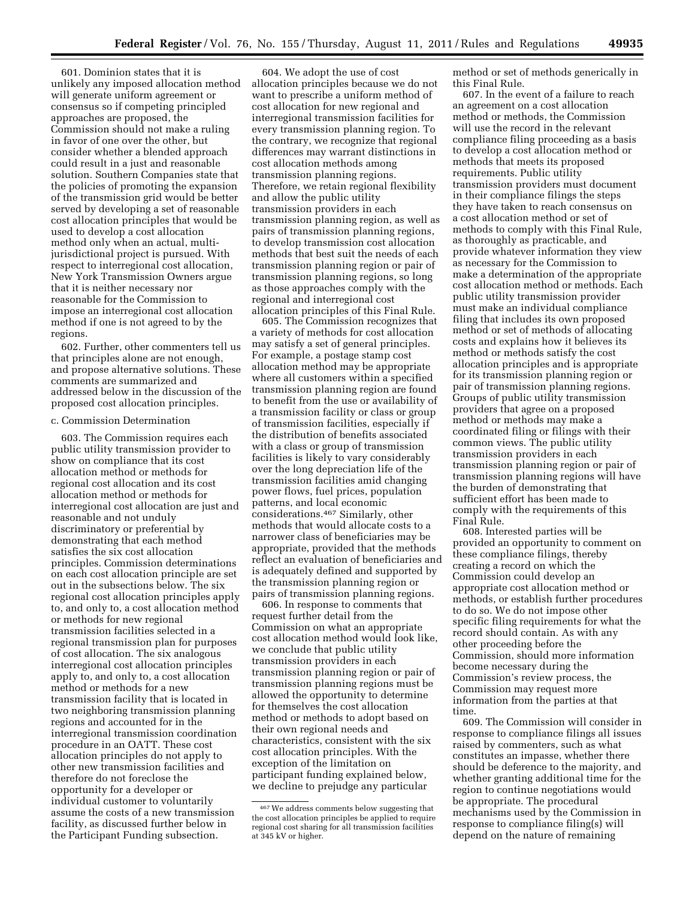601. Dominion states that it is unlikely any imposed allocation method will generate uniform agreement or consensus so if competing principled approaches are proposed, the Commission should not make a ruling in favor of one over the other, but consider whether a blended approach could result in a just and reasonable solution. Southern Companies state that the policies of promoting the expansion of the transmission grid would be better served by developing a set of reasonable cost allocation principles that would be used to develop a cost allocation method only when an actual, multi-jurisdictional project is pursued. With respect to interregional cost allocation, New York Transmission Owners argue that it is neither necessary nor reasonable for the Commission to impose an interregional cost allocation method if one is not agreed to by the regions.

602. Further, other commenters tell us that principles alone are not enough, and propose alternative solutions. These comments are summarized and addressed below in the discussion of the proposed cost allocation principles.

c. Commission Determination

603. The Commission requires each public utility transmission provider to show on compliance that its cost allocation method or methods for regional cost allocation and its cost allocation method or methods for interregional cost allocation are just and reasonable and not unduly discriminatory or preferential by demonstrating that each method satisfies the six cost allocation principles. Commission determinations on each cost allocation principle are set out in the subsections below. The six regional cost allocation principles apply to, and only to, a cost allocation method or methods for new regional transmission facilities selected in a regional transmission plan for purposes of cost allocation. The six analogous interregional cost allocation principles apply to, and only to, a cost allocation method or methods for a new transmission facility that is located in two neighboring transmission planning regions and accounted for in the interregional transmission coordination procedure in an OATT. These cost allocation principles do not apply to other new transmission facilities and therefore do not foreclose the opportunity for a developer or individual customer to voluntarily assume the costs of a new transmission facility, as discussed further below in the Participant Funding subsection.

604. We adopt the use of cost allocation principles because we do not want to prescribe a uniform method of cost allocation for new regional and interregional transmission facilities for every transmission planning region. To the contrary, we recognize that regional differences may warrant distinctions in cost allocation methods among transmission planning regions. Therefore, we retain regional flexibility and allow the public utility transmission providers in each transmission planning region, as well as pairs of transmission planning regions, to develop transmission cost allocation methods that best suit the needs of each transmission planning region or pair of transmission planning regions, so long as those approaches comply with the regional and interregional cost allocation principles of this Final Rule.

605. The Commission recognizes that a variety of methods for cost allocation may satisfy a set of general principles. For example, a postage stamp cost allocation method may be appropriate where all customers within a specified transmission planning region are found to benefit from the use or availability of a transmission facility or class or group of transmission facilities, especially if the distribution of benefits associated with a class or group of transmission facilities is likely to vary considerably over the long depreciation life of the transmission facilities amid changing power flows, fuel prices, population patterns, and local economic considerations.[467] Similarly, other methods that would allocate costs to a narrower class of beneficiaries may be appropriate, provided that the methods reflect an evaluation of beneficiaries and is adequately defined and supported by the transmission planning region or pairs of transmission planning regions.

606. In response to comments that request further detail from the Commission on what an appropriate cost allocation method would look like, we conclude that public utility transmission providers in each transmission planning region or pair of transmission planning regions must be allowed the opportunity to determine for themselves the cost allocation method or methods to adopt based on their own regional needs and characteristics, consistent with the six cost allocation principles. With the exception of the limitation on participant funding explained below, we decline to prejudge any particular method or set of methods generically in this Final Rule.

607. In the event of a failure to reach an agreement on a cost allocation method or methods, the Commission will use the record in the relevant compliance filing proceeding as a basis to develop a cost allocation method or methods that meets its proposed requirements. Public utility transmission providers must document in their compliance filings the steps they have taken to reach consensus on a cost allocation method or set of methods to comply with this Final Rule, as thoroughly as practicable, and provide whatever information they view as necessary for the Commission to make a determination of the appropriate cost allocation method or methods. Each public utility transmission provider must make an individual compliance filing that includes its own proposed method or set of methods of allocating costs and explains how it believes its method or methods satisfy the cost allocation principles and is appropriate for its transmission planning region or pair of transmission planning regions. Groups of public utility transmission providers that agree on a proposed method or methods may make a coordinated filing or filings with their common views. The public utility transmission providers in each transmission planning region or pair of transmission planning regions will have the burden of demonstrating that sufficient effort has been made to comply with the requirements of this Final Rule.

608. Interested parties will be provided an opportunity to comment on these compliance filings, thereby creating a record on which the Commission could develop an appropriate cost allocation method or methods, or establish further procedures to do so. We do not impose other specific filing requirements for what the record should contain. As with any other proceeding before the Commission, should more information become necessary during the Commission's review process, the Commission may request more information from the parties at that time.

609. The Commission will consider in response to compliance filings all issues raised by commenters, such as what constitutes an impasse, whether there should be deference to the majority, and whether granting additional time for the region to continue negotiations would be appropriate. The procedural mechanisms used by the Commission in response to compliance filing(s) will depend on the nature of remaining

[467] We address comments below suggesting that the cost allocation principles be applied to require regional cost sharing for all transmission facilities at 345 kV or higher.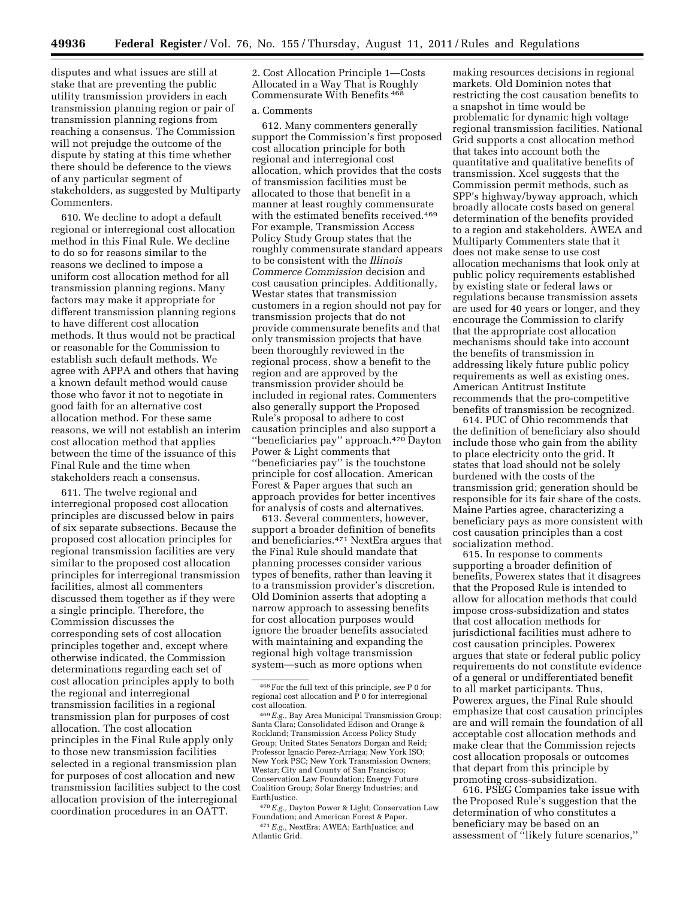disputes and what issues are still at stake that are preventing the public utility transmission providers in each transmission planning region or pair of transmission planning regions from reaching a consensus. The Commission will not prejudge the outcome of the dispute by stating at this time whether there should be deference to the views of any particular segment of stakeholders, as suggested by Multiparty Commenters.

610. We decline to adopt a default regional or interregional cost allocation method in this Final Rule. We decline to do so for reasons similar to the reasons we declined to impose a uniform cost allocation method for all transmission planning regions. Many factors may make it appropriate for different transmission planning regions to have different cost allocation methods. It thus would not be practical or reasonable for the Commission to establish such default methods. We agree with APPA and others that having a known default method would cause those who favor it not to negotiate in good faith for an alternative cost allocation method. For these same reasons, we will not establish an interim cost allocation method that applies between the time of the issuance of this Final Rule and the time when stakeholders reach a consensus.

611. The twelve regional and interregional proposed cost allocation principles are discussed below in pairs of six separate subsections. Because the proposed cost allocation principles for regional transmission facilities are very similar to the proposed cost allocation principles for interregional transmission facilities, almost all commenters discussed them together as if they were a single principle. Therefore, the Commission discusses the corresponding sets of cost allocation principles together and, except where otherwise indicated, the Commission determinations regarding each set of cost allocation principles apply to both the regional and interregional transmission facilities in a regional transmission plan for purposes of cost allocation. The cost allocation principles in the Final Rule apply only to those new transmission facilities selected in a regional transmission plan for purposes of cost allocation and new transmission facilities subject to the cost allocation provision of the interregional coordination procedures in an OATT.

2. Cost Allocation Principle 1—Costs Allocated in a Way That is Roughly Commensurate With Benefits [468]

a. Comments

612. Many commenters generally support the Commission's first proposed cost allocation principle for both regional and interregional cost allocation, which provides that the costs of transmission facilities must be allocated to those that benefit in a manner at least roughly commensurate with the estimated benefits received.[469] For example, Transmission Access Policy Study Group states that the roughly commensurate standard appears to be consistent with the *Illinois Commerce Commission* decision and cost causation principles. Additionally, Westar states that transmission customers in a region should not pay for transmission projects that do not provide commensurate benefits and that only transmission projects that have been thoroughly reviewed in the regional process, show a benefit to the region and are approved by the transmission provider should be included in regional rates. Commenters also generally support the Proposed Rule's proposal to adhere to cost causation principles and also support a "beneficiaries pay" approach.[470] Dayton Power & Light comments that "beneficiaries pay" is the touchstone principle for cost allocation. American Forest & Paper argues that such an approach provides for better incentives for analysis of costs and alternatives.

613. Several commenters, however, support a broader definition of benefits and beneficiaries.[471] NextEra argues that the Final Rule should mandate that planning processes consider various types of benefits, rather than leaving it to a transmission provider's discretion. Old Dominion asserts that adopting a narrow approach to assessing benefits for cost allocation purposes would ignore the broader benefits associated with maintaining and expanding the regional high voltage transmission system—such as more options when making resources decisions in regional markets. Old Dominion notes that restricting the cost causation benefits to a snapshot in time would be problematic for dynamic high voltage regional transmission facilities. National Grid supports a cost allocation method that takes into account both the quantitative and qualitative benefits of transmission. Xcel suggests that the Commission permit methods, such as SPP's highway/byway approach, which broadly allocate costs based on general determination of the benefits provided to a region and stakeholders. AWEA and Multiparty Commenters state that it does not make sense to use cost allocation mechanisms that look only at public policy requirements established by existing state or federal laws or regulations because transmission assets are used for 40 years or longer, and they encourage the Commission to clarify that the appropriate cost allocation mechanisms should take into account the benefits of transmission in addressing likely future public policy requirements as well as existing ones. American Antitrust Institute recommends that the pro-competitive benefits of transmission be recognized.

614. PUC of Ohio recommends that the definition of beneficiary also should include those who gain from the ability to place electricity onto the grid. It states that load should not be solely burdened with the costs of the transmission grid; generation should be responsible for its fair share of the costs. Maine Parties agree, characterizing a beneficiary pays as more consistent with cost causation principles than a cost socialization method.

615. In response to comments supporting a broader definition of benefits, Powerex states that it disagrees that the Proposed Rule is intended to allow for allocation methods that could impose cross-subsidization and states that cost allocation methods for jurisdictional facilities must adhere to cost causation principles. Powerex argues that state or federal public policy requirements do not constitute evidence of a general or undifferentiated benefit to all market participants. Thus, Powerex argues, the Final Rule should emphasize that cost causation principles are and will remain the foundation of all acceptable cost allocation methods and make clear that the Commission rejects cost allocation proposals or outcomes that depart from this principle by promoting cross-subsidization.

616. PSEG Companies take issue with the Proposed Rule's suggestion that the determination of who constitutes a beneficiary may be based on an assessment of "likely future scenarios,"

[468] For the full text of this principle, *see* P 0 for regional cost allocation and P 0 for interregional cost allocation.

[469] *E.g.,* Bay Area Municipal Transmission Group; Santa Clara; Consolidated Edison and Orange & Rockland; Transmission Access Policy Study Group; United States Senators Dorgan and Reid; Professor Ignacio Perez-Arriaga; New York ISO; New York PSC; New York Transmission Owners; Westar; City and County of San Francisco; Conservation Law Foundation; Energy Future Coalition Group; Solar Energy Industries; and EarthJustice.

[470] *E.g.,* Dayton Power & Light; Conservation Law Foundation; and American Forest & Paper.

[471] *E.g.,* NextEra; AWEA; EarthJustice; and Atlantic Grid.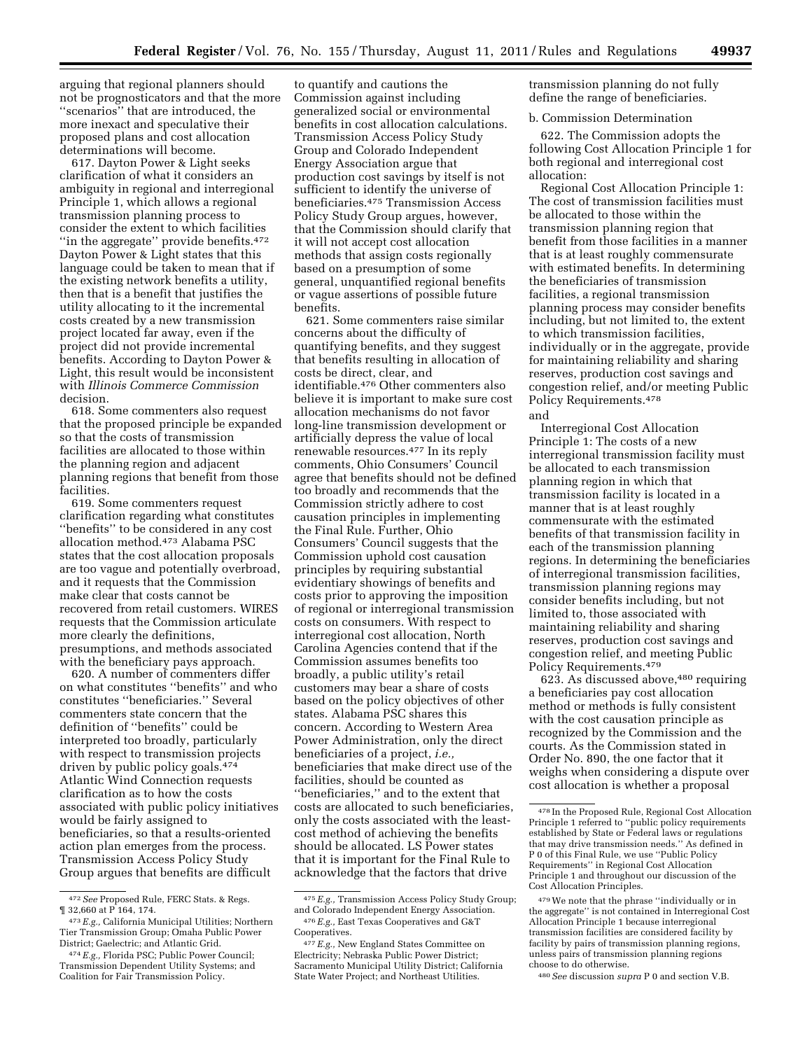arguing that regional planners should not be prognosticators and that the more ''scenarios'' that are introduced, the more inexact and speculative their proposed plans and cost allocation determinations will become.

617. Dayton Power & Light seeks clarification of what it considers an ambiguity in regional and interregional Principle 1, which allows a regional transmission planning process to consider the extent to which facilities ''in the aggregate'' provide benefits.[472] Dayton Power & Light states that this language could be taken to mean that if the existing network benefits a utility, then that is a benefit that justifies the utility allocating to it the incremental costs created by a new transmission project located far away, even if the project did not provide incremental benefits. According to Dayton Power & Light, this result would be inconsistent with *Illinois Commerce Commission* decision.

618. Some commenters also request that the proposed principle be expanded so that the costs of transmission facilities are allocated to those within the planning region and adjacent planning regions that benefit from those facilities.

619. Some commenters request clarification regarding what constitutes ''benefits'' to be considered in any cost allocation method.[473] Alabama PSC states that the cost allocation proposals are too vague and potentially overbroad, and it requests that the Commission make clear that costs cannot be recovered from retail customers. WIRES requests that the Commission articulate more clearly the definitions, presumptions, and methods associated with the beneficiary pays approach.

620. A number of commenters differ on what constitutes ''benefits'' and who constitutes ''beneficiaries.'' Several commenters state concern that the definition of ''benefits'' could be interpreted too broadly, particularly with respect to transmission projects driven by public policy goals.[474] Atlantic Wind Connection requests clarification as to how the costs associated with public policy initiatives would be fairly assigned to beneficiaries, so that a results-oriented action plan emerges from the process. Transmission Access Policy Study Group argues that benefits are difficult to quantify and cautions the Commission against including generalized social or environmental benefits in cost allocation calculations. Transmission Access Policy Study Group and Colorado Independent Energy Association argue that production cost savings by itself is not sufficient to identify the universe of beneficiaries.[475] Transmission Access Policy Study Group argues, however, that the Commission should clarify that it will not accept cost allocation methods that assign costs regionally based on a presumption of some general, unquantified regional benefits or vague assertions of possible future benefits.

621. Some commenters raise similar concerns about the difficulty of quantifying benefits, and they suggest that benefits resulting in allocation of costs be direct, clear, and identifiable.[476] Other commenters also believe it is important to make sure cost allocation mechanisms do not favor long-line transmission development or artificially depress the value of local renewable resources.[477] In its reply comments, Ohio Consumers' Council agree that benefits should not be defined too broadly and recommends that the Commission strictly adhere to cost causation principles in implementing the Final Rule. Further, Ohio Consumers' Council suggests that the Commission uphold cost causation principles by requiring substantial evidentiary showings of benefits and costs prior to approving the imposition of regional or interregional transmission costs on consumers. With respect to interregional cost allocation, North Carolina Agencies contend that if the Commission assumes benefits too broadly, a public utility's retail customers may bear a share of costs based on the policy objectives of other states. Alabama PSC shares this concern. According to Western Area Power Administration, only the direct beneficiaries of a project, *i.e.,* beneficiaries that make direct use of the facilities, should be counted as ''beneficiaries,'' and to the extent that costs are allocated to such beneficiaries, only the costs associated with the least-cost method of achieving the benefits should be allocated. LS Power states that it is important for the Final Rule to acknowledge that the factors that drive transmission planning do not fully define the range of beneficiaries.

b. Commission Determination

622. The Commission adopts the following Cost Allocation Principle 1 for both regional and interregional cost allocation:

Regional Cost Allocation Principle 1: The cost of transmission facilities must be allocated to those within the transmission planning region that benefit from those facilities in a manner that is at least roughly commensurate with estimated benefits. In determining the beneficiaries of transmission facilities, a regional transmission planning process may consider benefits including, but not limited to, the extent to which transmission facilities, individually or in the aggregate, provide for maintaining reliability and sharing reserves, production cost savings and congestion relief, and/or meeting Public Policy Requirements.[478]

and

Interregional Cost Allocation Principle 1: The costs of a new interregional transmission facility must be allocated to each transmission planning region in which that transmission facility is located in a manner that is at least roughly commensurate with the estimated benefits of that transmission facility in each of the transmission planning regions. In determining the beneficiaries of interregional transmission facilities, transmission planning regions may consider benefits including, but not limited to, those associated with maintaining reliability and sharing reserves, production cost savings and congestion relief, and meeting Public Policy Requirements.[479]

623. As discussed above,[480] requiring a beneficiaries pay cost allocation method or methods is fully consistent with the cost causation principle as recognized by the Commission and the courts. As the Commission stated in Order No. 890, the one factor that it weighs when considering a dispute over cost allocation is whether a proposal

---

[472] *See* Proposed Rule, FERC Stats. & Regs. ¶ 32,660 at P 164, 174.

[473] *E.g.,* California Municipal Utilities; Northern Tier Transmission Group; Omaha Public Power District; Gaelectric; and Atlantic Grid.

[474] *E.g.,* Florida PSC; Public Power Council; Transmission Dependent Utility Systems; and Coalition for Fair Transmission Policy.

[475] *E.g.,* Transmission Access Policy Study Group; and Colorado Independent Energy Association.

[476] *E.g.,* East Texas Cooperatives and G&T Cooperatives.

[477] *E.g.,* New England States Committee on Electricity; Nebraska Public Power District; Sacramento Municipal Utility District; California State Water Project; and Northeast Utilities.

[478] In the Proposed Rule, Regional Cost Allocation Principle 1 referred to ''public policy requirements established by State or Federal laws or regulations that may drive transmission needs.'' As defined in P 0 of this Final Rule, we use ''Public Policy Requirements'' in Regional Cost Allocation Principle 1 and throughout our discussion of the Cost Allocation Principles.

[479] We note that the phrase ''individually or in the aggregate'' is not contained in Interregional Cost Allocation Principle 1 because interregional transmission facilities are considered facility by facility by pairs of transmission planning regions, unless pairs of transmission planning regions choose to do otherwise.

[480] *See* discussion *supra* P 0 and section V.B.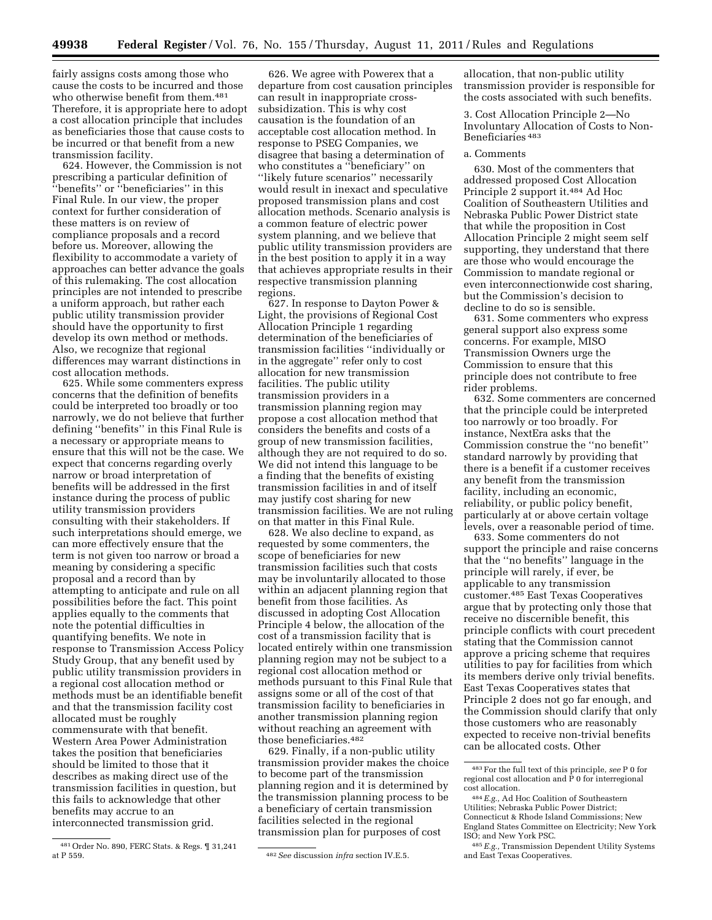fairly assigns costs among those who cause the costs to be incurred and those who otherwise benefit from them.[481] Therefore, it is appropriate here to adopt a cost allocation principle that includes as beneficiaries those that cause costs to be incurred or that benefit from a new transmission facility.

624. However, the Commission is not prescribing a particular definition of ''benefits'' or ''beneficiaries'' in this Final Rule. In our view, the proper context for further consideration of these matters is on review of compliance proposals and a record before us. Moreover, allowing the flexibility to accommodate a variety of approaches can better advance the goals of this rulemaking. The cost allocation principles are not intended to prescribe a uniform approach, but rather each public utility transmission provider should have the opportunity to first develop its own method or methods. Also, we recognize that regional differences may warrant distinctions in cost allocation methods.

625. While some commenters express concerns that the definition of benefits could be interpreted too broadly or too narrowly, we do not believe that further defining ''benefits'' in this Final Rule is a necessary or appropriate means to ensure that this will not be the case. We expect that concerns regarding overly narrow or broad interpretation of benefits will be addressed in the first instance during the process of public utility transmission providers consulting with their stakeholders. If such interpretations should emerge, we can more effectively ensure that the term is not given too narrow or broad a meaning by considering a specific proposal and a record than by attempting to anticipate and rule on all possibilities before the fact. This point applies equally to the comments that note the potential difficulties in quantifying benefits. We note in response to Transmission Access Policy Study Group, that any benefit used by public utility transmission providers in a regional cost allocation method or methods must be an identifiable benefit and that the transmission facility cost allocated must be roughly commensurate with that benefit. Western Area Power Administration takes the position that beneficiaries should be limited to those that it describes as making direct use of the transmission facilities in question, but this fails to acknowledge that other benefits may accrue to an interconnected transmission grid.

626. We agree with Powerex that a departure from cost causation principles can result in inappropriate cross-subsidization. This is why cost causation is the foundation of an acceptable cost allocation method. In response to PSEG Companies, we disagree that basing a determination of who constitutes a ''beneficiary'' on ''likely future scenarios'' necessarily would result in inexact and speculative proposed transmission plans and cost allocation methods. Scenario analysis is a common feature of electric power system planning, and we believe that public utility transmission providers are in the best position to apply it in a way that achieves appropriate results in their respective transmission planning regions.

627. In response to Dayton Power & Light, the provisions of Regional Cost Allocation Principle 1 regarding determination of the beneficiaries of transmission facilities ''individually or in the aggregate'' refer only to cost allocation for new transmission facilities. The public utility transmission providers in a transmission planning region may propose a cost allocation method that considers the benefits and costs of a group of new transmission facilities, although they are not required to do so. We did not intend this language to be a finding that the benefits of existing transmission facilities in and of itself may justify cost sharing for new transmission facilities. We are not ruling on that matter in this Final Rule.

628. We also decline to expand, as requested by some commenters, the scope of beneficiaries for new transmission facilities such that costs may be involuntarily allocated to those within an adjacent planning region that benefit from those facilities. As discussed in adopting Cost Allocation Principle 4 below, the allocation of the cost of a transmission facility that is located entirely within one transmission planning region may not be subject to a regional cost allocation method or methods pursuant to this Final Rule that assigns some or all of the cost of that transmission facility to beneficiaries in another transmission planning region without reaching an agreement with those beneficiaries.[482]

629. Finally, if a non-public utility transmission provider makes the choice to become part of the transmission planning region and it is determined by the transmission planning process to be a beneficiary of certain transmission facilities selected in the regional transmission plan for purposes of cost allocation, that non-public utility transmission provider is responsible for the costs associated with such benefits.

### 3. Cost Allocation Principle 2—No Involuntary Allocation of Costs to Non-Beneficiaries [483]

#### a. Comments

630. Most of the commenters that addressed proposed Cost Allocation Principle 2 support it.[484] Ad Hoc Coalition of Southeastern Utilities and Nebraska Public Power District state that while the proposition in Cost Allocation Principle 2 might seem self supporting, they understand that there are those who would encourage the Commission to mandate regional or even interconnectionwide cost sharing, but the Commission's decision to decline to do so is sensible.

631. Some commenters who express general support also express some concerns. For example, MISO Transmission Owners urge the Commission to ensure that this principle does not contribute to free rider problems.

632. Some commenters are concerned that the principle could be interpreted too narrowly or too broadly. For instance, NextEra asks that the Commission construe the ''no benefit'' standard narrowly by providing that there is a benefit if a customer receives any benefit from the transmission facility, including an economic, reliability, or public policy benefit, particularly at or above certain voltage levels, over a reasonable period of time.

633. Some commenters do not support the principle and raise concerns that the ''no benefits'' language in the principle will rarely, if ever, be applicable to any transmission customer.[485] East Texas Cooperatives argue that by protecting only those that receive no discernible benefit, this principle conflicts with court precedent stating that the Commission cannot approve a pricing scheme that requires utilities to pay for facilities from which its members derive only trivial benefits. East Texas Cooperatives states that Principle 2 does not go far enough, and the Commission should clarify that only those customers who are reasonably expected to receive non-trivial benefits can be allocated costs. Other

---

[481] Order No. 890, FERC Stats. & Regs. ¶ 31,241 at P 559.

[482] *See* discussion *infra* section IV.E.5.

[483] For the full text of this principle, *see* P 0 for regional cost allocation and P 0 for interregional cost allocation.

[484] *E.g.,* Ad Hoc Coalition of Southeastern Utilities; Nebraska Public Power District; Connecticut & Rhode Island Commissions; New England States Committee on Electricity; New York ISO; and New York PSC.

[485] *E.g.,* Transmission Dependent Utility Systems and East Texas Cooperatives.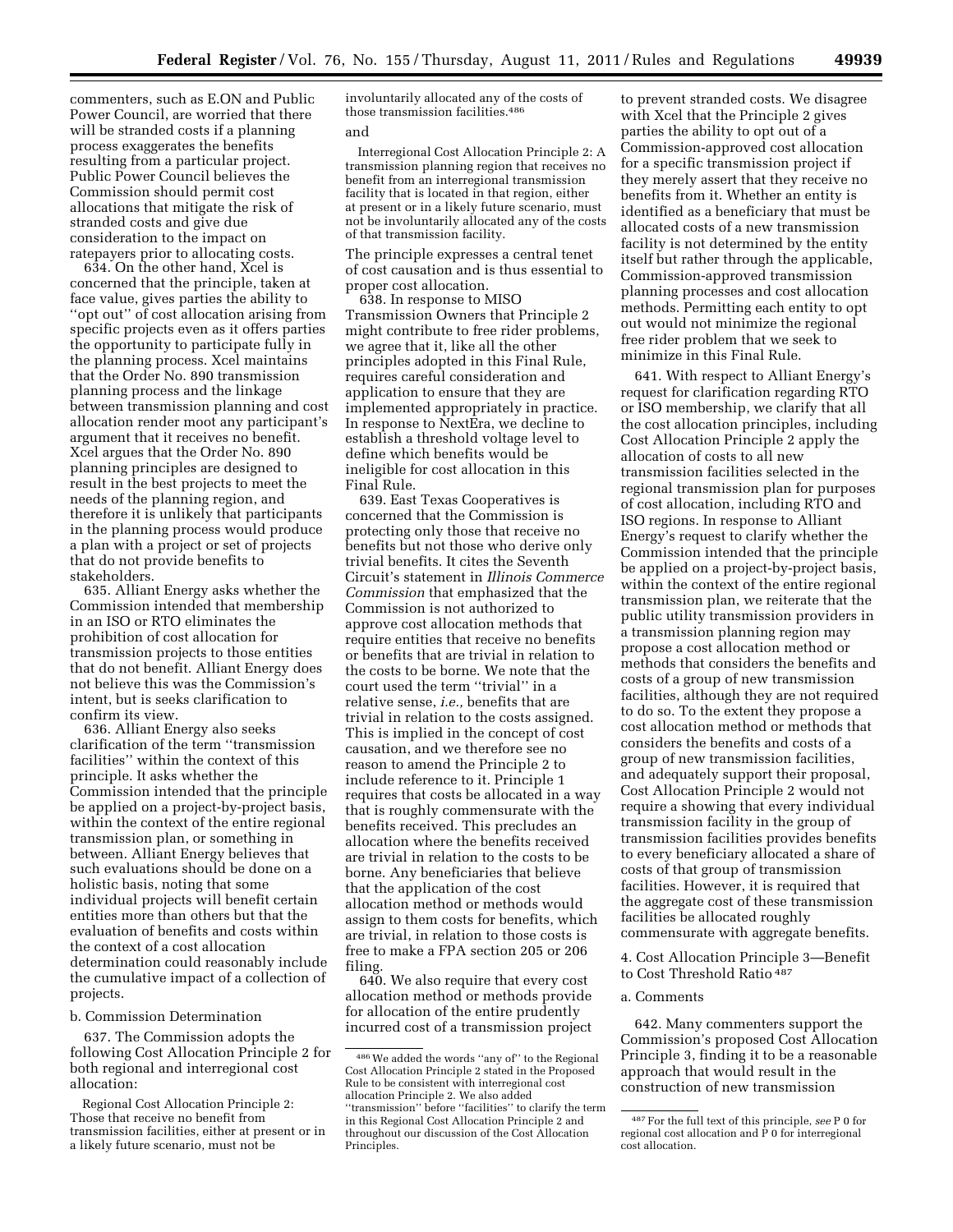commenters, such as E.ON and Public Power Council, are worried that there will be stranded costs if a planning process exaggerates the benefits resulting from a particular project. Public Power Council believes the Commission should permit cost allocations that mitigate the risk of stranded costs and give due consideration to the impact on ratepayers prior to allocating costs.

634. On the other hand, Xcel is concerned that the principle, taken at face value, gives parties the ability to ''opt out'' of cost allocation arising from specific projects even as it offers parties the opportunity to participate fully in the planning process. Xcel maintains that the Order No. 890 transmission planning process and the linkage between transmission planning and cost allocation render moot any participant's argument that it receives no benefit. Xcel argues that the Order No. 890 planning principles are designed to result in the best projects to meet the needs of the planning region, and therefore it is unlikely that participants in the planning process would produce a plan with a project or set of projects that do not provide benefits to stakeholders.

635. Alliant Energy asks whether the Commission intended that membership in an ISO or RTO eliminates the prohibition of cost allocation for transmission projects to those entities that do not benefit. Alliant Energy does not believe this was the Commission's intent, but is seeks clarification to confirm its view.

636. Alliant Energy also seeks clarification of the term ''transmission facilities'' within the context of this principle. It asks whether the Commission intended that the principle be applied on a project-by-project basis, within the context of the entire regional transmission plan, or something in between. Alliant Energy believes that such evaluations should be done on a holistic basis, noting that some individual projects will benefit certain entities more than others but that the evaluation of benefits and costs within the context of a cost allocation determination could reasonably include the cumulative impact of a collection of projects.

b. Commission Determination

637. The Commission adopts the following Cost Allocation Principle 2 for both regional and interregional cost allocation:

Regional Cost Allocation Principle 2: Those that receive no benefit from transmission facilities, either at present or in a likely future scenario, must not be involuntarily allocated any of the costs of those transmission facilities.[486]

and

Interregional Cost Allocation Principle 2: A transmission planning region that receives no benefit from an interregional transmission facility that is located in that region, either at present or in a likely future scenario, must not be involuntarily allocated any of the costs of that transmission facility.

The principle expresses a central tenet of cost causation and is thus essential to proper cost allocation.

638. In response to MISO Transmission Owners that Principle 2 might contribute to free rider problems, we agree that it, like all the other principles adopted in this Final Rule, requires careful consideration and application to ensure that they are implemented appropriately in practice. In response to NextEra, we decline to establish a threshold voltage level to define which benefits would be ineligible for cost allocation in this Final Rule.

639. East Texas Cooperatives is concerned that the Commission is protecting only those that receive no benefits but not those who derive only trivial benefits. It cites the Seventh Circuit's statement in *Illinois Commerce Commission* that emphasized that the Commission is not authorized to approve cost allocation methods that require entities that receive no benefits or benefits that are trivial in relation to the costs to be borne. We note that the court used the term ''trivial'' in a relative sense, *i.e.,* benefits that are trivial in relation to the costs assigned. This is implied in the concept of cost causation, and we therefore see no reason to amend the Principle 2 to include reference to it. Principle 1 requires that costs be allocated in a way that is roughly commensurate with the benefits received. This precludes an allocation where the benefits received are trivial in relation to the costs to be borne. Any beneficiaries that believe that the application of the cost allocation method or methods would assign to them costs for benefits, which are trivial, in relation to those costs is free to make a FPA section 205 or 206 filing.

640. We also require that every cost allocation method or methods provide for allocation of the entire prudently incurred cost of a transmission project to prevent stranded costs. We disagree with Xcel that the Principle 2 gives parties the ability to opt out of a Commission-approved cost allocation for a specific transmission project if they merely assert that they receive no benefits from it. Whether an entity is identified as a beneficiary that must be allocated costs of a new transmission facility is not determined by the entity itself but rather through the applicable, Commission-approved transmission planning processes and cost allocation methods. Permitting each entity to opt out would not minimize the regional free rider problem that we seek to minimize in this Final Rule.

641. With respect to Alliant Energy's request for clarification regarding RTO or ISO membership, we clarify that all the cost allocation principles, including Cost Allocation Principle 2 apply the allocation of costs to all new transmission facilities selected in the regional transmission plan for purposes of cost allocation, including RTO and ISO regions. In response to Alliant Energy's request to clarify whether the Commission intended that the principle be applied on a project-by-project basis, within the context of the entire regional transmission plan, we reiterate that the public utility transmission providers in a transmission planning region may propose a cost allocation method or methods that considers the benefits and costs of a group of new transmission facilities, although they are not required to do so. To the extent they propose a cost allocation method or methods that considers the benefits and costs of a group of new transmission facilities, and adequately support their proposal, Cost Allocation Principle 2 would not require a showing that every individual transmission facility in the group of transmission facilities provides benefits to every beneficiary allocated a share of costs of that group of transmission facilities. However, it is required that the aggregate cost of these transmission facilities be allocated roughly commensurate with aggregate benefits.

4. Cost Allocation Principle 3—Benefit to Cost Threshold Ratio[487]

a. Comments

642. Many commenters support the Commission's proposed Cost Allocation Principle 3, finding it to be a reasonable approach that would result in the construction of new transmission

---

[486] We added the words ''any of'' to the Regional Cost Allocation Principle 2 stated in the Proposed Rule to be consistent with interregional cost allocation Principle 2. We also added ''transmission'' before ''facilities'' to clarify the term in this Regional Cost Allocation Principle 2 and throughout our discussion of the Cost Allocation Principles.

[487] For the full text of this principle, *see* P 0 for regional cost allocation and P 0 for interregional cost allocation.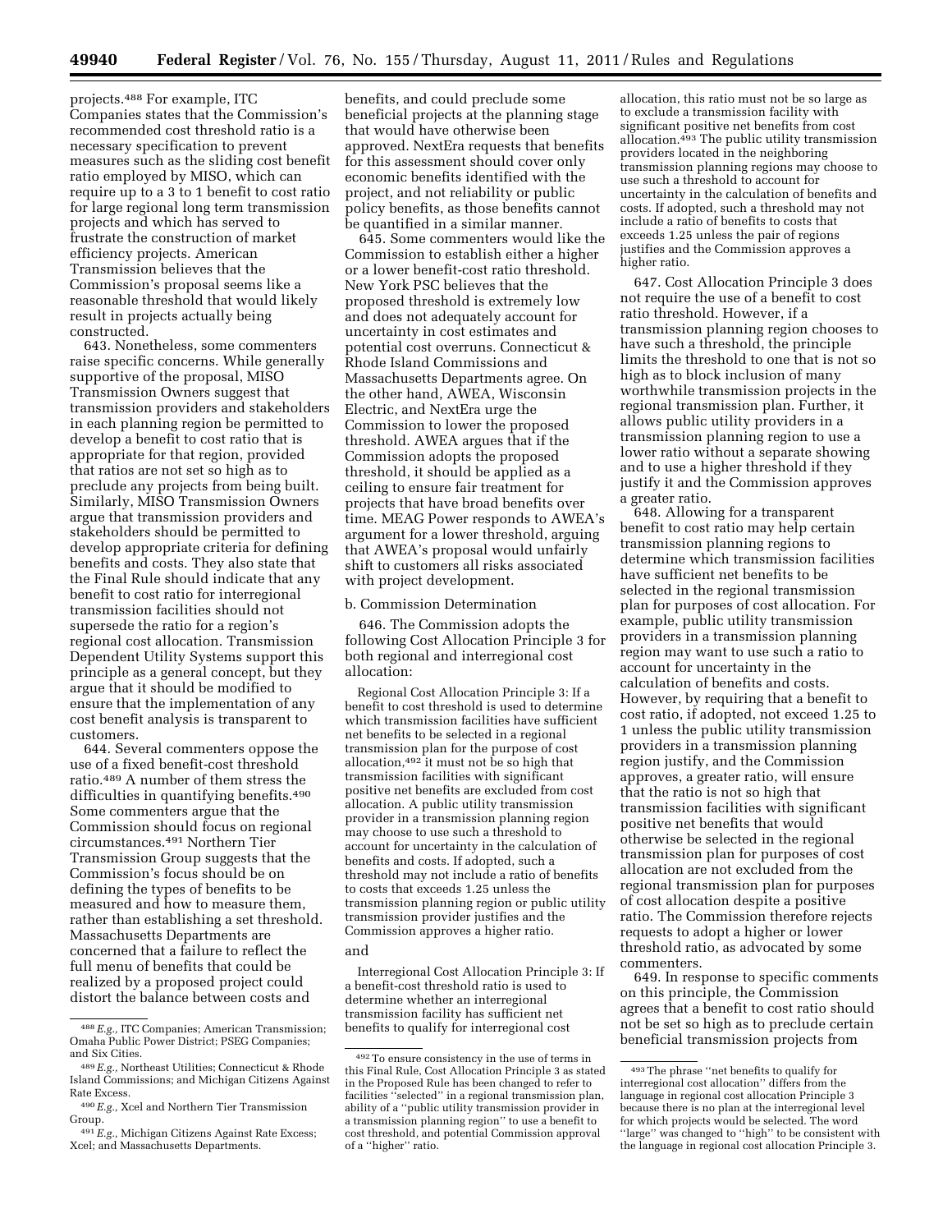projects.[488] For example, ITC Companies states that the Commission's recommended cost threshold ratio is a necessary specification to prevent measures such as the sliding cost benefit ratio employed by MISO, which can require up to a 3 to 1 benefit to cost ratio for large regional long term transmission projects and which has served to frustrate the construction of market efficiency projects. American Transmission believes that the Commission's proposal seems like a reasonable threshold that would likely result in projects actually being constructed.

643. Nonetheless, some commenters raise specific concerns. While generally supportive of the proposal, MISO Transmission Owners suggest that transmission providers and stakeholders in each planning region be permitted to develop a benefit to cost ratio that is appropriate for that region, provided that ratios are not set so high as to preclude any projects from being built. Similarly, MISO Transmission Owners argue that transmission providers and stakeholders should be permitted to develop appropriate criteria for defining benefits and costs. They also state that the Final Rule should indicate that any benefit to cost ratio for interregional transmission facilities should not supersede the ratio for a region's regional cost allocation. Transmission Dependent Utility Systems support this principle as a general concept, but they argue that it should be modified to ensure that the implementation of any cost benefit analysis is transparent to customers.

644. Several commenters oppose the use of a fixed benefit-cost threshold ratio.[489] A number of them stress the difficulties in quantifying benefits.[490] Some commenters argue that the Commission should focus on regional circumstances.[491] Northern Tier Transmission Group suggests that the Commission's focus should be on defining the types of benefits to be measured and how to measure them, rather than establishing a set threshold. Massachusetts Departments are concerned that a failure to reflect the full menu of benefits that could be realized by a proposed project could distort the balance between costs and benefits, and could preclude some beneficial projects at the planning stage that would have otherwise been approved. NextEra requests that benefits for this assessment should cover only economic benefits identified with the project, and not reliability or public policy benefits, as those benefits cannot be quantified in a similar manner.

645. Some commenters would like the Commission to establish either a higher or a lower benefit-cost ratio threshold. New York PSC believes that the proposed threshold is extremely low and does not adequately account for uncertainty in cost estimates and potential cost overruns. Connecticut & Rhode Island Commissions and Massachusetts Departments agree. On the other hand, AWEA, Wisconsin Electric, and NextEra urge the Commission to lower the proposed threshold. AWEA argues that if the Commission adopts the proposed threshold, it should be applied as a ceiling to ensure fair treatment for projects that have broad benefits over time. MEAG Power responds to AWEA's argument for a lower threshold, arguing that AWEA's proposal would unfairly shift to customers all risks associated with project development.

b. Commission Determination

646. The Commission adopts the following Cost Allocation Principle 3 for both regional and interregional cost allocation:

> Regional Cost Allocation Principle 3: If a benefit to cost threshold is used to determine which transmission facilities have sufficient net benefits to be selected in a regional transmission plan for the purpose of cost allocation,[492] it must not be so high that transmission facilities with significant positive net benefits are excluded from cost allocation. A public utility transmission provider in a transmission planning region may choose to use such a threshold to account for uncertainty in the calculation of benefits and costs. If adopted, such a threshold may not include a ratio of benefits to costs that exceeds 1.25 unless the transmission planning region or public utility transmission provider justifies and the Commission approves a higher ratio.

and

> Interregional Cost Allocation Principle 3: If a benefit-cost threshold ratio is used to determine whether an interregional transmission facility has sufficient net benefits to qualify for interregional cost allocation, this ratio must not be so large as to exclude a transmission facility with significant positive net benefits from cost allocation.[493] The public utility transmission providers located in the neighboring transmission planning regions may choose to use such a threshold to account for uncertainty in the calculation of benefits and costs. If adopted, such a threshold may not include a ratio of benefits to costs that exceeds 1.25 unless the pair of regions justifies and the Commission approves a higher ratio.

647. Cost Allocation Principle 3 does not require the use of a benefit to cost ratio threshold. However, if a transmission planning region chooses to have such a threshold, the principle limits the threshold to one that is not so high as to block inclusion of many worthwhile transmission projects in the regional transmission plan. Further, it allows public utility providers in a transmission planning region to use a lower ratio without a separate showing and to use a higher threshold if they justify it and the Commission approves a greater ratio.

648. Allowing for a transparent benefit to cost ratio may help certain transmission planning regions to determine which transmission facilities have sufficient net benefits to be selected in the regional transmission plan for purposes of cost allocation. For example, public utility transmission providers in a transmission planning region may want to use such a ratio to account for uncertainty in the calculation of benefits and costs. However, by requiring that a benefit to cost ratio, if adopted, not exceed 1.25 to 1 unless the public utility transmission providers in a transmission planning region justify, and the Commission approves, a greater ratio, will ensure that the ratio is not so high that transmission facilities with significant positive net benefits that would otherwise be selected in the regional transmission plan for purposes of cost allocation are not excluded from the regional transmission plan for purposes of cost allocation despite a positive ratio. The Commission therefore rejects requests to adopt a higher or lower threshold ratio, as advocated by some commenters.

649. In response to specific comments on this principle, the Commission agrees that a benefit to cost ratio should not be set so high as to preclude certain beneficial transmission projects from

---

[488] *E.g.,* ITC Companies; American Transmission; Omaha Public Power District; PSEG Companies; and Six Cities.

[489] *E.g.,* Northeast Utilities; Connecticut & Rhode Island Commissions; and Michigan Citizens Against Rate Excess.

[490] *E.g.,* Xcel and Northern Tier Transmission Group.

[491] *E.g.,* Michigan Citizens Against Rate Excess; Xcel; and Massachusetts Departments.

[492] To ensure consistency in the use of terms in this Final Rule, Cost Allocation Principle 3 as stated in the Proposed Rule has been changed to refer to facilities "selected" in a regional transmission plan, ability of a "public utility transmission provider in a transmission planning region" to use a benefit to cost threshold, and potential Commission approval of a "higher" ratio.

[493] The phrase "net benefits to qualify for interregional cost allocation" differs from the language in regional cost allocation Principle 3 because there is no plan at the interregional level for which projects would be selected. The word "large" was changed to "high" to be consistent with the language in regional cost allocation Principle 3.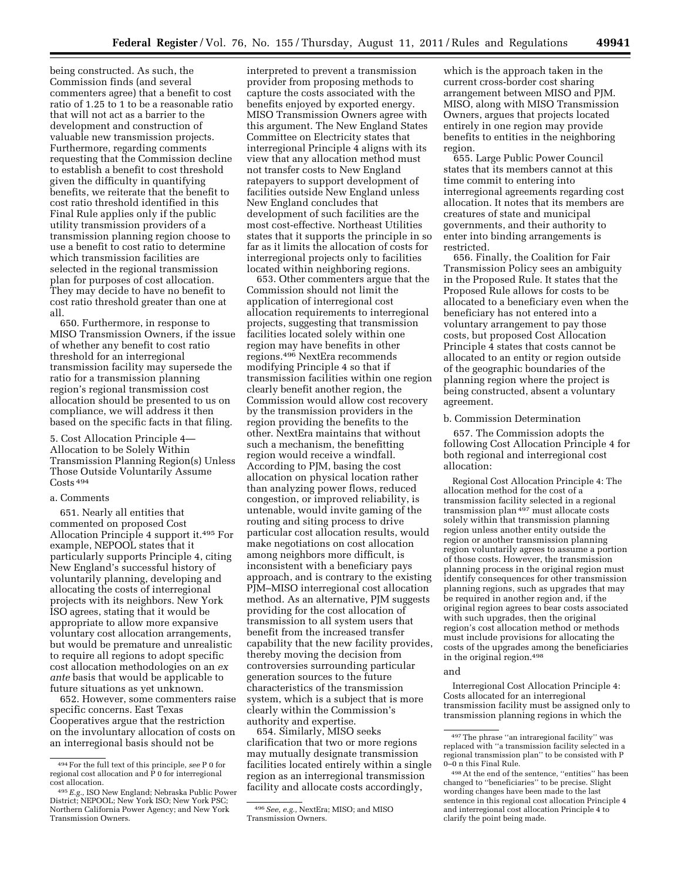being constructed. As such, the Commission finds (and several commenters agree) that a benefit to cost ratio of 1.25 to 1 to be a reasonable ratio that will not act as a barrier to the development and construction of valuable new transmission projects. Furthermore, regarding comments requesting that the Commission decline to establish a benefit to cost threshold given the difficulty in quantifying benefits, we reiterate that the benefit to cost ratio threshold identified in this Final Rule applies only if the public utility transmission providers of a transmission planning region choose to use a benefit to cost ratio to determine which transmission facilities are selected in the regional transmission plan for purposes of cost allocation. They may decide to have no benefit to cost ratio threshold greater than one at all.

650. Furthermore, in response to MISO Transmission Owners, if the issue of whether any benefit to cost ratio threshold for an interregional transmission facility may supersede the ratio for a transmission planning region's regional transmission cost allocation should be presented to us on compliance, we will address it then based on the specific facts in that filing.

5. Cost Allocation Principle 4—Allocation to be Solely Within Transmission Planning Region(s) Unless Those Outside Voluntarily Assume Costs [494]

a. Comments

651. Nearly all entities that commented on proposed Cost Allocation Principle 4 support it.[495] For example, NEPOOL states that it particularly supports Principle 4, citing New England's successful history of voluntarily planning, developing and allocating the costs of interregional projects with its neighbors. New York ISO agrees, stating that it would be appropriate to allow more expansive voluntary cost allocation arrangements, but would be premature and unrealistic to require all regions to adopt specific cost allocation methodologies on an *ex ante* basis that would be applicable to future situations as yet unknown.

652. However, some commenters raise specific concerns. East Texas Cooperatives argue that the restriction on the involuntary allocation of costs on an interregional basis should not be interpreted to prevent a transmission provider from proposing methods to capture the costs associated with the benefits enjoyed by exported energy. MISO Transmission Owners agree with this argument. The New England States Committee on Electricity states that interregional Principle 4 aligns with its view that any allocation method must not transfer costs to New England ratepayers to support development of facilities outside New England unless New England concludes that development of such facilities are the most cost-effective. Northeast Utilities states that it supports the principle in so far as it limits the allocation of costs for interregional projects only to facilities located within neighboring regions.

653. Other commenters argue that the Commission should not limit the application of interregional cost allocation requirements to interregional projects, suggesting that transmission facilities located solely within one region may have benefits in other regions.[496] NextEra recommends modifying Principle 4 so that if transmission facilities within one region clearly benefit another region, the Commission would allow cost recovery by the transmission providers in the region providing the benefits to the other. NextEra maintains that without such a mechanism, the benefitting region would receive a windfall. According to PJM, basing the cost allocation on physical location rather than analyzing power flows, reduced congestion, or improved reliability, is untenable, would invite gaming of the routing and siting process to drive particular cost allocation results, would make negotiations on cost allocation among neighbors more difficult, is inconsistent with a beneficiary pays approach, and is contrary to the existing PJM–MISO interregional cost allocation method. As an alternative, PJM suggests providing for the cost allocation of transmission to all system users that benefit from the increased transfer capability that the new facility provides, thereby moving the decision from controversies surrounding particular generation sources to the future characteristics of the transmission system, which is a subject that is more clearly within the Commission's authority and expertise.

654. Similarly, MISO seeks clarification that two or more regions may mutually designate transmission facilities located entirely within a single region as an interregional transmission facility and allocate costs accordingly, which is the approach taken in the current cross-border cost sharing arrangement between MISO and PJM. MISO, along with MISO Transmission Owners, argues that projects located entirely in one region may provide benefits to entities in the neighboring region.

655. Large Public Power Council states that its members cannot at this time commit to entering into interregional agreements regarding cost allocation. It notes that its members are creatures of state and municipal governments, and their authority to enter into binding arrangements is restricted.

656. Finally, the Coalition for Fair Transmission Policy sees an ambiguity in the Proposed Rule. It states that the Proposed Rule allows for costs to be allocated to a beneficiary even when the beneficiary has not entered into a voluntary arrangement to pay those costs, but proposed Cost Allocation Principle 4 states that costs cannot be allocated to an entity or region outside of the geographic boundaries of the planning region where the project is being constructed, absent a voluntary agreement.

b. Commission Determination

657. The Commission adopts the following Cost Allocation Principle 4 for both regional and interregional cost allocation:

> Regional Cost Allocation Principle 4: The allocation method for the cost of a transmission facility selected in a regional transmission plan [497] must allocate costs solely within that transmission planning region unless another entity outside the region or another transmission planning region voluntarily agrees to assume a portion of those costs. However, the transmission planning process in the original region must identify consequences for other transmission planning regions, such as upgrades that may be required in another region and, if the original region agrees to bear costs associated with such upgrades, then the original region's cost allocation method or methods must include provisions for allocating the costs of the upgrades among the beneficiaries in the original region.[498]

and

> Interregional Cost Allocation Principle 4: Costs allocated for an interregional transmission facility must be assigned only to transmission planning regions in which the

---

[494] For the full text of this principle, *see* P 0 for regional cost allocation and P 0 for interregional cost allocation.

[495] *E.g.,* ISO New England; Nebraska Public Power District; NEPOOL; New York ISO; New York PSC; Northern California Power Agency; and New York Transmission Owners.

[496] *See, e.g.,* NextEra; MISO; and MISO Transmission Owners.

[497] The phrase "an intraregional facility" was replaced with "a transmission facility selected in a regional transmission plan" to be consisted with P 0–0 n this Final Rule.

[498] At the end of the sentence, "entities" has been changed to "beneficiaries" to be precise. Slight wording changes have been made to the last sentence in this regional cost allocation Principle 4 and interregional cost allocation Principle 4 to clarify the point being made.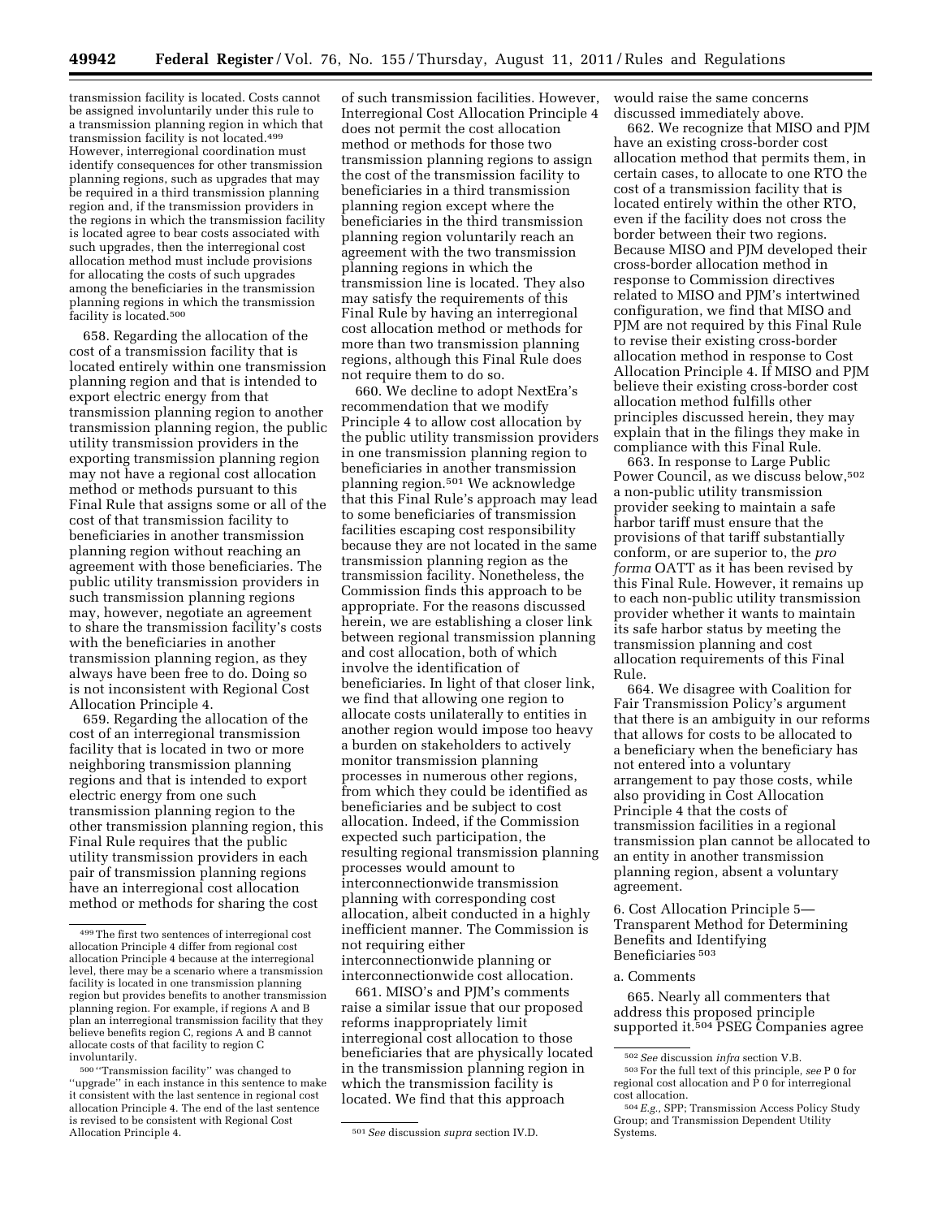transmission facility is located. Costs cannot be assigned involuntarily under this rule to a transmission planning region in which that transmission facility is not located.[499] However, interregional coordination must identify consequences for other transmission planning regions, such as upgrades that may be required in a third transmission planning region and, if the transmission providers in the regions in which the transmission facility is located agree to bear costs associated with such upgrades, then the interregional cost allocation method must include provisions for allocating the costs of such upgrades among the beneficiaries in the transmission planning regions in which the transmission facility is located.[500]

658. Regarding the allocation of the cost of a transmission facility that is located entirely within one transmission planning region and that is intended to export electric energy from that transmission planning region to another transmission planning region, the public utility transmission providers in the exporting transmission planning region may not have a regional cost allocation method or methods pursuant to this Final Rule that assigns some or all of the cost of that transmission facility to beneficiaries in another transmission planning region without reaching an agreement with those beneficiaries. The public utility transmission providers in such transmission planning regions may, however, negotiate an agreement to share the transmission facility's costs with the beneficiaries in another transmission planning region, as they always have been free to do. Doing so is not inconsistent with Regional Cost Allocation Principle 4.

659. Regarding the allocation of the cost of an interregional transmission facility that is located in two or more neighboring transmission planning regions and that is intended to export electric energy from one such transmission planning region to the other transmission planning region, this Final Rule requires that the public utility transmission providers in each pair of transmission planning regions have an interregional cost allocation method or methods for sharing the cost of such transmission facilities. However, Interregional Cost Allocation Principle 4 does not permit the cost allocation method or methods for those two transmission planning regions to assign the cost of the transmission facility to beneficiaries in a third transmission planning region except where the beneficiaries in the third transmission planning region voluntarily reach an agreement with the two transmission planning regions in which the transmission line is located. They also may satisfy the requirements of this Final Rule by having an interregional cost allocation method or methods for more than two transmission planning regions, although this Final Rule does not require them to do so.

660. We decline to adopt NextEra's recommendation that we modify Principle 4 to allow cost allocation by the public utility transmission providers in one transmission planning region to beneficiaries in another transmission planning region.[501] We acknowledge that this Final Rule's approach may lead to some beneficiaries of transmission facilities escaping cost responsibility because they are not located in the same transmission planning region as the transmission facility. Nonetheless, the Commission finds this approach to be appropriate. For the reasons discussed herein, we are establishing a closer link between regional transmission planning and cost allocation, both of which involve the identification of beneficiaries. In light of that closer link, we find that allowing one region to allocate costs unilaterally to entities in another region would impose too heavy a burden on stakeholders to actively monitor transmission planning processes in numerous other regions, from which they could be identified as beneficiaries and be subject to cost allocation. Indeed, if the Commission expected such participation, the resulting regional transmission planning processes would amount to interconnectionwide transmission planning with corresponding cost allocation, albeit conducted in a highly inefficient manner. The Commission is not requiring either interconnectionwide planning or interconnectionwide cost allocation.

661. MISO's and PJM's comments raise a similar issue that our proposed reforms inappropriately limit interregional cost allocation to those beneficiaries that are physically located in the transmission planning region in which the transmission facility is located. We find that this approach would raise the same concerns discussed immediately above.

662. We recognize that MISO and PJM have an existing cross-border cost allocation method that permits them, in certain cases, to allocate to one RTO the cost of a transmission facility that is located entirely within the other RTO, even if the facility does not cross the border between their two regions. Because MISO and PJM developed their cross-border allocation method in response to Commission directives related to MISO and PJM's intertwined configuration, we find that MISO and PJM are not required by this Final Rule to revise their existing cross-border allocation method in response to Cost Allocation Principle 4. If MISO and PJM believe their existing cross-border cost allocation method fulfills other principles discussed herein, they may explain that in the filings they make in compliance with this Final Rule.

663. In response to Large Public Power Council, as we discuss below,[502] a non-public utility transmission provider seeking to maintain a safe harbor tariff must ensure that the provisions of that tariff substantially conform, or are superior to, the *pro forma* OATT as it has been revised by this Final Rule. However, it remains up to each non-public utility transmission provider whether it wants to maintain its safe harbor status by meeting the transmission planning and cost allocation requirements of this Final Rule.

664. We disagree with Coalition for Fair Transmission Policy's argument that there is an ambiguity in our reforms that allows for costs to be allocated to a beneficiary when the beneficiary has not entered into a voluntary arrangement to pay those costs, while also providing in Cost Allocation Principle 4 that the costs of transmission facilities in a regional transmission plan cannot be allocated to an entity in another transmission planning region, absent a voluntary agreement.

### 6. Cost Allocation Principle 5—Transparent Method for Determining Benefits and Identifying Beneficiaries[503]

#### a. Comments

665. Nearly all commenters that address this proposed principle supported it.[504] PSEG Companies agree

---

[499] The first two sentences of interregional cost allocation Principle 4 differ from regional cost allocation Principle 4 because at the interregional level, there may be a scenario where a transmission facility is located in one transmission planning region but provides benefits to another transmission planning region. For example, if regions A and B plan an interregional transmission facility that they believe benefits region C, regions A and B cannot allocate costs of that facility to region C involuntarily.

[500] "Transmission facility" was changed to "upgrade" in each instance in this sentence to make it consistent with the last sentence in regional cost allocation Principle 4. The end of the last sentence is revised to be consistent with Regional Cost Allocation Principle 4.

[501] *See* discussion *supra* section IV.D.

[502] *See* discussion *infra* section V.B.

[503] For the full text of this principle, *see* P 0 for regional cost allocation and P 0 for interregional cost allocation.

[504] *E.g.,* SPP; Transmission Access Policy Study Group; and Transmission Dependent Utility Systems.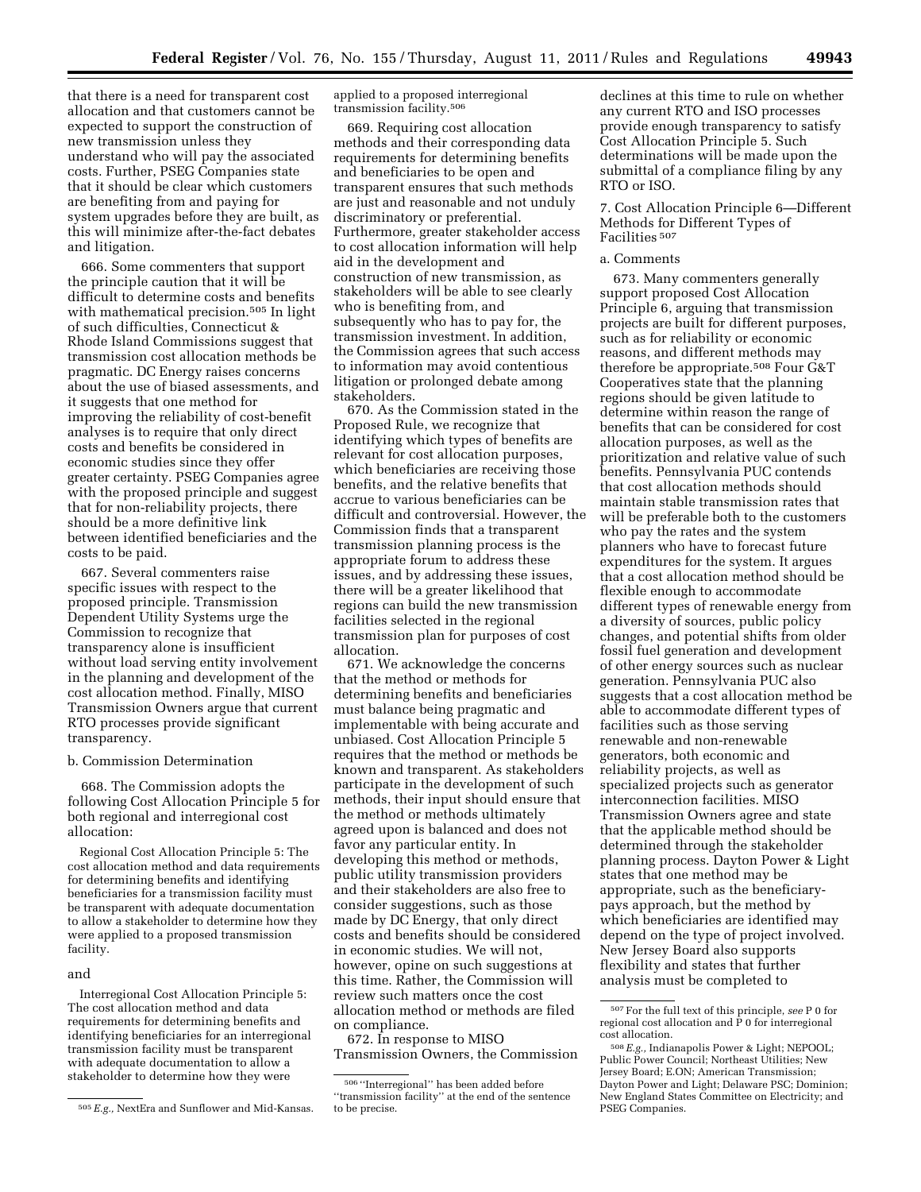that there is a need for transparent cost allocation and that customers cannot be expected to support the construction of new transmission unless they understand who will pay the associated costs. Further, PSEG Companies state that it should be clear which customers are benefiting from and paying for system upgrades before they are built, as this will minimize after-the-fact debates and litigation.

666. Some commenters that support the principle caution that it will be difficult to determine costs and benefits with mathematical precision.[505] In light of such difficulties, Connecticut & Rhode Island Commissions suggest that transmission cost allocation methods be pragmatic. DC Energy raises concerns about the use of biased assessments, and it suggests that one method for improving the reliability of cost-benefit analyses is to require that only direct costs and benefits be considered in economic studies since they offer greater certainty. PSEG Companies agree with the proposed principle and suggest that for non-reliability projects, there should be a more definitive link between identified beneficiaries and the costs to be paid.

667. Several commenters raise specific issues with respect to the proposed principle. Transmission Dependent Utility Systems urge the Commission to recognize that transparency alone is insufficient without load serving entity involvement in the planning and development of the cost allocation method. Finally, MISO Transmission Owners argue that current RTO processes provide significant transparency.

b. Commission Determination

668. The Commission adopts the following Cost Allocation Principle 5 for both regional and interregional cost allocation:

Regional Cost Allocation Principle 5: The cost allocation method and data requirements for determining benefits and identifying beneficiaries for a transmission facility must be transparent with adequate documentation to allow a stakeholder to determine how they were applied to a proposed transmission facility.

and

Interregional Cost Allocation Principle 5: The cost allocation method and data requirements for determining benefits and identifying beneficiaries for an interregional transmission facility must be transparent with adequate documentation to allow a stakeholder to determine how they were applied to a proposed interregional transmission facility.[506]

669. Requiring cost allocation methods and their corresponding data requirements for determining benefits and beneficiaries to be open and transparent ensures that such methods are just and reasonable and not unduly discriminatory or preferential. Furthermore, greater stakeholder access to cost allocation information will help aid in the development and construction of new transmission, as stakeholders will be able to see clearly who is benefiting from, and subsequently who has to pay for, the transmission investment. In addition, the Commission agrees that such access to information may avoid contentious litigation or prolonged debate among stakeholders.

670. As the Commission stated in the Proposed Rule, we recognize that identifying which types of benefits are relevant for cost allocation purposes, which beneficiaries are receiving those benefits, and the relative benefits that accrue to various beneficiaries can be difficult and controversial. However, the Commission finds that a transparent transmission planning process is the appropriate forum to address these issues, and by addressing these issues, there will be a greater likelihood that regions can build the new transmission facilities selected in the regional transmission plan for purposes of cost allocation.

671. We acknowledge the concerns that the method or methods for determining benefits and beneficiaries must balance being pragmatic and implementable with being accurate and unbiased. Cost Allocation Principle 5 requires that the method or methods be known and transparent. As stakeholders participate in the development of such methods, their input should ensure that the method or methods ultimately agreed upon is balanced and does not favor any particular entity. In developing this method or methods, public utility transmission providers and their stakeholders are also free to consider suggestions, such as those made by DC Energy, that only direct costs and benefits should be considered in economic studies. We will not, however, opine on such suggestions at this time. Rather, the Commission will review such matters once the cost allocation method or methods are filed on compliance.

672. In response to MISO Transmission Owners, the Commission declines at this time to rule on whether any current RTO and ISO processes provide enough transparency to satisfy Cost Allocation Principle 5. Such determinations will be made upon the submittal of a compliance filing by any RTO or ISO.

7. Cost Allocation Principle 6—Different Methods for Different Types of Facilities[507]

a. Comments

673. Many commenters generally support proposed Cost Allocation Principle 6, arguing that transmission projects are built for different purposes, such as for reliability or economic reasons, and different methods may therefore be appropriate.[508] Four G&T Cooperatives state that the planning regions should be given latitude to determine within reason the range of benefits that can be considered for cost allocation purposes, as well as the prioritization and relative value of such benefits. Pennsylvania PUC contends that cost allocation methods should maintain stable transmission rates that will be preferable both to the customers who pay the rates and the system planners who have to forecast future expenditures for the system. It argues that a cost allocation method should be flexible enough to accommodate different types of renewable energy from a diversity of sources, public policy changes, and potential shifts from older fossil fuel generation and development of other energy sources such as nuclear generation. Pennsylvania PUC also suggests that a cost allocation method be able to accommodate different types of facilities such as those serving renewable and non-renewable generators, both economic and reliability projects, as well as specialized projects such as generator interconnection facilities. MISO Transmission Owners agree and state that the applicable method should be determined through the stakeholder planning process. Dayton Power & Light states that one method may be appropriate, such as the beneficiary-pays approach, but the method by which beneficiaries are identified may depend on the type of project involved. New Jersey Board also supports flexibility and states that further analysis must be completed to

[505] *E.g.,* NextEra and Sunflower and Mid-Kansas.

[506] "Interregional" has been added before "transmission facility" at the end of the sentence to be precise.

[507] For the full text of this principle, *see* P 0 for regional cost allocation and P 0 for interregional cost allocation.

[508] *E.g.,* Indianapolis Power & Light; NEPOOL; Public Power Council; Northeast Utilities; New Jersey Board; E.ON; American Transmission; Dayton Power and Light; Delaware PSC; Dominion; New England States Committee on Electricity; and PSEG Companies.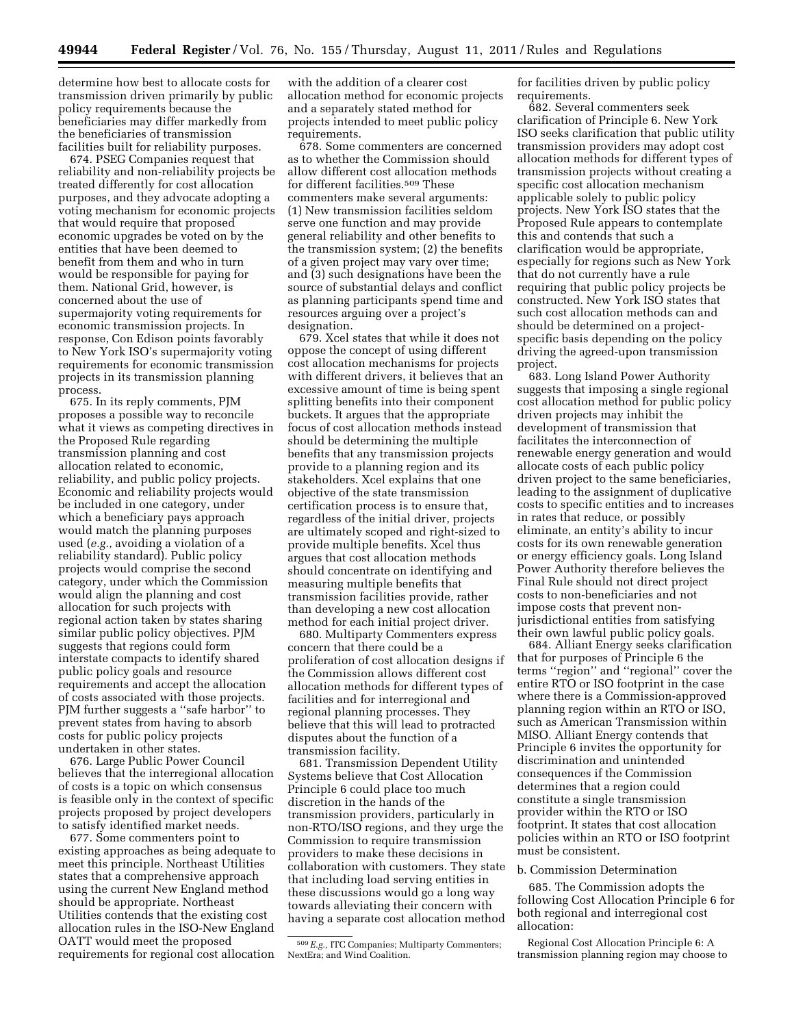determine how best to allocate costs for transmission driven primarily by public policy requirements because the beneficiaries may differ markedly from the beneficiaries of transmission facilities built for reliability purposes.

674. PSEG Companies request that reliability and non-reliability projects be treated differently for cost allocation purposes, and they advocate adopting a voting mechanism for economic projects that would require that proposed economic upgrades be voted on by the entities that have been deemed to benefit from them and who in turn would be responsible for paying for them. National Grid, however, is concerned about the use of supermajority voting requirements for economic transmission projects. In response, Con Edison points favorably to New York ISO's supermajority voting requirements for economic transmission projects in its transmission planning process.

675. In its reply comments, PJM proposes a possible way to reconcile what it views as competing directives in the Proposed Rule regarding transmission planning and cost allocation related to economic, reliability, and public policy projects. Economic and reliability projects would be included in one category, under which a beneficiary pays approach would match the planning purposes used (*e.g.,* avoiding a violation of a reliability standard). Public policy projects would comprise the second category, under which the Commission would align the planning and cost allocation for such projects with regional action taken by states sharing similar public policy objectives. PJM suggests that regions could form interstate compacts to identify shared public policy goals and resource requirements and accept the allocation of costs associated with those projects. PJM further suggests a ''safe harbor'' to prevent states from having to absorb costs for public policy projects undertaken in other states.

676. Large Public Power Council believes that the interregional allocation of costs is a topic on which consensus is feasible only in the context of specific projects proposed by project developers to satisfy identified market needs.

677. Some commenters point to existing approaches as being adequate to meet this principle. Northeast Utilities states that a comprehensive approach using the current New England method should be appropriate. Northeast Utilities contends that the existing cost allocation rules in the ISO-New England OATT would meet the proposed requirements for regional cost allocation with the addition of a clearer cost allocation method for economic projects and a separately stated method for projects intended to meet public policy requirements.

678. Some commenters are concerned as to whether the Commission should allow different cost allocation methods for different facilities.[509] These commenters make several arguments: (1) New transmission facilities seldom serve one function and may provide general reliability and other benefits to the transmission system; (2) the benefits of a given project may vary over time; and (3) such designations have been the source of substantial delays and conflict as planning participants spend time and resources arguing over a project's designation.

679. Xcel states that while it does not oppose the concept of using different cost allocation mechanisms for projects with different drivers, it believes that an excessive amount of time is being spent splitting benefits into their component buckets. It argues that the appropriate focus of cost allocation methods instead should be determining the multiple benefits that any transmission projects provide to a planning region and its stakeholders. Xcel explains that one objective of the state transmission certification process is to ensure that, regardless of the initial driver, projects are ultimately scoped and right-sized to provide multiple benefits. Xcel thus argues that cost allocation methods should concentrate on identifying and measuring multiple benefits that transmission facilities provide, rather than developing a new cost allocation method for each initial project driver.

680. Multiparty Commenters express concern that there could be a proliferation of cost allocation designs if the Commission allows different cost allocation methods for different types of facilities and for interregional and regional planning processes. They believe that this will lead to protracted disputes about the function of a transmission facility.

681. Transmission Dependent Utility Systems believe that Cost Allocation Principle 6 could place too much discretion in the hands of the transmission providers, particularly in non-RTO/ISO regions, and they urge the Commission to require transmission providers to make these decisions in collaboration with customers. They state that including load serving entities in these discussions would go a long way towards alleviating their concern with having a separate cost allocation method for facilities driven by public policy requirements.

682. Several commenters seek clarification of Principle 6. New York ISO seeks clarification that public utility transmission providers may adopt cost allocation methods for different types of transmission projects without creating a specific cost allocation mechanism applicable solely to public policy projects. New York ISO states that the Proposed Rule appears to contemplate this and contends that such a clarification would be appropriate, especially for regions such as New York that do not currently have a rule requiring that public policy projects be constructed. New York ISO states that such cost allocation methods can and should be determined on a project-specific basis depending on the policy driving the agreed-upon transmission project.

683. Long Island Power Authority suggests that imposing a single regional cost allocation method for public policy driven projects may inhibit the development of transmission that facilitates the interconnection of renewable energy generation and would allocate costs of each public policy driven project to the same beneficiaries, leading to the assignment of duplicative costs to specific entities and to increases in rates that reduce, or possibly eliminate, an entity's ability to incur costs for its own renewable generation or energy efficiency goals. Long Island Power Authority therefore believes the Final Rule should not direct project costs to non-beneficiaries and not impose costs that prevent non-jurisdictional entities from satisfying their own lawful public policy goals.

684. Alliant Energy seeks clarification that for purposes of Principle 6 the terms ''region'' and ''regional'' cover the entire RTO or ISO footprint in the case where there is a Commission-approved planning region within an RTO or ISO, such as American Transmission within MISO. Alliant Energy contends that Principle 6 invites the opportunity for discrimination and unintended consequences if the Commission determines that a region could constitute a single transmission provider within the RTO or ISO footprint. It states that cost allocation policies within an RTO or ISO footprint must be consistent.

b. Commission Determination

685. The Commission adopts the following Cost Allocation Principle 6 for both regional and interregional cost allocation:

Regional Cost Allocation Principle 6: A transmission planning region may choose to

[509] *E.g.,* ITC Companies; Multiparty Commenters; NextEra; and Wind Coalition.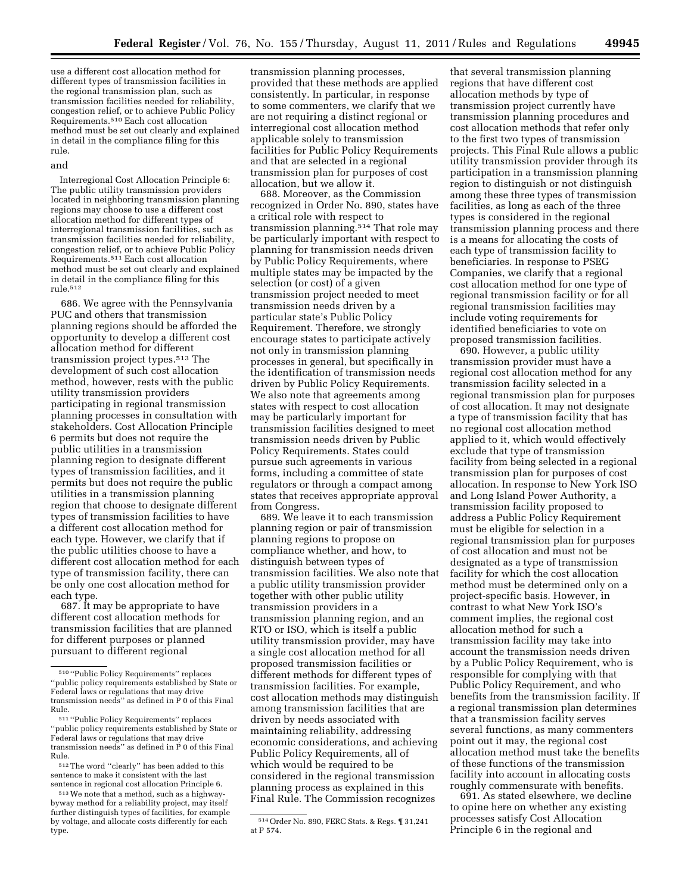use a different cost allocation method for different types of transmission facilities in the regional transmission plan, such as transmission facilities needed for reliability, congestion relief, or to achieve Public Policy Requirements.[510] Each cost allocation method must be set out clearly and explained in detail in the compliance filing for this rule.

and

Interregional Cost Allocation Principle 6: The public utility transmission providers located in neighboring transmission planning regions may choose to use a different cost allocation method for different types of interregional transmission facilities, such as transmission facilities needed for reliability, congestion relief, or to achieve Public Policy Requirements.[511] Each cost allocation method must be set out clearly and explained in detail in the compliance filing for this rule.[512]

686. We agree with the Pennsylvania PUC and others that transmission planning regions should be afforded the opportunity to develop a different cost allocation method for different transmission project types.[513] The development of such cost allocation method, however, rests with the public utility transmission providers participating in regional transmission planning processes in consultation with stakeholders. Cost Allocation Principle 6 permits but does not require the public utilities in a transmission planning region to designate different types of transmission facilities, and it permits but does not require the public utilities in a transmission planning region that choose to designate different types of transmission facilities to have a different cost allocation method for each type. However, we clarify that if the public utilities choose to have a different cost allocation method for each type of transmission facility, there can be only one cost allocation method for each type.

687. It may be appropriate to have different cost allocation methods for transmission facilities that are planned for different purposes or planned pursuant to different regional transmission planning processes, provided that these methods are applied consistently. In particular, in response to some commenters, we clarify that we are not requiring a distinct regional or interregional cost allocation method applicable solely to transmission facilities for Public Policy Requirements and that are selected in a regional transmission plan for purposes of cost allocation, but we allow it.

688. Moreover, as the Commission recognized in Order No. 890, states have a critical role with respect to transmission planning.[514] That role may be particularly important with respect to planning for transmission needs driven by Public Policy Requirements, where multiple states may be impacted by the selection (or cost) of a given transmission project needed to meet transmission needs driven by a particular state's Public Policy Requirement. Therefore, we strongly encourage states to participate actively not only in transmission planning processes in general, but specifically in the identification of transmission needs driven by Public Policy Requirements. We also note that agreements among states with respect to cost allocation may be particularly important for transmission facilities designed to meet transmission needs driven by Public Policy Requirements. States could pursue such agreements in various forms, including a committee of state regulators or through a compact among states that receives appropriate approval from Congress.

689. We leave it to each transmission planning region or pair of transmission planning regions to propose on compliance whether, and how, to distinguish between types of transmission facilities. We also note that a public utility transmission provider together with other public utility transmission providers in a transmission planning region, and an RTO or ISO, which is itself a public utility transmission provider, may have a single cost allocation method for all proposed transmission facilities or different methods for different types of transmission facilities. For example, cost allocation methods may distinguish among transmission facilities that are driven by needs associated with maintaining reliability, addressing economic considerations, and achieving Public Policy Requirements, all of which would be required to be considered in the regional transmission planning process as explained in this Final Rule. The Commission recognizes that several transmission planning regions that have different cost allocation methods by type of transmission project currently have transmission planning procedures and cost allocation methods that refer only to the first two types of transmission projects. This Final Rule allows a public utility transmission provider through its participation in a transmission planning region to distinguish or not distinguish among these three types of transmission facilities, as long as each of the three types is considered in the regional transmission planning process and there is a means for allocating the costs of each type of transmission facility to beneficiaries. In response to PSEG Companies, we clarify that a regional cost allocation method for one type of regional transmission facility or for all regional transmission facilities may include voting requirements for identified beneficiaries to vote on proposed transmission facilities.

690. However, a public utility transmission provider must have a regional cost allocation method for any transmission facility selected in a regional transmission plan for purposes of cost allocation. It may not designate a type of transmission facility that has no regional cost allocation method applied to it, which would effectively exclude that type of transmission facility from being selected in a regional transmission plan for purposes of cost allocation. In response to New York ISO and Long Island Power Authority, a transmission facility proposed to address a Public Policy Requirement must be eligible for selection in a regional transmission plan for purposes of cost allocation and must not be designated as a type of transmission facility for which the cost allocation method must be determined only on a project-specific basis. However, in contrast to what New York ISO's comment implies, the regional cost allocation method for such a transmission facility may take into account the transmission needs driven by a Public Policy Requirement, who is responsible for complying with that Public Policy Requirement, and who benefits from the transmission facility. If a regional transmission plan determines that a transmission facility serves several functions, as many commenters point out it may, the regional cost allocation method must take the benefits of these functions of the transmission facility into account in allocating costs roughly commensurate with benefits.

691. As stated elsewhere, we decline to opine here on whether any existing processes satisfy Cost Allocation Principle 6 in the regional and

---

[510] "Public Policy Requirements" replaces "public policy requirements established by State or Federal laws or regulations that may drive transmission needs" as defined in P 0 of this Final Rule.

[511] "Public Policy Requirements" replaces "public policy requirements established by State or Federal laws or regulations that may drive transmission needs" as defined in P 0 of this Final Rule.

[512] The word "clearly" has been added to this sentence to make it consistent with the last sentence in regional cost allocation Principle 6.

[513] We note that a method, such as a highway-byway method for a reliability project, may itself further distinguish types of facilities, for example by voltage, and allocate costs differently for each type.

[514] Order No. 890, FERC Stats. & Regs. ¶ 31,241 at P 574.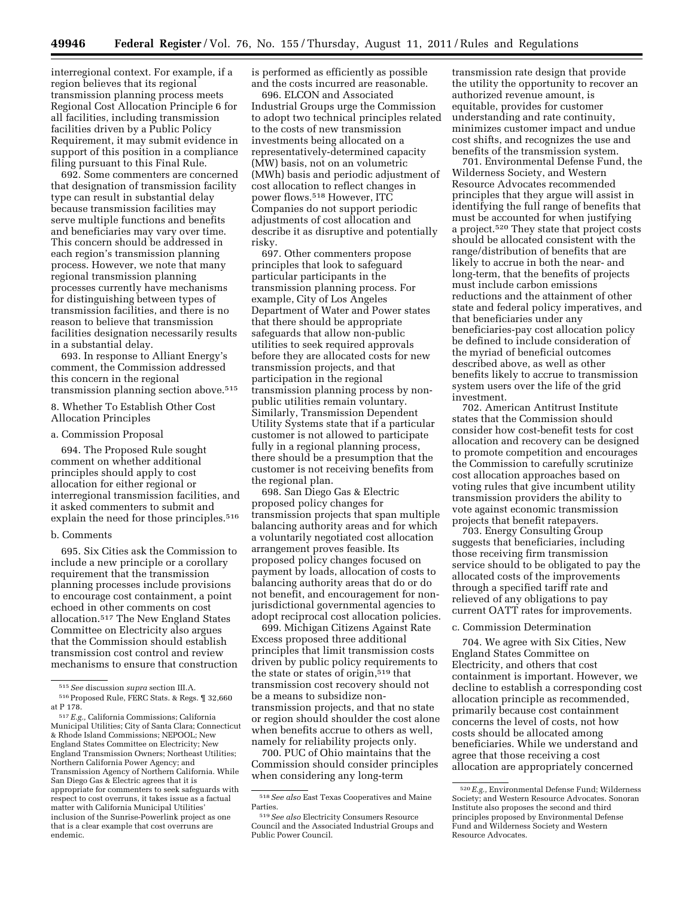interregional context. For example, if a region believes that its regional transmission planning process meets Regional Cost Allocation Principle 6 for all facilities, including transmission facilities driven by a Public Policy Requirement, it may submit evidence in support of this position in a compliance filing pursuant to this Final Rule.

692. Some commenters are concerned that designation of transmission facility type can result in substantial delay because transmission facilities may serve multiple functions and benefits and beneficiaries may vary over time. This concern should be addressed in each region's transmission planning process. However, we note that many regional transmission planning processes currently have mechanisms for distinguishing between types of transmission facilities, and there is no reason to believe that transmission facilities designation necessarily results in a substantial delay.

693. In response to Alliant Energy's comment, the Commission addressed this concern in the regional transmission planning section above.[515]

8. Whether To Establish Other Cost Allocation Principles

a. Commission Proposal

694. The Proposed Rule sought comment on whether additional principles should apply to cost allocation for either regional or interregional transmission facilities, and it asked commenters to submit and explain the need for those principles.[516]

b. Comments

695. Six Cities ask the Commission to include a new principle or a corollary requirement that the transmission planning processes include provisions to encourage cost containment, a point echoed in other comments on cost allocation.[517] The New England States Committee on Electricity also argues that the Commission should establish transmission cost control and review mechanisms to ensure that construction is performed as efficiently as possible and the costs incurred are reasonable.

696. ELCON and Associated Industrial Groups urge the Commission to adopt two technical principles related to the costs of new transmission investments being allocated on a representatively-determined capacity (MW) basis, not on an volumetric (MWh) basis and periodic adjustment of cost allocation to reflect changes in power flows.[518] However, ITC Companies do not support periodic adjustments of cost allocation and describe it as disruptive and potentially risky.

697. Other commenters propose principles that look to safeguard particular participants in the transmission planning process. For example, City of Los Angeles Department of Water and Power states that there should be appropriate safeguards that allow non-public utilities to seek required approvals before they are allocated costs for new transmission projects, and that participation in the regional transmission planning process by non-public utilities remain voluntary. Similarly, Transmission Dependent Utility Systems state that if a particular customer is not allowed to participate fully in a regional planning process, there should be a presumption that the customer is not receiving benefits from the regional plan.

698. San Diego Gas & Electric proposed policy changes for transmission projects that span multiple balancing authority areas and for which a voluntarily negotiated cost allocation arrangement proves feasible. Its proposed policy changes focused on payment by loads, allocation of costs to balancing authority areas that do or do not benefit, and encouragement for non-jurisdictional governmental agencies to adopt reciprocal cost allocation policies.

699. Michigan Citizens Against Rate Excess proposed three additional principles that limit transmission costs driven by public policy requirements to the state or states of origin,[519] that transmission cost recovery should not be a means to subsidize non-transmission projects, and that no state or region should shoulder the cost alone when benefits accrue to others as well, namely for reliability projects only.

700. PUC of Ohio maintains that the Commission should consider principles when considering any long-term transmission rate design that provide the utility the opportunity to recover an authorized revenue amount, is equitable, provides for customer understanding and rate continuity, minimizes customer impact and undue cost shifts, and recognizes the use and benefits of the transmission system.

701. Environmental Defense Fund, the Wilderness Society, and Western Resource Advocates recommended principles that they argue will assist in identifying the full range of benefits that must be accounted for when justifying a project.[520] They state that project costs should be allocated consistent with the range/distribution of benefits that are likely to accrue in both the near- and long-term, that the benefits of projects must include carbon emissions reductions and the attainment of other state and federal policy imperatives, and that beneficiaries under any beneficiaries-pay cost allocation policy be defined to include consideration of the myriad of beneficial outcomes described above, as well as other benefits likely to accrue to transmission system users over the life of the grid investment.

702. American Antitrust Institute states that the Commission should consider how cost-benefit tests for cost allocation and recovery can be designed to promote competition and encourages the Commission to carefully scrutinize cost allocation approaches based on voting rules that give incumbent utility transmission providers the ability to vote against economic transmission projects that benefit ratepayers.

703. Energy Consulting Group suggests that beneficiaries, including those receiving firm transmission service should to be obligated to pay the allocated costs of the improvements through a specified tariff rate and relieved of any obligations to pay current OATT rates for improvements.

c. Commission Determination

704. We agree with Six Cities, New England States Committee on Electricity, and others that cost containment is important. However, we decline to establish a corresponding cost allocation principle as recommended, primarily because cost containment concerns the level of costs, not how costs should be allocated among beneficiaries. While we understand and agree that those receiving a cost allocation are appropriately concerned

---

[515] *See* discussion *supra* section III.A.

[516] Proposed Rule, FERC Stats. & Regs. ¶ 32,660 at P 178.

[517] *E.g.,* California Commissions; California Municipal Utilities; City of Santa Clara; Connecticut & Rhode Island Commissions; NEPOOL; New England States Committee on Electricity; New England Transmission Owners; Northeast Utilities; Northern California Power Agency; and Transmission Agency of Northern California. While San Diego Gas & Electric agrees that it is appropriate for commenters to seek safeguards with respect to cost overruns, it takes issue as a factual matter with California Municipal Utilities' inclusion of the Sunrise-Powerlink project as one that is a clear example that cost overruns are endemic.

[518] *See also* East Texas Cooperatives and Maine Parties.

[519] *See also* Electricity Consumers Resource Council and the Associated Industrial Groups and Public Power Council.

[520] *E.g.,* Environmental Defense Fund; Wilderness Society; and Western Resource Advocates. Sonoran Institute also proposes the second and third principles proposed by Environmental Defense Fund and Wilderness Society and Western Resource Advocates.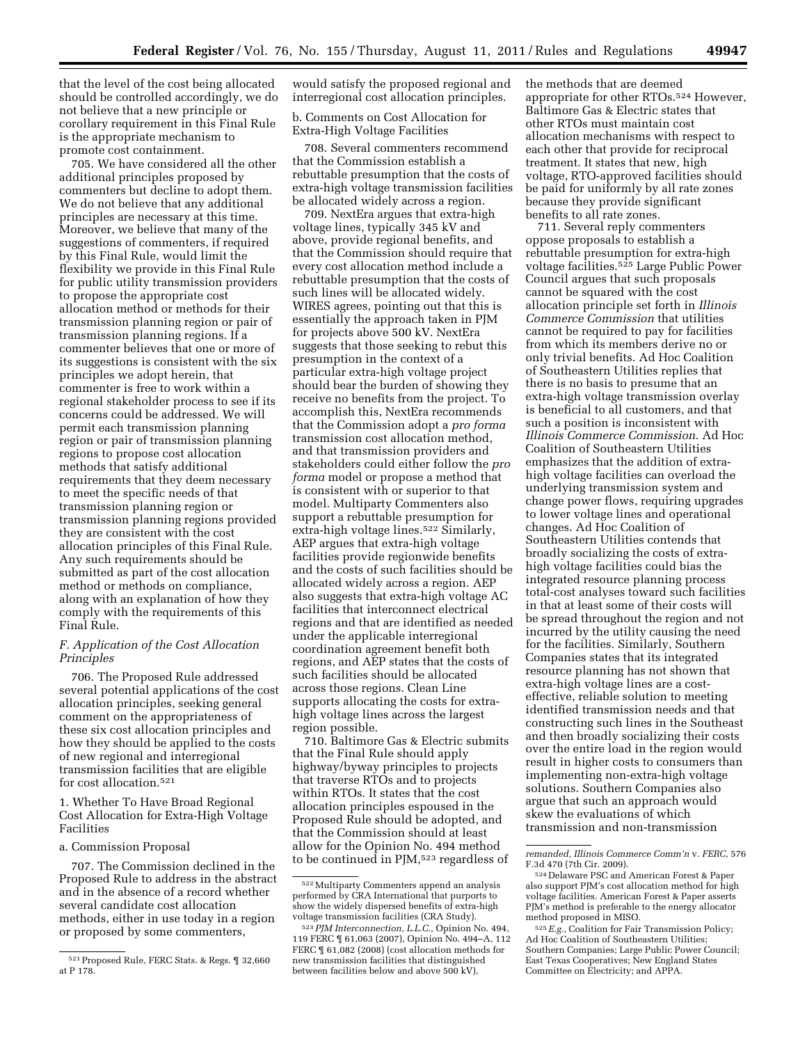that the level of the cost being allocated should be controlled accordingly, we do not believe that a new principle or corollary requirement in this Final Rule is the appropriate mechanism to promote cost containment.

705. We have considered all the other additional principles proposed by commenters but decline to adopt them. We do not believe that any additional principles are necessary at this time. Moreover, we believe that many of the suggestions of commenters, if required by this Final Rule, would limit the flexibility we provide in this Final Rule for public utility transmission providers to propose the appropriate cost allocation method or methods for their transmission planning region or pair of transmission planning regions. If a commenter believes that one or more of its suggestions is consistent with the six principles we adopt herein, that commenter is free to work within a regional stakeholder process to see if its concerns could be addressed. We will permit each transmission planning region or pair of transmission planning regions to propose cost allocation methods that satisfy additional requirements that they deem necessary to meet the specific needs of that transmission planning region or transmission planning regions provided they are consistent with the cost allocation principles of this Final Rule. Any such requirements should be submitted as part of the cost allocation method or methods on compliance, along with an explanation of how they comply with the requirements of this Final Rule.

## F. Application of the Cost Allocation Principles

706. The Proposed Rule addressed several potential applications of the cost allocation principles, seeking general comment on the appropriateness of these six cost allocation principles and how they should be applied to the costs of new regional and interregional transmission facilities that are eligible for cost allocation.[521]

### 1. Whether To Have Broad Regional Cost Allocation for Extra-High Voltage Facilities

#### a. Commission Proposal

707. The Commission declined in the Proposed Rule to address in the abstract and in the absence of a record whether several candidate cost allocation methods, either in use today in a region or proposed by some commenters, would satisfy the proposed regional and interregional cost allocation principles.

#### b. Comments on Cost Allocation for Extra-High Voltage Facilities

708. Several commenters recommend that the Commission establish a rebuttable presumption that the costs of extra-high voltage transmission facilities be allocated widely across a region.

709. NextEra argues that extra-high voltage lines, typically 345 kV and above, provide regional benefits, and that the Commission should require that every cost allocation method include a rebuttable presumption that the costs of such lines will be allocated widely. WIRES agrees, pointing out that this is essentially the approach taken in PJM for projects above 500 kV. NextEra suggests that those seeking to rebut this presumption in the context of a particular extra-high voltage project should bear the burden of showing they receive no benefits from the project. To accomplish this, NextEra recommends that the Commission adopt a *pro forma* transmission cost allocation method, and that transmission providers and stakeholders could either follow the *pro forma* model or propose a method that is consistent with or superior to that model. Multiparty Commenters also support a rebuttable presumption for extra-high voltage lines.[522] Similarly, AEP argues that extra-high voltage facilities provide regionwide benefits and the costs of such facilities should be allocated widely across a region. AEP also suggests that extra-high voltage AC facilities that interconnect electrical regions and that are identified as needed under the applicable interregional coordination agreement benefit both regions, and AEP states that the costs of such facilities should be allocated across those regions. Clean Line supports allocating the costs for extra-high voltage lines across the largest region possible.

710. Baltimore Gas & Electric submits that the Final Rule should apply highway/byway principles to projects that traverse RTOs and to projects within RTOs. It states that the cost allocation principles espoused in the Proposed Rule should be adopted, and that the Commission should at least allow for the Opinion No. 494 method to be continued in PJM,[523] regardless of the methods that are deemed appropriate for other RTOs.[524] However, Baltimore Gas & Electric states that other RTOs must maintain cost allocation mechanisms with respect to each other that provide for reciprocal treatment. It states that new, high voltage, RTO-approved facilities should be paid for uniformly by all rate zones because they provide significant benefits to all rate zones.

711. Several reply commenters oppose proposals to establish a rebuttable presumption for extra-high voltage facilities.[525] Large Public Power Council argues that such proposals cannot be squared with the cost allocation principle set forth in *Illinois Commerce Commission* that utilities cannot be required to pay for facilities from which its members derive no or only trivial benefits. Ad Hoc Coalition of Southeastern Utilities replies that there is no basis to presume that an extra-high voltage transmission overlay is beneficial to all customers, and that such a position is inconsistent with *Illinois Commerce Commission.* Ad Hoc Coalition of Southeastern Utilities emphasizes that the addition of extra-high voltage facilities can overload the underlying transmission system and change power flows, requiring upgrades to lower voltage lines and operational changes. Ad Hoc Coalition of Southeastern Utilities contends that broadly socializing the costs of extra-high voltage facilities could bias the integrated resource planning process total-cost analyses toward such facilities in that at least some of their costs will be spread throughout the region and not incurred by the utility causing the need for the facilities. Similarly, Southern Companies states that its integrated resource planning has not shown that extra-high voltage lines are a cost-effective, reliable solution to meeting identified transmission needs and that constructing such lines in the Southeast and then broadly socializing their costs over the entire load in the region would result in higher costs to consumers than implementing non-extra-high voltage solutions. Southern Companies also argue that such an approach would skew the evaluations of which transmission and non-transmission

---

[521] Proposed Rule, FERC Stats. & Regs. ¶ 32,660 at P 178.

[522] Multiparty Commenters append an analysis performed by CRA International that purports to show the widely dispersed benefits of extra-high voltage transmission facilities (CRA Study).

[523] *PJM Interconnection, L.L.C.,* Opinion No. 494, 119 FERC ¶ 61,063 (2007), Opinion No. 494–A, 112 FERC ¶ 61,082 (2008) (cost allocation methods for new transmission facilities that distinguished between facilities below and above 500 kV), *remanded, Illinois Commerce Comm'n* v. *FERC,* 576 F.3d 470 (7th Cir. 2009).

[524] Delaware PSC and American Forest & Paper also support PJM's cost allocation method for high voltage facilities. American Forest & Paper asserts PJM's method is preferable to the energy allocator method proposed in MISO.

[525] *E.g.,* Coalition for Fair Transmission Policy; Ad Hoc Coalition of Southeastern Utilities; Southern Companies; Large Public Power Council; East Texas Cooperatives; New England States Committee on Electricity; and APPA.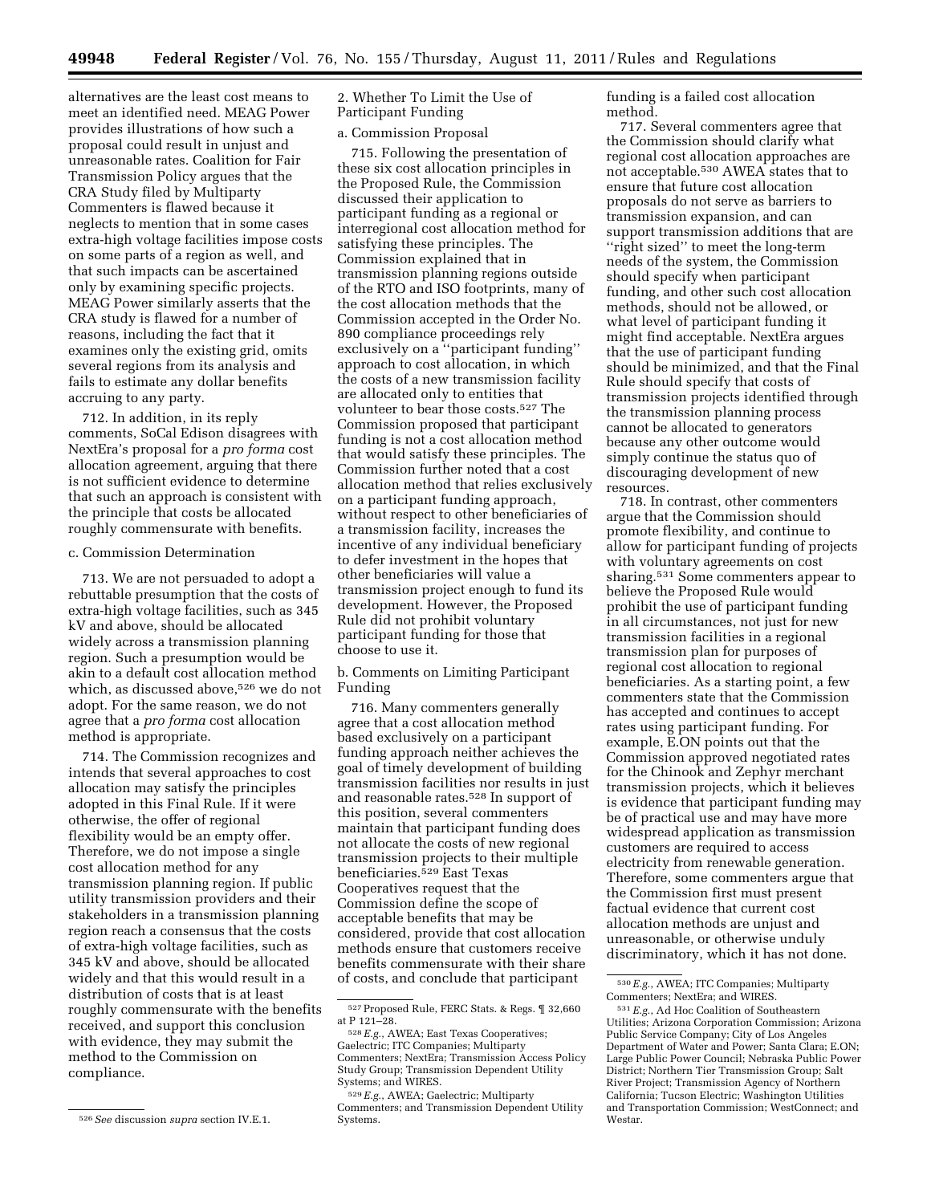alternatives are the least cost means to meet an identified need. MEAG Power provides illustrations of how such a proposal could result in unjust and unreasonable rates. Coalition for Fair Transmission Policy argues that the CRA Study filed by Multiparty Commenters is flawed because it neglects to mention that in some cases extra-high voltage facilities impose costs on some parts of a region as well, and that such impacts can be ascertained only by examining specific projects. MEAG Power similarly asserts that the CRA study is flawed for a number of reasons, including the fact that it examines only the existing grid, omits several regions from its analysis and fails to estimate any dollar benefits accruing to any party.

712. In addition, in its reply comments, SoCal Edison disagrees with NextEra's proposal for a *pro forma* cost allocation agreement, arguing that there is not sufficient evidence to determine that such an approach is consistent with the principle that costs be allocated roughly commensurate with benefits.

c. Commission Determination

713. We are not persuaded to adopt a rebuttable presumption that the costs of extra-high voltage facilities, such as 345 kV and above, should be allocated widely across a transmission planning region. Such a presumption would be akin to a default cost allocation method which, as discussed above,[526] we do not adopt. For the same reason, we do not agree that a *pro forma* cost allocation method is appropriate.

714. The Commission recognizes and intends that several approaches to cost allocation may satisfy the principles adopted in this Final Rule. If it were otherwise, the offer of regional flexibility would be an empty offer. Therefore, we do not impose a single cost allocation method for any transmission planning region. If public utility transmission providers and their stakeholders in a transmission planning region reach a consensus that the costs of extra-high voltage facilities, such as 345 kV and above, should be allocated widely and that this would result in a distribution of costs that is at least roughly commensurate with the benefits received, and support this conclusion with evidence, they may submit the method to the Commission on compliance.

2. Whether To Limit the Use of Participant Funding

a. Commission Proposal

715. Following the presentation of these six cost allocation principles in the Proposed Rule, the Commission discussed their application to participant funding as a regional or interregional cost allocation method for satisfying these principles. The Commission explained that in transmission planning regions outside of the RTO and ISO footprints, many of the cost allocation methods that the Commission accepted in the Order No. 890 compliance proceedings rely exclusively on a "participant funding" approach to cost allocation, in which the costs of a new transmission facility are allocated only to entities that volunteer to bear those costs.[527] The Commission proposed that participant funding is not a cost allocation method that would satisfy these principles. The Commission further noted that a cost allocation method that relies exclusively on a participant funding approach, without respect to other beneficiaries of a transmission facility, increases the incentive of any individual beneficiary to defer investment in the hopes that other beneficiaries will value a transmission project enough to fund its development. However, the Proposed Rule did not prohibit voluntary participant funding for those that choose to use it.

b. Comments on Limiting Participant Funding

716. Many commenters generally agree that a cost allocation method based exclusively on a participant funding approach neither achieves the goal of timely development of building transmission facilities nor results in just and reasonable rates.[528] In support of this position, several commenters maintain that participant funding does not allocate the costs of new regional transmission projects to their multiple beneficiaries.[529] East Texas Cooperatives request that the Commission define the scope of acceptable benefits that may be considered, provide that cost allocation methods ensure that customers receive benefits commensurate with their share of costs, and conclude that participant funding is a failed cost allocation method.

717. Several commenters agree that the Commission should clarify what regional cost allocation approaches are not acceptable.[530] AWEA states that to ensure that future cost allocation proposals do not serve as barriers to transmission expansion, and can support transmission additions that are "right sized" to meet the long-term needs of the system, the Commission should specify when participant funding, and other such cost allocation methods, should not be allowed, or what level of participant funding it might find acceptable. NextEra argues that the use of participant funding should be minimized, and that the Final Rule should specify that costs of transmission projects identified through the transmission planning process cannot be allocated to generators because any other outcome would simply continue the status quo of discouraging development of new resources.

718. In contrast, other commenters argue that the Commission should promote flexibility, and continue to allow for participant funding of projects with voluntary agreements on cost sharing.[531] Some commenters appear to believe the Proposed Rule would prohibit the use of participant funding in all circumstances, not just for new transmission facilities in a regional transmission plan for purposes of regional cost allocation to regional beneficiaries. As a starting point, a few commenters state that the Commission has accepted and continues to accept rates using participant funding. For example, E.ON points out that the Commission approved negotiated rates for the Chinook and Zephyr merchant transmission projects, which it believes is evidence that participant funding may be of practical use and may have more widespread application as transmission customers are required to access electricity from renewable generation. Therefore, some commenters argue that the Commission first must present factual evidence that current cost allocation methods are unjust and unreasonable, or otherwise unduly discriminatory, which it has not done.

---

[526] *See* discussion *supra* section IV.E.1.

[527] Proposed Rule, FERC Stats. & Regs. ¶ 32,660 at P 121–28.

[528] *E.g.*, AWEA; East Texas Cooperatives; Gaelectric; ITC Companies; Multiparty Commenters; NextEra; Transmission Access Policy Study Group; Transmission Dependent Utility Systems; and WIRES.

[529] *E.g.*, AWEA; Gaelectric; Multiparty Commenters; and Transmission Dependent Utility Systems.

[530] *E.g.*, AWEA; ITC Companies; Multiparty Commenters; NextEra; and WIRES.

[531] *E.g.*, Ad Hoc Coalition of Southeastern Utilities; Arizona Corporation Commission; Arizona Public Service Company; City of Los Angeles Department of Water and Power; Santa Clara; E.ON; Large Public Power Council; Nebraska Public Power District; Northern Tier Transmission Group; Salt River Project; Transmission Agency of Northern California; Tucson Electric; Washington Utilities and Transportation Commission; WestConnect; and Westar.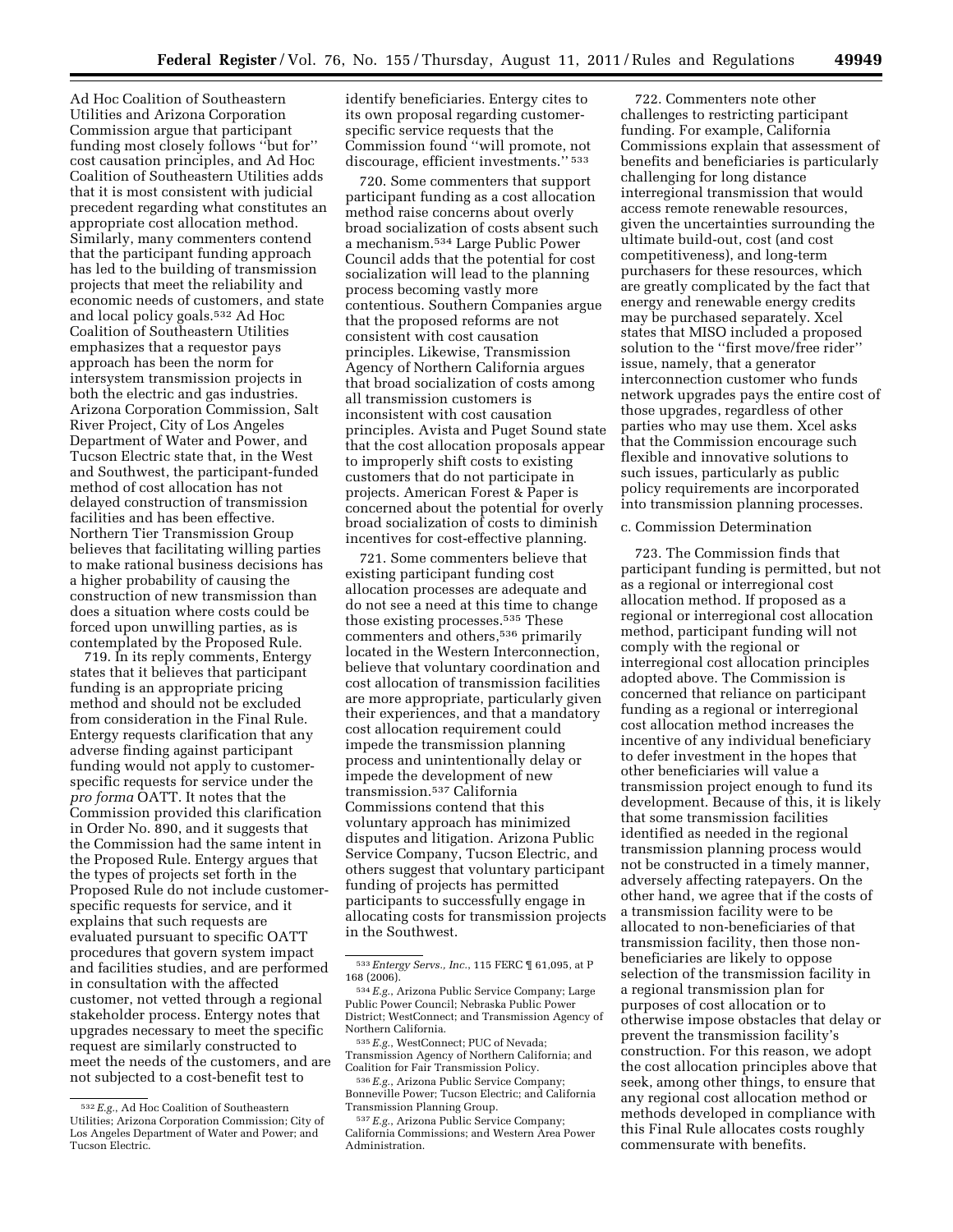Ad Hoc Coalition of Southeastern Utilities and Arizona Corporation Commission argue that participant funding most closely follows ''but for'' cost causation principles, and Ad Hoc Coalition of Southeastern Utilities adds that it is most consistent with judicial precedent regarding what constitutes an appropriate cost allocation method. Similarly, many commenters contend that the participant funding approach has led to the building of transmission projects that meet the reliability and economic needs of customers, and state and local policy goals.[532] Ad Hoc Coalition of Southeastern Utilities emphasizes that a requestor pays approach has been the norm for intersystem transmission projects in both the electric and gas industries. Arizona Corporation Commission, Salt River Project, City of Los Angeles Department of Water and Power, and Tucson Electric state that, in the West and Southwest, the participant-funded method of cost allocation has not delayed construction of transmission facilities and has been effective. Northern Tier Transmission Group believes that facilitating willing parties to make rational business decisions has a higher probability of causing the construction of new transmission than does a situation where costs could be forced upon unwilling parties, as is contemplated by the Proposed Rule.

719. In its reply comments, Entergy states that it believes that participant funding is an appropriate pricing method and should not be excluded from consideration in the Final Rule. Entergy requests clarification that any adverse finding against participant funding would not apply to customer-specific requests for service under the *pro forma* OATT. It notes that the Commission provided this clarification in Order No. 890, and it suggests that the Commission had the same intent in the Proposed Rule. Entergy argues that the types of projects set forth in the Proposed Rule do not include customer-specific requests for service, and it explains that such requests are evaluated pursuant to specific OATT procedures that govern system impact and facilities studies, and are performed in consultation with the affected customer, not vetted through a regional stakeholder process. Entergy notes that upgrades necessary to meet the specific request are similarly constructed to meet the needs of the customers, and are not subjected to a cost-benefit test to identify beneficiaries. Entergy cites to its own proposal regarding customer-specific service requests that the Commission found ''will promote, not discourage, efficient investments.''[533]

720. Some commenters that support participant funding as a cost allocation method raise concerns about overly broad socialization of costs absent such a mechanism.[534] Large Public Power Council adds that the potential for cost socialization will lead to the planning process becoming vastly more contentious. Southern Companies argue that the proposed reforms are not consistent with cost causation principles. Likewise, Transmission Agency of Northern California argues that broad socialization of costs among all transmission customers is inconsistent with cost causation principles. Avista and Puget Sound state that the cost allocation proposals appear to improperly shift costs to existing customers that do not participate in projects. American Forest & Paper is concerned about the potential for overly broad socialization of costs to diminish incentives for cost-effective planning.

721. Some commenters believe that existing participant funding cost allocation processes are adequate and do not see a need at this time to change those existing processes.[535] These commenters and others,[536] primarily located in the Western Interconnection, believe that voluntary coordination and cost allocation of transmission facilities are more appropriate, particularly given their experiences, and that a mandatory cost allocation requirement could impede the transmission planning process and unintentionally delay or impede the development of new transmission.[537] California Commissions contend that this voluntary approach has minimized disputes and litigation. Arizona Public Service Company, Tucson Electric, and others suggest that voluntary participant funding of projects has permitted participants to successfully engage in allocating costs for transmission projects in the Southwest.

722. Commenters note other challenges to restricting participant funding. For example, California Commissions explain that assessment of benefits and beneficiaries is particularly challenging for long distance interregional transmission that would access remote renewable resources, given the uncertainties surrounding the ultimate build-out, cost (and cost competitiveness), and long-term purchasers for these resources, which are greatly complicated by the fact that energy and renewable energy credits may be purchased separately. Xcel states that MISO included a proposed solution to the ''first move/free rider'' issue, namely, that a generator interconnection customer who funds network upgrades pays the entire cost of those upgrades, regardless of other parties who may use them. Xcel asks that the Commission encourage such flexible and innovative solutions to such issues, particularly as public policy requirements are incorporated into transmission planning processes.

c. Commission Determination

723. The Commission finds that participant funding is permitted, but not as a regional or interregional cost allocation method. If proposed as a regional or interregional cost allocation method, participant funding will not comply with the regional or interregional cost allocation principles adopted above. The Commission is concerned that reliance on participant funding as a regional or interregional cost allocation method increases the incentive of any individual beneficiary to defer investment in the hopes that other beneficiaries will value a transmission project enough to fund its development. Because of this, it is likely that some transmission facilities identified as needed in the regional transmission planning process would not be constructed in a timely manner, adversely affecting ratepayers. On the other hand, we agree that if the costs of a transmission facility were to be allocated to non-beneficiaries of that transmission facility, then those non-beneficiaries are likely to oppose selection of the transmission facility in a regional transmission plan for purposes of cost allocation or to otherwise impose obstacles that delay or prevent the transmission facility's construction. For this reason, we adopt the cost allocation principles above that seek, among other things, to ensure that any regional cost allocation method or methods developed in compliance with this Final Rule allocates costs roughly commensurate with benefits.

---

[532] *E.g.*, Ad Hoc Coalition of Southeastern Utilities; Arizona Corporation Commission; City of Los Angeles Department of Water and Power; and Tucson Electric.

[533] *Entergy Servs., Inc.*, 115 FERC ¶ 61,095, at P 168 (2006).

[534] *E.g.*, Arizona Public Service Company; Large Public Power Council; Nebraska Public Power District; WestConnect; and Transmission Agency of Northern California.

[535] *E.g.*, WestConnect; PUC of Nevada; Transmission Agency of Northern California; and Coalition for Fair Transmission Policy.

[536] *E.g.*, Arizona Public Service Company; Bonneville Power; Tucson Electric; and California Transmission Planning Group.

[537] *E.g.*, Arizona Public Service Company; California Commissions; and Western Area Power Administration.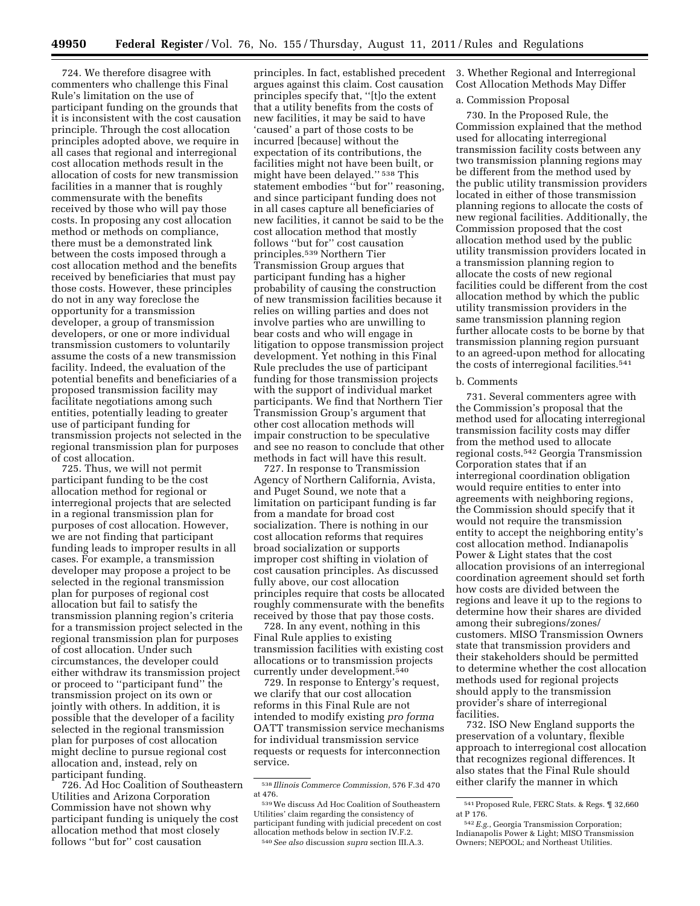724. We therefore disagree with commenters who challenge this Final Rule's limitation on the use of participant funding on the grounds that it is inconsistent with the cost causation principle. Through the cost allocation principles adopted above, we require in all cases that regional and interregional cost allocation methods result in the allocation of costs for new transmission facilities in a manner that is roughly commensurate with the benefits received by those who will pay those costs. In proposing any cost allocation method or methods on compliance, there must be a demonstrated link between the costs imposed through a cost allocation method and the benefits received by beneficiaries that must pay those costs. However, these principles do not in any way foreclose the opportunity for a transmission developer, a group of transmission developers, or one or more individual transmission customers to voluntarily assume the costs of a new transmission facility. Indeed, the evaluation of the potential benefits and beneficiaries of a proposed transmission facility may facilitate negotiations among such entities, potentially leading to greater use of participant funding for transmission projects not selected in the regional transmission plan for purposes of cost allocation.

725. Thus, we will not permit participant funding to be the cost allocation method for regional or interregional projects that are selected in a regional transmission plan for purposes of cost allocation. However, we are not finding that participant funding leads to improper results in all cases. For example, a transmission developer may propose a project to be selected in the regional transmission plan for purposes of regional cost allocation but fail to satisfy the transmission planning region's criteria for a transmission project selected in the regional transmission plan for purposes of cost allocation. Under such circumstances, the developer could either withdraw its transmission project or proceed to "participant fund" the transmission project on its own or jointly with others. In addition, it is possible that the developer of a facility selected in the regional transmission plan for purposes of cost allocation might decline to pursue regional cost allocation and, instead, rely on participant funding.

726. Ad Hoc Coalition of Southeastern Utilities and Arizona Corporation Commission have not shown why participant funding is uniquely the cost allocation method that most closely follows "but for" cost causation principles. In fact, established precedent argues against this claim. Cost causation principles specify that, "[t]o the extent that a utility benefits from the costs of new facilities, it may be said to have 'caused' a part of those costs to be incurred [because] without the expectation of its contributions, the facilities might not have been built, or might have been delayed." [538] This statement embodies "but for" reasoning, and since participant funding does not in all cases capture all beneficiaries of new facilities, it cannot be said to be the cost allocation method that mostly follows "but for" cost causation principles.[539] Northern Tier Transmission Group argues that participant funding has a higher probability of causing the construction of new transmission facilities because it relies on willing parties and does not involve parties who are unwilling to bear costs and who will engage in litigation to oppose transmission project development. Yet nothing in this Final Rule precludes the use of participant funding for those transmission projects with the support of individual market participants. We find that Northern Tier Transmission Group's argument that other cost allocation methods will impair construction to be speculative and see no reason to conclude that other methods in fact will have this result.

727. In response to Transmission Agency of Northern California, Avista, and Puget Sound, we note that a limitation on participant funding is far from a mandate for broad cost socialization. There is nothing in our cost allocation reforms that requires broad socialization or supports improper cost shifting in violation of cost causation principles. As discussed fully above, our cost allocation principles require that costs be allocated roughly commensurate with the benefits received by those that pay those costs.

728. In any event, nothing in this Final Rule applies to existing transmission facilities with existing cost allocations or to transmission projects currently under development.[540]

729. In response to Entergy's request, we clarify that our cost allocation reforms in this Final Rule are not intended to modify existing *pro forma* OATT transmission service mechanisms for individual transmission service requests or requests for interconnection service.

[538] *Illinois Commerce Commission*, 576 F.3d 470 at 476.

[539] We discuss Ad Hoc Coalition of Southeastern Utilities' claim regarding the consistency of participant funding with judicial precedent on cost allocation methods below in section IV.F.2.

[540] *See also* discussion *supra* section III.A.3.

### 3. Whether Regional and Interregional Cost Allocation Methods May Differ

#### a. Commission Proposal

730. In the Proposed Rule, the Commission explained that the method used for allocating interregional transmission facility costs between any two transmission planning regions may be different from the method used by the public utility transmission providers located in either of those transmission planning regions to allocate the costs of new regional facilities. Additionally, the Commission proposed that the cost allocation method used by the public utility transmission providers located in a transmission planning region to allocate the costs of new regional facilities could be different from the cost allocation method by which the public utility transmission providers in the same transmission planning region further allocate costs to be borne by that transmission planning region pursuant to an agreed-upon method for allocating the costs of interregional facilities.[541]

#### b. Comments

731. Several commenters agree with the Commission's proposal that the method used for allocating interregional transmission facility costs may differ from the method used to allocate regional costs.[542] Georgia Transmission Corporation states that if an interregional coordination obligation would require entities to enter into agreements with neighboring regions, the Commission should specify that it would not require the transmission entity to accept the neighboring entity's cost allocation method. Indianapolis Power & Light states that the cost allocation provisions of an interregional coordination agreement should set forth how costs are divided between the regions and leave it up to the regions to determine how their shares are divided among their subregions/zones/customers. MISO Transmission Owners state that transmission providers and their stakeholders should be permitted to determine whether the cost allocation methods used for regional projects should apply to the transmission provider's share of interregional facilities.

732. ISO New England supports the preservation of a voluntary, flexible approach to interregional cost allocation that recognizes regional differences. It also states that the Final Rule should either clarify the manner in which

[541] Proposed Rule, FERC Stats. & Regs. ¶ 32,660 at P 176.

[542] *E.g.*, Georgia Transmission Corporation; Indianapolis Power & Light; MISO Transmission Owners; NEPOOL; and Northeast Utilities.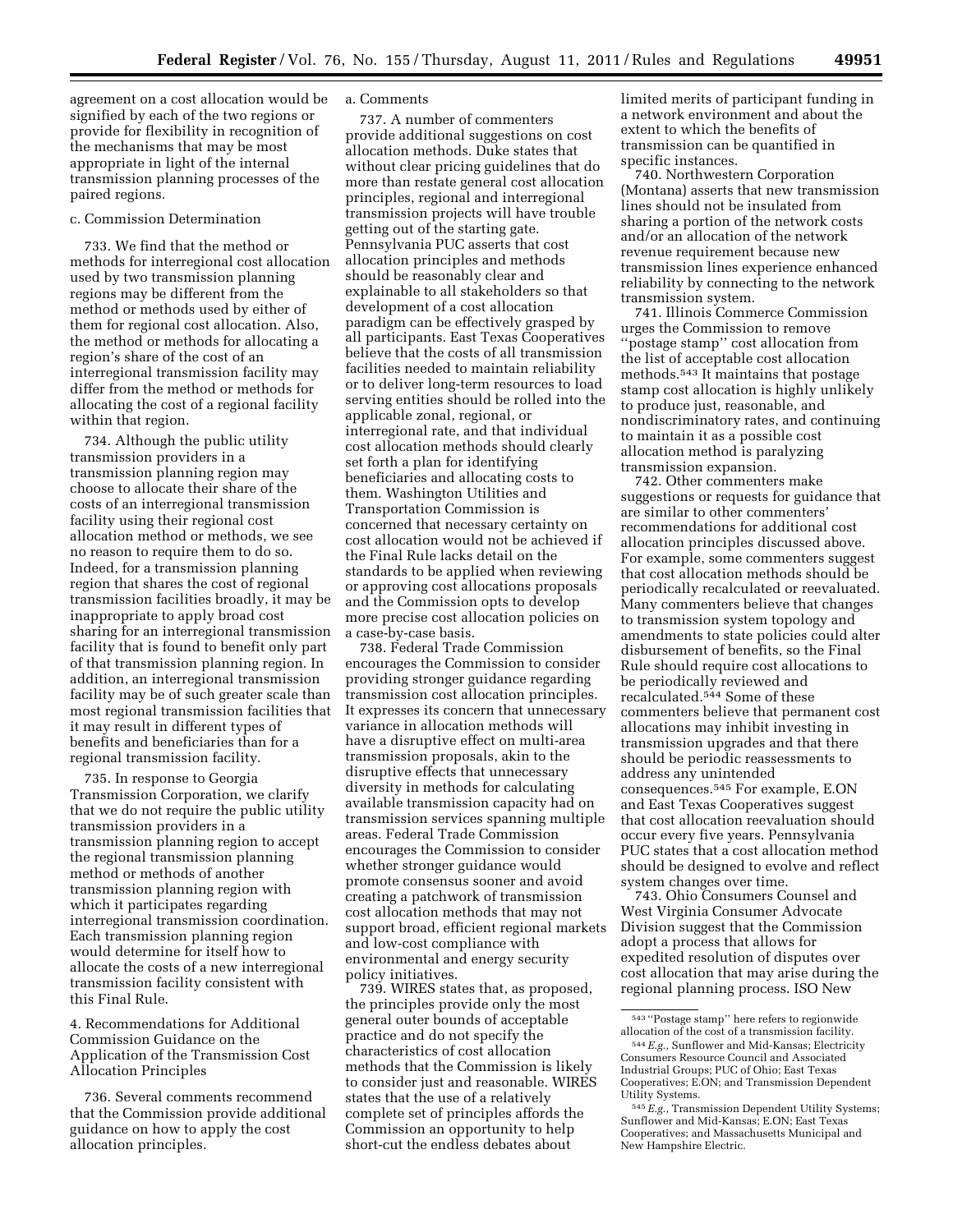agreement on a cost allocation would be signified by each of the two regions or provide for flexibility in recognition of the mechanisms that may be most appropriate in light of the internal transmission planning processes of the paired regions.

c. Commission Determination

733. We find that the method or methods for interregional cost allocation used by two transmission planning regions may be different from the method or methods used by either of them for regional cost allocation. Also, the method or methods for allocating a region's share of the cost of an interregional transmission facility may differ from the method or methods for allocating the cost of a regional facility within that region.

734. Although the public utility transmission providers in a transmission planning region may choose to allocate their share of the costs of an interregional transmission facility using their regional cost allocation method or methods, we see no reason to require them to do so. Indeed, for a transmission planning region that shares the cost of regional transmission facilities broadly, it may be inappropriate to apply broad cost sharing for an interregional transmission facility that is found to benefit only part of that transmission planning region. In addition, an interregional transmission facility may be of such greater scale than most regional transmission facilities that it may result in different types of benefits and beneficiaries than for a regional transmission facility.

735. In response to Georgia Transmission Corporation, we clarify that we do not require the public utility transmission providers in a transmission planning region to accept the regional transmission planning method or methods of another transmission planning region with which it participates regarding interregional transmission coordination. Each transmission planning region would determine for itself how to allocate the costs of a new interregional transmission facility consistent with this Final Rule.

4. Recommendations for Additional Commission Guidance on the Application of the Transmission Cost Allocation Principles

736. Several comments recommend that the Commission provide additional guidance on how to apply the cost allocation principles.

a. Comments

737. A number of commenters provide additional suggestions on cost allocation methods. Duke states that without clear pricing guidelines that do more than restate general cost allocation principles, regional and interregional transmission projects will have trouble getting out of the starting gate. Pennsylvania PUC asserts that cost allocation principles and methods should be reasonably clear and explainable to all stakeholders so that development of a cost allocation paradigm can be effectively grasped by all participants. East Texas Cooperatives believe that the costs of all transmission facilities needed to maintain reliability or to deliver long-term resources to load serving entities should be rolled into the applicable zonal, regional, or interregional rate, and that individual cost allocation methods should clearly set forth a plan for identifying beneficiaries and allocating costs to them. Washington Utilities and Transportation Commission is concerned that necessary certainty on cost allocation would not be achieved if the Final Rule lacks detail on the standards to be applied when reviewing or approving cost allocations proposals and the Commission opts to develop more precise cost allocation policies on a case-by-case basis.

738. Federal Trade Commission encourages the Commission to consider providing stronger guidance regarding transmission cost allocation principles. It expresses its concern that unnecessary variance in allocation methods will have a disruptive effect on multi-area transmission proposals, akin to the disruptive effects that unnecessary diversity in methods for calculating available transmission capacity had on transmission services spanning multiple areas. Federal Trade Commission encourages the Commission to consider whether stronger guidance would promote consensus sooner and avoid creating a patchwork of transmission cost allocation methods that may not support broad, efficient regional markets and low-cost compliance with environmental and energy security policy initiatives.

739. WIRES states that, as proposed, the principles provide only the most general outer bounds of acceptable practice and do not specify the characteristics of cost allocation methods that the Commission is likely to consider just and reasonable. WIRES states that the use of a relatively complete set of principles affords the Commission an opportunity to help short-cut the endless debates about limited merits of participant funding in a network environment and about the extent to which the benefits of transmission can be quantified in specific instances.

740. Northwestern Corporation (Montana) asserts that new transmission lines should not be insulated from sharing a portion of the network costs and/or an allocation of the network revenue requirement because new transmission lines experience enhanced reliability by connecting to the network transmission system.

741. Illinois Commerce Commission urges the Commission to remove "postage stamp" cost allocation from the list of acceptable cost allocation methods.[543] It maintains that postage stamp cost allocation is highly unlikely to produce just, reasonable, and nondiscriminatory rates, and continuing to maintain it as a possible cost allocation method is paralyzing transmission expansion.

742. Other commenters make suggestions or requests for guidance that are similar to other commenters' recommendations for additional cost allocation principles discussed above. For example, some commenters suggest that cost allocation methods should be periodically recalculated or reevaluated. Many commenters believe that changes to transmission system topology and amendments to state policies could alter disbursement of benefits, so the Final Rule should require cost allocations to be periodically reviewed and recalculated.[544] Some of these commenters believe that permanent cost allocations may inhibit investing in transmission upgrades and that there should be periodic reassessments to address any unintended consequences.[545] For example, E.ON and East Texas Cooperatives suggest that cost allocation reevaluation should occur every five years. Pennsylvania PUC states that a cost allocation method should be designed to evolve and reflect system changes over time.

743. Ohio Consumers Counsel and West Virginia Consumer Advocate Division suggest that the Commission adopt a process that allows for expedited resolution of disputes over cost allocation that may arise during the regional planning process. ISO New

[543] "Postage stamp" here refers to regionwide allocation of the cost of a transmission facility.

[544] *E.g.,* Sunflower and Mid-Kansas; Electricity Consumers Resource Council and Associated Industrial Groups; PUC of Ohio; East Texas Cooperatives; E.ON; and Transmission Dependent Utility Systems.

[545] *E.g.,* Transmission Dependent Utility Systems; Sunflower and Mid-Kansas; E.ON; East Texas Cooperatives; and Massachusetts Municipal and New Hampshire Electric.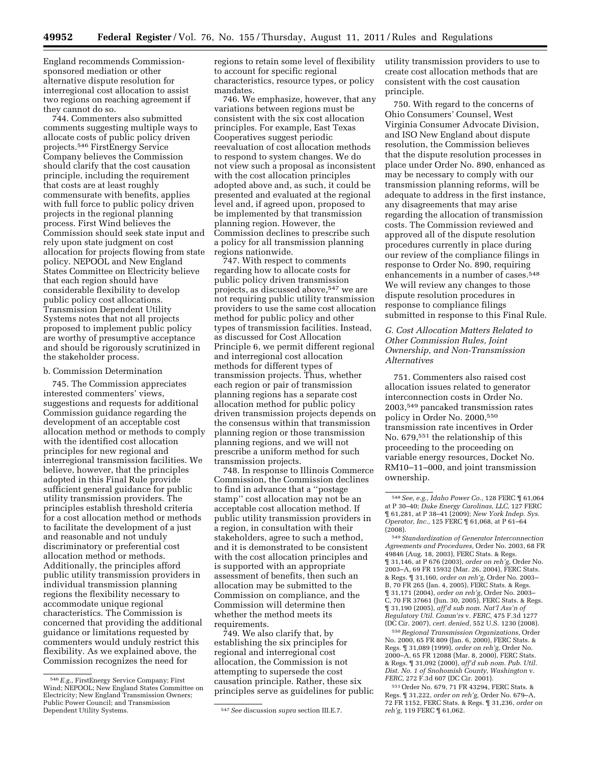England recommends Commission-sponsored mediation or other alternative dispute resolution for interregional cost allocation to assist two regions on reaching agreement if they cannot do so.

744. Commenters also submitted comments suggesting multiple ways to allocate costs of public policy driven projects.[546] FirstEnergy Service Company believes the Commission should clarify that the cost causation principle, including the requirement that costs are at least roughly commensurate with benefits, applies with full force to public policy driven projects in the regional planning process. First Wind believes the Commission should seek state input and rely upon state judgment on cost allocation for projects flowing from state policy. NEPOOL and New England States Committee on Electricity believe that each region should have considerable flexibility to develop public policy cost allocations. Transmission Dependent Utility Systems notes that not all projects proposed to implement public policy are worthy of presumptive acceptance and should be rigorously scrutinized in the stakeholder process.

b. Commission Determination

745. The Commission appreciates interested commenters' views, suggestions and requests for additional Commission guidance regarding the development of an acceptable cost allocation method or methods to comply with the identified cost allocation principles for new regional and interregional transmission facilities. We believe, however, that the principles adopted in this Final Rule provide sufficient general guidance for public utility transmission providers. The principles establish threshold criteria for a cost allocation method or methods to facilitate the development of a just and reasonable and not unduly discriminatory or preferential cost allocation method or methods. Additionally, the principles afford public utility transmission providers in individual transmission planning regions the flexibility necessary to accommodate unique regional characteristics. The Commission is concerned that providing the additional guidance or limitations requested by commenters would unduly restrict this flexibility. As we explained above, the Commission recognizes the need for regions to retain some level of flexibility to account for specific regional characteristics, resource types, or policy mandates.

746. We emphasize, however, that any variations between regions must be consistent with the six cost allocation principles. For example, East Texas Cooperatives suggest periodic reevaluation of cost allocation methods to respond to system changes. We do not view such a proposal as inconsistent with the cost allocation principles adopted above and, as such, it could be presented and evaluated at the regional level and, if agreed upon, proposed to be implemented by that transmission planning region. However, the Commission declines to prescribe such a policy for all transmission planning regions nationwide.

747. With respect to comments regarding how to allocate costs for public policy driven transmission projects, as discussed above,[547] we are not requiring public utility transmission providers to use the same cost allocation method for public policy and other types of transmission facilities. Instead, as discussed for Cost Allocation Principle 6, we permit different regional and interregional cost allocation methods for different types of transmission projects. Thus, whether each region or pair of transmission planning regions has a separate cost allocation method for public policy driven transmission projects depends on the consensus within that transmission planning region or those transmission planning regions, and we will not prescribe a uniform method for such transmission projects.

748. In response to Illinois Commerce Commission, the Commission declines to find in advance that a "postage stamp" cost allocation may not be an acceptable cost allocation method. If public utility transmission providers in a region, in consultation with their stakeholders, agree to such a method, and it is demonstrated to be consistent with the cost allocation principles and is supported with an appropriate assessment of benefits, then such an allocation may be submitted to the Commission on compliance, and the Commission will determine then whether the method meets its requirements.

749. We also clarify that, by establishing the six principles for regional and interregional cost allocation, the Commission is not attempting to supersede the cost causation principle. Rather, these six principles serve as guidelines for public utility transmission providers to use to create cost allocation methods that are consistent with the cost causation principle.

750. With regard to the concerns of Ohio Consumers' Counsel, West Virginia Consumer Advocate Division, and ISO New England about dispute resolution, the Commission believes that the dispute resolution processes in place under Order No. 890, enhanced as may be necessary to comply with our transmission planning reforms, will be adequate to address in the first instance, any disagreements that may arise regarding the allocation of transmission costs. The Commission reviewed and approved all of the dispute resolution procedures currently in place during our review of the compliance filings in response to Order No. 890, requiring enhancements in a number of cases.[548] We will review any changes to those dispute resolution procedures in response to compliance filings submitted in response to this Final Rule.

*G. Cost Allocation Matters Related to Other Commission Rules, Joint Ownership, and Non-Transmission Alternatives*

751. Commenters also raised cost allocation issues related to generator interconnection costs in Order No. 2003,[549] pancaked transmission rates policy in Order No. 2000,[550] transmission rate incentives in Order No. 679,[551] the relationship of this proceeding to the proceeding on variable energy resources, Docket No. RM10–11–000, and joint transmission ownership.

---

[546] *E.g.,* FirstEnergy Service Company; First Wind; NEPOOL; New England States Committee on Electricity; New England Transmission Owners; Public Power Council; and Transmission Dependent Utility Systems.

[547] *See* discussion *supra* section III.E.7.

[548] *See, e.g., Idaho Power Co.,* 128 FERC ¶ 61,064 at P 30–40; *Duke Energy Carolinas, LLC,* 127 FERC ¶ 61,281, at P 38–41 (2009); *New York Indep. Sys. Operator, Inc.,* 125 FERC ¶ 61,068, at P 61–64 (2008).

[549] *Standardization of Generator Interconnection Agreements and Procedures,* Order No. 2003, 68 FR 49846 (Aug. 18, 2003), FERC Stats. & Regs. ¶ 31,146, at P 676 (2003), *order on reh'g,* Order No. 2003–A, 69 FR 15932 (Mar. 26, 2004), FERC Stats. & Regs. ¶ 31,160, *order on reh'g,* Order No. 2003–B, 70 FR 265 (Jan. 4, 2005), FERC Stats. & Regs. ¶ 31,171 (2004), *order on reh'g,* Order No. 2003–C, 70 FR 37661 (Jun. 30, 2005), FERC Stats. & Regs. ¶ 31,190 (2005), *aff'd sub nom. Nat'l Ass'n of Regulatory Util. Comm'rs* v. *FERC,* 475 F.3d 1277 (DC Cir. 2007), *cert. denied,* 552 U.S. 1230 (2008).

[550] *Regional Transmission Organizations,* Order No. 2000, 65 FR 809 (Jan. 6, 2000), FERC Stats. & Regs. ¶ 31,089 (1999), *order on reh'g,* Order No. 2000–A, 65 FR 12088 (Mar. 8, 2000), FERC Stats. & Regs. ¶ 31,092 (2000), *aff'd sub nom. Pub. Util. Dist. No. 1 of Snohomish County, Washington* v. *FERC,* 272 F.3d 607 (DC Cir. 2001).

[551] Order No. 679, 71 FR 43294, FERC Stats. & Regs. ¶ 31,222, *order on reh'g,* Order No. 679–A, 72 FR 1152, FERC Stats. & Regs. ¶ 31,236, *order on reh'g,* 119 FERC ¶ 61,062.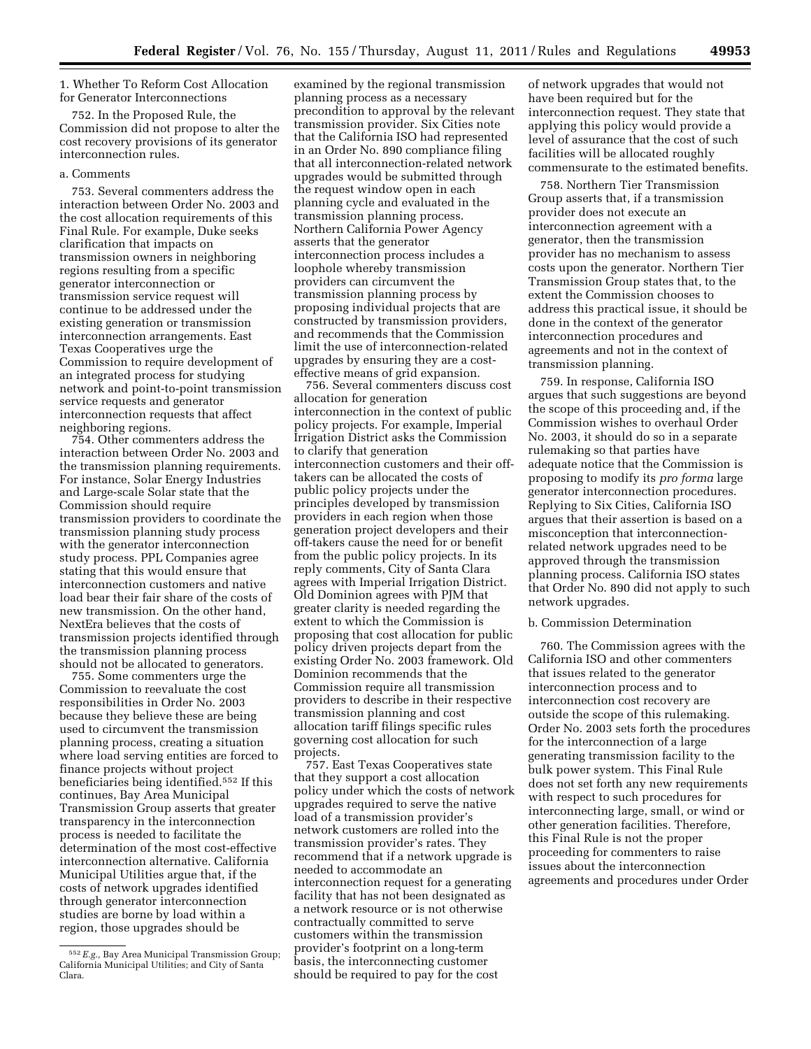1. Whether To Reform Cost Allocation for Generator Interconnections

752. In the Proposed Rule, the Commission did not propose to alter the cost recovery provisions of its generator interconnection rules.

a. Comments

753. Several commenters address the interaction between Order No. 2003 and the cost allocation requirements of this Final Rule. For example, Duke seeks clarification that impacts on transmission owners in neighboring regions resulting from a specific generator interconnection or transmission service request will continue to be addressed under the existing generation or transmission interconnection arrangements. East Texas Cooperatives urge the Commission to require development of an integrated process for studying network and point-to-point transmission service requests and generator interconnection requests that affect neighboring regions.

754. Other commenters address the interaction between Order No. 2003 and the transmission planning requirements. For instance, Solar Energy Industries and Large-scale Solar state that the Commission should require transmission providers to coordinate the transmission planning study process with the generator interconnection study process. PPL Companies agree stating that this would ensure that interconnection customers and native load bear their fair share of the costs of new transmission. On the other hand, NextEra believes that the costs of transmission projects identified through the transmission planning process should not be allocated to generators.

755. Some commenters urge the Commission to reevaluate the cost responsibilities in Order No. 2003 because they believe these are being used to circumvent the transmission planning process, creating a situation where load serving entities are forced to finance projects without project beneficiaries being identified.[552] If this continues, Bay Area Municipal Transmission Group asserts that greater transparency in the interconnection process is needed to facilitate the determination of the most cost-effective interconnection alternative. California Municipal Utilities argue that, if the costs of network upgrades identified through generator interconnection studies are borne by load within a region, those upgrades should be examined by the regional transmission planning process as a necessary precondition to approval by the relevant transmission provider. Six Cities note that the California ISO had represented in an Order No. 890 compliance filing that all interconnection-related network upgrades would be submitted through the request window open in each planning cycle and evaluated in the transmission planning process. Northern California Power Agency asserts that the generator interconnection process includes a loophole whereby transmission providers can circumvent the transmission planning process by proposing individual projects that are constructed by transmission providers, and recommends that the Commission limit the use of interconnection-related upgrades by ensuring they are a cost-effective means of grid expansion.

756. Several commenters discuss cost allocation for generation interconnection in the context of public policy projects. For example, Imperial Irrigation District asks the Commission to clarify that generation interconnection customers and their off-takers can be allocated the costs of public policy projects under the principles developed by transmission providers in each region when those generation project developers and their off-takers cause the need for or benefit from the public policy projects. In its reply comments, City of Santa Clara agrees with Imperial Irrigation District. Old Dominion agrees with PJM that greater clarity is needed regarding the extent to which the Commission is proposing that cost allocation for public policy driven projects depart from the existing Order No. 2003 framework. Old Dominion recommends that the Commission require all transmission providers to describe in their respective transmission planning and cost allocation tariff filings specific rules governing cost allocation for such projects.

757. East Texas Cooperatives state that they support a cost allocation policy under which the costs of network upgrades required to serve the native load of a transmission provider's network customers are rolled into the transmission provider's rates. They recommend that if a network upgrade is needed to accommodate an interconnection request for a generating facility that has not been designated as a network resource or is not otherwise contractually committed to serve customers within the transmission provider's footprint on a long-term basis, the interconnecting customer should be required to pay for the cost of network upgrades that would not have been required but for the interconnection request. They state that applying this policy would provide a level of assurance that the cost of such facilities will be allocated roughly commensurate to the estimated benefits.

758. Northern Tier Transmission Group asserts that, if a transmission provider does not execute an interconnection agreement with a generator, then the transmission provider has no mechanism to assess costs upon the generator. Northern Tier Transmission Group states that, to the extent the Commission chooses to address this practical issue, it should be done in the context of the generator interconnection procedures and agreements and not in the context of transmission planning.

759. In response, California ISO argues that such suggestions are beyond the scope of this proceeding and, if the Commission wishes to overhaul Order No. 2003, it should do so in a separate rulemaking so that parties have adequate notice that the Commission is proposing to modify its *pro forma* large generator interconnection procedures. Replying to Six Cities, California ISO argues that their assertion is based on a misconception that interconnection-related network upgrades need to be approved through the transmission planning process. California ISO states that Order No. 890 did not apply to such network upgrades.

b. Commission Determination

760. The Commission agrees with the California ISO and other commenters that issues related to the generator interconnection process and to interconnection cost recovery are outside the scope of this rulemaking. Order No. 2003 sets forth the procedures for the interconnection of a large generating transmission facility to the bulk power system. This Final Rule does not set forth any new requirements with respect to such procedures for interconnecting large, small, or wind or other generation facilities. Therefore, this Final Rule is not the proper proceeding for commenters to raise issues about the interconnection agreements and procedures under Order

[552] *E.g.,* Bay Area Municipal Transmission Group; California Municipal Utilities; and City of Santa Clara.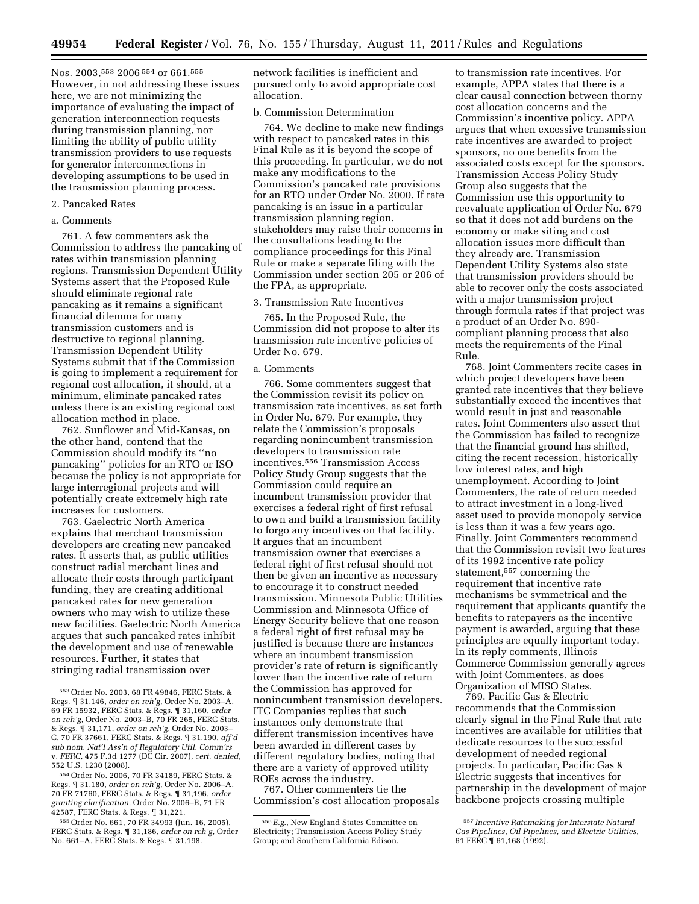Nos. 2003,[553] 2006 [554] or 661.[555] However, in not addressing these issues here, we are not minimizing the importance of evaluating the impact of generation interconnection requests during transmission planning, nor limiting the ability of public utility transmission providers to use requests for generator interconnections in developing assumptions to be used in the transmission planning process.

2. Pancaked Rates

a. Comments

761. A few commenters ask the Commission to address the pancaking of rates within transmission planning regions. Transmission Dependent Utility Systems assert that the Proposed Rule should eliminate regional rate pancaking as it remains a significant financial dilemma for many transmission customers and is destructive to regional planning. Transmission Dependent Utility Systems submit that if the Commission is going to implement a requirement for regional cost allocation, it should, at a minimum, eliminate pancaked rates unless there is an existing regional cost allocation method in place.

762. Sunflower and Mid-Kansas, on the other hand, contend that the Commission should modify its ''no pancaking'' policies for an RTO or ISO because the policy is not appropriate for large interregional projects and will potentially create extremely high rate increases for customers.

763. Gaelectric North America explains that merchant transmission developers are creating new pancaked rates. It asserts that, as public utilities construct radial merchant lines and allocate their costs through participant funding, they are creating additional pancaked rates for new generation owners who may wish to utilize these new facilities. Gaelectric North America argues that such pancaked rates inhibit the development and use of renewable resources. Further, it states that stringing radial transmission over network facilities is inefficient and pursued only to avoid appropriate cost allocation.

b. Commission Determination

764. We decline to make new findings with respect to pancaked rates in this Final Rule as it is beyond the scope of this proceeding. In particular, we do not make any modifications to the Commission's pancaked rate provisions for an RTO under Order No. 2000. If rate pancaking is an issue in a particular transmission planning region, stakeholders may raise their concerns in the consultations leading to the compliance proceedings for this Final Rule or make a separate filing with the Commission under section 205 or 206 of the FPA, as appropriate.

3. Transmission Rate Incentives

765. In the Proposed Rule, the Commission did not propose to alter its transmission rate incentive policies of Order No. 679.

a. Comments

766. Some commenters suggest that the Commission revisit its policy on transmission rate incentives, as set forth in Order No. 679. For example, they relate the Commission's proposals regarding nonincumbent transmission developers to transmission rate incentives.[556] Transmission Access Policy Study Group suggests that the Commission could require an incumbent transmission provider that exercises a federal right of first refusal to own and build a transmission facility to forgo any incentives on that facility. It argues that an incumbent transmission owner that exercises a federal right of first refusal should not then be given an incentive as necessary to encourage it to construct needed transmission. Minnesota Public Utilities Commission and Minnesota Office of Energy Security believe that one reason a federal right of first refusal may be justified is because there are instances where an incumbent transmission provider's rate of return is significantly lower than the incentive rate of return the Commission has approved for nonincumbent transmission developers. ITC Companies replies that such instances only demonstrate that different transmission incentives have been awarded in different cases by different regulatory bodies, noting that there are a variety of approved utility ROEs across the industry.

767. Other commenters tie the Commission's cost allocation proposals to transmission rate incentives. For example, APPA states that there is a clear causal connection between thorny cost allocation concerns and the Commission's incentive policy. APPA argues that when excessive transmission rate incentives are awarded to project sponsors, no one benefits from the associated costs except for the sponsors. Transmission Access Policy Study Group also suggests that the Commission use this opportunity to reevaluate application of Order No. 679 so that it does not add burdens on the economy or make siting and cost allocation issues more difficult than they already are. Transmission Dependent Utility Systems also state that transmission providers should be able to recover only the costs associated with a major transmission project through formula rates if that project was a product of an Order No. 890-compliant planning process that also meets the requirements of the Final Rule.

768. Joint Commenters recite cases in which project developers have been granted rate incentives that they believe substantially exceed the incentives that would result in just and reasonable rates. Joint Commenters also assert that the Commission has failed to recognize that the financial ground has shifted, citing the recent recession, historically low interest rates, and high unemployment. According to Joint Commenters, the rate of return needed to attract investment in a long-lived asset used to provide monopoly service is less than it was a few years ago. Finally, Joint Commenters recommend that the Commission revisit two features of its 1992 incentive rate policy statement,[557] concerning the requirement that incentive rate mechanisms be symmetrical and the requirement that applicants quantify the benefits to ratepayers as the incentive payment is awarded, arguing that these principles are equally important today. In its reply comments, Illinois Commerce Commission generally agrees with Joint Commenters, as does Organization of MISO States.

769. Pacific Gas & Electric recommends that the Commission clearly signal in the Final Rule that rate incentives are available for utilities that dedicate resources to the successful development of needed regional projects. In particular, Pacific Gas & Electric suggests that incentives for partnership in the development of major backbone projects crossing multiple

---

[553] Order No. 2003, 68 FR 49846, FERC Stats. & Regs. ¶ 31,146, *order on reh'g,* Order No. 2003–A, 69 FR 15932, FERC Stats. & Regs. ¶ 31,160, *order on reh'g,* Order No. 2003–B, 70 FR 265, FERC Stats. & Regs. ¶ 31,171, *order on reh'g,* Order No. 2003–C, 70 FR 37661, FERC Stats. & Regs. ¶ 31,190, *aff'd sub nom. Nat'l Ass'n of Regulatory Util. Comm'rs* v. *FERC,* 475 F.3d 1277 (DC Cir. 2007), *cert. denied,* 552 U.S. 1230 (2008).

[554] Order No. 2006, 70 FR 34189, FERC Stats. & Regs. ¶ 31,180, *order on reh'g,* Order No. 2006–A, 70 FR 71760, FERC Stats. & Regs. ¶ 31,196, *order granting clarification,* Order No. 2006–B, 71 FR 42587, FERC Stats. & Regs. ¶ 31,221.

[555] Order No. 661, 70 FR 34993 (Jun. 16, 2005), FERC Stats. & Regs. ¶ 31,186, *order on reh'g,* Order No. 661–A, FERC Stats. & Regs. ¶ 31,198.

[556] *E.g.,* New England States Committee on Electricity; Transmission Access Policy Study Group; and Southern California Edison.

[557] *Incentive Ratemaking for Interstate Natural Gas Pipelines, Oil Pipelines, and Electric Utilities,* 61 FERC ¶ 61,168 (1992).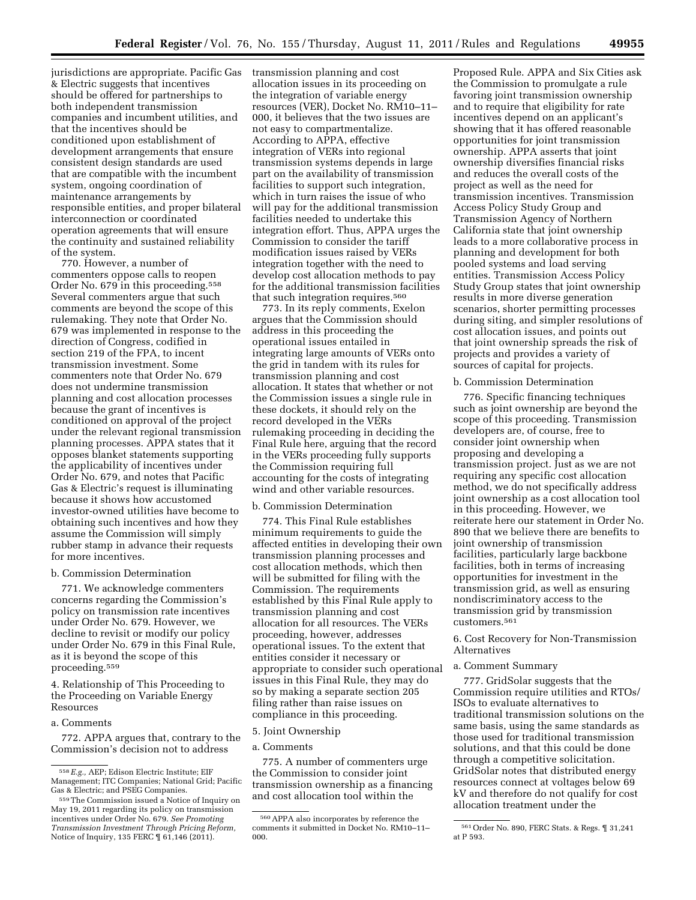jurisdictions are appropriate. Pacific Gas & Electric suggests that incentives should be offered for partnerships to both independent transmission companies and incumbent utilities, and that the incentives should be conditioned upon establishment of development arrangements that ensure consistent design standards are used that are compatible with the incumbent system, ongoing coordination of maintenance arrangements by responsible entities, and proper bilateral interconnection or coordinated operation agreements that will ensure the continuity and sustained reliability of the system.

770. However, a number of commenters oppose calls to reopen Order No. 679 in this proceeding.[558] Several commenters argue that such comments are beyond the scope of this rulemaking. They note that Order No. 679 was implemented in response to the direction of Congress, codified in section 219 of the FPA, to incent transmission investment. Some commenters note that Order No. 679 does not undermine transmission planning and cost allocation processes because the grant of incentives is conditioned on approval of the project under the relevant regional transmission planning processes. APPA states that it opposes blanket statements supporting the applicability of incentives under Order No. 679, and notes that Pacific Gas & Electric's request is illuminating because it shows how accustomed investor-owned utilities have become to obtaining such incentives and how they assume the Commission will simply rubber stamp in advance their requests for more incentives.

b. Commission Determination

771. We acknowledge commenters concerns regarding the Commission's policy on transmission rate incentives under Order No. 679. However, we decline to revisit or modify our policy under Order No. 679 in this Final Rule, as it is beyond the scope of this proceeding.[559]

4. Relationship of This Proceeding to the Proceeding on Variable Energy Resources

a. Comments

772. APPA argues that, contrary to the Commission's decision not to address transmission planning and cost allocation issues in its proceeding on the integration of variable energy resources (VER), Docket No. RM10–11–000, it believes that the two issues are not easy to compartmentalize. According to APPA, effective integration of VERs into regional transmission systems depends in large part on the availability of transmission facilities to support such integration, which in turn raises the issue of who will pay for the additional transmission facilities needed to undertake this integration effort. Thus, APPA urges the Commission to consider the tariff modification issues raised by VERs integration together with the need to develop cost allocation methods to pay for the additional transmission facilities that such integration requires.[560]

773. In its reply comments, Exelon argues that the Commission should address in this proceeding the operational issues entailed in integrating large amounts of VERs onto the grid in tandem with its rules for transmission planning and cost allocation. It states that whether or not the Commission issues a single rule in these dockets, it should rely on the record developed in the VERs rulemaking proceeding in deciding the Final Rule here, arguing that the record in the VERs proceeding fully supports the Commission requiring full accounting for the costs of integrating wind and other variable resources.

b. Commission Determination

774. This Final Rule establishes minimum requirements to guide the affected entities in developing their own transmission planning processes and cost allocation methods, which then will be submitted for filing with the Commission. The requirements established by this Final Rule apply to transmission planning and cost allocation for all resources. The VERs proceeding, however, addresses operational issues. To the extent that entities consider it necessary or appropriate to consider such operational issues in this Final Rule, they may do so by making a separate section 205 filing rather than raise issues on compliance in this proceeding.

5. Joint Ownership

a. Comments

775. A number of commenters urge the Commission to consider joint transmission ownership as a financing and cost allocation tool within the Proposed Rule. APPA and Six Cities ask the Commission to promulgate a rule favoring joint transmission ownership and to require that eligibility for rate incentives depend on an applicant's showing that it has offered reasonable opportunities for joint transmission ownership. APPA asserts that joint ownership diversifies financial risks and reduces the overall costs of the project as well as the need for transmission incentives. Transmission Access Policy Study Group and Transmission Agency of Northern California state that joint ownership leads to a more collaborative process in planning and development for both pooled systems and load serving entities. Transmission Access Policy Study Group states that joint ownership results in more diverse generation scenarios, shorter permitting processes during siting, and simpler resolutions of cost allocation issues, and points out that joint ownership spreads the risk of projects and provides a variety of sources of capital for projects.

b. Commission Determination

776. Specific financing techniques such as joint ownership are beyond the scope of this proceeding. Transmission developers are, of course, free to consider joint ownership when proposing and developing a transmission project. Just as we are not requiring any specific cost allocation method, we do not specifically address joint ownership as a cost allocation tool in this proceeding. However, we reiterate here our statement in Order No. 890 that we believe there are benefits to joint ownership of transmission facilities, particularly large backbone facilities, both in terms of increasing opportunities for investment in the transmission grid, as well as ensuring nondiscriminatory access to the transmission grid by transmission customers.[561]

6. Cost Recovery for Non-Transmission Alternatives

a. Comment Summary

777. GridSolar suggests that the Commission require utilities and RTOs/ISOs to evaluate alternatives to traditional transmission solutions on the same basis, using the same standards as those used for traditional transmission solutions, and that this could be done through a competitive solicitation. GridSolar notes that distributed energy resources connect at voltages below 69 kV and therefore do not qualify for cost allocation treatment under the

---

[558] *E.g.,* AEP; Edison Electric Institute; EIF Management; ITC Companies; National Grid; Pacific Gas & Electric; and PSEG Companies.

[559] The Commission issued a Notice of Inquiry on May 19, 2011 regarding its policy on transmission incentives under Order No. 679. *See Promoting Transmission Investment Through Pricing Reform,* Notice of Inquiry, 135 FERC ¶ 61,146 (2011).

[560] APPA also incorporates by reference the comments it submitted in Docket No. RM10–11–000.

[561] Order No. 890, FERC Stats. & Regs. ¶ 31,241 at P 593.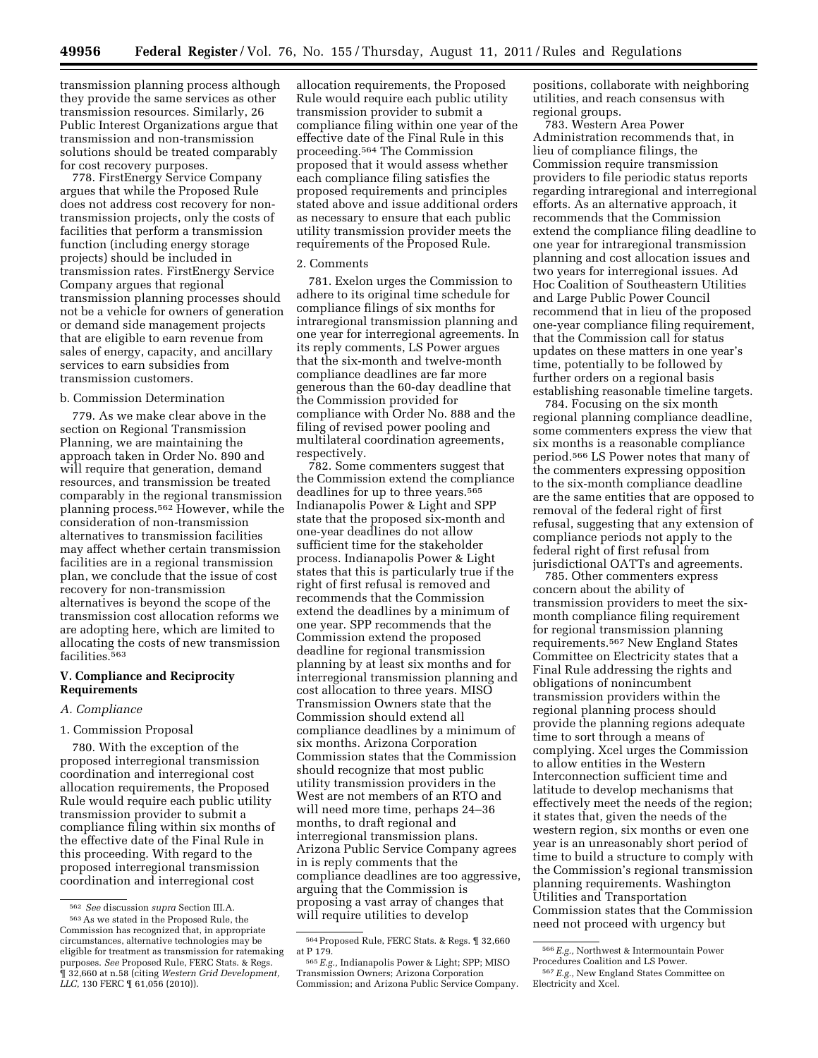transmission planning process although they provide the same services as other transmission resources. Similarly, 26 Public Interest Organizations argue that transmission and non-transmission solutions should be treated comparably for cost recovery purposes.

778. FirstEnergy Service Company argues that while the Proposed Rule does not address cost recovery for non-transmission projects, only the costs of facilities that perform a transmission function (including energy storage projects) should be included in transmission rates. FirstEnergy Service Company argues that regional transmission planning processes should not be a vehicle for owners of generation or demand side management projects that are eligible to earn revenue from sales of energy, capacity, and ancillary services to earn subsidies from transmission customers.

b. Commission Determination

779. As we make clear above in the section on Regional Transmission Planning, we are maintaining the approach taken in Order No. 890 and will require that generation, demand resources, and transmission be treated comparably in the regional transmission planning process.[562] However, while the consideration of non-transmission alternatives to transmission facilities may affect whether certain transmission facilities are in a regional transmission plan, we conclude that the issue of cost recovery for non-transmission alternatives is beyond the scope of the transmission cost allocation reforms we are adopting here, which are limited to allocating the costs of new transmission facilities.[563]

## V. Compliance and Reciprocity Requirements

### A. Compliance

1. Commission Proposal

780. With the exception of the proposed interregional transmission coordination and interregional cost allocation requirements, the Proposed Rule would require each public utility transmission provider to submit a compliance filing within six months of the effective date of the Final Rule in this proceeding. With regard to the proposed interregional transmission coordination and interregional cost allocation requirements, the Proposed Rule would require each public utility transmission provider to submit a compliance filing within one year of the effective date of the Final Rule in this proceeding.[564] The Commission proposed that it would assess whether each compliance filing satisfies the proposed requirements and principles stated above and issue additional orders as necessary to ensure that each public utility transmission provider meets the requirements of the Proposed Rule.

2. Comments

781. Exelon urges the Commission to adhere to its original time schedule for compliance filings of six months for intraregional transmission planning and one year for interregional agreements. In its reply comments, LS Power argues that the six-month and twelve-month compliance deadlines are far more generous than the 60-day deadline that the Commission provided for compliance with Order No. 888 and the filing of revised power pooling and multilateral coordination agreements, respectively.

782. Some commenters suggest that the Commission extend the compliance deadlines for up to three years.[565] Indianapolis Power & Light and SPP state that the proposed six-month and one-year deadlines do not allow sufficient time for the stakeholder process. Indianapolis Power & Light states that this is particularly true if the right of first refusal is removed and recommends that the Commission extend the deadlines by a minimum of one year. SPP recommends that the Commission extend the proposed deadline for regional transmission planning by at least six months and for interregional transmission planning and cost allocation to three years. MISO Transmission Owners state that the Commission should extend all compliance deadlines by a minimum of six months. Arizona Corporation Commission states that the Commission should recognize that most public utility transmission providers in the West are not members of an RTO and will need more time, perhaps 24–36 months, to draft regional and interregional transmission plans. Arizona Public Service Company agrees in is reply comments that the compliance deadlines are too aggressive, arguing that the Commission is proposing a vast array of changes that will require utilities to develop positions, collaborate with neighboring utilities, and reach consensus with regional groups.

783. Western Area Power Administration recommends that, in lieu of compliance filings, the Commission require transmission providers to file periodic status reports regarding intraregional and interregional efforts. As an alternative approach, it recommends that the Commission extend the compliance filing deadline to one year for intraregional transmission planning and cost allocation issues and two years for interregional issues. Ad Hoc Coalition of Southeastern Utilities and Large Public Power Council recommend that in lieu of the proposed one-year compliance filing requirement, that the Commission call for status updates on these matters in one year's time, potentially to be followed by further orders on a regional basis establishing reasonable timeline targets.

784. Focusing on the six month regional planning compliance deadline, some commenters express the view that six months is a reasonable compliance period.[566] LS Power notes that many of the commenters expressing opposition to the six-month compliance deadline are the same entities that are opposed to removal of the federal right of first refusal, suggesting that any extension of compliance periods not apply to the federal right of first refusal from jurisdictional OATTs and agreements.

785. Other commenters express concern about the ability of transmission providers to meet the six-month compliance filing requirement for regional transmission planning requirements.[567] New England States Committee on Electricity states that a Final Rule addressing the rights and obligations of nonincumbent transmission providers within the regional planning process should provide the planning regions adequate time to sort through a means of complying. Xcel urges the Commission to allow entities in the Western Interconnection sufficient time and latitude to develop mechanisms that effectively meet the needs of the region; it states that, given the needs of the western region, six months or even one year is an unreasonably short period of time to build a structure to comply with the Commission's regional transmission planning requirements. Washington Utilities and Transportation Commission states that the Commission need not proceed with urgency but

---

[562] *See* discussion *supra* Section III.A.

[563] As we stated in the Proposed Rule, the Commission has recognized that, in appropriate circumstances, alternative technologies may be eligible for treatment as transmission for ratemaking purposes. *See* Proposed Rule, FERC Stats. & Regs. ¶ 32,660 at n.58 (citing *Western Grid Development, LLC,* 130 FERC ¶ 61,056 (2010)).

[564] Proposed Rule, FERC Stats. & Regs. ¶ 32,660 at P 179.

[565] *E.g.,* Indianapolis Power & Light; SPP; MISO Transmission Owners; Arizona Corporation Commission; and Arizona Public Service Company.

[566] *E.g.,* Northwest & Intermountain Power Procedures Coalition and LS Power.

[567] *E.g.,* New England States Committee on Electricity and Xcel.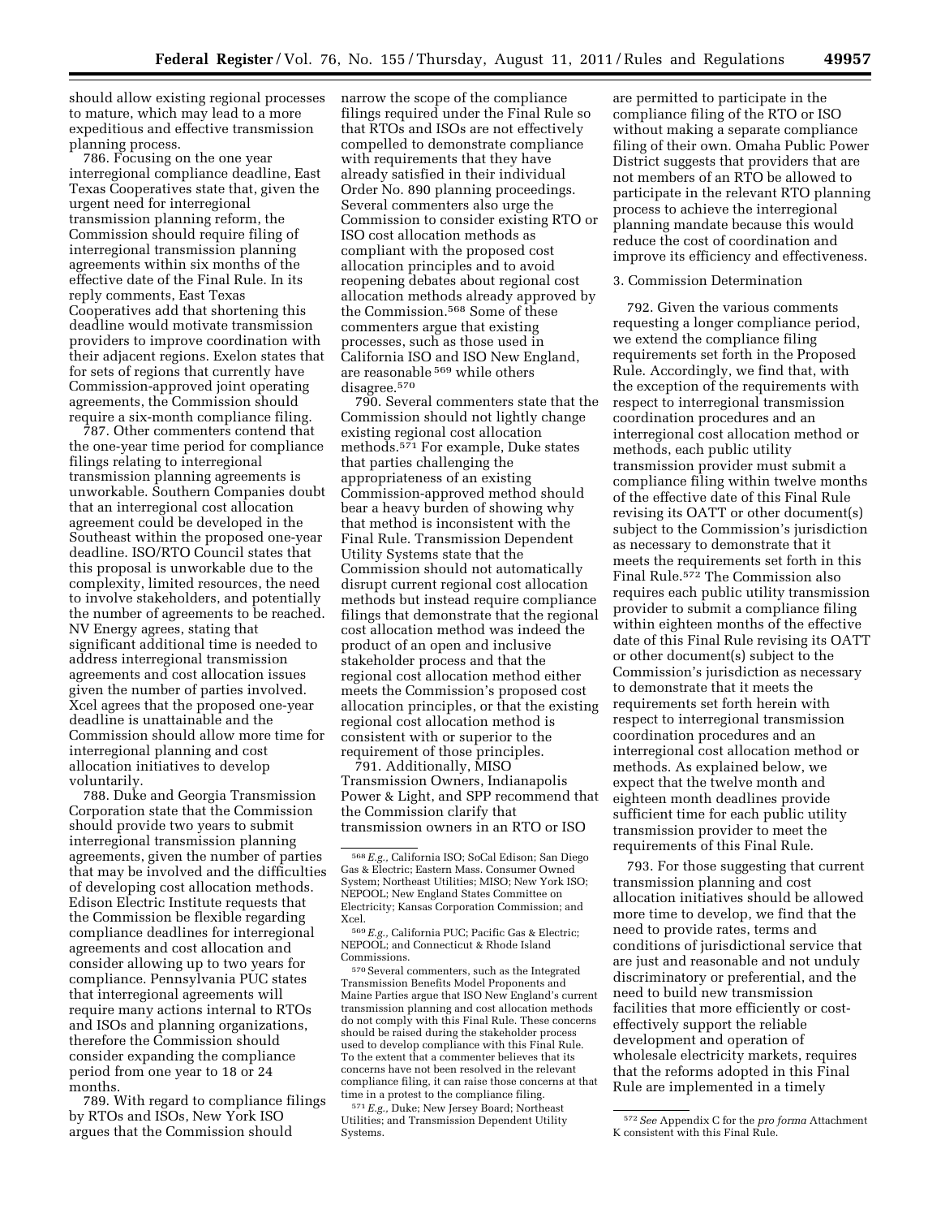should allow existing regional processes to mature, which may lead to a more expeditious and effective transmission planning process.

786. Focusing on the one year interregional compliance deadline, East Texas Cooperatives state that, given the urgent need for interregional transmission planning reform, the Commission should require filing of interregional transmission planning agreements within six months of the effective date of the Final Rule. In its reply comments, East Texas Cooperatives add that shortening this deadline would motivate transmission providers to improve coordination with their adjacent regions. Exelon states that for sets of regions that currently have Commission-approved joint operating agreements, the Commission should require a six-month compliance filing.

787. Other commenters contend that the one-year time period for compliance filings relating to interregional transmission planning agreements is unworkable. Southern Companies doubt that an interregional cost allocation agreement could be developed in the Southeast within the proposed one-year deadline. ISO/RTO Council states that this proposal is unworkable due to the complexity, limited resources, the need to involve stakeholders, and potentially the number of agreements to be reached. NV Energy agrees, stating that significant additional time is needed to address interregional transmission agreements and cost allocation issues given the number of parties involved. Xcel agrees that the proposed one-year deadline is unattainable and the Commission should allow more time for interregional planning and cost allocation initiatives to develop voluntarily.

788. Duke and Georgia Transmission Corporation state that the Commission should provide two years to submit interregional transmission planning agreements, given the number of parties that may be involved and the difficulties of developing cost allocation methods. Edison Electric Institute requests that the Commission be flexible regarding compliance deadlines for interregional agreements and cost allocation and consider allowing up to two years for compliance. Pennsylvania PUC states that interregional agreements will require many actions internal to RTOs and ISOs and planning organizations, therefore the Commission should consider expanding the compliance period from one year to 18 or 24 months.

789. With regard to compliance filings by RTOs and ISOs, New York ISO argues that the Commission should narrow the scope of the compliance filings required under the Final Rule so that RTOs and ISOs are not effectively compelled to demonstrate compliance with requirements that they have already satisfied in their individual Order No. 890 planning proceedings. Several commenters also urge the Commission to consider existing RTO or ISO cost allocation methods as compliant with the proposed cost allocation principles and to avoid reopening debates about regional cost allocation methods already approved by the Commission.[568] Some of these commenters argue that existing processes, such as those used in California ISO and ISO New England, are reasonable[569] while others disagree.[570]

790. Several commenters state that the Commission should not lightly change existing regional cost allocation methods.[571] For example, Duke states that parties challenging the appropriateness of an existing Commission-approved method should bear a heavy burden of showing why that method is inconsistent with the Final Rule. Transmission Dependent Utility Systems state that the Commission should not automatically disrupt current regional cost allocation methods but instead require compliance filings that demonstrate that the regional cost allocation method was indeed the product of an open and inclusive stakeholder process and that the regional cost allocation method either meets the Commission's proposed cost allocation principles, or that the existing regional cost allocation method is consistent with or superior to the requirement of those principles.

791. Additionally, MISO Transmission Owners, Indianapolis Power & Light, and SPP recommend that the Commission clarify that transmission owners in an RTO or ISO are permitted to participate in the compliance filing of the RTO or ISO without making a separate compliance filing of their own. Omaha Public Power District suggests that providers that are not members of an RTO be allowed to participate in the relevant RTO planning process to achieve the interregional planning mandate because this would reduce the cost of coordination and improve its efficiency and effectiveness.

3. Commission Determination

792. Given the various comments requesting a longer compliance period, we extend the compliance filing requirements set forth in the Proposed Rule. Accordingly, we find that, with the exception of the requirements with respect to interregional transmission coordination procedures and an interregional cost allocation method or methods, each public utility transmission provider must submit a compliance filing within twelve months of the effective date of this Final Rule revising its OATT or other document(s) subject to the Commission's jurisdiction as necessary to demonstrate that it meets the requirements set forth in this Final Rule.[572] The Commission also requires each public utility transmission provider to submit a compliance filing within eighteen months of the effective date of this Final Rule revising its OATT or other document(s) subject to the Commission's jurisdiction as necessary to demonstrate that it meets the requirements set forth herein with respect to interregional transmission coordination procedures and an interregional cost allocation method or methods. As explained below, we expect that the twelve month and eighteen month deadlines provide sufficient time for each public utility transmission provider to meet the requirements of this Final Rule.

793. For those suggesting that current transmission planning and cost allocation initiatives should be allowed more time to develop, we find that the need to provide rates, terms and conditions of jurisdictional service that are just and reasonable and not unduly discriminatory or preferential, and the need to build new transmission facilities that more efficiently or cost-effectively support the reliable development and operation of wholesale electricity markets, requires that the reforms adopted in this Final Rule are implemented in a timely

---

[568] *E.g.,* California ISO; SoCal Edison; San Diego Gas & Electric; Eastern Mass. Consumer Owned System; Northeast Utilities; MISO; New York ISO; NEPOOL; New England States Committee on Electricity; Kansas Corporation Commission; and Xcel.

[569] *E.g.,* California PUC; Pacific Gas & Electric; NEPOOL; and Connecticut & Rhode Island Commissions.

[570] Several commenters, such as the Integrated Transmission Benefits Model Proponents and Maine Parties argue that ISO New England's current transmission planning and cost allocation methods do not comply with this Final Rule. These concerns should be raised during the stakeholder process used to develop compliance with this Final Rule. To the extent that a commenter believes that its concerns have not been resolved in the relevant compliance filing, it can raise those concerns at that time in a protest to the compliance filing.

[571] *E.g.,* Duke; New Jersey Board; Northeast Utilities; and Transmission Dependent Utility Systems.

[572] *See* Appendix C for the *pro forma* Attachment K consistent with this Final Rule.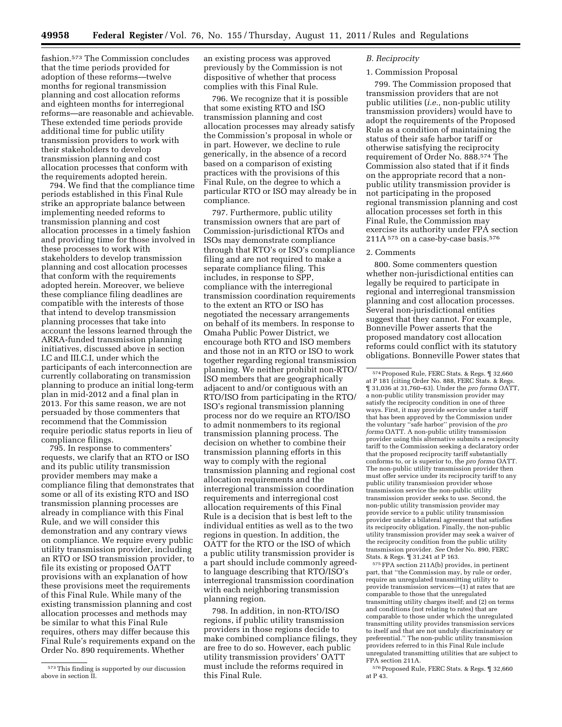fashion.[573] The Commission concludes that the time periods provided for adoption of these reforms—twelve months for regional transmission planning and cost allocation reforms and eighteen months for interregional reforms—are reasonable and achievable. These extended time periods provide additional time for public utility transmission providers to work with their stakeholders to develop transmission planning and cost allocation processes that conform with the requirements adopted herein.

794. We find that the compliance time periods established in this Final Rule strike an appropriate balance between implementing needed reforms to transmission planning and cost allocation processes in a timely fashion and providing time for those involved in these processes to work with stakeholders to develop transmission planning and cost allocation processes that conform with the requirements adopted herein. Moreover, we believe these compliance filing deadlines are compatible with the interests of those that intend to develop transmission planning processes that take into account the lessons learned through the ARRA-funded transmission planning initiatives, discussed above in section I.C and III.C.I, under which the participants of each interconnection are currently collaborating on transmission planning to produce an initial long-term plan in mid-2012 and a final plan in 2013. For this same reason, we are not persuaded by those commenters that recommend that the Commission require periodic status reports in lieu of compliance filings.

795. In response to commenters' requests, we clarify that an RTO or ISO and its public utility transmission provider members may make a compliance filing that demonstrates that some or all of its existing RTO and ISO transmission planning processes are already in compliance with this Final Rule, and we will consider this demonstration and any contrary views on compliance. We require every public utility transmission provider, including an RTO or ISO transmission provider, to file its existing or proposed OATT provisions with an explanation of how these provisions meet the requirements of this Final Rule. While many of the existing transmission planning and cost allocation processes and methods may be similar to what this Final Rule requires, others may differ because this Final Rule's requirements expand on the Order No. 890 requirements. Whether an existing process was approved previously by the Commission is not dispositive of whether that process complies with this Final Rule.

796. We recognize that it is possible that some existing RTO and ISO transmission planning and cost allocation processes may already satisfy the Commission's proposal in whole or in part. However, we decline to rule generically, in the absence of a record based on a comparison of existing practices with the provisions of this Final Rule, on the degree to which a particular RTO or ISO may already be in compliance.

797. Furthermore, public utility transmission owners that are part of Commission-jurisdictional RTOs and ISOs may demonstrate compliance through that RTO's or ISO's compliance filing and are not required to make a separate compliance filing. This includes, in response to SPP, compliance with the interregional transmission coordination requirements to the extent an RTO or ISO has negotiated the necessary arrangements on behalf of its members. In response to Omaha Public Power District, we encourage both RTO and ISO members and those not in an RTO or ISO to work together regarding regional transmission planning. We neither prohibit non-RTO/ISO members that are geographically adjacent to and/or contiguous with an RTO/ISO from participating in the RTO/ISO's regional transmission planning process nor do we require an RTO/ISO to admit nonmembers to its regional transmission planning process. The decision on whether to combine their transmission planning efforts in this way to comply with the regional transmission planning and regional cost allocation requirements and the interregional transmission coordination requirements and interregional cost allocation requirements of this Final Rule is a decision that is best left to the individual entities as well as to the two regions in question. In addition, the OATT for the RTO or the ISO of which a public utility transmission provider is a part should include commonly agreed-to language describing that RTO/ISO's interregional transmission coordination with each neighboring transmission planning region.

798. In addition, in non-RTO/ISO regions, if public utility transmission providers in those regions decide to make combined compliance filings, they are free to do so. However, each public utility transmission providers' OATT must include the reforms required in this Final Rule.

### *B. Reciprocity*

#### 1. Commission Proposal

799. The Commission proposed that transmission providers that are not public utilities (*i.e.,* non-public utility transmission providers) would have to adopt the requirements of the Proposed Rule as a condition of maintaining the status of their safe harbor tariff or otherwise satisfying the reciprocity requirement of Order No. 888.[574] The Commission also stated that if it finds on the appropriate record that a non-public utility transmission provider is not participating in the proposed regional transmission planning and cost allocation processes set forth in this Final Rule, the Commission may exercise its authority under FPA section 211A[575] on a case-by-case basis.[576]

#### 2. Comments

800. Some commenters question whether non-jurisdictional entities can legally be required to participate in regional and interregional transmission planning and cost allocation processes. Several non-jurisdictional entities suggest that they cannot. For example, Bonneville Power asserts that the proposed mandatory cost allocation reforms could conflict with its statutory obligations. Bonneville Power states that

---

[573] This finding is supported by our discussion above in section II.

[574] Proposed Rule, FERC Stats. & Regs. ¶ 32,660 at P 181 (citing Order No. 888, FERC Stats. & Regs. ¶ 31,036 at 31,760–63). Under the *pro forma* OATT, a non-public utility transmission provider may satisfy the reciprocity condition in one of three ways. First, it may provide service under a tariff that has been approved by the Commission under the voluntary "safe harbor" provision of the *pro forma* OATT. A non-public utility transmission provider using this alternative submits a reciprocity tariff to the Commission seeking a declaratory order that the proposed reciprocity tariff substantially conforms to, or is superior to, the *pro forma* OATT. The non-public utility transmission provider then must offer service under its reciprocity tariff to any public utility transmission provider whose transmission service the non-public utility transmission provider seeks to use. Second, the non-public utility transmission provider may provide service to a public utility transmission provider under a bilateral agreement that satisfies its reciprocity obligation. Finally, the non-public utility transmission provider may seek a waiver of the reciprocity condition from the public utility transmission provider. *See* Order No. 890, FERC Stats. & Regs. ¶ 31,241 at P 163.

[575] FPA section 211A(b) provides, in pertinent part, that "the Commission may, by rule or order, require an unregulated transmitting utility to provide transmission services—(1) at rates that are comparable to those that the unregulated transmitting utility charges itself; and (2) on terms and conditions (not relating to rates) that are comparable to those under which the unregulated transmitting utility provides transmission services to itself and that are not unduly discriminatory or preferential." The non-public utility transmission providers referred to in this Final Rule include unregulated transmitting utilities that are subject to FPA section 211A.

[576] Proposed Rule, FERC Stats. & Regs. ¶ 32,660 at P 43.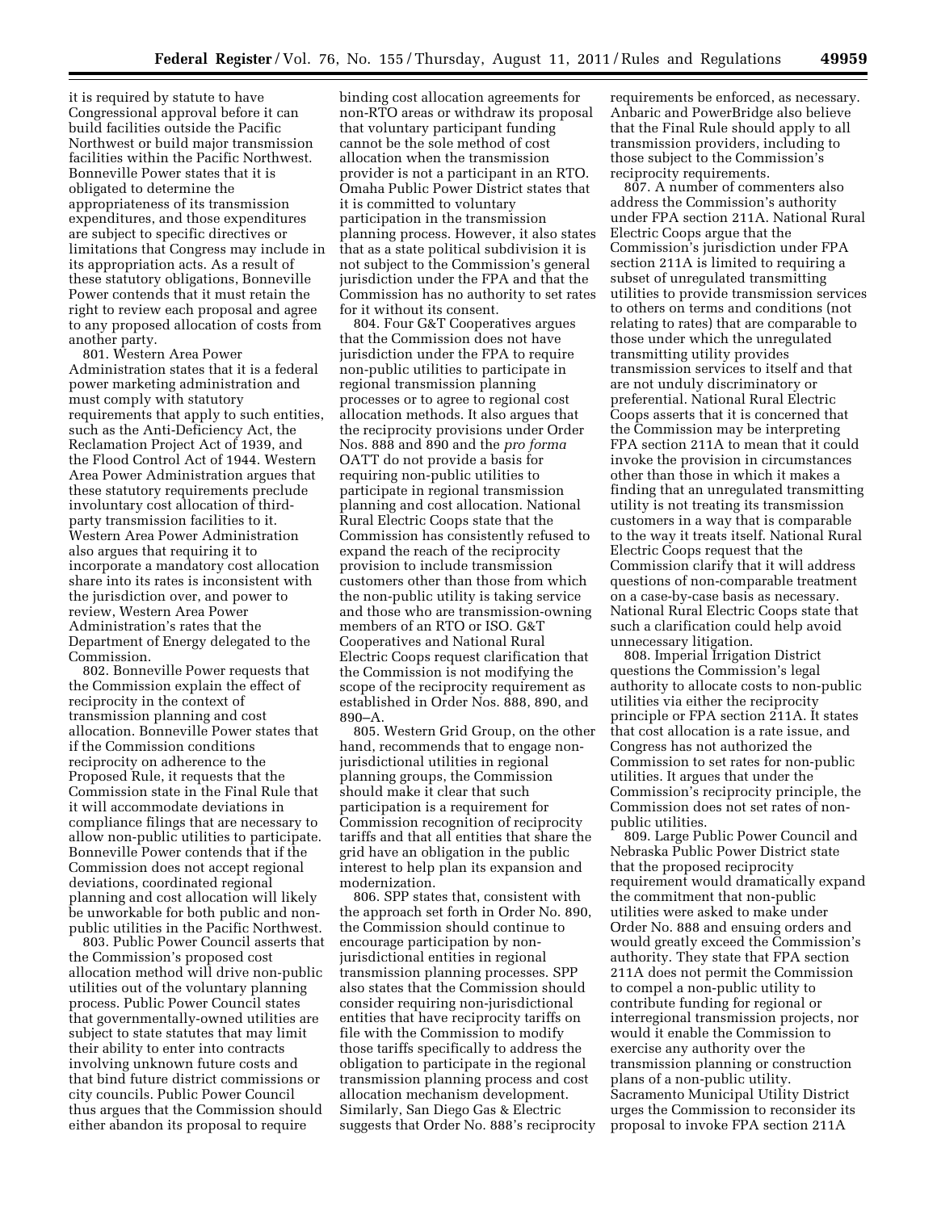it is required by statute to have Congressional approval before it can build facilities outside the Pacific Northwest or build major transmission facilities within the Pacific Northwest. Bonneville Power states that it is obligated to determine the appropriateness of its transmission expenditures, and those expenditures are subject to specific directives or limitations that Congress may include in its appropriation acts. As a result of these statutory obligations, Bonneville Power contends that it must retain the right to review each proposal and agree to any proposed allocation of costs from another party.

801. Western Area Power Administration states that it is a federal power marketing administration and must comply with statutory requirements that apply to such entities, such as the Anti-Deficiency Act, the Reclamation Project Act of 1939, and the Flood Control Act of 1944. Western Area Power Administration argues that these statutory requirements preclude involuntary cost allocation of third-party transmission facilities to it. Western Area Power Administration also argues that requiring it to incorporate a mandatory cost allocation share into its rates is inconsistent with the jurisdiction over, and power to review, Western Area Power Administration's rates that the Department of Energy delegated to the Commission.

802. Bonneville Power requests that the Commission explain the effect of reciprocity in the context of transmission planning and cost allocation. Bonneville Power states that if the Commission conditions reciprocity on adherence to the Proposed Rule, it requests that the Commission state in the Final Rule that it will accommodate deviations in compliance filings that are necessary to allow non-public utilities to participate. Bonneville Power contends that if the Commission does not accept regional deviations, coordinated regional planning and cost allocation will likely be unworkable for both public and non-public utilities in the Pacific Northwest.

803. Public Power Council asserts that the Commission's proposed cost allocation method will drive non-public utilities out of the voluntary planning process. Public Power Council states that governmentally-owned utilities are subject to state statutes that may limit their ability to enter into contracts involving unknown future costs and that bind future district commissions or city councils. Public Power Council thus argues that the Commission should either abandon its proposal to require binding cost allocation agreements for non-RTO areas or withdraw its proposal that voluntary participant funding cannot be the sole method of cost allocation when the transmission provider is not a participant in an RTO. Omaha Public Power District states that it is committed to voluntary participation in the transmission planning process. However, it also states that as a state political subdivision it is not subject to the Commission's general jurisdiction under the FPA and that the Commission has no authority to set rates for it without its consent.

804. Four G&T Cooperatives argues that the Commission does not have jurisdiction under the FPA to require non-public utilities to participate in regional transmission planning processes or to agree to regional cost allocation methods. It also argues that the reciprocity provisions under Order Nos. 888 and 890 and the *pro forma* OATT do not provide a basis for requiring non-public utilities to participate in regional transmission planning and cost allocation. National Rural Electric Coops state that the Commission has consistently refused to expand the reach of the reciprocity provision to include transmission customers other than those from which the non-public utility is taking service and those who are transmission-owning members of an RTO or ISO. G&T Cooperatives and National Rural Electric Coops request clarification that the Commission is not modifying the scope of the reciprocity requirement as established in Order Nos. 888, 890, and 890–A.

805. Western Grid Group, on the other hand, recommends that to engage non-jurisdictional utilities in regional planning groups, the Commission should make it clear that such participation is a requirement for Commission recognition of reciprocity tariffs and that all entities that share the grid have an obligation in the public interest to help plan its expansion and modernization.

806. SPP states that, consistent with the approach set forth in Order No. 890, the Commission should continue to encourage participation by non-jurisdictional entities in regional transmission planning processes. SPP also states that the Commission should consider requiring non-jurisdictional entities that have reciprocity tariffs on file with the Commission to modify those tariffs specifically to address the obligation to participate in the regional transmission planning process and cost allocation mechanism development. Similarly, San Diego Gas & Electric suggests that Order No. 888's reciprocity requirements be enforced, as necessary. Anbaric and PowerBridge also believe that the Final Rule should apply to all transmission providers, including to those subject to the Commission's reciprocity requirements.

807. A number of commenters also address the Commission's authority under FPA section 211A. National Rural Electric Coops argue that the Commission's jurisdiction under FPA section 211A is limited to requiring a subset of unregulated transmitting utilities to provide transmission services to others on terms and conditions (not relating to rates) that are comparable to those under which the unregulated transmitting utility provides transmission services to itself and that are not unduly discriminatory or preferential. National Rural Electric Coops asserts that it is concerned that the Commission may be interpreting FPA section 211A to mean that it could invoke the provision in circumstances other than those in which it makes a finding that an unregulated transmitting utility is not treating its transmission customers in a way that is comparable to the way it treats itself. National Rural Electric Coops request that the Commission clarify that it will address questions of non-comparable treatment on a case-by-case basis as necessary. National Rural Electric Coops state that such a clarification could help avoid unnecessary litigation.

808. Imperial Irrigation District questions the Commission's legal authority to allocate costs to non-public utilities via either the reciprocity principle or FPA section 211A. It states that cost allocation is a rate issue, and Congress has not authorized the Commission to set rates for non-public utilities. It argues that under the Commission's reciprocity principle, the Commission does not set rates of non-public utilities.

809. Large Public Power Council and Nebraska Public Power District state that the proposed reciprocity requirement would dramatically expand the commitment that non-public utilities were asked to make under Order No. 888 and ensuing orders and would greatly exceed the Commission's authority. They state that FPA section 211A does not permit the Commission to compel a non-public utility to contribute funding for regional or interregional transmission projects, nor would it enable the Commission to exercise any authority over the transmission planning or construction plans of a non-public utility. Sacramento Municipal Utility District urges the Commission to reconsider its proposal to invoke FPA section 211A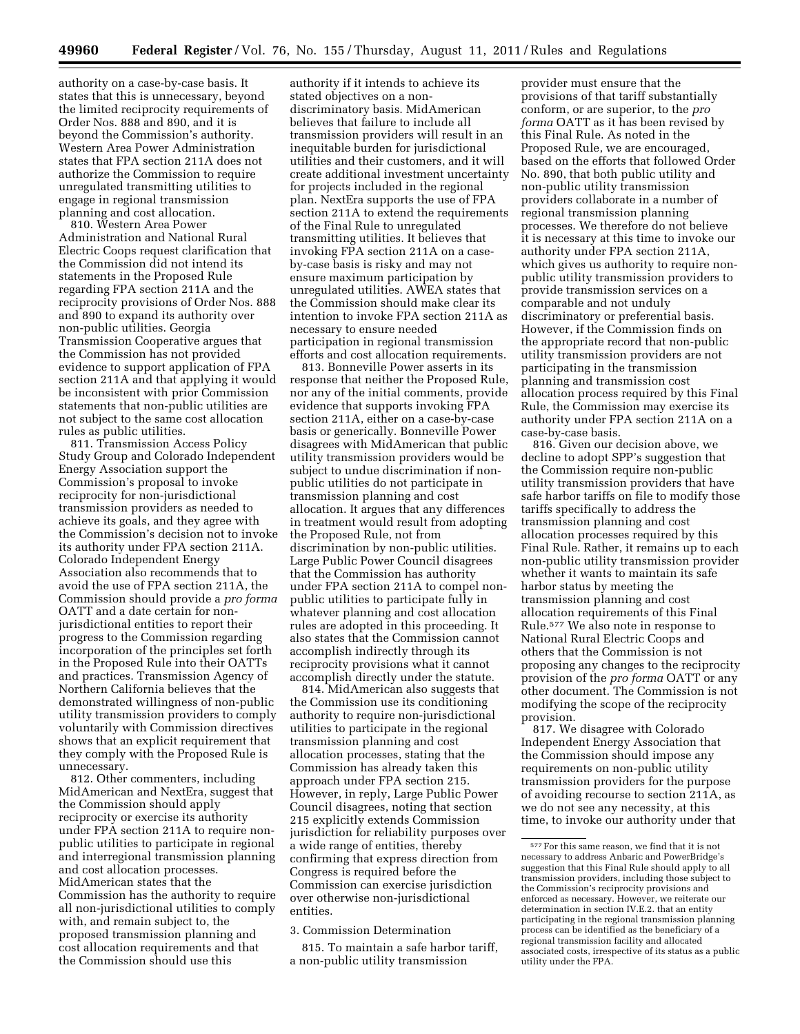authority on a case-by-case basis. It states that this is unnecessary, beyond the limited reciprocity requirements of Order Nos. 888 and 890, and it is beyond the Commission's authority. Western Area Power Administration states that FPA section 211A does not authorize the Commission to require unregulated transmitting utilities to engage in regional transmission planning and cost allocation.

810. Western Area Power Administration and National Rural Electric Coops request clarification that the Commission did not intend its statements in the Proposed Rule regarding FPA section 211A and the reciprocity provisions of Order Nos. 888 and 890 to expand its authority over non-public utilities. Georgia Transmission Cooperative argues that the Commission has not provided evidence to support application of FPA section 211A and that applying it would be inconsistent with prior Commission statements that non-public utilities are not subject to the same cost allocation rules as public utilities.

811. Transmission Access Policy Study Group and Colorado Independent Energy Association support the Commission's proposal to invoke reciprocity for non-jurisdictional transmission providers as needed to achieve its goals, and they agree with the Commission's decision not to invoke its authority under FPA section 211A. Colorado Independent Energy Association also recommends that to avoid the use of FPA section 211A, the Commission should provide a *pro forma* OATT and a date certain for non-jurisdictional entities to report their progress to the Commission regarding incorporation of the principles set forth in the Proposed Rule into their OATTs and practices. Transmission Agency of Northern California believes that the demonstrated willingness of non-public utility transmission providers to comply voluntarily with Commission directives shows that an explicit requirement that they comply with the Proposed Rule is unnecessary.

812. Other commenters, including MidAmerican and NextEra, suggest that the Commission should apply reciprocity or exercise its authority under FPA section 211A to require non-public utilities to participate in regional and interregional transmission planning and cost allocation processes. MidAmerican states that the Commission has the authority to require all non-jurisdictional utilities to comply with, and remain subject to, the proposed transmission planning and cost allocation requirements and that the Commission should use this authority if it intends to achieve its stated objectives on a non-discriminatory basis. MidAmerican believes that failure to include all transmission providers will result in an inequitable burden for jurisdictional utilities and their customers, and it will create additional investment uncertainty for projects included in the regional plan. NextEra supports the use of FPA section 211A to extend the requirements of the Final Rule to unregulated transmitting utilities. It believes that invoking FPA section 211A on a case-by-case basis is risky and may not ensure maximum participation by unregulated utilities. AWEA states that the Commission should make clear its intention to invoke FPA section 211A as necessary to ensure needed participation in regional transmission efforts and cost allocation requirements.

813. Bonneville Power asserts in its response that neither the Proposed Rule, nor any of the initial comments, provide evidence that supports invoking FPA section 211A, either on a case-by-case basis or generically. Bonneville Power disagrees with MidAmerican that public utility transmission providers would be subject to undue discrimination if non-public utilities do not participate in transmission planning and cost allocation. It argues that any differences in treatment would result from adopting the Proposed Rule, not from discrimination by non-public utilities. Large Public Power Council disagrees that the Commission has authority under FPA section 211A to compel non-public utilities to participate fully in whatever planning and cost allocation rules are adopted in this proceeding. It also states that the Commission cannot accomplish indirectly through its reciprocity provisions what it cannot accomplish directly under the statute.

814. MidAmerican also suggests that the Commission use its conditioning authority to require non-jurisdictional utilities to participate in the regional transmission planning and cost allocation processes, stating that the Commission has already taken this approach under FPA section 215. However, in reply, Large Public Power Council disagrees, noting that section 215 explicitly extends Commission jurisdiction for reliability purposes over a wide range of entities, thereby confirming that express direction from Congress is required before the Commission can exercise jurisdiction over otherwise non-jurisdictional entities.

3. Commission Determination

815. To maintain a safe harbor tariff, a non-public utility transmission provider must ensure that the provisions of that tariff substantially conform, or are superior, to the *pro forma* OATT as it has been revised by this Final Rule. As noted in the Proposed Rule, we are encouraged, based on the efforts that followed Order No. 890, that both public utility and non-public utility transmission providers collaborate in a number of regional transmission planning processes. We therefore do not believe it is necessary at this time to invoke our authority under FPA section 211A, which gives us authority to require non-public utility transmission providers to provide transmission services on a comparable and not unduly discriminatory or preferential basis. However, if the Commission finds on the appropriate record that non-public utility transmission providers are not participating in the transmission planning and transmission cost allocation process required by this Final Rule, the Commission may exercise its authority under FPA section 211A on a case-by-case basis.

816. Given our decision above, we decline to adopt SPP's suggestion that the Commission require non-public utility transmission providers that have safe harbor tariffs on file to modify those tariffs specifically to address the transmission planning and cost allocation processes required by this Final Rule. Rather, it remains up to each non-public utility transmission provider whether it wants to maintain its safe harbor status by meeting the transmission planning and cost allocation requirements of this Final Rule.[577] We also note in response to National Rural Electric Coops and others that the Commission is not proposing any changes to the reciprocity provision of the *pro forma* OATT or any other document. The Commission is not modifying the scope of the reciprocity provision.

817. We disagree with Colorado Independent Energy Association that the Commission should impose any requirements on non-public utility transmission providers for the purpose of avoiding recourse to section 211A, as we do not see any necessity, at this time, to invoke our authority under that

[577] For this same reason, we find that it is not necessary to address Anbaric and PowerBridge's suggestion that this Final Rule should apply to all transmission providers, including those subject to the Commission's reciprocity provisions and enforced as necessary. However, we reiterate our determination in section IV.E.2. that an entity participating in the regional transmission planning process can be identified as the beneficiary of a regional transmission facility and allocated associated costs, irrespective of its status as a public utility under the FPA.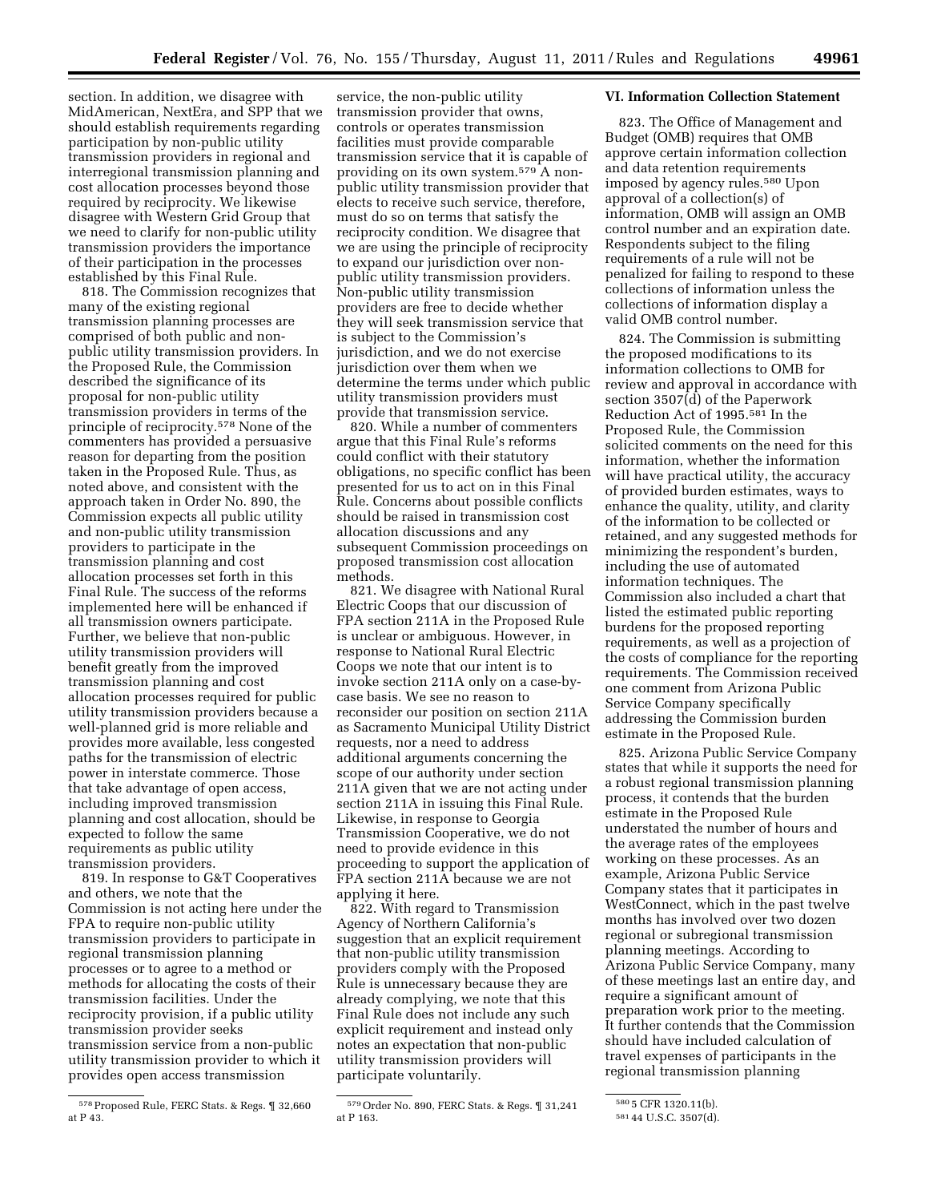section. In addition, we disagree with MidAmerican, NextEra, and SPP that we should establish requirements regarding participation by non-public utility transmission providers in regional and interregional transmission planning and cost allocation processes beyond those required by reciprocity. We likewise disagree with Western Grid Group that we need to clarify for non-public utility transmission providers the importance of their participation in the processes established by this Final Rule.

818. The Commission recognizes that many of the existing regional transmission planning processes are comprised of both public and non-public utility transmission providers. In the Proposed Rule, the Commission described the significance of its proposal for non-public utility transmission providers in terms of the principle of reciprocity.[578] None of the commenters has provided a persuasive reason for departing from the position taken in the Proposed Rule. Thus, as noted above, and consistent with the approach taken in Order No. 890, the Commission expects all public utility and non-public utility transmission providers to participate in the transmission planning and cost allocation processes set forth in this Final Rule. The success of the reforms implemented here will be enhanced if all transmission owners participate. Further, we believe that non-public utility transmission providers will benefit greatly from the improved transmission planning and cost allocation processes required for public utility transmission providers because a well-planned grid is more reliable and provides more available, less congested paths for the transmission of electric power in interstate commerce. Those that take advantage of open access, including improved transmission planning and cost allocation, should be expected to follow the same requirements as public utility transmission providers.

819. In response to G&T Cooperatives and others, we note that the Commission is not acting here under the FPA to require non-public utility transmission providers to participate in regional transmission planning processes or to agree to a method or methods for allocating the costs of their transmission facilities. Under the reciprocity provision, if a public utility transmission provider seeks transmission service from a non-public utility transmission provider to which it provides open access transmission service, the non-public utility transmission provider that owns, controls or operates transmission facilities must provide comparable transmission service that it is capable of providing on its own system.[579] A non-public utility transmission provider that elects to receive such service, therefore, must do so on terms that satisfy the reciprocity condition. We disagree that we are using the principle of reciprocity to expand our jurisdiction over non-public utility transmission providers. Non-public utility transmission providers are free to decide whether they will seek transmission service that is subject to the Commission's jurisdiction, and we do not exercise jurisdiction over them when we determine the terms under which public utility transmission providers must provide that transmission service.

820. While a number of commenters argue that this Final Rule's reforms could conflict with their statutory obligations, no specific conflict has been presented for us to act on in this Final Rule. Concerns about possible conflicts should be raised in transmission cost allocation discussions and any subsequent Commission proceedings on proposed transmission cost allocation methods.

821. We disagree with National Rural Electric Coops that our discussion of FPA section 211A in the Proposed Rule is unclear or ambiguous. However, in response to National Rural Electric Coops we note that our intent is to invoke section 211A only on a case-by-case basis. We see no reason to reconsider our position on section 211A as Sacramento Municipal Utility District requests, nor a need to address additional arguments concerning the scope of our authority under section 211A given that we are not acting under section 211A in issuing this Final Rule. Likewise, in response to Georgia Transmission Cooperative, we do not need to provide evidence in this proceeding to support the application of FPA section 211A because we are not applying it here.

822. With regard to Transmission Agency of Northern California's suggestion that an explicit requirement that non-public utility transmission providers comply with the Proposed Rule is unnecessary because they are already complying, we note that this Final Rule does not include any such explicit requirement and instead only notes an expectation that non-public utility transmission providers will participate voluntarily.

## VI. Information Collection Statement

823. The Office of Management and Budget (OMB) requires that OMB approve certain information collection and data retention requirements imposed by agency rules.[580] Upon approval of a collection(s) of information, OMB will assign an OMB control number and an expiration date. Respondents subject to the filing requirements of a rule will not be penalized for failing to respond to these collections of information unless the collections of information display a valid OMB control number.

824. The Commission is submitting the proposed modifications to its information collections to OMB for review and approval in accordance with section 3507(d) of the Paperwork Reduction Act of 1995.[581] In the Proposed Rule, the Commission solicited comments on the need for this information, whether the information will have practical utility, the accuracy of provided burden estimates, ways to enhance the quality, utility, and clarity of the information to be collected or retained, and any suggested methods for minimizing the respondent's burden, including the use of automated information techniques. The Commission also included a chart that listed the estimated public reporting burdens for the proposed reporting requirements, as well as a projection of the costs of compliance for the reporting requirements. The Commission received one comment from Arizona Public Service Company specifically addressing the Commission burden estimate in the Proposed Rule.

825. Arizona Public Service Company states that while it supports the need for a robust regional transmission planning process, it contends that the burden estimate in the Proposed Rule understated the number of hours and the average rates of the employees working on these processes. As an example, Arizona Public Service Company states that it participates in WestConnect, which in the past twelve months has involved over two dozen regional or subregional transmission planning meetings. According to Arizona Public Service Company, many of these meetings last an entire day, and require a significant amount of preparation work prior to the meeting. It further contends that the Commission should have included calculation of travel expenses of participants in the regional transmission planning

---

[578] Proposed Rule, FERC Stats. & Regs. ¶ 32,660 at P 43.

[579] Order No. 890, FERC Stats. & Regs. ¶ 31,241 at P 163.

[580] 5 CFR 1320.11(b).

[581] 44 U.S.C. 3507(d).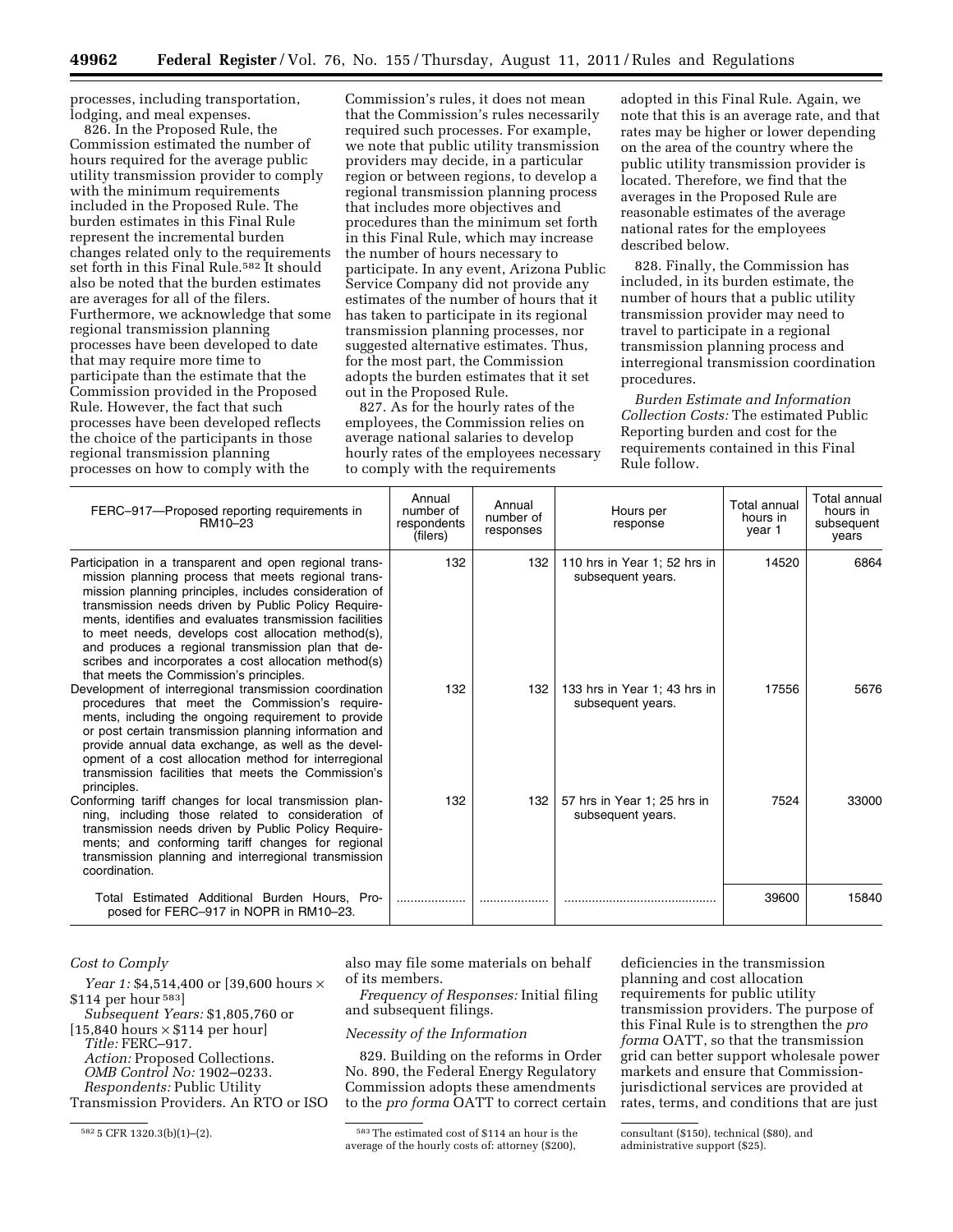processes, including transportation, lodging, and meal expenses.

826. In the Proposed Rule, the Commission estimated the number of hours required for the average public utility transmission provider to comply with the minimum requirements included in the Proposed Rule. The burden estimates in this Final Rule represent the incremental burden changes related only to the requirements set forth in this Final Rule.[582] It should also be noted that the burden estimates are averages for all of the filers. Furthermore, we acknowledge that some regional transmission planning processes have been developed to date that may require more time to participate than the estimate that the Commission provided in the Proposed Rule. However, the fact that such processes have been developed reflects the choice of the participants in those regional transmission planning processes on how to comply with the Commission's rules, it does not mean that the Commission's rules necessarily required such processes. For example, we note that public utility transmission providers may decide, in a particular region or between regions, to develop a regional transmission planning process that includes more objectives and procedures than the minimum set forth in this Final Rule, which may increase the number of hours necessary to participate. In any event, Arizona Public Service Company did not provide any estimates of the number of hours that it has taken to participate in its regional transmission planning processes, nor suggested alternative estimates. Thus, for the most part, the Commission adopts the burden estimates that it set out in the Proposed Rule.

827. As for the hourly rates of the employees, the Commission relies on average national salaries to develop hourly rates of the employees necessary to comply with the requirements adopted in this Final Rule. Again, we note that this is an average rate, and that rates may be higher or lower depending on the area of the country where the public utility transmission provider is located. Therefore, we find that the averages in the Proposed Rule are reasonable estimates of the average national rates for the employees described below.

828. Finally, the Commission has included, in its burden estimate, the number of hours that a public utility transmission provider may need to travel to participate in a regional transmission planning process and interregional transmission coordination procedures.

*Burden Estimate and Information Collection Costs:* The estimated Public Reporting burden and cost for the requirements contained in this Final Rule follow.

| FERC–917—Proposed reporting requirements in RM10–23 | Annual number of respondents (filers) | Annual number of responses | Hours per response | Total annual hours in year 1 | Total annual hours in subsequent years |
|---|---|---|---|---|---|
| Participation in a transparent and open regional transmission planning process that meets regional transmission planning principles, includes consideration of transmission needs driven by Public Policy Requirements, identifies and evaluates transmission facilities to meet needs, develops cost allocation method(s), and produces a regional transmission plan that describes and incorporates a cost allocation method(s) that meets the Commission's principles. | 132 | 132 | 110 hrs in Year 1; 52 hrs in subsequent years. | 14520 | 6864 |
| Development of interregional transmission coordination procedures that meet the Commission's requirements, including the ongoing requirement to provide or post certain transmission planning information and provide annual data exchange, as well as the development of a cost allocation method for interregional transmission facilities that meets the Commission's principles. | 132 | 132 | 133 hrs in Year 1; 43 hrs in subsequent years. | 17556 | 5676 |
| Conforming tariff changes for local transmission planning, including those related to consideration of transmission needs driven by Public Policy Requirements; and conforming tariff changes for regional transmission planning and interregional transmission coordination. | 132 | 132 | 57 hrs in Year 1; 25 hrs in subsequent years. | 7524 | 33000 |
| Total Estimated Additional Burden Hours, Proposed for FERC–917 in NOPR in RM10–23. | .................. | .................. | ........................................... | 39600 | 15840 |

*Cost to Comply*

*Year 1:* \$4,514,400 or [39,600 hours × \$114 per hour[583]]

*Subsequent Years:* \$1,805,760 or [15,840 hours × \$114 per hour]

*Title:* FERC–917.

*Action:* Proposed Collections.

*OMB Control No:* 1902–0233.

*Respondents:* Public Utility Transmission Providers. An RTO or ISO also may file some materials on behalf of its members.

*Frequency of Responses:* Initial filing and subsequent filings.

*Necessity of the Information*

829. Building on the reforms in Order No. 890, the Federal Energy Regulatory Commission adopts these amendments to the *pro forma* OATT to correct certain deficiencies in the transmission planning and cost allocation requirements for public utility transmission providers. The purpose of this Final Rule is to strengthen the *pro forma* OATT, so that the transmission grid can better support wholesale power markets and ensure that Commission-jurisdictional services are provided at rates, terms, and conditions that are just

---

[582] 5 CFR 1320.3(b)(1)–(2).

[583] The estimated cost of \$114 an hour is the average of the hourly costs of: attorney (\$200), consultant (\$150), technical (\$80), and administrative support (\$25).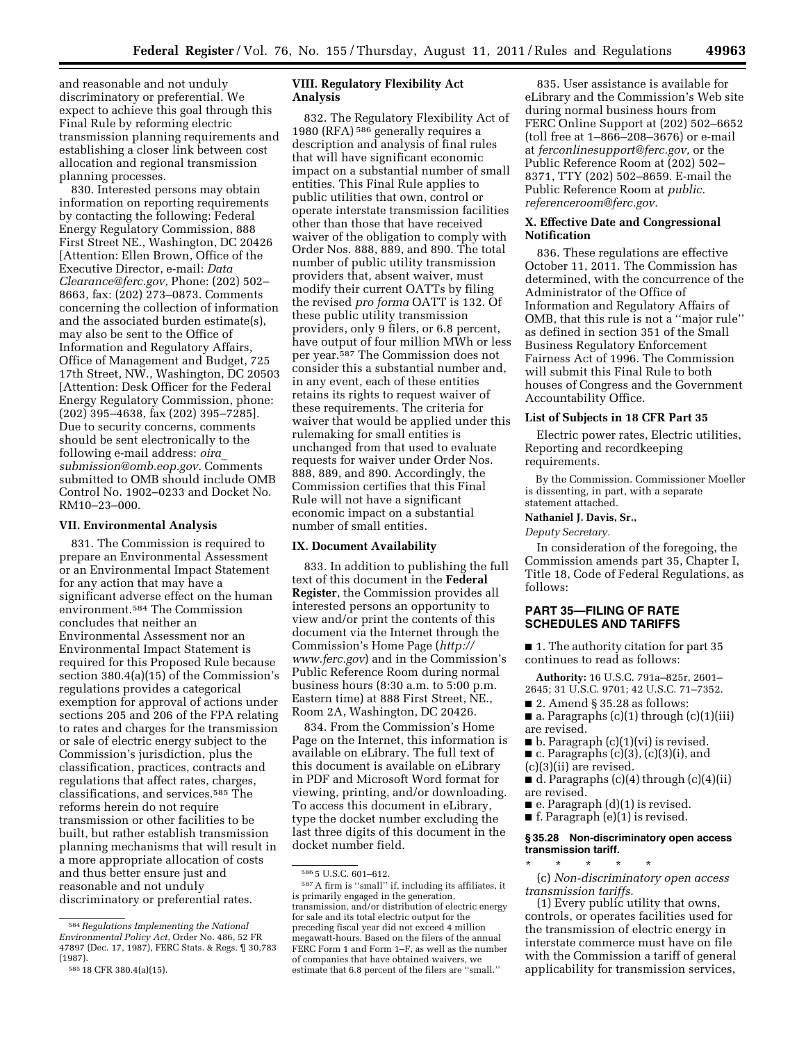and reasonable and not unduly discriminatory or preferential. We expect to achieve this goal through this Final Rule by reforming electric transmission planning requirements and establishing a closer link between cost allocation and regional transmission planning processes.

830. Interested persons may obtain information on reporting requirements by contacting the following: Federal Energy Regulatory Commission, 888 First Street NE., Washington, DC 20426 [Attention: Ellen Brown, Office of the Executive Director, e-mail: *Data Clearance@ferc.gov,* Phone: (202) 502–8663, fax: (202) 273–0873. Comments concerning the collection of information and the associated burden estimate(s), may also be sent to the Office of Information and Regulatory Affairs, Office of Management and Budget, 725 17th Street, NW., Washington, DC 20503 [Attention: Desk Officer for the Federal Energy Regulatory Commission, phone: (202) 395–4638, fax (202) 395–7285]. Due to security concerns, comments should be sent electronically to the following e-mail address: *oira_submission@omb.eop.gov.* Comments submitted to OMB should include OMB Control No. 1902–0233 and Docket No. RM10–23–000.

### VII. Environmental Analysis

831. The Commission is required to prepare an Environmental Assessment or an Environmental Impact Statement for any action that may have a significant adverse effect on the human environment.[584] The Commission concludes that neither an Environmental Assessment nor an Environmental Impact Statement is required for this Proposed Rule because section 380.4(a)(15) of the Commission's regulations provides a categorical exemption for approval of actions under sections 205 and 206 of the FPA relating to rates and charges for the transmission or sale of electric energy subject to the Commission's jurisdiction, plus the classification, practices, contracts and regulations that affect rates, charges, classifications, and services.[585] The reforms herein do not require transmission or other facilities to be built, but rather establish transmission planning mechanisms that will result in a more appropriate allocation of costs and thus better ensure just and reasonable and not unduly discriminatory or preferential rates.

### VIII. Regulatory Flexibility Act Analysis

832. The Regulatory Flexibility Act of 1980 (RFA)[586] generally requires a description and analysis of final rules that will have significant economic impact on a substantial number of small entities. This Final Rule applies to public utilities that own, control or operate interstate transmission facilities other than those that have received waiver of the obligation to comply with Order Nos. 888, 889, and 890. The total number of public utility transmission providers that, absent waiver, must modify their current OATTs by filing the revised *pro forma* OATT is 132. Of these public utility transmission providers, only 9 filers, or 6.8 percent, have output of four million MWh or less per year.[587] The Commission does not consider this a substantial number and, in any event, each of these entities retains its rights to request waiver of these requirements. The criteria for waiver that would be applied under this rulemaking for small entities is unchanged from that used to evaluate requests for waiver under Order Nos. 888, 889, and 890. Accordingly, the Commission certifies that this Final Rule will not have a significant economic impact on a substantial number of small entities.

### IX. Document Availability

833. In addition to publishing the full text of this document in the **Federal Register**, the Commission provides all interested persons an opportunity to view and/or print the contents of this document via the Internet through the Commission's Home Page (*http://www.ferc.gov*) and in the Commission's Public Reference Room during normal business hours (8:30 a.m. to 5:00 p.m. Eastern time) at 888 First Street, NE., Room 2A, Washington, DC 20426.

834. From the Commission's Home Page on the Internet, this information is available on eLibrary. The full text of this document is available on eLibrary in PDF and Microsoft Word format for viewing, printing, and/or downloading. To access this document in eLibrary, type the docket number excluding the last three digits of this document in the docket number field.

835. User assistance is available for eLibrary and the Commission's Web site during normal business hours from FERC Online Support at (202) 502–6652 (toll free at 1–866–208–3676) or e-mail at *ferconlinesupport@ferc.gov,* or the Public Reference Room at (202) 502–8371, TTY (202) 502–8659. E-mail the Public Reference Room at *public.referenceroom@ferc.gov.*

### X. Effective Date and Congressional Notification

836. These regulations are effective October 11, 2011. The Commission has determined, with the concurrence of the Administrator of the Office of Information and Regulatory Affairs of OMB, that this rule is not a "major rule" as defined in section 351 of the Small Business Regulatory Enforcement Fairness Act of 1996. The Commission will submit this Final Rule to both houses of Congress and the Government Accountability Office.

### List of Subjects in 18 CFR Part 35

Electric power rates, Electric utilities, Reporting and recordkeeping requirements.

By the Commission. Commissioner Moeller is dissenting, in part, with a separate statement attached.

**Nathaniel J. Davis, Sr.,**

*Deputy Secretary.*

In consideration of the foregoing, the Commission amends part 35, Chapter I, Title 18, Code of Federal Regulations, as follows:

## PART 35—FILING OF RATE SCHEDULES AND TARIFFS

■ 1. The authority citation for part 35 continues to read as follows:

**Authority:** 16 U.S.C. 791a–825r, 2601–2645; 31 U.S.C. 9701; 42 U.S.C. 71–7352.

■ 2. Amend § 35.28 as follows:

■ a. Paragraphs (c)(1) through (c)(1)(iii) are revised.

■ b. Paragraph (c)(1)(vi) is revised.

■ c. Paragraphs (c)(3), (c)(3)(i), and (c)(3)(ii) are revised.

■ d. Paragraphs (c)(4) through (c)(4)(ii) are revised.

■ e. Paragraph (d)(1) is revised.

■ f. Paragraph (e)(1) is revised.

### § 35.28 Non-discriminatory open access transmission tariff.

\* \* \* \* \*

(c) *Non-discriminatory open access transmission tariffs.*

(1) Every public utility that owns, controls, or operates facilities used for the transmission of electric energy in interstate commerce must have on file with the Commission a tariff of general applicability for transmission services,

---

[584] *Regulations Implementing the National Environmental Policy Act,* Order No. 486, 52 FR 47897 (Dec. 17, 1987), FERC Stats. & Regs. ¶ 30,783 (1987).

[585] 18 CFR 380.4(a)(15).

[586] 5 U.S.C. 601–612.

[587] A firm is "small" if, including its affiliates, it is primarily engaged in the generation, transmission, and/or distribution of electric energy for sale and its total electric output for the preceding fiscal year did not exceed 4 million megawatt-hours. Based on the filers of the annual FERC Form 1 and Form 1–F, as well as the number of companies that have obtained waivers, we estimate that 6.8 percent of the filers are "small."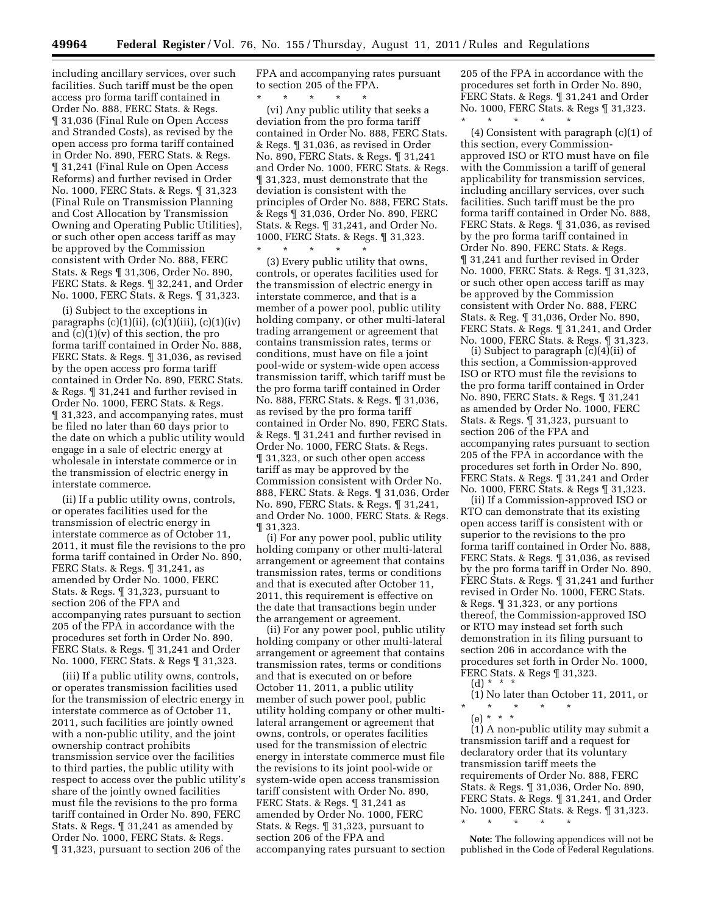including ancillary services, over such facilities. Such tariff must be the open access pro forma tariff contained in Order No. 888, FERC Stats. & Regs. ¶ 31,036 (Final Rule on Open Access and Stranded Costs), as revised by the open access pro forma tariff contained in Order No. 890, FERC Stats. & Regs. ¶ 31,241 (Final Rule on Open Access Reforms) and further revised in Order No. 1000, FERC Stats. & Regs. ¶ 31,323 (Final Rule on Transmission Planning and Cost Allocation by Transmission Owning and Operating Public Utilities), or such other open access tariff as may be approved by the Commission consistent with Order No. 888, FERC Stats. & Regs ¶ 31,306, Order No. 890, FERC Stats. & Regs. ¶ 32,241, and Order No. 1000, FERC Stats. & Regs. ¶ 31,323.

(i) Subject to the exceptions in paragraphs (c)(1)(ii), (c)(1)(iii), (c)(1)(iv) and (c)(1)(v) of this section, the pro forma tariff contained in Order No. 888, FERC Stats. & Regs. ¶ 31,036, as revised by the open access pro forma tariff contained in Order No. 890, FERC Stats. & Regs. ¶ 31,241 and further revised in Order No. 1000, FERC Stats. & Regs. ¶ 31,323, and accompanying rates, must be filed no later than 60 days prior to the date on which a public utility would engage in a sale of electric energy at wholesale in interstate commerce or in the transmission of electric energy in interstate commerce.

(ii) If a public utility owns, controls, or operates facilities used for the transmission of electric energy in interstate commerce as of October 11, 2011, it must file the revisions to the pro forma tariff contained in Order No. 890, FERC Stats. & Regs. ¶ 31,241, as amended by Order No. 1000, FERC Stats. & Regs. ¶ 31,323, pursuant to section 206 of the FPA and accompanying rates pursuant to section 205 of the FPA in accordance with the procedures set forth in Order No. 890, FERC Stats. & Regs. ¶ 31,241 and Order No. 1000, FERC Stats. & Regs ¶ 31,323.

(iii) If a public utility owns, controls, or operates transmission facilities used for the transmission of electric energy in interstate commerce as of October 11, 2011, such facilities are jointly owned with a non-public utility, and the joint ownership contract prohibits transmission service over the facilities to third parties, the public utility with respect to access over the public utility's share of the jointly owned facilities must file the revisions to the pro forma tariff contained in Order No. 890, FERC Stats. & Regs. ¶ 31,241 as amended by Order No. 1000, FERC Stats. & Regs. ¶ 31,323, pursuant to section 206 of the FPA and accompanying rates pursuant to section 205 of the FPA.

\* \* \* \* \*

(vi) Any public utility that seeks a deviation from the pro forma tariff contained in Order No. 888, FERC Stats. & Regs. ¶ 31,036, as revised in Order No. 890, FERC Stats. & Regs. ¶ 31,241 and Order No. 1000, FERC Stats. & Regs. ¶ 31,323, must demonstrate that the deviation is consistent with the principles of Order No. 888, FERC Stats. & Regs ¶ 31,036, Order No. 890, FERC Stats. & Regs. ¶ 31,241, and Order No. 1000, FERC Stats. & Regs. ¶ 31,323.

\* \* \* \* \*

(3) Every public utility that owns, controls, or operates facilities used for the transmission of electric energy in interstate commerce, and that is a member of a power pool, public utility holding company, or other multi-lateral trading arrangement or agreement that contains transmission rates, terms or conditions, must have on file a joint pool-wide or system-wide open access transmission tariff, which tariff must be the pro forma tariff contained in Order No. 888, FERC Stats. & Regs. ¶ 31,036, as revised by the pro forma tariff contained in Order No. 890, FERC Stats. & Regs. ¶ 31,241 and further revised in Order No. 1000, FERC Stats. & Regs. ¶ 31,323, or such other open access tariff as may be approved by the Commission consistent with Order No. 888, FERC Stats. & Regs. ¶ 31,036, Order No. 890, FERC Stats. & Regs. ¶ 31,241, and Order No. 1000, FERC Stats. & Regs. ¶ 31,323.

(i) For any power pool, public utility holding company or other multi-lateral arrangement or agreement that contains transmission rates, terms or conditions and that is executed after October 11, 2011, this requirement is effective on the date that transactions begin under the arrangement or agreement.

(ii) For any power pool, public utility holding company or other multi-lateral arrangement or agreement that contains transmission rates, terms or conditions and that is executed on or before October 11, 2011, a public utility member of such power pool, public utility holding company or other multi-lateral arrangement or agreement that owns, controls, or operates facilities used for the transmission of electric energy in interstate commerce must file the revisions to its joint pool-wide or system-wide open access transmission tariff consistent with Order No. 890, FERC Stats. & Regs. ¶ 31,241 as amended by Order No. 1000, FERC Stats. & Regs. ¶ 31,323, pursuant to section 206 of the FPA and accompanying rates pursuant to section 205 of the FPA in accordance with the procedures set forth in Order No. 890, FERC Stats. & Regs. ¶ 31,241 and Order No. 1000, FERC Stats. & Regs ¶ 31,323.

\* \* \* \* \*

(4) Consistent with paragraph (c)(1) of this section, every Commission-approved ISO or RTO must have on file with the Commission a tariff of general applicability for transmission services, including ancillary services, over such facilities. Such tariff must be the pro forma tariff contained in Order No. 888, FERC Stats. & Regs. ¶ 31,036, as revised by the pro forma tariff contained in Order No. 890, FERC Stats. & Regs. ¶ 31,241 and further revised in Order No. 1000, FERC Stats. & Regs. ¶ 31,323, or such other open access tariff as may be approved by the Commission consistent with Order No. 888, FERC Stats. & Reg. ¶ 31,036, Order No. 890, FERC Stats. & Regs. ¶ 31,241, and Order No. 1000, FERC Stats. & Regs. ¶ 31,323.

(i) Subject to paragraph (c)(4)(ii) of this section, a Commission-approved ISO or RTO must file the revisions to the pro forma tariff contained in Order No. 890, FERC Stats. & Regs. ¶ 31,241 as amended by Order No. 1000, FERC Stats. & Regs. ¶ 31,323, pursuant to section 206 of the FPA and accompanying rates pursuant to section 205 of the FPA in accordance with the procedures set forth in Order No. 890, FERC Stats. & Regs. ¶ 31,241 and Order No. 1000, FERC Stats. & Regs ¶ 31,323.

(ii) If a Commission-approved ISO or RTO can demonstrate that its existing open access tariff is consistent with or superior to the revisions to the pro forma tariff contained in Order No. 888, FERC Stats. & Regs. ¶ 31,036, as revised by the pro forma tariff in Order No. 890, FERC Stats. & Regs. ¶ 31,241 and further revised in Order No. 1000, FERC Stats. & Regs. ¶ 31,323, or any portions thereof, the Commission-approved ISO or RTO may instead set forth such demonstration in its filing pursuant to section 206 in accordance with the procedures set forth in Order No. 1000, FERC Stats. & Regs ¶ 31,323.

(d) \* \* \*

(1) No later than October 11, 2011, or

\* \* \* \* \*

(e) \* \* \*

(1) A non-public utility may submit a transmission tariff and a request for declaratory order that its voluntary transmission tariff meets the requirements of Order No. 888, FERC Stats. & Regs. ¶ 31,036, Order No. 890, FERC Stats. & Regs. ¶ 31,241, and Order No. 1000, FERC Stats. & Regs. ¶ 31,323.

\* \* \* \* \*

**Note:** The following appendices will not be published in the Code of Federal Regulations.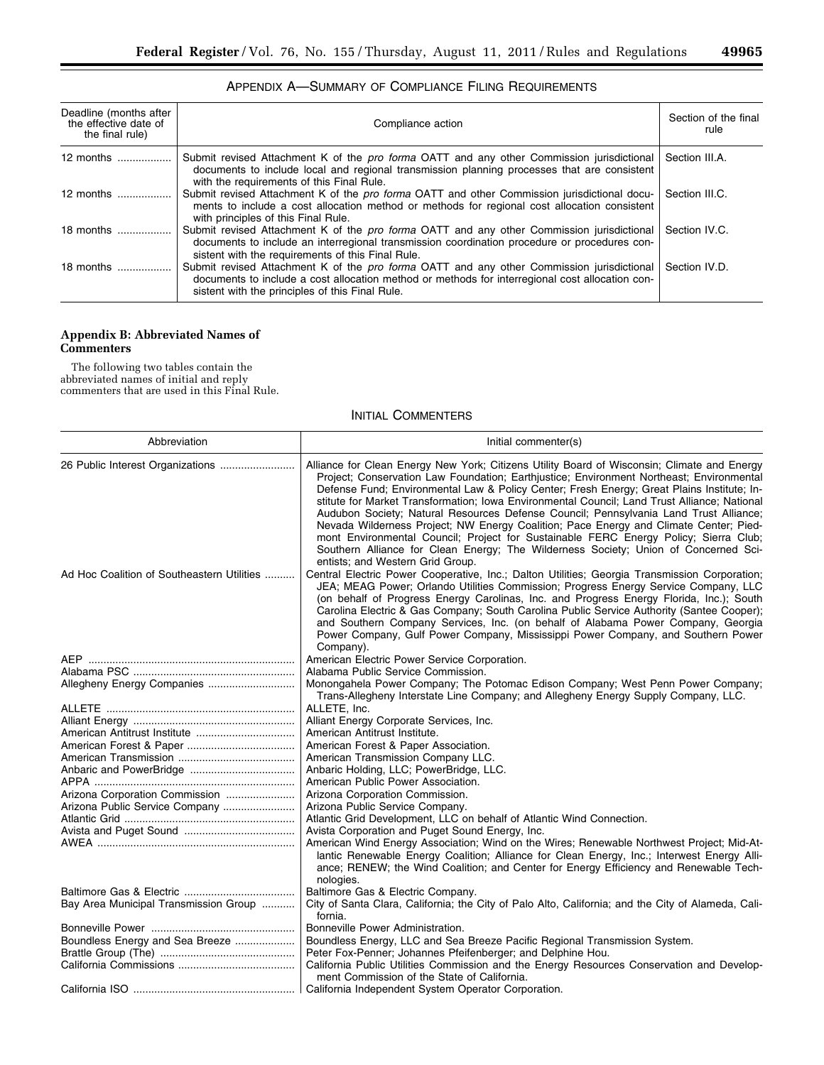## Appendix A—Summary of Compliance Filing Requirements

| Deadline (months after the effective date of the final rule) | Compliance action | Section of the final rule |
|---|---|---|
| 12 months | Submit revised Attachment K of the *pro forma* OATT and any other Commission jurisdictional documents to include local and regional transmission planning processes that are consistent with the requirements of this Final Rule. | Section III.A. |
| 12 months | Submit revised Attachment K of the *pro forma* OATT and other Commission jurisdictional documents to include a cost allocation method or methods for regional cost allocation consistent with principles of this Final Rule. | Section III.C. |
| 18 months | Submit revised Attachment K of the *pro forma* OATT and any other Commission jurisdictional documents to include an interregional transmission coordination procedure or procedures consistent with the requirements of this Final Rule. | Section IV.C. |
| 18 months | Submit revised Attachment K of the *pro forma* OATT and any other Commission jurisdictional documents to include a cost allocation method or methods for interregional cost allocation consistent with the principles of this Final Rule. | Section IV.D. |

## Appendix B: Abbreviated Names of Commenters

The following two tables contain the abbreviated names of initial and reply commenters that are used in this Final Rule.

### Initial Commenters

| Abbreviation | Initial commenter(s) |
|---|---|
| 26 Public Interest Organizations | Alliance for Clean Energy New York; Citizens Utility Board of Wisconsin; Climate and Energy Project; Conservation Law Foundation; Earthjustice; Environment Northeast; Environmental Defense Fund; Environmental Law & Policy Center; Fresh Energy; Great Plains Institute; Institute for Market Transformation; Iowa Environmental Council; Land Trust Alliance; National Audubon Society; Natural Resources Defense Council; Pennsylvania Land Trust Alliance; Nevada Wilderness Project; NW Energy Coalition; Pace Energy and Climate Center; Piedmont Environmental Council; Project for Sustainable FERC Energy Policy; Sierra Club; Southern Alliance for Clean Energy; The Wilderness Society; Union of Concerned Scientists; and Western Grid Group. |
| Ad Hoc Coalition of Southeastern Utilities | Central Electric Power Cooperative, Inc.; Dalton Utilities; Georgia Transmission Corporation; JEA; MEAG Power; Orlando Utilities Commission; Progress Energy Service Company, LLC (on behalf of Progress Energy Carolinas, Inc. and Progress Energy Florida, Inc.); South Carolina Electric & Gas Company; South Carolina Public Service Authority (Santee Cooper); and Southern Company Services, Inc. (on behalf of Alabama Power Company, Georgia Power Company, Gulf Power Company, Mississippi Power Company, and Southern Power Company). |
| AEP | American Electric Power Service Corporation. |
| Alabama PSC | Alabama Public Service Commission. |
| Allegheny Energy Companies | Monongahela Power Company; The Potomac Edison Company; West Penn Power Company; Trans-Allegheny Interstate Line Company; and Allegheny Energy Supply Company, LLC. |
| ALLETE | ALLETE, Inc. |
| Alliant Energy | Alliant Energy Corporate Services, Inc. |
| American Antitrust Institute | American Antitrust Institute. |
| American Forest & Paper | American Forest & Paper Association. |
| American Transmission | American Transmission Company LLC. |
| Anbaric and PowerBridge | Anbaric Holding, LLC; PowerBridge, LLC. |
| APPA | American Public Power Association. |
| Arizona Corporation Commission | Arizona Corporation Commission. |
| Arizona Public Service Company | Arizona Public Service Company. |
| Atlantic Grid | Atlantic Grid Development, LLC on behalf of Atlantic Wind Connection. |
| Avista and Puget Sound | Avista Corporation and Puget Sound Energy, Inc. |
| AWEA | American Wind Energy Association; Wind on the Wires; Renewable Northwest Project; Mid-Atlantic Renewable Energy Coalition; Alliance for Clean Energy, Inc.; Interwest Energy Alliance; RENEW; the Wind Coalition; and Center for Energy Efficiency and Renewable Technologies. |
| Baltimore Gas & Electric | Baltimore Gas & Electric Company. |
| Bay Area Municipal Transmission Group | City of Santa Clara, California; the City of Palo Alto, California; and the City of Alameda, California. |
| Bonneville Power | Bonneville Power Administration. |
| Boundless Energy and Sea Breeze | Boundless Energy, LLC and Sea Breeze Pacific Regional Transmission System. |
| Brattle Group (The) | Peter Fox-Penner; Johannes Pfeifenberger; and Delphine Hou. |
| California Commissions | California Public Utilities Commission and the Energy Resources Conservation and Development Commission of the State of California. |
| California ISO | California Independent System Operator Corporation. |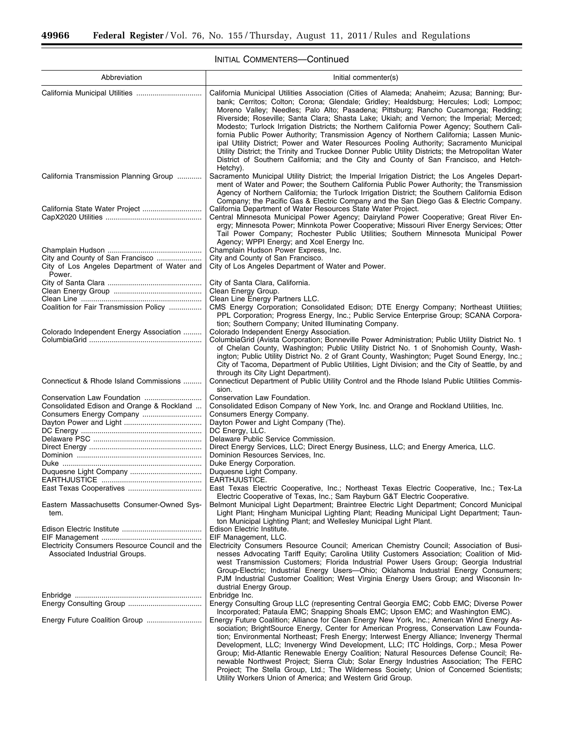## INITIAL COMMENTERS—Continued

| Abbreviation | Initial commenter(s) |
|---|---|
| California Municipal Utilities | California Municipal Utilities Association (Cities of Alameda; Anaheim; Azusa; Banning; Burbank; Cerritos; Colton; Corona; Glendale; Gridley; Healdsburg; Hercules; Lodi; Lompoc; Moreno Valley; Needles; Palo Alto; Pasadena; Pittsburg; Rancho Cucamonga; Redding; Riverside; Roseville; Santa Clara; Shasta Lake; Ukiah; and Vernon; the Imperial; Merced; Modesto; Turlock Irrigation Districts; the Northern California Power Agency; Southern California Public Power Authority; Transmission Agency of Northern California; Lassen Municipal Utility District; Power and Water Resources Pooling Authority; Sacramento Municipal Utility District; the Trinity and Truckee Donner Public Utility Districts; the Metropolitan Water District of Southern California; and the City and County of San Francisco, and Hetch-Hetchy). |
| California Transmission Planning Group | Sacramento Municipal Utility District; the Imperial Irrigation District; the Los Angeles Department of Water and Power; the Southern California Public Power Authority; the Transmission Agency of Northern California; the Turlock Irrigation District; the Southern California Edison Company; the Pacific Gas & Electric Company and the San Diego Gas & Electric Company. |
| California State Water Project | California Department of Water Resources State Water Project. |
| CapX2020 Utilities | Central Minnesota Municipal Power Agency; Dairyland Power Cooperative; Great River Energy; Minnesota Power; Minnkota Power Cooperative; Missouri River Energy Services; Otter Tail Power Company; Rochester Public Utilities; Southern Minnesota Municipal Power Agency; WPPI Energy; and Xcel Energy Inc. |
| Champlain Hudson | Champlain Hudson Power Express, Inc. |
| City and County of San Francisco | City and County of San Francisco. |
| City of Los Angeles Department of Water and Power. | City of Los Angeles Department of Water and Power. |
| City of Santa Clara | City of Santa Clara, California. |
| Clean Energy Group | Clean Energy Group. |
| Clean Line | Clean Line Energy Partners LLC. |
| Coalition for Fair Transmission Policy | CMS Energy Corporation; Consolidated Edison; DTE Energy Company; Northeast Utilities; PPL Corporation; Progress Energy, Inc.; Public Service Enterprise Group; SCANA Corporation; Southern Company; United Illuminating Company. |
| Colorado Independent Energy Association | Colorado Independent Energy Association. |
| ColumbiaGrid | ColumbiaGrid (Avista Corporation; Bonneville Power Administration; Public Utility District No. 1 of Chelan County, Washington; Public Utility District No. 1 of Snohomish County, Washington; Public Utility District No. 2 of Grant County, Washington; Puget Sound Energy, Inc.; City of Tacoma, Department of Public Utilities, Light Division; and the City of Seattle, by and through its City Light Department). |
| Connecticut & Rhode Island Commissions | Connecticut Department of Public Utility Control and the Rhode Island Public Utilities Commission. |
| Conservation Law Foundation | Conservation Law Foundation. |
| Consolidated Edison and Orange & Rockland | Consolidated Edison Company of New York, Inc. and Orange and Rockland Utilities, Inc. |
| Consumers Energy Company | Consumers Energy Company. |
| Dayton Power and Light | Dayton Power and Light Company (The). |
| DC Energy | DC Energy, LLC. |
| Delaware PSC | Delaware Public Service Commission. |
| Direct Energy | Direct Energy Services, LLC; Direct Energy Business, LLC; and Energy America, LLC. |
| Dominion | Dominion Resources Services, Inc. |
| Duke | Duke Energy Corporation. |
| Duquesne Light Company | Duquesne Light Company. |
| EARTHJUSTICE | EARTHJUSTICE. |
| East Texas Cooperatives | East Texas Electric Cooperative, Inc.; Northeast Texas Electric Cooperative, Inc.; Tex-La Electric Cooperative of Texas, Inc.; Sam Rayburn G&T Electric Cooperative. |
| Eastern Massachusetts Consumer-Owned System. | Belmont Municipal Light Department; Braintree Electric Light Department; Concord Municipal Light Plant; Hingham Municipal Lighting Plant; Reading Municipal Light Department; Taunton Municipal Lighting Plant; and Wellesley Municipal Light Plant. |
| Edison Electric Institute | Edison Electric Institute. |
| EIF Management | EIF Management, LLC. |
| Electricity Consumers Resource Council and the Associated Industrial Groups. | Electricity Consumers Resource Council; American Chemistry Council; Association of Businesses Advocating Tariff Equity; Carolina Utility Customers Association; Coalition of Midwest Transmission Customers; Florida Industrial Power Users Group; Georgia Industrial Group-Electric; Industrial Energy Users—Ohio; Oklahoma Industrial Energy Consumers; PJM Industrial Customer Coalition; West Virginia Energy Users Group; and Wisconsin Industrial Energy Group. |
| Enbridge | Enbridge Inc. |
| Energy Consulting Group | Energy Consulting Group LLC (representing Central Georgia EMC; Cobb EMC; Diverse Power Incorporated; Pataula EMC; Snapping Shoals EMC; Upson EMC; and Washington EMC). |
| Energy Future Coalition Group | Energy Future Coalition; Alliance for Clean Energy New York, Inc.; American Wind Energy Association; BrightSource Energy, Center for American Progress, Conservation Law Foundation; Environmental Northeast; Fresh Energy; Interwest Energy Alliance; Invenergy Thermal Development, LLC; Invenergy Wind Development, LLC; ITC Holdings, Corp.; Mesa Power Group; Mid-Atlantic Renewable Energy Coalition; Natural Resources Defense Council; Renewable Northwest Project; Sierra Club; Solar Energy Industries Association; The FERC Project; The Stella Group, Ltd.; The Wilderness Society; Union of Concerned Scientists; Utility Workers Union of America; and Western Grid Group. |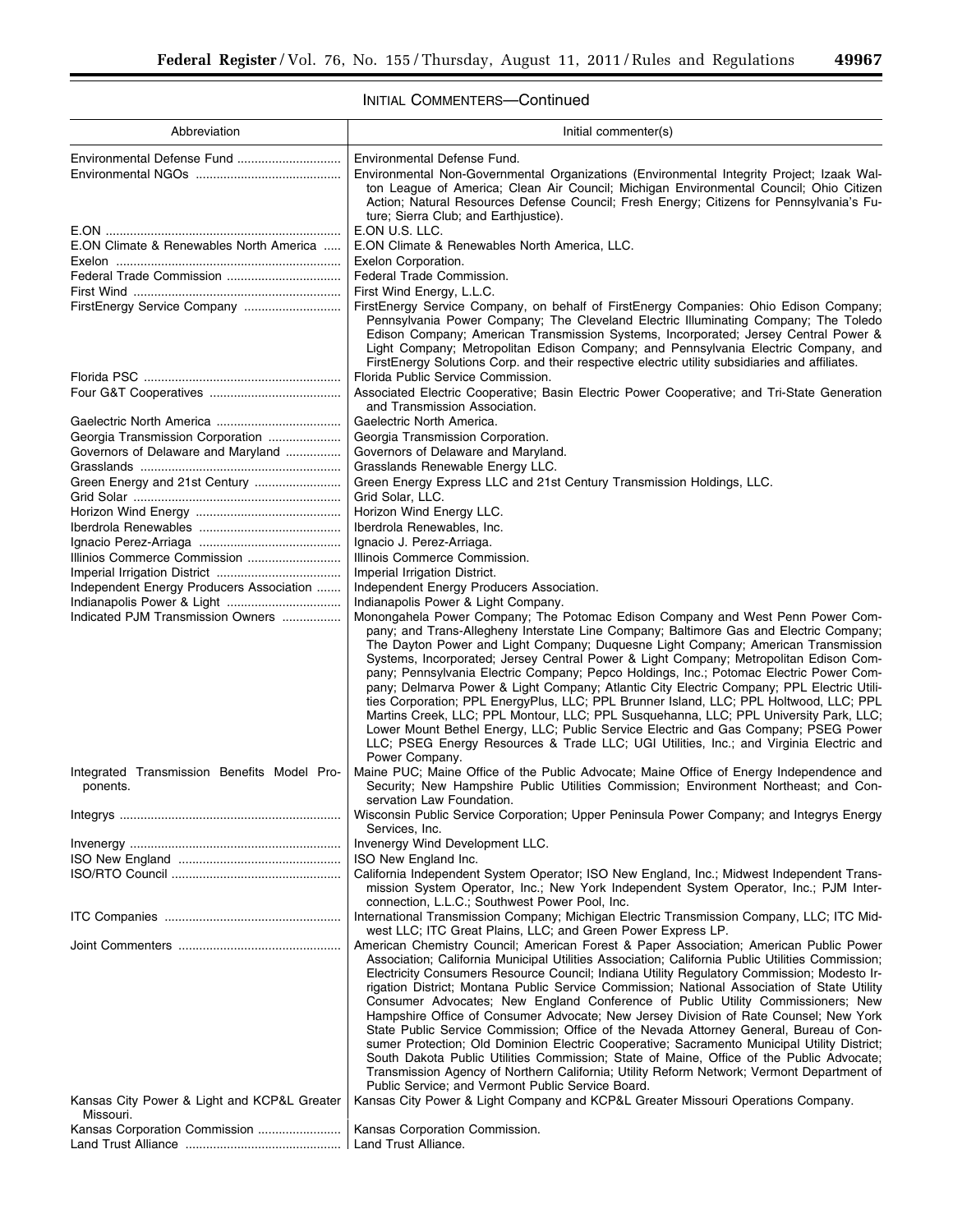## Initial Commenters—Continued

| Abbreviation | Initial commenter(s) |
|---|---|
| Environmental Defense Fund | Environmental Defense Fund. |
| Environmental NGOs | Environmental Non-Governmental Organizations (Environmental Integrity Project; Izaak Walton League of America; Clean Air Council; Michigan Environmental Council; Ohio Citizen Action; Natural Resources Defense Council; Fresh Energy; Citizens for Pennsylvania's Future; Sierra Club; and Earthjustice). |
| E.ON | E.ON U.S. LLC. |
| E.ON Climate & Renewables North America | E.ON Climate & Renewables North America, LLC. |
| Exelon | Exelon Corporation. |
| Federal Trade Commission | Federal Trade Commission. |
| First Wind | First Wind Energy, L.L.C. |
| FirstEnergy Service Company | FirstEnergy Service Company, on behalf of FirstEnergy Companies: Ohio Edison Company; Pennsylvania Power Company; The Cleveland Electric Illuminating Company; The Toledo Edison Company; American Transmission Systems, Incorporated; Jersey Central Power & Light Company; Metropolitan Edison Company; and Pennsylvania Electric Company, and FirstEnergy Solutions Corp. and their respective electric utility subsidiaries and affiliates. |
| Florida PSC | Florida Public Service Commission. |
| Four G&T Cooperatives | Associated Electric Cooperative; Basin Electric Power Cooperative; and Tri-State Generation and Transmission Association. |
| Gaelectric North America | Gaelectric North America. |
| Georgia Transmission Corporation | Georgia Transmission Corporation. |
| Governors of Delaware and Maryland | Governors of Delaware and Maryland. |
| Grasslands | Grasslands Renewable Energy LLC. |
| Green Energy and 21st Century | Green Energy Express LLC and 21st Century Transmission Holdings, LLC. |
| Grid Solar | Grid Solar, LLC. |
| Horizon Wind Energy | Horizon Wind Energy LLC. |
| Iberdrola Renewables | Iberdrola Renewables, Inc. |
| Ignacio Perez-Arriaga | Ignacio J. Perez-Arriaga. |
| Illinios Commerce Commission | Illinois Commerce Commission. |
| Imperial Irrigation District | Imperial Irrigation District. |
| Independent Energy Producers Association | Independent Energy Producers Association. |
| Indianapolis Power & Light | Indianapolis Power & Light Company. |
| Indicated PJM Transmission Owners | Monongahela Power Company; The Potomac Edison Company and West Penn Power Company; and Trans-Allegheny Interstate Line Company; Baltimore Gas and Electric Company; The Dayton Power and Light Company; Duquesne Light Company; American Transmission Systems, Incorporated; Jersey Central Power & Light Company; Metropolitan Edison Company; Pennsylvania Electric Company; Pepco Holdings, Inc.; Potomac Electric Power Company; Delmarva Power & Light Company; Atlantic City Electric Company; PPL Electric Utilities Corporation; PPL EnergyPlus, LLC; PPL Brunner Island, LLC; PPL Holtwood, LLC; PPL Martins Creek, LLC; PPL Montour, LLC; PPL Susquehanna, LLC; PPL University Park, LLC; Lower Mount Bethel Energy, LLC; Public Service Electric and Gas Company; PSEG Power LLC; PSEG Energy Resources & Trade LLC; UGI Utilities, Inc.; and Virginia Electric and Power Company. |
| Integrated Transmission Benefits Model Proponents. | Maine PUC; Maine Office of the Public Advocate; Maine Office of Energy Independence and Security; New Hampshire Public Utilities Commission; Environment Northeast; and Conservation Law Foundation. |
| Integrys | Wisconsin Public Service Corporation; Upper Peninsula Power Company; and Integrys Energy Services, Inc. |
| Invenergy | Invenergy Wind Development LLC. |
| ISO New England | ISO New England Inc. |
| ISO/RTO Council | California Independent System Operator; ISO New England, Inc.; Midwest Independent Transmission System Operator, Inc.; New York Independent System Operator, Inc.; PJM Interconnection, L.L.C.; Southwest Power Pool, Inc. |
| ITC Companies | International Transmission Company; Michigan Electric Transmission Company, LLC; ITC Midwest LLC; ITC Great Plains, LLC; and Green Power Express LP. |
| Joint Commenters | American Chemistry Council; American Forest & Paper Association; American Public Power Association; California Municipal Utilities Association; California Public Utilities Commission; Electricity Consumers Resource Council; Indiana Utility Regulatory Commission; Modesto Irrigation District; Montana Public Service Commission; National Association of State Utility Consumer Advocates; New England Conference of Public Utility Commissioners; New Hampshire Office of Consumer Advocate; New Jersey Division of Rate Counsel; New York State Public Service Commission; Office of the Nevada Attorney General, Bureau of Consumer Protection; Old Dominion Electric Cooperative; Sacramento Municipal Utility District; South Dakota Public Utilities Commission; State of Maine, Office of the Public Advocate; Transmission Agency of Northern California; Utility Reform Network; Vermont Department of Public Service; and Vermont Public Service Board. |
| Kansas City Power & Light and KCP&L Greater Missouri. | Kansas City Power & Light Company and KCP&L Greater Missouri Operations Company. |
| Kansas Corporation Commission | Kansas Corporation Commission. |
| Land Trust Alliance | Land Trust Alliance. |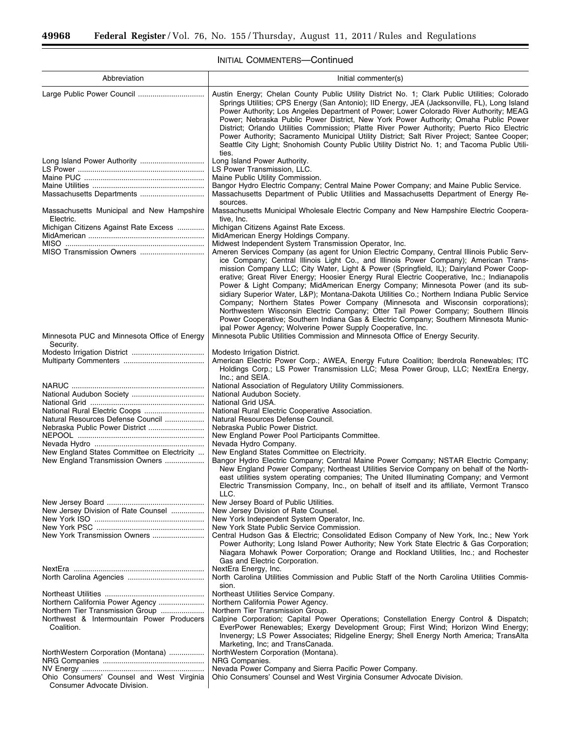INITIAL COMMENTERS—Continued

| Abbreviation | Initial commenter(s) |
|---|---|
| Large Public Power Council | Austin Energy; Chelan County Public Utility District No. 1; Clark Public Utilities; Colorado Springs Utilities; CPS Energy (San Antonio); IID Energy, JEA (Jacksonville, FL), Long Island Power Authority; Los Angeles Department of Power; Lower Colorado River Authority; MEAG Power; Nebraska Public Power District, New York Power Authority; Omaha Public Power District; Orlando Utilities Commission; Platte River Power Authority; Puerto Rico Electric Power Authority; Sacramento Municipal Utility District; Salt River Project; Santee Cooper; Seattle City Light; Snohomish County Public Utility District No. 1; and Tacoma Public Utilities. |
| Long Island Power Authority | Long Island Power Authority. |
| LS Power | LS Power Transmission, LLC. |
| Maine PUC | Maine Public Utility Commission. |
| Maine Utilities | Bangor Hydro Electric Company; Central Maine Power Company; and Maine Public Service. |
| Massachusetts Departments | Massachusetts Department of Public Utilities and Massachusetts Department of Energy Resources. |
| Massachusetts Municipal and New Hampshire Electric. | Massachusetts Municipal Wholesale Electric Company and New Hampshire Electric Cooperative, Inc. |
| Michigan Citizens Against Rate Excess | Michigan Citizens Against Rate Excess. |
| MidAmerican | MidAmerican Energy Holdings Company. |
| MISO | Midwest Independent System Transmission Operator, Inc. |
| MISO Transmission Owners | Ameren Services Company (as agent for Union Electric Company, Central Illinois Public Service Company, Central Illinois Light Co., and Illinois Power Company); American Transmission Company LLC; City Water, Light & Power (Springfield, IL); Dairyland Power Cooperative; Great River Energy; Hoosier Energy Rural Electric Cooperative, Inc.; Indianapolis Power & Light Company; MidAmerican Energy Company; Minnesota Power (and its subsidiary Superior Water, L&P); Montana-Dakota Utilities Co.; Northern Indiana Public Service Company; Northern States Power Company (Minnesota and Wisconsin corporations); Northwestern Wisconsin Electric Company; Otter Tail Power Company; Southern Illinois Power Cooperative; Southern Indiana Gas & Electric Company; Southern Minnesota Municipal Power Agency; Wolverine Power Supply Cooperative, Inc. |
| Minnesota PUC and Minnesota Office of Energy Security. | Minnesota Public Utilities Commission and Minnesota Office of Energy Security. |
| Modesto Irrigation District | Modesto Irrigation District. |
| Multiparty Commenters | American Electric Power Corp.; AWEA, Energy Future Coalition; Iberdrola Renewables; ITC Holdings Corp.; LS Power Transmission LLC; Mesa Power Group, LLC; NextEra Energy, Inc.; and SEIA. |
| NARUC | National Association of Regulatory Utility Commissioners. |
| National Audubon Society | National Audubon Society. |
| National Grid | National Grid USA. |
| National Rural Electric Coops | National Rural Electric Cooperative Association. |
| Natural Resources Defense Council | Natural Resources Defense Council. |
| Nebraska Public Power District | Nebraska Public Power District. |
| NEPOOL | New England Power Pool Participants Committee. |
| Nevada Hydro | Nevada Hydro Company. |
| New England States Committee on Electricity | New England States Committee on Electricity. |
| New England Transmission Owners | Bangor Hydro Electric Company; Central Maine Power Company; NSTAR Electric Company; New England Power Company; Northeast Utilities Service Company on behalf of the Northeast utilities system operating companies; The United Illuminating Company; and Vermont Electric Transmission Company, Inc., on behalf of itself and its affiliate, Vermont Transco LLC. |
| New Jersey Board | New Jersey Board of Public Utilities. |
| New Jersey Division of Rate Counsel | New Jersey Division of Rate Counsel. |
| New York ISO | New York Independent System Operator, Inc. |
| New York PSC | New York State Public Service Commission. |
| New York Transmission Owners | Central Hudson Gas & Electric; Consolidated Edison Company of New York, Inc.; New York Power Authority; Long Island Power Authority; New York State Electric & Gas Corporation; Niagara Mohawk Power Corporation; Orange and Rockland Utilities, Inc.; and Rochester Gas and Electric Corporation. |
| NextEra | NextEra Energy, Inc. |
| North Carolina Agencies | North Carolina Utilities Commission and Public Staff of the North Carolina Utilities Commission. |
| Northeast Utilities | Northeast Utilities Service Company. |
| Northern California Power Agency | Northern California Power Agency. |
| Northern Tier Transmission Group | Northern Tier Transmission Group. |
| Northwest & Intermountain Power Producers Coalition. | Calpine Corporation; Capital Power Operations; Constellation Energy Control & Dispatch; EverPower Renewables; Exergy Development Group; First Wind; Horizon Wind Energy; Invenergy; LS Power Associates; Ridgeline Energy; Shell Energy North America; TransAlta Marketing, Inc; and TransCanada. |
| NorthWestern Corporation (Montana) | NorthWestern Corporation (Montana). |
| NRG Companies | NRG Companies. |
| NV Energy | Nevada Power Company and Sierra Pacific Power Company. |
| Ohio Consumers' Counsel and West Virginia Consumer Advocate Division. | Ohio Consumers' Counsel and West Virginia Consumer Advocate Division. |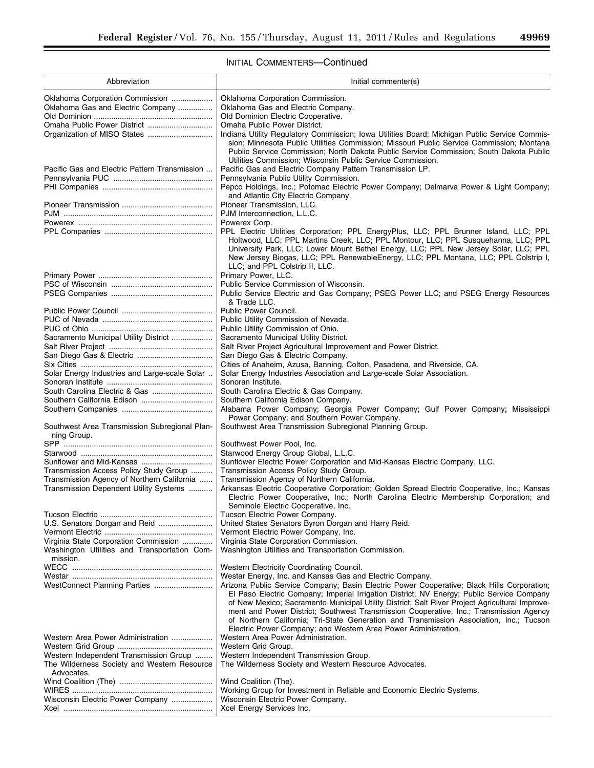## INITIAL COMMENTERS—Continued

| Abbreviation | Initial commenter(s) |
|---|---|
| Oklahoma Corporation Commission | Oklahoma Corporation Commission. |
| Oklahoma Gas and Electric Company | Oklahoma Gas and Electric Company. |
| Old Dominion | Old Dominion Electric Cooperative. |
| Omaha Public Power District | Omaha Public Power District. |
| Organization of MISO States | Indiana Utility Regulatory Commission; Iowa Utilities Board; Michigan Public Service Commission; Minnesota Public Utilities Commission; Missouri Public Service Commission; Montana Public Service Commission; North Dakota Public Service Commission; South Dakota Public Utilities Commission; Wisconsin Public Service Commission. |
| Pacific Gas and Electric Pattern Transmission | Pacific Gas and Electric Company Pattern Transmission LP. |
| Pennsylvania PUC | Pennsylvania Public Utility Commission. |
| PHI Companies | Pepco Holdings, Inc.; Potomac Electric Power Company; Delmarva Power & Light Company; and Atlantic City Electric Company. |
| Pioneer Transmission | Pioneer Transmission, LLC. |
| PJM | PJM Interconnection, L.L.C. |
| Powerex | Powerex Corp. |
| PPL Companies | PPL Electric Utilities Corporation; PPL EnergyPlus, LLC; PPL Brunner Island, LLC; PPL Holtwood, LLC; PPL Martins Creek, LLC; PPL Montour, LLC; PPL Susquehanna, LLC; PPL University Park, LLC; Lower Mount Bethel Energy, LLC; PPL New Jersey Solar, LLC; PPL New Jersey Biogas, LLC; PPL RenewableEnergy, LLC; PPL Montana, LLC; PPL Colstrip I, LLC; and PPL Colstrip II, LLC. |
| Primary Power | Primary Power, LLC. |
| PSC of Wisconsin | Public Service Commission of Wisconsin. |
| PSEG Companies | Public Service Electric and Gas Company; PSEG Power LLC; and PSEG Energy Resources & Trade LLC. |
| Public Power Council | Public Power Council. |
| PUC of Nevada | Public Utility Commission of Nevada. |
| PUC of Ohio | Public Utility Commission of Ohio. |
| Sacramento Municipal Utility District | Sacramento Municipal Utility District. |
| Salt River Project | Salt River Project Agricultural Improvement and Power District. |
| San Diego Gas & Electric | San Diego Gas & Electric Company. |
| Six Cities | Cities of Anaheim, Azusa, Banning, Colton, Pasadena, and Riverside, CA. |
| Solar Energy Industries and Large-scale Solar | Solar Energy Industries Association and Large-scale Solar Association. |
| Sonoran Institute | Sonoran Institute. |
| South Carolina Electric & Gas | South Carolina Electric & Gas Company. |
| Southern California Edison | Southern California Edison Company. |
| Southern Companies | Alabama Power Company; Georgia Power Company; Gulf Power Company; Mississippi Power Company; and Southern Power Company. |
| Southwest Area Transmission Subregional Planning Group. | Southwest Area Transmission Subregional Planning Group. |
| SPP | Southwest Power Pool, Inc. |
| Starwood | Starwood Energy Group Global, L.L.C. |
| Sunflower and Mid-Kansas | Sunflower Electric Power Corporation and Mid-Kansas Electric Company, LLC. |
| Transmission Access Policy Study Group | Transmission Access Policy Study Group. |
| Transmission Agency of Northern California | Transmission Agency of Northern California. |
| Transmission Dependent Utility Systems | Arkansas Electric Cooperative Corporation; Golden Spread Electric Cooperative, Inc.; Kansas Electric Power Cooperative, Inc.; North Carolina Electric Membership Corporation; and Seminole Electric Cooperative, Inc. |
| Tucson Electric | Tucson Electric Power Company. |
| U.S. Senators Dorgan and Reid | United States Senators Byron Dorgan and Harry Reid. |
| Vermont Electric | Vermont Electric Power Company, Inc. |
| Virginia State Corporation Commission | Virginia State Corporation Commission. |
| Washington Utilities and Transportation Commission. | Washington Utilities and Transportation Commission. |
| WECC | Western Electricity Coordinating Council. |
| Westar | Westar Energy, Inc. and Kansas Gas and Electric Company. |
| WestConnect Planning Parties | Arizona Public Service Company; Basin Electric Power Cooperative; Black Hills Corporation; El Paso Electric Company; Imperial Irrigation District; NV Energy; Public Service Company of New Mexico; Sacramento Municipal Utility District; Salt River Project Agricultural Improvement and Power District; Southwest Transmission Cooperative, Inc.; Transmission Agency of Northern California; Tri-State Generation and Transmission Association, Inc.; Tucson Electric Power Company; and Western Area Power Administration. |
| Western Area Power Administration | Western Area Power Administration. |
| Western Grid Group | Western Grid Group. |
| Western Independent Transmission Group | Western Independent Transmission Group. |
| The Wilderness Society and Western Resource Advocates. | The Wilderness Society and Western Resource Advocates. |
| Wind Coalition (The) | Wind Coalition (The). |
| WIRES | Working Group for Investment in Reliable and Economic Electric Systems. |
| Wisconsin Electric Power Company | Wisconsin Electric Power Company. |
| Xcel | Xcel Energy Services Inc. |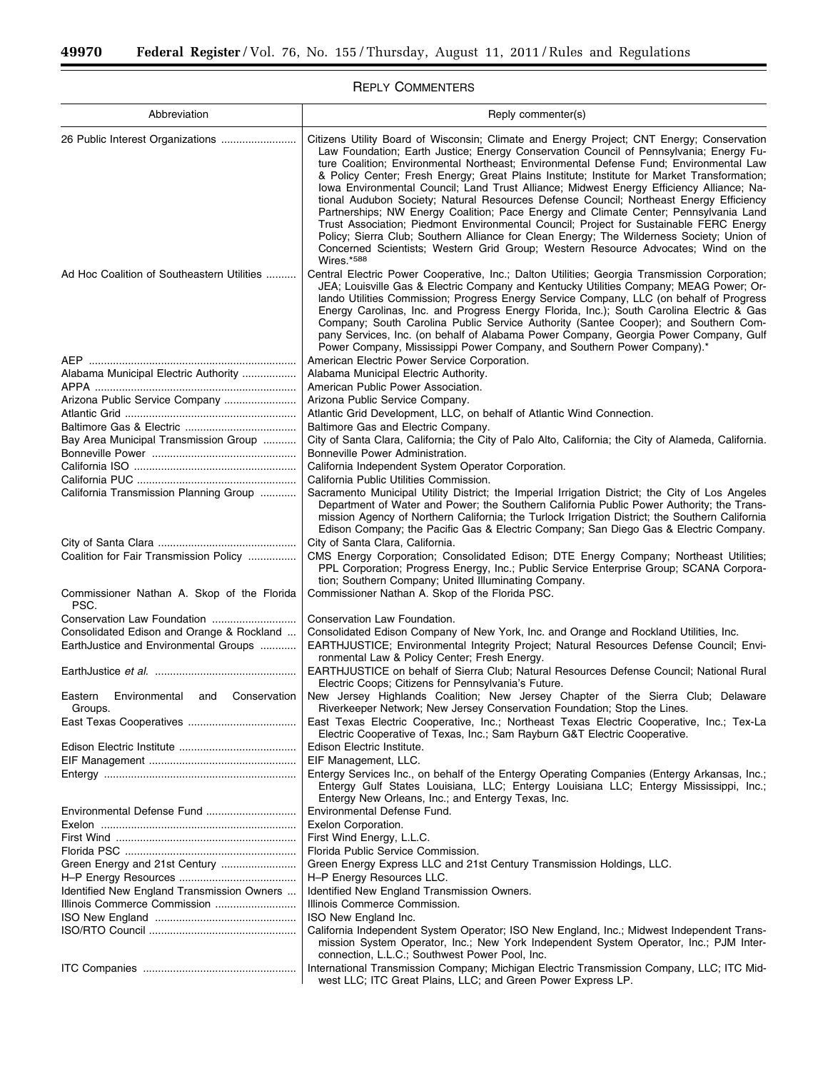## REPLY COMMENTERS

| Abbreviation | Reply commenter(s) |
|---|---|
| 26 Public Interest Organizations | Citizens Utility Board of Wisconsin; Climate and Energy Project; CNT Energy; Conservation Law Foundation; Earth Justice; Energy Conservation Council of Pennsylvania; Energy Future Coalition; Environmental Northeast; Environmental Defense Fund; Environmental Law & Policy Center; Fresh Energy; Great Plains Institute; Institute for Market Transformation; Iowa Environmental Council; Land Trust Alliance; Midwest Energy Efficiency Alliance; National Audubon Society; Natural Resources Defense Council; Northeast Energy Efficiency Partnerships; NW Energy Coalition; Pace Energy and Climate Center; Pennsylvania Land Trust Association; Piedmont Environmental Council; Project for Sustainable FERC Energy Policy; Sierra Club; Southern Alliance for Clean Energy; The Wilderness Society; Union of Concerned Scientists; Western Grid Group; Western Resource Advocates; Wind on the Wires.*[588] |
| Ad Hoc Coalition of Southeastern Utilities | Central Electric Power Cooperative, Inc.; Dalton Utilities; Georgia Transmission Corporation; JEA; Louisville Gas & Electric Company and Kentucky Utilities Company; MEAG Power; Orlando Utilities Commission; Progress Energy Service Company, LLC (on behalf of Progress Energy Carolinas, Inc. and Progress Energy Florida, Inc.); South Carolina Electric & Gas Company; South Carolina Public Service Authority (Santee Cooper); and Southern Company Services, Inc. (on behalf of Alabama Power Company, Georgia Power Company, Gulf Power Company, Mississippi Power Company, and Southern Power Company).* |
| AEP | American Electric Power Service Corporation. |
| Alabama Municipal Electric Authority | Alabama Municipal Electric Authority. |
| APPA | American Public Power Association. |
| Arizona Public Service Company | Arizona Public Service Company. |
| Atlantic Grid | Atlantic Grid Development, LLC, on behalf of Atlantic Wind Connection. |
| Baltimore Gas & Electric | Baltimore Gas and Electric Company. |
| Bay Area Municipal Transmission Group | City of Santa Clara, California; the City of Palo Alto, California; the City of Alameda, California. |
| Bonneville Power | Bonneville Power Administration. |
| California ISO | California Independent System Operator Corporation. |
| California PUC | California Public Utilities Commission. |
| California Transmission Planning Group | Sacramento Municipal Utility District; the Imperial Irrigation District; the City of Los Angeles Department of Water and Power; the Southern California Public Power Authority; the Transmission Agency of Northern California; the Turlock Irrigation District; the Southern California Edison Company; the Pacific Gas & Electric Company; San Diego Gas & Electric Company. |
| City of Santa Clara | City of Santa Clara, California. |
| Coalition for Fair Transmission Policy | CMS Energy Corporation; Consolidated Edison; DTE Energy Company; Northeast Utilities; PPL Corporation; Progress Energy, Inc.; Public Service Enterprise Group; SCANA Corporation; Southern Company; United Illuminating Company. |
| Commissioner Nathan A. Skop of the Florida PSC. | Commissioner Nathan A. Skop of the Florida PSC. |
| Conservation Law Foundation | Conservation Law Foundation. |
| Consolidated Edison and Orange & Rockland | Consolidated Edison Company of New York, Inc. and Orange and Rockland Utilities, Inc. |
| EarthJustice and Environmental Groups | EARTHJUSTICE; Environmental Integrity Project; Natural Resources Defense Council; Environmental Law & Policy Center; Fresh Energy. |
| EarthJustice *et al.* | EARTHJUSTICE on behalf of Sierra Club; Natural Resources Defense Council; National Rural Electric Coops; Citizens for Pennsylvania's Future. |
| Eastern Environmental and Conservation Groups. | New Jersey Highlands Coalition; New Jersey Chapter of the Sierra Club; Delaware Riverkeeper Network; New Jersey Conservation Foundation; Stop the Lines. |
| East Texas Cooperatives | East Texas Electric Cooperative, Inc.; Northeast Texas Electric Cooperative, Inc.; Tex-La Electric Cooperative of Texas, Inc.; Sam Rayburn G&T Electric Cooperative. |
| Edison Electric Institute | Edison Electric Institute. |
| EIF Management | EIF Management, LLC. |
| Entergy | Entergy Services Inc., on behalf of the Entergy Operating Companies (Entergy Arkansas, Inc.; Entergy Gulf States Louisiana, LLC; Entergy Louisiana LLC; Entergy Mississippi, Inc.; Entergy New Orleans, Inc.; and Entergy Texas, Inc. |
| Environmental Defense Fund | Environmental Defense Fund. |
| Exelon | Exelon Corporation. |
| First Wind | First Wind Energy, L.L.C. |
| Florida PSC | Florida Public Service Commission. |
| Green Energy and 21st Century | Green Energy Express LLC and 21st Century Transmission Holdings, LLC. |
| H–P Energy Resources | H–P Energy Resources LLC. |
| Identified New England Transmission Owners | Identified New England Transmission Owners. |
| Illinois Commerce Commission | Illinois Commerce Commission. |
| ISO New England | ISO New England Inc. |
| ISO/RTO Council | California Independent System Operator; ISO New England, Inc.; Midwest Independent Transmission System Operator, Inc.; New York Independent System Operator, Inc.; PJM Interconnection, L.L.C.; Southwest Power Pool, Inc. |
| ITC Companies | International Transmission Company; Michigan Electric Transmission Company, LLC; ITC Midwest LLC; ITC Great Plains, LLC; and Green Power Express LP. |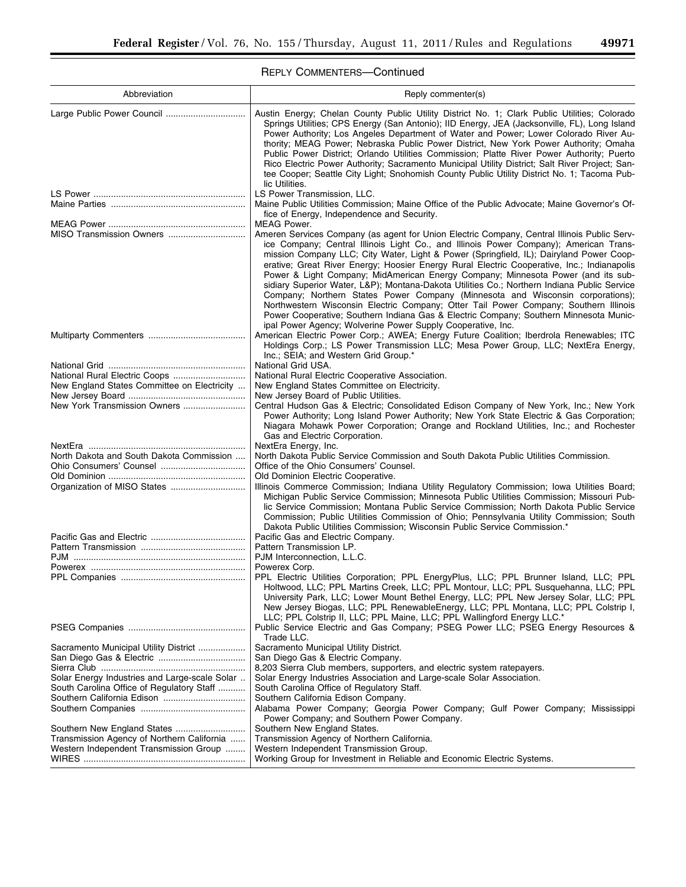REPLY COMMENTERS—Continued

| Abbreviation | Reply commenter(s) |
| --- | --- |
| Large Public Power Council | Austin Energy; Chelan County Public Utility District No. 1; Clark Public Utilities; Colorado Springs Utilities; CPS Energy (San Antonio); IID Energy, JEA (Jacksonville, FL), Long Island Power Authority; Los Angeles Department of Water and Power; Lower Colorado River Authority; MEAG Power; Nebraska Public Power District, New York Power Authority; Omaha Public Power District; Orlando Utilities Commission; Platte River Power Authority; Puerto Rico Electric Power Authority; Sacramento Municipal Utility District; Salt River Project; Santee Cooper; Seattle City Light; Snohomish County Public Utility District No. 1; Tacoma Public Utilities. |
| LS Power | LS Power Transmission, LLC. |
| Maine Parties | Maine Public Utilities Commission; Maine Office of the Public Advocate; Maine Governor's Office of Energy, Independence and Security. |
| MEAG Power | MEAG Power. |
| MISO Transmission Owners | Ameren Services Company (as agent for Union Electric Company, Central Illinois Public Service Company; Central Illinois Light Co., and Illinois Power Company); American Transmission Company LLC; City Water, Light & Power (Springfield, IL); Dairyland Power Cooperative; Great River Energy; Hoosier Energy Rural Electric Cooperative, Inc.; Indianapolis Power & Light Company; MidAmerican Energy Company; Minnesota Power (and its subsidiary Superior Water, L&P); Montana-Dakota Utilities Co.; Northern Indiana Public Service Company; Northern States Power Company (Minnesota and Wisconsin corporations); Northwestern Wisconsin Electric Company; Otter Tail Power Company; Southern Illinois Power Cooperative; Southern Indiana Gas & Electric Company; Southern Minnesota Municipal Power Agency; Wolverine Power Supply Cooperative, Inc. |
| Multiparty Commenters | American Electric Power Corp.; AWEA; Energy Future Coalition; Iberdrola Renewables; ITC Holdings Corp.; LS Power Transmission LLC; Mesa Power Group, LLC; NextEra Energy, Inc.; SEIA; and Western Grid Group.* |
| National Grid | National Grid USA. |
| National Rural Electric Coops | National Rural Electric Cooperative Association. |
| New England States Committee on Electricity | New England States Committee on Electricity. |
| New Jersey Board | New Jersey Board of Public Utilities. |
| New York Transmission Owners | Central Hudson Gas & Electric; Consolidated Edison Company of New York, Inc.; New York Power Authority; Long Island Power Authority; New York State Electric & Gas Corporation; Niagara Mohawk Power Corporation; Orange and Rockland Utilities, Inc.; and Rochester Gas and Electric Corporation. |
| NextEra | NextEra Energy, Inc. |
| North Dakota and South Dakota Commission | North Dakota Public Service Commission and South Dakota Public Utilities Commission. |
| Ohio Consumers' Counsel | Office of the Ohio Consumers' Counsel. |
| Old Dominion | Old Dominion Electric Cooperative. |
| Organization of MISO States | Illinois Commerce Commission; Indiana Utility Regulatory Commission; Iowa Utilities Board; Michigan Public Service Commission; Minnesota Public Utilities Commission; Missouri Public Service Commission; Montana Public Service Commission; North Dakota Public Service Commission; Public Utilities Commission of Ohio; Pennsylvania Public Utility Commission; South Dakota Public Utilities Commission; Wisconsin Public Service Commission.* |
| Pacific Gas and Electric | Pacific Gas and Electric Company. |
| Pattern Transmission | Pattern Transmission LP. |
| PJM | PJM Interconnection, L.L.C. |
| Powerex | Powerex Corp. |
| PPL Companies | PPL Electric Utilities Corporation; PPL EnergyPlus, LLC; PPL Brunner Island, LLC; PPL Holtwood, LLC; PPL Martins Creek, LLC; PPL Montour, LLC; PPL Susquehanna, LLC; PPL University Park, LLC; Lower Mount Bethel Energy, LLC; PPL New Jersey Solar, LLC; PPL New Jersey Biogas, LLC; PPL RenewableEnergy, LLC; PPL Montana, LLC; PPL Colstrip I, LLC; PPL Colstrip II, LLC; PPL Maine, LLC; PPL Wallingford Energy LLC.* |
| PSEG Companies | Public Service Electric and Gas Company; PSEG Power LLC; PSEG Energy Resources & Trade LLC. |
| Sacramento Municipal Utility District | Sacramento Municipal Utility District. |
| San Diego Gas & Electric | San Diego Gas & Electric Company. |
| Sierra Club | 8,203 Sierra Club members, supporters, and electric system ratepayers. |
| Solar Energy Industries and Large-scale Solar | Solar Energy Industries Association and Large-scale Solar Association. |
| South Carolina Office of Regulatory Staff | South Carolina Office of Regulatory Staff. |
| Southern California Edison | Southern California Edison Company. |
| Southern Companies | Alabama Power Company; Georgia Power Company; Gulf Power Company; Mississippi Power Company; and Southern Power Company. |
| Southern New England States | Southern New England States. |
| Transmission Agency of Northern California | Transmission Agency of Northern California. |
| Western Independent Transmission Group | Western Independent Transmission Group. |
| WIRES | Working Group for Investment in Reliable and Economic Electric Systems. |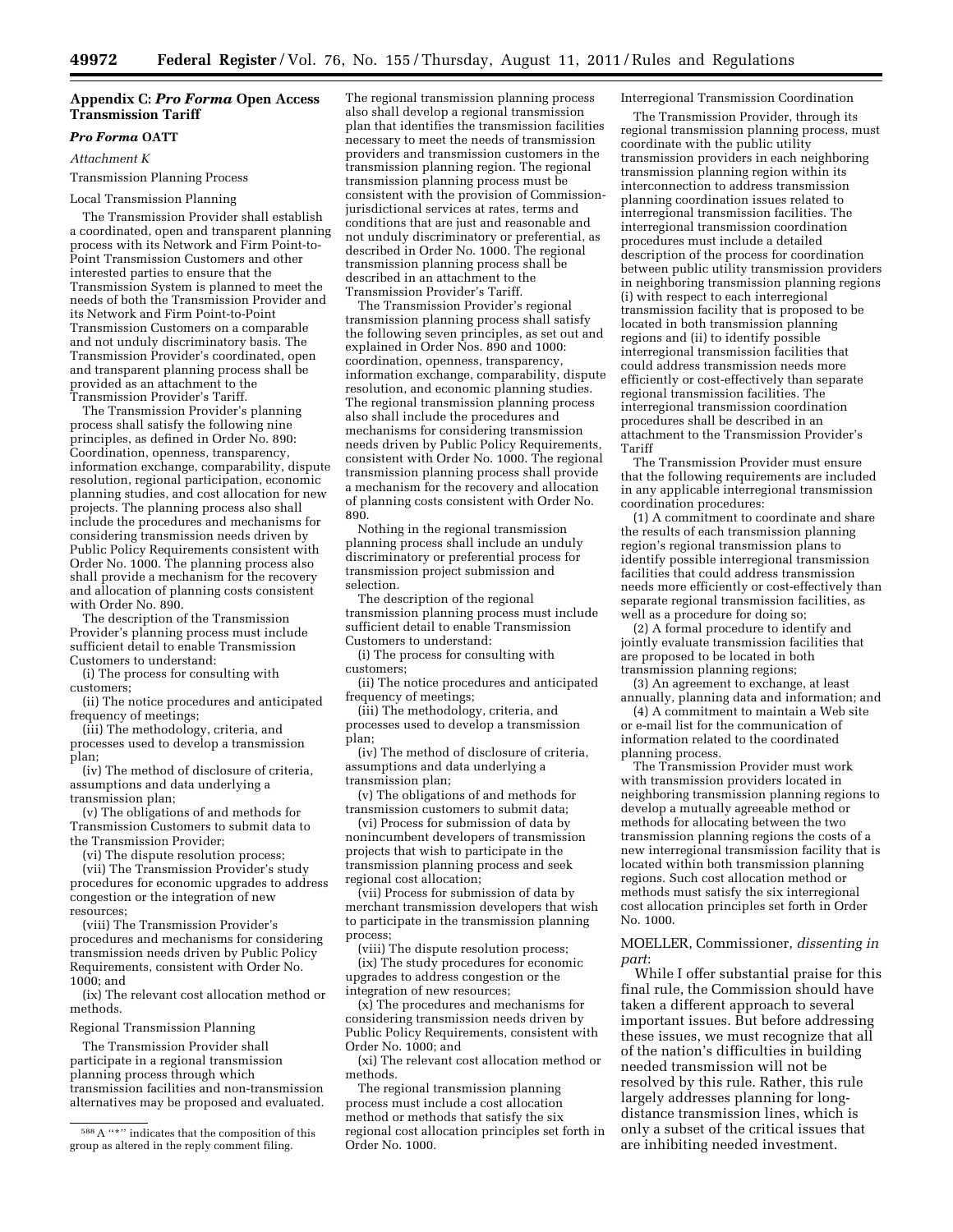## Appendix C: *Pro Forma* Open Access Transmission Tariff

### *Pro Forma* OATT

*Attachment K*

Transmission Planning Process

Local Transmission Planning

The Transmission Provider shall establish a coordinated, open and transparent planning process with its Network and Firm Point-to-Point Transmission Customers and other interested parties to ensure that the Transmission System is planned to meet the needs of both the Transmission Provider and its Network and Firm Point-to-Point Transmission Customers on a comparable and not unduly discriminatory basis. The Transmission Provider's coordinated, open and transparent planning process shall be provided as an attachment to the Transmission Provider's Tariff.

The Transmission Provider's planning process shall satisfy the following nine principles, as defined in Order No. 890: Coordination, openness, transparency, information exchange, comparability, dispute resolution, regional participation, economic planning studies, and cost allocation for new projects. The planning process also shall include the procedures and mechanisms for considering transmission needs driven by Public Policy Requirements consistent with Order No. 1000. The planning process also shall provide a mechanism for the recovery and allocation of planning costs consistent with Order No. 890.

The description of the Transmission Provider's planning process must include sufficient detail to enable Transmission Customers to understand:

(i) The process for consulting with customers;

(ii) The notice procedures and anticipated frequency of meetings;

(iii) The methodology, criteria, and processes used to develop a transmission plan;

(iv) The method of disclosure of criteria, assumptions and data underlying a transmission plan;

(v) The obligations of and methods for Transmission Customers to submit data to the Transmission Provider;

(vi) The dispute resolution process;

(vii) The Transmission Provider's study procedures for economic upgrades to address congestion or the integration of new resources;

(viii) The Transmission Provider's procedures and mechanisms for considering transmission needs driven by Public Policy Requirements, consistent with Order No. 1000; and

(ix) The relevant cost allocation method or methods.

Regional Transmission Planning

The Transmission Provider shall participate in a regional transmission planning process through which transmission facilities and non-transmission alternatives may be proposed and evaluated. The regional transmission planning process also shall develop a regional transmission plan that identifies the transmission facilities necessary to meet the needs of transmission providers and transmission customers in the transmission planning region. The regional transmission planning process must be consistent with the provision of Commission-jurisdictional services at rates, terms and conditions that are just and reasonable and not unduly discriminatory or preferential, as described in Order No. 1000. The regional transmission planning process shall be described in an attachment to the Transmission Provider's Tariff.

The Transmission Provider's regional transmission planning process shall satisfy the following seven principles, as set out and explained in Order Nos. 890 and 1000: coordination, openness, transparency, information exchange, comparability, dispute resolution, and economic planning studies. The regional transmission planning process also shall include the procedures and mechanisms for considering transmission needs driven by Public Policy Requirements, consistent with Order No. 1000. The regional transmission planning process shall provide a mechanism for the recovery and allocation of planning costs consistent with Order No. 890.

Nothing in the regional transmission planning process shall include an unduly discriminatory or preferential process for transmission project submission and selection.

The description of the regional transmission planning process must include sufficient detail to enable Transmission Customers to understand:

(i) The process for consulting with customers;

(ii) The notice procedures and anticipated frequency of meetings;

(iii) The methodology, criteria, and processes used to develop a transmission plan;

(iv) The method of disclosure of criteria, assumptions and data underlying a transmission plan;

(v) The obligations of and methods for transmission customers to submit data;

(vi) Process for submission of data by nonincumbent developers of transmission projects that wish to participate in the transmission planning process and seek regional cost allocation;

(vii) Process for submission of data by merchant transmission developers that wish to participate in the transmission planning process;

(viii) The dispute resolution process;

(ix) The study procedures for economic upgrades to address congestion or the integration of new resources;

(x) The procedures and mechanisms for considering transmission needs driven by Public Policy Requirements, consistent with Order No. 1000; and

(xi) The relevant cost allocation method or methods.

The regional transmission planning process must include a cost allocation method or methods that satisfy the six regional cost allocation principles set forth in Order No. 1000.

Interregional Transmission Coordination

The Transmission Provider, through its regional transmission planning process, must coordinate with the public utility transmission providers in each neighboring transmission planning region within its interconnection to address transmission planning coordination issues related to interregional transmission facilities. The interregional transmission coordination procedures must include a detailed description of the process for coordination between public utility transmission providers in neighboring transmission planning regions (i) with respect to each interregional transmission facility that is proposed to be located in both transmission planning regions and (ii) to identify possible interregional transmission facilities that could address transmission needs more efficiently or cost-effectively than separate regional transmission facilities. The interregional transmission coordination procedures shall be described in an attachment to the Transmission Provider's Tariff

The Transmission Provider must ensure that the following requirements are included in any applicable interregional transmission coordination procedures:

(1) A commitment to coordinate and share the results of each transmission planning region's regional transmission plans to identify possible interregional transmission facilities that could address transmission needs more efficiently or cost-effectively than separate regional transmission facilities, as well as a procedure for doing so;

(2) A formal procedure to identify and jointly evaluate transmission facilities that are proposed to be located in both transmission planning regions;

(3) An agreement to exchange, at least annually, planning data and information; and

(4) A commitment to maintain a Web site or e-mail list for the communication of information related to the coordinated planning process.

The Transmission Provider must work with transmission providers located in neighboring transmission planning regions to develop a mutually agreeable method or methods for allocating between the two transmission planning regions the costs of a new interregional transmission facility that is located within both transmission planning regions. Such cost allocation method or methods must satisfy the six interregional cost allocation principles set forth in Order No. 1000.

MOELLER, Commissioner, *dissenting in part*:

While I offer substantial praise for this final rule, the Commission should have taken a different approach to several important issues. But before addressing these issues, we must recognize that all of the nation's difficulties in building needed transmission will not be resolved by this rule. Rather, this rule largely addresses planning for long-distance transmission lines, which is only a subset of the critical issues that are inhibiting needed investment.

---

[588] A "\*" indicates that the composition of this group as altered in the reply comment filing.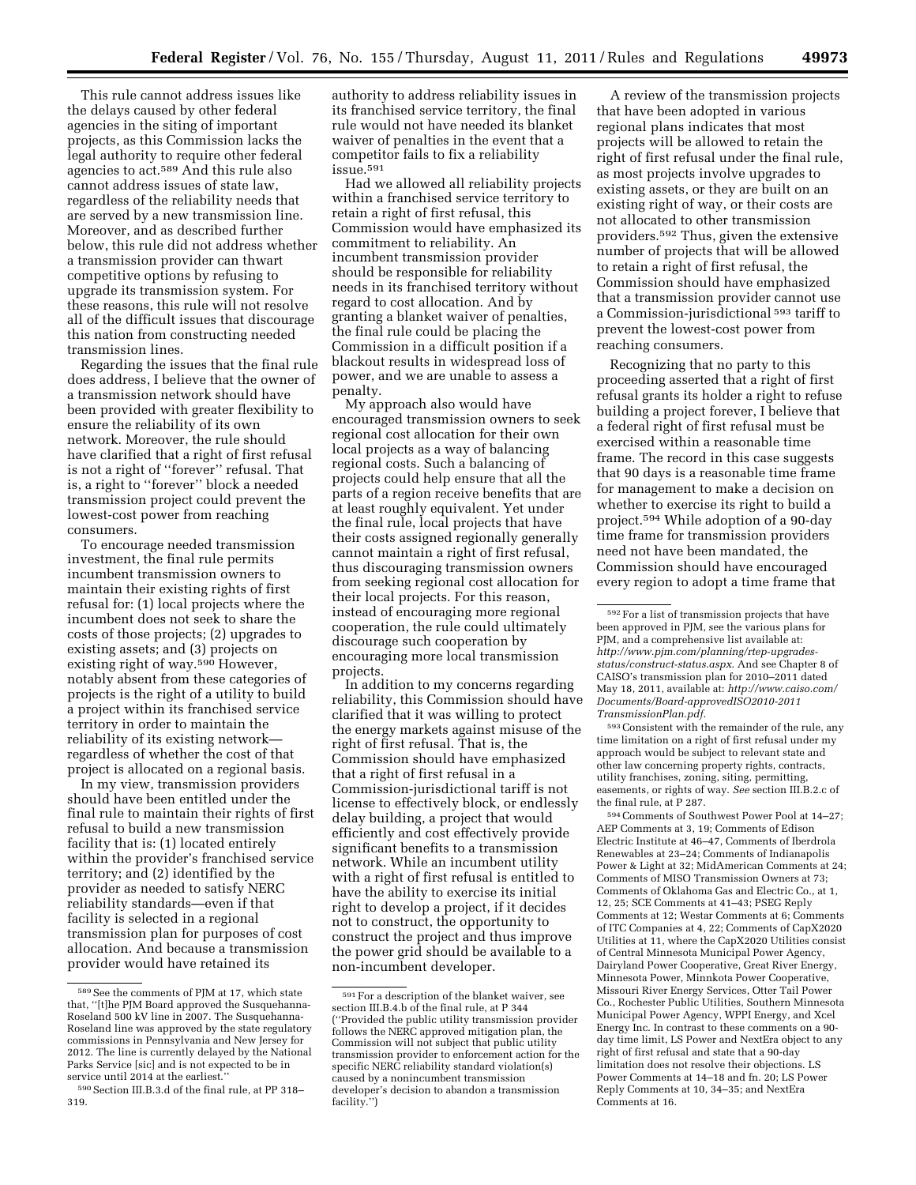This rule cannot address issues like the delays caused by other federal agencies in the siting of important projects, as this Commission lacks the legal authority to require other federal agencies to act.[589] And this rule also cannot address issues of state law, regardless of the reliability needs that are served by a new transmission line. Moreover, and as described further below, this rule did not address whether a transmission provider can thwart competitive options by refusing to upgrade its transmission system. For these reasons, this rule will not resolve all of the difficult issues that discourage this nation from constructing needed transmission lines.

Regarding the issues that the final rule does address, I believe that the owner of a transmission network should have been provided with greater flexibility to ensure the reliability of its own network. Moreover, the rule should have clarified that a right of first refusal is not a right of "forever" refusal. That is, a right to "forever" block a needed transmission project could prevent the lowest-cost power from reaching consumers.

To encourage needed transmission investment, the final rule permits incumbent transmission owners to maintain their existing rights of first refusal for: (1) local projects where the incumbent does not seek to share the costs of those projects; (2) upgrades to existing assets; and (3) projects on existing right of way.[590] However, notably absent from these categories of projects is the right of a utility to build a project within its franchised service territory in order to maintain the reliability of its existing network—regardless of whether the cost of that project is allocated on a regional basis.

In my view, transmission providers should have been entitled under the final rule to maintain their rights of first refusal to build a new transmission facility that is: (1) located entirely within the provider's franchised service territory; and (2) identified by the provider as needed to satisfy NERC reliability standards—even if that facility is selected in a regional transmission plan for purposes of cost allocation. And because a transmission provider would have retained its authority to address reliability issues in its franchised service territory, the final rule would not have needed its blanket waiver of penalties in the event that a competitor fails to fix a reliability issue.[591]

Had we allowed all reliability projects within a franchised service territory to retain a right of first refusal, this Commission would have emphasized its commitment to reliability. An incumbent transmission provider should be responsible for reliability needs in its franchised territory without regard to cost allocation. And by granting a blanket waiver of penalties, the final rule could be placing the Commission in a difficult position if a blackout results in widespread loss of power, and we are unable to assess a penalty.

My approach also would have encouraged transmission owners to seek regional cost allocation for their own local projects as a way of balancing regional costs. Such a balancing of projects could help ensure that all the parts of a region receive benefits that are at least roughly equivalent. Yet under the final rule, local projects that have their costs assigned regionally generally cannot maintain a right of first refusal, thus discouraging transmission owners from seeking regional cost allocation for their local projects. For this reason, instead of encouraging more regional cooperation, the rule could ultimately discourage such cooperation by encouraging more local transmission projects.

In addition to my concerns regarding reliability, this Commission should have clarified that it was willing to protect the energy markets against misuse of the right of first refusal. That is, the Commission should have emphasized that a right of first refusal in a Commission-jurisdictional tariff is not license to effectively block, or endlessly delay building, a project that would efficiently and cost effectively provide significant benefits to a transmission network. While an incumbent utility with a right of first refusal is entitled to have the ability to exercise its initial right to develop a project, if it decides not to construct, the opportunity to construct the project and thus improve the power grid should be available to a non-incumbent developer.

A review of the transmission projects that have been adopted in various regional plans indicates that most projects will be allowed to retain the right of first refusal under the final rule, as most projects involve upgrades to existing assets, or they are built on an existing right of way, or their costs are not allocated to other transmission providers.[592] Thus, given the extensive number of projects that will be allowed to retain a right of first refusal, the Commission should have emphasized that a transmission provider cannot use a Commission-jurisdictional[593] tariff to prevent the lowest-cost power from reaching consumers.

Recognizing that no party to this proceeding asserted that a right of first refusal grants its holder a right to refuse building a project forever, I believe that a federal right of first refusal must be exercised within a reasonable time frame. The record in this case suggests that 90 days is a reasonable time frame for management to make a decision on whether to exercise its right to build a project.[594] While adoption of a 90-day time frame for transmission providers need not have been mandated, the Commission should have encouraged every region to adopt a time frame that

---

[589] See the comments of PJM at 17, which state that, "[t]he PJM Board approved the Susquehanna-Roseland 500 kV line in 2007. The Susquehanna-Roseland line was approved by the state regulatory commissions in Pennsylvania and New Jersey for 2012. The line is currently delayed by the National Parks Service [sic] and is not expected to be in service until 2014 at the earliest."

[590] Section III.B.3.d of the final rule, at PP 318–319.

[591] For a description of the blanket waiver, see section III.B.4.b of the final rule, at P 344 ("Provided the public utility transmission provider follows the NERC approved mitigation plan, the Commission will not subject that public utility transmission provider to enforcement action for the specific NERC reliability standard violation(s) caused by a nonincumbent transmission developer's decision to abandon a transmission facility.")

[592] For a list of transmission projects that have been approved in PJM, see the various plans for PJM, and a comprehensive list available at: *http://www.pjm.com/planning/rtep-upgrades-status/construct-status.aspx*. And see Chapter 8 of CAISO's transmission plan for 2010–2011 dated May 18, 2011, available at: *http://www.caiso.com/Documents/Board-approvedISO2010-2011TransmissionPlan.pdf*.

[593] Consistent with the remainder of the rule, any time limitation on a right of first refusal under my approach would be subject to relevant state and other law concerning property rights, contracts, utility franchises, zoning, siting, permitting, easements, or rights of way. *See* section III.B.2.c of the final rule, at P 287.

[594] Comments of Southwest Power Pool at 14–27; AEP Comments at 3, 19; Comments of Edison Electric Institute at 46–47, Comments of Iberdrola Renewables at 23–24; Comments of Indianapolis Power & Light at 32; MidAmerican Comments at 24; Comments of MISO Transmission Owners at 73; Comments of Oklahoma Gas and Electric Co., at 1, 12, 25; SCE Comments at 41–43; PSEG Reply Comments at 12; Westar Comments at 6; Comments of ITC Companies at 4, 22; Comments of CapX2020 Utilities at 11, where the CapX2020 Utilities consist of Central Minnesota Municipal Power Agency, Dairyland Power Cooperative, Great River Energy, Minnesota Power, Minnkota Power Cooperative, Missouri River Energy Services, Otter Tail Power Co., Rochester Public Utilities, Southern Minnesota Municipal Power Agency, WPPI Energy, and Xcel Energy Inc. In contrast to these comments on a 90-day time limit, LS Power and NextEra object to any right of first refusal and state that a 90-day limitation does not resolve their objections. LS Power Comments at 14–18 and fn. 20; LS Power Reply Comments at 10, 34–35; and NextEra Comments at 16.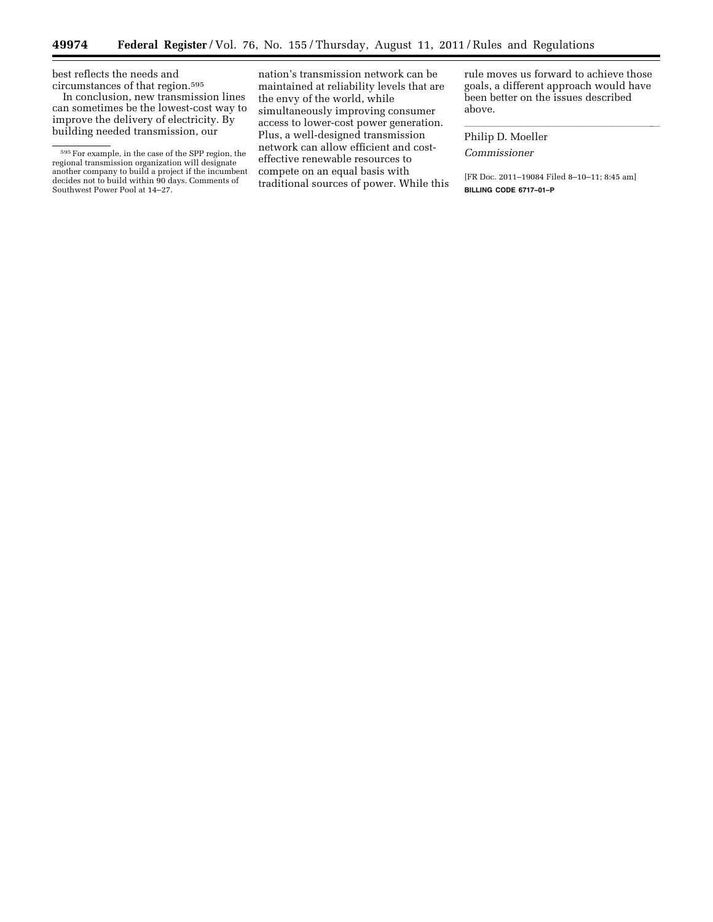best reflects the needs and circumstances of that region.[595]

In conclusion, new transmission lines can sometimes be the lowest-cost way to improve the delivery of electricity. By building needed transmission, our nation's transmission network can be maintained at reliability levels that are the envy of the world, while simultaneously improving consumer access to lower-cost power generation. Plus, a well-designed transmission network can allow efficient and cost-effective renewable resources to compete on an equal basis with traditional sources of power. While this rule moves us forward to achieve those goals, a different approach would have been better on the issues described above.

Philip D. Moeller

*Commissioner*

[FR Doc. 2011–19084 Filed 8–10–11; 8:45 am]

**BILLING CODE 6717–01–P**

[595] For example, in the case of the SPP region, the regional transmission organization will designate another company to build a project if the incumbent decides not to build within 90 days. Comments of Southwest Power Pool at 14–27.